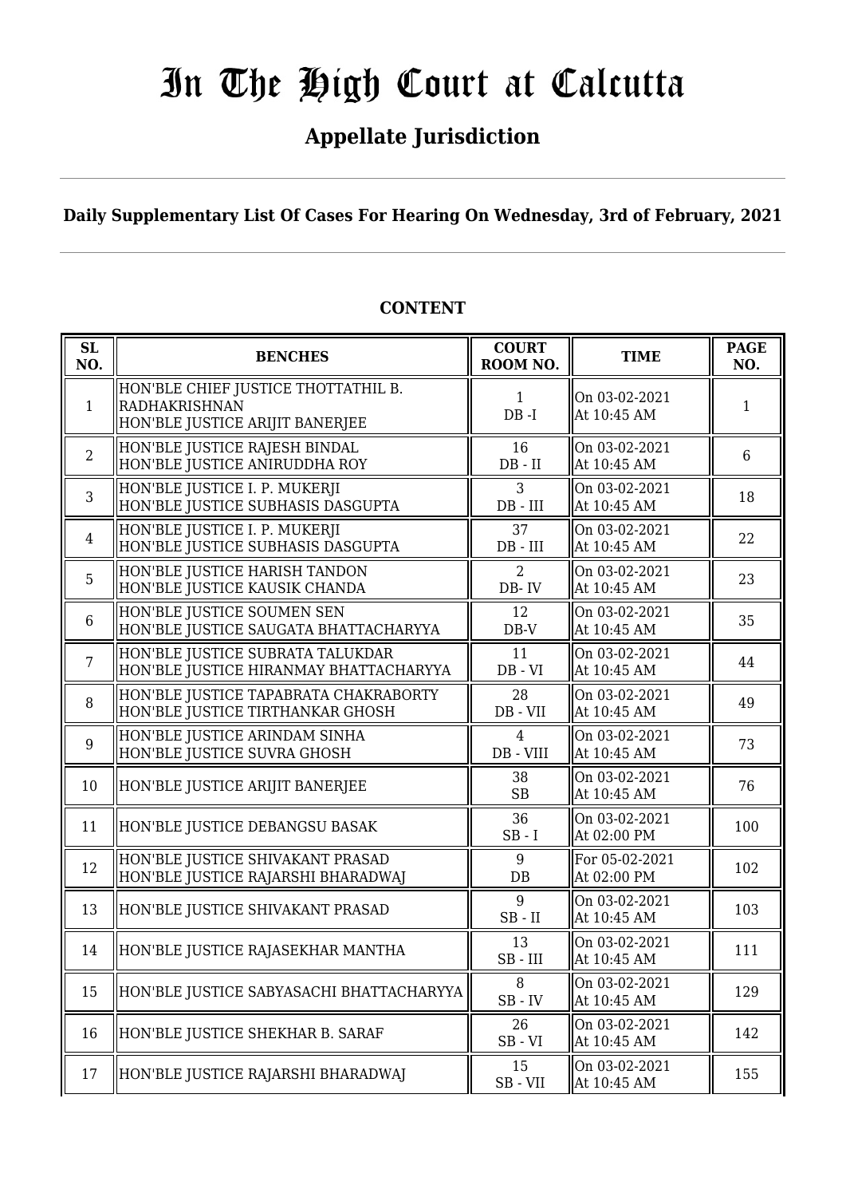# In The High Court at Calcutta

## Appellate Jurisdiction

**Daily Supplementary List Of Cases For Hearing On Wednesday, 3rd of February, 2021**

**CONTENT**

| SL NO. | BENCHES | COURT ROOM NO. | TIME | PAGE NO. |
|---|---|---|---|---|
| 1 | HON'BLE CHIEF JUSTICE THOTTATHIL B. RADHAKRISHNAN<br>HON'BLE JUSTICE ARIJIT BANERJEE | 1<br>DB -I | On 03-02-2021<br>At 10:45 AM | 1 |
| 2 | HON'BLE JUSTICE RAJESH BINDAL<br>HON'BLE JUSTICE ANIRUDDHA ROY | 16<br>DB - II | On 03-02-2021<br>At 10:45 AM | 6 |
| 3 | HON'BLE JUSTICE I. P. MUKERJI<br>HON'BLE JUSTICE SUBHASIS DASGUPTA | 3<br>DB - III | On 03-02-2021<br>At 10:45 AM | 18 |
| 4 | HON'BLE JUSTICE I. P. MUKERJI<br>HON'BLE JUSTICE SUBHASIS DASGUPTA | 37<br>DB - III | On 03-02-2021<br>At 10:45 AM | 22 |
| 5 | HON'BLE JUSTICE HARISH TANDON<br>HON'BLE JUSTICE KAUSIK CHANDA | 2<br>DB- IV | On 03-02-2021<br>At 10:45 AM | 23 |
| 6 | HON'BLE JUSTICE SOUMEN SEN<br>HON'BLE JUSTICE SAUGATA BHATTACHARYYA | 12<br>DB-V | On 03-02-2021<br>At 10:45 AM | 35 |
| 7 | HON'BLE JUSTICE SUBRATA TALUKDAR<br>HON'BLE JUSTICE HIRANMAY BHATTACHARYYA | 11<br>DB - VI | On 03-02-2021<br>At 10:45 AM | 44 |
| 8 | HON'BLE JUSTICE TAPABRATA CHAKRABORTY<br>HON'BLE JUSTICE TIRTHANKAR GHOSH | 28<br>DB - VII | On 03-02-2021<br>At 10:45 AM | 49 |
| 9 | HON'BLE JUSTICE ARINDAM SINHA<br>HON'BLE JUSTICE SUVRA GHOSH | 4<br>DB - VIII | On 03-02-2021<br>At 10:45 AM | 73 |
| 10 | HON'BLE JUSTICE ARIJIT BANERJEE | 38<br>SB | On 03-02-2021<br>At 10:45 AM | 76 |
| 11 | HON'BLE JUSTICE DEBANGSU BASAK | 36<br>SB - I | On 03-02-2021<br>At 02:00 PM | 100 |
| 12 | HON'BLE JUSTICE SHIVAKANT PRASAD<br>HON'BLE JUSTICE RAJARSHI BHARADWAJ | 9<br>DB | For 05-02-2021<br>At 02:00 PM | 102 |
| 13 | HON'BLE JUSTICE SHIVAKANT PRASAD | 9<br>SB - II | On 03-02-2021<br>At 10:45 AM | 103 |
| 14 | HON'BLE JUSTICE RAJASEKHAR MANTHA | 13<br>SB - III | On 03-02-2021<br>At 10:45 AM | 111 |
| 15 | HON'BLE JUSTICE SABYASACHI BHATTACHARYYA | 8<br>SB - IV | On 03-02-2021<br>At 10:45 AM | 129 |
| 16 | HON'BLE JUSTICE SHEKHAR B. SARAF | 26<br>SB - VI | On 03-02-2021<br>At 10:45 AM | 142 |
| 17 | HON'BLE JUSTICE RAJARSHI BHARADWAJ | 15<br>SB - VII | On 03-02-2021<br>At 10:45 AM | 155 |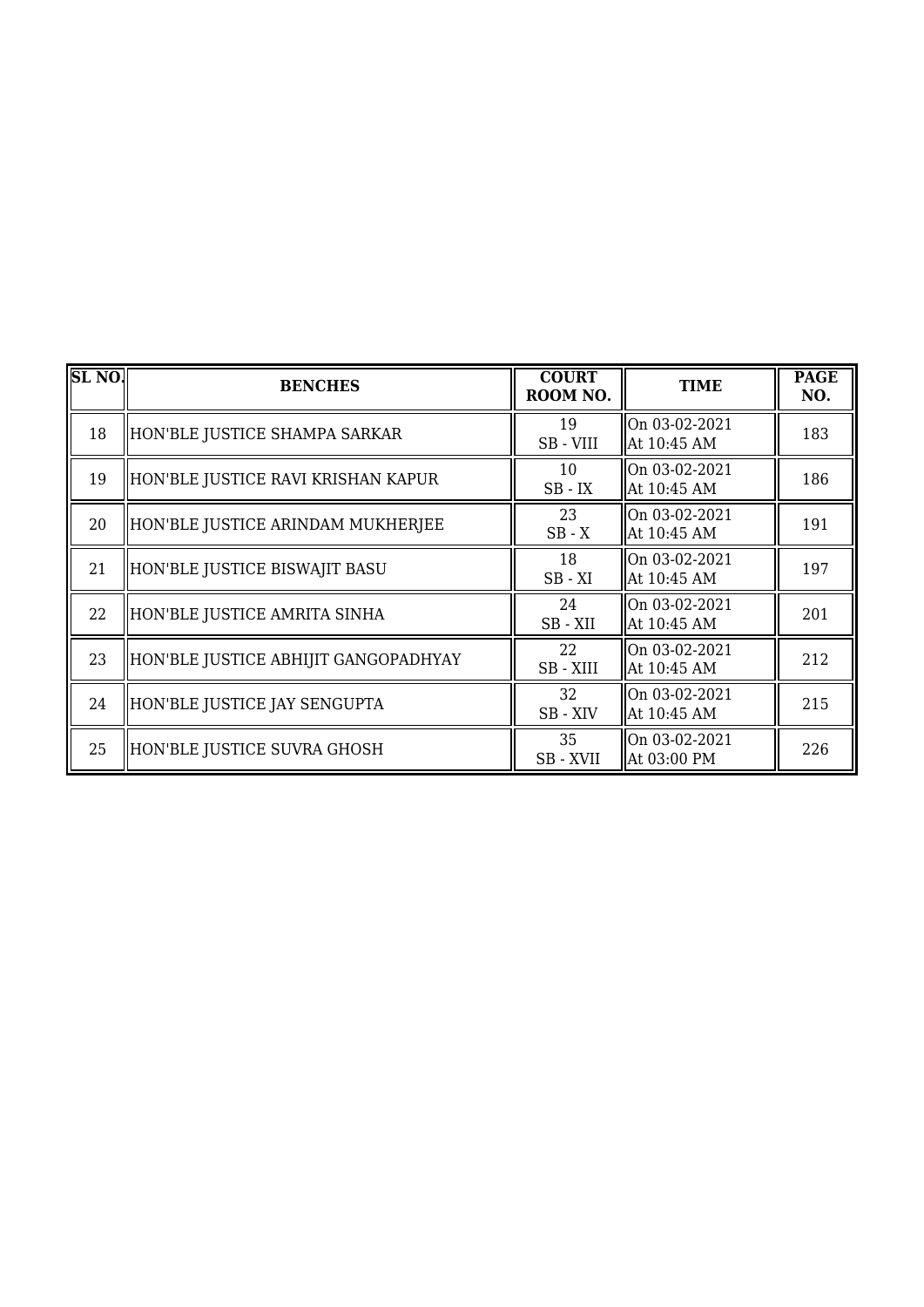| SL NO. | BENCHES | COURT ROOM NO. | TIME | PAGE NO. |
|---|---|---|---|---|
| 18 | HON'BLE JUSTICE SHAMPA SARKAR | 19<br>SB - VIII | On 03-02-2021<br>At 10:45 AM | 183 |
| 19 | HON'BLE JUSTICE RAVI KRISHAN KAPUR | 10<br>SB - IX | On 03-02-2021<br>At 10:45 AM | 186 |
| 20 | HON'BLE JUSTICE ARINDAM MUKHERJEE | 23<br>SB - X | On 03-02-2021<br>At 10:45 AM | 191 |
| 21 | HON'BLE JUSTICE BISWAJIT BASU | 18<br>SB - XI | On 03-02-2021<br>At 10:45 AM | 197 |
| 22 | HON'BLE JUSTICE AMRITA SINHA | 24<br>SB - XII | On 03-02-2021<br>At 10:45 AM | 201 |
| 23 | HON'BLE JUSTICE ABHIJIT GANGOPADHYAY | 22<br>SB - XIII | On 03-02-2021<br>At 10:45 AM | 212 |
| 24 | HON'BLE JUSTICE JAY SENGUPTA | 32<br>SB - XIV | On 03-02-2021<br>At 10:45 AM | 215 |
| 25 | HON'BLE JUSTICE SUVRA GHOSH | 35<br>SB - XVII | On 03-02-2021<br>At 03:00 PM | 226 |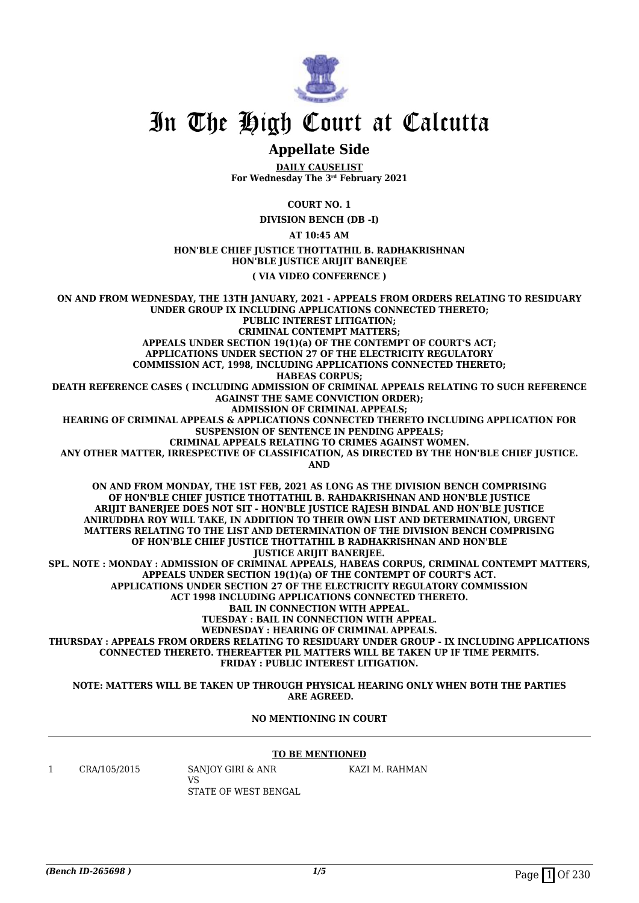# In The High Court at Calcutta

## Appellate Side

**DAILY CAUSELIST**
**For Wednesday The 3rd February 2021**

**COURT NO. 1**

**DIVISION BENCH (DB -I)**

**AT 10:45 AM**

**HON'BLE CHIEF JUSTICE THOTTATHIL B. RADHAKRISHNAN**
**HON'BLE JUSTICE ARIJIT BANERJEE**

**( VIA VIDEO CONFERENCE )**

**ON AND FROM WEDNESDAY, THE 13TH JANUARY, 2021 - APPEALS FROM ORDERS RELATING TO RESIDUARY UNDER GROUP IX INCLUDING APPLICATIONS CONNECTED THERETO;**
**PUBLIC INTEREST LITIGATION;**
**CRIMINAL CONTEMPT MATTERS;**
**APPEALS UNDER SECTION 19(1)(a) OF THE CONTEMPT OF COURT'S ACT;**
**APPLICATIONS UNDER SECTION 27 OF THE ELECTRICITY REGULATORY COMMISSION ACT, 1998, INCLUDING APPLICATIONS CONNECTED THERETO;**
**HABEAS CORPUS;**
**DEATH REFERENCE CASES ( INCLUDING ADMISSION OF CRIMINAL APPEALS RELATING TO SUCH REFERENCE AGAINST THE SAME CONVICTION ORDER);**
**ADMISSION OF CRIMINAL APPEALS;**
**HEARING OF CRIMINAL APPEALS & APPLICATIONS CONNECTED THERETO INCLUDING APPLICATION FOR SUSPENSION OF SENTENCE IN PENDING APPEALS;**
**CRIMINAL APPEALS RELATING TO CRIMES AGAINST WOMEN.**
**ANY OTHER MATTER, IRRESPECTIVE OF CLASSIFICATION, AS DIRECTED BY THE HON'BLE CHIEF JUSTICE.**
**AND**

**ON AND FROM MONDAY, THE 1ST FEB, 2021 AS LONG AS THE DIVISION BENCH COMPRISING OF HON'BLE CHIEF JUSTICE THOTTATHIL B. RAHDAKRISHNAN AND HON'BLE JUSTICE ARIJIT BANERJEE DOES NOT SIT - HON'BLE JUSTICE RAJESH BINDAL AND HON'BLE JUSTICE ANIRUDDHA ROY WILL TAKE, IN ADDITION TO THEIR OWN LIST AND DETERMINATION, URGENT MATTERS RELATING TO THE LIST AND DETERMINATION OF THE DIVISION BENCH COMPRISING OF HON'BLE CHIEF JUSTICE THOTTATHIL B RADHAKRISHNAN AND HON'BLE JUSTICE ARIJIT BANERJEE.**
**SPL. NOTE : MONDAY : ADMISSION OF CRIMINAL APPEALS, HABEAS CORPUS, CRIMINAL CONTEMPT MATTERS, APPEALS UNDER SECTION 19(1)(a) OF THE CONTEMPT OF COURT'S ACT.**
**APPLICATIONS UNDER SECTION 27 OF THE ELECTRICITY REGULATORY COMMISSION ACT 1998 INCLUDING APPLICATIONS CONNECTED THERETO.**
**BAIL IN CONNECTION WITH APPEAL.**
**TUESDAY : BAIL IN CONNECTION WITH APPEAL.**
**WEDNESDAY : HEARING OF CRIMINAL APPEALS.**
**THURSDAY : APPEALS FROM ORDERS RELATING TO RESIDUARY UNDER GROUP - IX INCLUDING APPLICATIONS CONNECTED THERETO. THEREAFTER PIL MATTERS WILL BE TAKEN UP IF TIME PERMITS.**
**FRIDAY : PUBLIC INTEREST LITIGATION.**

**NOTE: MATTERS WILL BE TAKEN UP THROUGH PHYSICAL HEARING ONLY WHEN BOTH THE PARTIES ARE AGREED.**

**NO MENTIONING IN COURT**

---

**TO BE MENTIONED**

| | | | |
|---|---|---|---|
| 1 | CRA/105/2015 | SANJOY GIRI & ANR<br>VS<br>STATE OF WEST BENGAL | KAZI M. RAHMAN |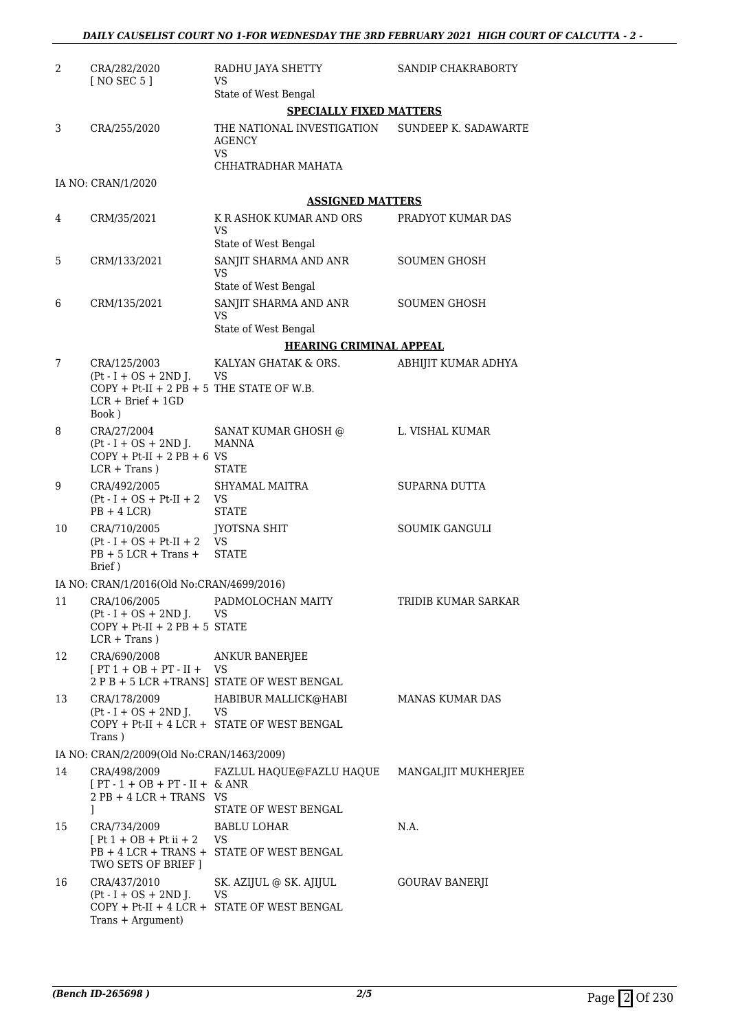| | | | |
|---|---|---|---|
| 2 | CRA/282/2020 [ NO SEC 5 ] | RADHU JAYA SHETTY VS State of West Bengal | SANDIP CHAKRABORTY |

**SPECIALLY FIXED MATTERS**

| | | | |
|---|---|---|---|
| 3 | CRA/255/2020 | THE NATIONAL INVESTIGATION AGENCY VS CHHATRADHAR MAHATA | SUNDEEP K. SADAWARTE |

IA NO: CRAN/1/2020

**ASSIGNED MATTERS**

| | | | |
|---|---|---|---|
| 4 | CRM/35/2021 | K R ASHOK KUMAR AND ORS VS State of West Bengal | PRADYOT KUMAR DAS |
| 5 | CRM/133/2021 | SANJIT SHARMA AND ANR VS State of West Bengal | SOUMEN GHOSH |
| 6 | CRM/135/2021 | SANJIT SHARMA AND ANR VS State of West Bengal | SOUMEN GHOSH |

**HEARING CRIMINAL APPEAL**

| | | | |
|---|---|---|---|
| 7 | CRA/125/2003 (Pt - I + OS + 2ND J. COPY + Pt-II + 2 PB + 5 LCR + Brief + 1GD Book ) | KALYAN GHATAK & ORS. VS THE STATE OF W.B. | ABHIJIT KUMAR ADHYA |
| 8 | CRA/27/2004 (Pt - I + OS + 2ND J. COPY + Pt-II + 2 PB + 6 LCR + Trans ) | SANAT KUMAR GHOSH @ MANNA VS STATE | L. VISHAL KUMAR |
| 9 | CRA/492/2005 (Pt - I + OS + Pt-II + 2 PB + 4 LCR) | SHYAMAL MAITRA VS STATE | SUPARNA DUTTA |
| 10 | CRA/710/2005 (Pt - I + OS + Pt-II + 2 PB + 5 LCR + Trans + Brief ) | JYOTSNA SHIT VS STATE | SOUMIK GANGULI |

IA NO: CRAN/1/2016(Old No:CRAN/4699/2016)

| | | | |
|---|---|---|---|
| 11 | CRA/106/2005 (Pt - I + OS + 2ND J. COPY + Pt-II + 2 PB + 5 LCR + Trans ) | PADMOLOCHAN MAITY VS STATE | TRIDIB KUMAR SARKAR |
| 12 | CRA/690/2008 [ PT 1 + OB + PT - II + 2 P B + 5 LCR +TRANS] | ANKUR BANERJEE VS STATE OF WEST BENGAL | |
| 13 | CRA/178/2009 (Pt - I + OS + 2ND J. COPY + Pt-II + 4 LCR + Trans ) | HABIBUR MALLICK@HABI VS STATE OF WEST BENGAL | MANAS KUMAR DAS |

IA NO: CRAN/2/2009(Old No:CRAN/1463/2009)

| | | | |
|---|---|---|---|
| 14 | CRA/498/2009 [ PT - 1 + OB + PT - II + 2 PB + 4 LCR + TRANS ] | FAZLUL HAQUE@FAZLU HAQUE & ANR VS STATE OF WEST BENGAL | MANGALJIT MUKHERJEE |
| 15 | CRA/734/2009 [ Pt 1 + OB + Pt ii + 2 PB + 4 LCR + TRANS + TWO SETS OF BRIEF ] | BABLU LOHAR VS STATE OF WEST BENGAL | N.A. |
| 16 | CRA/437/2010 (Pt - I + OS + 2ND J. COPY + Pt-II + 4 LCR + Trans + Argument) | SK. AZIJUL @ SK. AJIJUL VS STATE OF WEST BENGAL | GOURAV BANERJI |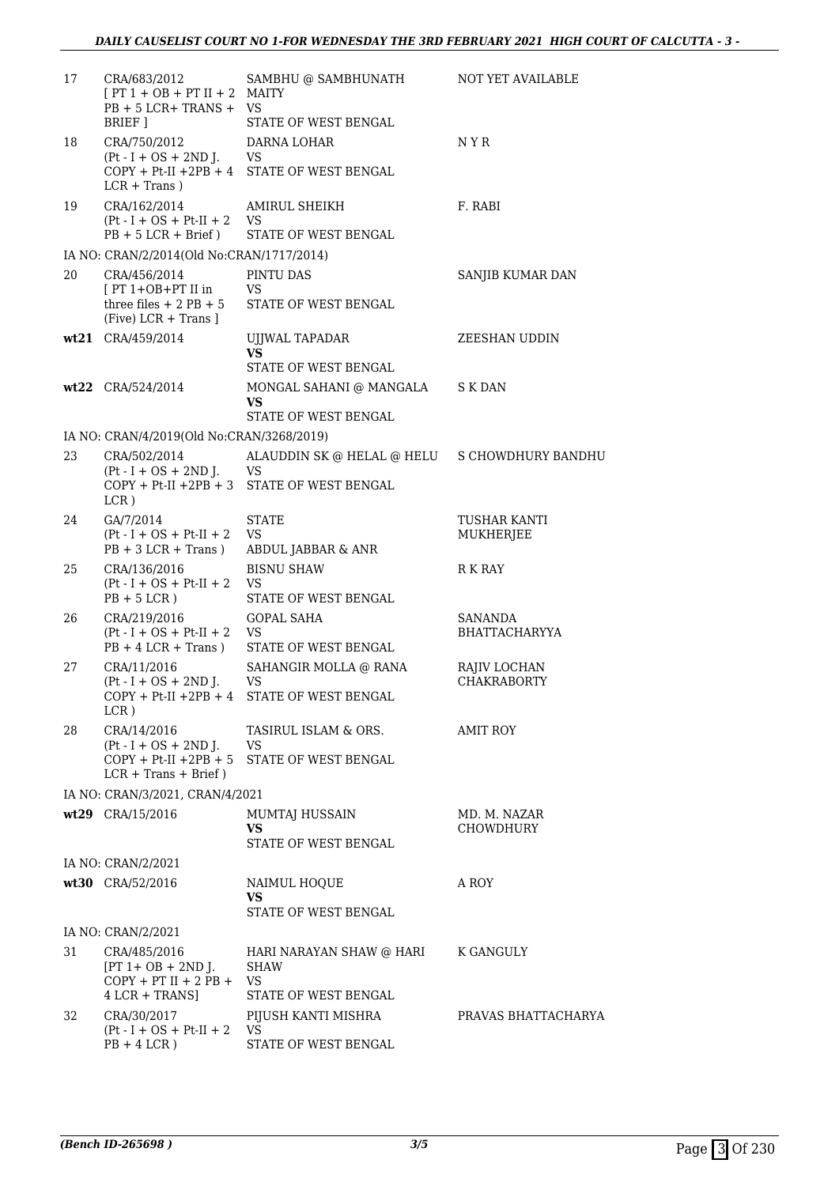| | | | |
|---|---|---|---|
| 17 | CRA/683/2012 [ PT 1 + OB + PT II + 2 PB + 5 LCR+ TRANS + BRIEF ] | SAMBHU @ SAMBHUNATH MAITY VS STATE OF WEST BENGAL | NOT YET AVAILABLE |
| 18 | CRA/750/2012 (Pt - I + OS + 2ND J. COPY + Pt-II +2PB + 4 LCR + Trans ) | DARNA LOHAR VS STATE OF WEST BENGAL | N Y R |
| 19 | CRA/162/2014 (Pt - I + OS + Pt-II + 2 PB + 5 LCR + Brief ) | AMIRUL SHEIKH VS STATE OF WEST BENGAL | F. RABI |
| | IA NO: CRAN/2/2014(Old No:CRAN/1717/2014) | | |
| 20 | CRA/456/2014 [ PT 1+OB+PT II in three files + 2 PB + 5 (Five) LCR + Trans ] | PINTU DAS VS STATE OF WEST BENGAL | SANJIB KUMAR DAN |
| **wt21** | CRA/459/2014 | UJJWAL TAPADAR **VS** STATE OF WEST BENGAL | ZEESHAN UDDIN |
| **wt22** | CRA/524/2014 | MONGAL SAHANI @ MANGALA **VS** STATE OF WEST BENGAL | S K DAN |
| | IA NO: CRAN/4/2019(Old No:CRAN/3268/2019) | | |
| 23 | CRA/502/2014 (Pt - I + OS + 2ND J. COPY + Pt-II +2PB + 3 LCR ) | ALAUDDIN SK @ HELAL @ HELU VS STATE OF WEST BENGAL | S CHOWDHURY BANDHU |
| 24 | GA/7/2014 (Pt - I + OS + Pt-II + 2 PB + 3 LCR + Trans ) | STATE VS ABDUL JABBAR & ANR | TUSHAR KANTI MUKHERJEE |
| 25 | CRA/136/2016 (Pt - I + OS + Pt-II + 2 PB + 5 LCR ) | BISNU SHAW VS STATE OF WEST BENGAL | R K RAY |
| 26 | CRA/219/2016 (Pt - I + OS + Pt-II + 2 PB + 4 LCR + Trans ) | GOPAL SAHA VS STATE OF WEST BENGAL | SANANDA BHATTACHARYYA |
| 27 | CRA/11/2016 (Pt - I + OS + 2ND J. COPY + Pt-II +2PB + 4 LCR ) | SAHANGIR MOLLA @ RANA VS STATE OF WEST BENGAL | RAJIV LOCHAN CHAKRABORTY |
| 28 | CRA/14/2016 (Pt - I + OS + 2ND J. COPY + Pt-II +2PB + 5 LCR + Trans + Brief ) | TASIRUL ISLAM & ORS. VS STATE OF WEST BENGAL | AMIT ROY |
| | IA NO: CRAN/3/2021, CRAN/4/2021 | | |
| **wt29** | CRA/15/2016 | MUMTAJ HUSSAIN **VS** STATE OF WEST BENGAL | MD. M. NAZAR CHOWDHURY |
| | IA NO: CRAN/2/2021 | | |
| **wt30** | CRA/52/2016 | NAIMUL HOQUE **VS** STATE OF WEST BENGAL | A ROY |
| | IA NO: CRAN/2/2021 | | |
| 31 | CRA/485/2016 [PT 1+ OB + 2ND J. COPY + PT II + 2 PB + 4 LCR + TRANS] | HARI NARAYAN SHAW @ HARI SHAW VS STATE OF WEST BENGAL | K GANGULY |
| 32 | CRA/30/2017 (Pt - I + OS + Pt-II + 2 PB + 4 LCR ) | PIJUSH KANTI MISHRA VS STATE OF WEST BENGAL | PRAVAS BHATTACHARYA |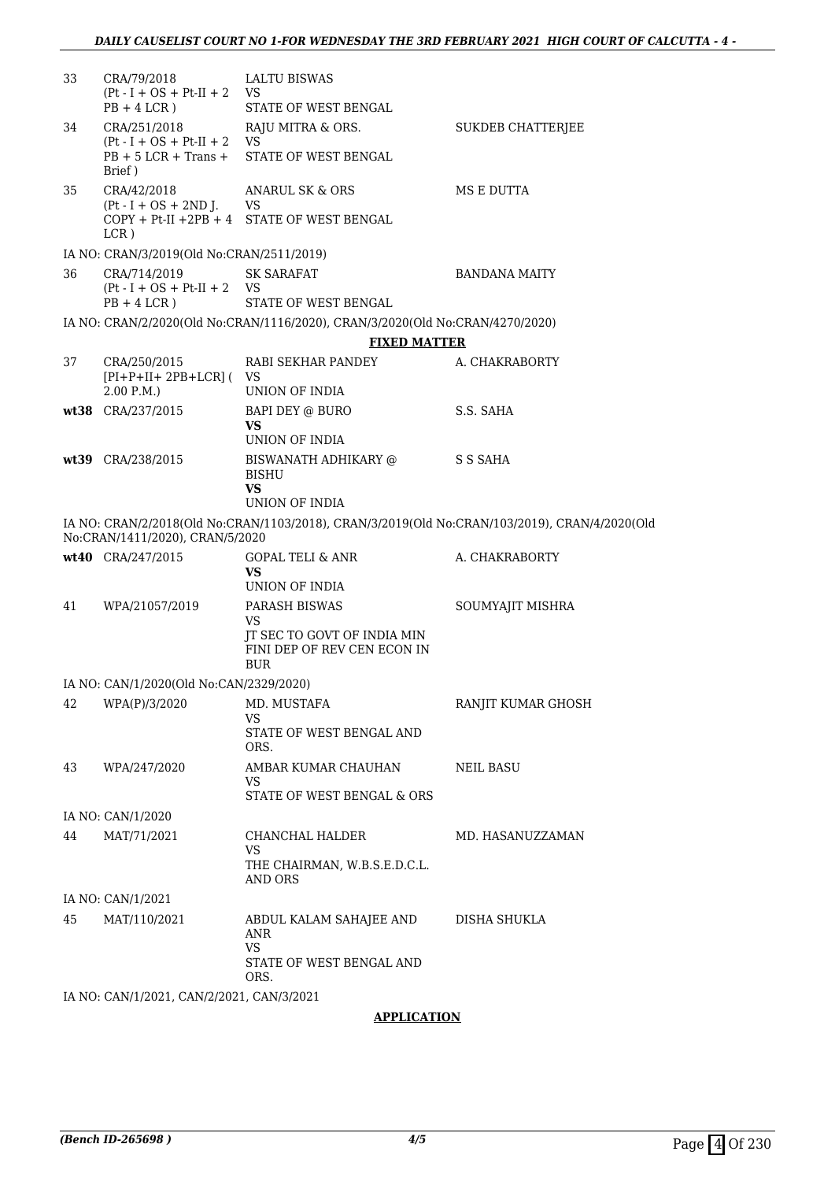| | | | |
|---|---|---|---|
| 33 | CRA/79/2018 (Pt - I + OS + Pt-II + 2 PB + 4 LCR ) | LALTU BISWAS VS STATE OF WEST BENGAL | |
| 34 | CRA/251/2018 (Pt - I + OS + Pt-II + 2 PB + 5 LCR + Trans + Brief ) | RAJU MITRA & ORS. VS STATE OF WEST BENGAL | SUKDEB CHATTERJEE |
| 35 | CRA/42/2018 (Pt - I + OS + 2ND J. COPY + Pt-II +2PB + 4 LCR ) | ANARUL SK & ORS VS STATE OF WEST BENGAL | MS E DUTTA |

IA NO: CRAN/3/2019(Old No:CRAN/2511/2019)

| | | | |
|---|---|---|---|
| 36 | CRA/714/2019 (Pt - I + OS + Pt-II + 2 PB + 4 LCR ) | SK SARAFAT VS STATE OF WEST BENGAL | BANDANA MAITY |

IA NO: CRAN/2/2020(Old No:CRAN/1116/2020), CRAN/3/2020(Old No:CRAN/4270/2020)

**FIXED MATTER**

| | | | |
|---|---|---|---|
| 37 | CRA/250/2015 [PI+P+II+ 2PB+LCR] ( 2.00 P.M.) | RABI SEKHAR PANDEY VS UNION OF INDIA | A. CHAKRABORTY |
| wt38 | CRA/237/2015 | BAPI DEY @ BURO **VS** UNION OF INDIA | S.S. SAHA |
| wt39 | CRA/238/2015 | BISWANATH ADHIKARY @ BISHU **VS** UNION OF INDIA | S S SAHA |

IA NO: CRAN/2/2018(Old No:CRAN/1103/2018), CRAN/3/2019(Old No:CRAN/103/2019), CRAN/4/2020(Old No:CRAN/1411/2020), CRAN/5/2020

| | | | |
|---|---|---|---|
| wt40 | CRA/247/2015 | GOPAL TELI & ANR **VS** UNION OF INDIA | A. CHAKRABORTY |
| 41 | WPA/21057/2019 | PARASH BISWAS VS JT SEC TO GOVT OF INDIA MIN FINI DEP OF REV CEN ECON IN BUR | SOUMYAJIT MISHRA |

IA NO: CAN/1/2020(Old No:CAN/2329/2020)

| | | | |
|---|---|---|---|
| 42 | WPA(P)/3/2020 | MD. MUSTAFA VS STATE OF WEST BENGAL AND ORS. | RANJIT KUMAR GHOSH |
| 43 | WPA/247/2020 | AMBAR KUMAR CHAUHAN VS STATE OF WEST BENGAL & ORS | NEIL BASU |

IA NO: CAN/1/2020

| | | | |
|---|---|---|---|
| 44 | MAT/71/2021 | CHANCHAL HALDER VS THE CHAIRMAN, W.B.S.E.D.C.L. AND ORS | MD. HASANUZZAMAN |

IA NO: CAN/1/2021

| | | | |
|---|---|---|---|
| 45 | MAT/110/2021 | ABDUL KALAM SAHAJEE AND ANR VS STATE OF WEST BENGAL AND ORS. | DISHA SHUKLA |

IA NO: CAN/1/2021, CAN/2/2021, CAN/3/2021

**APPLICATION**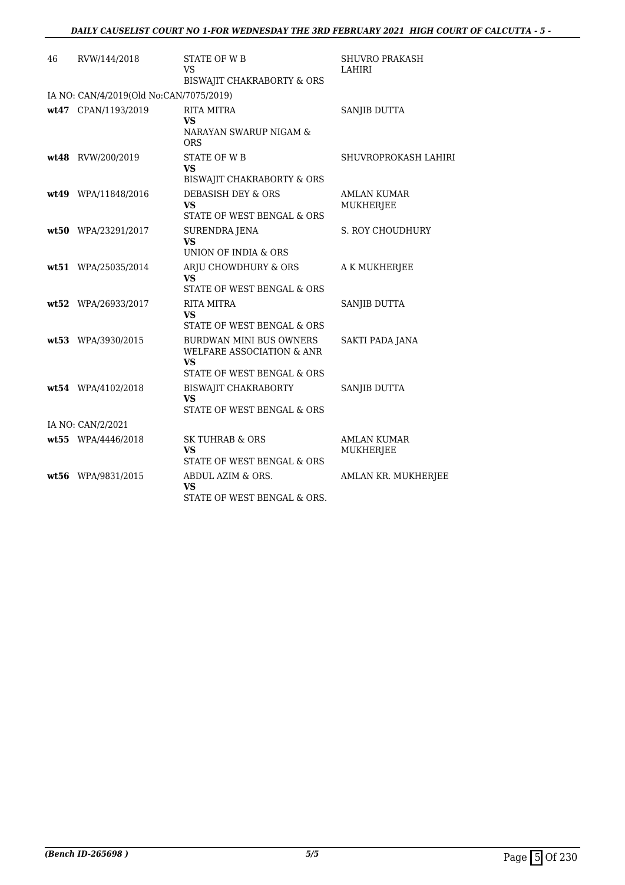| | | | |
|---|---|---|---|
| 46 | RVW/144/2018 | STATE OF W B<br>VS<br>BISWAJIT CHAKRABORTY & ORS | SHUVRO PRAKASH LAHIRI |
| IA NO: CAN/4/2019(Old No:CAN/7075/2019) | | | |
| **wt47** | CPAN/1193/2019 | RITA MITRA<br>**VS**<br>NARAYAN SWARUP NIGAM & ORS | SANJIB DUTTA |
| **wt48** | RVW/200/2019 | STATE OF W B<br>**VS**<br>BISWAJIT CHAKRABORTY & ORS | SHUVROPROKASH LAHIRI |
| **wt49** | WPA/11848/2016 | DEBASISH DEY & ORS<br>**VS**<br>STATE OF WEST BENGAL & ORS | AMLAN KUMAR MUKHERJEE |
| **wt50** | WPA/23291/2017 | SURENDRA JENA<br>**VS**<br>UNION OF INDIA & ORS | S. ROY CHOUDHURY |
| **wt51** | WPA/25035/2014 | ARJU CHOWDHURY & ORS<br>**VS**<br>STATE OF WEST BENGAL & ORS | A K MUKHERJEE |
| **wt52** | WPA/26933/2017 | RITA MITRA<br>**VS**<br>STATE OF WEST BENGAL & ORS | SANJIB DUTTA |
| **wt53** | WPA/3930/2015 | BURDWAN MINI BUS OWNERS WELFARE ASSOCIATION & ANR<br>**VS**<br>STATE OF WEST BENGAL & ORS | SAKTI PADA JANA |
| **wt54** | WPA/4102/2018 | BISWAJIT CHAKRABORTY<br>**VS**<br>STATE OF WEST BENGAL & ORS | SANJIB DUTTA |
| IA NO: CAN/2/2021 | | | |
| **wt55** | WPA/4446/2018 | SK TUHRAB & ORS<br>**VS**<br>STATE OF WEST BENGAL & ORS | AMLAN KUMAR MUKHERJEE |
| **wt56** | WPA/9831/2015 | ABDUL AZIM & ORS.<br>**VS**<br>STATE OF WEST BENGAL & ORS. | AMLAN KR. MUKHERJEE |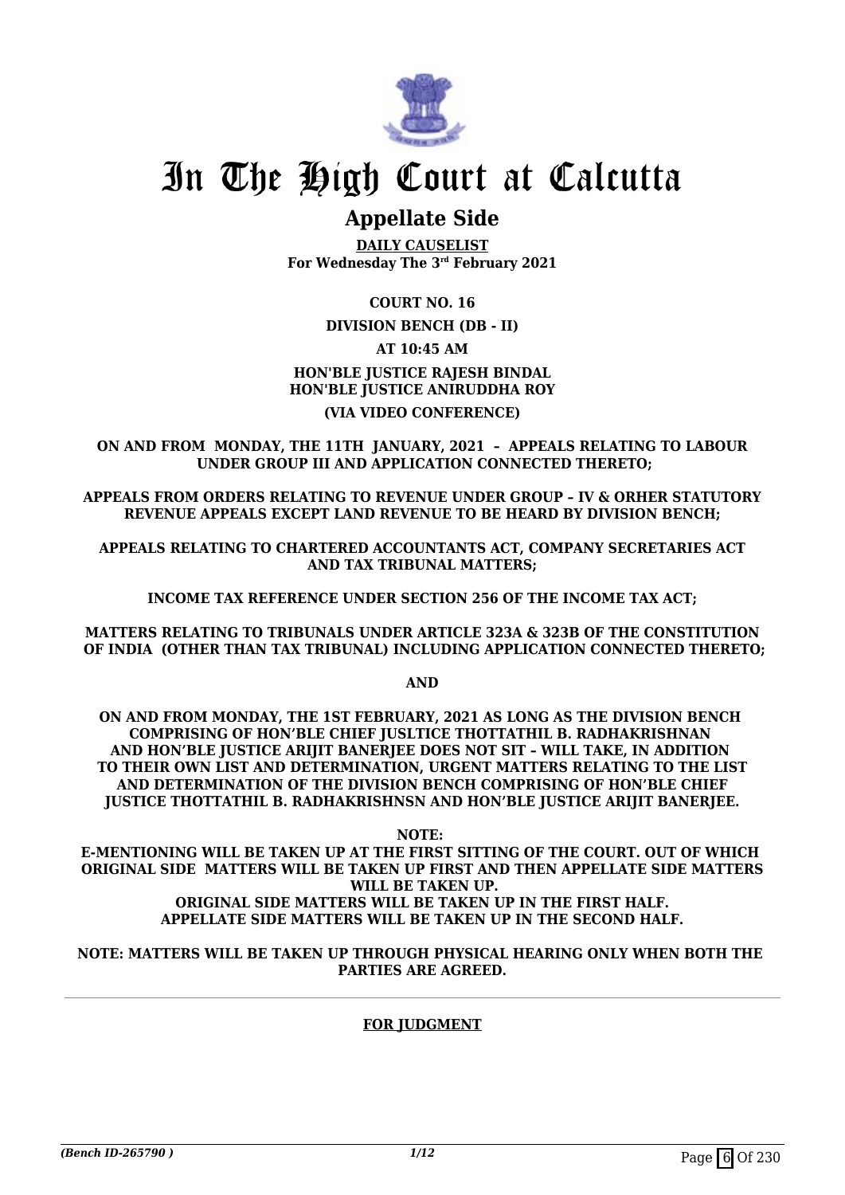# In The High Court at Calcutta

## Appellate Side

**DAILY CAUSELIST**
**For Wednesday The 3rd February 2021**

**COURT NO. 16**

**DIVISION BENCH (DB - II)**

**AT 10:45 AM**

**HON'BLE JUSTICE RAJESH BINDAL**
**HON'BLE JUSTICE ANIRUDDHA ROY**

**(VIA VIDEO CONFERENCE)**

**ON AND FROM MONDAY, THE 11TH JANUARY, 2021 – APPEALS RELATING TO LABOUR UNDER GROUP III AND APPLICATION CONNECTED THERETO;**

**APPEALS FROM ORDERS RELATING TO REVENUE UNDER GROUP – IV & ORHER STATUTORY REVENUE APPEALS EXCEPT LAND REVENUE TO BE HEARD BY DIVISION BENCH;**

**APPEALS RELATING TO CHARTERED ACCOUNTANTS ACT, COMPANY SECRETARIES ACT AND TAX TRIBUNAL MATTERS;**

**INCOME TAX REFERENCE UNDER SECTION 256 OF THE INCOME TAX ACT;**

**MATTERS RELATING TO TRIBUNALS UNDER ARTICLE 323A & 323B OF THE CONSTITUTION OF INDIA (OTHER THAN TAX TRIBUNAL) INCLUDING APPLICATION CONNECTED THERETO;**

**AND**

**ON AND FROM MONDAY, THE 1ST FEBRUARY, 2021 AS LONG AS THE DIVISION BENCH COMPRISING OF HON'BLE CHIEF JUSLTICE THOTTATHIL B. RADHAKRISHNAN AND HON'BLE JUSTICE ARIJIT BANERJEE DOES NOT SIT – WILL TAKE, IN ADDITION TO THEIR OWN LIST AND DETERMINATION, URGENT MATTERS RELATING TO THE LIST AND DETERMINATION OF THE DIVISION BENCH COMPRISING OF HON'BLE CHIEF JUSTICE THOTTATHIL B. RADHAKRISHNSN AND HON'BLE JUSTICE ARIJIT BANERJEE.**

**NOTE:**
**E-MENTIONING WILL BE TAKEN UP AT THE FIRST SITTING OF THE COURT. OUT OF WHICH ORIGINAL SIDE MATTERS WILL BE TAKEN UP FIRST AND THEN APPELLATE SIDE MATTERS WILL BE TAKEN UP.**
**ORIGINAL SIDE MATTERS WILL BE TAKEN UP IN THE FIRST HALF.**
**APPELLATE SIDE MATTERS WILL BE TAKEN UP IN THE SECOND HALF.**

**NOTE: MATTERS WILL BE TAKEN UP THROUGH PHYSICAL HEARING ONLY WHEN BOTH THE PARTIES ARE AGREED.**

---

**FOR JUDGMENT**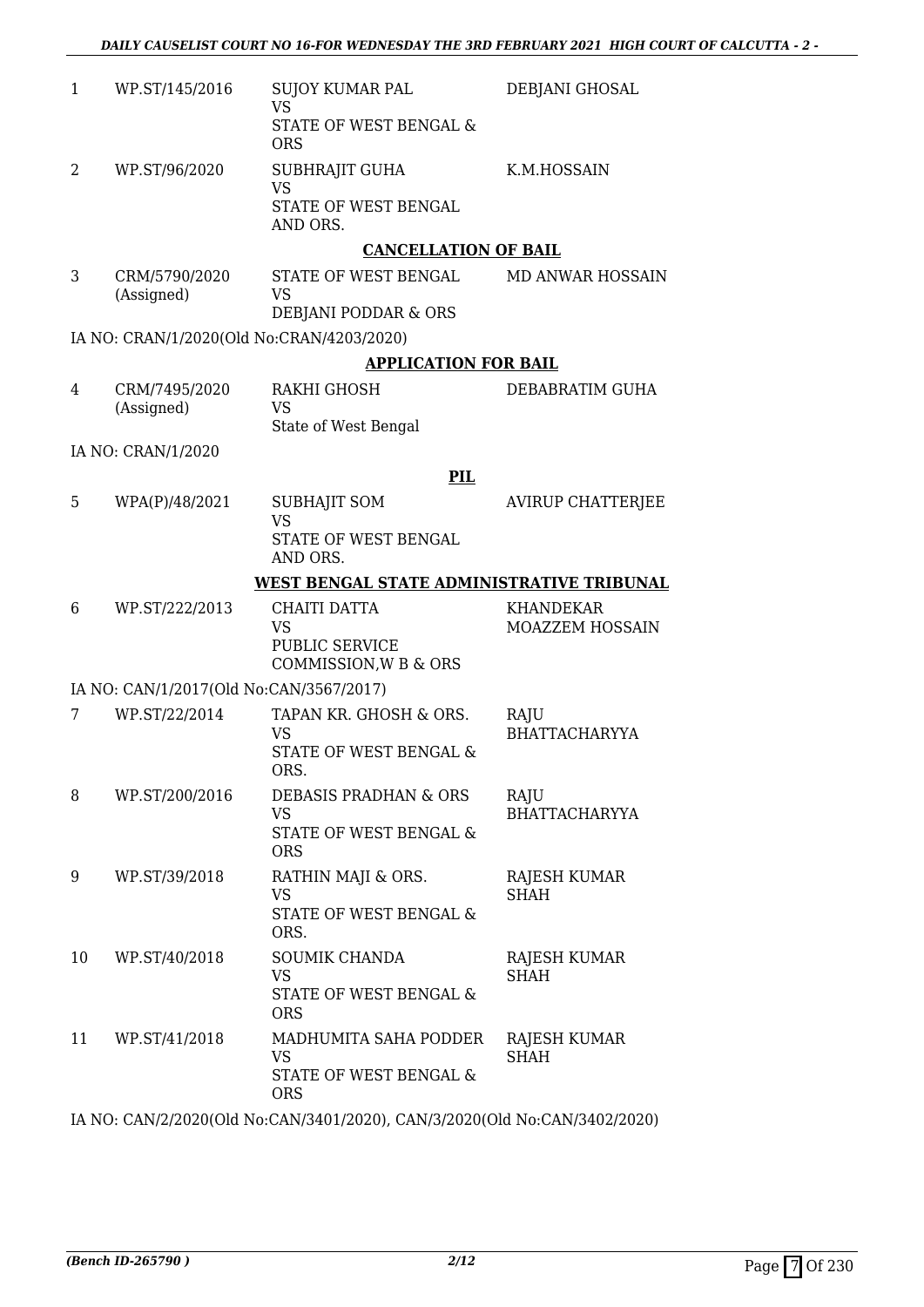| | | | |
|---|---|---|---|
| 1 | WP.ST/145/2016 | SUJOY KUMAR PAL<br>VS<br>STATE OF WEST BENGAL & ORS | DEBJANI GHOSAL |
| 2 | WP.ST/96/2020 | SUBHRAJIT GUHA<br>VS<br>STATE OF WEST BENGAL AND ORS. | K.M.HOSSAIN |

**CANCELLATION OF BAIL**

| | | | |
|---|---|---|---|
| 3 | CRM/5790/2020 (Assigned) | STATE OF WEST BENGAL<br>VS<br>DEBJANI PODDAR & ORS | MD ANWAR HOSSAIN |

IA NO: CRAN/1/2020(Old No:CRAN/4203/2020)

**APPLICATION FOR BAIL**

| | | | |
|---|---|---|---|
| 4 | CRM/7495/2020 (Assigned) | RAKHI GHOSH<br>VS<br>State of West Bengal | DEBABRATIM GUHA |

IA NO: CRAN/1/2020

**PIL**

| | | | |
|---|---|---|---|
| 5 | WPA(P)/48/2021 | SUBHAJIT SOM<br>VS<br>STATE OF WEST BENGAL AND ORS. | AVIRUP CHATTERJEE |

**WEST BENGAL STATE ADMINISTRATIVE TRIBUNAL**

| | | | |
|---|---|---|---|
| 6 | WP.ST/222/2013 | CHAITI DATTA<br>VS<br>PUBLIC SERVICE COMMISSION,W B & ORS | KHANDEKAR MOAZZEM HOSSAIN |

IA NO: CAN/1/2017(Old No:CAN/3567/2017)

| | | | |
|---|---|---|---|
| 7 | WP.ST/22/2014 | TAPAN KR. GHOSH & ORS.<br>VS<br>STATE OF WEST BENGAL & ORS. | RAJU BHATTACHARYYA |
| 8 | WP.ST/200/2016 | DEBASIS PRADHAN & ORS<br>VS<br>STATE OF WEST BENGAL & ORS | RAJU BHATTACHARYYA |
| 9 | WP.ST/39/2018 | RATHIN MAJI & ORS.<br>VS<br>STATE OF WEST BENGAL & ORS. | RAJESH KUMAR SHAH |
| 10 | WP.ST/40/2018 | SOUMIK CHANDA<br>VS<br>STATE OF WEST BENGAL & ORS | RAJESH KUMAR SHAH |
| 11 | WP.ST/41/2018 | MADHUMITA SAHA PODDER<br>VS<br>STATE OF WEST BENGAL & ORS | RAJESH KUMAR SHAH |

IA NO: CAN/2/2020(Old No:CAN/3401/2020), CAN/3/2020(Old No:CAN/3402/2020)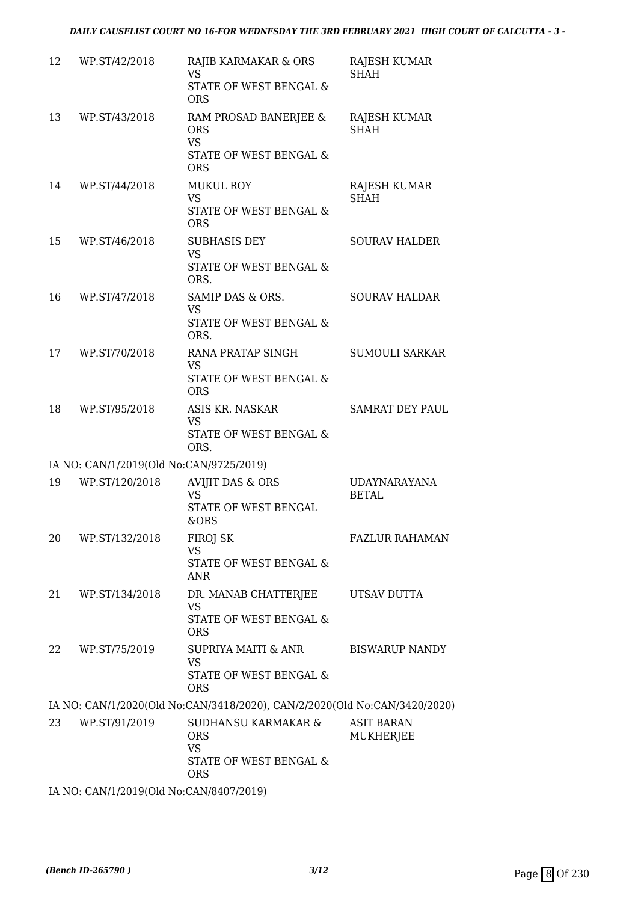| | | | |
|---|---|---|---|
| 12 | WP.ST/42/2018 | RAJIB KARMAKAR & ORS<br>VS<br>STATE OF WEST BENGAL & ORS | RAJESH KUMAR SHAH |
| 13 | WP.ST/43/2018 | RAM PROSAD BANERJEE & ORS<br>VS<br>STATE OF WEST BENGAL & ORS | RAJESH KUMAR SHAH |
| 14 | WP.ST/44/2018 | MUKUL ROY<br>VS<br>STATE OF WEST BENGAL & ORS | RAJESH KUMAR SHAH |
| 15 | WP.ST/46/2018 | SUBHASIS DEY<br>VS<br>STATE OF WEST BENGAL & ORS. | SOURAV HALDER |
| 16 | WP.ST/47/2018 | SAMIP DAS & ORS.<br>VS<br>STATE OF WEST BENGAL & ORS. | SOURAV HALDAR |
| 17 | WP.ST/70/2018 | RANA PRATAP SINGH<br>VS<br>STATE OF WEST BENGAL & ORS | SUMOULI SARKAR |
| 18 | WP.ST/95/2018 | ASIS KR. NASKAR<br>VS<br>STATE OF WEST BENGAL & ORS. | SAMRAT DEY PAUL |

IA NO: CAN/1/2019(Old No:CAN/9725/2019)

| | | | |
|---|---|---|---|
| 19 | WP.ST/120/2018 | AVIJIT DAS & ORS<br>VS<br>STATE OF WEST BENGAL &ORS | UDAYNARAYANA BETAL |
| 20 | WP.ST/132/2018 | FIROJ SK<br>VS<br>STATE OF WEST BENGAL & ANR | FAZLUR RAHAMAN |
| 21 | WP.ST/134/2018 | DR. MANAB CHATTERJEE<br>VS<br>STATE OF WEST BENGAL & ORS | UTSAV DUTTA |
| 22 | WP.ST/75/2019 | SUPRIYA MAITI & ANR<br>VS<br>STATE OF WEST BENGAL & ORS | BISWARUP NANDY |

IA NO: CAN/1/2020(Old No:CAN/3418/2020), CAN/2/2020(Old No:CAN/3420/2020)

| | | | |
|---|---|---|---|
| 23 | WP.ST/91/2019 | SUDHANSU KARMAKAR & ORS<br>VS<br>STATE OF WEST BENGAL & ORS | ASIT BARAN MUKHERJEE |

IA NO: CAN/1/2019(Old No:CAN/8407/2019)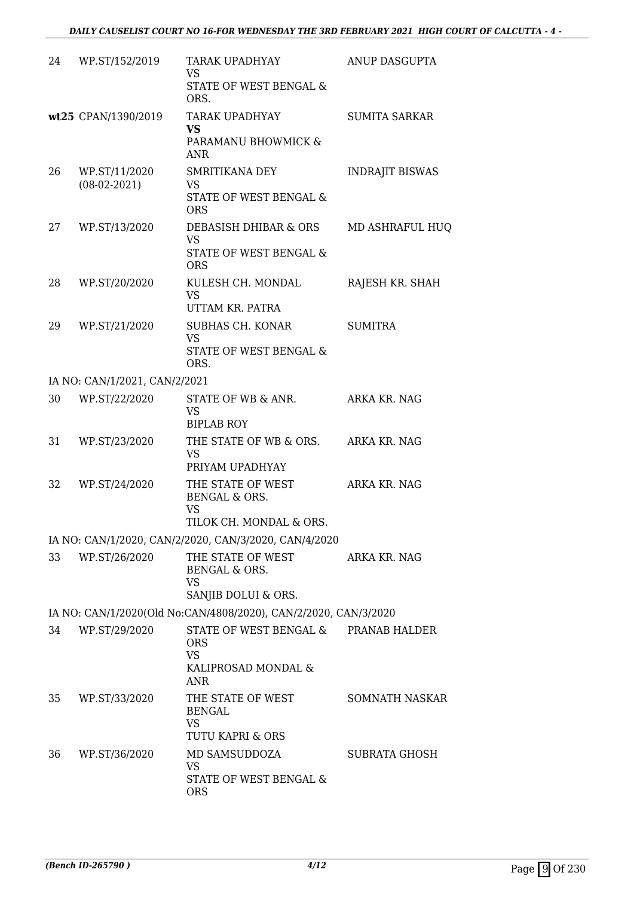| | | | |
|---|---|---|---|
| 24 | WP.ST/152/2019 | TARAK UPADHYAY<br>VS<br>STATE OF WEST BENGAL & ORS. | ANUP DASGUPTA |
| wt25 | CPAN/1390/2019 | TARAK UPADHYAY<br>**VS**<br>PARAMANU BHOWMICK & ANR | SUMITA SARKAR |
| 26 | WP.ST/11/2020<br>(08-02-2021) | SMRITIKANA DEY<br>VS<br>STATE OF WEST BENGAL & ORS | INDRAJIT BISWAS |
| 27 | WP.ST/13/2020 | DEBASISH DHIBAR & ORS<br>VS<br>STATE OF WEST BENGAL & ORS | MD ASHRAFUL HUQ |
| 28 | WP.ST/20/2020 | KULESH CH. MONDAL<br>VS<br>UTTAM KR. PATRA | RAJESH KR. SHAH |
| 29 | WP.ST/21/2020 | SUBHAS CH. KONAR<br>VS<br>STATE OF WEST BENGAL & ORS. | SUMITRA |
| | IA NO: CAN/1/2021, CAN/2/2021 | | |
| 30 | WP.ST/22/2020 | STATE OF WB & ANR.<br>VS<br>BIPLAB ROY | ARKA KR. NAG |
| 31 | WP.ST/23/2020 | THE STATE OF WB & ORS.<br>VS<br>PRIYAM UPADHYAY | ARKA KR. NAG |
| 32 | WP.ST/24/2020 | THE STATE OF WEST BENGAL & ORS.<br>VS<br>TILOK CH. MONDAL & ORS. | ARKA KR. NAG |
| | IA NO: CAN/1/2020, CAN/2/2020, CAN/3/2020, CAN/4/2020 | | |
| 33 | WP.ST/26/2020 | THE STATE OF WEST BENGAL & ORS.<br>VS<br>SANJIB DOLUI & ORS. | ARKA KR. NAG |
| | IA NO: CAN/1/2020(Old No:CAN/4808/2020), CAN/2/2020, CAN/3/2020 | | |
| 34 | WP.ST/29/2020 | STATE OF WEST BENGAL & ORS<br>VS<br>KALIPROSAD MONDAL & ANR | PRANAB HALDER |
| 35 | WP.ST/33/2020 | THE STATE OF WEST BENGAL<br>VS<br>TUTU KAPRI & ORS | SOMNATH NASKAR |
| 36 | WP.ST/36/2020 | MD SAMSUDDOZA<br>VS<br>STATE OF WEST BENGAL & ORS | SUBRATA GHOSH |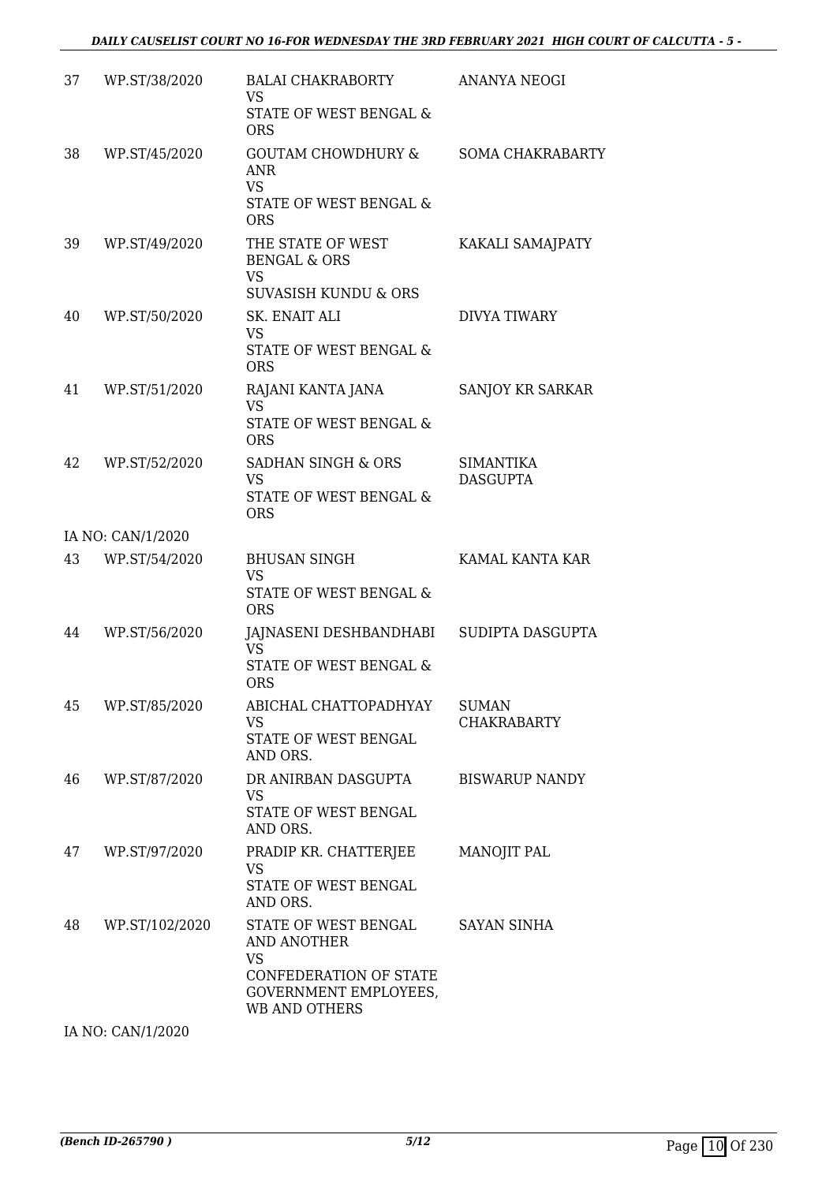| | | | |
|---|---|---|---|
| 37 | WP.ST/38/2020 | BALAI CHAKRABORTY<br>VS<br>STATE OF WEST BENGAL & ORS | ANANYA NEOGI |
| 38 | WP.ST/45/2020 | GOUTAM CHOWDHURY & ANR<br>VS<br>STATE OF WEST BENGAL & ORS | SOMA CHAKRABARTY |
| 39 | WP.ST/49/2020 | THE STATE OF WEST BENGAL & ORS<br>VS<br>SUVASISH KUNDU & ORS | KAKALI SAMAJPATY |
| 40 | WP.ST/50/2020 | SK. ENAIT ALI<br>VS<br>STATE OF WEST BENGAL & ORS | DIVYA TIWARY |
| 41 | WP.ST/51/2020 | RAJANI KANTA JANA<br>VS<br>STATE OF WEST BENGAL & ORS | SANJOY KR SARKAR |
| 42 | WP.ST/52/2020 | SADHAN SINGH & ORS<br>VS<br>STATE OF WEST BENGAL & ORS | SIMANTIKA DASGUPTA |
| | IA NO: CAN/1/2020 | | |
| 43 | WP.ST/54/2020 | BHUSAN SINGH<br>VS<br>STATE OF WEST BENGAL & ORS | KAMAL KANTA KAR |
| 44 | WP.ST/56/2020 | JAJNASENI DESHBANDHABI<br>VS<br>STATE OF WEST BENGAL & ORS | SUDIPTA DASGUPTA |
| 45 | WP.ST/85/2020 | ABICHAL CHATTOPADHYAY<br>VS<br>STATE OF WEST BENGAL AND ORS. | SUMAN CHAKRABARTY |
| 46 | WP.ST/87/2020 | DR ANIRBAN DASGUPTA<br>VS<br>STATE OF WEST BENGAL AND ORS. | BISWARUP NANDY |
| 47 | WP.ST/97/2020 | PRADIP KR. CHATTERJEE<br>VS<br>STATE OF WEST BENGAL AND ORS. | MANOJIT PAL |
| 48 | WP.ST/102/2020 | STATE OF WEST BENGAL AND ANOTHER<br>VS<br>CONFEDERATION OF STATE GOVERNMENT EMPLOYEES, WB AND OTHERS | SAYAN SINHA |
| | IA NO: CAN/1/2020 | | |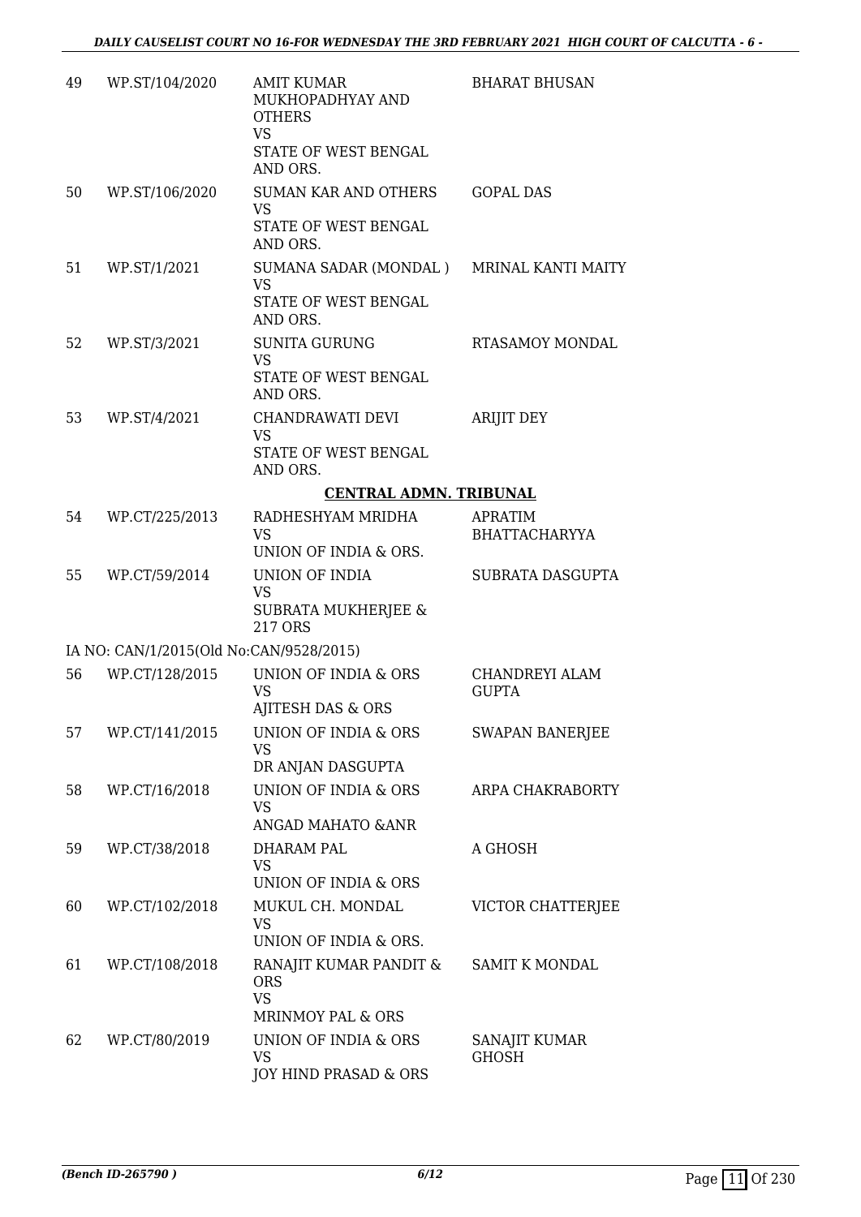| | | | |
|---|---|---|---|
| 49 | WP.ST/104/2020 | AMIT KUMAR MUKHOPADHYAY AND OTHERS<br>VS<br>STATE OF WEST BENGAL AND ORS. | BHARAT BHUSAN |
| 50 | WP.ST/106/2020 | SUMAN KAR AND OTHERS<br>VS<br>STATE OF WEST BENGAL AND ORS. | GOPAL DAS |
| 51 | WP.ST/1/2021 | SUMANA SADAR (MONDAL )<br>VS<br>STATE OF WEST BENGAL AND ORS. | MRINAL KANTI MAITY |
| 52 | WP.ST/3/2021 | SUNITA GURUNG<br>VS<br>STATE OF WEST BENGAL AND ORS. | RTASAMOY MONDAL |
| 53 | WP.ST/4/2021 | CHANDRAWATI DEVI<br>VS<br>STATE OF WEST BENGAL AND ORS. | ARIJIT DEY |

**CENTRAL ADMN. TRIBUNAL**

| | | | |
|---|---|---|---|
| 54 | WP.CT/225/2013 | RADHESHYAM MRIDHA<br>VS<br>UNION OF INDIA & ORS. | APRATIM BHATTACHARYYA |
| 55 | WP.CT/59/2014 | UNION OF INDIA<br>VS<br>SUBRATA MUKHERJEE & 217 ORS | SUBRATA DASGUPTA |
| | IA NO: CAN/1/2015(Old No:CAN/9528/2015) | | |
| 56 | WP.CT/128/2015 | UNION OF INDIA & ORS<br>VS<br>AJITESH DAS & ORS | CHANDREYI ALAM GUPTA |
| 57 | WP.CT/141/2015 | UNION OF INDIA & ORS<br>VS<br>DR ANJAN DASGUPTA | SWAPAN BANERJEE |
| 58 | WP.CT/16/2018 | UNION OF INDIA & ORS<br>VS<br>ANGAD MAHATO &ANR | ARPA CHAKRABORTY |
| 59 | WP.CT/38/2018 | DHARAM PAL<br>VS<br>UNION OF INDIA & ORS | A GHOSH |
| 60 | WP.CT/102/2018 | MUKUL CH. MONDAL<br>VS<br>UNION OF INDIA & ORS. | VICTOR CHATTERJEE |
| 61 | WP.CT/108/2018 | RANAJIT KUMAR PANDIT & ORS<br>VS<br>MRINMOY PAL & ORS | SAMIT K MONDAL |
| 62 | WP.CT/80/2019 | UNION OF INDIA & ORS<br>VS<br>JOY HIND PRASAD & ORS | SANAJIT KUMAR GHOSH |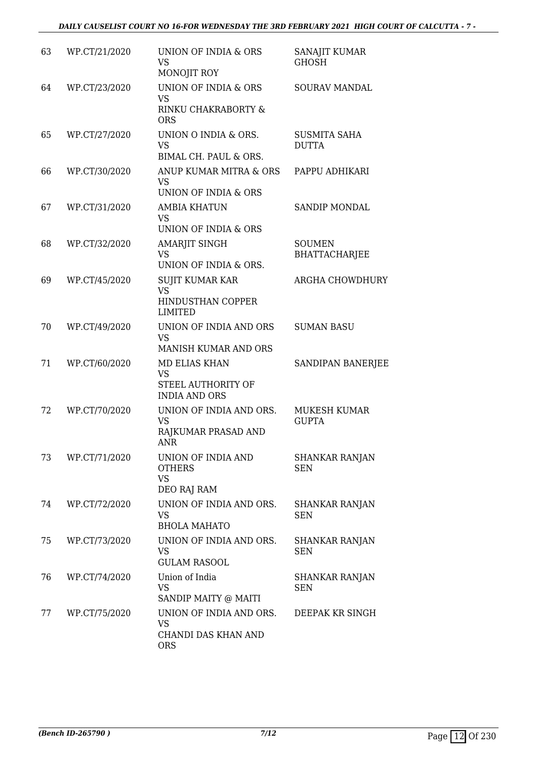| 63 | WP.CT/21/2020 | UNION OF INDIA & ORS<br>VS<br>MONOJIT ROY | SANAJIT KUMAR GHOSH |
|---|---|---|---|
| 64 | WP.CT/23/2020 | UNION OF INDIA & ORS<br>VS<br>RINKU CHAKRABORTY & ORS | SOURAV MANDAL |
| 65 | WP.CT/27/2020 | UNION O INDIA & ORS.<br>VS<br>BIMAL CH. PAUL & ORS. | SUSMITA SAHA DUTTA |
| 66 | WP.CT/30/2020 | ANUP KUMAR MITRA & ORS<br>VS<br>UNION OF INDIA & ORS | PAPPU ADHIKARI |
| 67 | WP.CT/31/2020 | AMBIA KHATUN<br>VS<br>UNION OF INDIA & ORS | SANDIP MONDAL |
| 68 | WP.CT/32/2020 | AMARJIT SINGH<br>VS<br>UNION OF INDIA & ORS. | SOUMEN BHATTACHARJEE |
| 69 | WP.CT/45/2020 | SUJIT KUMAR KAR<br>VS<br>HINDUSTHAN COPPER LIMITED | ARGHA CHOWDHURY |
| 70 | WP.CT/49/2020 | UNION OF INDIA AND ORS<br>VS<br>MANISH KUMAR AND ORS | SUMAN BASU |
| 71 | WP.CT/60/2020 | MD ELIAS KHAN<br>VS<br>STEEL AUTHORITY OF INDIA AND ORS | SANDIPAN BANERJEE |
| 72 | WP.CT/70/2020 | UNION OF INDIA AND ORS.<br>VS<br>RAJKUMAR PRASAD AND ANR | MUKESH KUMAR GUPTA |
| 73 | WP.CT/71/2020 | UNION OF INDIA AND OTHERS<br>VS<br>DEO RAJ RAM | SHANKAR RANJAN SEN |
| 74 | WP.CT/72/2020 | UNION OF INDIA AND ORS.<br>VS<br>BHOLA MAHATO | SHANKAR RANJAN SEN |
| 75 | WP.CT/73/2020 | UNION OF INDIA AND ORS.<br>VS<br>GULAM RASOOL | SHANKAR RANJAN SEN |
| 76 | WP.CT/74/2020 | Union of India<br>VS<br>SANDIP MAITY @ MAITI | SHANKAR RANJAN SEN |
| 77 | WP.CT/75/2020 | UNION OF INDIA AND ORS.<br>VS<br>CHANDI DAS KHAN AND ORS | DEEPAK KR SINGH |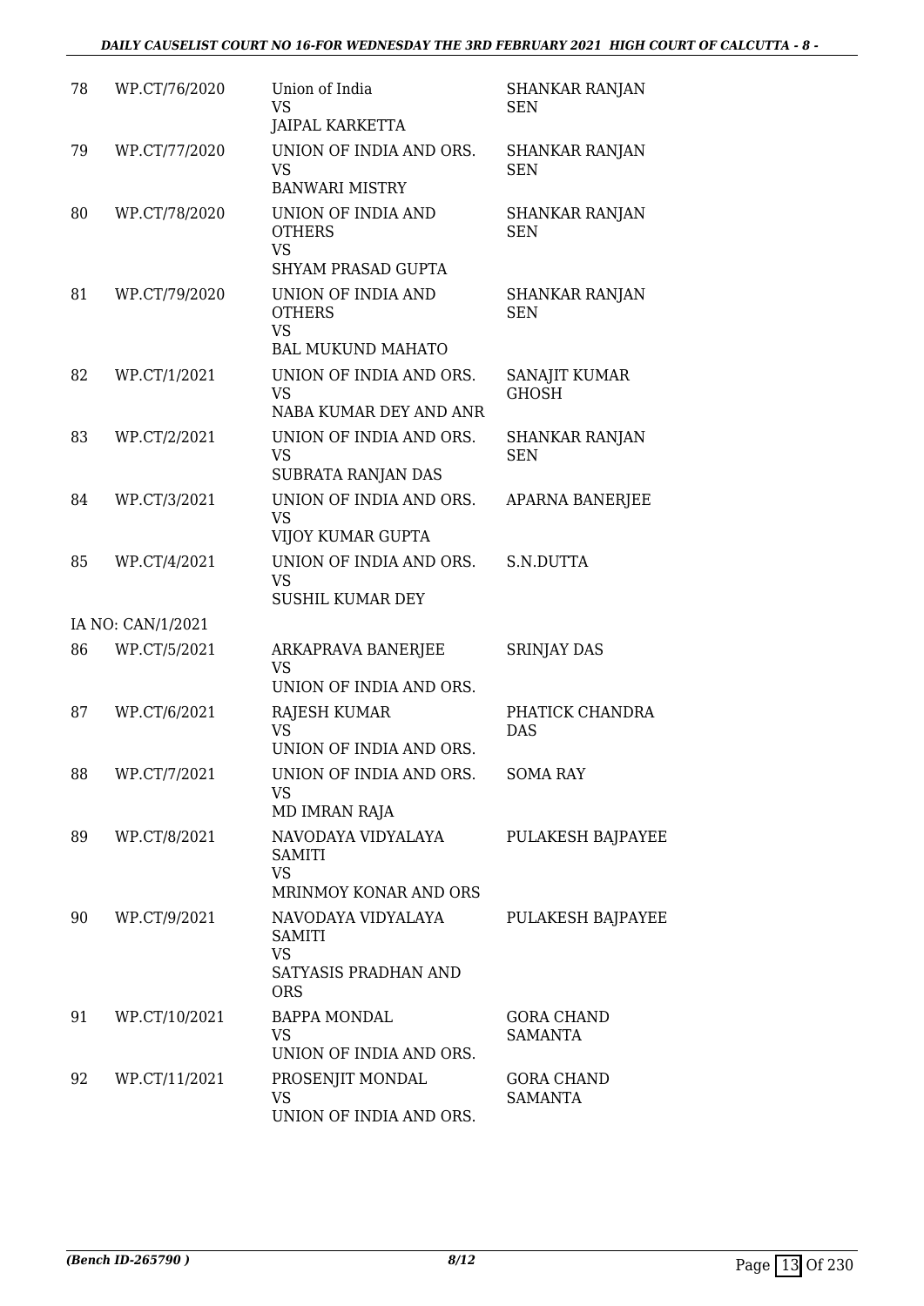| | | | |
|---|---|---|---|
| 78 | WP.CT/76/2020 | Union of India<br>VS<br>JAIPAL KARKETTA | SHANKAR RANJAN SEN |
| 79 | WP.CT/77/2020 | UNION OF INDIA AND ORS.<br>VS<br>BANWARI MISTRY | SHANKAR RANJAN SEN |
| 80 | WP.CT/78/2020 | UNION OF INDIA AND OTHERS<br>VS<br>SHYAM PRASAD GUPTA | SHANKAR RANJAN SEN |
| 81 | WP.CT/79/2020 | UNION OF INDIA AND OTHERS<br>VS<br>BAL MUKUND MAHATO | SHANKAR RANJAN SEN |
| 82 | WP.CT/1/2021 | UNION OF INDIA AND ORS.<br>VS<br>NABA KUMAR DEY AND ANR | SANAJIT KUMAR GHOSH |
| 83 | WP.CT/2/2021 | UNION OF INDIA AND ORS.<br>VS<br>SUBRATA RANJAN DAS | SHANKAR RANJAN SEN |
| 84 | WP.CT/3/2021 | UNION OF INDIA AND ORS.<br>VS<br>VIJOY KUMAR GUPTA | APARNA BANERJEE |
| 85 | WP.CT/4/2021 | UNION OF INDIA AND ORS.<br>VS<br>SUSHIL KUMAR DEY | S.N.DUTTA |
| | IA NO: CAN/1/2021 | | |
| 86 | WP.CT/5/2021 | ARKAPRAVA BANERJEE<br>VS<br>UNION OF INDIA AND ORS. | SRINJAY DAS |
| 87 | WP.CT/6/2021 | RAJESH KUMAR<br>VS<br>UNION OF INDIA AND ORS. | PHATICK CHANDRA DAS |
| 88 | WP.CT/7/2021 | UNION OF INDIA AND ORS.<br>VS<br>MD IMRAN RAJA | SOMA RAY |
| 89 | WP.CT/8/2021 | NAVODAYA VIDYALAYA SAMITI<br>VS<br>MRINMOY KONAR AND ORS | PULAKESH BAJPAYEE |
| 90 | WP.CT/9/2021 | NAVODAYA VIDYALAYA SAMITI<br>VS<br>SATYASIS PRADHAN AND ORS | PULAKESH BAJPAYEE |
| 91 | WP.CT/10/2021 | BAPPA MONDAL<br>VS<br>UNION OF INDIA AND ORS. | GORA CHAND SAMANTA |
| 92 | WP.CT/11/2021 | PROSENJIT MONDAL<br>VS<br>UNION OF INDIA AND ORS. | GORA CHAND SAMANTA |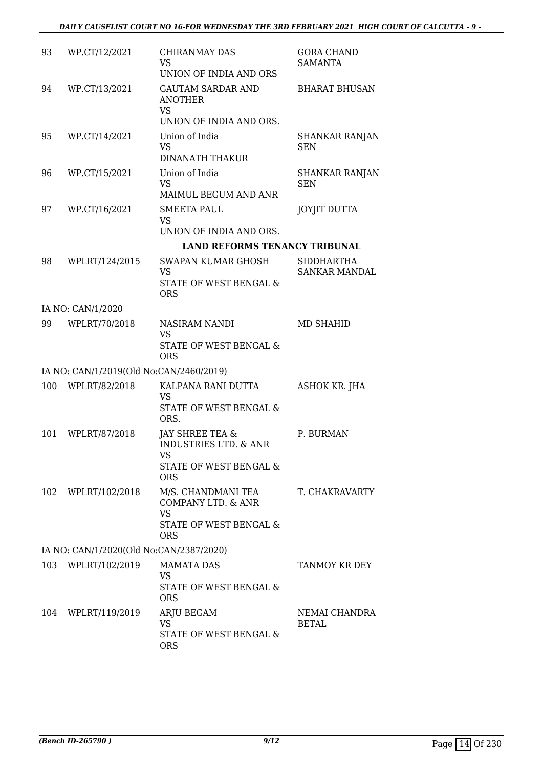| | | | |
|---|---|---|---|
| 93 | WP.CT/12/2021 | CHIRANMAY DAS<br>VS<br>UNION OF INDIA AND ORS | GORA CHAND SAMANTA |
| 94 | WP.CT/13/2021 | GAUTAM SARDAR AND ANOTHER<br>VS<br>UNION OF INDIA AND ORS. | BHARAT BHUSAN |
| 95 | WP.CT/14/2021 | Union of India<br>VS<br>DINANATH THAKUR | SHANKAR RANJAN SEN |
| 96 | WP.CT/15/2021 | Union of India<br>VS<br>MAIMUL BEGUM AND ANR | SHANKAR RANJAN SEN |
| 97 | WP.CT/16/2021 | SMEETA PAUL<br>VS<br>UNION OF INDIA AND ORS. | JOYJIT DUTTA |

**LAND REFORMS TENANCY TRIBUNAL**

| | | | |
|---|---|---|---|
| 98 | WPLRT/124/2015 | SWAPAN KUMAR GHOSH<br>VS<br>STATE OF WEST BENGAL & ORS | SIDDHARTHA SANKAR MANDAL |
| | IA NO: CAN/1/2020 | | |
| 99 | WPLRT/70/2018 | NASIRAM NANDI<br>VS<br>STATE OF WEST BENGAL & ORS | MD SHAHID |
| | IA NO: CAN/1/2019(Old No:CAN/2460/2019) | | |
| 100 | WPLRT/82/2018 | KALPANA RANI DUTTA<br>VS<br>STATE OF WEST BENGAL & ORS. | ASHOK KR. JHA |
| 101 | WPLRT/87/2018 | JAY SHREE TEA & INDUSTRIES LTD. & ANR<br>VS<br>STATE OF WEST BENGAL & ORS | P. BURMAN |
| 102 | WPLRT/102/2018 | M/S. CHANDMANI TEA COMPANY LTD. & ANR<br>VS<br>STATE OF WEST BENGAL & ORS | T. CHAKRAVARTY |
| | IA NO: CAN/1/2020(Old No:CAN/2387/2020) | | |
| 103 | WPLRT/102/2019 | MAMATA DAS<br>VS<br>STATE OF WEST BENGAL & ORS | TANMOY KR DEY |
| 104 | WPLRT/119/2019 | ARJU BEGAM<br>VS<br>STATE OF WEST BENGAL & ORS | NEMAI CHANDRA BETAL |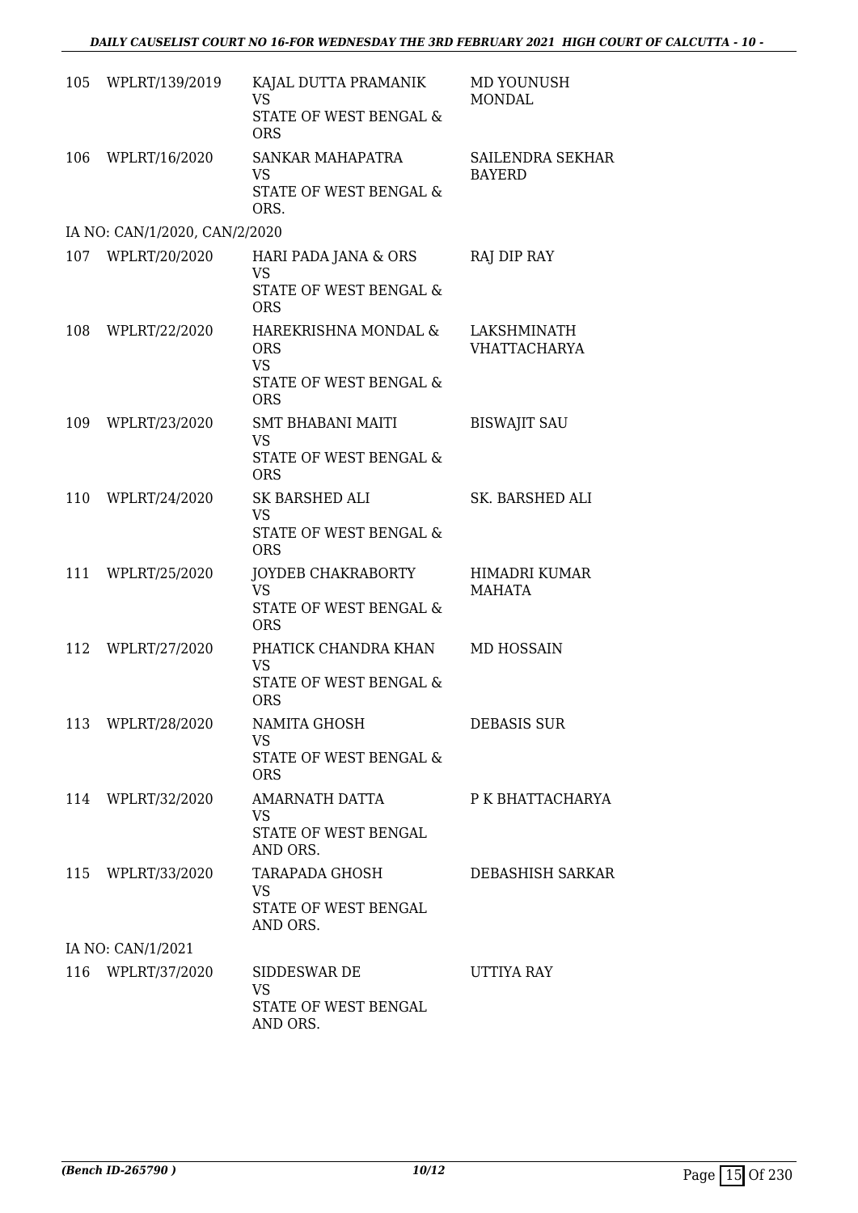| | | | |
|---|---|---|---|
| 105 | WPLRT/139/2019 | KAJAL DUTTA PRAMANIK<br>VS<br>STATE OF WEST BENGAL & ORS | MD YOUNUSH MONDAL |
| 106 | WPLRT/16/2020 | SANKAR MAHAPATRA<br>VS<br>STATE OF WEST BENGAL & ORS. | SAILENDRA SEKHAR BAYERD |
| | IA NO: CAN/1/2020, CAN/2/2020 | | |
| 107 | WPLRT/20/2020 | HARI PADA JANA & ORS<br>VS<br>STATE OF WEST BENGAL & ORS | RAJ DIP RAY |
| 108 | WPLRT/22/2020 | HAREKRISHNA MONDAL & ORS<br>VS<br>STATE OF WEST BENGAL & ORS | LAKSHMINATH VHATTACHARYA |
| 109 | WPLRT/23/2020 | SMT BHABANI MAITI<br>VS<br>STATE OF WEST BENGAL & ORS | BISWAJIT SAU |
| 110 | WPLRT/24/2020 | SK BARSHED ALI<br>VS<br>STATE OF WEST BENGAL & ORS | SK. BARSHED ALI |
| 111 | WPLRT/25/2020 | JOYDEB CHAKRABORTY<br>VS<br>STATE OF WEST BENGAL & ORS | HIMADRI KUMAR MAHATA |
| 112 | WPLRT/27/2020 | PHATICK CHANDRA KHAN<br>VS<br>STATE OF WEST BENGAL & ORS | MD HOSSAIN |
| 113 | WPLRT/28/2020 | NAMITA GHOSH<br>VS<br>STATE OF WEST BENGAL & ORS | DEBASIS SUR |
| 114 | WPLRT/32/2020 | AMARNATH DATTA<br>VS<br>STATE OF WEST BENGAL AND ORS. | P K BHATTACHARYA |
| 115 | WPLRT/33/2020 | TARAPADA GHOSH<br>VS<br>STATE OF WEST BENGAL AND ORS. | DEBASHISH SARKAR |
| | IA NO: CAN/1/2021 | | |
| 116 | WPLRT/37/2020 | SIDDESWAR DE<br>VS<br>STATE OF WEST BENGAL AND ORS. | UTTIYA RAY |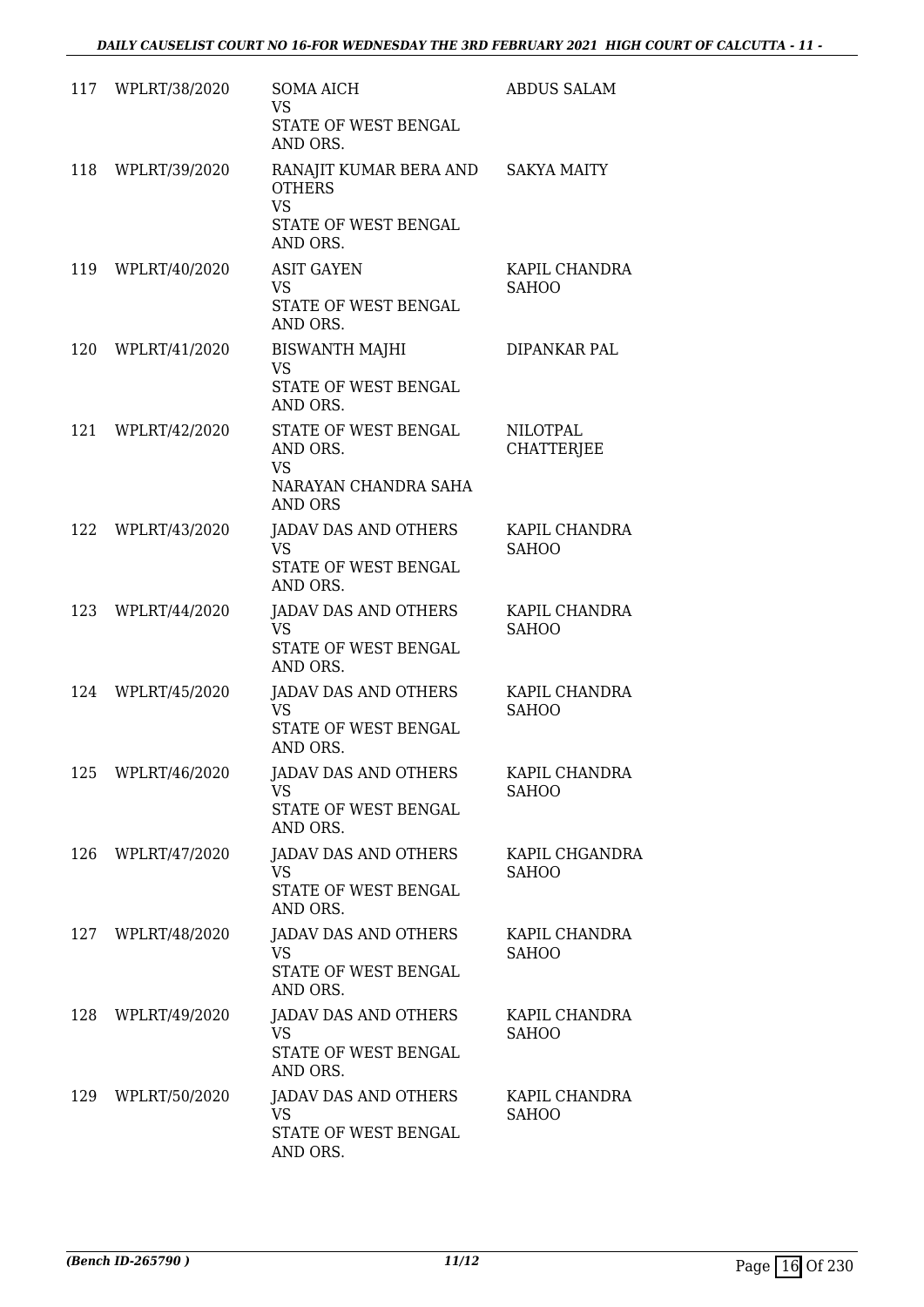| | | | |
|---|---|---|---|
| 117 | WPLRT/38/2020 | SOMA AICH<br>VS<br>STATE OF WEST BENGAL AND ORS. | ABDUS SALAM |
| 118 | WPLRT/39/2020 | RANAJIT KUMAR BERA AND OTHERS<br>VS<br>STATE OF WEST BENGAL AND ORS. | SAKYA MAITY |
| 119 | WPLRT/40/2020 | ASIT GAYEN<br>VS<br>STATE OF WEST BENGAL AND ORS. | KAPIL CHANDRA SAHOO |
| 120 | WPLRT/41/2020 | BISWANTH MAJHI<br>VS<br>STATE OF WEST BENGAL AND ORS. | DIPANKAR PAL |
| 121 | WPLRT/42/2020 | STATE OF WEST BENGAL AND ORS.<br>VS<br>NARAYAN CHANDRA SAHA AND ORS | NILOTPAL CHATTERJEE |
| 122 | WPLRT/43/2020 | JADAV DAS AND OTHERS<br>VS<br>STATE OF WEST BENGAL AND ORS. | KAPIL CHANDRA SAHOO |
| 123 | WPLRT/44/2020 | JADAV DAS AND OTHERS<br>VS<br>STATE OF WEST BENGAL AND ORS. | KAPIL CHANDRA SAHOO |
| 124 | WPLRT/45/2020 | JADAV DAS AND OTHERS<br>VS<br>STATE OF WEST BENGAL AND ORS. | KAPIL CHANDRA SAHOO |
| 125 | WPLRT/46/2020 | JADAV DAS AND OTHERS<br>VS<br>STATE OF WEST BENGAL AND ORS. | KAPIL CHANDRA SAHOO |
| 126 | WPLRT/47/2020 | JADAV DAS AND OTHERS<br>VS<br>STATE OF WEST BENGAL AND ORS. | KAPIL CHGANDRA SAHOO |
| 127 | WPLRT/48/2020 | JADAV DAS AND OTHERS<br>VS<br>STATE OF WEST BENGAL AND ORS. | KAPIL CHANDRA SAHOO |
| 128 | WPLRT/49/2020 | JADAV DAS AND OTHERS<br>VS<br>STATE OF WEST BENGAL AND ORS. | KAPIL CHANDRA SAHOO |
| 129 | WPLRT/50/2020 | JADAV DAS AND OTHERS<br>VS<br>STATE OF WEST BENGAL AND ORS. | KAPIL CHANDRA SAHOO |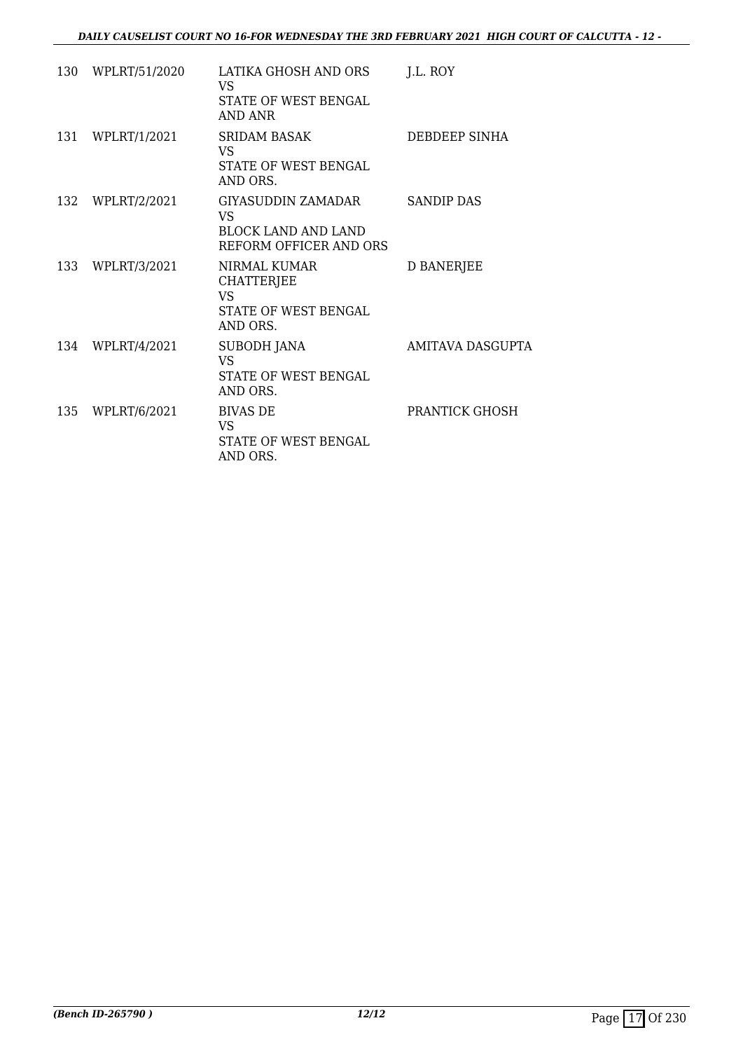| | | | |
|---|---|---|---|
| 130 | WPLRT/51/2020 | LATIKA GHOSH AND ORS<br>VS<br>STATE OF WEST BENGAL<br>AND ANR | J.L. ROY |
| 131 | WPLRT/1/2021 | SRIDAM BASAK<br>VS<br>STATE OF WEST BENGAL<br>AND ORS. | DEBDEEP SINHA |
| 132 | WPLRT/2/2021 | GIYASUDDIN ZAMADAR<br>VS<br>BLOCK LAND AND LAND<br>REFORM OFFICER AND ORS | SANDIP DAS |
| 133 | WPLRT/3/2021 | NIRMAL KUMAR<br>CHATTERJEE<br>VS<br>STATE OF WEST BENGAL<br>AND ORS. | D BANERJEE |
| 134 | WPLRT/4/2021 | SUBODH JANA<br>VS<br>STATE OF WEST BENGAL<br>AND ORS. | AMITAVA DASGUPTA |
| 135 | WPLRT/6/2021 | BIVAS DE<br>VS<br>STATE OF WEST BENGAL<br>AND ORS. | PRANTICK GHOSH |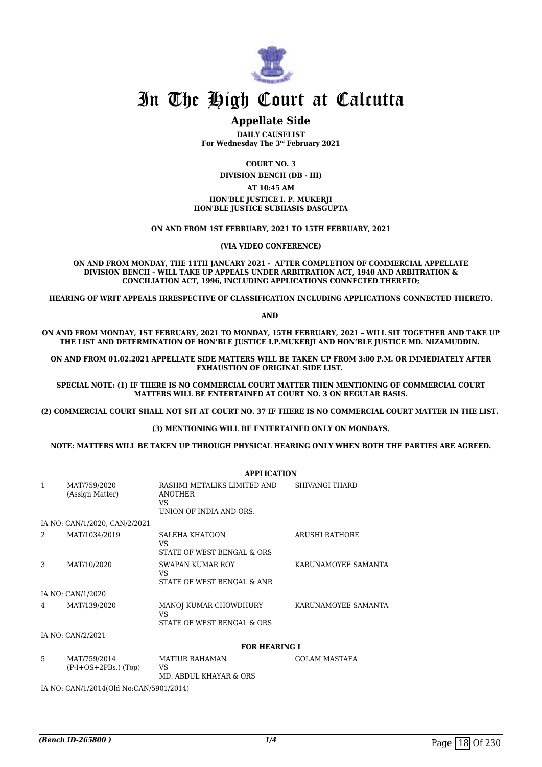# In The High Court at Calcutta

## Appellate Side

**DAILY CAUSELIST**
**For Wednesday The 3rd February 2021**

**COURT NO. 3**

**DIVISION BENCH (DB - III)**

**AT 10:45 AM**

**HON'BLE JUSTICE I. P. MUKERJI**
**HON'BLE JUSTICE SUBHASIS DASGUPTA**

**ON AND FROM 1ST FEBRUARY, 2021 TO 15TH FEBRUARY, 2021**

**(VIA VIDEO CONFERENCE)**

**ON AND FROM MONDAY, THE 11TH JANUARY 2021 - AFTER COMPLETION OF COMMERCIAL APPELLATE DIVISION BENCH – WILL TAKE UP APPEALS UNDER ARBITRATION ACT, 1940 AND ARBITRATION & CONCILIATION ACT, 1996, INCLUDING APPLICATIONS CONNECTED THERETO;**

**HEARING OF WRIT APPEALS IRRESPECTIVE OF CLASSIFICATION INCLUDING APPLICATIONS CONNECTED THERETO.**

**AND**

**ON AND FROM MONDAY, 1ST FEBRUARY, 2021 TO MONDAY, 15TH FEBRUARY, 2021 – WILL SIT TOGETHER AND TAKE UP THE LIST AND DETERMINATION OF HON'BLE JUSTICE I.P.MUKERJI AND HON'BLE JUSTICE MD. NIZAMUDDIN.**

**ON AND FROM 01.02.2021 APPELLATE SIDE MATTERS WILL BE TAKEN UP FROM 3:00 P.M. OR IMMEDIATELY AFTER EXHAUSTION OF ORIGINAL SIDE LIST.**

**SPECIAL NOTE: (1) IF THERE IS NO COMMERCIAL COURT MATTER THEN MENTIONING OF COMMERCIAL COURT MATTERS WILL BE ENTERTAINED AT COURT NO. 3 ON REGULAR BASIS.**

**(2) COMMERCIAL COURT SHALL NOT SIT AT COURT NO. 37 IF THERE IS NO COMMERCIAL COURT MATTER IN THE LIST.**

**(3) MENTIONING WILL BE ENTERTAINED ONLY ON MONDAYS.**

**NOTE: MATTERS WILL BE TAKEN UP THROUGH PHYSICAL HEARING ONLY WHEN BOTH THE PARTIES ARE AGREED.**

**APPLICATION**

| | | | |
|---|---|---|---|
| 1 | MAT/759/2020 (Assign Matter) | RASHMI METALIKS LIMITED AND ANOTHER VS UNION OF INDIA AND ORS. | SHIVANGI THARD |
| | IA NO: CAN/1/2020, CAN/2/2021 | | |
| 2 | MAT/1034/2019 | SALEHA KHATOON VS STATE OF WEST BENGAL & ORS | ARUSHI RATHORE |
| 3 | MAT/10/2020 | SWAPAN KUMAR ROY VS STATE OF WEST BENGAL & ANR | KARUNAMOYEE SAMANTA |
| | IA NO: CAN/1/2020 | | |
| 4 | MAT/139/2020 | MANOJ KUMAR CHOWDHURY VS STATE OF WEST BENGAL & ORS | KARUNAMOYEE SAMANTA |
| | IA NO: CAN/2/2021 | | |

**FOR HEARING I**

| | | | |
|---|---|---|---|
| 5 | MAT/759/2014 (P-I+OS+2PBs.) (Top) | MATIUR RAHAMAN VS MD. ABDUL KHAYAR & ORS | GOLAM MASTAFA |
| | IA NO: CAN/1/2014(Old No:CAN/5901/2014) | | |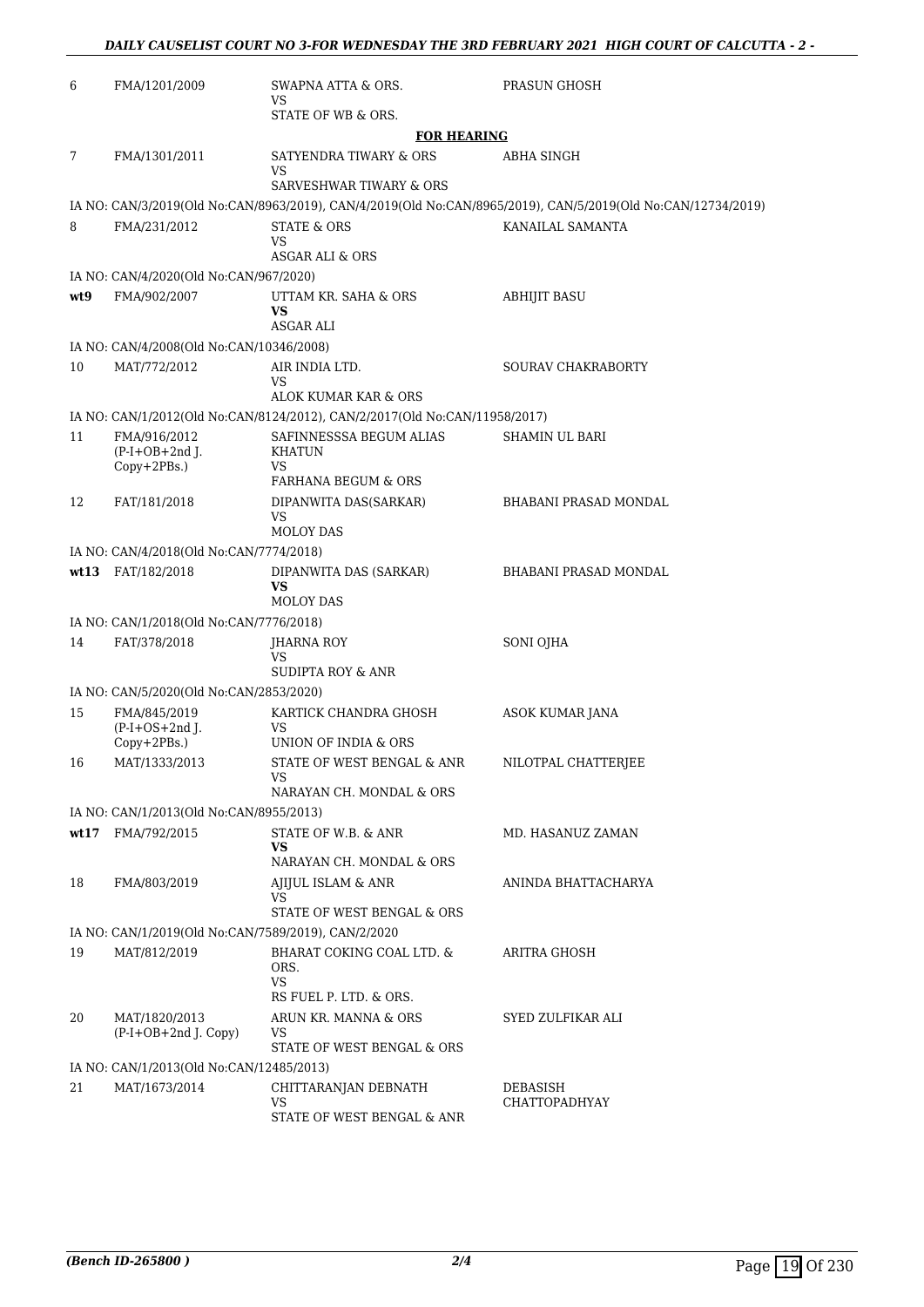| | | | |
|---|---|---|---|
| 6 | FMA/1201/2009 | SWAPNA ATTA & ORS.<br>VS<br>STATE OF WB & ORS. | PRASUN GHOSH |

**FOR HEARING**

| | | | |
|---|---|---|---|
| 7 | FMA/1301/2011 | SATYENDRA TIWARY & ORS<br>VS<br>SARVESHWAR TIWARY & ORS | ABHA SINGH |
| | IA NO: CAN/3/2019(Old No:CAN/8963/2019), CAN/4/2019(Old No:CAN/8965/2019), CAN/5/2019(Old No:CAN/12734/2019) | | |
| 8 | FMA/231/2012 | STATE & ORS<br>VS<br>ASGAR ALI & ORS | KANAILAL SAMANTA |
| | IA NO: CAN/4/2020(Old No:CAN/967/2020) | | |
| wt9 | FMA/902/2007 | UTTAM KR. SAHA & ORS<br>**VS**<br>ASGAR ALI | ABHIJIT BASU |
| | IA NO: CAN/4/2008(Old No:CAN/10346/2008) | | |
| 10 | MAT/772/2012 | AIR INDIA LTD.<br>VS<br>ALOK KUMAR KAR & ORS | SOURAV CHAKRABORTY |
| | IA NO: CAN/1/2012(Old No:CAN/8124/2012), CAN/2/2017(Old No:CAN/11958/2017) | | |
| 11 | FMA/916/2012<br>(P-I+OB+2nd J. Copy+2PBs.) | SAFINNESSSA BEGUM ALIAS KHATUN<br>VS<br>FARHANA BEGUM & ORS | SHAMIN UL BARI |
| 12 | FAT/181/2018 | DIPANWITA DAS(SARKAR)<br>VS<br>MOLOY DAS | BHABANI PRASAD MONDAL |
| | IA NO: CAN/4/2018(Old No:CAN/7774/2018) | | |
| wt13 | FAT/182/2018 | DIPANWITA DAS (SARKAR)<br>**VS**<br>MOLOY DAS | BHABANI PRASAD MONDAL |
| | IA NO: CAN/1/2018(Old No:CAN/7776/2018) | | |
| 14 | FAT/378/2018 | JHARNA ROY<br>VS<br>SUDIPTA ROY & ANR | SONI OJHA |
| | IA NO: CAN/5/2020(Old No:CAN/2853/2020) | | |
| 15 | FMA/845/2019<br>(P-I+OS+2nd J. Copy+2PBs.) | KARTICK CHANDRA GHOSH<br>VS<br>UNION OF INDIA & ORS | ASOK KUMAR JANA |
| 16 | MAT/1333/2013 | STATE OF WEST BENGAL & ANR<br>VS<br>NARAYAN CH. MONDAL & ORS | NILOTPAL CHATTERJEE |
| | IA NO: CAN/1/2013(Old No:CAN/8955/2013) | | |
| wt17 | FMA/792/2015 | STATE OF W.B. & ANR<br>**VS**<br>NARAYAN CH. MONDAL & ORS | MD. HASANUZ ZAMAN |
| 18 | FMA/803/2019 | AJIJUL ISLAM & ANR<br>VS<br>STATE OF WEST BENGAL & ORS | ANINDA BHATTACHARYA |
| | IA NO: CAN/1/2019(Old No:CAN/7589/2019), CAN/2/2020 | | |
| 19 | MAT/812/2019 | BHARAT COKING COAL LTD. & ORS.<br>VS<br>RS FUEL P. LTD. & ORS. | ARITRA GHOSH |
| 20 | MAT/1820/2013<br>(P-I+OB+2nd J. Copy) | ARUN KR. MANNA & ORS<br>VS<br>STATE OF WEST BENGAL & ORS | SYED ZULFIKAR ALI |
| | IA NO: CAN/1/2013(Old No:CAN/12485/2013) | | |
| 21 | MAT/1673/2014 | CHITTARANJAN DEBNATH<br>VS<br>STATE OF WEST BENGAL & ANR | DEBASISH CHATTOPADHYAY |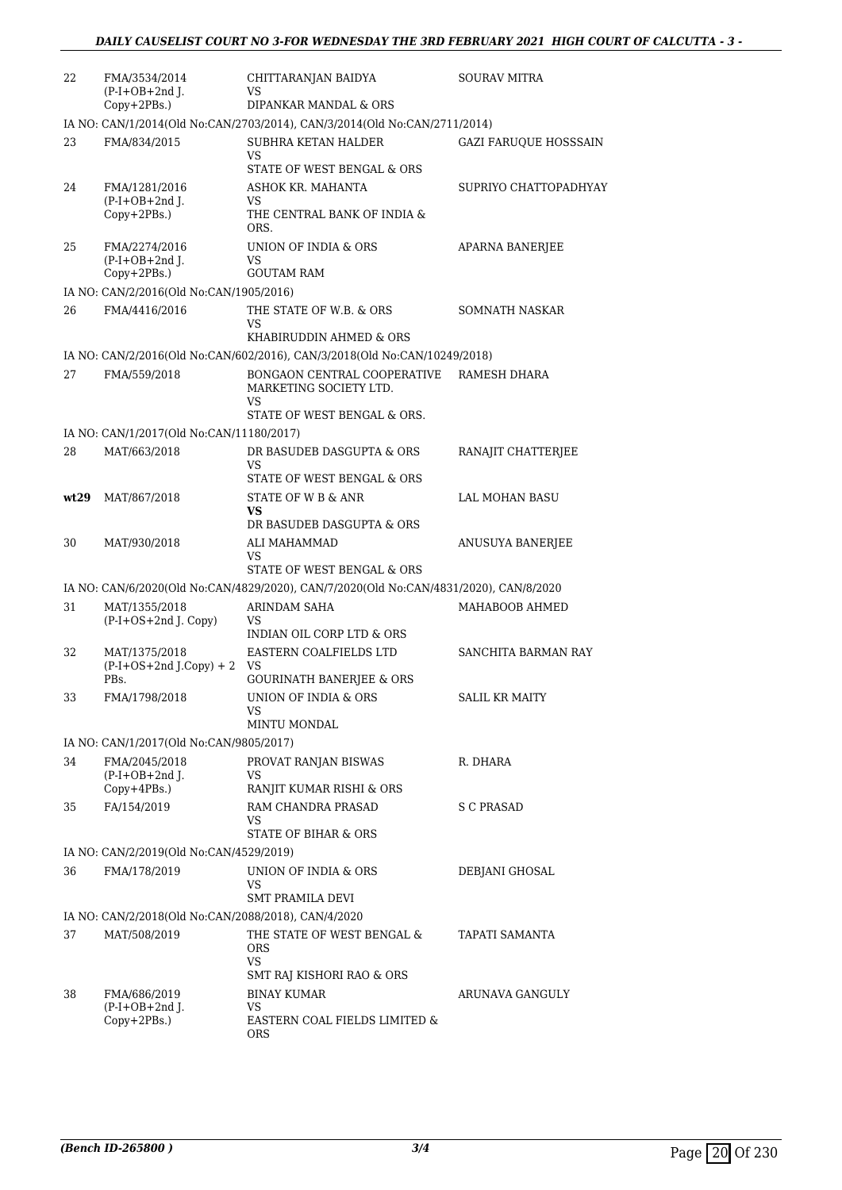| | | | |
|---|---|---|---|
| 22 | FMA/3534/2014 (P-I+OB+2nd J. Copy+2PBs.) | CHITTARANJAN BAIDYA VS DIPANKAR MANDAL & ORS | SOURAV MITRA |
| | IA NO: CAN/1/2014(Old No:CAN/2703/2014), CAN/3/2014(Old No:CAN/2711/2014) | | |
| 23 | FMA/834/2015 | SUBHRA KETAN HALDER VS STATE OF WEST BENGAL & ORS | GAZI FARUQUE HOSSSAIN |
| 24 | FMA/1281/2016 (P-I+OB+2nd J. Copy+2PBs.) | ASHOK KR. MAHANTA VS THE CENTRAL BANK OF INDIA & ORS. | SUPRIYO CHATTOPADHYAY |
| 25 | FMA/2274/2016 (P-I+OB+2nd J. Copy+2PBs.) | UNION OF INDIA & ORS VS GOUTAM RAM | APARNA BANERJEE |
| | IA NO: CAN/2/2016(Old No:CAN/1905/2016) | | |
| 26 | FMA/4416/2016 | THE STATE OF W.B. & ORS VS KHABIRUDDIN AHMED & ORS | SOMNATH NASKAR |
| | IA NO: CAN/2/2016(Old No:CAN/602/2016), CAN/3/2018(Old No:CAN/10249/2018) | | |
| 27 | FMA/559/2018 | BONGAON CENTRAL COOPERATIVE MARKETING SOCIETY LTD. VS STATE OF WEST BENGAL & ORS. | RAMESH DHARA |
| | IA NO: CAN/1/2017(Old No:CAN/11180/2017) | | |
| 28 | MAT/663/2018 | DR BASUDEB DASGUPTA & ORS VS STATE OF WEST BENGAL & ORS | RANAJIT CHATTERJEE |
| **wt29** | MAT/867/2018 | STATE OF W B & ANR **VS** DR BASUDEB DASGUPTA & ORS | LAL MOHAN BASU |
| 30 | MAT/930/2018 | ALI MAHAMMAD VS STATE OF WEST BENGAL & ORS | ANUSUYA BANERJEE |
| | IA NO: CAN/6/2020(Old No:CAN/4829/2020), CAN/7/2020(Old No:CAN/4831/2020), CAN/8/2020 | | |
| 31 | MAT/1355/2018 (P-I+OS+2nd J. Copy) | ARINDAM SAHA VS INDIAN OIL CORP LTD & ORS | MAHABOOB AHMED |
| 32 | MAT/1375/2018 (P-I+OS+2nd J.Copy) + 2 PBs. | EASTERN COALFIELDS LTD VS GOURINATH BANERJEE & ORS | SANCHITA BARMAN RAY |
| 33 | FMA/1798/2018 | UNION OF INDIA & ORS VS MINTU MONDAL | SALIL KR MAITY |
| | IA NO: CAN/1/2017(Old No:CAN/9805/2017) | | |
| 34 | FMA/2045/2018 (P-I+OB+2nd J. Copy+4PBs.) | PROVAT RANJAN BISWAS VS RANJIT KUMAR RISHI & ORS | R. DHARA |
| 35 | FA/154/2019 | RAM CHANDRA PRASAD VS STATE OF BIHAR & ORS | S C PRASAD |
| | IA NO: CAN/2/2019(Old No:CAN/4529/2019) | | |
| 36 | FMA/178/2019 | UNION OF INDIA & ORS VS SMT PRAMILA DEVI | DEBJANI GHOSAL |
| | IA NO: CAN/2/2018(Old No:CAN/2088/2018), CAN/4/2020 | | |
| 37 | MAT/508/2019 | THE STATE OF WEST BENGAL & ORS VS SMT RAJ KISHORI RAO & ORS | TAPATI SAMANTA |
| 38 | FMA/686/2019 (P-I+OB+2nd J. Copy+2PBs.) | BINAY KUMAR VS EASTERN COAL FIELDS LIMITED & ORS | ARUNAVA GANGULY |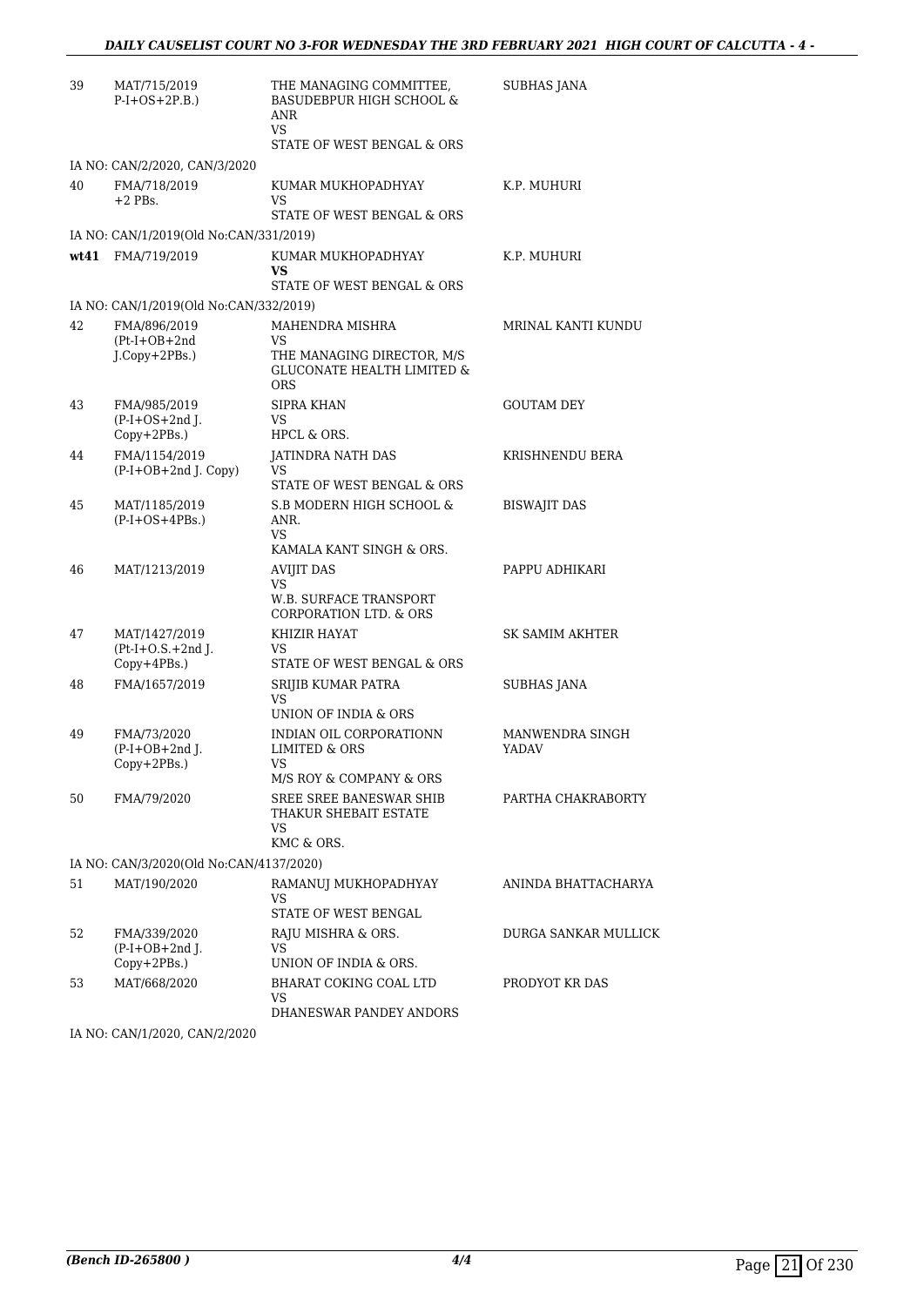| | | | |
|---|---|---|---|
| 39 | MAT/715/2019<br>P-I+OS+2P.B.) | THE MANAGING COMMITTEE, BASUDEBPUR HIGH SCHOOL & ANR<br>VS<br>STATE OF WEST BENGAL & ORS | SUBHAS JANA |
| IA NO: CAN/2/2020, CAN/3/2020 | | | |
| 40 | FMA/718/2019<br>+2 PBs. | KUMAR MUKHOPADHYAY<br>VS<br>STATE OF WEST BENGAL & ORS | K.P. MUHURI |
| IA NO: CAN/1/2019(Old No:CAN/331/2019) | | | |
| **wt41** | FMA/719/2019 | KUMAR MUKHOPADHYAY<br>**VS**<br>STATE OF WEST BENGAL & ORS | K.P. MUHURI |
| IA NO: CAN/1/2019(Old No:CAN/332/2019) | | | |
| 42 | FMA/896/2019<br>(Pt-I+OB+2nd J.Copy+2PBs.) | MAHENDRA MISHRA<br>VS<br>THE MANAGING DIRECTOR, M/S GLUCONATE HEALTH LIMITED & ORS | MRINAL KANTI KUNDU |
| 43 | FMA/985/2019<br>(P-I+OS+2nd J. Copy+2PBs.) | SIPRA KHAN<br>VS<br>HPCL & ORS. | GOUTAM DEY |
| 44 | FMA/1154/2019<br>(P-I+OB+2nd J. Copy) | JATINDRA NATH DAS<br>VS<br>STATE OF WEST BENGAL & ORS | KRISHNENDU BERA |
| 45 | MAT/1185/2019<br>(P-I+OS+4PBs.) | S.B MODERN HIGH SCHOOL & ANR.<br>VS<br>KAMALA KANT SINGH & ORS. | BISWAJIT DAS |
| 46 | MAT/1213/2019 | AVIJIT DAS<br>VS<br>W.B. SURFACE TRANSPORT CORPORATION LTD. & ORS | PAPPU ADHIKARI |
| 47 | MAT/1427/2019<br>(Pt-I+O.S.+2nd J. Copy+4PBs.) | KHIZIR HAYAT<br>VS<br>STATE OF WEST BENGAL & ORS | SK SAMIM AKHTER |
| 48 | FMA/1657/2019 | SRIJIB KUMAR PATRA<br>VS<br>UNION OF INDIA & ORS | SUBHAS JANA |
| 49 | FMA/73/2020<br>(P-I+OB+2nd J. Copy+2PBs.) | INDIAN OIL CORPORATIONN LIMITED & ORS<br>VS<br>M/S ROY & COMPANY & ORS | MANWENDRA SINGH YADAV |
| 50 | FMA/79/2020 | SREE SREE BANESWAR SHIB THAKUR SHEBAIT ESTATE<br>VS<br>KMC & ORS. | PARTHA CHAKRABORTY |
| IA NO: CAN/3/2020(Old No:CAN/4137/2020) | | | |
| 51 | MAT/190/2020 | RAMANUJ MUKHOPADHYAY<br>VS<br>STATE OF WEST BENGAL | ANINDA BHATTACHARYA |
| 52 | FMA/339/2020<br>(P-I+OB+2nd J. Copy+2PBs.) | RAJU MISHRA & ORS.<br>VS<br>UNION OF INDIA & ORS. | DURGA SANKAR MULLICK |
| 53 | MAT/668/2020 | BHARAT COKING COAL LTD<br>VS<br>DHANESWAR PANDEY ANDORS | PRODYOT KR DAS |
| IA NO: CAN/1/2020, CAN/2/2020 | | | |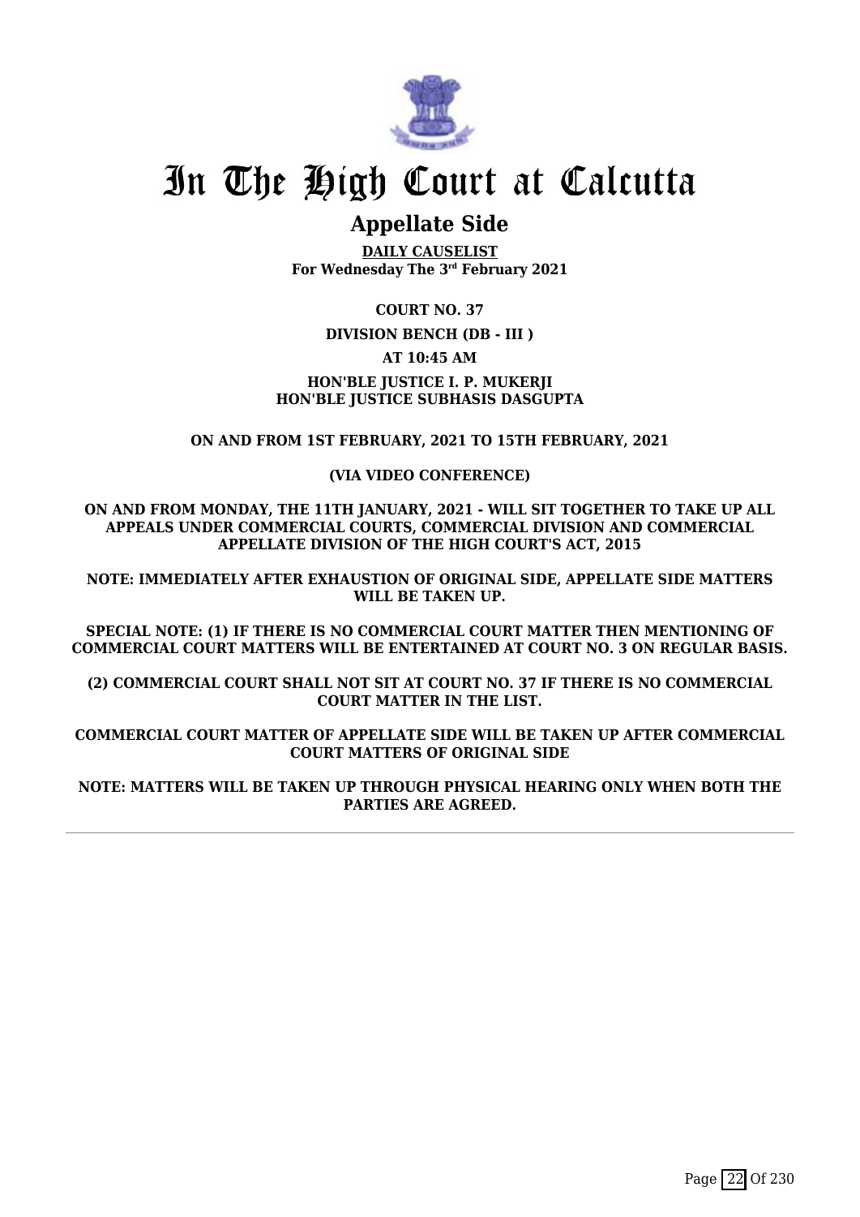# In The High Court at Calcutta

## Appellate Side

**DAILY CAUSELIST**
**For Wednesday The 3rd February 2021**

**COURT NO. 37**

**DIVISION BENCH (DB - III )**

**AT 10:45 AM**

**HON'BLE JUSTICE I. P. MUKERJI**
**HON'BLE JUSTICE SUBHASIS DASGUPTA**

**ON AND FROM 1ST FEBRUARY, 2021 TO 15TH FEBRUARY, 2021**

**(VIA VIDEO CONFERENCE)**

**ON AND FROM MONDAY, THE 11TH JANUARY, 2021 - WILL SIT TOGETHER TO TAKE UP ALL APPEALS UNDER COMMERCIAL COURTS, COMMERCIAL DIVISION AND COMMERCIAL APPELLATE DIVISION OF THE HIGH COURT'S ACT, 2015**

**NOTE: IMMEDIATELY AFTER EXHAUSTION OF ORIGINAL SIDE, APPELLATE SIDE MATTERS WILL BE TAKEN UP.**

**SPECIAL NOTE: (1) IF THERE IS NO COMMERCIAL COURT MATTER THEN MENTIONING OF COMMERCIAL COURT MATTERS WILL BE ENTERTAINED AT COURT NO. 3 ON REGULAR BASIS.**

**(2) COMMERCIAL COURT SHALL NOT SIT AT COURT NO. 37 IF THERE IS NO COMMERCIAL COURT MATTER IN THE LIST.**

**COMMERCIAL COURT MATTER OF APPELLATE SIDE WILL BE TAKEN UP AFTER COMMERCIAL COURT MATTERS OF ORIGINAL SIDE**

**NOTE: MATTERS WILL BE TAKEN UP THROUGH PHYSICAL HEARING ONLY WHEN BOTH THE PARTIES ARE AGREED.**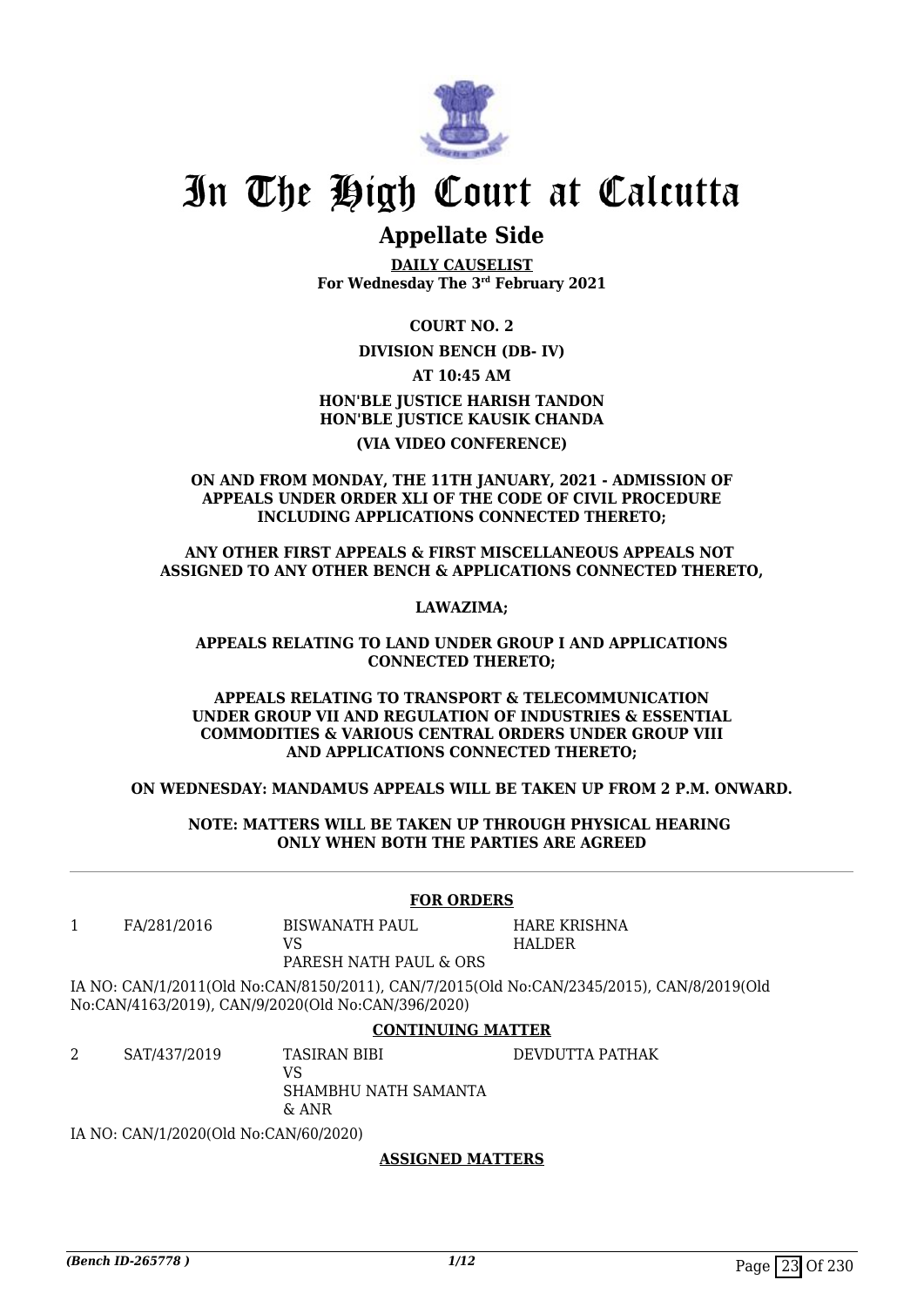# In The High Court at Calcutta

## Appellate Side

**DAILY CAUSELIST**
**For Wednesday The 3rd February 2021**

**COURT NO. 2**

**DIVISION BENCH (DB- IV)**

**AT 10:45 AM**

**HON'BLE JUSTICE HARISH TANDON**
**HON'BLE JUSTICE KAUSIK CHANDA**

**(VIA VIDEO CONFERENCE)**

**ON AND FROM MONDAY, THE 11TH JANUARY, 2021 - ADMISSION OF APPEALS UNDER ORDER XLI OF THE CODE OF CIVIL PROCEDURE INCLUDING APPLICATIONS CONNECTED THERETO;**

**ANY OTHER FIRST APPEALS & FIRST MISCELLANEOUS APPEALS NOT ASSIGNED TO ANY OTHER BENCH & APPLICATIONS CONNECTED THERETO,**

**LAWAZIMA;**

**APPEALS RELATING TO LAND UNDER GROUP I AND APPLICATIONS CONNECTED THERETO;**

**APPEALS RELATING TO TRANSPORT & TELECOMMUNICATION UNDER GROUP VII AND REGULATION OF INDUSTRIES & ESSENTIAL COMMODITIES & VARIOUS CENTRAL ORDERS UNDER GROUP VIII AND APPLICATIONS CONNECTED THERETO;**

**ON WEDNESDAY: MANDAMUS APPEALS WILL BE TAKEN UP FROM 2 P.M. ONWARD.**

**NOTE: MATTERS WILL BE TAKEN UP THROUGH PHYSICAL HEARING ONLY WHEN BOTH THE PARTIES ARE AGREED**

---

**FOR ORDERS**

| | | | |
|---|---|---|---|
| 1 | FA/281/2016 | BISWANATH PAUL<br>VS<br>PARESH NATH PAUL & ORS | HARE KRISHNA HALDER |

IA NO: CAN/1/2011(Old No:CAN/8150/2011), CAN/7/2015(Old No:CAN/2345/2015), CAN/8/2019(Old No:CAN/4163/2019), CAN/9/2020(Old No:CAN/396/2020)

**CONTINUING MATTER**

| | | | |
|---|---|---|---|
| 2 | SAT/437/2019 | TASIRAN BIBI<br>VS<br>SHAMBHU NATH SAMANTA & ANR | DEVDUTTA PATHAK |

IA NO: CAN/1/2020(Old No:CAN/60/2020)

**ASSIGNED MATTERS**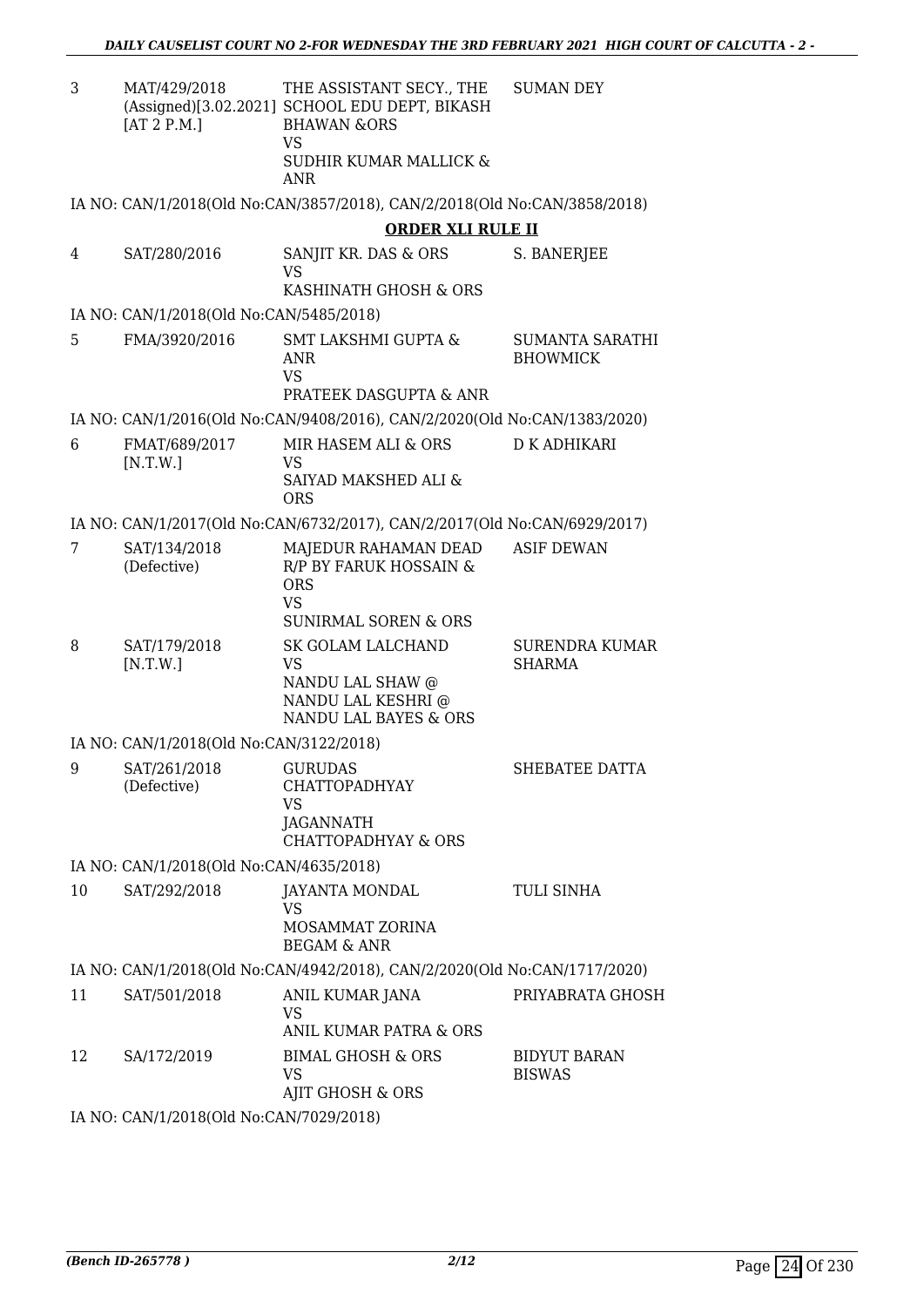| | | | |
|---|---|---|---|
| 3 | MAT/429/2018 (Assigned)[3.02.2021] [AT 2 P.M.] | THE ASSISTANT SECY., THE SCHOOL EDU DEPT, BIKASH BHAWAN &ORS VS SUDHIR KUMAR MALLICK & ANR | SUMAN DEY |

IA NO: CAN/1/2018(Old No:CAN/3857/2018), CAN/2/2018(Old No:CAN/3858/2018)

**ORDER XLI RULE II**

| | | | |
|---|---|---|---|
| 4 | SAT/280/2016 | SANJIT KR. DAS & ORS VS KASHINATH GHOSH & ORS | S. BANERJEE |

IA NO: CAN/1/2018(Old No:CAN/5485/2018)

| | | | |
|---|---|---|---|
| 5 | FMA/3920/2016 | SMT LAKSHMI GUPTA & ANR VS PRATEEK DASGUPTA & ANR | SUMANTA SARATHI BHOWMICK |

IA NO: CAN/1/2016(Old No:CAN/9408/2016), CAN/2/2020(Old No:CAN/1383/2020)

| | | | |
|---|---|---|---|
| 6 | FMAT/689/2017 [N.T.W.] | MIR HASEM ALI & ORS VS SAIYAD MAKSHED ALI & ORS | D K ADHIKARI |

IA NO: CAN/1/2017(Old No:CAN/6732/2017), CAN/2/2017(Old No:CAN/6929/2017)

| | | | |
|---|---|---|---|
| 7 | SAT/134/2018 (Defective) | MAJEDUR RAHAMAN DEAD R/P BY FARUK HOSSAIN & ORS VS SUNIRMAL SOREN & ORS | ASIF DEWAN |
| 8 | SAT/179/2018 [N.T.W.] | SK GOLAM LALCHAND VS NANDU LAL SHAW @ NANDU LAL KESHRI @ NANDU LAL BAYES & ORS | SURENDRA KUMAR SHARMA |

IA NO: CAN/1/2018(Old No:CAN/3122/2018)

| | | | |
|---|---|---|---|
| 9 | SAT/261/2018 (Defective) | GURUDAS CHATTOPADHYAY VS JAGANNATH CHATTOPADHYAY & ORS | SHEBATEE DATTA |

IA NO: CAN/1/2018(Old No:CAN/4635/2018)

| | | | |
|---|---|---|---|
| 10 | SAT/292/2018 | JAYANTA MONDAL VS MOSAMMAT ZORINA BEGAM & ANR | TULI SINHA |

IA NO: CAN/1/2018(Old No:CAN/4942/2018), CAN/2/2020(Old No:CAN/1717/2020)

| | | | |
|---|---|---|---|
| 11 | SAT/501/2018 | ANIL KUMAR JANA VS ANIL KUMAR PATRA & ORS | PRIYABRATA GHOSH |
| 12 | SA/172/2019 | BIMAL GHOSH & ORS VS AJIT GHOSH & ORS | BIDYUT BARAN BISWAS |

IA NO: CAN/1/2018(Old No:CAN/7029/2018)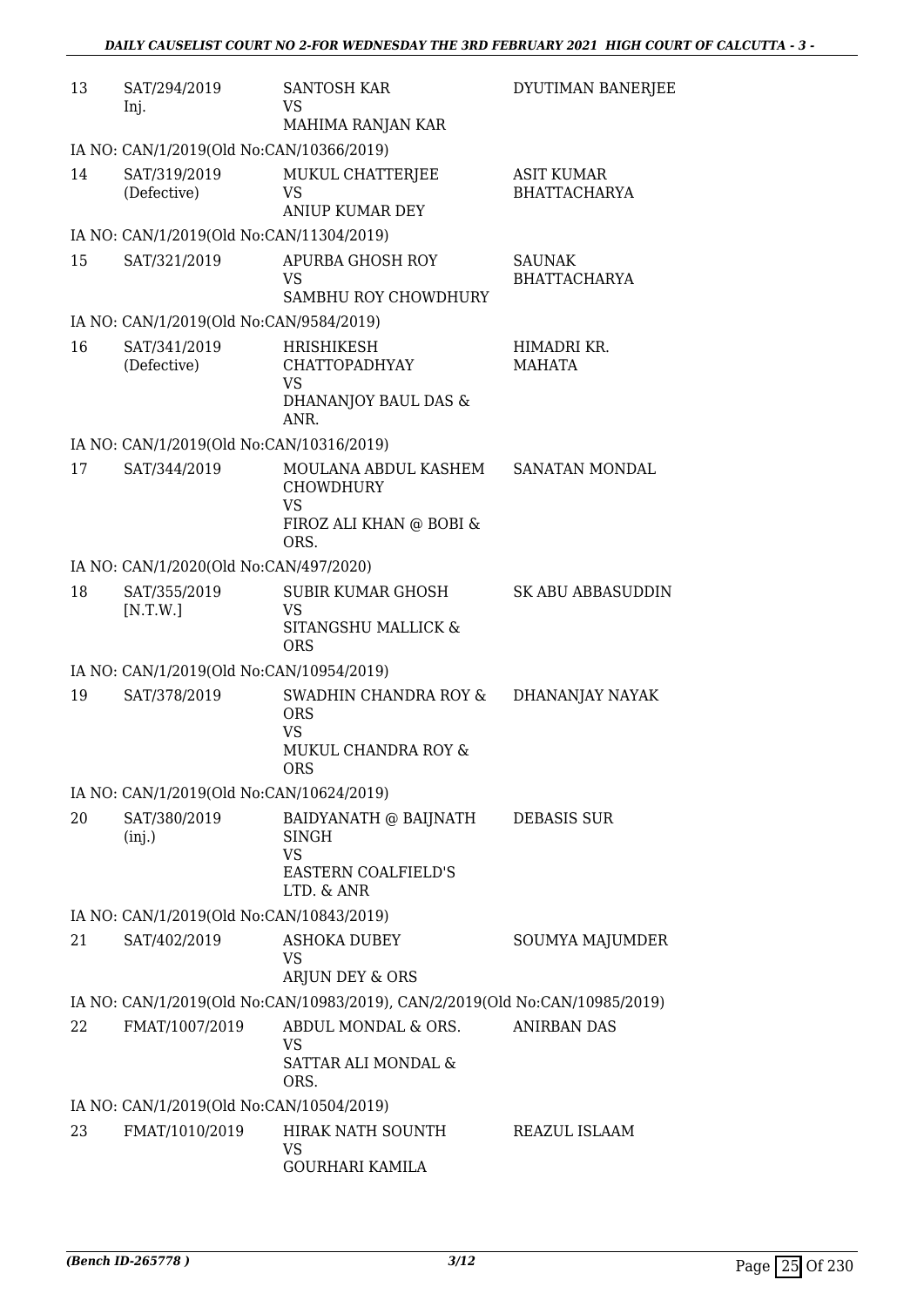| | | | |
|---|---|---|---|
| 13 | SAT/294/2019 Inj. | SANTOSH KAR VS MAHIMA RANJAN KAR | DYUTIMAN BANERJEE |
| IA NO: CAN/1/2019(Old No:CAN/10366/2019) | | | |
| 14 | SAT/319/2019 (Defective) | MUKUL CHATTERJEE VS ANIUP KUMAR DEY | ASIT KUMAR BHATTACHARYA |
| IA NO: CAN/1/2019(Old No:CAN/11304/2019) | | | |
| 15 | SAT/321/2019 | APURBA GHOSH ROY VS SAMBHU ROY CHOWDHURY | SAUNAK BHATTACHARYA |
| IA NO: CAN/1/2019(Old No:CAN/9584/2019) | | | |
| 16 | SAT/341/2019 (Defective) | HRISHIKESH CHATTOPADHYAY VS DHANANJOY BAUL DAS & ANR. | HIMADRI KR. MAHATA |
| IA NO: CAN/1/2019(Old No:CAN/10316/2019) | | | |
| 17 | SAT/344/2019 | MOULANA ABDUL KASHEM CHOWDHURY VS FIROZ ALI KHAN @ BOBI & ORS. | SANATAN MONDAL |
| IA NO: CAN/1/2020(Old No:CAN/497/2020) | | | |
| 18 | SAT/355/2019 [N.T.W.] | SUBIR KUMAR GHOSH VS SITANGSHU MALLICK & ORS | SK ABU ABBASUDDIN |
| IA NO: CAN/1/2019(Old No:CAN/10954/2019) | | | |
| 19 | SAT/378/2019 | SWADHIN CHANDRA ROY & ORS VS MUKUL CHANDRA ROY & ORS | DHANANJAY NAYAK |
| IA NO: CAN/1/2019(Old No:CAN/10624/2019) | | | |
| 20 | SAT/380/2019 (inj.) | BAIDYANATH @ BAIJNATH SINGH VS EASTERN COALFIELD'S LTD. & ANR | DEBASIS SUR |
| IA NO: CAN/1/2019(Old No:CAN/10843/2019) | | | |
| 21 | SAT/402/2019 | ASHOKA DUBEY VS ARJUN DEY & ORS | SOUMYA MAJUMDER |
| IA NO: CAN/1/2019(Old No:CAN/10983/2019), CAN/2/2019(Old No:CAN/10985/2019) | | | |
| 22 | FMAT/1007/2019 | ABDUL MONDAL & ORS. VS SATTAR ALI MONDAL & ORS. | ANIRBAN DAS |
| IA NO: CAN/1/2019(Old No:CAN/10504/2019) | | | |
| 23 | FMAT/1010/2019 | HIRAK NATH SOUNTH VS GOURHARI KAMILA | REAZUL ISLAAM |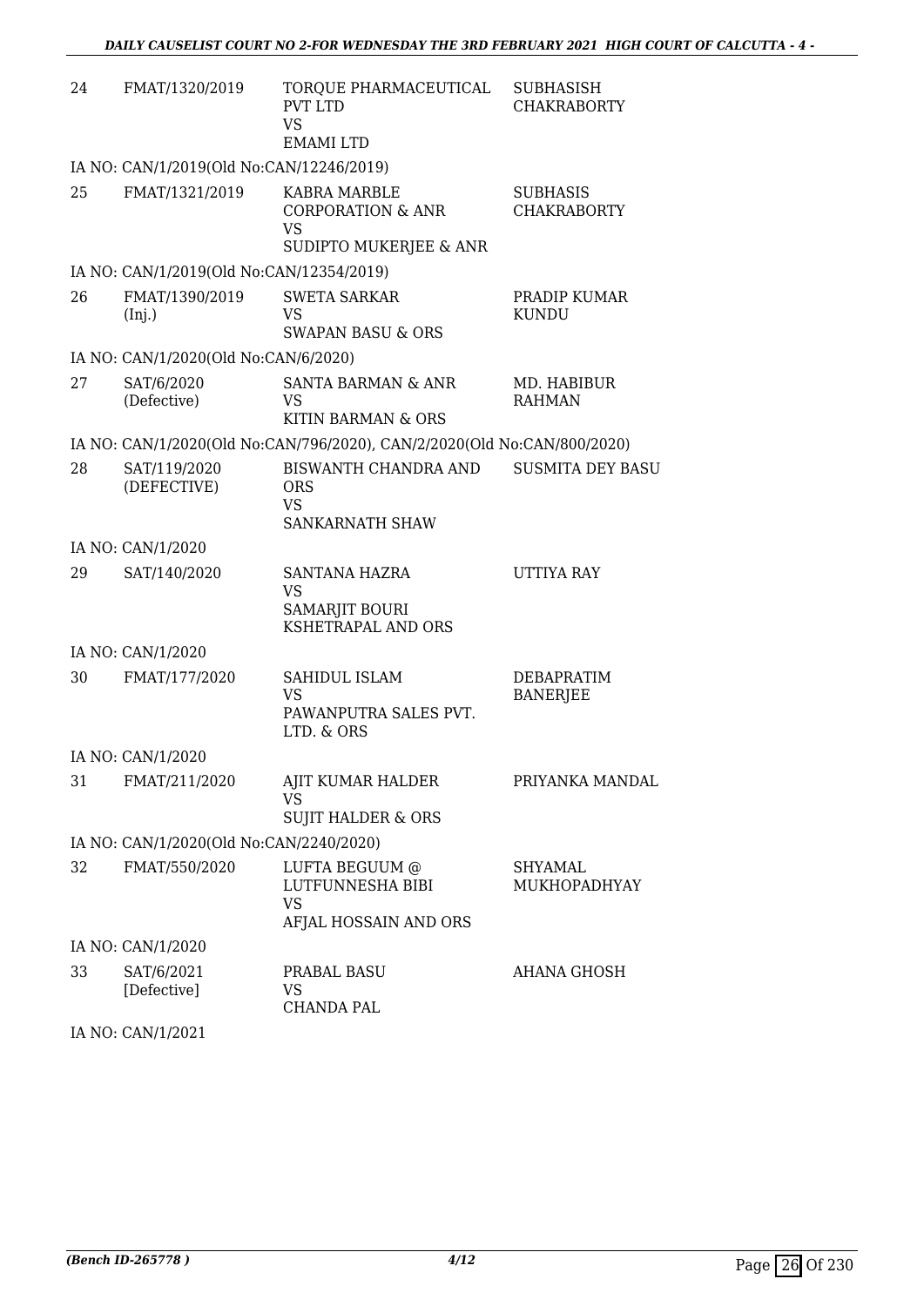| | | | |
|---|---|---|---|
| 24 | FMAT/1320/2019 | TORQUE PHARMACEUTICAL PVT LTD<br>VS<br>EMAMI LTD | SUBHASISH CHAKRABORTY |
| IA NO: CAN/1/2019(Old No:CAN/12246/2019) | | | |
| 25 | FMAT/1321/2019 | KABRA MARBLE CORPORATION & ANR<br>VS<br>SUDIPTO MUKERJEE & ANR | SUBHASIS CHAKRABORTY |
| IA NO: CAN/1/2019(Old No:CAN/12354/2019) | | | |
| 26 | FMAT/1390/2019 (Inj.) | SWETA SARKAR<br>VS<br>SWAPAN BASU & ORS | PRADIP KUMAR KUNDU |
| IA NO: CAN/1/2020(Old No:CAN/6/2020) | | | |
| 27 | SAT/6/2020 (Defective) | SANTA BARMAN & ANR<br>VS<br>KITIN BARMAN & ORS | MD. HABIBUR RAHMAN |
| IA NO: CAN/1/2020(Old No:CAN/796/2020), CAN/2/2020(Old No:CAN/800/2020) | | | |
| 28 | SAT/119/2020 (DEFECTIVE) | BISWANTH CHANDRA AND ORS<br>VS<br>SANKARNATH SHAW | SUSMITA DEY BASU |
| IA NO: CAN/1/2020 | | | |
| 29 | SAT/140/2020 | SANTANA HAZRA<br>VS<br>SAMARJIT BOURI KSHETRAPAL AND ORS | UTTIYA RAY |
| IA NO: CAN/1/2020 | | | |
| 30 | FMAT/177/2020 | SAHIDUL ISLAM<br>VS<br>PAWANPUTRA SALES PVT. LTD. & ORS | DEBAPRATIM BANERJEE |
| IA NO: CAN/1/2020 | | | |
| 31 | FMAT/211/2020 | AJIT KUMAR HALDER<br>VS<br>SUJIT HALDER & ORS | PRIYANKA MANDAL |
| IA NO: CAN/1/2020(Old No:CAN/2240/2020) | | | |
| 32 | FMAT/550/2020 | LUFTA BEGUUM @ LUTFUNNESHA BIBI<br>VS<br>AFJAL HOSSAIN AND ORS | SHYAMAL MUKHOPADHYAY |
| IA NO: CAN/1/2020 | | | |
| 33 | SAT/6/2021 [Defective] | PRABAL BASU<br>VS<br>CHANDA PAL | AHANA GHOSH |
| IA NO: CAN/1/2021 | | | |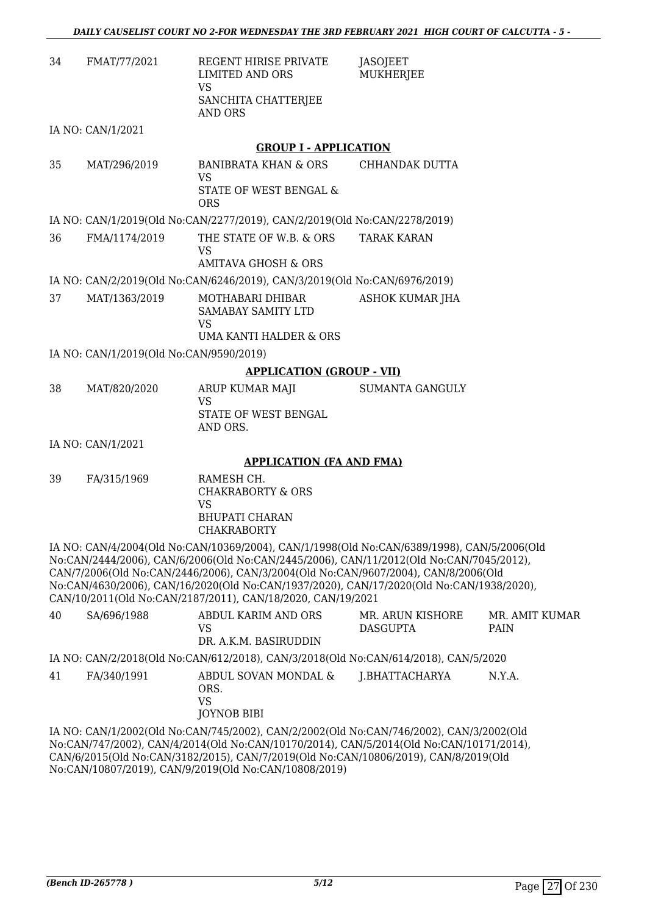| | | | | |
|---|---|---|---|---|
| 34 | FMAT/77/2021 | REGENT HIRISE PRIVATE LIMITED AND ORS<br>VS<br>SANCHITA CHATTERJEE AND ORS | JASOJEET MUKHERJEE | |

IA NO: CAN/1/2021

**GROUP I - APPLICATION**

| | | | | |
|---|---|---|---|---|
| 35 | MAT/296/2019 | BANIBRATA KHAN & ORS<br>VS<br>STATE OF WEST BENGAL & ORS | CHHANDAK DUTTA | |

IA NO: CAN/1/2019(Old No:CAN/2277/2019), CAN/2/2019(Old No:CAN/2278/2019)

| | | | | |
|---|---|---|---|---|
| 36 | FMA/1174/2019 | THE STATE OF W.B. & ORS<br>VS<br>AMITAVA GHOSH & ORS | TARAK KARAN | |

IA NO: CAN/2/2019(Old No:CAN/6246/2019), CAN/3/2019(Old No:CAN/6976/2019)

| | | | | |
|---|---|---|---|---|
| 37 | MAT/1363/2019 | MOTHABARI DHIBAR SAMABAY SAMITY LTD<br>VS<br>UMA KANTI HALDER & ORS | ASHOK KUMAR JHA | |

IA NO: CAN/1/2019(Old No:CAN/9590/2019)

**APPLICATION (GROUP - VII)**

| | | | | |
|---|---|---|---|---|
| 38 | MAT/820/2020 | ARUP KUMAR MAJI<br>VS<br>STATE OF WEST BENGAL AND ORS. | SUMANTA GANGULY | |

IA NO: CAN/1/2021

**APPLICATION (FA AND FMA)**

| | | | | |
|---|---|---|---|---|
| 39 | FA/315/1969 | RAMESH CH. CHAKRABORTY & ORS<br>VS<br>BHUPATI CHARAN CHAKRABORTY | | |

IA NO: CAN/4/2004(Old No:CAN/10369/2004), CAN/1/1998(Old No:CAN/6389/1998), CAN/5/2006(Old No:CAN/2444/2006), CAN/6/2006(Old No:CAN/2445/2006), CAN/11/2012(Old No:CAN/7045/2012), CAN/7/2006(Old No:CAN/2446/2006), CAN/3/2004(Old No:CAN/9607/2004), CAN/8/2006(Old No:CAN/4630/2006), CAN/16/2020(Old No:CAN/1937/2020), CAN/17/2020(Old No:CAN/1938/2020), CAN/10/2011(Old No:CAN/2187/2011), CAN/18/2020, CAN/19/2021

| | | | | |
|---|---|---|---|---|
| 40 | SA/696/1988 | ABDUL KARIM AND ORS<br>VS<br>DR. A.K.M. BASIRUDDIN | MR. ARUN KISHORE DASGUPTA | MR. AMIT KUMAR PAIN |

IA NO: CAN/2/2018(Old No:CAN/612/2018), CAN/3/2018(Old No:CAN/614/2018), CAN/5/2020

| | | | | |
|---|---|---|---|---|
| 41 | FA/340/1991 | ABDUL SOVAN MONDAL & ORS.<br>VS<br>JOYNOB BIBI | J.BHATTACHARYA | N.Y.A. |

IA NO: CAN/1/2002(Old No:CAN/745/2002), CAN/2/2002(Old No:CAN/746/2002), CAN/3/2002(Old No:CAN/747/2002), CAN/4/2014(Old No:CAN/10170/2014), CAN/5/2014(Old No:CAN/10171/2014), CAN/6/2015(Old No:CAN/3182/2015), CAN/7/2019(Old No:CAN/10806/2019), CAN/8/2019(Old No:CAN/10807/2019), CAN/9/2019(Old No:CAN/10808/2019)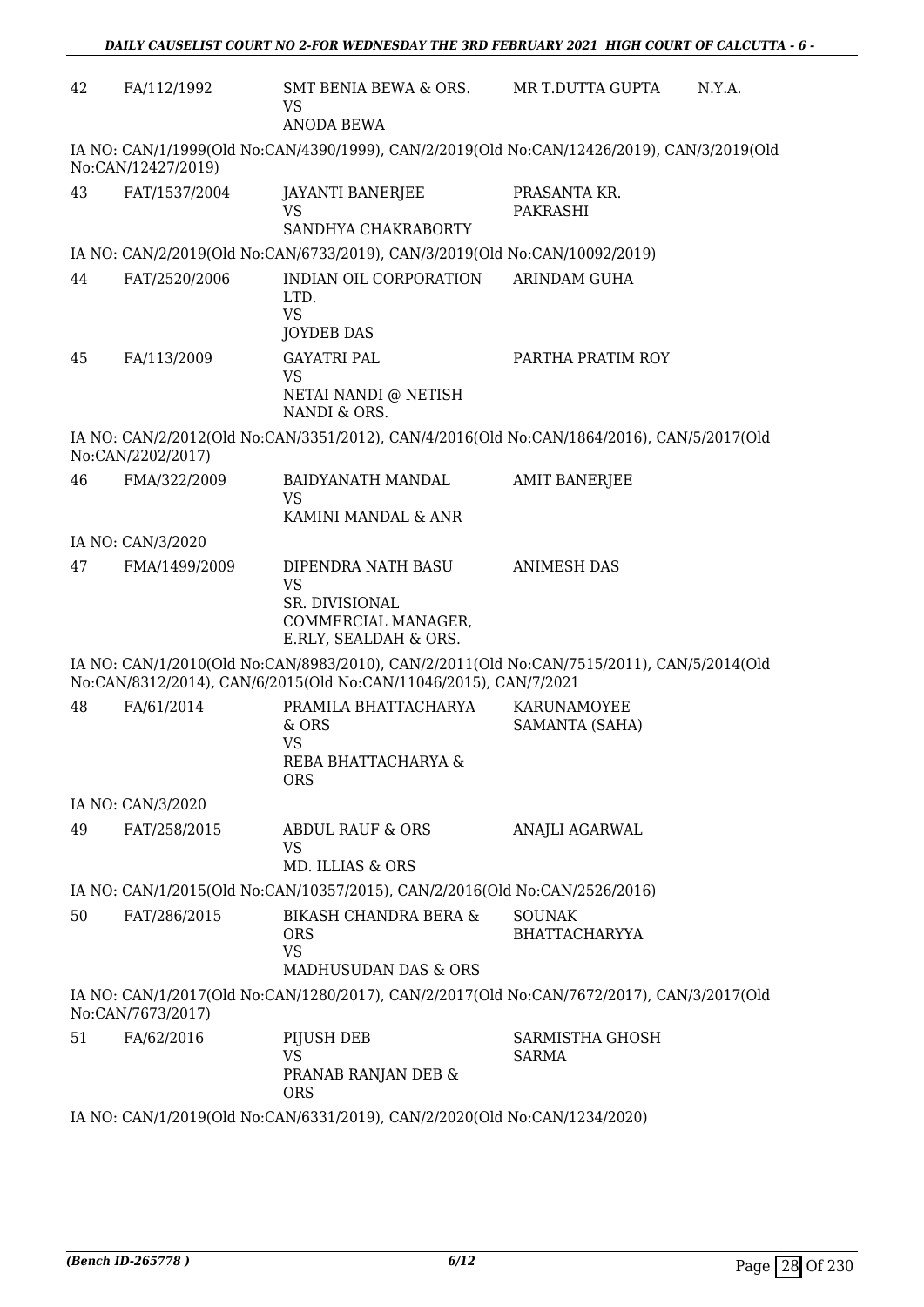| | | | | |
|---|---|---|---|---|
| 42 | FA/112/1992 | SMT BENIA BEWA & ORS.<br>VS<br>ANODA BEWA | MR T.DUTTA GUPTA | N.Y.A. |

IA NO: CAN/1/1999(Old No:CAN/4390/1999), CAN/2/2019(Old No:CAN/12426/2019), CAN/3/2019(Old No:CAN/12427/2019)

| | | | | |
|---|---|---|---|---|
| 43 | FAT/1537/2004 | JAYANTI BANERJEE<br>VS<br>SANDHYA CHAKRABORTY | PRASANTA KR. PAKRASHI | |

IA NO: CAN/2/2019(Old No:CAN/6733/2019), CAN/3/2019(Old No:CAN/10092/2019)

| | | | | |
|---|---|---|---|---|
| 44 | FAT/2520/2006 | INDIAN OIL CORPORATION LTD.<br>VS<br>JOYDEB DAS | ARINDAM GUHA | |
| 45 | FA/113/2009 | GAYATRI PAL<br>VS<br>NETAI NANDI @ NETISH NANDI & ORS. | PARTHA PRATIM ROY | |

IA NO: CAN/2/2012(Old No:CAN/3351/2012), CAN/4/2016(Old No:CAN/1864/2016), CAN/5/2017(Old No:CAN/2202/2017)

| | | | | |
|---|---|---|---|---|
| 46 | FMA/322/2009 | BAIDYANATH MANDAL<br>VS<br>KAMINI MANDAL & ANR | AMIT BANERJEE | |

IA NO: CAN/3/2020

| | | | | |
|---|---|---|---|---|
| 47 | FMA/1499/2009 | DIPENDRA NATH BASU<br>VS<br>SR. DIVISIONAL COMMERCIAL MANAGER, E.RLY, SEALDAH & ORS. | ANIMESH DAS | |

IA NO: CAN/1/2010(Old No:CAN/8983/2010), CAN/2/2011(Old No:CAN/7515/2011), CAN/5/2014(Old No:CAN/8312/2014), CAN/6/2015(Old No:CAN/11046/2015), CAN/7/2021

| | | | | |
|---|---|---|---|---|
| 48 | FA/61/2014 | PRAMILA BHATTACHARYA & ORS<br>VS<br>REBA BHATTACHARYA & ORS | KARUNAMOYEE SAMANTA (SAHA) | |

IA NO: CAN/3/2020

| | | | | |
|---|---|---|---|---|
| 49 | FAT/258/2015 | ABDUL RAUF & ORS<br>VS<br>MD. ILLIAS & ORS | ANAJLI AGARWAL | |

IA NO: CAN/1/2015(Old No:CAN/10357/2015), CAN/2/2016(Old No:CAN/2526/2016)

| | | | | |
|---|---|---|---|---|
| 50 | FAT/286/2015 | BIKASH CHANDRA BERA & ORS<br>VS<br>MADHUSUDAN DAS & ORS | SOUNAK BHATTACHARYYA | |

IA NO: CAN/1/2017(Old No:CAN/1280/2017), CAN/2/2017(Old No:CAN/7672/2017), CAN/3/2017(Old No:CAN/7673/2017)

| | | | | |
|---|---|---|---|---|
| 51 | FA/62/2016 | PIJUSH DEB<br>VS<br>PRANAB RANJAN DEB & ORS | SARMISTHA GHOSH SARMA | |

IA NO: CAN/1/2019(Old No:CAN/6331/2019), CAN/2/2020(Old No:CAN/1234/2020)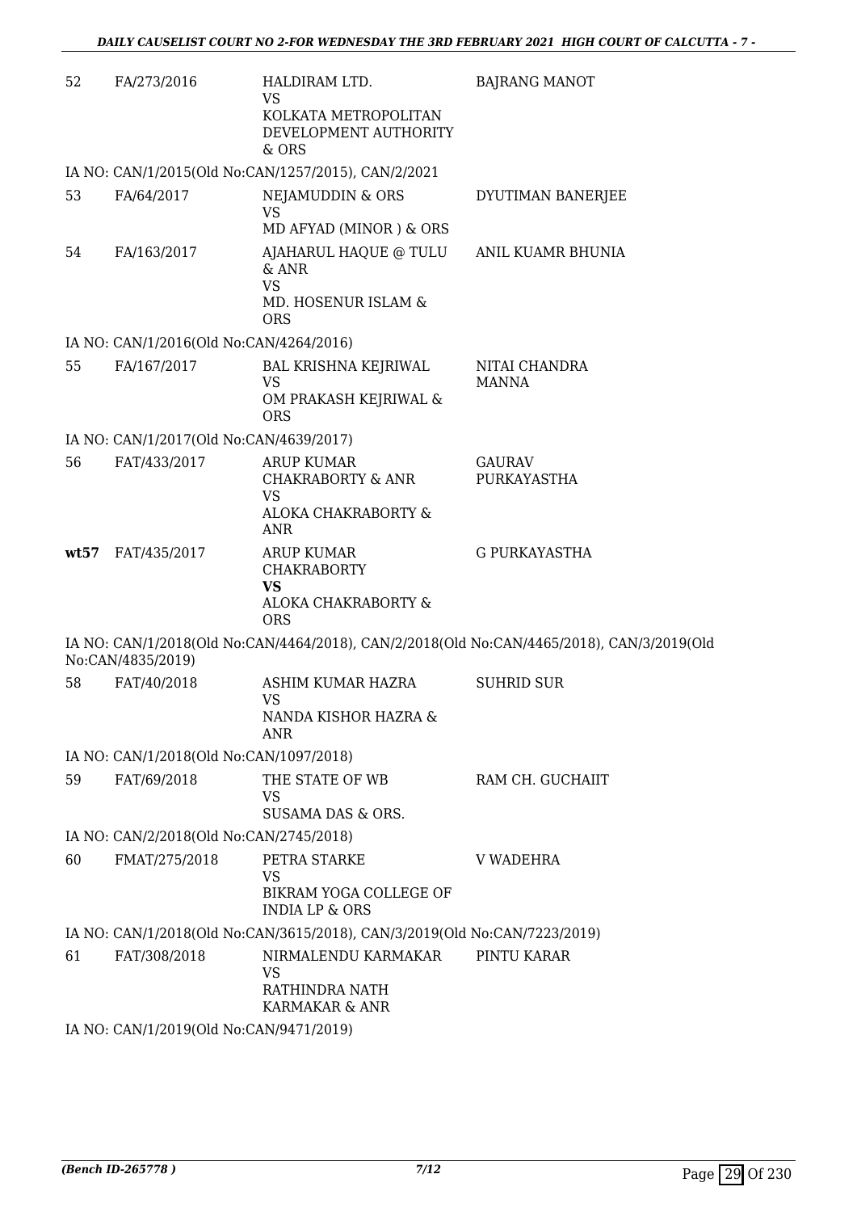| | | | |
|---|---|---|---|
| 52 | FA/273/2016 | HALDIRAM LTD.<br>VS<br>KOLKATA METROPOLITAN DEVELOPMENT AUTHORITY & ORS | BAJRANG MANOT |

IA NO: CAN/1/2015(Old No:CAN/1257/2015), CAN/2/2021

| | | | |
|---|---|---|---|
| 53 | FA/64/2017 | NEJAMUDDIN & ORS<br>VS<br>MD AFYAD (MINOR ) & ORS | DYUTIMAN BANERJEE |
| 54 | FA/163/2017 | AJAHARUL HAQUE @ TULU & ANR<br>VS<br>MD. HOSENUR ISLAM & ORS | ANIL KUAMR BHUNIA |

IA NO: CAN/1/2016(Old No:CAN/4264/2016)

| | | | |
|---|---|---|---|
| 55 | FA/167/2017 | BAL KRISHNA KEJRIWAL<br>VS<br>OM PRAKASH KEJRIWAL & ORS | NITAI CHANDRA MANNA |

IA NO: CAN/1/2017(Old No:CAN/4639/2017)

| | | | |
|---|---|---|---|
| 56 | FAT/433/2017 | ARUP KUMAR CHAKRABORTY & ANR<br>VS<br>ALOKA CHAKRABORTY & ANR | GAURAV PURKAYASTHA |
| **wt57** | FAT/435/2017 | ARUP KUMAR CHAKRABORTY<br>**VS**<br>ALOKA CHAKRABORTY & ORS | G PURKAYASTHA |

IA NO: CAN/1/2018(Old No:CAN/4464/2018), CAN/2/2018(Old No:CAN/4465/2018), CAN/3/2019(Old No:CAN/4835/2019)

| | | | |
|---|---|---|---|
| 58 | FAT/40/2018 | ASHIM KUMAR HAZRA<br>VS<br>NANDA KISHOR HAZRA & ANR | SUHRID SUR |

IA NO: CAN/1/2018(Old No:CAN/1097/2018)

| | | | |
|---|---|---|---|
| 59 | FAT/69/2018 | THE STATE OF WB<br>VS<br>SUSAMA DAS & ORS. | RAM CH. GUCHAIIT |

IA NO: CAN/2/2018(Old No:CAN/2745/2018)

| | | | |
|---|---|---|---|
| 60 | FMAT/275/2018 | PETRA STARKE<br>VS<br>BIKRAM YOGA COLLEGE OF INDIA LP & ORS | V WADEHRA |

IA NO: CAN/1/2018(Old No:CAN/3615/2018), CAN/3/2019(Old No:CAN/7223/2019)

| | | | |
|---|---|---|---|
| 61 | FAT/308/2018 | NIRMALENDU KARMAKAR<br>VS<br>RATHINDRA NATH KARMAKAR & ANR | PINTU KARAR |

IA NO: CAN/1/2019(Old No:CAN/9471/2019)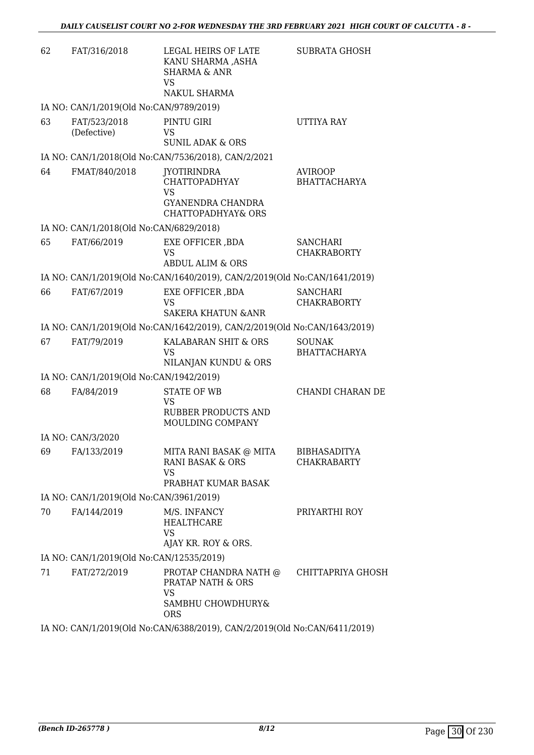| | | | |
|---|---|---|---|
| 62 | FAT/316/2018 | LEGAL HEIRS OF LATE KANU SHARMA ,ASHA SHARMA & ANR<br>VS<br>NAKUL SHARMA | SUBRATA GHOSH |
| IA NO: CAN/1/2019(Old No:CAN/9789/2019) | | | |
| 63 | FAT/523/2018<br>(Defective) | PINTU GIRI<br>VS<br>SUNIL ADAK & ORS | UTTIYA RAY |
| IA NO: CAN/1/2018(Old No:CAN/7536/2018), CAN/2/2021 | | | |
| 64 | FMAT/840/2018 | JYOTIRINDRA CHATTOPADHYAY<br>VS<br>GYANENDRA CHANDRA CHATTOPADHYAY& ORS | AVIROOP BHATTACHARYA |
| IA NO: CAN/1/2018(Old No:CAN/6829/2018) | | | |
| 65 | FAT/66/2019 | EXE OFFICER ,BDA<br>VS<br>ABDUL ALIM & ORS | SANCHARI CHAKRABORTY |
| IA NO: CAN/1/2019(Old No:CAN/1640/2019), CAN/2/2019(Old No:CAN/1641/2019) | | | |
| 66 | FAT/67/2019 | EXE OFFICER ,BDA<br>VS<br>SAKERA KHATUN &ANR | SANCHARI CHAKRABORTY |
| IA NO: CAN/1/2019(Old No:CAN/1642/2019), CAN/2/2019(Old No:CAN/1643/2019) | | | |
| 67 | FAT/79/2019 | KALABARAN SHIT & ORS<br>VS<br>NILANJAN KUNDU & ORS | SOUNAK BHATTACHARYA |
| IA NO: CAN/1/2019(Old No:CAN/1942/2019) | | | |
| 68 | FA/84/2019 | STATE OF WB<br>VS<br>RUBBER PRODUCTS AND MOULDING COMPANY | CHANDI CHARAN DE |
| IA NO: CAN/3/2020 | | | |
| 69 | FA/133/2019 | MITA RANI BASAK @ MITA RANI BASAK & ORS<br>VS<br>PRABHAT KUMAR BASAK | BIBHASADITYA CHAKRABARTY |
| IA NO: CAN/1/2019(Old No:CAN/3961/2019) | | | |
| 70 | FA/144/2019 | M/S. INFANCY HEALTHCARE<br>VS<br>AJAY KR. ROY & ORS. | PRIYARTHI ROY |
| IA NO: CAN/1/2019(Old No:CAN/12535/2019) | | | |
| 71 | FAT/272/2019 | PROTAP CHANDRA NATH @ PRATAP NATH & ORS<br>VS<br>SAMBHU CHOWDHURY& ORS | CHITTAPRIYA GHOSH |
| IA NO: CAN/1/2019(Old No:CAN/6388/2019), CAN/2/2019(Old No:CAN/6411/2019) | | | |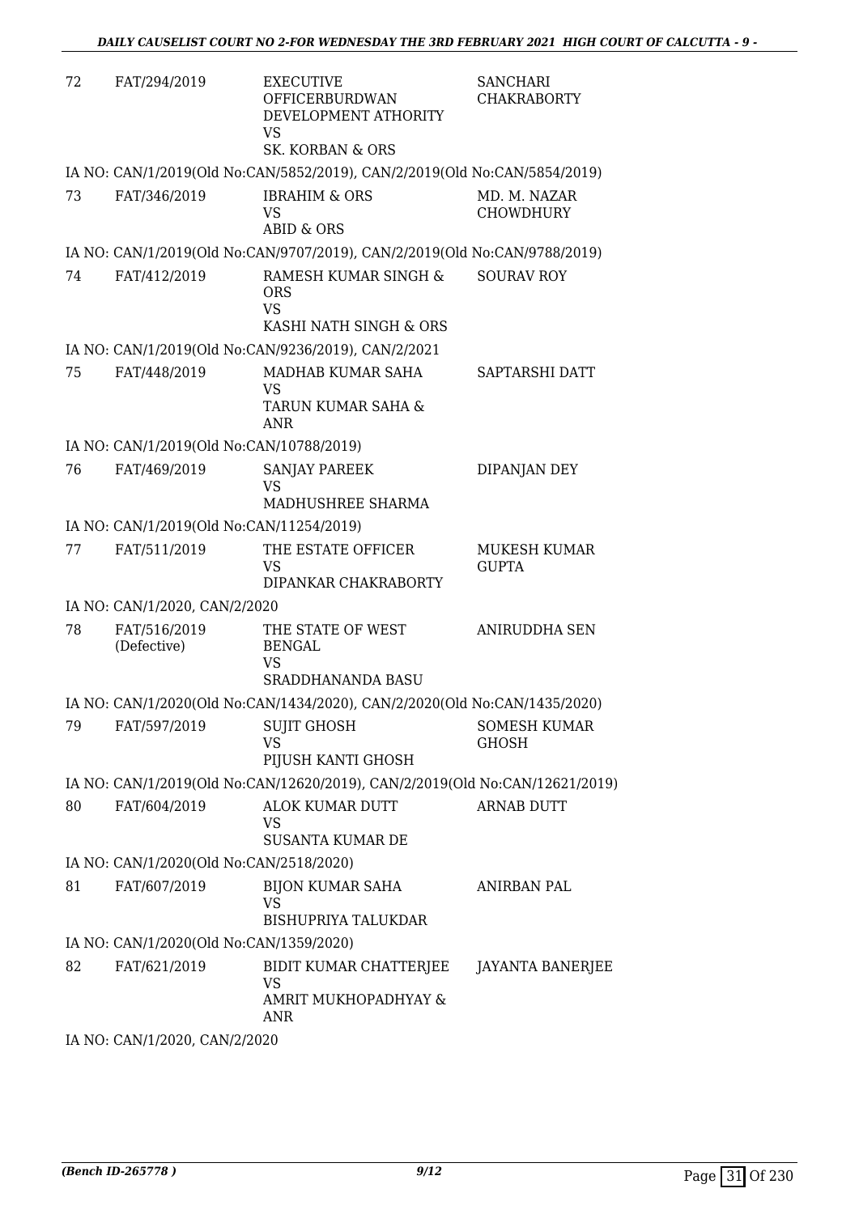| 72 | FAT/294/2019 | EXECUTIVE OFFICERBURDWAN DEVELOPMENT ATHORITY<br>VS<br>SK. KORBAN & ORS | SANCHARI CHAKRABORTY |
|---|---|---|---|
| | IA NO: CAN/1/2019(Old No:CAN/5852/2019), CAN/2/2019(Old No:CAN/5854/2019) | | |
| 73 | FAT/346/2019 | IBRAHIM & ORS<br>VS<br>ABID & ORS | MD. M. NAZAR CHOWDHURY |
| | IA NO: CAN/1/2019(Old No:CAN/9707/2019), CAN/2/2019(Old No:CAN/9788/2019) | | |
| 74 | FAT/412/2019 | RAMESH KUMAR SINGH & ORS<br>VS<br>KASHI NATH SINGH & ORS | SOURAV ROY |
| | IA NO: CAN/1/2019(Old No:CAN/9236/2019), CAN/2/2021 | | |
| 75 | FAT/448/2019 | MADHAB KUMAR SAHA<br>VS<br>TARUN KUMAR SAHA & ANR | SAPTARSHI DATT |
| | IA NO: CAN/1/2019(Old No:CAN/10788/2019) | | |
| 76 | FAT/469/2019 | SANJAY PAREEK<br>VS<br>MADHUSHREE SHARMA | DIPANJAN DEY |
| | IA NO: CAN/1/2019(Old No:CAN/11254/2019) | | |
| 77 | FAT/511/2019 | THE ESTATE OFFICER<br>VS<br>DIPANKAR CHAKRABORTY | MUKESH KUMAR GUPTA |
| | IA NO: CAN/1/2020, CAN/2/2020 | | |
| 78 | FAT/516/2019 (Defective) | THE STATE OF WEST BENGAL<br>VS<br>SRADDHANANDA BASU | ANIRUDDHA SEN |
| | IA NO: CAN/1/2020(Old No:CAN/1434/2020), CAN/2/2020(Old No:CAN/1435/2020) | | |
| 79 | FAT/597/2019 | SUJIT GHOSH<br>VS<br>PIJUSH KANTI GHOSH | SOMESH KUMAR GHOSH |
| | IA NO: CAN/1/2019(Old No:CAN/12620/2019), CAN/2/2019(Old No:CAN/12621/2019) | | |
| 80 | FAT/604/2019 | ALOK KUMAR DUTT<br>VS<br>SUSANTA KUMAR DE | ARNAB DUTT |
| | IA NO: CAN/1/2020(Old No:CAN/2518/2020) | | |
| 81 | FAT/607/2019 | BIJON KUMAR SAHA<br>VS<br>BISHUPRIYA TALUKDAR | ANIRBAN PAL |
| | IA NO: CAN/1/2020(Old No:CAN/1359/2020) | | |
| 82 | FAT/621/2019 | BIDIT KUMAR CHATTERJEE<br>VS<br>AMRIT MUKHOPADHYAY & ANR | JAYANTA BANERJEE |
| | IA NO: CAN/1/2020, CAN/2/2020 | | |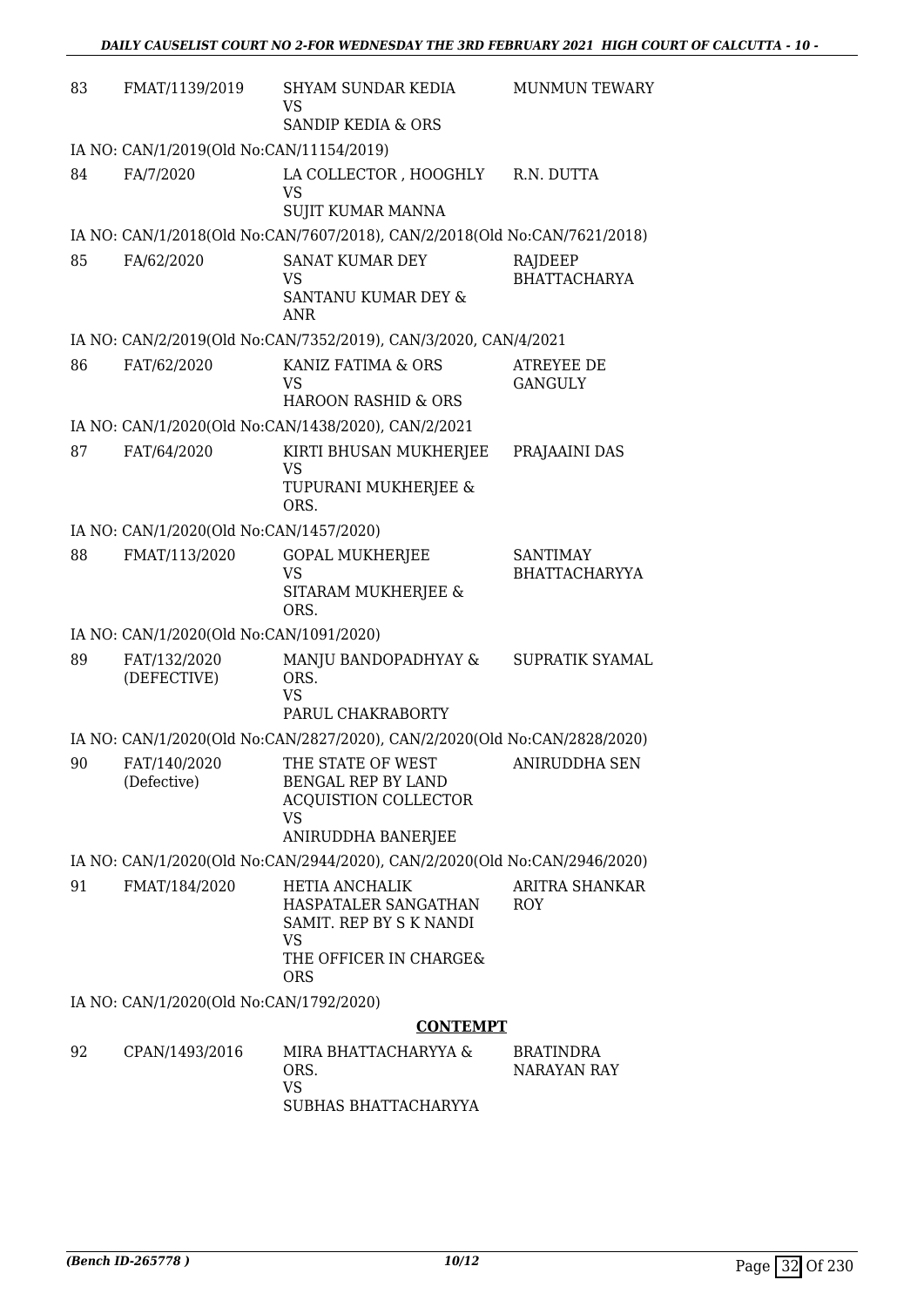| | | | |
|---|---|---|---|
| 83 | FMAT/1139/2019 | SHYAM SUNDAR KEDIA<br>VS<br>SANDIP KEDIA & ORS | MUNMUN TEWARY |
| IA NO: CAN/1/2019(Old No:CAN/11154/2019) | | | |
| 84 | FA/7/2020 | LA COLLECTOR , HOOGHLY<br>VS<br>SUJIT KUMAR MANNA | R.N. DUTTA |
| IA NO: CAN/1/2018(Old No:CAN/7607/2018), CAN/2/2018(Old No:CAN/7621/2018) | | | |
| 85 | FA/62/2020 | SANAT KUMAR DEY<br>VS<br>SANTANU KUMAR DEY & ANR | RAJDEEP BHATTACHARYA |
| IA NO: CAN/2/2019(Old No:CAN/7352/2019), CAN/3/2020, CAN/4/2021 | | | |
| 86 | FAT/62/2020 | KANIZ FATIMA & ORS<br>VS<br>HAROON RASHID & ORS | ATREYEE DE GANGULY |
| IA NO: CAN/1/2020(Old No:CAN/1438/2020), CAN/2/2021 | | | |
| 87 | FAT/64/2020 | KIRTI BHUSAN MUKHERJEE<br>VS<br>TUPURANI MUKHERJEE & ORS. | PRAJAAINI DAS |
| IA NO: CAN/1/2020(Old No:CAN/1457/2020) | | | |
| 88 | FMAT/113/2020 | GOPAL MUKHERJEE<br>VS<br>SITARAM MUKHERJEE & ORS. | SANTIMAY BHATTACHARYYA |
| IA NO: CAN/1/2020(Old No:CAN/1091/2020) | | | |
| 89 | FAT/132/2020 (DEFECTIVE) | MANJU BANDOPADHYAY & ORS.<br>VS<br>PARUL CHAKRABORTY | SUPRATIK SYAMAL |
| IA NO: CAN/1/2020(Old No:CAN/2827/2020), CAN/2/2020(Old No:CAN/2828/2020) | | | |
| 90 | FAT/140/2020 (Defective) | THE STATE OF WEST BENGAL REP BY LAND ACQUISTION COLLECTOR<br>VS<br>ANIRUDDHA BANERJEE | ANIRUDDHA SEN |
| IA NO: CAN/1/2020(Old No:CAN/2944/2020), CAN/2/2020(Old No:CAN/2946/2020) | | | |
| 91 | FMAT/184/2020 | HETIA ANCHALIK HASPATALER SANGATHAN SAMIT. REP BY S K NANDI<br>VS<br>THE OFFICER IN CHARGE& ORS | ARITRA SHANKAR ROY |
| IA NO: CAN/1/2020(Old No:CAN/1792/2020) | | | |

**CONTEMPT**

| | | | |
|---|---|---|---|
| 92 | CPAN/1493/2016 | MIRA BHATTACHARYYA & ORS.<br>VS<br>SUBHAS BHATTACHARYYA | BRATINDRA NARAYAN RAY |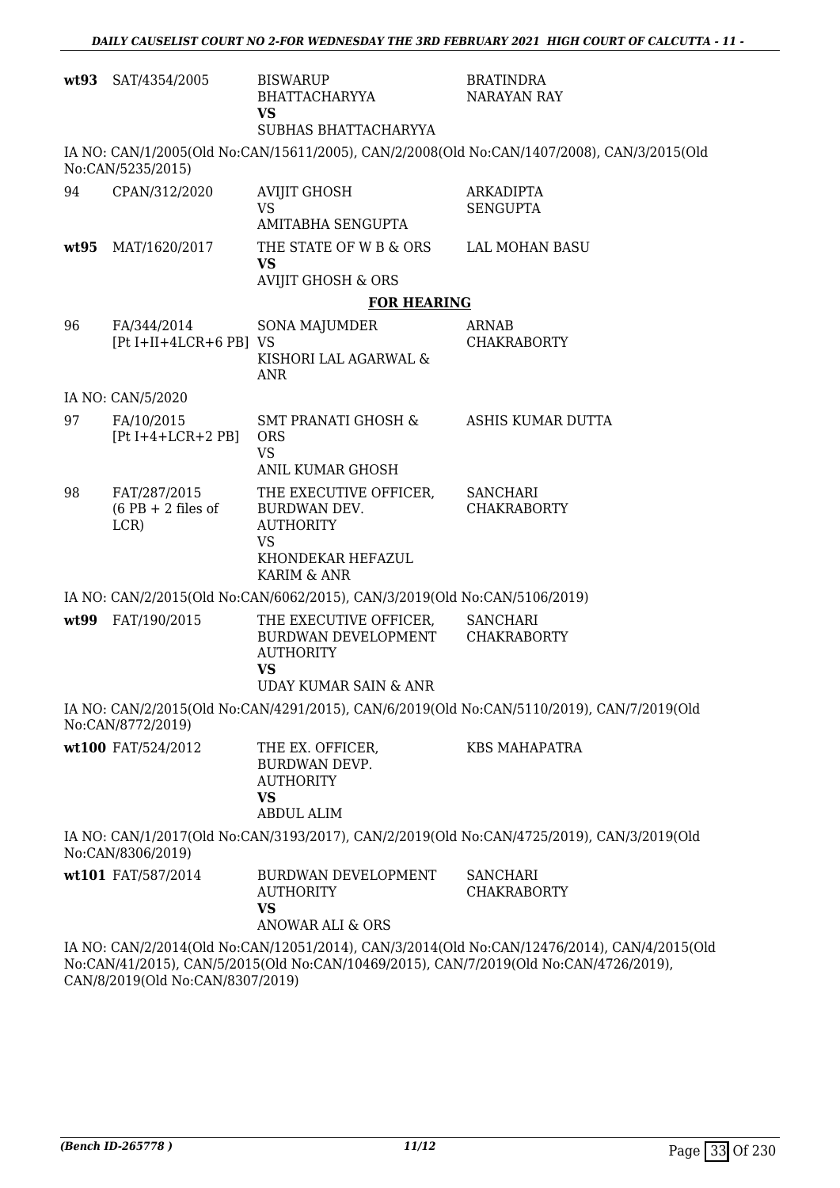| | | | |
|---|---|---|---|
| **wt93** | SAT/4354/2005 | BISWARUP BHATTACHARYYA **VS** SUBHAS BHATTACHARYYA | BRATINDRA NARAYAN RAY |

IA NO: CAN/1/2005(Old No:CAN/15611/2005), CAN/2/2008(Old No:CAN/1407/2008), CAN/3/2015(Old No:CAN/5235/2015)

| | | | |
|---|---|---|---|
| 94 | CPAN/312/2020 | AVIJIT GHOSH VS AMITABHA SENGUPTA | ARKADIPTA SENGUPTA |
| **wt95** | MAT/1620/2017 | THE STATE OF W B & ORS **VS** AVIJIT GHOSH & ORS | LAL MOHAN BASU |

**FOR HEARING**

| | | | |
|---|---|---|---|
| 96 | FA/344/2014 [Pt I+II+4LCR+6 PB] | SONA MAJUMDER VS KISHORI LAL AGARWAL & ANR | ARNAB CHAKRABORTY |

IA NO: CAN/5/2020

| | | | |
|---|---|---|---|
| 97 | FA/10/2015 [Pt I+4+LCR+2 PB] | SMT PRANATI GHOSH & ORS VS ANIL KUMAR GHOSH | ASHIS KUMAR DUTTA |
| 98 | FAT/287/2015 (6 PB + 2 files of LCR) | THE EXECUTIVE OFFICER, BURDWAN DEV. AUTHORITY VS KHONDEKAR HEFAZUL KARIM & ANR | SANCHARI CHAKRABORTY |

IA NO: CAN/2/2015(Old No:CAN/6062/2015), CAN/3/2019(Old No:CAN/5106/2019)

| | | | |
|---|---|---|---|
| **wt99** | FAT/190/2015 | THE EXECUTIVE OFFICER, BURDWAN DEVELOPMENT AUTHORITY **VS** UDAY KUMAR SAIN & ANR | SANCHARI CHAKRABORTY |

IA NO: CAN/2/2015(Old No:CAN/4291/2015), CAN/6/2019(Old No:CAN/5110/2019), CAN/7/2019(Old No:CAN/8772/2019)

| | | | |
|---|---|---|---|
| **wt100** | FAT/524/2012 | THE EX. OFFICER, BURDWAN DEVP. AUTHORITY **VS** ABDUL ALIM | KBS MAHAPATRA |

IA NO: CAN/1/2017(Old No:CAN/3193/2017), CAN/2/2019(Old No:CAN/4725/2019), CAN/3/2019(Old No:CAN/8306/2019)

| | | | |
|---|---|---|---|
| **wt101** | FAT/587/2014 | BURDWAN DEVELOPMENT AUTHORITY **VS** ANOWAR ALI & ORS | SANCHARI CHAKRABORTY |

IA NO: CAN/2/2014(Old No:CAN/12051/2014), CAN/3/2014(Old No:CAN/12476/2014), CAN/4/2015(Old No:CAN/41/2015), CAN/5/2015(Old No:CAN/10469/2015), CAN/7/2019(Old No:CAN/4726/2019), CAN/8/2019(Old No:CAN/8307/2019)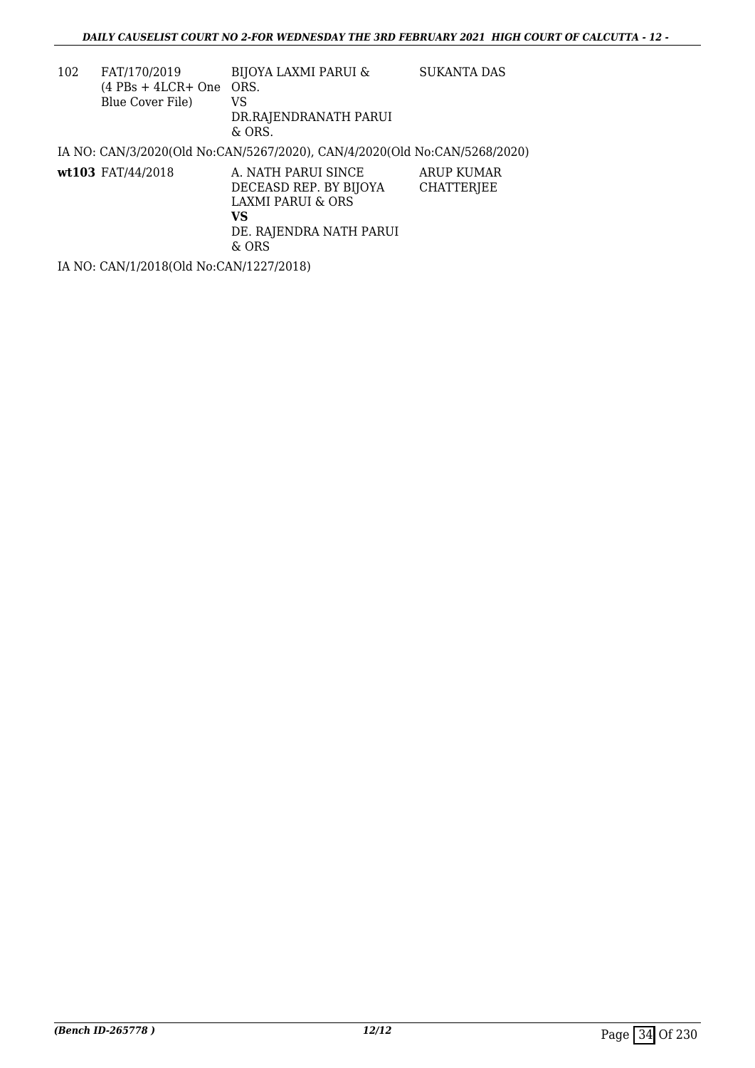| | | | |
|---|---|---|---|
| 102 | FAT/170/2019 (4 PBs + 4LCR+ One Blue Cover File) | BIJOYA LAXMI PARUI & ORS. VS DR.RAJENDRANATH PARUI & ORS. | SUKANTA DAS |

IA NO: CAN/3/2020(Old No:CAN/5267/2020), CAN/4/2020(Old No:CAN/5268/2020)

| | | | |
|---|---|---|---|
| **wt103** | FAT/44/2018 | A. NATH PARUI SINCE DECEASD REP. BY BIJOYA LAXMI PARUI & ORS **VS** DE. RAJENDRA NATH PARUI & ORS | ARUP KUMAR CHATTERJEE |

IA NO: CAN/1/2018(Old No:CAN/1227/2018)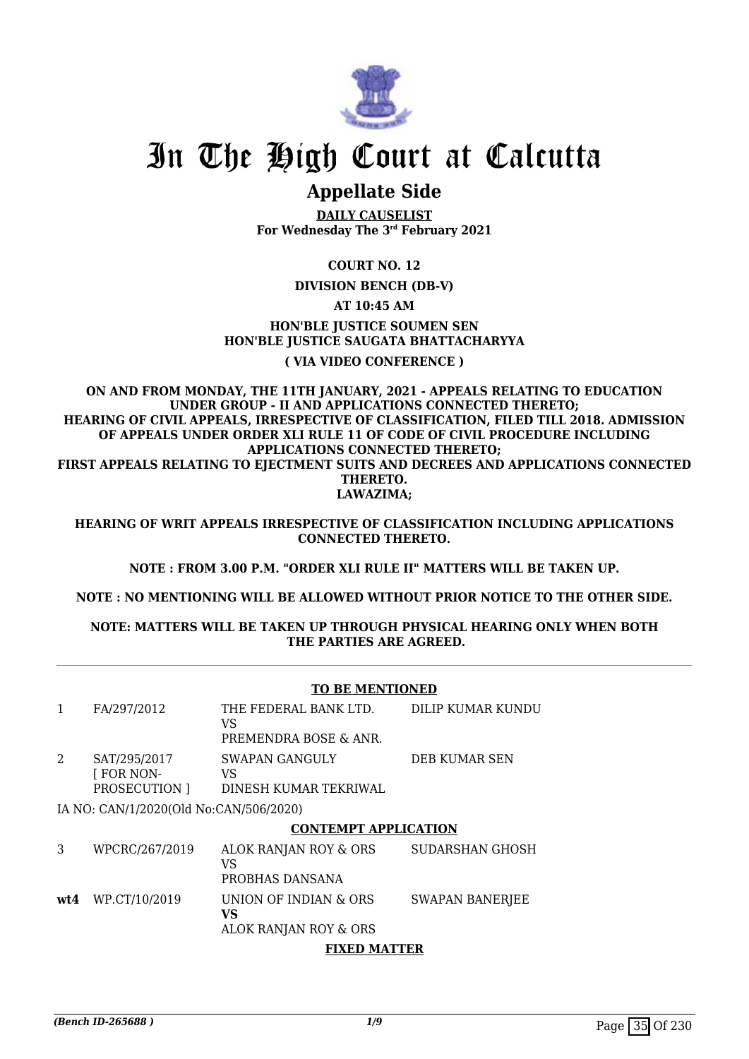# In The High Court at Calcutta

## Appellate Side

**DAILY CAUSELIST**
**For Wednesday The 3rd February 2021**

**COURT NO. 12**

**DIVISION BENCH (DB-V)**

**AT 10:45 AM**

**HON'BLE JUSTICE SOUMEN SEN**
**HON'BLE JUSTICE SAUGATA BHATTACHARYYA**

**( VIA VIDEO CONFERENCE )**

**ON AND FROM MONDAY, THE 11TH JANUARY, 2021 - APPEALS RELATING TO EDUCATION UNDER GROUP - II AND APPLICATIONS CONNECTED THERETO; HEARING OF CIVIL APPEALS, IRRESPECTIVE OF CLASSIFICATION, FILED TILL 2018. ADMISSION OF APPEALS UNDER ORDER XLI RULE 11 OF CODE OF CIVIL PROCEDURE INCLUDING APPLICATIONS CONNECTED THERETO; FIRST APPEALS RELATING TO EJECTMENT SUITS AND DECREES AND APPLICATIONS CONNECTED THERETO. LAWAZIMA;**

**HEARING OF WRIT APPEALS IRRESPECTIVE OF CLASSIFICATION INCLUDING APPLICATIONS CONNECTED THERETO.**

**NOTE : FROM 3.00 P.M. "ORDER XLI RULE II" MATTERS WILL BE TAKEN UP.**

**NOTE : NO MENTIONING WILL BE ALLOWED WITHOUT PRIOR NOTICE TO THE OTHER SIDE.**

**NOTE: MATTERS WILL BE TAKEN UP THROUGH PHYSICAL HEARING ONLY WHEN BOTH THE PARTIES ARE AGREED.**

**TO BE MENTIONED**

| | | | |
|---|---|---|---|
| 1 | FA/297/2012 | THE FEDERAL BANK LTD.<br>VS<br>PREMENDRA BOSE & ANR. | DILIP KUMAR KUNDU |
| 2 | SAT/295/2017<br>[ FOR NON-PROSECUTION ] | SWAPAN GANGULY<br>VS<br>DINESH KUMAR TEKRIWAL | DEB KUMAR SEN |

IA NO: CAN/1/2020(Old No:CAN/506/2020)

**CONTEMPT APPLICATION**

| | | | |
|---|---|---|---|
| 3 | WPCRC/267/2019 | ALOK RANJAN ROY & ORS<br>VS<br>PROBHAS DANSANA | SUDARSHAN GHOSH |
| **wt4** | WP.CT/10/2019 | UNION OF INDIAN & ORS<br>**VS**<br>ALOK RANJAN ROY & ORS | SWAPAN BANERJEE |

**FIXED MATTER**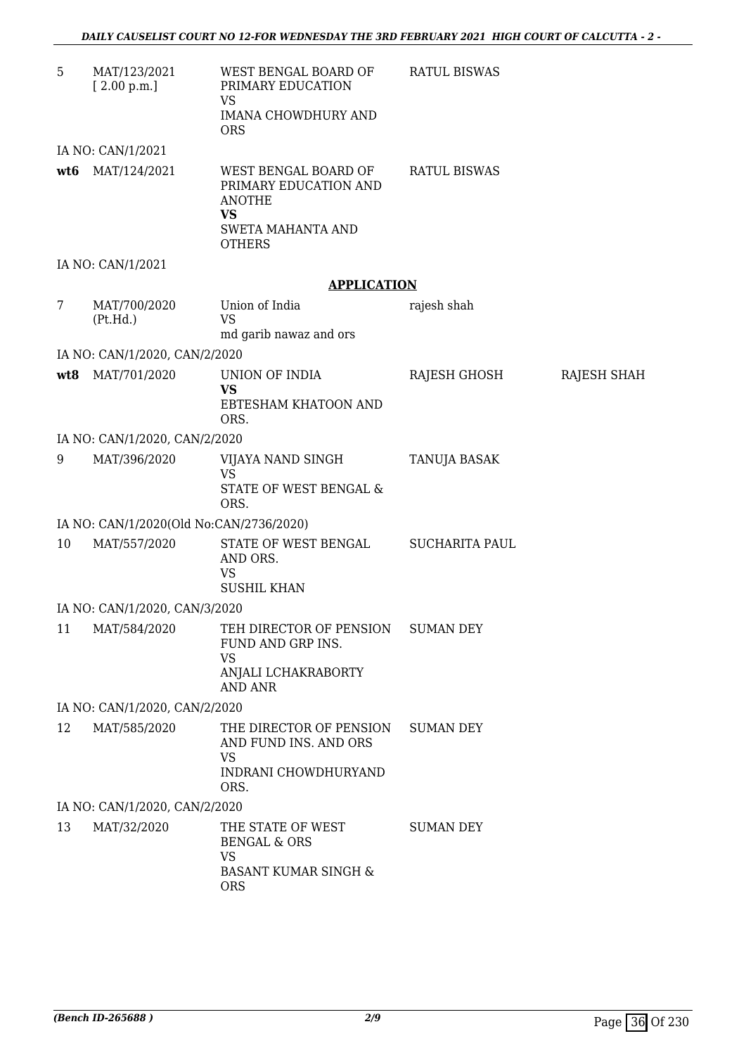| | | | | |
|---|---|---|---|---|
| 5 | MAT/123/2021 [ 2.00 p.m.] | WEST BENGAL BOARD OF PRIMARY EDUCATION VS IMANA CHOWDHURY AND ORS | RATUL BISWAS | |
| | IA NO: CAN/1/2021 | | | |
| **wt6** | MAT/124/2021 | WEST BENGAL BOARD OF PRIMARY EDUCATION AND ANOTHE **VS** SWETA MAHANTA AND OTHERS | RATUL BISWAS | |
| | IA NO: CAN/1/2021 | | | |

**APPLICATION**

| | | | | |
|---|---|---|---|---|
| 7 | MAT/700/2020 (Pt.Hd.) | Union of India VS md garib nawaz and ors | rajesh shah | |
| | IA NO: CAN/1/2020, CAN/2/2020 | | | |
| **wt8** | MAT/701/2020 | UNION OF INDIA **VS** EBTESHAM KHATOON AND ORS. | RAJESH GHOSH | RAJESH SHAH |
| | IA NO: CAN/1/2020, CAN/2/2020 | | | |
| 9 | MAT/396/2020 | VIJAYA NAND SINGH VS STATE OF WEST BENGAL & ORS. | TANUJA BASAK | |
| | IA NO: CAN/1/2020(Old No:CAN/2736/2020) | | | |
| 10 | MAT/557/2020 | STATE OF WEST BENGAL AND ORS. VS SUSHIL KHAN | SUCHARITA PAUL | |
| | IA NO: CAN/1/2020, CAN/3/2020 | | | |
| 11 | MAT/584/2020 | TEH DIRECTOR OF PENSION FUND AND GRP INS. VS ANJALI LCHAKRABORTY AND ANR | SUMAN DEY | |
| | IA NO: CAN/1/2020, CAN/2/2020 | | | |
| 12 | MAT/585/2020 | THE DIRECTOR OF PENSION AND FUND INS. AND ORS VS INDRANI CHOWDHURYAND ORS. | SUMAN DEY | |
| | IA NO: CAN/1/2020, CAN/2/2020 | | | |
| 13 | MAT/32/2020 | THE STATE OF WEST BENGAL & ORS VS BASANT KUMAR SINGH & ORS | SUMAN DEY | |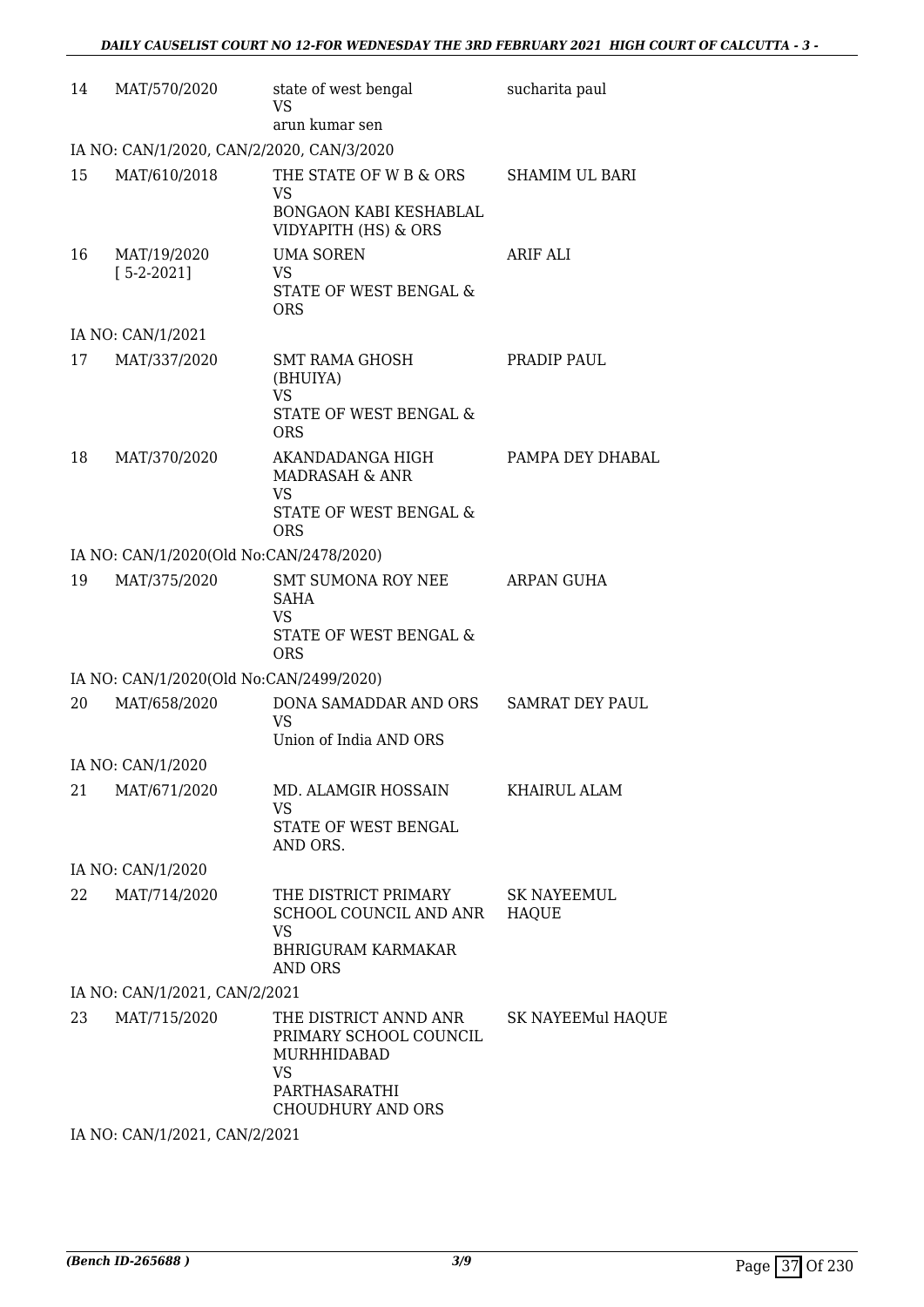| | | | |
|---|---|---|---|
| 14 | MAT/570/2020 | state of west bengal<br>VS<br>arun kumar sen | sucharita paul |
| IA NO: CAN/1/2020, CAN/2/2020, CAN/3/2020 | | | |
| 15 | MAT/610/2018 | THE STATE OF W B & ORS<br>VS<br>BONGAON KABI KESHABLAL VIDYAPITH (HS) & ORS | SHAMIM UL BARI |
| 16 | MAT/19/2020<br>[ 5-2-2021] | UMA SOREN<br>VS<br>STATE OF WEST BENGAL & ORS | ARIF ALI |
| IA NO: CAN/1/2021 | | | |
| 17 | MAT/337/2020 | SMT RAMA GHOSH (BHUIYA)<br>VS<br>STATE OF WEST BENGAL & ORS | PRADIP PAUL |
| 18 | MAT/370/2020 | AKANDADANGA HIGH MADRASAH & ANR<br>VS<br>STATE OF WEST BENGAL & ORS | PAMPA DEY DHABAL |
| IA NO: CAN/1/2020(Old No:CAN/2478/2020) | | | |
| 19 | MAT/375/2020 | SMT SUMONA ROY NEE SAHA<br>VS<br>STATE OF WEST BENGAL & ORS | ARPAN GUHA |
| IA NO: CAN/1/2020(Old No:CAN/2499/2020) | | | |
| 20 | MAT/658/2020 | DONA SAMADDAR AND ORS<br>VS<br>Union of India AND ORS | SAMRAT DEY PAUL |
| IA NO: CAN/1/2020 | | | |
| 21 | MAT/671/2020 | MD. ALAMGIR HOSSAIN<br>VS<br>STATE OF WEST BENGAL AND ORS. | KHAIRUL ALAM |
| IA NO: CAN/1/2020 | | | |
| 22 | MAT/714/2020 | THE DISTRICT PRIMARY SCHOOL COUNCIL AND ANR<br>VS<br>BHRIGURAM KARMAKAR AND ORS | SK NAYEEMUL HAQUE |
| IA NO: CAN/1/2021, CAN/2/2021 | | | |
| 23 | MAT/715/2020 | THE DISTRICT ANND ANR PRIMARY SCHOOL COUNCIL MURHHIDABAD<br>VS<br>PARTHASARATHI CHOUDHURY AND ORS | SK NAYEEMul HAQUE |
| IA NO: CAN/1/2021, CAN/2/2021 | | | |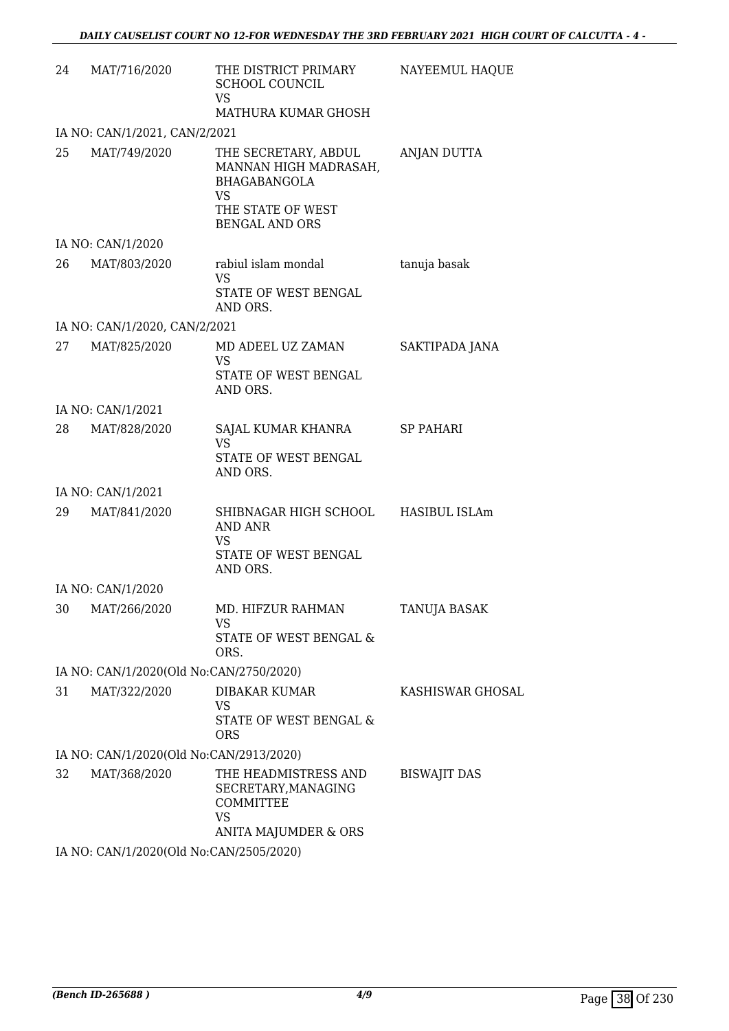| | | | |
|---|---|---|---|
| 24 | MAT/716/2020 | THE DISTRICT PRIMARY SCHOOL COUNCIL<br>VS<br>MATHURA KUMAR GHOSH | NAYEEMUL HAQUE |
| IA NO: CAN/1/2021, CAN/2/2021 | | | |
| 25 | MAT/749/2020 | THE SECRETARY, ABDUL MANNAN HIGH MADRASAH, BHAGABANGOLA<br>VS<br>THE STATE OF WEST BENGAL AND ORS | ANJAN DUTTA |
| IA NO: CAN/1/2020 | | | |
| 26 | MAT/803/2020 | rabiul islam mondal<br>VS<br>STATE OF WEST BENGAL AND ORS. | tanuja basak |
| IA NO: CAN/1/2020, CAN/2/2021 | | | |
| 27 | MAT/825/2020 | MD ADEEL UZ ZAMAN<br>VS<br>STATE OF WEST BENGAL AND ORS. | SAKTIPADA JANA |
| IA NO: CAN/1/2021 | | | |
| 28 | MAT/828/2020 | SAJAL KUMAR KHANRA<br>VS<br>STATE OF WEST BENGAL AND ORS. | SP PAHARI |
| IA NO: CAN/1/2021 | | | |
| 29 | MAT/841/2020 | SHIBNAGAR HIGH SCHOOL AND ANR<br>VS<br>STATE OF WEST BENGAL AND ORS. | HASIBUL ISLAm |
| IA NO: CAN/1/2020 | | | |
| 30 | MAT/266/2020 | MD. HIFZUR RAHMAN<br>VS<br>STATE OF WEST BENGAL & ORS. | TANUJA BASAK |
| IA NO: CAN/1/2020(Old No:CAN/2750/2020) | | | |
| 31 | MAT/322/2020 | DIBAKAR KUMAR<br>VS<br>STATE OF WEST BENGAL & ORS | KASHISWAR GHOSAL |
| IA NO: CAN/1/2020(Old No:CAN/2913/2020) | | | |
| 32 | MAT/368/2020 | THE HEADMISTRESS AND SECRETARY,MANAGING COMMITTEE<br>VS<br>ANITA MAJUMDER & ORS | BISWAJIT DAS |
| IA NO: CAN/1/2020(Old No:CAN/2505/2020) | | | |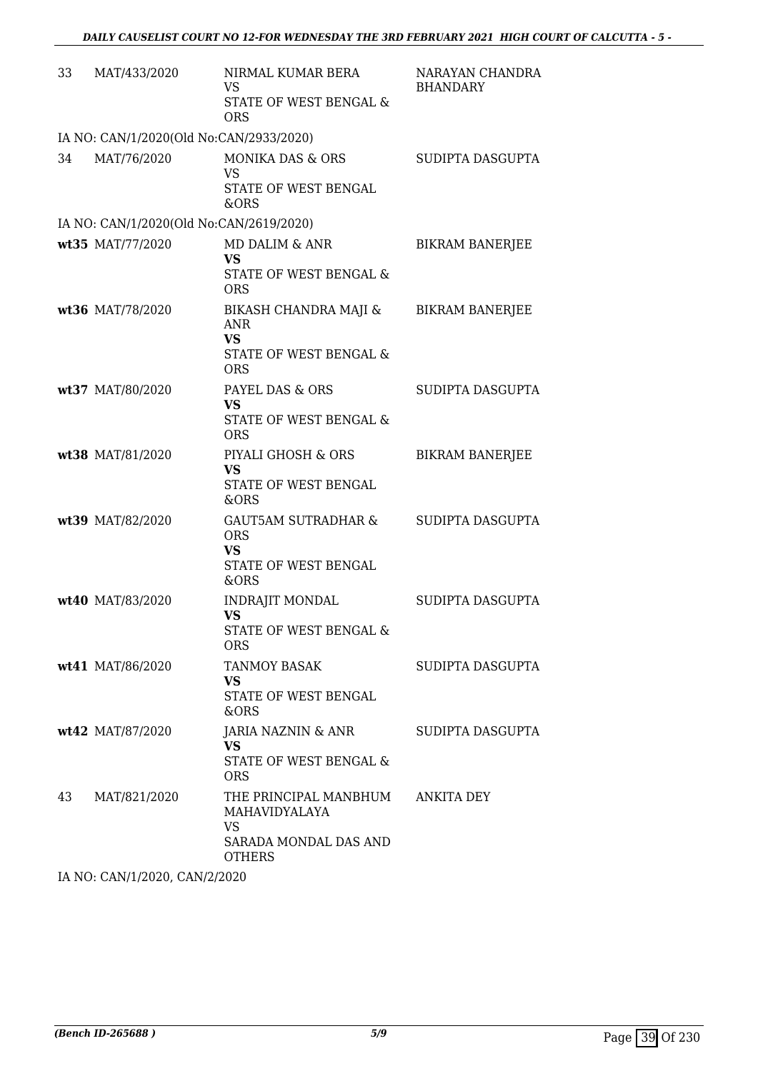| | | | |
|---|---|---|---|
| 33 | MAT/433/2020 | NIRMAL KUMAR BERA<br>VS<br>STATE OF WEST BENGAL & ORS | NARAYAN CHANDRA BHANDARY |
| | IA NO: CAN/1/2020(Old No:CAN/2933/2020) | | |
| 34 | MAT/76/2020 | MONIKA DAS & ORS<br>VS<br>STATE OF WEST BENGAL &ORS | SUDIPTA DASGUPTA |
| | IA NO: CAN/1/2020(Old No:CAN/2619/2020) | | |
| **wt35** | MAT/77/2020 | MD DALIM & ANR<br>**VS**<br>STATE OF WEST BENGAL & ORS | BIKRAM BANERJEE |
| **wt36** | MAT/78/2020 | BIKASH CHANDRA MAJI & ANR<br>**VS**<br>STATE OF WEST BENGAL & ORS | BIKRAM BANERJEE |
| **wt37** | MAT/80/2020 | PAYEL DAS & ORS<br>**VS**<br>STATE OF WEST BENGAL & ORS | SUDIPTA DASGUPTA |
| **wt38** | MAT/81/2020 | PIYALI GHOSH & ORS<br>**VS**<br>STATE OF WEST BENGAL &ORS | BIKRAM BANERJEE |
| **wt39** | MAT/82/2020 | GAUT5AM SUTRADHAR & ORS<br>**VS**<br>STATE OF WEST BENGAL &ORS | SUDIPTA DASGUPTA |
| **wt40** | MAT/83/2020 | INDRAJIT MONDAL<br>**VS**<br>STATE OF WEST BENGAL & ORS | SUDIPTA DASGUPTA |
| **wt41** | MAT/86/2020 | TANMOY BASAK<br>**VS**<br>STATE OF WEST BENGAL &ORS | SUDIPTA DASGUPTA |
| **wt42** | MAT/87/2020 | JARIA NAZNIN & ANR<br>**VS**<br>STATE OF WEST BENGAL & ORS | SUDIPTA DASGUPTA |
| 43 | MAT/821/2020 | THE PRINCIPAL MANBHUM MAHAVIDYALAYA<br>VS<br>SARADA MONDAL DAS AND OTHERS | ANKITA DEY |
| | IA NO: CAN/1/2020, CAN/2/2020 | | |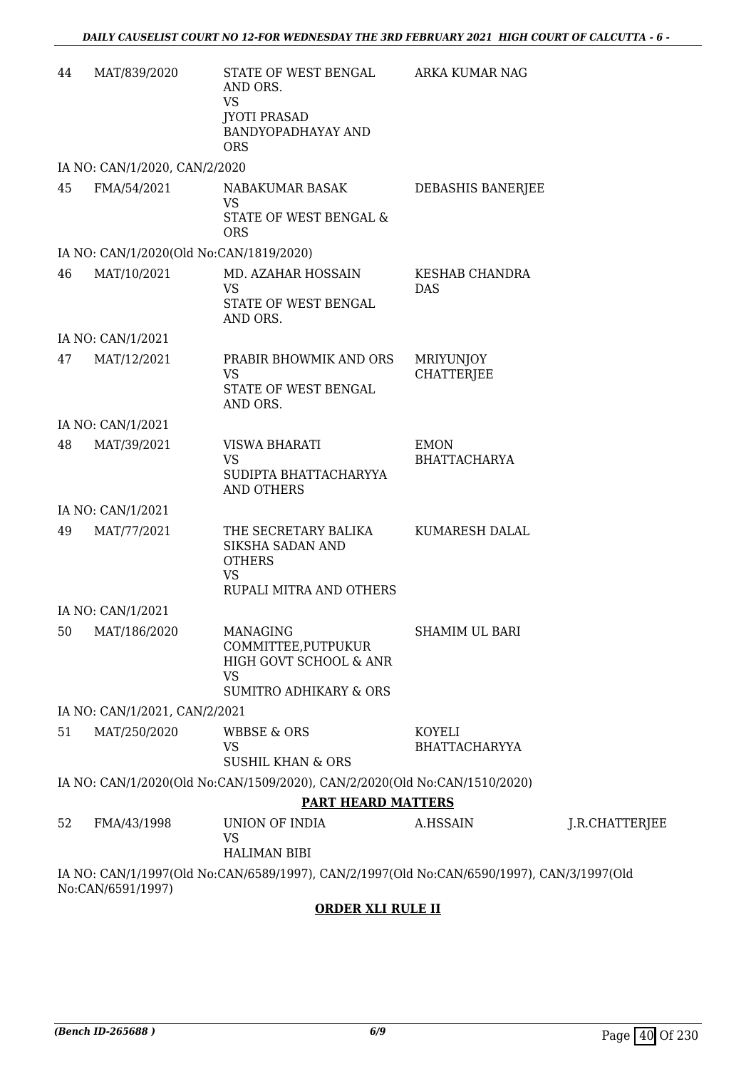| | | | | |
|---|---|---|---|---|
| 44 | MAT/839/2020 | STATE OF WEST BENGAL AND ORS.<br>VS<br>JYOTI PRASAD BANDYOPADHAYAY AND ORS | ARKA KUMAR NAG | |
| | IA NO: CAN/1/2020, CAN/2/2020 | | | |
| 45 | FMA/54/2021 | NABAKUMAR BASAK<br>VS<br>STATE OF WEST BENGAL & ORS | DEBASHIS BANERJEE | |
| | IA NO: CAN/1/2020(Old No:CAN/1819/2020) | | | |
| 46 | MAT/10/2021 | MD. AZAHAR HOSSAIN<br>VS<br>STATE OF WEST BENGAL AND ORS. | KESHAB CHANDRA DAS | |
| | IA NO: CAN/1/2021 | | | |
| 47 | MAT/12/2021 | PRABIR BHOWMIK AND ORS<br>VS<br>STATE OF WEST BENGAL AND ORS. | MRIYUNJOY CHATTERJEE | |
| | IA NO: CAN/1/2021 | | | |
| 48 | MAT/39/2021 | VISWA BHARATI<br>VS<br>SUDIPTA BHATTACHARYYA AND OTHERS | EMON BHATTACHARYA | |
| | IA NO: CAN/1/2021 | | | |
| 49 | MAT/77/2021 | THE SECRETARY BALIKA SIKSHA SADAN AND OTHERS<br>VS<br>RUPALI MITRA AND OTHERS | KUMARESH DALAL | |
| | IA NO: CAN/1/2021 | | | |
| 50 | MAT/186/2020 | MANAGING COMMITTEE,PUTPUKUR HIGH GOVT SCHOOL & ANR<br>VS<br>SUMITRO ADHIKARY & ORS | SHAMIM UL BARI | |
| | IA NO: CAN/1/2021, CAN/2/2021 | | | |
| 51 | MAT/250/2020 | WBBSE & ORS<br>VS<br>SUSHIL KHAN & ORS | KOYELI BHATTACHARYYA | |
| | IA NO: CAN/1/2020(Old No:CAN/1509/2020), CAN/2/2020(Old No:CAN/1510/2020) | | | |

**PART HEARD MATTERS**

| | | | | |
|---|---|---|---|---|
| 52 | FMA/43/1998 | UNION OF INDIA<br>VS<br>HALIMAN BIBI | A.HSSAIN | J.R.CHATTERJEE |

IA NO: CAN/1/1997(Old No:CAN/6589/1997), CAN/2/1997(Old No:CAN/6590/1997), CAN/3/1997(Old No:CAN/6591/1997)

**ORDER XLI RULE II**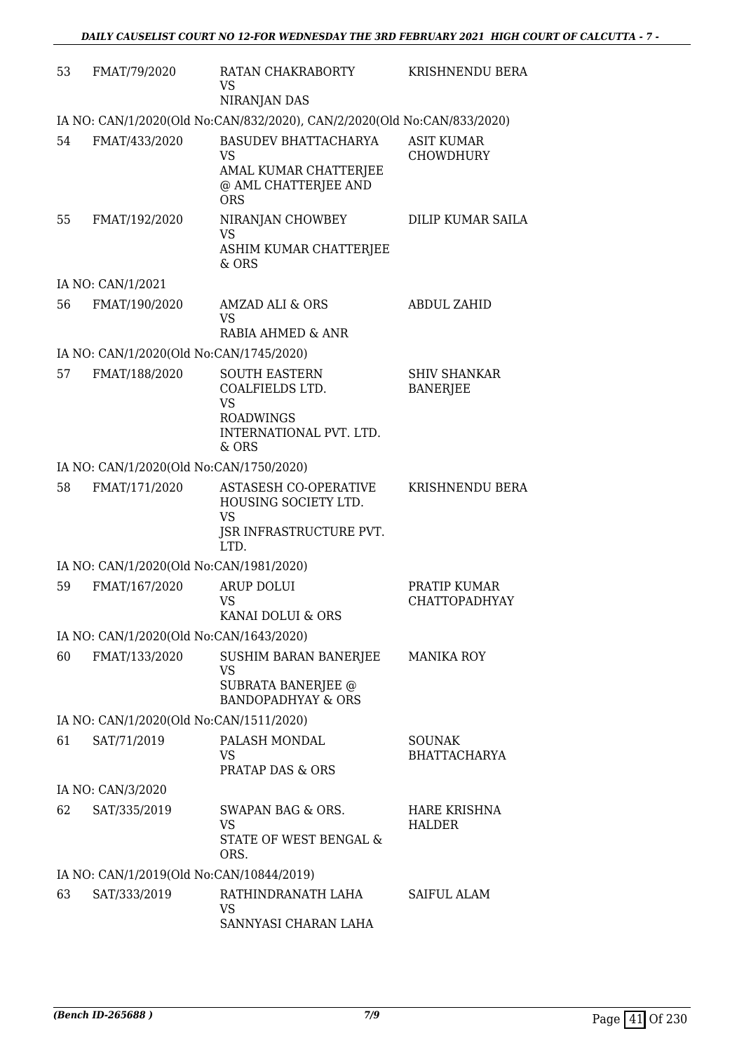| | | | |
|---|---|---|---|
| 53 | FMAT/79/2020 | RATAN CHAKRABORTY<br>VS<br>NIRANJAN DAS | KRISHNENDU BERA |
| IA NO: CAN/1/2020(Old No:CAN/832/2020), CAN/2/2020(Old No:CAN/833/2020) | | | |
| 54 | FMAT/433/2020 | BASUDEV BHATTACHARYA<br>VS<br>AMAL KUMAR CHATTERJEE @ AML CHATTERJEE AND ORS | ASIT KUMAR CHOWDHURY |
| 55 | FMAT/192/2020 | NIRANJAN CHOWBEY<br>VS<br>ASHIM KUMAR CHATTERJEE & ORS | DILIP KUMAR SAILA |
| IA NO: CAN/1/2021 | | | |
| 56 | FMAT/190/2020 | AMZAD ALI & ORS<br>VS<br>RABIA AHMED & ANR | ABDUL ZAHID |
| IA NO: CAN/1/2020(Old No:CAN/1745/2020) | | | |
| 57 | FMAT/188/2020 | SOUTH EASTERN COALFIELDS LTD.<br>VS<br>ROADWINGS INTERNATIONAL PVT. LTD. & ORS | SHIV SHANKAR BANERJEE |
| IA NO: CAN/1/2020(Old No:CAN/1750/2020) | | | |
| 58 | FMAT/171/2020 | ASTASESH CO-OPERATIVE HOUSING SOCIETY LTD.<br>VS<br>JSR INFRASTRUCTURE PVT. LTD. | KRISHNENDU BERA |
| IA NO: CAN/1/2020(Old No:CAN/1981/2020) | | | |
| 59 | FMAT/167/2020 | ARUP DOLUI<br>VS<br>KANAI DOLUI & ORS | PRATIP KUMAR CHATTOPADHYAY |
| IA NO: CAN/1/2020(Old No:CAN/1643/2020) | | | |
| 60 | FMAT/133/2020 | SUSHIM BARAN BANERJEE<br>VS<br>SUBRATA BANERJEE @ BANDOPADHYAY & ORS | MANIKA ROY |
| IA NO: CAN/1/2020(Old No:CAN/1511/2020) | | | |
| 61 | SAT/71/2019 | PALASH MONDAL<br>VS<br>PRATAP DAS & ORS | SOUNAK BHATTACHARYA |
| IA NO: CAN/3/2020 | | | |
| 62 | SAT/335/2019 | SWAPAN BAG & ORS.<br>VS<br>STATE OF WEST BENGAL & ORS. | HARE KRISHNA HALDER |
| IA NO: CAN/1/2019(Old No:CAN/10844/2019) | | | |
| 63 | SAT/333/2019 | RATHINDRANATH LAHA<br>VS<br>SANNYASI CHARAN LAHA | SAIFUL ALAM |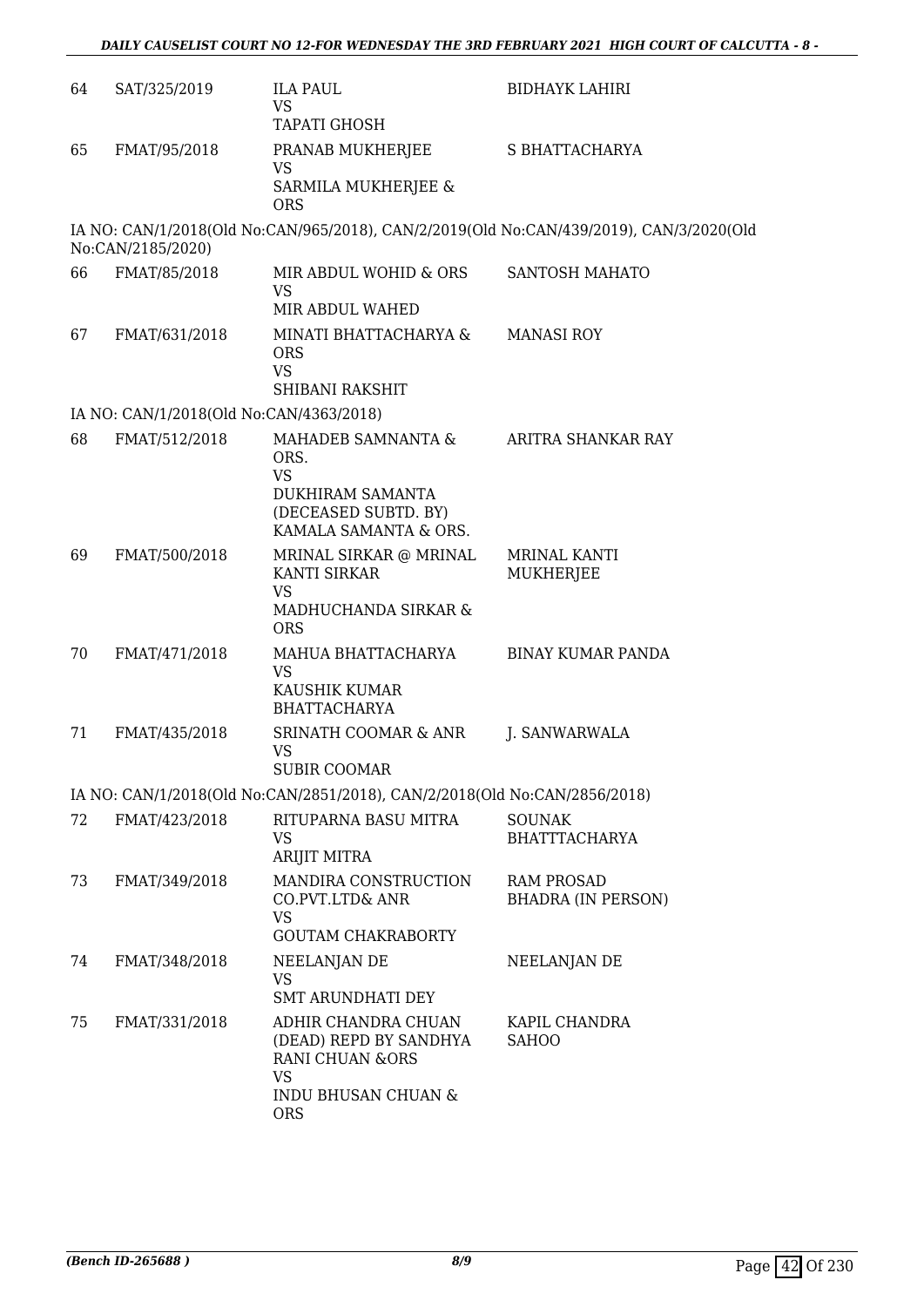| | | | |
|---|---|---|---|
| 64 | SAT/325/2019 | ILA PAUL<br>VS<br>TAPATI GHOSH | BIDHAYK LAHIRI |
| 65 | FMAT/95/2018 | PRANAB MUKHERJEE<br>VS<br>SARMILA MUKHERJEE & ORS | S BHATTACHARYA |

IA NO: CAN/1/2018(Old No:CAN/965/2018), CAN/2/2019(Old No:CAN/439/2019), CAN/3/2020(Old No:CAN/2185/2020)

| | | | |
|---|---|---|---|
| 66 | FMAT/85/2018 | MIR ABDUL WOHID & ORS<br>VS<br>MIR ABDUL WAHED | SANTOSH MAHATO |
| 67 | FMAT/631/2018 | MINATI BHATTACHARYA & ORS<br>VS<br>SHIBANI RAKSHIT | MANASI ROY |

IA NO: CAN/1/2018(Old No:CAN/4363/2018)

| | | | |
|---|---|---|---|
| 68 | FMAT/512/2018 | MAHADEB SAMNANTA & ORS.<br>VS<br>DUKHIRAM SAMANTA (DECEASED SUBTD. BY) KAMALA SAMANTA & ORS. | ARITRA SHANKAR RAY |
| 69 | FMAT/500/2018 | MRINAL SIRKAR @ MRINAL KANTI SIRKAR<br>VS<br>MADHUCHANDA SIRKAR & ORS | MRINAL KANTI MUKHERJEE |
| 70 | FMAT/471/2018 | MAHUA BHATTACHARYA<br>VS<br>KAUSHIK KUMAR BHATTACHARYA | BINAY KUMAR PANDA |
| 71 | FMAT/435/2018 | SRINATH COOMAR & ANR<br>VS<br>SUBIR COOMAR | J. SANWARWALA |

IA NO: CAN/1/2018(Old No:CAN/2851/2018), CAN/2/2018(Old No:CAN/2856/2018)

| | | | |
|---|---|---|---|
| 72 | FMAT/423/2018 | RITUPARNA BASU MITRA<br>VS<br>ARIJIT MITRA | SOUNAK BHATTTACHARYA |
| 73 | FMAT/349/2018 | MANDIRA CONSTRUCTION CO.PVT.LTD& ANR<br>VS<br>GOUTAM CHAKRABORTY | RAM PROSAD BHADRA (IN PERSON) |
| 74 | FMAT/348/2018 | NEELANJAN DE<br>VS<br>SMT ARUNDHATI DEY | NEELANJAN DE |
| 75 | FMAT/331/2018 | ADHIR CHANDRA CHUAN (DEAD) REPD BY SANDHYA RANI CHUAN &ORS<br>VS<br>INDU BHUSAN CHUAN & ORS | KAPIL CHANDRA SAHOO |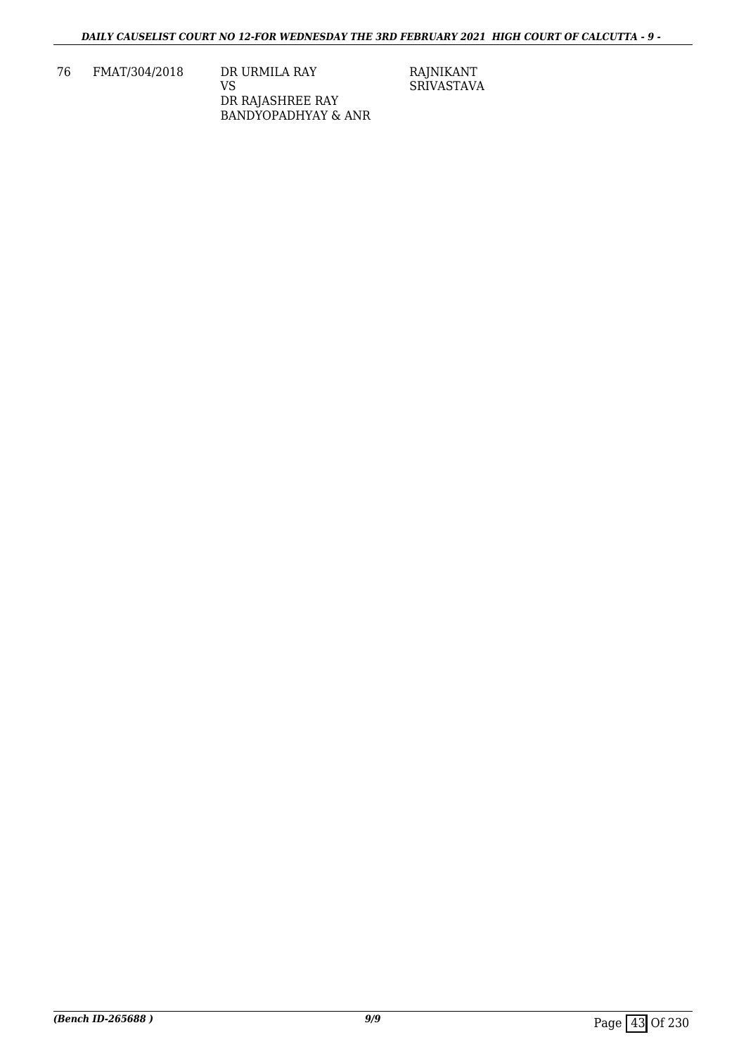| 76 | FMAT/304/2018 | DR URMILA RAY<br>VS<br>DR RAJASHREE RAY<br>BANDYOPADHYAY & ANR | RAJNIKANT<br>SRIVASTAVA |
|---|---|---|---|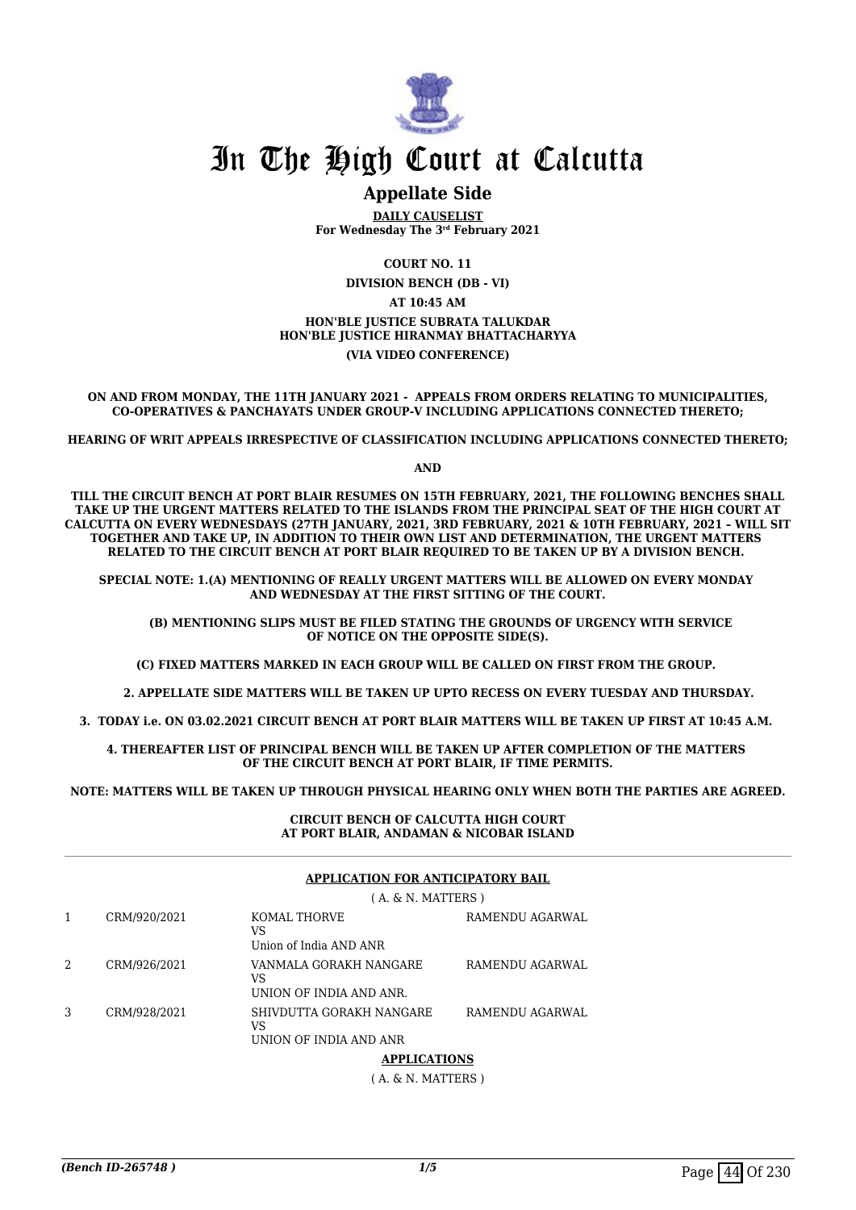# In The High Court at Calcutta

## Appellate Side

**DAILY CAUSELIST**
**For Wednesday The 3rd February 2021**

**COURT NO. 11**

**DIVISION BENCH (DB - VI)**

**AT 10:45 AM**

**HON'BLE JUSTICE SUBRATA TALUKDAR**
**HON'BLE JUSTICE HIRANMAY BHATTACHARYYA**

**(VIA VIDEO CONFERENCE)**

**ON AND FROM MONDAY, THE 11TH JANUARY 2021 - APPEALS FROM ORDERS RELATING TO MUNICIPALITIES, CO-OPERATIVES & PANCHAYATS UNDER GROUP-V INCLUDING APPLICATIONS CONNECTED THERETO;**

**HEARING OF WRIT APPEALS IRRESPECTIVE OF CLASSIFICATION INCLUDING APPLICATIONS CONNECTED THERETO;**

**AND**

**TILL THE CIRCUIT BENCH AT PORT BLAIR RESUMES ON 15TH FEBRUARY, 2021, THE FOLLOWING BENCHES SHALL TAKE UP THE URGENT MATTERS RELATED TO THE ISLANDS FROM THE PRINCIPAL SEAT OF THE HIGH COURT AT CALCUTTA ON EVERY WEDNESDAYS (27TH JANUARY, 2021, 3RD FEBRUARY, 2021 & 10TH FEBRUARY, 2021 – WILL SIT TOGETHER AND TAKE UP, IN ADDITION TO THEIR OWN LIST AND DETERMINATION, THE URGENT MATTERS RELATED TO THE CIRCUIT BENCH AT PORT BLAIR REQUIRED TO BE TAKEN UP BY A DIVISION BENCH.**

**SPECIAL NOTE: 1.(A) MENTIONING OF REALLY URGENT MATTERS WILL BE ALLOWED ON EVERY MONDAY AND WEDNESDAY AT THE FIRST SITTING OF THE COURT.**

**(B) MENTIONING SLIPS MUST BE FILED STATING THE GROUNDS OF URGENCY WITH SERVICE OF NOTICE ON THE OPPOSITE SIDE(S).**

**(C) FIXED MATTERS MARKED IN EACH GROUP WILL BE CALLED ON FIRST FROM THE GROUP.**

**2. APPELLATE SIDE MATTERS WILL BE TAKEN UP UPTO RECESS ON EVERY TUESDAY AND THURSDAY.**

**3. TODAY i.e. ON 03.02.2021 CIRCUIT BENCH AT PORT BLAIR MATTERS WILL BE TAKEN UP FIRST AT 10:45 A.M.**

**4. THEREAFTER LIST OF PRINCIPAL BENCH WILL BE TAKEN UP AFTER COMPLETION OF THE MATTERS OF THE CIRCUIT BENCH AT PORT BLAIR, IF TIME PERMITS.**

**NOTE: MATTERS WILL BE TAKEN UP THROUGH PHYSICAL HEARING ONLY WHEN BOTH THE PARTIES ARE AGREED.**

**CIRCUIT BENCH OF CALCUTTA HIGH COURT**
**AT PORT BLAIR, ANDAMAN & NICOBAR ISLAND**

**APPLICATION FOR ANTICIPATORY BAIL**

( A. & N. MATTERS )

| | | | |
|---|---|---|---|
| 1 | CRM/920/2021 | KOMAL THORVE<br>VS<br>Union of India AND ANR | RAMENDU AGARWAL |
| 2 | CRM/926/2021 | VANMALA GORAKH NANGARE<br>VS<br>UNION OF INDIA AND ANR. | RAMENDU AGARWAL |
| 3 | CRM/928/2021 | SHIVDUTTA GORAKH NANGARE<br>VS<br>UNION OF INDIA AND ANR | RAMENDU AGARWAL |

**APPLICATIONS**

( A. & N. MATTERS )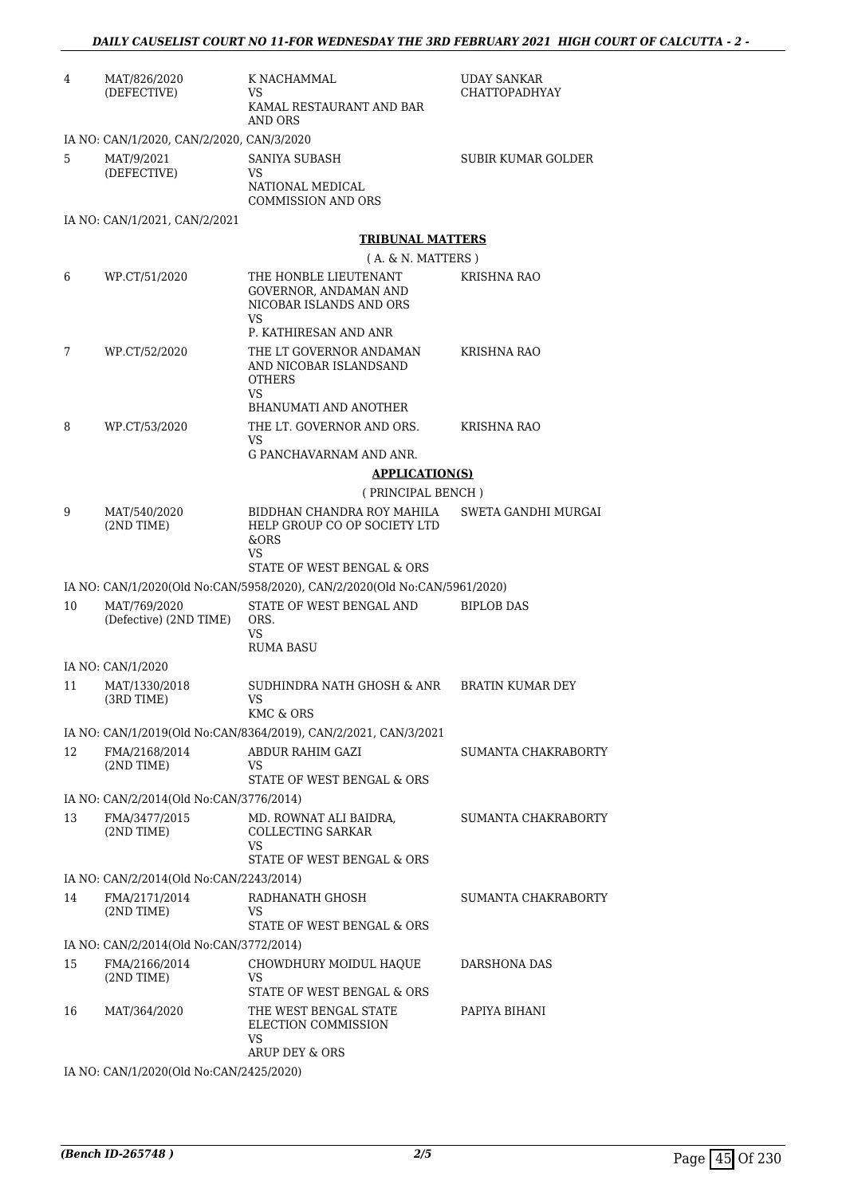| | | | |
|---|---|---|---|
| 4 | MAT/826/2020 (DEFECTIVE) | K NACHAMMAL VS KAMAL RESTAURANT AND BAR AND ORS | UDAY SANKAR CHATTOPADHYAY |
| | IA NO: CAN/1/2020, CAN/2/2020, CAN/3/2020 | | |
| 5 | MAT/9/2021 (DEFECTIVE) | SANIYA SUBASH VS NATIONAL MEDICAL COMMISSION AND ORS | SUBIR KUMAR GOLDER |
| | IA NO: CAN/1/2021, CAN/2/2021 | | |

**TRIBUNAL MATTERS**

( A. & N. MATTERS )

| | | | |
|---|---|---|---|
| 6 | WP.CT/51/2020 | THE HONBLE LIEUTENANT GOVERNOR, ANDAMAN AND NICOBAR ISLANDS AND ORS VS P. KATHIRESAN AND ANR | KRISHNA RAO |
| 7 | WP.CT/52/2020 | THE LT GOVERNOR ANDAMAN AND NICOBAR ISLANDSAND OTHERS VS BHANUMATI AND ANOTHER | KRISHNA RAO |
| 8 | WP.CT/53/2020 | THE LT. GOVERNOR AND ORS. VS G PANCHAVARNAM AND ANR. | KRISHNA RAO |

**APPLICATION(S)**

( PRINCIPAL BENCH )

| | | | |
|---|---|---|---|
| 9 | MAT/540/2020 (2ND TIME) | BIDDHAN CHANDRA ROY MAHILA HELP GROUP CO OP SOCIETY LTD &ORS VS STATE OF WEST BENGAL & ORS | SWETA GANDHI MURGAI |
| | IA NO: CAN/1/2020(Old No:CAN/5958/2020), CAN/2/2020(Old No:CAN/5961/2020) | | |
| 10 | MAT/769/2020 (Defective) (2ND TIME) | STATE OF WEST BENGAL AND ORS. VS RUMA BASU | BIPLOB DAS |
| | IA NO: CAN/1/2020 | | |
| 11 | MAT/1330/2018 (3RD TIME) | SUDHINDRA NATH GHOSH & ANR VS KMC & ORS | BRATIN KUMAR DEY |
| | IA NO: CAN/1/2019(Old No:CAN/8364/2019), CAN/2/2021, CAN/3/2021 | | |
| 12 | FMA/2168/2014 (2ND TIME) | ABDUR RAHIM GAZI VS STATE OF WEST BENGAL & ORS | SUMANTA CHAKRABORTY |
| | IA NO: CAN/2/2014(Old No:CAN/3776/2014) | | |
| 13 | FMA/3477/2015 (2ND TIME) | MD. ROWNAT ALI BAIDRA, COLLECTING SARKAR VS STATE OF WEST BENGAL & ORS | SUMANTA CHAKRABORTY |
| | IA NO: CAN/2/2014(Old No:CAN/2243/2014) | | |
| 14 | FMA/2171/2014 (2ND TIME) | RADHANATH GHOSH VS STATE OF WEST BENGAL & ORS | SUMANTA CHAKRABORTY |
| | IA NO: CAN/2/2014(Old No:CAN/3772/2014) | | |
| 15 | FMA/2166/2014 (2ND TIME) | CHOWDHURY MOIDUL HAQUE VS STATE OF WEST BENGAL & ORS | DARSHONA DAS |
| 16 | MAT/364/2020 | THE WEST BENGAL STATE ELECTION COMMISSION VS ARUP DEY & ORS | PAPIYA BIHANI |
| | IA NO: CAN/1/2020(Old No:CAN/2425/2020) | | |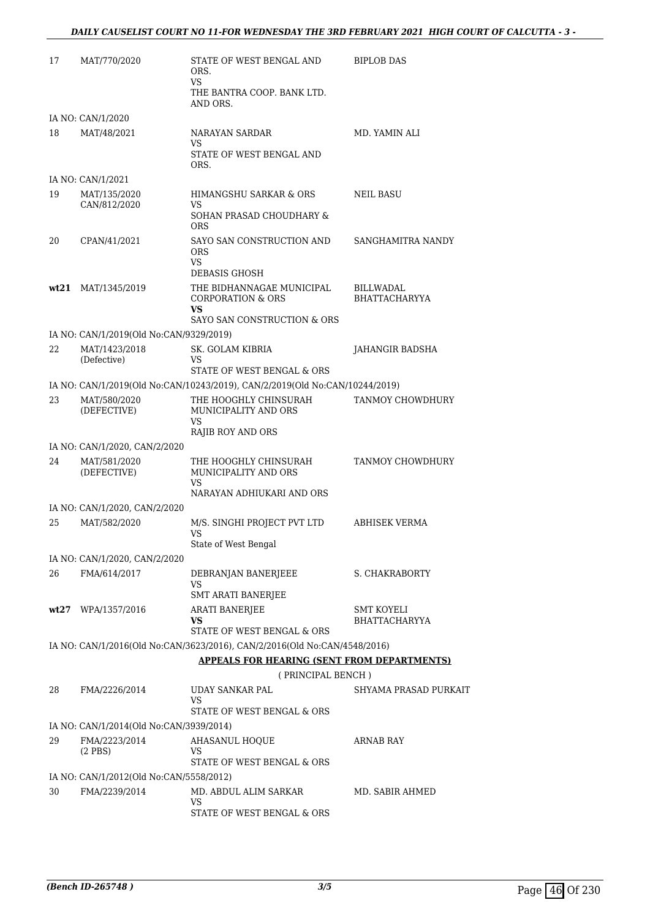| | | | |
|---|---|---|---|
| 17 | MAT/770/2020 | STATE OF WEST BENGAL AND ORS.<br>VS<br>THE BANTRA COOP. BANK LTD. AND ORS. | BIPLOB DAS |
| | IA NO: CAN/1/2020 | | |
| 18 | MAT/48/2021 | NARAYAN SARDAR<br>VS<br>STATE OF WEST BENGAL AND ORS. | MD. YAMIN ALI |
| | IA NO: CAN/1/2021 | | |
| 19 | MAT/135/2020<br>CAN/812/2020 | HIMANGSHU SARKAR & ORS<br>VS<br>SOHAN PRASAD CHOUDHARY & ORS | NEIL BASU |
| 20 | CPAN/41/2021 | SAYO SAN CONSTRUCTION AND ORS<br>VS<br>DEBASIS GHOSH | SANGHAMITRA NANDY |
| **wt21** | MAT/1345/2019 | THE BIDHANNAGAE MUNICIPAL CORPORATION & ORS<br>**VS**<br>SAYO SAN CONSTRUCTION & ORS | BILLWADAL BHATTACHARYYA |
| | IA NO: CAN/1/2019(Old No:CAN/9329/2019) | | |
| 22 | MAT/1423/2018<br>(Defective) | SK. GOLAM KIBRIA<br>VS<br>STATE OF WEST BENGAL & ORS | JAHANGIR BADSHA |
| | IA NO: CAN/1/2019(Old No:CAN/10243/2019), CAN/2/2019(Old No:CAN/10244/2019) | | |
| 23 | MAT/580/2020<br>(DEFECTIVE) | THE HOOGHLY CHINSURAH MUNICIPALITY AND ORS<br>VS<br>RAJIB ROY AND ORS | TANMOY CHOWDHURY |
| | IA NO: CAN/1/2020, CAN/2/2020 | | |
| 24 | MAT/581/2020<br>(DEFECTIVE) | THE HOOGHLY CHINSURAH MUNICIPALITY AND ORS<br>VS<br>NARAYAN ADHIUKARI AND ORS | TANMOY CHOWDHURY |
| | IA NO: CAN/1/2020, CAN/2/2020 | | |
| 25 | MAT/582/2020 | M/S. SINGHI PROJECT PVT LTD<br>VS<br>State of West Bengal | ABHISEK VERMA |
| | IA NO: CAN/1/2020, CAN/2/2020 | | |
| 26 | FMA/614/2017 | DEBRANJAN BANERJEEE<br>VS<br>SMT ARATI BANERJEE | S. CHAKRABORTY |
| **wt27** | WPA/1357/2016 | ARATI BANERJEE<br>**VS**<br>STATE OF WEST BENGAL & ORS | SMT KOYELI BHATTACHARYYA |
| | IA NO: CAN/1/2016(Old No:CAN/3623/2016), CAN/2/2016(Old No:CAN/4548/2016) | | |

**APPEALS FOR HEARING (SENT FROM DEPARTMENTS)**

( PRINCIPAL BENCH )

| | | | |
|---|---|---|---|
| 28 | FMA/2226/2014 | UDAY SANKAR PAL<br>VS<br>STATE OF WEST BENGAL & ORS | SHYAMA PRASAD PURKAIT |
| | IA NO: CAN/1/2014(Old No:CAN/3939/2014) | | |
| 29 | FMA/2223/2014<br>(2 PBS) | AHASANUL HOQUE<br>VS<br>STATE OF WEST BENGAL & ORS | ARNAB RAY |
| | IA NO: CAN/1/2012(Old No:CAN/5558/2012) | | |
| 30 | FMA/2239/2014 | MD. ABDUL ALIM SARKAR<br>VS<br>STATE OF WEST BENGAL & ORS | MD. SABIR AHMED |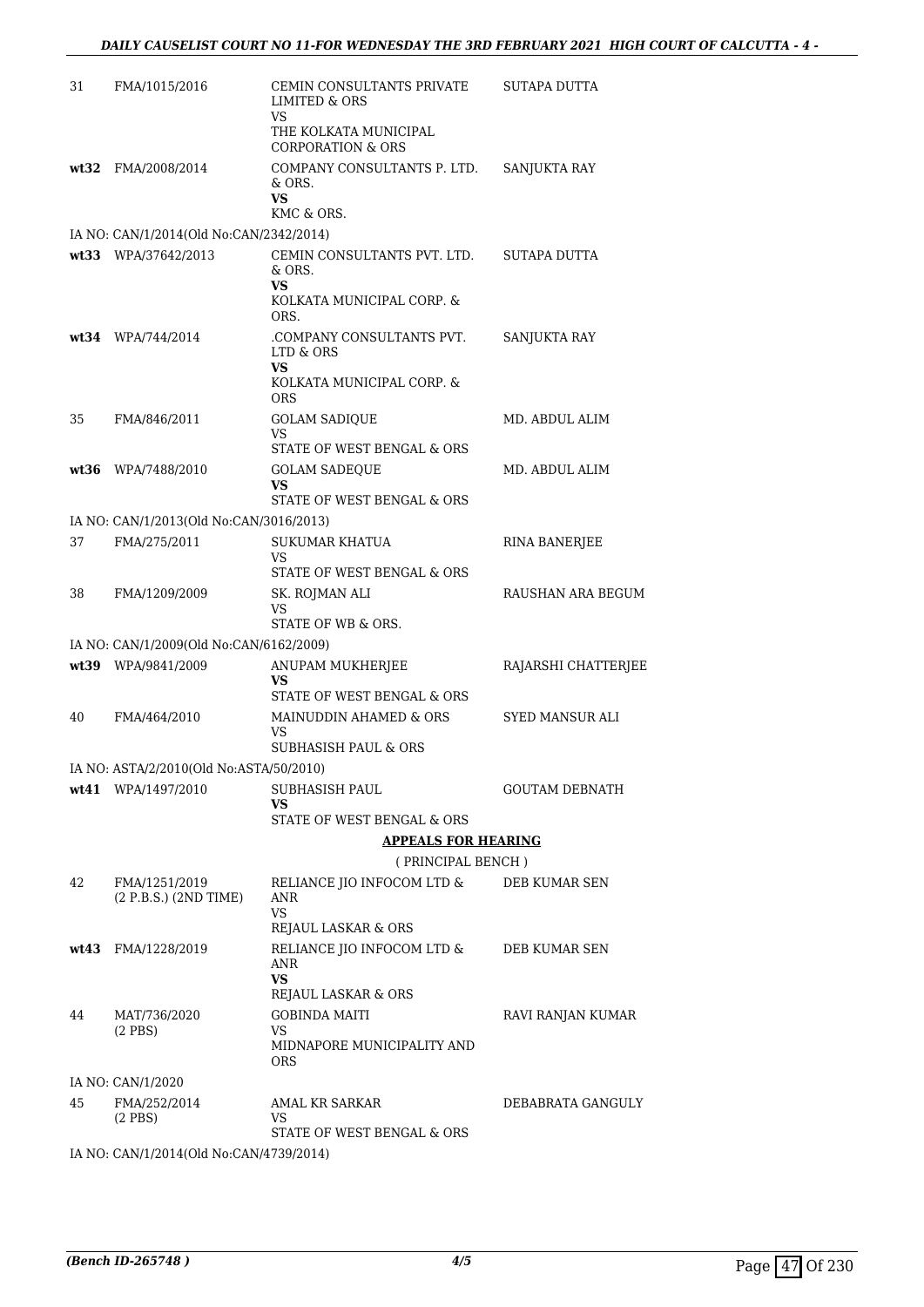| | | | |
|---|---|---|---|
| 31 | FMA/1015/2016 | CEMIN CONSULTANTS PRIVATE LIMITED & ORS<br>VS<br>THE KOLKATA MUNICIPAL CORPORATION & ORS | SUTAPA DUTTA |
| **wt32** | FMA/2008/2014 | COMPANY CONSULTANTS P. LTD. & ORS.<br>**VS**<br>KMC & ORS. | SANJUKTA RAY |
| IA NO: CAN/1/2014(Old No:CAN/2342/2014) | | | |
| **wt33** | WPA/37642/2013 | CEMIN CONSULTANTS PVT. LTD. & ORS.<br>**VS**<br>KOLKATA MUNICIPAL CORP. & ORS. | SUTAPA DUTTA |
| **wt34** | WPA/744/2014 | .COMPANY CONSULTANTS PVT. LTD & ORS<br>**VS**<br>KOLKATA MUNICIPAL CORP. & ORS | SANJUKTA RAY |
| 35 | FMA/846/2011 | GOLAM SADIQUE<br>VS<br>STATE OF WEST BENGAL & ORS | MD. ABDUL ALIM |
| **wt36** | WPA/7488/2010 | GOLAM SADEQUE<br>**VS**<br>STATE OF WEST BENGAL & ORS | MD. ABDUL ALIM |
| IA NO: CAN/1/2013(Old No:CAN/3016/2013) | | | |
| 37 | FMA/275/2011 | SUKUMAR KHATUA<br>VS<br>STATE OF WEST BENGAL & ORS | RINA BANERJEE |
| 38 | FMA/1209/2009 | SK. ROJMAN ALI<br>VS<br>STATE OF WB & ORS. | RAUSHAN ARA BEGUM |
| IA NO: CAN/1/2009(Old No:CAN/6162/2009) | | | |
| **wt39** | WPA/9841/2009 | ANUPAM MUKHERJEE<br>**VS**<br>STATE OF WEST BENGAL & ORS | RAJARSHI CHATTERJEE |
| 40 | FMA/464/2010 | MAINUDDIN AHAMED & ORS<br>VS<br>SUBHASISH PAUL & ORS | SYED MANSUR ALI |
| IA NO: ASTA/2/2010(Old No:ASTA/50/2010) | | | |
| **wt41** | WPA/1497/2010 | SUBHASISH PAUL<br>**VS**<br>STATE OF WEST BENGAL & ORS | GOUTAM DEBNATH |

**APPEALS FOR HEARING**

( PRINCIPAL BENCH )

| | | | |
|---|---|---|---|
| 42 | FMA/1251/2019<br>(2 P.B.S.) (2ND TIME) | RELIANCE JIO INFOCOM LTD & ANR<br>VS<br>REJAUL LASKAR & ORS | DEB KUMAR SEN |
| **wt43** | FMA/1228/2019 | RELIANCE JIO INFOCOM LTD & ANR<br>**VS**<br>REJAUL LASKAR & ORS | DEB KUMAR SEN |
| 44 | MAT/736/2020<br>(2 PBS) | GOBINDA MAITI<br>VS<br>MIDNAPORE MUNICIPALITY AND ORS | RAVI RANJAN KUMAR |
| IA NO: CAN/1/2020 | | | |
| 45 | FMA/252/2014<br>(2 PBS) | AMAL KR SARKAR<br>VS<br>STATE OF WEST BENGAL & ORS | DEBABRATA GANGULY |
| IA NO: CAN/1/2014(Old No:CAN/4739/2014) | | | |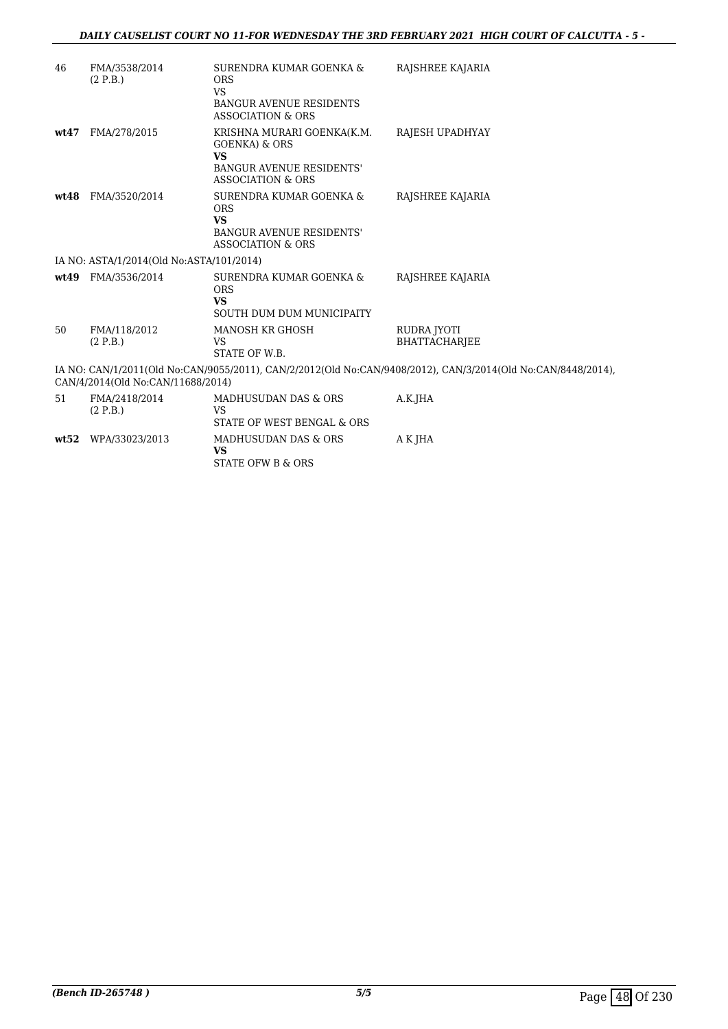| | | | |
|---|---|---|---|
| 46 | FMA/3538/2014 (2 P.B.) | SURENDRA KUMAR GOENKA & ORS VS BANGUR AVENUE RESIDENTS ASSOCIATION & ORS | RAJSHREE KAJARIA |
| **wt47** | FMA/278/2015 | KRISHNA MURARI GOENKA(K.M. GOENKA) & ORS **VS** BANGUR AVENUE RESIDENTS' ASSOCIATION & ORS | RAJESH UPADHYAY |
| **wt48** | FMA/3520/2014 | SURENDRA KUMAR GOENKA & ORS **VS** BANGUR AVENUE RESIDENTS' ASSOCIATION & ORS | RAJSHREE KAJARIA |

IA NO: ASTA/1/2014(Old No:ASTA/101/2014)

| | | | |
|---|---|---|---|
| **wt49** | FMA/3536/2014 | SURENDRA KUMAR GOENKA & ORS **VS** SOUTH DUM DUM MUNICIPAITY | RAJSHREE KAJARIA |
| 50 | FMA/118/2012 (2 P.B.) | MANOSH KR GHOSH VS STATE OF W.B. | RUDRA JYOTI BHATTACHARJEE |

IA NO: CAN/1/2011(Old No:CAN/9055/2011), CAN/2/2012(Old No:CAN/9408/2012), CAN/3/2014(Old No:CAN/8448/2014), CAN/4/2014(Old No:CAN/11688/2014)

| | | | |
|---|---|---|---|
| 51 | FMA/2418/2014 (2 P.B.) | MADHUSUDAN DAS & ORS VS STATE OF WEST BENGAL & ORS | A.K.JHA |
| **wt52** | WPA/33023/2013 | MADHUSUDAN DAS & ORS **VS** STATE OFW B & ORS | A K JHA |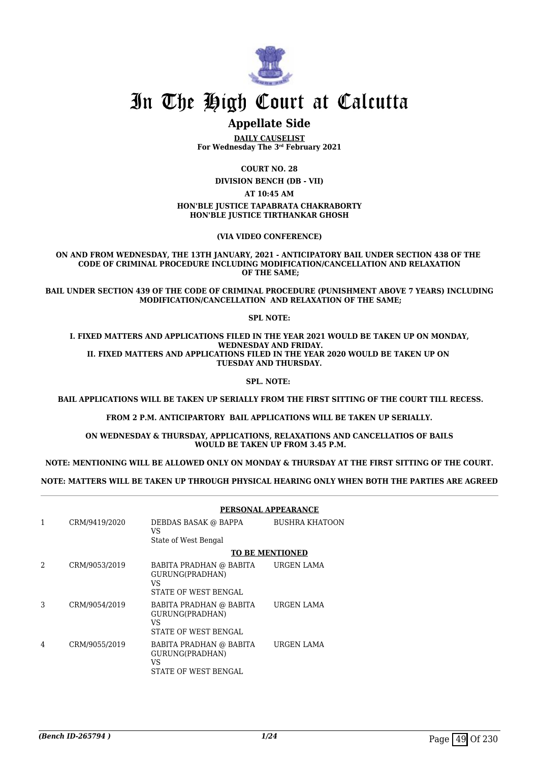# In The High Court at Calcutta

## Appellate Side

**DAILY CAUSELIST**
**For Wednesday The 3rd February 2021**

**COURT NO. 28**

**DIVISION BENCH (DB - VII)**

**AT 10:45 AM**

**HON'BLE JUSTICE TAPABRATA CHAKRABORTY**
**HON'BLE JUSTICE TIRTHANKAR GHOSH**

**(VIA VIDEO CONFERENCE)**

**ON AND FROM WEDNESDAY, THE 13TH JANUARY, 2021 - ANTICIPATORY BAIL UNDER SECTION 438 OF THE CODE OF CRIMINAL PROCEDURE INCLUDING MODIFICATION/CANCELLATION AND RELAXATION OF THE SAME;**

**BAIL UNDER SECTION 439 OF THE CODE OF CRIMINAL PROCEDURE (PUNISHMENT ABOVE 7 YEARS) INCLUDING MODIFICATION/CANCELLATION AND RELAXATION OF THE SAME;**

**SPL NOTE:**

**I. FIXED MATTERS AND APPLICATIONS FILED IN THE YEAR 2021 WOULD BE TAKEN UP ON MONDAY, WEDNESDAY AND FRIDAY.**
**II. FIXED MATTERS AND APPLICATIONS FILED IN THE YEAR 2020 WOULD BE TAKEN UP ON TUESDAY AND THURSDAY.**

**SPL. NOTE:**

**BAIL APPLICATIONS WILL BE TAKEN UP SERIALLY FROM THE FIRST SITTING OF THE COURT TILL RECESS.**

**FROM 2 P.M. ANTICIPARTORY BAIL APPLICATIONS WILL BE TAKEN UP SERIALLY.**

**ON WEDNESDAY & THURSDAY, APPLICATIONS, RELAXATIONS AND CANCELLATIOS OF BAILS WOULD BE TAKEN UP FROM 3.45 P.M.**

**NOTE: MENTIONING WILL BE ALLOWED ONLY ON MONDAY & THURSDAY AT THE FIRST SITTING OF THE COURT.**

**NOTE: MATTERS WILL BE TAKEN UP THROUGH PHYSICAL HEARING ONLY WHEN BOTH THE PARTIES ARE AGREED**

---

**PERSONAL APPEARANCE**

| | | | |
|---|---|---|---|
| 1 | CRM/9419/2020 | DEBDAS BASAK @ BAPPA<br>VS<br>State of West Bengal | BUSHRA KHATOON |

**TO BE MENTIONED**

| | | | |
|---|---|---|---|
| 2 | CRM/9053/2019 | BABITA PRADHAN @ BABITA GURUNG(PRADHAN)<br>VS<br>STATE OF WEST BENGAL | URGEN LAMA |
| 3 | CRM/9054/2019 | BABITA PRADHAN @ BABITA GURUNG(PRADHAN)<br>VS<br>STATE OF WEST BENGAL | URGEN LAMA |
| 4 | CRM/9055/2019 | BABITA PRADHAN @ BABITA GURUNG(PRADHAN)<br>VS<br>STATE OF WEST BENGAL | URGEN LAMA |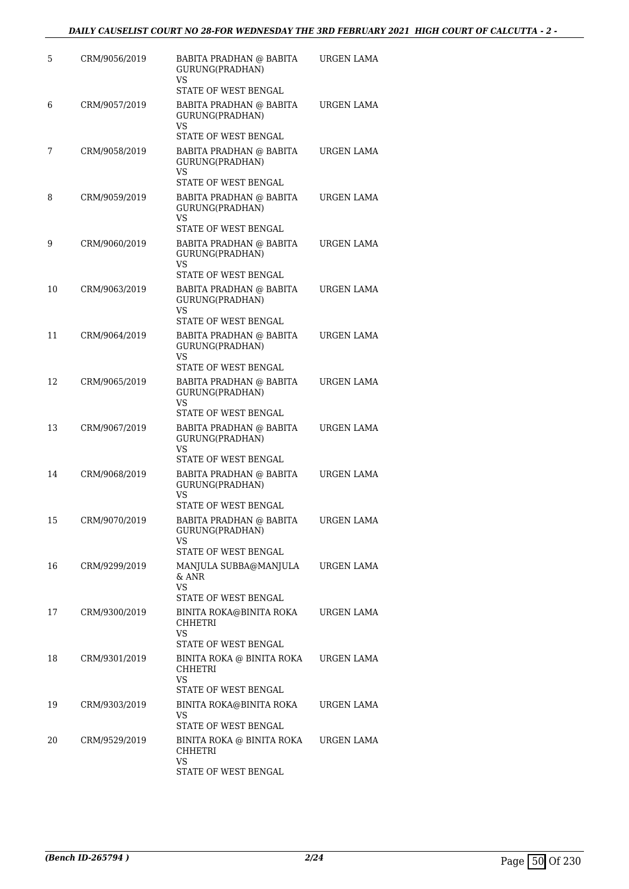| 5 | CRM/9056/2019 | BABITA PRADHAN @ BABITA GURUNG(PRADHAN)<br>VS<br>STATE OF WEST BENGAL | URGEN LAMA |
|---|---|---|---|
| 6 | CRM/9057/2019 | BABITA PRADHAN @ BABITA GURUNG(PRADHAN)<br>VS<br>STATE OF WEST BENGAL | URGEN LAMA |
| 7 | CRM/9058/2019 | BABITA PRADHAN @ BABITA GURUNG(PRADHAN)<br>VS<br>STATE OF WEST BENGAL | URGEN LAMA |
| 8 | CRM/9059/2019 | BABITA PRADHAN @ BABITA GURUNG(PRADHAN)<br>VS<br>STATE OF WEST BENGAL | URGEN LAMA |
| 9 | CRM/9060/2019 | BABITA PRADHAN @ BABITA GURUNG(PRADHAN)<br>VS<br>STATE OF WEST BENGAL | URGEN LAMA |
| 10 | CRM/9063/2019 | BABITA PRADHAN @ BABITA GURUNG(PRADHAN)<br>VS<br>STATE OF WEST BENGAL | URGEN LAMA |
| 11 | CRM/9064/2019 | BABITA PRADHAN @ BABITA GURUNG(PRADHAN)<br>VS<br>STATE OF WEST BENGAL | URGEN LAMA |
| 12 | CRM/9065/2019 | BABITA PRADHAN @ BABITA GURUNG(PRADHAN)<br>VS<br>STATE OF WEST BENGAL | URGEN LAMA |
| 13 | CRM/9067/2019 | BABITA PRADHAN @ BABITA GURUNG(PRADHAN)<br>VS<br>STATE OF WEST BENGAL | URGEN LAMA |
| 14 | CRM/9068/2019 | BABITA PRADHAN @ BABITA GURUNG(PRADHAN)<br>VS<br>STATE OF WEST BENGAL | URGEN LAMA |
| 15 | CRM/9070/2019 | BABITA PRADHAN @ BABITA GURUNG(PRADHAN)<br>VS<br>STATE OF WEST BENGAL | URGEN LAMA |
| 16 | CRM/9299/2019 | MANJULA SUBBA@MANJULA & ANR<br>VS<br>STATE OF WEST BENGAL | URGEN LAMA |
| 17 | CRM/9300/2019 | BINITA ROKA@BINITA ROKA CHHETRI<br>VS<br>STATE OF WEST BENGAL | URGEN LAMA |
| 18 | CRM/9301/2019 | BINITA ROKA @ BINITA ROKA CHHETRI<br>VS<br>STATE OF WEST BENGAL | URGEN LAMA |
| 19 | CRM/9303/2019 | BINITA ROKA@BINITA ROKA<br>VS<br>STATE OF WEST BENGAL | URGEN LAMA |
| 20 | CRM/9529/2019 | BINITA ROKA @ BINITA ROKA CHHETRI<br>VS<br>STATE OF WEST BENGAL | URGEN LAMA |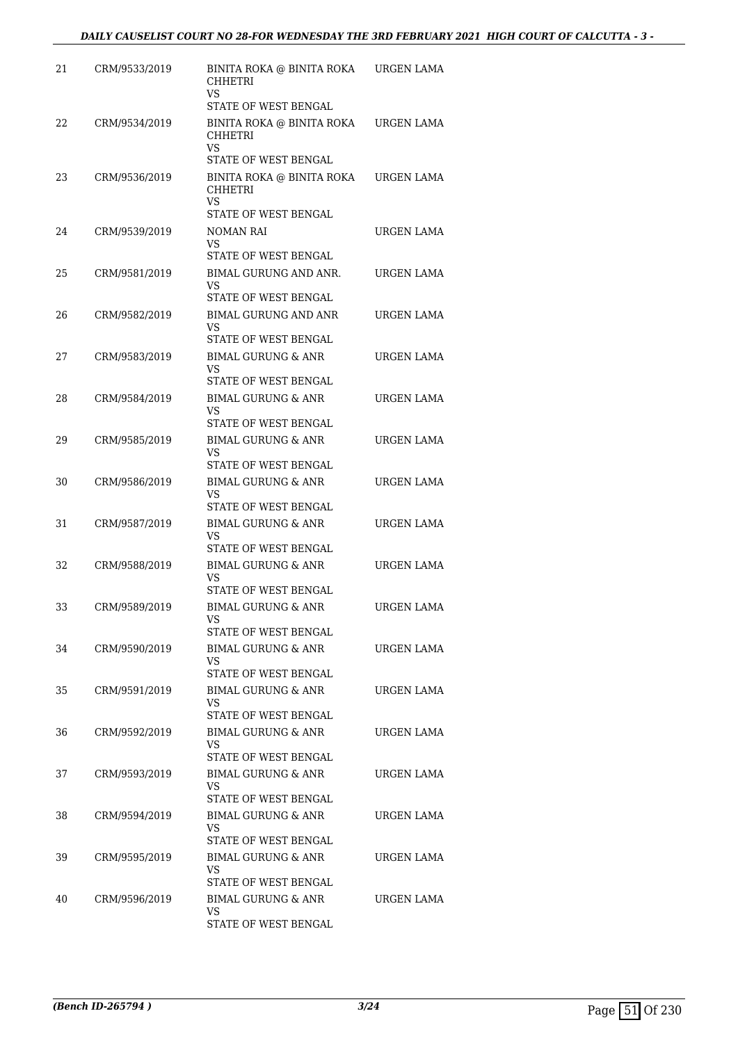| 21 | CRM/9533/2019 | BINITA ROKA @ BINITA ROKA CHHETRI<br>VS<br>STATE OF WEST BENGAL | URGEN LAMA |
|---|---|---|---|
| 22 | CRM/9534/2019 | BINITA ROKA @ BINITA ROKA CHHETRI<br>VS<br>STATE OF WEST BENGAL | URGEN LAMA |
| 23 | CRM/9536/2019 | BINITA ROKA @ BINITA ROKA CHHETRI<br>VS<br>STATE OF WEST BENGAL | URGEN LAMA |
| 24 | CRM/9539/2019 | NOMAN RAI<br>VS<br>STATE OF WEST BENGAL | URGEN LAMA |
| 25 | CRM/9581/2019 | BIMAL GURUNG AND ANR.<br>VS<br>STATE OF WEST BENGAL | URGEN LAMA |
| 26 | CRM/9582/2019 | BIMAL GURUNG AND ANR<br>VS<br>STATE OF WEST BENGAL | URGEN LAMA |
| 27 | CRM/9583/2019 | BIMAL GURUNG & ANR<br>VS<br>STATE OF WEST BENGAL | URGEN LAMA |
| 28 | CRM/9584/2019 | BIMAL GURUNG & ANR<br>VS<br>STATE OF WEST BENGAL | URGEN LAMA |
| 29 | CRM/9585/2019 | BIMAL GURUNG & ANR<br>VS<br>STATE OF WEST BENGAL | URGEN LAMA |
| 30 | CRM/9586/2019 | BIMAL GURUNG & ANR<br>VS<br>STATE OF WEST BENGAL | URGEN LAMA |
| 31 | CRM/9587/2019 | BIMAL GURUNG & ANR<br>VS<br>STATE OF WEST BENGAL | URGEN LAMA |
| 32 | CRM/9588/2019 | BIMAL GURUNG & ANR<br>VS<br>STATE OF WEST BENGAL | URGEN LAMA |
| 33 | CRM/9589/2019 | BIMAL GURUNG & ANR<br>VS<br>STATE OF WEST BENGAL | URGEN LAMA |
| 34 | CRM/9590/2019 | BIMAL GURUNG & ANR<br>VS<br>STATE OF WEST BENGAL | URGEN LAMA |
| 35 | CRM/9591/2019 | BIMAL GURUNG & ANR<br>VS<br>STATE OF WEST BENGAL | URGEN LAMA |
| 36 | CRM/9592/2019 | BIMAL GURUNG & ANR<br>VS<br>STATE OF WEST BENGAL | URGEN LAMA |
| 37 | CRM/9593/2019 | BIMAL GURUNG & ANR<br>VS<br>STATE OF WEST BENGAL | URGEN LAMA |
| 38 | CRM/9594/2019 | BIMAL GURUNG & ANR<br>VS<br>STATE OF WEST BENGAL | URGEN LAMA |
| 39 | CRM/9595/2019 | BIMAL GURUNG & ANR<br>VS<br>STATE OF WEST BENGAL | URGEN LAMA |
| 40 | CRM/9596/2019 | BIMAL GURUNG & ANR<br>VS<br>STATE OF WEST BENGAL | URGEN LAMA |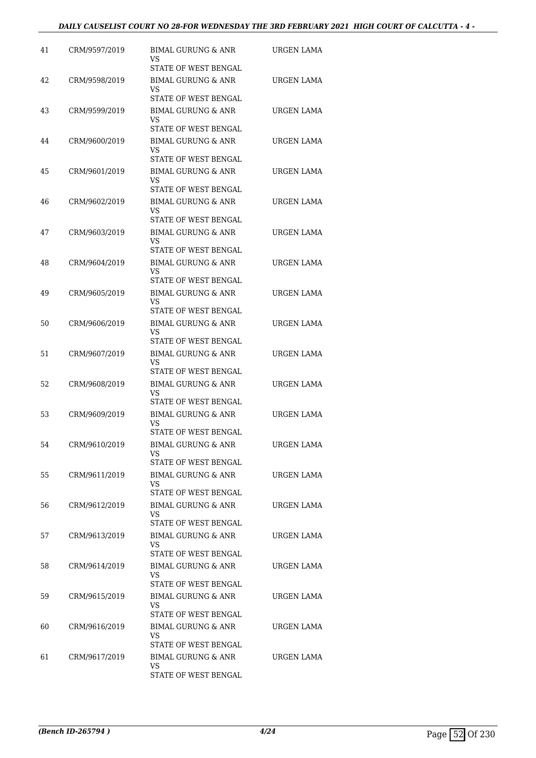| | | | |
|---|---|---|---|
| 41 | CRM/9597/2019 | BIMAL GURUNG & ANR<br>VS<br>STATE OF WEST BENGAL | URGEN LAMA |
| 42 | CRM/9598/2019 | BIMAL GURUNG & ANR<br>VS<br>STATE OF WEST BENGAL | URGEN LAMA |
| 43 | CRM/9599/2019 | BIMAL GURUNG & ANR<br>VS<br>STATE OF WEST BENGAL | URGEN LAMA |
| 44 | CRM/9600/2019 | BIMAL GURUNG & ANR<br>VS<br>STATE OF WEST BENGAL | URGEN LAMA |
| 45 | CRM/9601/2019 | BIMAL GURUNG & ANR<br>VS<br>STATE OF WEST BENGAL | URGEN LAMA |
| 46 | CRM/9602/2019 | BIMAL GURUNG & ANR<br>VS<br>STATE OF WEST BENGAL | URGEN LAMA |
| 47 | CRM/9603/2019 | BIMAL GURUNG & ANR<br>VS<br>STATE OF WEST BENGAL | URGEN LAMA |
| 48 | CRM/9604/2019 | BIMAL GURUNG & ANR<br>VS<br>STATE OF WEST BENGAL | URGEN LAMA |
| 49 | CRM/9605/2019 | BIMAL GURUNG & ANR<br>VS<br>STATE OF WEST BENGAL | URGEN LAMA |
| 50 | CRM/9606/2019 | BIMAL GURUNG & ANR<br>VS<br>STATE OF WEST BENGAL | URGEN LAMA |
| 51 | CRM/9607/2019 | BIMAL GURUNG & ANR<br>VS<br>STATE OF WEST BENGAL | URGEN LAMA |
| 52 | CRM/9608/2019 | BIMAL GURUNG & ANR<br>VS<br>STATE OF WEST BENGAL | URGEN LAMA |
| 53 | CRM/9609/2019 | BIMAL GURUNG & ANR<br>VS<br>STATE OF WEST BENGAL | URGEN LAMA |
| 54 | CRM/9610/2019 | BIMAL GURUNG & ANR<br>VS<br>STATE OF WEST BENGAL | URGEN LAMA |
| 55 | CRM/9611/2019 | BIMAL GURUNG & ANR<br>VS<br>STATE OF WEST BENGAL | URGEN LAMA |
| 56 | CRM/9612/2019 | BIMAL GURUNG & ANR<br>VS<br>STATE OF WEST BENGAL | URGEN LAMA |
| 57 | CRM/9613/2019 | BIMAL GURUNG & ANR<br>VS<br>STATE OF WEST BENGAL | URGEN LAMA |
| 58 | CRM/9614/2019 | BIMAL GURUNG & ANR<br>VS<br>STATE OF WEST BENGAL | URGEN LAMA |
| 59 | CRM/9615/2019 | BIMAL GURUNG & ANR<br>VS<br>STATE OF WEST BENGAL | URGEN LAMA |
| 60 | CRM/9616/2019 | BIMAL GURUNG & ANR<br>VS<br>STATE OF WEST BENGAL | URGEN LAMA |
| 61 | CRM/9617/2019 | BIMAL GURUNG & ANR<br>VS<br>STATE OF WEST BENGAL | URGEN LAMA |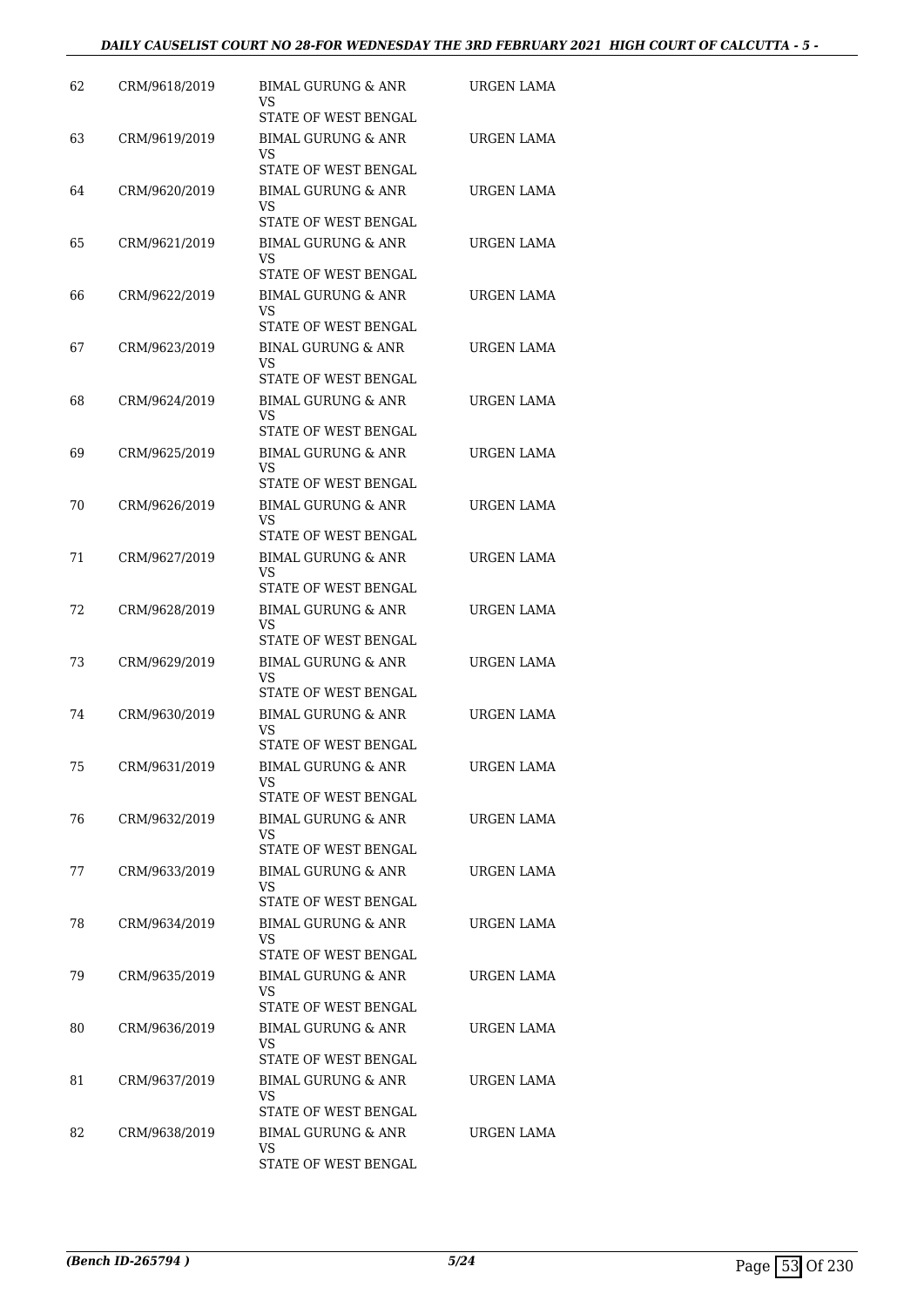| | | | |
|---|---|---|---|
| 62 | CRM/9618/2019 | BIMAL GURUNG & ANR<br>VS<br>STATE OF WEST BENGAL | URGEN LAMA |
| 63 | CRM/9619/2019 | BIMAL GURUNG & ANR<br>VS<br>STATE OF WEST BENGAL | URGEN LAMA |
| 64 | CRM/9620/2019 | BIMAL GURUNG & ANR<br>VS<br>STATE OF WEST BENGAL | URGEN LAMA |
| 65 | CRM/9621/2019 | BIMAL GURUNG & ANR<br>VS<br>STATE OF WEST BENGAL | URGEN LAMA |
| 66 | CRM/9622/2019 | BIMAL GURUNG & ANR<br>VS<br>STATE OF WEST BENGAL | URGEN LAMA |
| 67 | CRM/9623/2019 | BINAL GURUNG & ANR<br>VS<br>STATE OF WEST BENGAL | URGEN LAMA |
| 68 | CRM/9624/2019 | BIMAL GURUNG & ANR<br>VS<br>STATE OF WEST BENGAL | URGEN LAMA |
| 69 | CRM/9625/2019 | BIMAL GURUNG & ANR<br>VS<br>STATE OF WEST BENGAL | URGEN LAMA |
| 70 | CRM/9626/2019 | BIMAL GURUNG & ANR<br>VS<br>STATE OF WEST BENGAL | URGEN LAMA |
| 71 | CRM/9627/2019 | BIMAL GURUNG & ANR<br>VS<br>STATE OF WEST BENGAL | URGEN LAMA |
| 72 | CRM/9628/2019 | BIMAL GURUNG & ANR<br>VS<br>STATE OF WEST BENGAL | URGEN LAMA |
| 73 | CRM/9629/2019 | BIMAL GURUNG & ANR<br>VS<br>STATE OF WEST BENGAL | URGEN LAMA |
| 74 | CRM/9630/2019 | BIMAL GURUNG & ANR<br>VS<br>STATE OF WEST BENGAL | URGEN LAMA |
| 75 | CRM/9631/2019 | BIMAL GURUNG & ANR<br>VS<br>STATE OF WEST BENGAL | URGEN LAMA |
| 76 | CRM/9632/2019 | BIMAL GURUNG & ANR<br>VS<br>STATE OF WEST BENGAL | URGEN LAMA |
| 77 | CRM/9633/2019 | BIMAL GURUNG & ANR<br>VS<br>STATE OF WEST BENGAL | URGEN LAMA |
| 78 | CRM/9634/2019 | BIMAL GURUNG & ANR<br>VS<br>STATE OF WEST BENGAL | URGEN LAMA |
| 79 | CRM/9635/2019 | BIMAL GURUNG & ANR<br>VS<br>STATE OF WEST BENGAL | URGEN LAMA |
| 80 | CRM/9636/2019 | BIMAL GURUNG & ANR<br>VS<br>STATE OF WEST BENGAL | URGEN LAMA |
| 81 | CRM/9637/2019 | BIMAL GURUNG & ANR<br>VS<br>STATE OF WEST BENGAL | URGEN LAMA |
| 82 | CRM/9638/2019 | BIMAL GURUNG & ANR<br>VS<br>STATE OF WEST BENGAL | URGEN LAMA |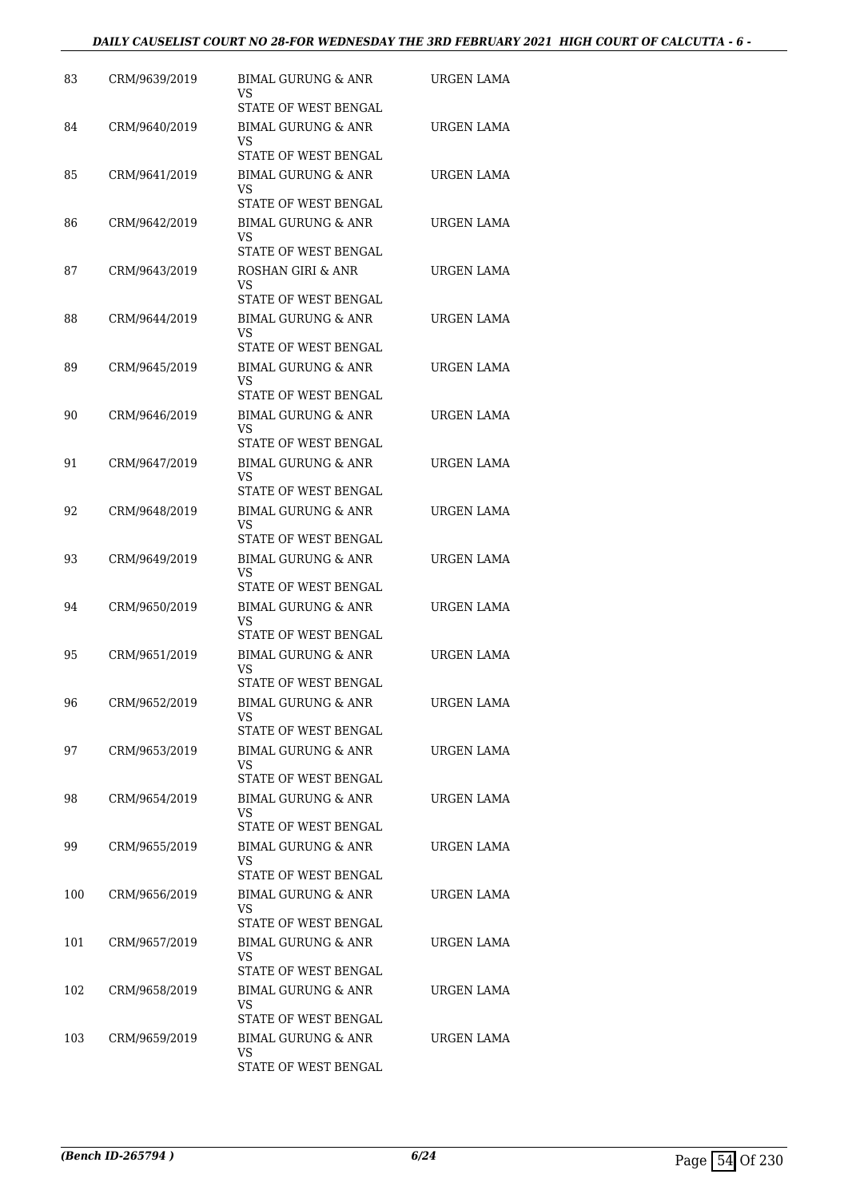| 83 | CRM/9639/2019 | BIMAL GURUNG & ANR VS STATE OF WEST BENGAL | URGEN LAMA |
|---|---|---|---|
| 84 | CRM/9640/2019 | BIMAL GURUNG & ANR VS STATE OF WEST BENGAL | URGEN LAMA |
| 85 | CRM/9641/2019 | BIMAL GURUNG & ANR VS STATE OF WEST BENGAL | URGEN LAMA |
| 86 | CRM/9642/2019 | BIMAL GURUNG & ANR VS STATE OF WEST BENGAL | URGEN LAMA |
| 87 | CRM/9643/2019 | ROSHAN GIRI & ANR VS STATE OF WEST BENGAL | URGEN LAMA |
| 88 | CRM/9644/2019 | BIMAL GURUNG & ANR VS STATE OF WEST BENGAL | URGEN LAMA |
| 89 | CRM/9645/2019 | BIMAL GURUNG & ANR VS STATE OF WEST BENGAL | URGEN LAMA |
| 90 | CRM/9646/2019 | BIMAL GURUNG & ANR VS STATE OF WEST BENGAL | URGEN LAMA |
| 91 | CRM/9647/2019 | BIMAL GURUNG & ANR VS STATE OF WEST BENGAL | URGEN LAMA |
| 92 | CRM/9648/2019 | BIMAL GURUNG & ANR VS STATE OF WEST BENGAL | URGEN LAMA |
| 93 | CRM/9649/2019 | BIMAL GURUNG & ANR VS STATE OF WEST BENGAL | URGEN LAMA |
| 94 | CRM/9650/2019 | BIMAL GURUNG & ANR VS STATE OF WEST BENGAL | URGEN LAMA |
| 95 | CRM/9651/2019 | BIMAL GURUNG & ANR VS STATE OF WEST BENGAL | URGEN LAMA |
| 96 | CRM/9652/2019 | BIMAL GURUNG & ANR VS STATE OF WEST BENGAL | URGEN LAMA |
| 97 | CRM/9653/2019 | BIMAL GURUNG & ANR VS STATE OF WEST BENGAL | URGEN LAMA |
| 98 | CRM/9654/2019 | BIMAL GURUNG & ANR VS STATE OF WEST BENGAL | URGEN LAMA |
| 99 | CRM/9655/2019 | BIMAL GURUNG & ANR VS STATE OF WEST BENGAL | URGEN LAMA |
| 100 | CRM/9656/2019 | BIMAL GURUNG & ANR VS STATE OF WEST BENGAL | URGEN LAMA |
| 101 | CRM/9657/2019 | BIMAL GURUNG & ANR VS STATE OF WEST BENGAL | URGEN LAMA |
| 102 | CRM/9658/2019 | BIMAL GURUNG & ANR VS STATE OF WEST BENGAL | URGEN LAMA |
| 103 | CRM/9659/2019 | BIMAL GURUNG & ANR VS STATE OF WEST BENGAL | URGEN LAMA |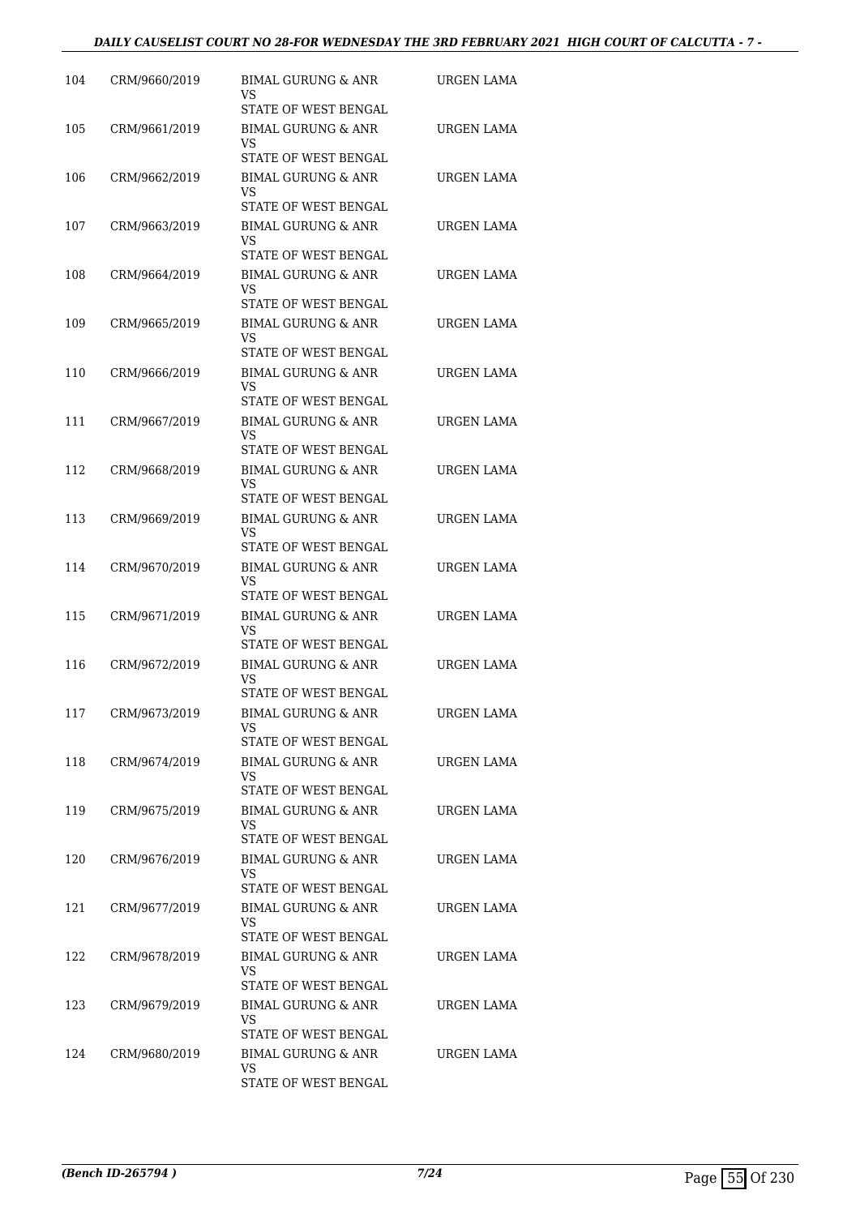| 104 | CRM/9660/2019 | BIMAL GURUNG & ANR<br>VS<br>STATE OF WEST BENGAL | URGEN LAMA |
|---|---|---|---|
| 105 | CRM/9661/2019 | BIMAL GURUNG & ANR<br>VS<br>STATE OF WEST BENGAL | URGEN LAMA |
| 106 | CRM/9662/2019 | BIMAL GURUNG & ANR<br>VS<br>STATE OF WEST BENGAL | URGEN LAMA |
| 107 | CRM/9663/2019 | BIMAL GURUNG & ANR<br>VS<br>STATE OF WEST BENGAL | URGEN LAMA |
| 108 | CRM/9664/2019 | BIMAL GURUNG & ANR<br>VS<br>STATE OF WEST BENGAL | URGEN LAMA |
| 109 | CRM/9665/2019 | BIMAL GURUNG & ANR<br>VS<br>STATE OF WEST BENGAL | URGEN LAMA |
| 110 | CRM/9666/2019 | BIMAL GURUNG & ANR<br>VS<br>STATE OF WEST BENGAL | URGEN LAMA |
| 111 | CRM/9667/2019 | BIMAL GURUNG & ANR<br>VS<br>STATE OF WEST BENGAL | URGEN LAMA |
| 112 | CRM/9668/2019 | BIMAL GURUNG & ANR<br>VS<br>STATE OF WEST BENGAL | URGEN LAMA |
| 113 | CRM/9669/2019 | BIMAL GURUNG & ANR<br>VS<br>STATE OF WEST BENGAL | URGEN LAMA |
| 114 | CRM/9670/2019 | BIMAL GURUNG & ANR<br>VS<br>STATE OF WEST BENGAL | URGEN LAMA |
| 115 | CRM/9671/2019 | BIMAL GURUNG & ANR<br>VS<br>STATE OF WEST BENGAL | URGEN LAMA |
| 116 | CRM/9672/2019 | BIMAL GURUNG & ANR<br>VS<br>STATE OF WEST BENGAL | URGEN LAMA |
| 117 | CRM/9673/2019 | BIMAL GURUNG & ANR<br>VS<br>STATE OF WEST BENGAL | URGEN LAMA |
| 118 | CRM/9674/2019 | BIMAL GURUNG & ANR<br>VS<br>STATE OF WEST BENGAL | URGEN LAMA |
| 119 | CRM/9675/2019 | BIMAL GURUNG & ANR<br>VS<br>STATE OF WEST BENGAL | URGEN LAMA |
| 120 | CRM/9676/2019 | BIMAL GURUNG & ANR<br>VS<br>STATE OF WEST BENGAL | URGEN LAMA |
| 121 | CRM/9677/2019 | BIMAL GURUNG & ANR<br>VS<br>STATE OF WEST BENGAL | URGEN LAMA |
| 122 | CRM/9678/2019 | BIMAL GURUNG & ANR<br>VS<br>STATE OF WEST BENGAL | URGEN LAMA |
| 123 | CRM/9679/2019 | BIMAL GURUNG & ANR<br>VS<br>STATE OF WEST BENGAL | URGEN LAMA |
| 124 | CRM/9680/2019 | BIMAL GURUNG & ANR<br>VS<br>STATE OF WEST BENGAL | URGEN LAMA |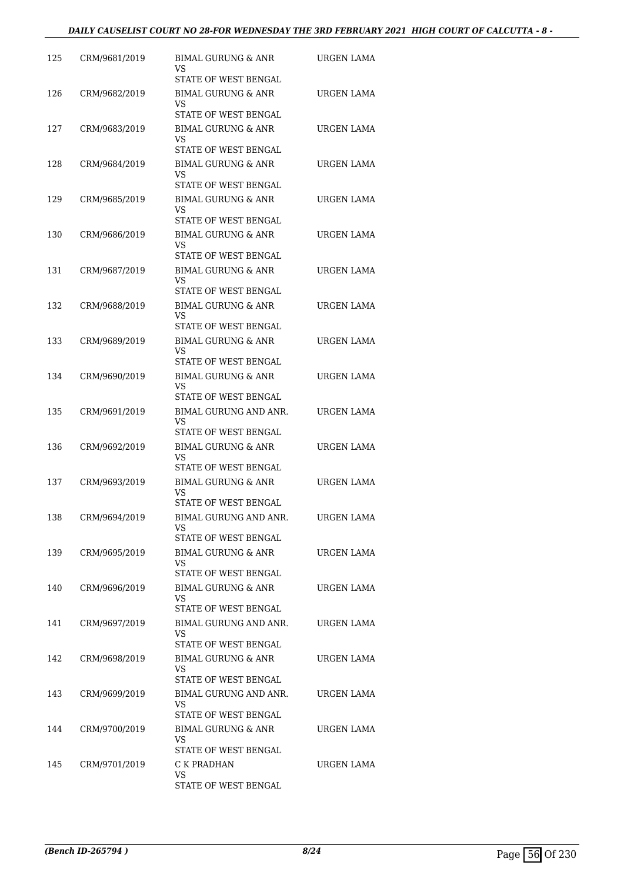| | | | |
|---|---|---|---|
| 125 | CRM/9681/2019 | BIMAL GURUNG & ANR<br>VS<br>STATE OF WEST BENGAL | URGEN LAMA |
| 126 | CRM/9682/2019 | BIMAL GURUNG & ANR<br>VS<br>STATE OF WEST BENGAL | URGEN LAMA |
| 127 | CRM/9683/2019 | BIMAL GURUNG & ANR<br>VS<br>STATE OF WEST BENGAL | URGEN LAMA |
| 128 | CRM/9684/2019 | BIMAL GURUNG & ANR<br>VS<br>STATE OF WEST BENGAL | URGEN LAMA |
| 129 | CRM/9685/2019 | BIMAL GURUNG & ANR<br>VS<br>STATE OF WEST BENGAL | URGEN LAMA |
| 130 | CRM/9686/2019 | BIMAL GURUNG & ANR<br>VS<br>STATE OF WEST BENGAL | URGEN LAMA |
| 131 | CRM/9687/2019 | BIMAL GURUNG & ANR<br>VS<br>STATE OF WEST BENGAL | URGEN LAMA |
| 132 | CRM/9688/2019 | BIMAL GURUNG & ANR<br>VS<br>STATE OF WEST BENGAL | URGEN LAMA |
| 133 | CRM/9689/2019 | BIMAL GURUNG & ANR<br>VS<br>STATE OF WEST BENGAL | URGEN LAMA |
| 134 | CRM/9690/2019 | BIMAL GURUNG & ANR<br>VS<br>STATE OF WEST BENGAL | URGEN LAMA |
| 135 | CRM/9691/2019 | BIMAL GURUNG AND ANR.<br>VS<br>STATE OF WEST BENGAL | URGEN LAMA |
| 136 | CRM/9692/2019 | BIMAL GURUNG & ANR<br>VS<br>STATE OF WEST BENGAL | URGEN LAMA |
| 137 | CRM/9693/2019 | BIMAL GURUNG & ANR<br>VS<br>STATE OF WEST BENGAL | URGEN LAMA |
| 138 | CRM/9694/2019 | BIMAL GURUNG AND ANR.<br>VS<br>STATE OF WEST BENGAL | URGEN LAMA |
| 139 | CRM/9695/2019 | BIMAL GURUNG & ANR<br>VS<br>STATE OF WEST BENGAL | URGEN LAMA |
| 140 | CRM/9696/2019 | BIMAL GURUNG & ANR<br>VS<br>STATE OF WEST BENGAL | URGEN LAMA |
| 141 | CRM/9697/2019 | BIMAL GURUNG AND ANR.<br>VS<br>STATE OF WEST BENGAL | URGEN LAMA |
| 142 | CRM/9698/2019 | BIMAL GURUNG & ANR<br>VS<br>STATE OF WEST BENGAL | URGEN LAMA |
| 143 | CRM/9699/2019 | BIMAL GURUNG AND ANR.<br>VS<br>STATE OF WEST BENGAL | URGEN LAMA |
| 144 | CRM/9700/2019 | BIMAL GURUNG & ANR<br>VS<br>STATE OF WEST BENGAL | URGEN LAMA |
| 145 | CRM/9701/2019 | C K PRADHAN<br>VS<br>STATE OF WEST BENGAL | URGEN LAMA |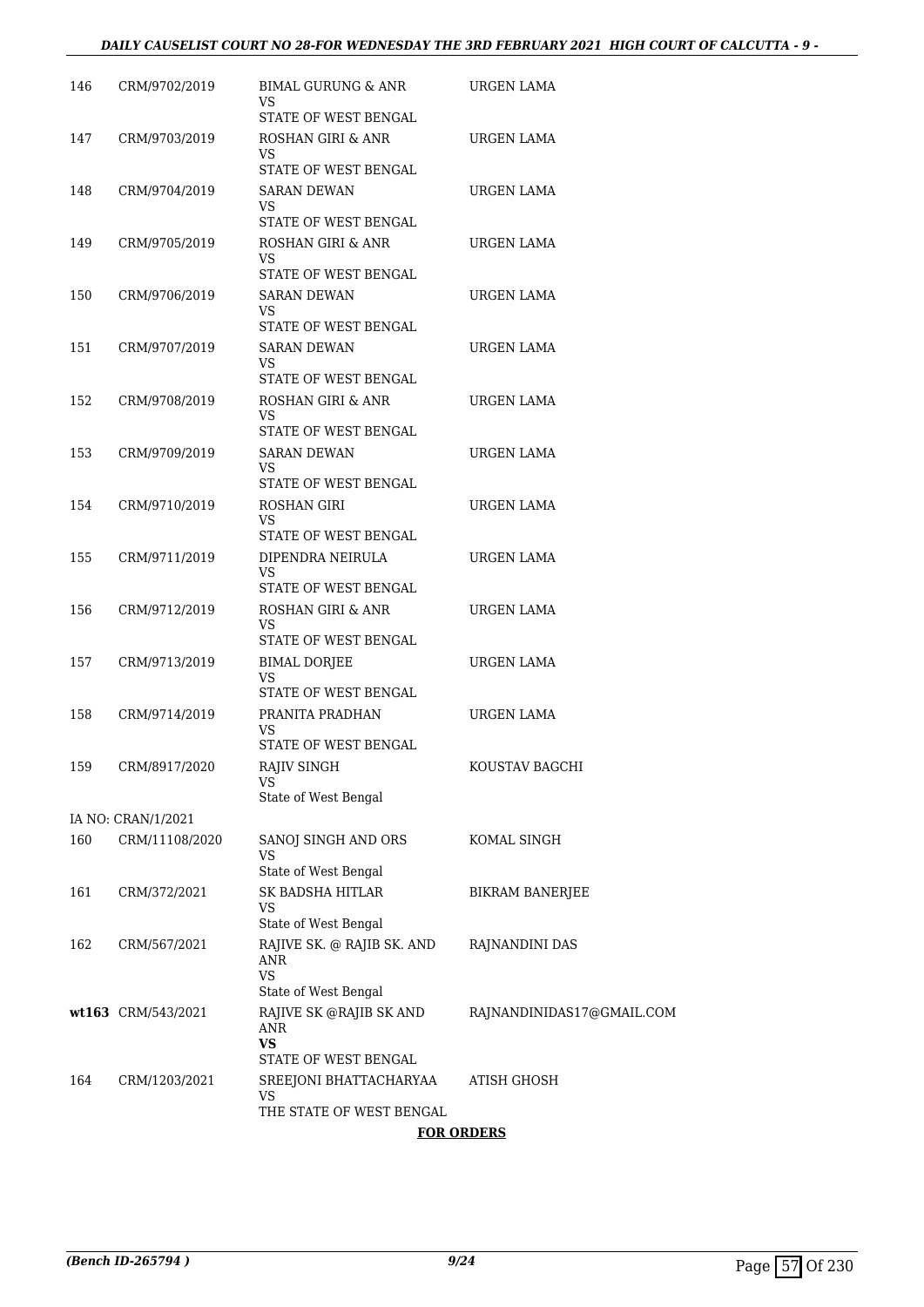| | | | |
|---|---|---|---|
| 146 | CRM/9702/2019 | BIMAL GURUNG & ANR<br>VS<br>STATE OF WEST BENGAL | URGEN LAMA |
| 147 | CRM/9703/2019 | ROSHAN GIRI & ANR<br>VS<br>STATE OF WEST BENGAL | URGEN LAMA |
| 148 | CRM/9704/2019 | SARAN DEWAN<br>VS<br>STATE OF WEST BENGAL | URGEN LAMA |
| 149 | CRM/9705/2019 | ROSHAN GIRI & ANR<br>VS<br>STATE OF WEST BENGAL | URGEN LAMA |
| 150 | CRM/9706/2019 | SARAN DEWAN<br>VS<br>STATE OF WEST BENGAL | URGEN LAMA |
| 151 | CRM/9707/2019 | SARAN DEWAN<br>VS<br>STATE OF WEST BENGAL | URGEN LAMA |
| 152 | CRM/9708/2019 | ROSHAN GIRI & ANR<br>VS<br>STATE OF WEST BENGAL | URGEN LAMA |
| 153 | CRM/9709/2019 | SARAN DEWAN<br>VS<br>STATE OF WEST BENGAL | URGEN LAMA |
| 154 | CRM/9710/2019 | ROSHAN GIRI<br>VS<br>STATE OF WEST BENGAL | URGEN LAMA |
| 155 | CRM/9711/2019 | DIPENDRA NEIRULA<br>VS<br>STATE OF WEST BENGAL | URGEN LAMA |
| 156 | CRM/9712/2019 | ROSHAN GIRI & ANR<br>VS<br>STATE OF WEST BENGAL | URGEN LAMA |
| 157 | CRM/9713/2019 | BIMAL DORJEE<br>VS<br>STATE OF WEST BENGAL | URGEN LAMA |
| 158 | CRM/9714/2019 | PRANITA PRADHAN<br>VS<br>STATE OF WEST BENGAL | URGEN LAMA |
| 159 | CRM/8917/2020 | RAJIV SINGH<br>VS<br>State of West Bengal | KOUSTAV BAGCHI |
| | IA NO: CRAN/1/2021 | | |
| 160 | CRM/11108/2020 | SANOJ SINGH AND ORS<br>VS<br>State of West Bengal | KOMAL SINGH |
| 161 | CRM/372/2021 | SK BADSHA HITLAR<br>VS<br>State of West Bengal | BIKRAM BANERJEE |
| 162 | CRM/567/2021 | RAJIVE SK. @ RAJIB SK. AND ANR<br>VS<br>State of West Bengal | RAJNANDINI DAS |
| **wt163** | CRM/543/2021 | RAJIVE SK @RAJIB SK AND ANR<br>**VS**<br>STATE OF WEST BENGAL | RAJNANDINIDAS17@GMAIL.COM |
| 164 | CRM/1203/2021 | SREEJONI BHATTACHARYAA<br>VS<br>THE STATE OF WEST BENGAL | ATISH GHOSH |

**FOR ORDERS**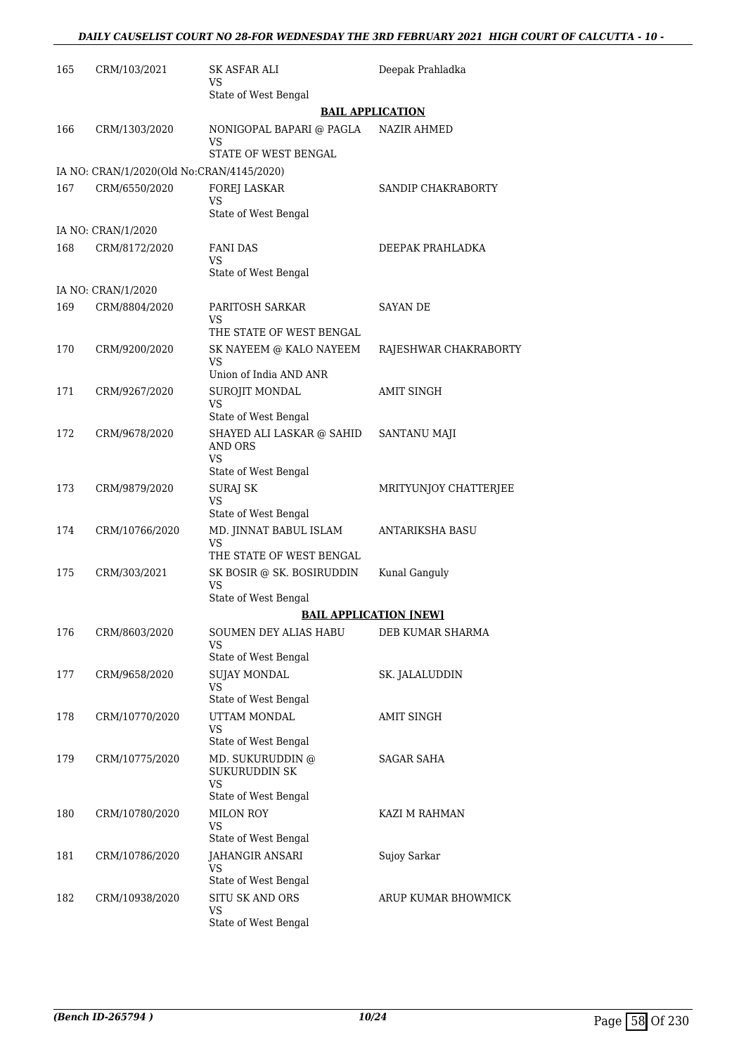| | | | |
|---|---|---|---|
| 165 | CRM/103/2021 | SK ASFAR ALI<br>VS<br>State of West Bengal | Deepak Prahladka |

**BAIL APPLICATION**

| | | | |
|---|---|---|---|
| 166 | CRM/1303/2020 | NONIGOPAL BAPARI @ PAGLA<br>VS<br>STATE OF WEST BENGAL | NAZIR AHMED |
| | IA NO: CRAN/1/2020(Old No:CRAN/4145/2020) | | |
| 167 | CRM/6550/2020 | FOREJ LASKAR<br>VS<br>State of West Bengal | SANDIP CHAKRABORTY |
| | IA NO: CRAN/1/2020 | | |
| 168 | CRM/8172/2020 | FANI DAS<br>VS<br>State of West Bengal | DEEPAK PRAHLADKA |
| | IA NO: CRAN/1/2020 | | |
| 169 | CRM/8804/2020 | PARITOSH SARKAR<br>VS<br>THE STATE OF WEST BENGAL | SAYAN DE |
| 170 | CRM/9200/2020 | SK NAYEEM @ KALO NAYEEM<br>VS<br>Union of India AND ANR | RAJESHWAR CHAKRABORTY |
| 171 | CRM/9267/2020 | SUROJIT MONDAL<br>VS<br>State of West Bengal | AMIT SINGH |
| 172 | CRM/9678/2020 | SHAYED ALI LASKAR @ SAHID AND ORS<br>VS<br>State of West Bengal | SANTANU MAJI |
| 173 | CRM/9879/2020 | SURAJ SK<br>VS<br>State of West Bengal | MRITYUNJOY CHATTERJEE |
| 174 | CRM/10766/2020 | MD. JINNAT BABUL ISLAM<br>VS<br>THE STATE OF WEST BENGAL | ANTARIKSHA BASU |
| 175 | CRM/303/2021 | SK BOSIR @ SK. BOSIRUDDIN<br>VS<br>State of West Bengal | Kunal Ganguly |

**BAIL APPLICATION [NEW]**

| | | | |
|---|---|---|---|
| 176 | CRM/8603/2020 | SOUMEN DEY ALIAS HABU<br>VS<br>State of West Bengal | DEB KUMAR SHARMA |
| 177 | CRM/9658/2020 | SUJAY MONDAL<br>VS<br>State of West Bengal | SK. JALALUDDIN |
| 178 | CRM/10770/2020 | UTTAM MONDAL<br>VS<br>State of West Bengal | AMIT SINGH |
| 179 | CRM/10775/2020 | MD. SUKURUDDIN @ SUKURUDDIN SK<br>VS<br>State of West Bengal | SAGAR SAHA |
| 180 | CRM/10780/2020 | MILON ROY<br>VS<br>State of West Bengal | KAZI M RAHMAN |
| 181 | CRM/10786/2020 | JAHANGIR ANSARI<br>VS<br>State of West Bengal | Sujoy Sarkar |
| 182 | CRM/10938/2020 | SITU SK AND ORS<br>VS<br>State of West Bengal | ARUP KUMAR BHOWMICK |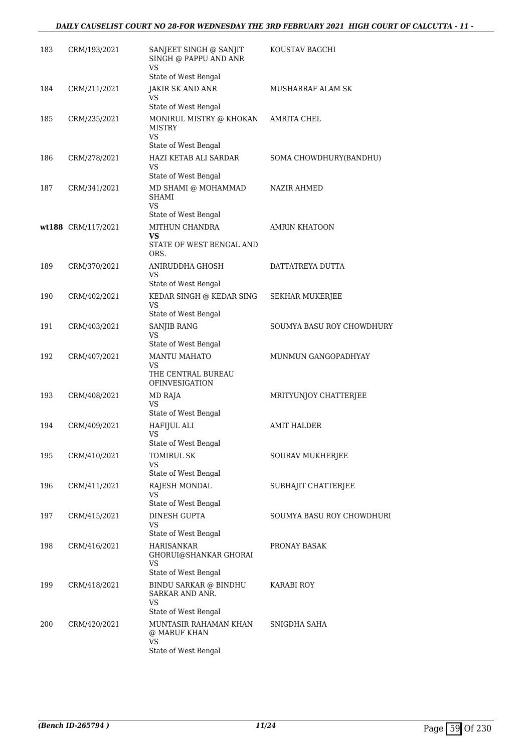| | | | |
|---|---|---|---|
| 183 | CRM/193/2021 | SANJEET SINGH @ SANJIT SINGH @ PAPPU AND ANR<br>VS<br>State of West Bengal | KOUSTAV BAGCHI |
| 184 | CRM/211/2021 | JAKIR SK AND ANR<br>VS<br>State of West Bengal | MUSHARRAF ALAM SK |
| 185 | CRM/235/2021 | MONIRUL MISTRY @ KHOKAN MISTRY<br>VS<br>State of West Bengal | AMRITA CHEL |
| 186 | CRM/278/2021 | HAZI KETAB ALI SARDAR<br>VS<br>State of West Bengal | SOMA CHOWDHURY(BANDHU) |
| 187 | CRM/341/2021 | MD SHAMI @ MOHAMMAD SHAMI<br>VS<br>State of West Bengal | NAZIR AHMED |
| wt188 | CRM/117/2021 | MITHUN CHANDRA<br>**VS**<br>STATE OF WEST BENGAL AND ORS. | AMRIN KHATOON |
| 189 | CRM/370/2021 | ANIRUDDHA GHOSH<br>VS<br>State of West Bengal | DATTATREYA DUTTA |
| 190 | CRM/402/2021 | KEDAR SINGH @ KEDAR SING<br>VS<br>State of West Bengal | SEKHAR MUKERJEE |
| 191 | CRM/403/2021 | SANJIB RANG<br>VS<br>State of West Bengal | SOUMYA BASU ROY CHOWDHURY |
| 192 | CRM/407/2021 | MANTU MAHATO<br>VS<br>THE CENTRAL BUREAU OFINVESIGATION | MUNMUN GANGOPADHYAY |
| 193 | CRM/408/2021 | MD RAJA<br>VS<br>State of West Bengal | MRITYUNJOY CHATTERJEE |
| 194 | CRM/409/2021 | HAFIJUL ALI<br>VS<br>State of West Bengal | AMIT HALDER |
| 195 | CRM/410/2021 | TOMIRUL SK<br>VS<br>State of West Bengal | SOURAV MUKHERJEE |
| 196 | CRM/411/2021 | RAJESH MONDAL<br>VS<br>State of West Bengal | SUBHAJIT CHATTERJEE |
| 197 | CRM/415/2021 | DINESH GUPTA<br>VS<br>State of West Bengal | SOUMYA BASU ROY CHOWDHURI |
| 198 | CRM/416/2021 | HARISANKAR GHORUI@SHANKAR GHORAI<br>VS<br>State of West Bengal | PRONAY BASAK |
| 199 | CRM/418/2021 | BINDU SARKAR @ BINDHU SARKAR AND ANR.<br>VS<br>State of West Bengal | KARABI ROY |
| 200 | CRM/420/2021 | MUNTASIR RAHAMAN KHAN @ MARUF KHAN<br>VS<br>State of West Bengal | SNIGDHA SAHA |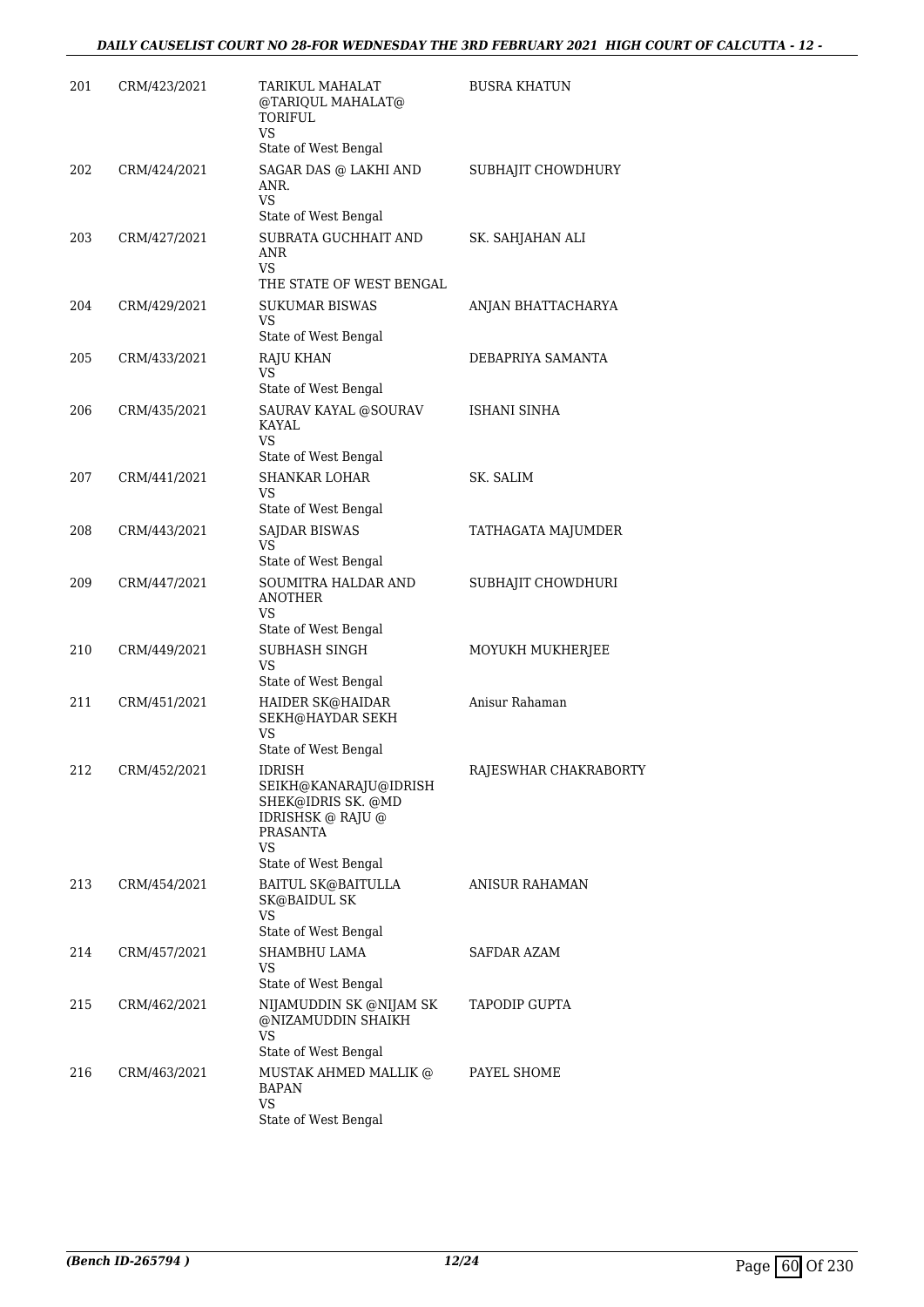| | | | |
|---|---|---|---|
| 201 | CRM/423/2021 | TARIKUL MAHALAT @TARIQUL MAHALAT@ TORIFUL<br>VS<br>State of West Bengal | BUSRA KHATUN |
| 202 | CRM/424/2021 | SAGAR DAS @ LAKHI AND ANR.<br>VS<br>State of West Bengal | SUBHAJIT CHOWDHURY |
| 203 | CRM/427/2021 | SUBRATA GUCHHAIT AND ANR<br>VS<br>THE STATE OF WEST BENGAL | SK. SAHJAHAN ALI |
| 204 | CRM/429/2021 | SUKUMAR BISWAS<br>VS<br>State of West Bengal | ANJAN BHATTACHARYA |
| 205 | CRM/433/2021 | RAJU KHAN<br>VS<br>State of West Bengal | DEBAPRIYA SAMANTA |
| 206 | CRM/435/2021 | SAURAV KAYAL @SOURAV KAYAL<br>VS<br>State of West Bengal | ISHANI SINHA |
| 207 | CRM/441/2021 | SHANKAR LOHAR<br>VS<br>State of West Bengal | SK. SALIM |
| 208 | CRM/443/2021 | SAJDAR BISWAS<br>VS<br>State of West Bengal | TATHAGATA MAJUMDER |
| 209 | CRM/447/2021 | SOUMITRA HALDAR AND ANOTHER<br>VS<br>State of West Bengal | SUBHAJIT CHOWDHURI |
| 210 | CRM/449/2021 | SUBHASH SINGH<br>VS<br>State of West Bengal | MOYUKH MUKHERJEE |
| 211 | CRM/451/2021 | HAIDER SK@HAIDAR SEKH@HAYDAR SEKH<br>VS<br>State of West Bengal | Anisur Rahaman |
| 212 | CRM/452/2021 | IDRISH SEIKH@KANARAJU@IDRISH SHEK@IDRIS SK. @MD IDRISHSK @ RAJU @ PRASANTA<br>VS<br>State of West Bengal | RAJESWHAR CHAKRABORTY |
| 213 | CRM/454/2021 | BAITUL SK@BAITULLA SK@BAIDUL SK<br>VS<br>State of West Bengal | ANISUR RAHAMAN |
| 214 | CRM/457/2021 | SHAMBHU LAMA<br>VS<br>State of West Bengal | SAFDAR AZAM |
| 215 | CRM/462/2021 | NIJAMUDDIN SK @NIJAM SK @NIZAMUDDIN SHAIKH<br>VS<br>State of West Bengal | TAPODIP GUPTA |
| 216 | CRM/463/2021 | MUSTAK AHMED MALLIK @ BAPAN<br>VS<br>State of West Bengal | PAYEL SHOME |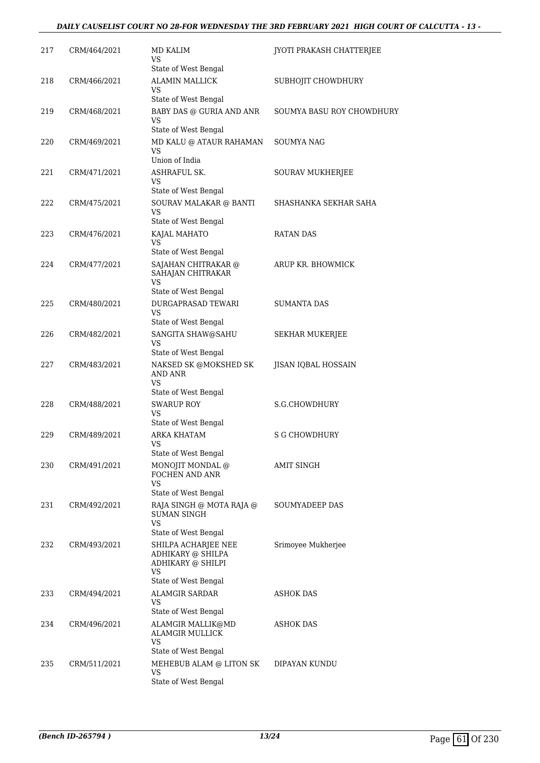| 217 | CRM/464/2021 | MD KALIM<br>VS<br>State of West Bengal | JYOTI PRAKASH CHATTERJEE |
|---|---|---|---|
| 218 | CRM/466/2021 | ALAMIN MALLICK<br>VS<br>State of West Bengal | SUBHOJIT CHOWDHURY |
| 219 | CRM/468/2021 | BABY DAS @ GURIA AND ANR<br>VS<br>State of West Bengal | SOUMYA BASU ROY CHOWDHURY |
| 220 | CRM/469/2021 | MD KALU @ ATAUR RAHAMAN<br>VS<br>Union of India | SOUMYA NAG |
| 221 | CRM/471/2021 | ASHRAFUL SK.<br>VS<br>State of West Bengal | SOURAV MUKHERJEE |
| 222 | CRM/475/2021 | SOURAV MALAKAR @ BANTI<br>VS<br>State of West Bengal | SHASHANKA SEKHAR SAHA |
| 223 | CRM/476/2021 | KAJAL MAHATO<br>VS<br>State of West Bengal | RATAN DAS |
| 224 | CRM/477/2021 | SAJAHAN CHITRAKAR @ SAHAJAN CHITRAKAR<br>VS<br>State of West Bengal | ARUP KR. BHOWMICK |
| 225 | CRM/480/2021 | DURGAPRASAD TEWARI<br>VS<br>State of West Bengal | SUMANTA DAS |
| 226 | CRM/482/2021 | SANGITA SHAW@SAHU<br>VS<br>State of West Bengal | SEKHAR MUKERJEE |
| 227 | CRM/483/2021 | NAKSED SK @MOKSHED SK AND ANR<br>VS<br>State of West Bengal | JISAN IQBAL HOSSAIN |
| 228 | CRM/488/2021 | SWARUP ROY<br>VS<br>State of West Bengal | S.G.CHOWDHURY |
| 229 | CRM/489/2021 | ARKA KHATAM<br>VS<br>State of West Bengal | S G CHOWDHURY |
| 230 | CRM/491/2021 | MONOJIT MONDAL @ FOCHEN AND ANR<br>VS<br>State of West Bengal | AMIT SINGH |
| 231 | CRM/492/2021 | RAJA SINGH @ MOTA RAJA @ SUMAN SINGH<br>VS<br>State of West Bengal | SOUMYADEEP DAS |
| 232 | CRM/493/2021 | SHILPA ACHARJEE NEE ADHIKARY @ SHILPA ADHIKARY @ SHILPI<br>VS<br>State of West Bengal | Srimoyee Mukherjee |
| 233 | CRM/494/2021 | ALAMGIR SARDAR<br>VS<br>State of West Bengal | ASHOK DAS |
| 234 | CRM/496/2021 | ALAMGIR MALLIK@MD ALAMGIR MULLICK<br>VS<br>State of West Bengal | ASHOK DAS |
| 235 | CRM/511/2021 | MEHEBUB ALAM @ LITON SK<br>VS<br>State of West Bengal | DIPAYAN KUNDU |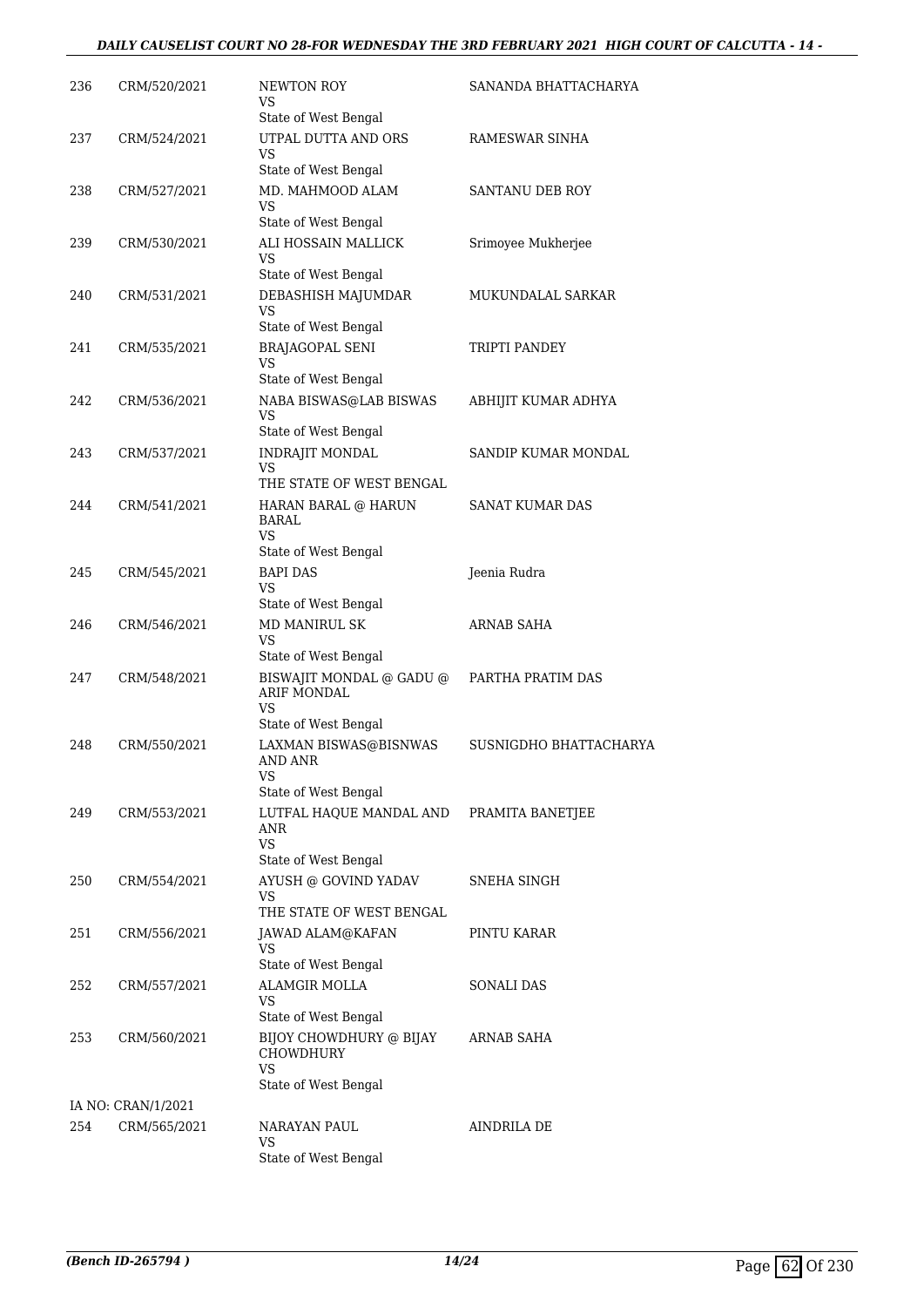| | | | |
|---|---|---|---|
| 236 | CRM/520/2021 | NEWTON ROY<br>VS<br>State of West Bengal | SANANDA BHATTACHARYA |
| 237 | CRM/524/2021 | UTPAL DUTTA AND ORS<br>VS<br>State of West Bengal | RAMESWAR SINHA |
| 238 | CRM/527/2021 | MD. MAHMOOD ALAM<br>VS<br>State of West Bengal | SANTANU DEB ROY |
| 239 | CRM/530/2021 | ALI HOSSAIN MALLICK<br>VS<br>State of West Bengal | Srimoyee Mukherjee |
| 240 | CRM/531/2021 | DEBASHISH MAJUMDAR<br>VS<br>State of West Bengal | MUKUNDALAL SARKAR |
| 241 | CRM/535/2021 | BRAJAGOPAL SENI<br>VS<br>State of West Bengal | TRIPTI PANDEY |
| 242 | CRM/536/2021 | NABA BISWAS@LAB BISWAS<br>VS<br>State of West Bengal | ABHIJIT KUMAR ADHYA |
| 243 | CRM/537/2021 | INDRAJIT MONDAL<br>VS<br>THE STATE OF WEST BENGAL | SANDIP KUMAR MONDAL |
| 244 | CRM/541/2021 | HARAN BARAL @ HARUN BARAL<br>VS<br>State of West Bengal | SANAT KUMAR DAS |
| 245 | CRM/545/2021 | BAPI DAS<br>VS<br>State of West Bengal | Jeenia Rudra |
| 246 | CRM/546/2021 | MD MANIRUL SK<br>VS<br>State of West Bengal | ARNAB SAHA |
| 247 | CRM/548/2021 | BISWAJIT MONDAL @ GADU @ ARIF MONDAL<br>VS<br>State of West Bengal | PARTHA PRATIM DAS |
| 248 | CRM/550/2021 | LAXMAN BISWAS@BISNWAS AND ANR<br>VS<br>State of West Bengal | SUSNIGDHO BHATTACHARYA |
| 249 | CRM/553/2021 | LUTFAL HAQUE MANDAL AND ANR<br>VS<br>State of West Bengal | PRAMITA BANETJEE |
| 250 | CRM/554/2021 | AYUSH @ GOVIND YADAV<br>VS<br>THE STATE OF WEST BENGAL | SNEHA SINGH |
| 251 | CRM/556/2021 | JAWAD ALAM@KAFAN<br>VS<br>State of West Bengal | PINTU KARAR |
| 252 | CRM/557/2021 | ALAMGIR MOLLA<br>VS<br>State of West Bengal | SONALI DAS |
| 253 | CRM/560/2021 | BIJOY CHOWDHURY @ BIJAY CHOWDHURY<br>VS<br>State of West Bengal | ARNAB SAHA |
| | IA NO: CRAN/1/2021 | | |
| 254 | CRM/565/2021 | NARAYAN PAUL<br>VS<br>State of West Bengal | AINDRILA DE |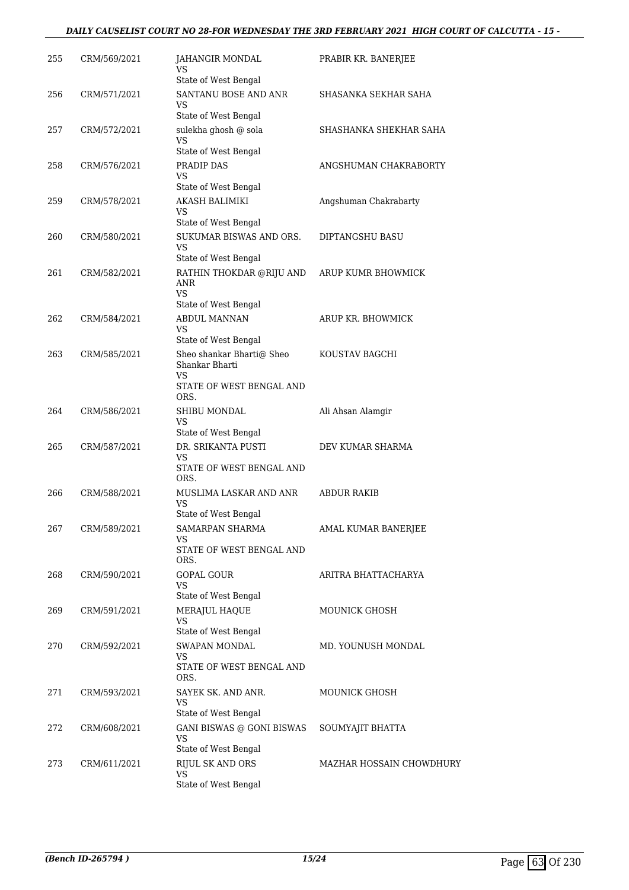| | | | |
|---|---|---|---|
| 255 | CRM/569/2021 | JAHANGIR MONDAL<br>VS<br>State of West Bengal | PRABIR KR. BANERJEE |
| 256 | CRM/571/2021 | SANTANU BOSE AND ANR<br>VS<br>State of West Bengal | SHASANKA SEKHAR SAHA |
| 257 | CRM/572/2021 | sulekha ghosh @ sola<br>VS<br>State of West Bengal | SHASHANKA SHEKHAR SAHA |
| 258 | CRM/576/2021 | PRADIP DAS<br>VS<br>State of West Bengal | ANGSHUMAN CHAKRABORTY |
| 259 | CRM/578/2021 | AKASH BALIMIKI<br>VS<br>State of West Bengal | Angshuman Chakrabarty |
| 260 | CRM/580/2021 | SUKUMAR BISWAS AND ORS.<br>VS<br>State of West Bengal | DIPTANGSHU BASU |
| 261 | CRM/582/2021 | RATHIN THOKDAR @RIJU AND ANR<br>VS<br>State of West Bengal | ARUP KUMR BHOWMICK |
| 262 | CRM/584/2021 | ABDUL MANNAN<br>VS<br>State of West Bengal | ARUP KR. BHOWMICK |
| 263 | CRM/585/2021 | Sheo shankar Bharti@ Sheo Shankar Bharti<br>VS<br>STATE OF WEST BENGAL AND ORS. | KOUSTAV BAGCHI |
| 264 | CRM/586/2021 | SHIBU MONDAL<br>VS<br>State of West Bengal | Ali Ahsan Alamgir |
| 265 | CRM/587/2021 | DR. SRIKANTA PUSTI<br>VS<br>STATE OF WEST BENGAL AND ORS. | DEV KUMAR SHARMA |
| 266 | CRM/588/2021 | MUSLIMA LASKAR AND ANR<br>VS<br>State of West Bengal | ABDUR RAKIB |
| 267 | CRM/589/2021 | SAMARPAN SHARMA<br>VS<br>STATE OF WEST BENGAL AND ORS. | AMAL KUMAR BANERJEE |
| 268 | CRM/590/2021 | GOPAL GOUR<br>VS<br>State of West Bengal | ARITRA BHATTACHARYA |
| 269 | CRM/591/2021 | MERAJUL HAQUE<br>VS<br>State of West Bengal | MOUNICK GHOSH |
| 270 | CRM/592/2021 | SWAPAN MONDAL<br>VS<br>STATE OF WEST BENGAL AND ORS. | MD. YOUNUSH MONDAL |
| 271 | CRM/593/2021 | SAYEK SK. AND ANR.<br>VS<br>State of West Bengal | MOUNICK GHOSH |
| 272 | CRM/608/2021 | GANI BISWAS @ GONI BISWAS<br>VS<br>State of West Bengal | SOUMYAJIT BHATTA |
| 273 | CRM/611/2021 | RIJUL SK AND ORS<br>VS<br>State of West Bengal | MAZHAR HOSSAIN CHOWDHURY |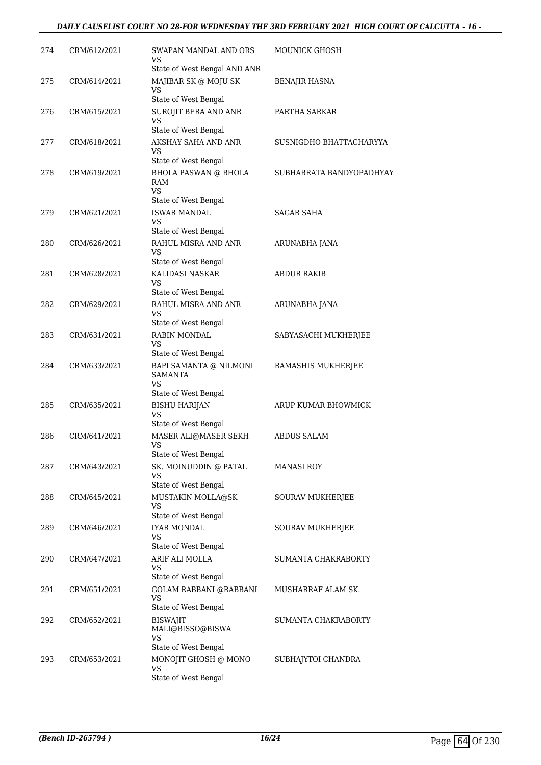| 274 | CRM/612/2021 | SWAPAN MANDAL AND ORS<br>VS<br>State of West Bengal AND ANR | MOUNICK GHOSH |
|---|---|---|---|
| 275 | CRM/614/2021 | MAJIBAR SK @ MOJU SK<br>VS<br>State of West Bengal | BENAJIR HASNA |
| 276 | CRM/615/2021 | SUROJIT BERA AND ANR<br>VS<br>State of West Bengal | PARTHA SARKAR |
| 277 | CRM/618/2021 | AKSHAY SAHA AND ANR<br>VS<br>State of West Bengal | SUSNIGDHO BHATTACHARYYA |
| 278 | CRM/619/2021 | BHOLA PASWAN @ BHOLA RAM<br>VS<br>State of West Bengal | SUBHABRATA BANDYOPADHYAY |
| 279 | CRM/621/2021 | ISWAR MANDAL<br>VS<br>State of West Bengal | SAGAR SAHA |
| 280 | CRM/626/2021 | RAHUL MISRA AND ANR<br>VS<br>State of West Bengal | ARUNABHA JANA |
| 281 | CRM/628/2021 | KALIDASI NASKAR<br>VS<br>State of West Bengal | ABDUR RAKIB |
| 282 | CRM/629/2021 | RAHUL MISRA AND ANR<br>VS<br>State of West Bengal | ARUNABHA JANA |
| 283 | CRM/631/2021 | RABIN MONDAL<br>VS<br>State of West Bengal | SABYASACHI MUKHERJEE |
| 284 | CRM/633/2021 | BAPI SAMANTA @ NILMONI SAMANTA<br>VS<br>State of West Bengal | RAMASHIS MUKHERJEE |
| 285 | CRM/635/2021 | BISHU HARIJAN<br>VS<br>State of West Bengal | ARUP KUMAR BHOWMICK |
| 286 | CRM/641/2021 | MASER ALI@MASER SEKH<br>VS<br>State of West Bengal | ABDUS SALAM |
| 287 | CRM/643/2021 | SK. MOINUDDIN @ PATAL<br>VS<br>State of West Bengal | MANASI ROY |
| 288 | CRM/645/2021 | MUSTAKIN MOLLA@SK<br>VS<br>State of West Bengal | SOURAV MUKHERJEE |
| 289 | CRM/646/2021 | IYAR MONDAL<br>VS<br>State of West Bengal | SOURAV MUKHERJEE |
| 290 | CRM/647/2021 | ARIF ALI MOLLA<br>VS<br>State of West Bengal | SUMANTA CHAKRABORTY |
| 291 | CRM/651/2021 | GOLAM RABBANI @RABBANI<br>VS<br>State of West Bengal | MUSHARRAF ALAM SK. |
| 292 | CRM/652/2021 | BISWAJIT MALI@BISSO@BISWA<br>VS<br>State of West Bengal | SUMANTA CHAKRABORTY |
| 293 | CRM/653/2021 | MONOJIT GHOSH @ MONO<br>VS<br>State of West Bengal | SUBHAJYTOI CHANDRA |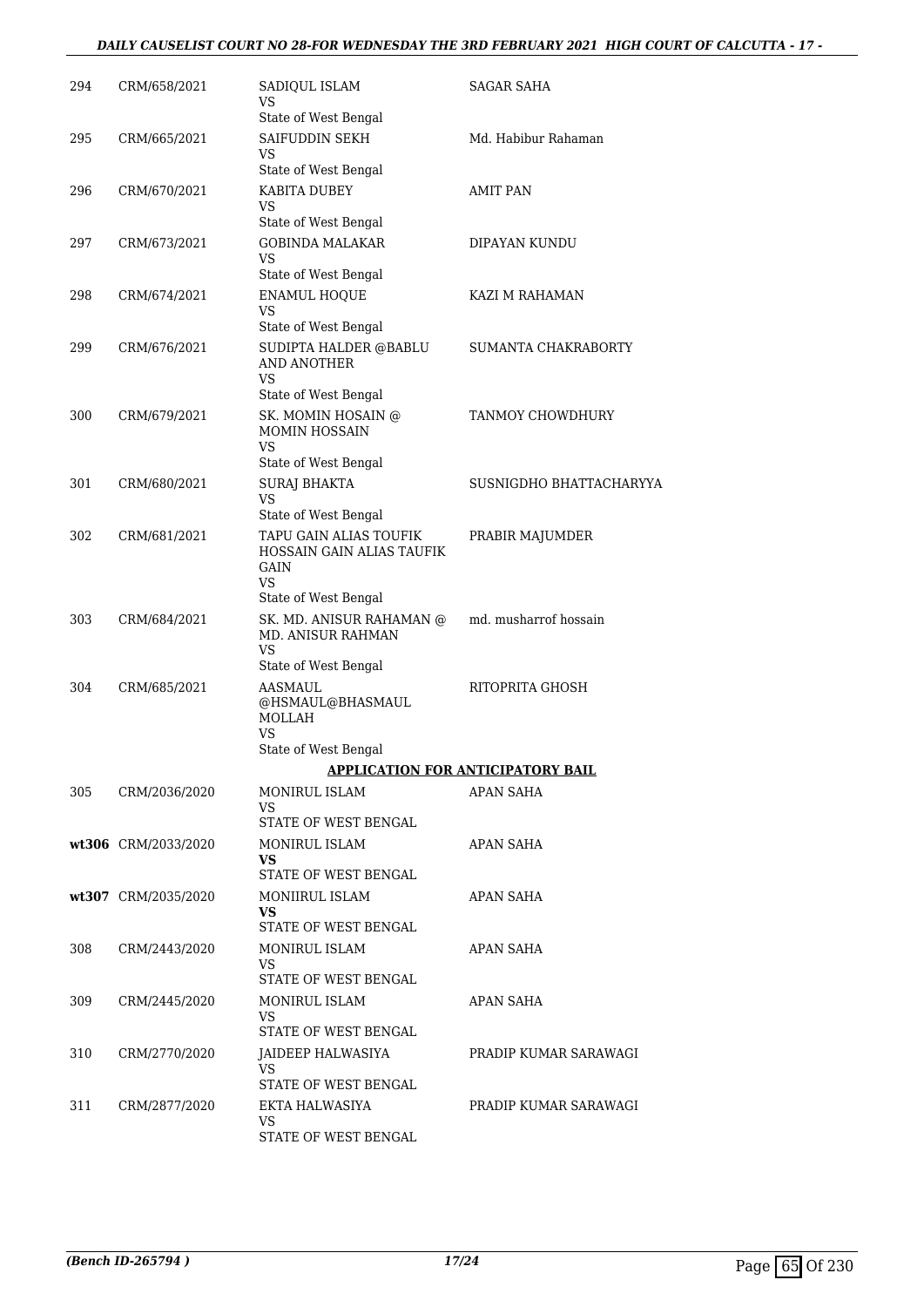| | | | |
|---|---|---|---|
| 294 | CRM/658/2021 | SADIQUL ISLAM<br>VS<br>State of West Bengal | SAGAR SAHA |
| 295 | CRM/665/2021 | SAIFUDDIN SEKH<br>VS<br>State of West Bengal | Md. Habibur Rahaman |
| 296 | CRM/670/2021 | KABITA DUBEY<br>VS<br>State of West Bengal | AMIT PAN |
| 297 | CRM/673/2021 | GOBINDA MALAKAR<br>VS<br>State of West Bengal | DIPAYAN KUNDU |
| 298 | CRM/674/2021 | ENAMUL HOQUE<br>VS<br>State of West Bengal | KAZI M RAHAMAN |
| 299 | CRM/676/2021 | SUDIPTA HALDER @BABLU AND ANOTHER<br>VS<br>State of West Bengal | SUMANTA CHAKRABORTY |
| 300 | CRM/679/2021 | SK. MOMIN HOSAIN @ MOMIN HOSSAIN<br>VS<br>State of West Bengal | TANMOY CHOWDHURY |
| 301 | CRM/680/2021 | SURAJ BHAKTA<br>VS<br>State of West Bengal | SUSNIGDHO BHATTACHARYYA |
| 302 | CRM/681/2021 | TAPU GAIN ALIAS TOUFIK HOSSAIN GAIN ALIAS TAUFIK GAIN<br>VS<br>State of West Bengal | PRABIR MAJUMDER |
| 303 | CRM/684/2021 | SK. MD. ANISUR RAHAMAN @ MD. ANISUR RAHMAN<br>VS<br>State of West Bengal | md. musharrof hossain |
| 304 | CRM/685/2021 | AASMAUL @HSMAUL@BHASMAUL MOLLAH<br>VS<br>State of West Bengal | RITOPRITA GHOSH |

**APPLICATION FOR ANTICIPATORY BAIL**

| | | | |
|---|---|---|---|
| 305 | CRM/2036/2020 | MONIRUL ISLAM<br>VS<br>STATE OF WEST BENGAL | APAN SAHA |
| wt306 | CRM/2033/2020 | MONIRUL ISLAM<br>**VS**<br>STATE OF WEST BENGAL | APAN SAHA |
| wt307 | CRM/2035/2020 | MONIIRUL ISLAM<br>**VS**<br>STATE OF WEST BENGAL | APAN SAHA |
| 308 | CRM/2443/2020 | MONIRUL ISLAM<br>VS<br>STATE OF WEST BENGAL | APAN SAHA |
| 309 | CRM/2445/2020 | MONIRUL ISLAM<br>VS<br>STATE OF WEST BENGAL | APAN SAHA |
| 310 | CRM/2770/2020 | JAIDEEP HALWASIYA<br>VS<br>STATE OF WEST BENGAL | PRADIP KUMAR SARAWAGI |
| 311 | CRM/2877/2020 | EKTA HALWASIYA<br>VS<br>STATE OF WEST BENGAL | PRADIP KUMAR SARAWAGI |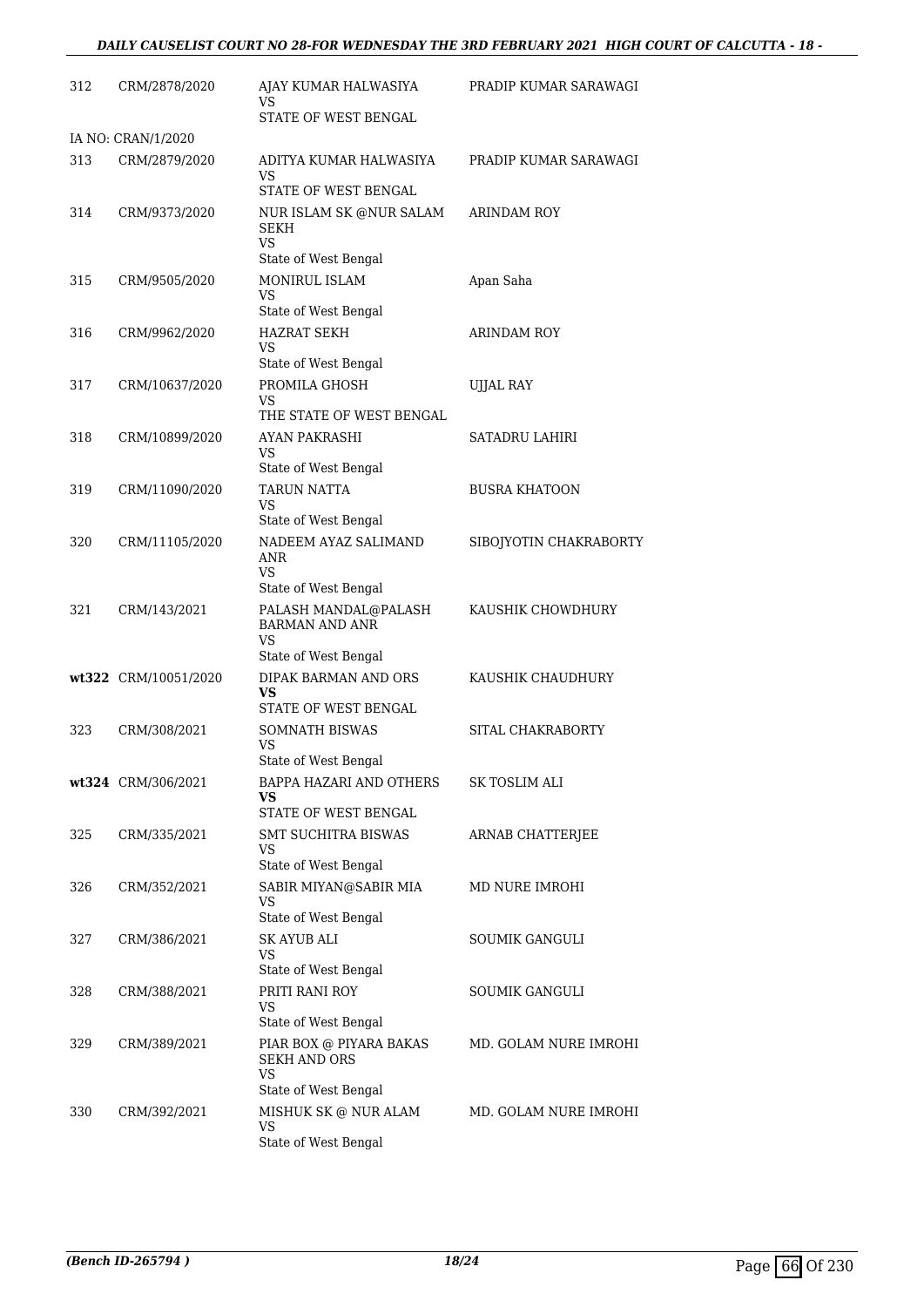| | | | |
|---|---|---|---|
| 312 | CRM/2878/2020 | AJAY KUMAR HALWASIYA<br>VS<br>STATE OF WEST BENGAL | PRADIP KUMAR SARAWAGI |
| IA NO: CRAN/1/2020 | | | |
| 313 | CRM/2879/2020 | ADITYA KUMAR HALWASIYA<br>VS<br>STATE OF WEST BENGAL | PRADIP KUMAR SARAWAGI |
| 314 | CRM/9373/2020 | NUR ISLAM SK @NUR SALAM SEKH<br>VS<br>State of West Bengal | ARINDAM ROY |
| 315 | CRM/9505/2020 | MONIRUL ISLAM<br>VS<br>State of West Bengal | Apan Saha |
| 316 | CRM/9962/2020 | HAZRAT SEKH<br>VS<br>State of West Bengal | ARINDAM ROY |
| 317 | CRM/10637/2020 | PROMILA GHOSH<br>VS<br>THE STATE OF WEST BENGAL | UJJAL RAY |
| 318 | CRM/10899/2020 | AYAN PAKRASHI<br>VS<br>State of West Bengal | SATADRU LAHIRI |
| 319 | CRM/11090/2020 | TARUN NATTA<br>VS<br>State of West Bengal | BUSRA KHATOON |
| 320 | CRM/11105/2020 | NADEEM AYAZ SALIMAND ANR<br>VS<br>State of West Bengal | SIBOJYOTIN CHAKRABORTY |
| 321 | CRM/143/2021 | PALASH MANDAL@PALASH BARMAN AND ANR<br>VS<br>State of West Bengal | KAUSHIK CHOWDHURY |
| **wt322** | CRM/10051/2020 | DIPAK BARMAN AND ORS<br>**VS**<br>STATE OF WEST BENGAL | KAUSHIK CHAUDHURY |
| 323 | CRM/308/2021 | SOMNATH BISWAS<br>VS<br>State of West Bengal | SITAL CHAKRABORTY |
| **wt324** | CRM/306/2021 | BAPPA HAZARI AND OTHERS<br>**VS**<br>STATE OF WEST BENGAL | SK TOSLIM ALI |
| 325 | CRM/335/2021 | SMT SUCHITRA BISWAS<br>VS<br>State of West Bengal | ARNAB CHATTERJEE |
| 326 | CRM/352/2021 | SABIR MIYAN@SABIR MIA<br>VS<br>State of West Bengal | MD NURE IMROHI |
| 327 | CRM/386/2021 | SK AYUB ALI<br>VS<br>State of West Bengal | SOUMIK GANGULI |
| 328 | CRM/388/2021 | PRITI RANI ROY<br>VS<br>State of West Bengal | SOUMIK GANGULI |
| 329 | CRM/389/2021 | PIAR BOX @ PIYARA BAKAS SEKH AND ORS<br>VS<br>State of West Bengal | MD. GOLAM NURE IMROHI |
| 330 | CRM/392/2021 | MISHUK SK @ NUR ALAM<br>VS<br>State of West Bengal | MD. GOLAM NURE IMROHI |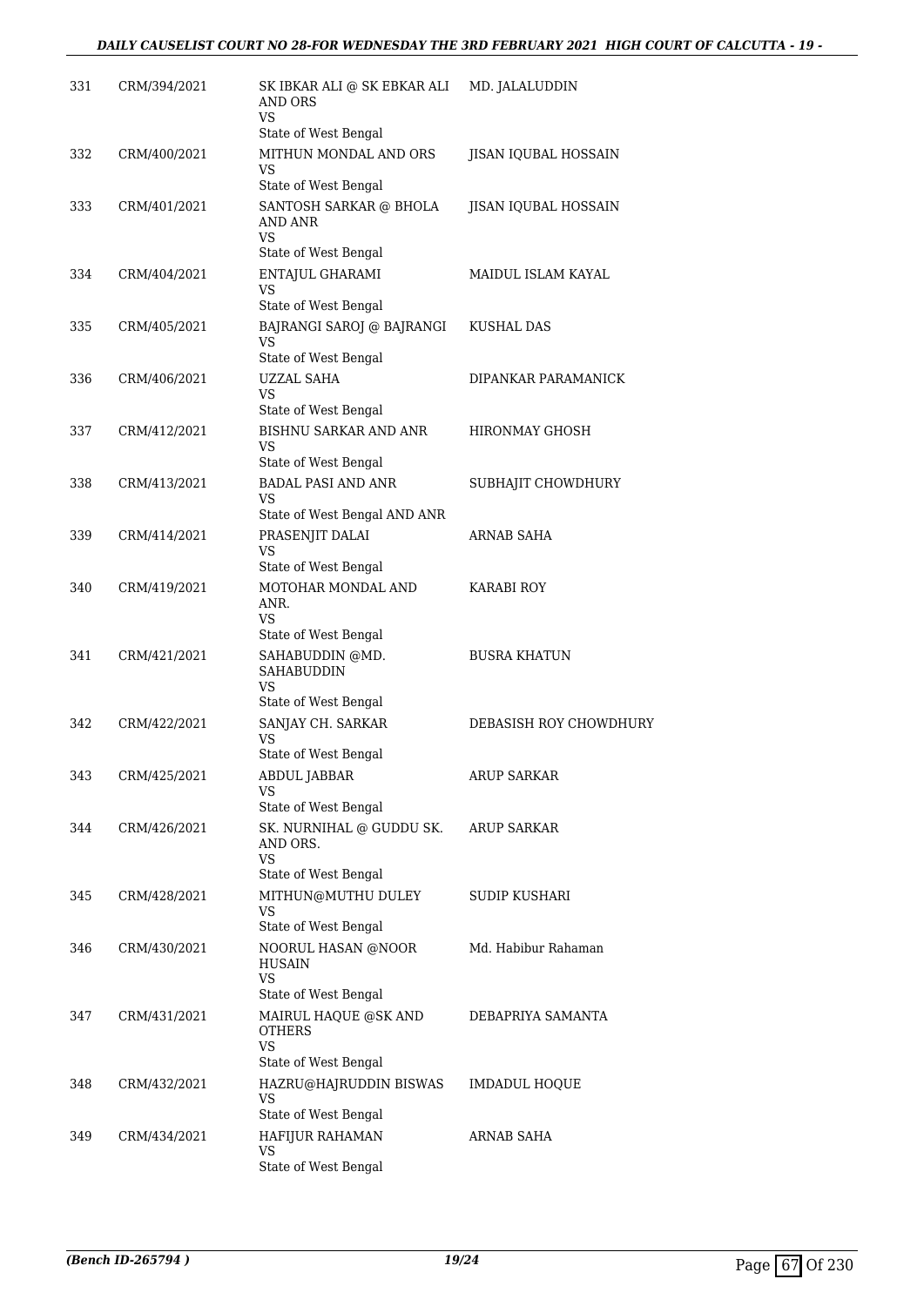| 331 | CRM/394/2021 | SK IBKAR ALI @ SK EBKAR ALI AND ORS<br>VS<br>State of West Bengal | MD. JALALUDDIN |
|---|---|---|---|
| 332 | CRM/400/2021 | MITHUN MONDAL AND ORS<br>VS<br>State of West Bengal | JISAN IQUBAL HOSSAIN |
| 333 | CRM/401/2021 | SANTOSH SARKAR @ BHOLA AND ANR<br>VS<br>State of West Bengal | JISAN IQUBAL HOSSAIN |
| 334 | CRM/404/2021 | ENTAJUL GHARAMI<br>VS<br>State of West Bengal | MAIDUL ISLAM KAYAL |
| 335 | CRM/405/2021 | BAJRANGI SAROJ @ BAJRANGI<br>VS<br>State of West Bengal | KUSHAL DAS |
| 336 | CRM/406/2021 | UZZAL SAHA<br>VS<br>State of West Bengal | DIPANKAR PARAMANICK |
| 337 | CRM/412/2021 | BISHNU SARKAR AND ANR<br>VS<br>State of West Bengal | HIRONMAY GHOSH |
| 338 | CRM/413/2021 | BADAL PASI AND ANR<br>VS<br>State of West Bengal AND ANR | SUBHAJIT CHOWDHURY |
| 339 | CRM/414/2021 | PRASENJIT DALAI<br>VS<br>State of West Bengal | ARNAB SAHA |
| 340 | CRM/419/2021 | MOTOHAR MONDAL AND ANR.<br>VS<br>State of West Bengal | KARABI ROY |
| 341 | CRM/421/2021 | SAHABUDDIN @MD. SAHABUDDIN<br>VS<br>State of West Bengal | BUSRA KHATUN |
| 342 | CRM/422/2021 | SANJAY CH. SARKAR<br>VS<br>State of West Bengal | DEBASISH ROY CHOWDHURY |
| 343 | CRM/425/2021 | ABDUL JABBAR<br>VS<br>State of West Bengal | ARUP SARKAR |
| 344 | CRM/426/2021 | SK. NURNIHAL @ GUDDU SK. AND ORS.<br>VS<br>State of West Bengal | ARUP SARKAR |
| 345 | CRM/428/2021 | MITHUN@MUTHU DULEY<br>VS<br>State of West Bengal | SUDIP KUSHARI |
| 346 | CRM/430/2021 | NOORUL HASAN @NOOR HUSAIN<br>VS<br>State of West Bengal | Md. Habibur Rahaman |
| 347 | CRM/431/2021 | MAIRUL HAQUE @SK AND OTHERS<br>VS<br>State of West Bengal | DEBAPRIYA SAMANTA |
| 348 | CRM/432/2021 | HAZRU@HAJRUDDIN BISWAS<br>VS<br>State of West Bengal | IMDADUL HOQUE |
| 349 | CRM/434/2021 | HAFIJUR RAHAMAN<br>VS<br>State of West Bengal | ARNAB SAHA |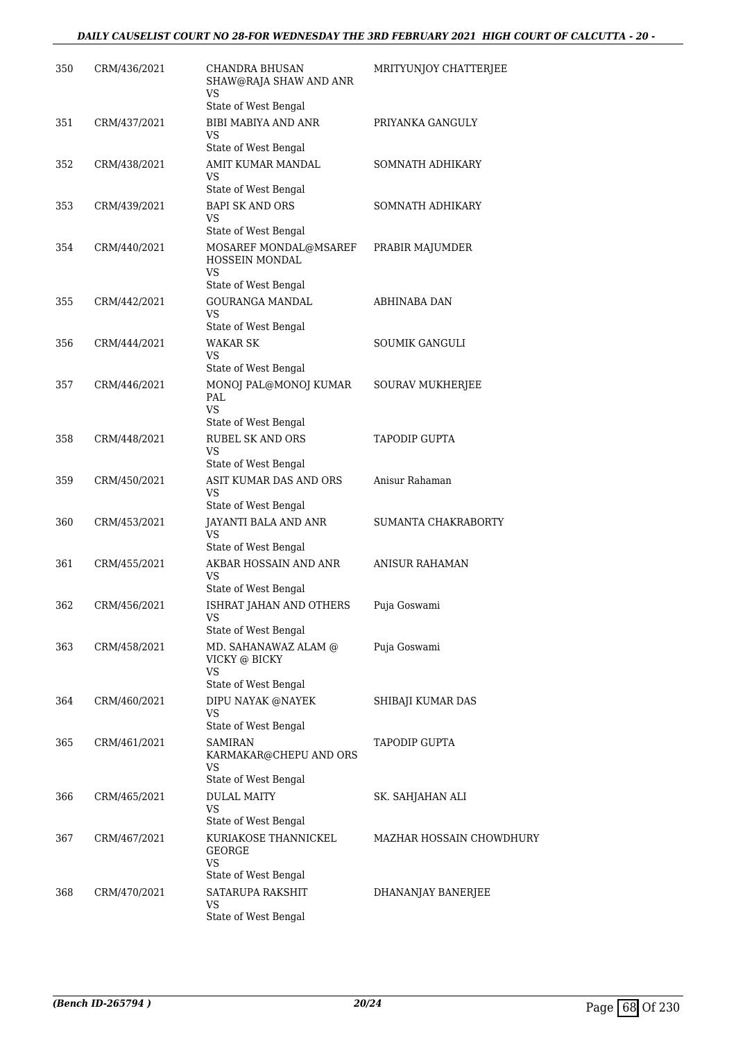| | | | |
|---|---|---|---|
| 350 | CRM/436/2021 | CHANDRA BHUSAN SHAW@RAJA SHAW AND ANR VS State of West Bengal | MRITYUNJOY CHATTERJEE |
| 351 | CRM/437/2021 | BIBI MABIYA AND ANR VS State of West Bengal | PRIYANKA GANGULY |
| 352 | CRM/438/2021 | AMIT KUMAR MANDAL VS State of West Bengal | SOMNATH ADHIKARY |
| 353 | CRM/439/2021 | BAPI SK AND ORS VS State of West Bengal | SOMNATH ADHIKARY |
| 354 | CRM/440/2021 | MOSAREF MONDAL@MSAREF HOSSEIN MONDAL VS State of West Bengal | PRABIR MAJUMDER |
| 355 | CRM/442/2021 | GOURANGA MANDAL VS State of West Bengal | ABHINABA DAN |
| 356 | CRM/444/2021 | WAKAR SK VS State of West Bengal | SOUMIK GANGULI |
| 357 | CRM/446/2021 | MONOJ PAL@MONOJ KUMAR PAL VS State of West Bengal | SOURAV MUKHERJEE |
| 358 | CRM/448/2021 | RUBEL SK AND ORS VS State of West Bengal | TAPODIP GUPTA |
| 359 | CRM/450/2021 | ASIT KUMAR DAS AND ORS VS State of West Bengal | Anisur Rahaman |
| 360 | CRM/453/2021 | JAYANTI BALA AND ANR VS State of West Bengal | SUMANTA CHAKRABORTY |
| 361 | CRM/455/2021 | AKBAR HOSSAIN AND ANR VS State of West Bengal | ANISUR RAHAMAN |
| 362 | CRM/456/2021 | ISHRAT JAHAN AND OTHERS VS State of West Bengal | Puja Goswami |
| 363 | CRM/458/2021 | MD. SAHANAWAZ ALAM @ VICKY @ BICKY VS State of West Bengal | Puja Goswami |
| 364 | CRM/460/2021 | DIPU NAYAK @NAYEK VS State of West Bengal | SHIBAJI KUMAR DAS |
| 365 | CRM/461/2021 | SAMIRAN KARMAKAR@CHEPU AND ORS VS State of West Bengal | TAPODIP GUPTA |
| 366 | CRM/465/2021 | DULAL MAITY VS State of West Bengal | SK. SAHJAHAN ALI |
| 367 | CRM/467/2021 | KURIAKOSE THANNICKEL GEORGE VS State of West Bengal | MAZHAR HOSSAIN CHOWDHURY |
| 368 | CRM/470/2021 | SATARUPA RAKSHIT VS State of West Bengal | DHANANJAY BANERJEE |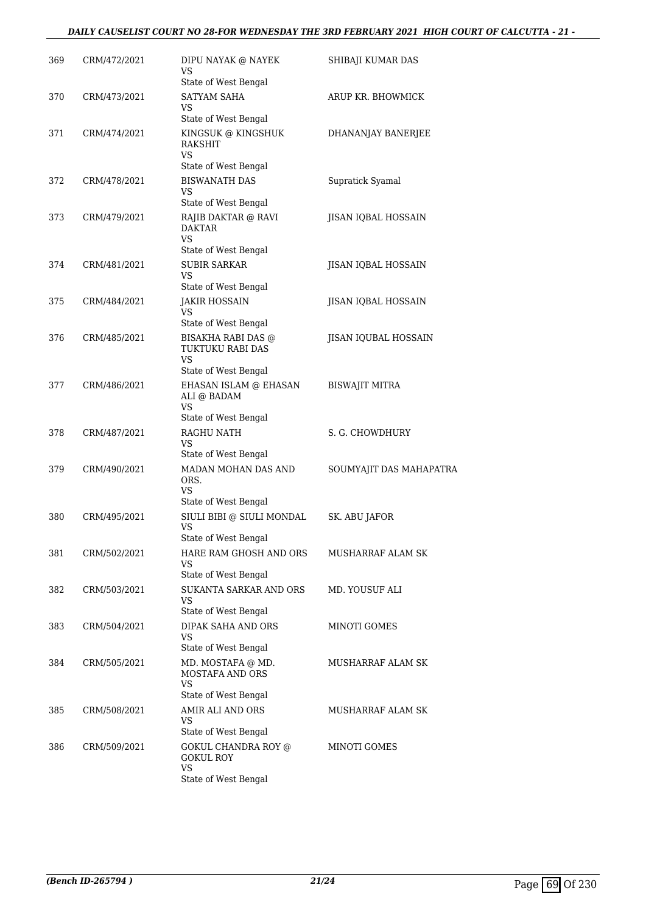| 369 | CRM/472/2021 | DIPU NAYAK @ NAYEK<br>VS<br>State of West Bengal | SHIBAJI KUMAR DAS |
|---|---|---|---|
| 370 | CRM/473/2021 | SATYAM SAHA<br>VS<br>State of West Bengal | ARUP KR. BHOWMICK |
| 371 | CRM/474/2021 | KINGSUK @ KINGSHUK RAKSHIT<br>VS<br>State of West Bengal | DHANANJAY BANERJEE |
| 372 | CRM/478/2021 | BISWANATH DAS<br>VS<br>State of West Bengal | Supratick Syamal |
| 373 | CRM/479/2021 | RAJIB DAKTAR @ RAVI DAKTAR<br>VS<br>State of West Bengal | JISAN IQBAL HOSSAIN |
| 374 | CRM/481/2021 | SUBIR SARKAR<br>VS<br>State of West Bengal | JISAN IQBAL HOSSAIN |
| 375 | CRM/484/2021 | JAKIR HOSSAIN<br>VS<br>State of West Bengal | JISAN IQBAL HOSSAIN |
| 376 | CRM/485/2021 | BISAKHA RABI DAS @ TUKTUKU RABI DAS<br>VS<br>State of West Bengal | JISAN IQUBAL HOSSAIN |
| 377 | CRM/486/2021 | EHASAN ISLAM @ EHASAN ALI @ BADAM<br>VS<br>State of West Bengal | BISWAJIT MITRA |
| 378 | CRM/487/2021 | RAGHU NATH<br>VS<br>State of West Bengal | S. G. CHOWDHURY |
| 379 | CRM/490/2021 | MADAN MOHAN DAS AND ORS.<br>VS<br>State of West Bengal | SOUMYAJIT DAS MAHAPATRA |
| 380 | CRM/495/2021 | SIULI BIBI @ SIULI MONDAL<br>VS<br>State of West Bengal | SK. ABU JAFOR |
| 381 | CRM/502/2021 | HARE RAM GHOSH AND ORS<br>VS<br>State of West Bengal | MUSHARRAF ALAM SK |
| 382 | CRM/503/2021 | SUKANTA SARKAR AND ORS<br>VS<br>State of West Bengal | MD. YOUSUF ALI |
| 383 | CRM/504/2021 | DIPAK SAHA AND ORS<br>VS<br>State of West Bengal | MINOTI GOMES |
| 384 | CRM/505/2021 | MD. MOSTAFA @ MD. MOSTAFA AND ORS<br>VS<br>State of West Bengal | MUSHARRAF ALAM SK |
| 385 | CRM/508/2021 | AMIR ALI AND ORS<br>VS<br>State of West Bengal | MUSHARRAF ALAM SK |
| 386 | CRM/509/2021 | GOKUL CHANDRA ROY @ GOKUL ROY<br>VS<br>State of West Bengal | MINOTI GOMES |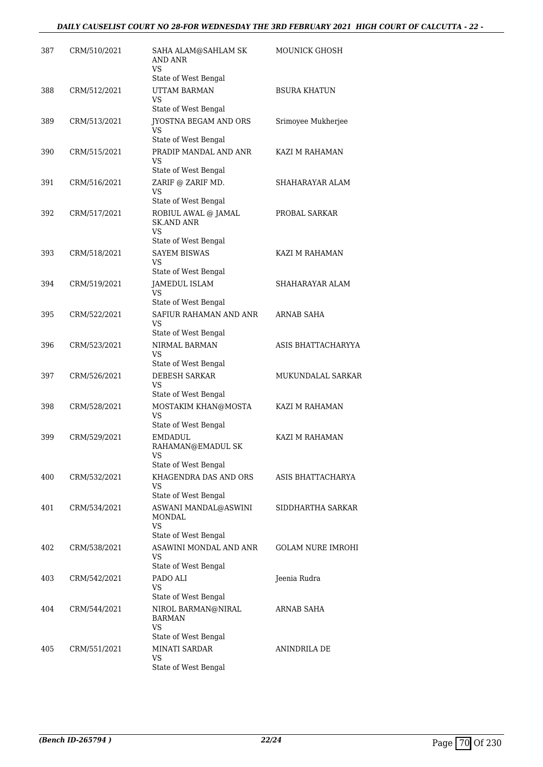| 387 | CRM/510/2021 | SAHA ALAM@SAHLAM SK AND ANR<br>VS<br>State of West Bengal | MOUNICK GHOSH |
|---|---|---|---|
| 388 | CRM/512/2021 | UTTAM BARMAN<br>VS<br>State of West Bengal | BSURA KHATUN |
| 389 | CRM/513/2021 | JYOSTNA BEGAM AND ORS<br>VS<br>State of West Bengal | Srimoyee Mukherjee |
| 390 | CRM/515/2021 | PRADIP MANDAL AND ANR<br>VS<br>State of West Bengal | KAZI M RAHAMAN |
| 391 | CRM/516/2021 | ZARIF @ ZARIF MD.<br>VS<br>State of West Bengal | SHAHARAYAR ALAM |
| 392 | CRM/517/2021 | ROBIUL AWAL @ JAMAL SK.AND ANR<br>VS<br>State of West Bengal | PROBAL SARKAR |
| 393 | CRM/518/2021 | SAYEM BISWAS<br>VS<br>State of West Bengal | KAZI M RAHAMAN |
| 394 | CRM/519/2021 | JAMEDUL ISLAM<br>VS<br>State of West Bengal | SHAHARAYAR ALAM |
| 395 | CRM/522/2021 | SAFIUR RAHAMAN AND ANR<br>VS<br>State of West Bengal | ARNAB SAHA |
| 396 | CRM/523/2021 | NIRMAL BARMAN<br>VS<br>State of West Bengal | ASIS BHATTACHARYYA |
| 397 | CRM/526/2021 | DEBESH SARKAR<br>VS<br>State of West Bengal | MUKUNDALAL SARKAR |
| 398 | CRM/528/2021 | MOSTAKIM KHAN@MOSTA<br>VS<br>State of West Bengal | KAZI M RAHAMAN |
| 399 | CRM/529/2021 | EMDADUL RAHAMAN@EMADUL SK<br>VS<br>State of West Bengal | KAZI M RAHAMAN |
| 400 | CRM/532/2021 | KHAGENDRA DAS AND ORS<br>VS<br>State of West Bengal | ASIS BHATTACHARYA |
| 401 | CRM/534/2021 | ASWANI MANDAL@ASWINI MONDAL<br>VS<br>State of West Bengal | SIDDHARTHA SARKAR |
| 402 | CRM/538/2021 | ASAWINI MONDAL AND ANR<br>VS<br>State of West Bengal | GOLAM NURE IMROHI |
| 403 | CRM/542/2021 | PADO ALI<br>VS<br>State of West Bengal | Jeenia Rudra |
| 404 | CRM/544/2021 | NIROL BARMAN@NIRAL BARMAN<br>VS<br>State of West Bengal | ARNAB SAHA |
| 405 | CRM/551/2021 | MINATI SARDAR<br>VS<br>State of West Bengal | ANINDRILA DE |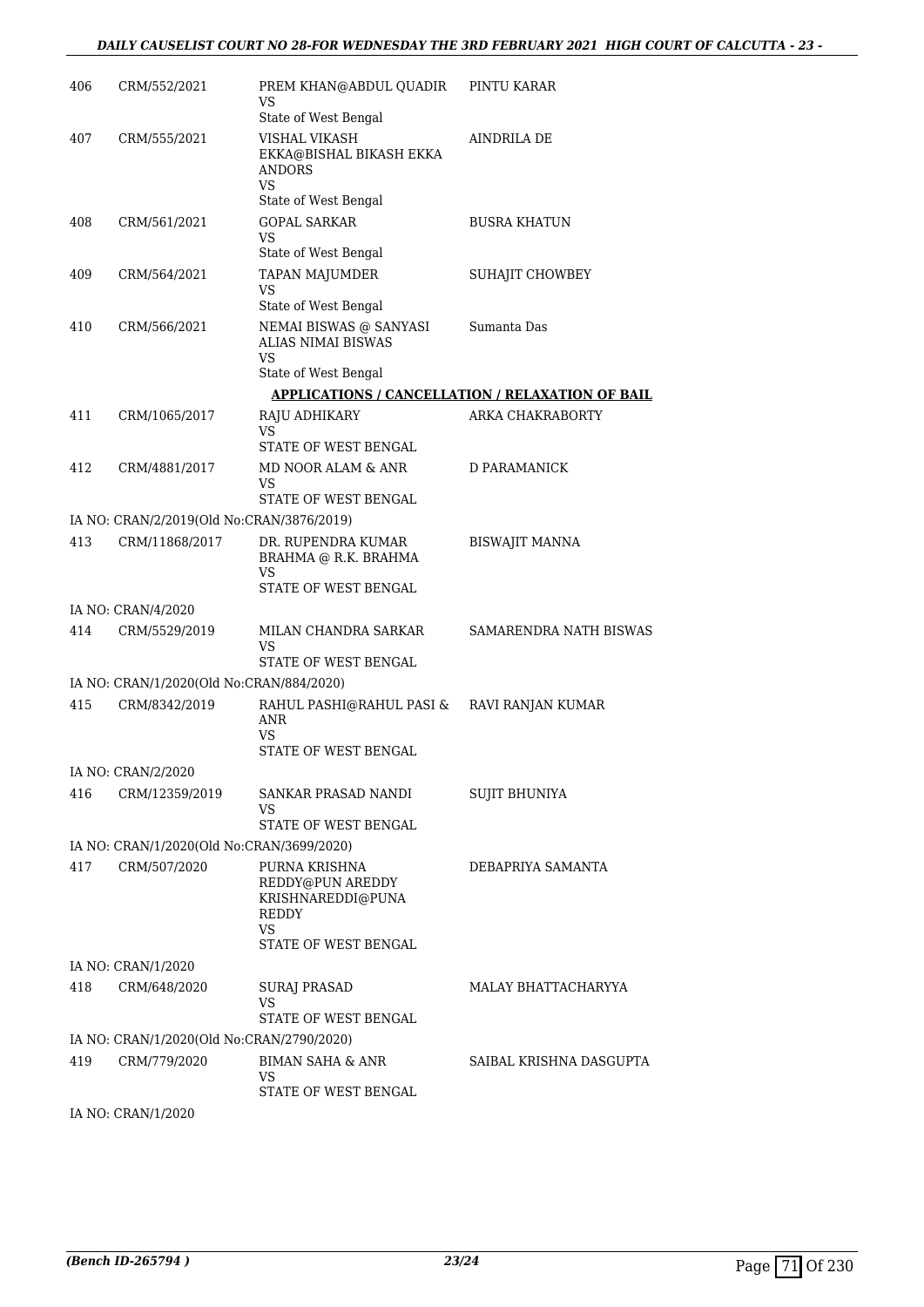| | | | |
|---|---|---|---|
| 406 | CRM/552/2021 | PREM KHAN@ABDUL QUADIR<br>VS<br>State of West Bengal | PINTU KARAR |
| 407 | CRM/555/2021 | VISHAL VIKASH EKKA@BISHAL BIKASH EKKA ANDORS<br>VS<br>State of West Bengal | AINDRILA DE |
| 408 | CRM/561/2021 | GOPAL SARKAR<br>VS<br>State of West Bengal | BUSRA KHATUN |
| 409 | CRM/564/2021 | TAPAN MAJUMDER<br>VS<br>State of West Bengal | SUHAJIT CHOWBEY |
| 410 | CRM/566/2021 | NEMAI BISWAS @ SANYASI ALIAS NIMAI BISWAS<br>VS<br>State of West Bengal | Sumanta Das |

**APPLICATIONS / CANCELLATION / RELAXATION OF BAIL**

| | | | |
|---|---|---|---|
| 411 | CRM/1065/2017 | RAJU ADHIKARY<br>VS<br>STATE OF WEST BENGAL | ARKA CHAKRABORTY |
| 412 | CRM/4881/2017 | MD NOOR ALAM & ANR<br>VS<br>STATE OF WEST BENGAL | D PARAMANICK |
| | IA NO: CRAN/2/2019(Old No:CRAN/3876/2019) | | |
| 413 | CRM/11868/2017 | DR. RUPENDRA KUMAR BRAHMA @ R.K. BRAHMA<br>VS<br>STATE OF WEST BENGAL | BISWAJIT MANNA |
| | IA NO: CRAN/4/2020 | | |
| 414 | CRM/5529/2019 | MILAN CHANDRA SARKAR<br>VS<br>STATE OF WEST BENGAL | SAMARENDRA NATH BISWAS |
| | IA NO: CRAN/1/2020(Old No:CRAN/884/2020) | | |
| 415 | CRM/8342/2019 | RAHUL PASHI@RAHUL PASI & ANR<br>VS<br>STATE OF WEST BENGAL | RAVI RANJAN KUMAR |
| | IA NO: CRAN/2/2020 | | |
| 416 | CRM/12359/2019 | SANKAR PRASAD NANDI<br>VS<br>STATE OF WEST BENGAL | SUJIT BHUNIYA |
| | IA NO: CRAN/1/2020(Old No:CRAN/3699/2020) | | |
| 417 | CRM/507/2020 | PURNA KRISHNA REDDY@PUN AREDDY KRISHNAREDDI@PUNA REDDY<br>VS<br>STATE OF WEST BENGAL | DEBAPRIYA SAMANTA |
| | IA NO: CRAN/1/2020 | | |
| 418 | CRM/648/2020 | SURAJ PRASAD<br>VS<br>STATE OF WEST BENGAL | MALAY BHATTACHARYYA |
| | IA NO: CRAN/1/2020(Old No:CRAN/2790/2020) | | |
| 419 | CRM/779/2020 | BIMAN SAHA & ANR<br>VS<br>STATE OF WEST BENGAL | SAIBAL KRISHNA DASGUPTA |
| | IA NO: CRAN/1/2020 | | |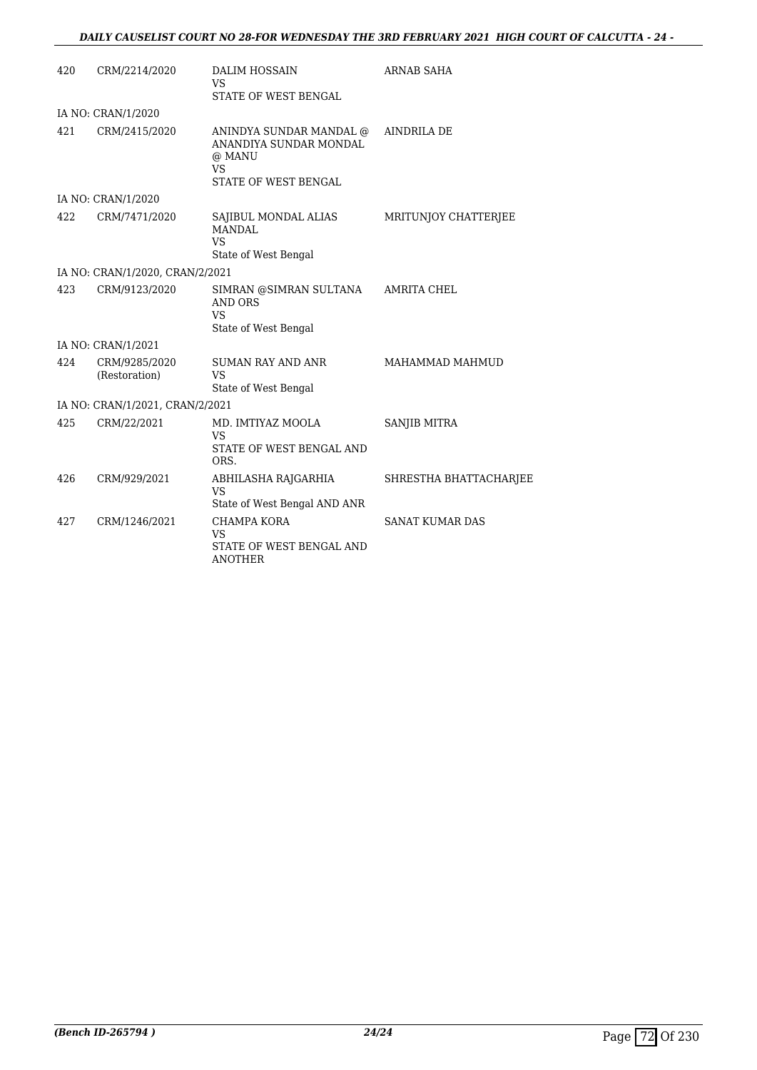| | | | |
|---|---|---|---|
| 420 | CRM/2214/2020 | DALIM HOSSAIN<br>VS<br>STATE OF WEST BENGAL | ARNAB SAHA |
| IA NO: CRAN/1/2020 | | | |
| 421 | CRM/2415/2020 | ANINDYA SUNDAR MANDAL @ ANANDIYA SUNDAR MONDAL @ MANU<br>VS<br>STATE OF WEST BENGAL | AINDRILA DE |
| IA NO: CRAN/1/2020 | | | |
| 422 | CRM/7471/2020 | SAJIBUL MONDAL ALIAS MANDAL<br>VS<br>State of West Bengal | MRITUNJOY CHATTERJEE |
| IA NO: CRAN/1/2020, CRAN/2/2021 | | | |
| 423 | CRM/9123/2020 | SIMRAN @SIMRAN SULTANA AND ORS<br>VS<br>State of West Bengal | AMRITA CHEL |
| IA NO: CRAN/1/2021 | | | |
| 424 | CRM/9285/2020 (Restoration) | SUMAN RAY AND ANR<br>VS<br>State of West Bengal | MAHAMMAD MAHMUD |
| IA NO: CRAN/1/2021, CRAN/2/2021 | | | |
| 425 | CRM/22/2021 | MD. IMTIYAZ MOOLA<br>VS<br>STATE OF WEST BENGAL AND ORS. | SANJIB MITRA |
| 426 | CRM/929/2021 | ABHILASHA RAJGARHIA<br>VS<br>State of West Bengal AND ANR | SHRESTHA BHATTACHARJEE |
| 427 | CRM/1246/2021 | CHAMPA KORA<br>VS<br>STATE OF WEST BENGAL AND ANOTHER | SANAT KUMAR DAS |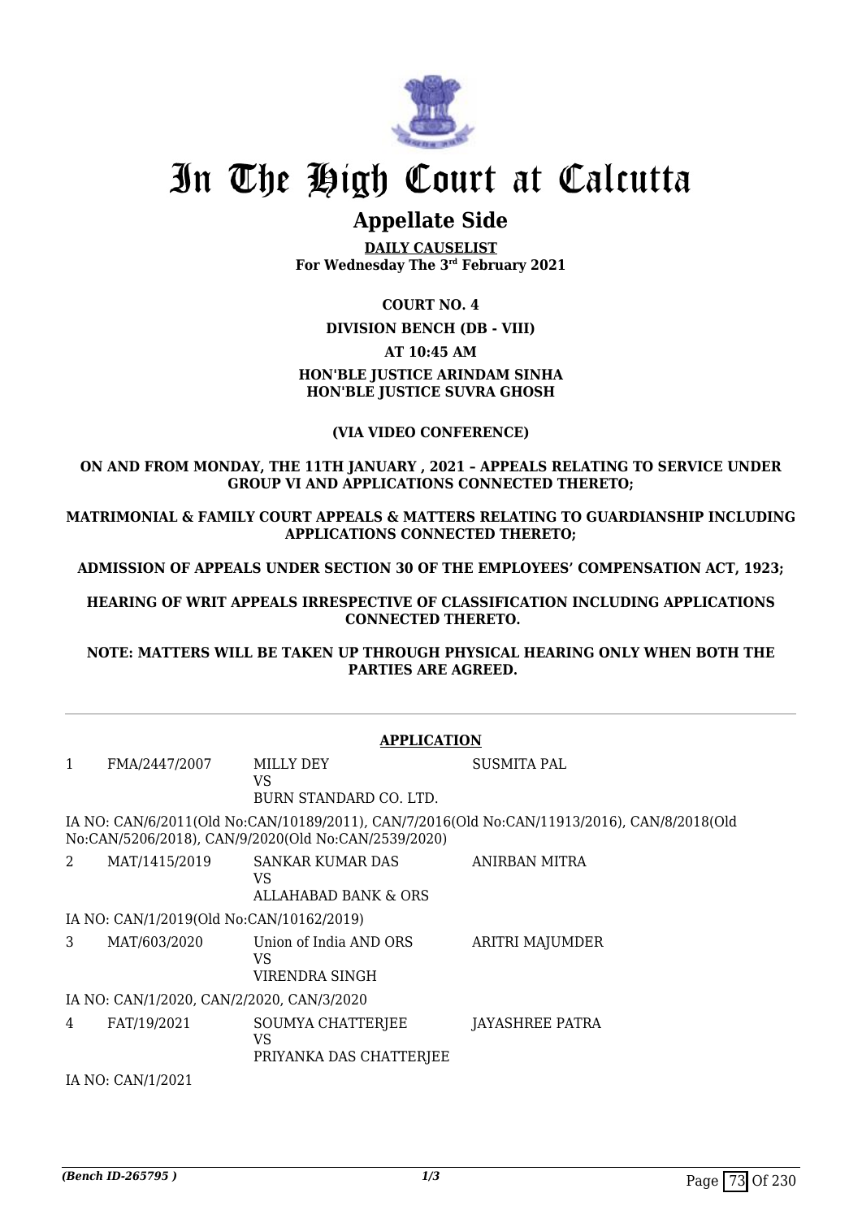# In The High Court at Calcutta

## Appellate Side

**DAILY CAUSELIST**
**For Wednesday The 3rd February 2021**

**COURT NO. 4**

**DIVISION BENCH (DB - VIII)**

**AT 10:45 AM**

**HON'BLE JUSTICE ARINDAM SINHA**
**HON'BLE JUSTICE SUVRA GHOSH**

**(VIA VIDEO CONFERENCE)**

**ON AND FROM MONDAY, THE 11TH JANUARY , 2021 – APPEALS RELATING TO SERVICE UNDER GROUP VI AND APPLICATIONS CONNECTED THERETO;**

**MATRIMONIAL & FAMILY COURT APPEALS & MATTERS RELATING TO GUARDIANSHIP INCLUDING APPLICATIONS CONNECTED THERETO;**

**ADMISSION OF APPEALS UNDER SECTION 30 OF THE EMPLOYEES' COMPENSATION ACT, 1923;**

**HEARING OF WRIT APPEALS IRRESPECTIVE OF CLASSIFICATION INCLUDING APPLICATIONS CONNECTED THERETO.**

**NOTE: MATTERS WILL BE TAKEN UP THROUGH PHYSICAL HEARING ONLY WHEN BOTH THE PARTIES ARE AGREED.**

**APPLICATION**

| | | | |
|---|---|---|---|
| 1 | FMA/2447/2007 | MILLY DEY<br>VS<br>BURN STANDARD CO. LTD. | SUSMITA PAL |

IA NO: CAN/6/2011(Old No:CAN/10189/2011), CAN/7/2016(Old No:CAN/11913/2016), CAN/8/2018(Old No:CAN/5206/2018), CAN/9/2020(Old No:CAN/2539/2020)

| | | | |
|---|---|---|---|
| 2 | MAT/1415/2019 | SANKAR KUMAR DAS<br>VS<br>ALLAHABAD BANK & ORS | ANIRBAN MITRA |

IA NO: CAN/1/2019(Old No:CAN/10162/2019)

| | | | |
|---|---|---|---|
| 3 | MAT/603/2020 | Union of India AND ORS<br>VS<br>VIRENDRA SINGH | ARITRI MAJUMDER |

IA NO: CAN/1/2020, CAN/2/2020, CAN/3/2020

| | | | |
|---|---|---|---|
| 4 | FAT/19/2021 | SOUMYA CHATTERJEE<br>VS<br>PRIYANKA DAS CHATTERJEE | JAYASHREE PATRA |

IA NO: CAN/1/2021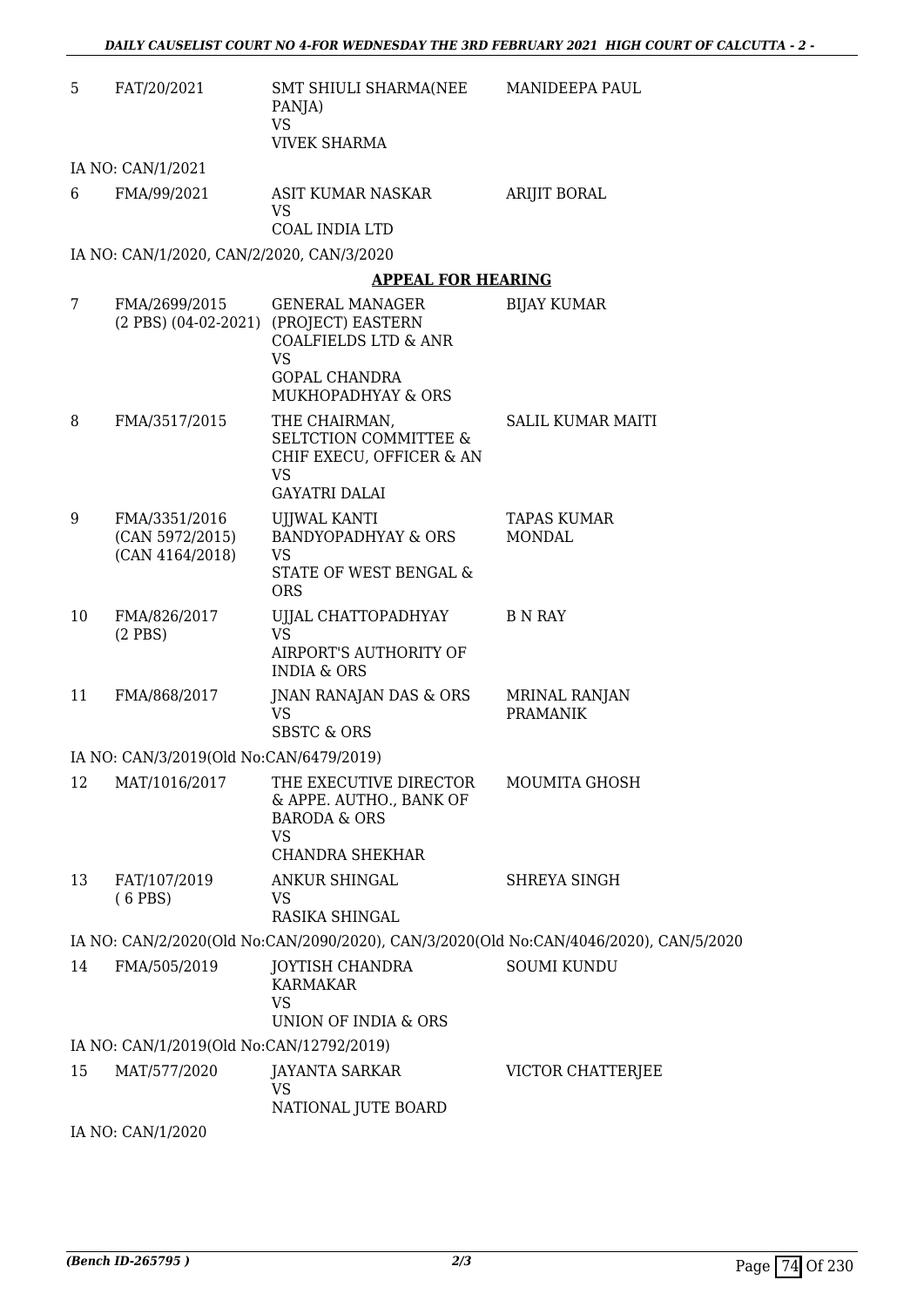| | | | |
|---|---|---|---|
| 5 | FAT/20/2021 | SMT SHIULI SHARMA(NEE PANJA)<br>VS<br>VIVEK SHARMA | MANIDEEPA PAUL |

IA NO: CAN/1/2021

| | | | |
|---|---|---|---|
| 6 | FMA/99/2021 | ASIT KUMAR NASKAR<br>VS<br>COAL INDIA LTD | ARIJIT BORAL |

IA NO: CAN/1/2020, CAN/2/2020, CAN/3/2020

**APPEAL FOR HEARING**

| | | | |
|---|---|---|---|
| 7 | FMA/2699/2015<br>(2 PBS) (04-02-2021) | GENERAL MANAGER (PROJECT) EASTERN COALFIELDS LTD & ANR<br>VS<br>GOPAL CHANDRA MUKHOPADHYAY & ORS | BIJAY KUMAR |
| 8 | FMA/3517/2015 | THE CHAIRMAN, SELTCTION COMMITTEE & CHIF EXECU, OFFICER & AN<br>VS<br>GAYATRI DALAI | SALIL KUMAR MAITI |
| 9 | FMA/3351/2016<br>(CAN 5972/2015)<br>(CAN 4164/2018) | UJJWAL KANTI BANDYOPADHYAY & ORS<br>VS<br>STATE OF WEST BENGAL & ORS | TAPAS KUMAR MONDAL |
| 10 | FMA/826/2017<br>(2 PBS) | UJJAL CHATTOPADHYAY<br>VS<br>AIRPORT'S AUTHORITY OF INDIA & ORS | B N RAY |
| 11 | FMA/868/2017 | JNAN RANAJAN DAS & ORS<br>VS<br>SBSTC & ORS | MRINAL RANJAN PRAMANIK |

IA NO: CAN/3/2019(Old No:CAN/6479/2019)

| | | | |
|---|---|---|---|
| 12 | MAT/1016/2017 | THE EXECUTIVE DIRECTOR & APPE. AUTHO., BANK OF BARODA & ORS<br>VS<br>CHANDRA SHEKHAR | MOUMITA GHOSH |
| 13 | FAT/107/2019<br>( 6 PBS) | ANKUR SHINGAL<br>VS<br>RASIKA SHINGAL | SHREYA SINGH |

IA NO: CAN/2/2020(Old No:CAN/2090/2020), CAN/3/2020(Old No:CAN/4046/2020), CAN/5/2020

| | | | |
|---|---|---|---|
| 14 | FMA/505/2019 | JOYTISH CHANDRA KARMAKAR<br>VS<br>UNION OF INDIA & ORS | SOUMI KUNDU |

IA NO: CAN/1/2019(Old No:CAN/12792/2019)

| | | | |
|---|---|---|---|
| 15 | MAT/577/2020 | JAYANTA SARKAR<br>VS<br>NATIONAL JUTE BOARD | VICTOR CHATTERJEE |

IA NO: CAN/1/2020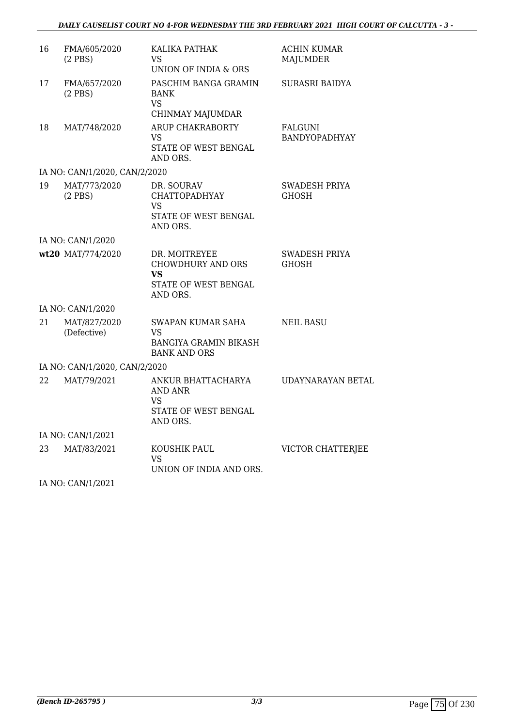| | | | |
|---|---|---|---|
| 16 | FMA/605/2020 (2 PBS) | KALIKA PATHAK VS UNION OF INDIA & ORS | ACHIN KUMAR MAJUMDER |
| 17 | FMA/657/2020 (2 PBS) | PASCHIM BANGA GRAMIN BANK VS CHINMAY MAJUMDAR | SURASRI BAIDYA |
| 18 | MAT/748/2020 | ARUP CHAKRABORTY VS STATE OF WEST BENGAL AND ORS. | FALGUNI BANDYOPADHYAY |
| | IA NO: CAN/1/2020, CAN/2/2020 | | |
| 19 | MAT/773/2020 (2 PBS) | DR. SOURAV CHATTOPADHYAY VS STATE OF WEST BENGAL AND ORS. | SWADESH PRIYA GHOSH |
| | IA NO: CAN/1/2020 | | |
| **wt20** | MAT/774/2020 | DR. MOITREYEE CHOWDHURY AND ORS **VS** STATE OF WEST BENGAL AND ORS. | SWADESH PRIYA GHOSH |
| | IA NO: CAN/1/2020 | | |
| 21 | MAT/827/2020 (Defective) | SWAPAN KUMAR SAHA VS BANGIYA GRAMIN BIKASH BANK AND ORS | NEIL BASU |
| | IA NO: CAN/1/2020, CAN/2/2020 | | |
| 22 | MAT/79/2021 | ANKUR BHATTACHARYA AND ANR VS STATE OF WEST BENGAL AND ORS. | UDAYNARAYAN BETAL |
| | IA NO: CAN/1/2021 | | |
| 23 | MAT/83/2021 | KOUSHIK PAUL VS UNION OF INDIA AND ORS. | VICTOR CHATTERJEE |
| | IA NO: CAN/1/2021 | | |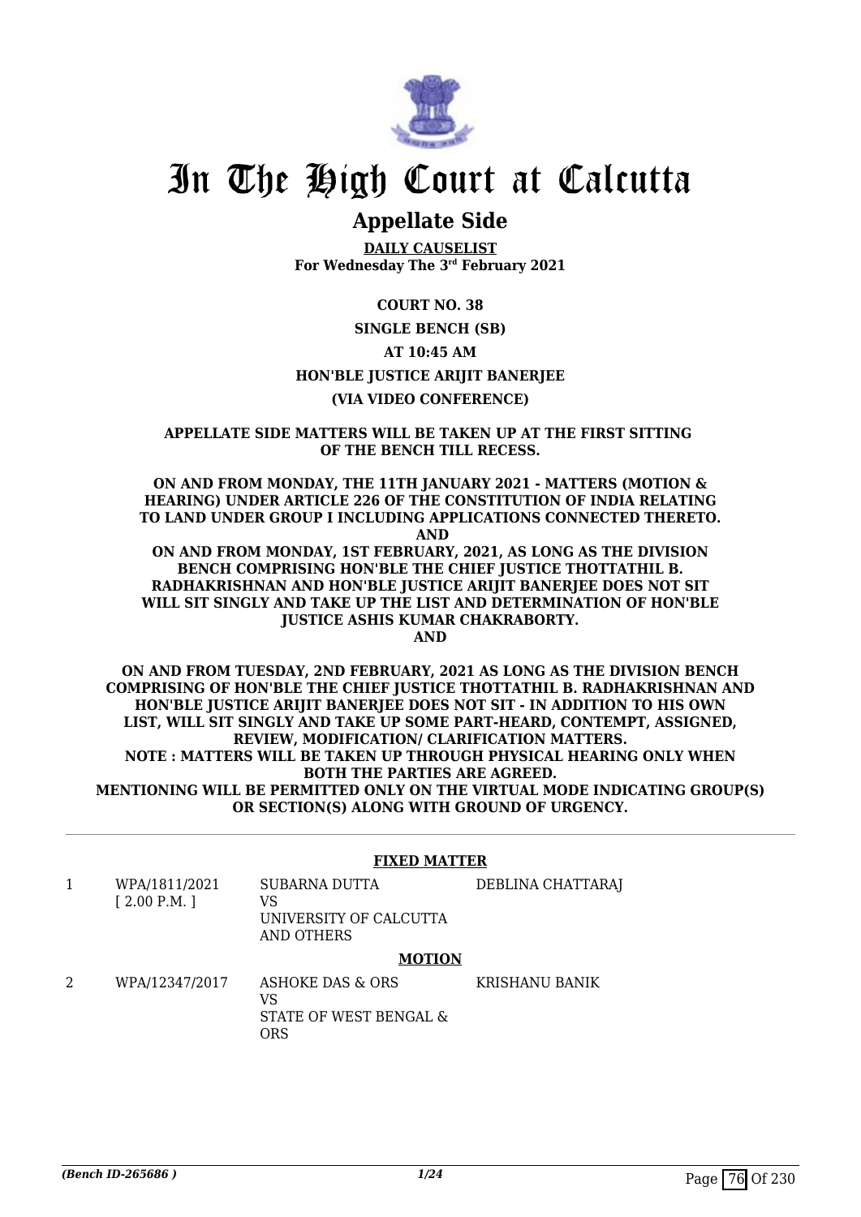# In The High Court at Calcutta

## Appellate Side

**DAILY CAUSELIST**
**For Wednesday The 3rd February 2021**

**COURT NO. 38**

**SINGLE BENCH (SB)**

**AT 10:45 AM**

**HON'BLE JUSTICE ARIJIT BANERJEE**

**(VIA VIDEO CONFERENCE)**

**APPELLATE SIDE MATTERS WILL BE TAKEN UP AT THE FIRST SITTING OF THE BENCH TILL RECESS.**

**ON AND FROM MONDAY, THE 11TH JANUARY 2021 - MATTERS (MOTION & HEARING) UNDER ARTICLE 226 OF THE CONSTITUTION OF INDIA RELATING TO LAND UNDER GROUP I INCLUDING APPLICATIONS CONNECTED THERETO.**
**AND**
**ON AND FROM MONDAY, 1ST FEBRUARY, 2021, AS LONG AS THE DIVISION BENCH COMPRISING HON'BLE THE CHIEF JUSTICE THOTTATHIL B. RADHAKRISHNAN AND HON'BLE JUSTICE ARIJIT BANERJEE DOES NOT SIT WILL SIT SINGLY AND TAKE UP THE LIST AND DETERMINATION OF HON'BLE JUSTICE ASHIS KUMAR CHAKRABORTY.**
**AND**

**ON AND FROM TUESDAY, 2ND FEBRUARY, 2021 AS LONG AS THE DIVISION BENCH COMPRISING OF HON'BLE THE CHIEF JUSTICE THOTTATHIL B. RADHAKRISHNAN AND HON'BLE JUSTICE ARIJIT BANERJEE DOES NOT SIT - IN ADDITION TO HIS OWN LIST, WILL SIT SINGLY AND TAKE UP SOME PART-HEARD, CONTEMPT, ASSIGNED, REVIEW, MODIFICATION/ CLARIFICATION MATTERS.**
**NOTE : MATTERS WILL BE TAKEN UP THROUGH PHYSICAL HEARING ONLY WHEN BOTH THE PARTIES ARE AGREED.**
**MENTIONING WILL BE PERMITTED ONLY ON THE VIRTUAL MODE INDICATING GROUP(S) OR SECTION(S) ALONG WITH GROUND OF URGENCY.**

**FIXED MATTER**

| | | | |
|---|---|---|---|
| 1 | WPA/1811/2021 [ 2.00 P.M. ] | SUBARNA DUTTA VS UNIVERSITY OF CALCUTTA AND OTHERS | DEBLINA CHATTARAJ |

**MOTION**

| | | | |
|---|---|---|---|
| 2 | WPA/12347/2017 | ASHOKE DAS & ORS VS STATE OF WEST BENGAL & ORS | KRISHANU BANIK |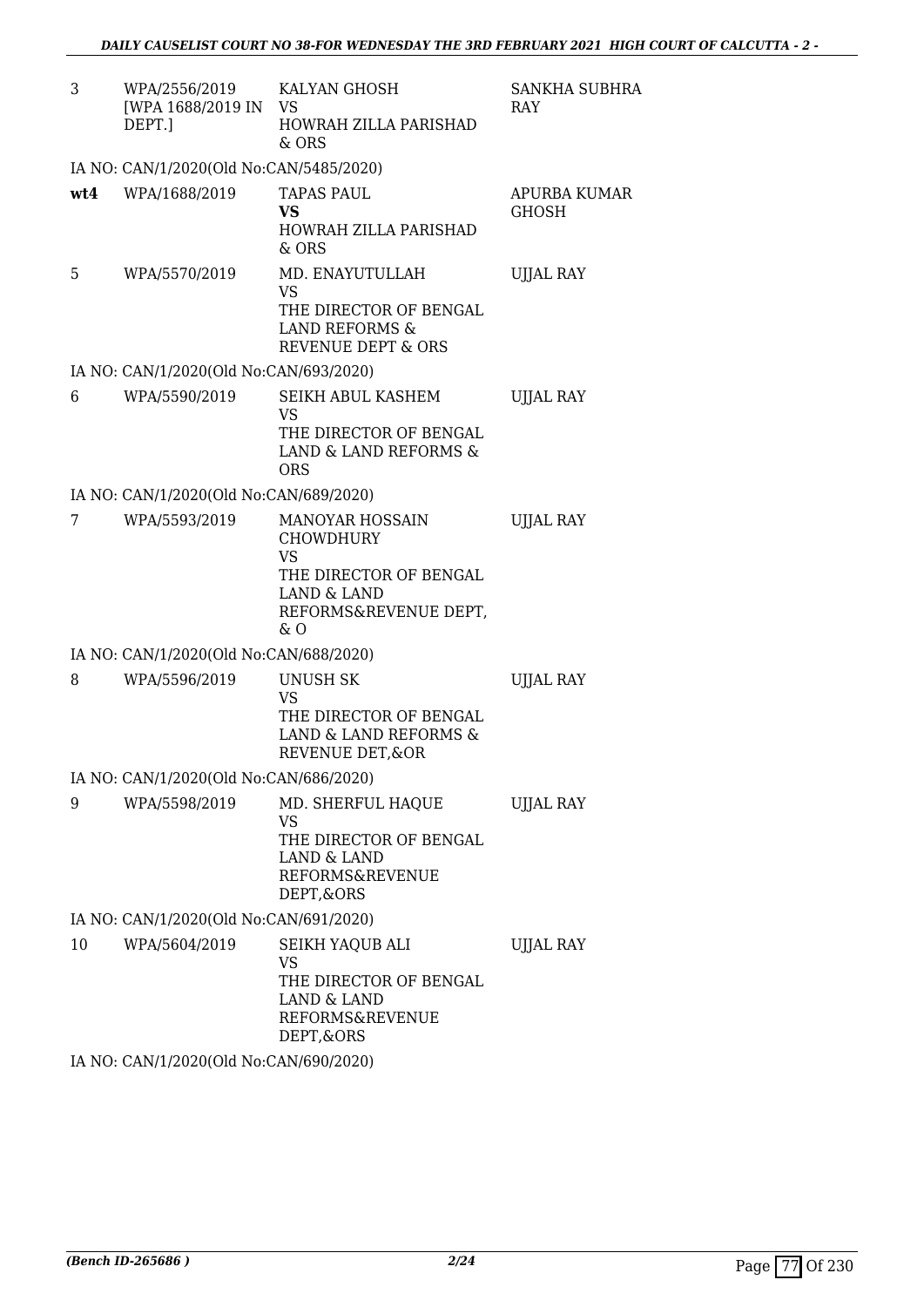| | | | |
|---|---|---|---|
| 3 | WPA/2556/2019 [WPA 1688/2019 IN DEPT.] | KALYAN GHOSH VS HOWRAH ZILLA PARISHAD & ORS | SANKHA SUBHRA RAY |
| IA NO: CAN/1/2020(Old No:CAN/5485/2020) | | | |
| **wt4** | WPA/1688/2019 | TAPAS PAUL **VS** HOWRAH ZILLA PARISHAD & ORS | APURBA KUMAR GHOSH |
| 5 | WPA/5570/2019 | MD. ENAYUTULLAH VS THE DIRECTOR OF BENGAL LAND REFORMS & REVENUE DEPT & ORS | UJJAL RAY |
| IA NO: CAN/1/2020(Old No:CAN/693/2020) | | | |
| 6 | WPA/5590/2019 | SEIKH ABUL KASHEM VS THE DIRECTOR OF BENGAL LAND & LAND REFORMS & ORS | UJJAL RAY |
| IA NO: CAN/1/2020(Old No:CAN/689/2020) | | | |
| 7 | WPA/5593/2019 | MANOYAR HOSSAIN CHOWDHURY VS THE DIRECTOR OF BENGAL LAND & LAND REFORMS&REVENUE DEPT, & O | UJJAL RAY |
| IA NO: CAN/1/2020(Old No:CAN/688/2020) | | | |
| 8 | WPA/5596/2019 | UNUSH SK VS THE DIRECTOR OF BENGAL LAND & LAND REFORMS & REVENUE DET,&OR | UJJAL RAY |
| IA NO: CAN/1/2020(Old No:CAN/686/2020) | | | |
| 9 | WPA/5598/2019 | MD. SHERFUL HAQUE VS THE DIRECTOR OF BENGAL LAND & LAND REFORMS&REVENUE DEPT,&ORS | UJJAL RAY |
| IA NO: CAN/1/2020(Old No:CAN/691/2020) | | | |
| 10 | WPA/5604/2019 | SEIKH YAQUB ALI VS THE DIRECTOR OF BENGAL LAND & LAND REFORMS&REVENUE DEPT,&ORS | UJJAL RAY |
| IA NO: CAN/1/2020(Old No:CAN/690/2020) | | | |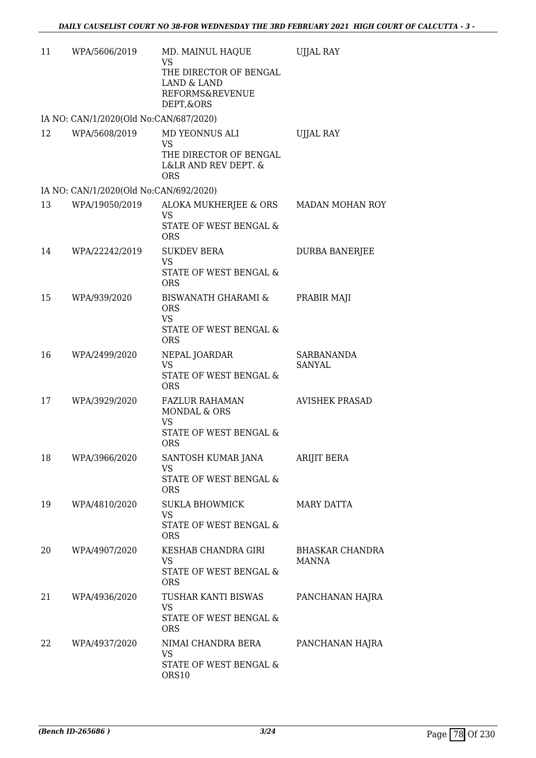| | | | |
|---|---|---|---|
| 11 | WPA/5606/2019 | MD. MAINUL HAQUE<br>VS<br>THE DIRECTOR OF BENGAL LAND & LAND REFORMS&REVENUE DEPT,&ORS | UJJAL RAY |
| IA NO: CAN/1/2020(Old No:CAN/687/2020) | | | |
| 12 | WPA/5608/2019 | MD YEONNUS ALI<br>VS<br>THE DIRECTOR OF BENGAL L&LR AND REV DEPT. & ORS | UJJAL RAY |
| IA NO: CAN/1/2020(Old No:CAN/692/2020) | | | |
| 13 | WPA/19050/2019 | ALOKA MUKHERJEE & ORS<br>VS<br>STATE OF WEST BENGAL & ORS | MADAN MOHAN ROY |
| 14 | WPA/22242/2019 | SUKDEV BERA<br>VS<br>STATE OF WEST BENGAL & ORS | DURBA BANERJEE |
| 15 | WPA/939/2020 | BISWANATH GHARAMI & ORS<br>VS<br>STATE OF WEST BENGAL & ORS | PRABIR MAJI |
| 16 | WPA/2499/2020 | NEPAL JOARDAR<br>VS<br>STATE OF WEST BENGAL & ORS | SARBANANDA SANYAL |
| 17 | WPA/3929/2020 | FAZLUR RAHAMAN MONDAL & ORS<br>VS<br>STATE OF WEST BENGAL & ORS | AVISHEK PRASAD |
| 18 | WPA/3966/2020 | SANTOSH KUMAR JANA<br>VS<br>STATE OF WEST BENGAL & ORS | ARIJIT BERA |
| 19 | WPA/4810/2020 | SUKLA BHOWMICK<br>VS<br>STATE OF WEST BENGAL & ORS | MARY DATTA |
| 20 | WPA/4907/2020 | KESHAB CHANDRA GIRI<br>VS<br>STATE OF WEST BENGAL & ORS | BHASKAR CHANDRA MANNA |
| 21 | WPA/4936/2020 | TUSHAR KANTI BISWAS<br>VS<br>STATE OF WEST BENGAL & ORS | PANCHANAN HAJRA |
| 22 | WPA/4937/2020 | NIMAI CHANDRA BERA<br>VS<br>STATE OF WEST BENGAL & ORS10 | PANCHANAN HAJRA |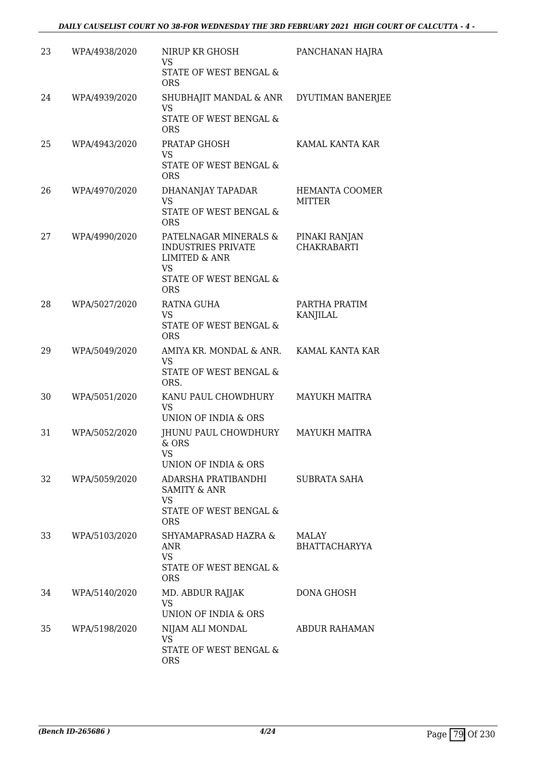| 23 | WPA/4938/2020 | NIRUP KR GHOSH<br>VS<br>STATE OF WEST BENGAL & ORS | PANCHANAN HAJRA |
|---|---|---|---|
| 24 | WPA/4939/2020 | SHUBHAJIT MANDAL & ANR<br>VS<br>STATE OF WEST BENGAL & ORS | DYUTIMAN BANERJEE |
| 25 | WPA/4943/2020 | PRATAP GHOSH<br>VS<br>STATE OF WEST BENGAL & ORS | KAMAL KANTA KAR |
| 26 | WPA/4970/2020 | DHANANJAY TAPADAR<br>VS<br>STATE OF WEST BENGAL & ORS | HEMANTA COOMER MITTER |
| 27 | WPA/4990/2020 | PATELNAGAR MINERALS & INDUSTRIES PRIVATE LIMITED & ANR<br>VS<br>STATE OF WEST BENGAL & ORS | PINAKI RANJAN CHAKRABARTI |
| 28 | WPA/5027/2020 | RATNA GUHA<br>VS<br>STATE OF WEST BENGAL & ORS | PARTHA PRATIM KANJILAL |
| 29 | WPA/5049/2020 | AMIYA KR. MONDAL & ANR.<br>VS<br>STATE OF WEST BENGAL & ORS. | KAMAL KANTA KAR |
| 30 | WPA/5051/2020 | KANU PAUL CHOWDHURY<br>VS<br>UNION OF INDIA & ORS | MAYUKH MAITRA |
| 31 | WPA/5052/2020 | JHUNU PAUL CHOWDHURY & ORS<br>VS<br>UNION OF INDIA & ORS | MAYUKH MAITRA |
| 32 | WPA/5059/2020 | ADARSHA PRATIBANDHI SAMITY & ANR<br>VS<br>STATE OF WEST BENGAL & ORS | SUBRATA SAHA |
| 33 | WPA/5103/2020 | SHYAMAPRASAD HAZRA & ANR<br>VS<br>STATE OF WEST BENGAL & ORS | MALAY BHATTACHARYYA |
| 34 | WPA/5140/2020 | MD. ABDUR RAJJAK<br>VS<br>UNION OF INDIA & ORS | DONA GHOSH |
| 35 | WPA/5198/2020 | NIJAM ALI MONDAL<br>VS<br>STATE OF WEST BENGAL & ORS | ABDUR RAHAMAN |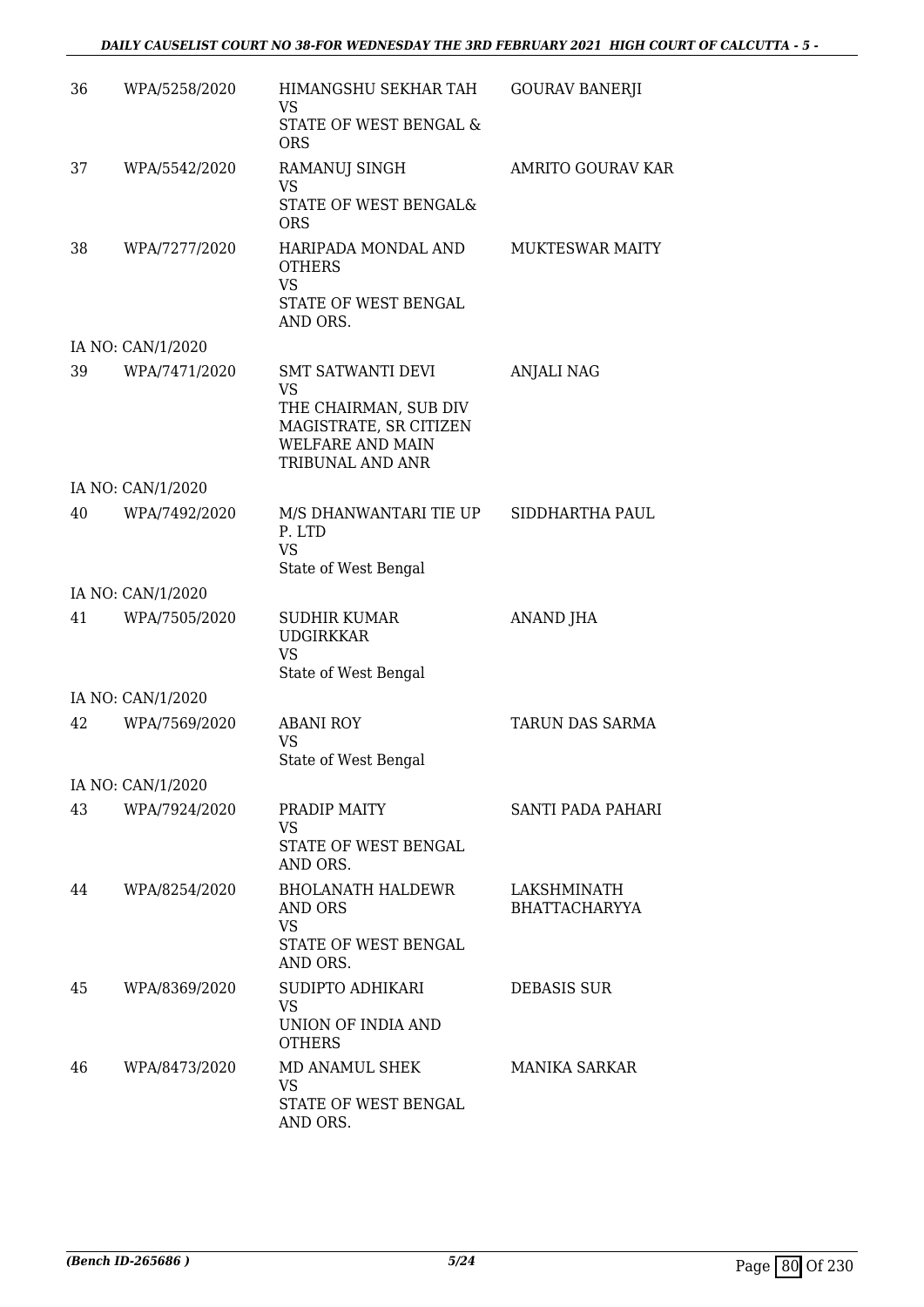| | | | |
|---|---|---|---|
| 36 | WPA/5258/2020 | HIMANGSHU SEKHAR TAH<br>VS<br>STATE OF WEST BENGAL & ORS | GOURAV BANERJI |
| 37 | WPA/5542/2020 | RAMANUJ SINGH<br>VS<br>STATE OF WEST BENGAL& ORS | AMRITO GOURAV KAR |
| 38 | WPA/7277/2020 | HARIPADA MONDAL AND OTHERS<br>VS<br>STATE OF WEST BENGAL AND ORS. | MUKTESWAR MAITY |
| | IA NO: CAN/1/2020 | | |
| 39 | WPA/7471/2020 | SMT SATWANTI DEVI<br>VS<br>THE CHAIRMAN, SUB DIV MAGISTRATE, SR CITIZEN WELFARE AND MAIN TRIBUNAL AND ANR | ANJALI NAG |
| | IA NO: CAN/1/2020 | | |
| 40 | WPA/7492/2020 | M/S DHANWANTARI TIE UP P. LTD<br>VS<br>State of West Bengal | SIDDHARTHA PAUL |
| | IA NO: CAN/1/2020 | | |
| 41 | WPA/7505/2020 | SUDHIR KUMAR UDGIRKKAR<br>VS<br>State of West Bengal | ANAND JHA |
| | IA NO: CAN/1/2020 | | |
| 42 | WPA/7569/2020 | ABANI ROY<br>VS<br>State of West Bengal | TARUN DAS SARMA |
| | IA NO: CAN/1/2020 | | |
| 43 | WPA/7924/2020 | PRADIP MAITY<br>VS<br>STATE OF WEST BENGAL AND ORS. | SANTI PADA PAHARI |
| 44 | WPA/8254/2020 | BHOLANATH HALDEWR AND ORS<br>VS<br>STATE OF WEST BENGAL AND ORS. | LAKSHMINATH BHATTACHARYYA |
| 45 | WPA/8369/2020 | SUDIPTO ADHIKARI<br>VS<br>UNION OF INDIA AND OTHERS | DEBASIS SUR |
| 46 | WPA/8473/2020 | MD ANAMUL SHEK<br>VS<br>STATE OF WEST BENGAL AND ORS. | MANIKA SARKAR |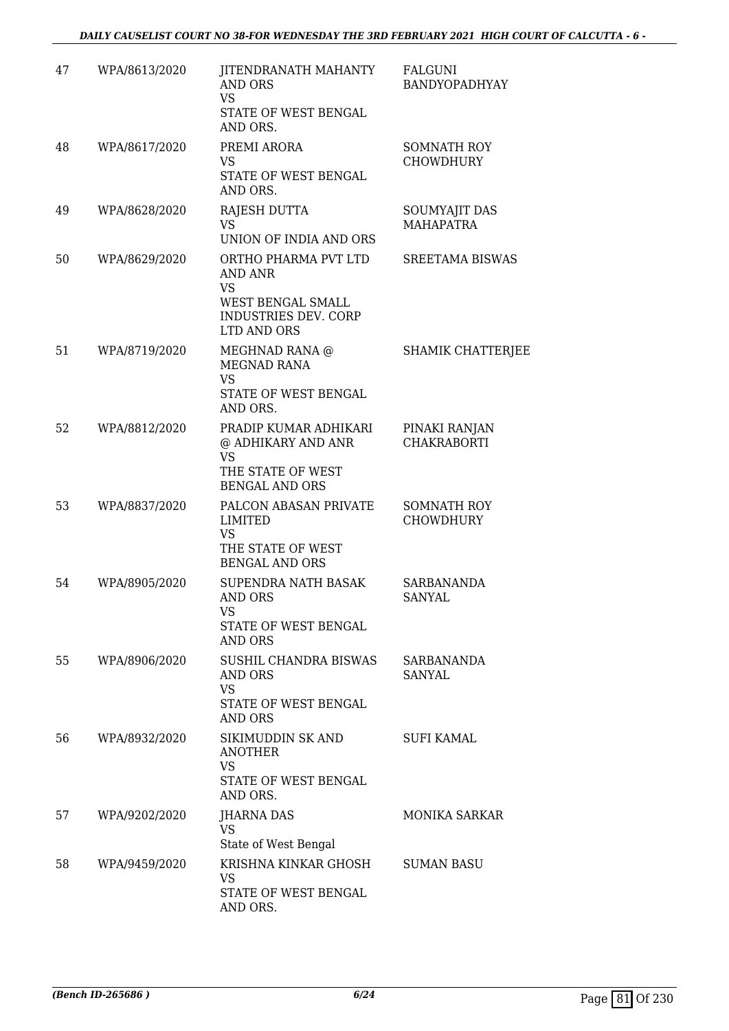| 47 | WPA/8613/2020 | JITENDRANATH MAHANTY AND ORS<br>VS<br>STATE OF WEST BENGAL AND ORS. | FALGUNI BANDYOPADHYAY |
|---|---|---|---|
| 48 | WPA/8617/2020 | PREMI ARORA<br>VS<br>STATE OF WEST BENGAL AND ORS. | SOMNATH ROY CHOWDHURY |
| 49 | WPA/8628/2020 | RAJESH DUTTA<br>VS<br>UNION OF INDIA AND ORS | SOUMYAJIT DAS MAHAPATRA |
| 50 | WPA/8629/2020 | ORTHO PHARMA PVT LTD AND ANR<br>VS<br>WEST BENGAL SMALL INDUSTRIES DEV. CORP LTD AND ORS | SREETAMA BISWAS |
| 51 | WPA/8719/2020 | MEGHNAD RANA @ MEGNAD RANA<br>VS<br>STATE OF WEST BENGAL AND ORS. | SHAMIK CHATTERJEE |
| 52 | WPA/8812/2020 | PRADIP KUMAR ADHIKARI @ ADHIKARY AND ANR<br>VS<br>THE STATE OF WEST BENGAL AND ORS | PINAKI RANJAN CHAKRABORTI |
| 53 | WPA/8837/2020 | PALCON ABASAN PRIVATE LIMITED<br>VS<br>THE STATE OF WEST BENGAL AND ORS | SOMNATH ROY CHOWDHURY |
| 54 | WPA/8905/2020 | SUPENDRA NATH BASAK AND ORS<br>VS<br>STATE OF WEST BENGAL AND ORS | SARBANANDA SANYAL |
| 55 | WPA/8906/2020 | SUSHIL CHANDRA BISWAS AND ORS<br>VS<br>STATE OF WEST BENGAL AND ORS | SARBANANDA SANYAL |
| 56 | WPA/8932/2020 | SIKIMUDDIN SK AND ANOTHER<br>VS<br>STATE OF WEST BENGAL AND ORS. | SUFI KAMAL |
| 57 | WPA/9202/2020 | JHARNA DAS<br>VS<br>State of West Bengal | MONIKA SARKAR |
| 58 | WPA/9459/2020 | KRISHNA KINKAR GHOSH<br>VS<br>STATE OF WEST BENGAL AND ORS. | SUMAN BASU |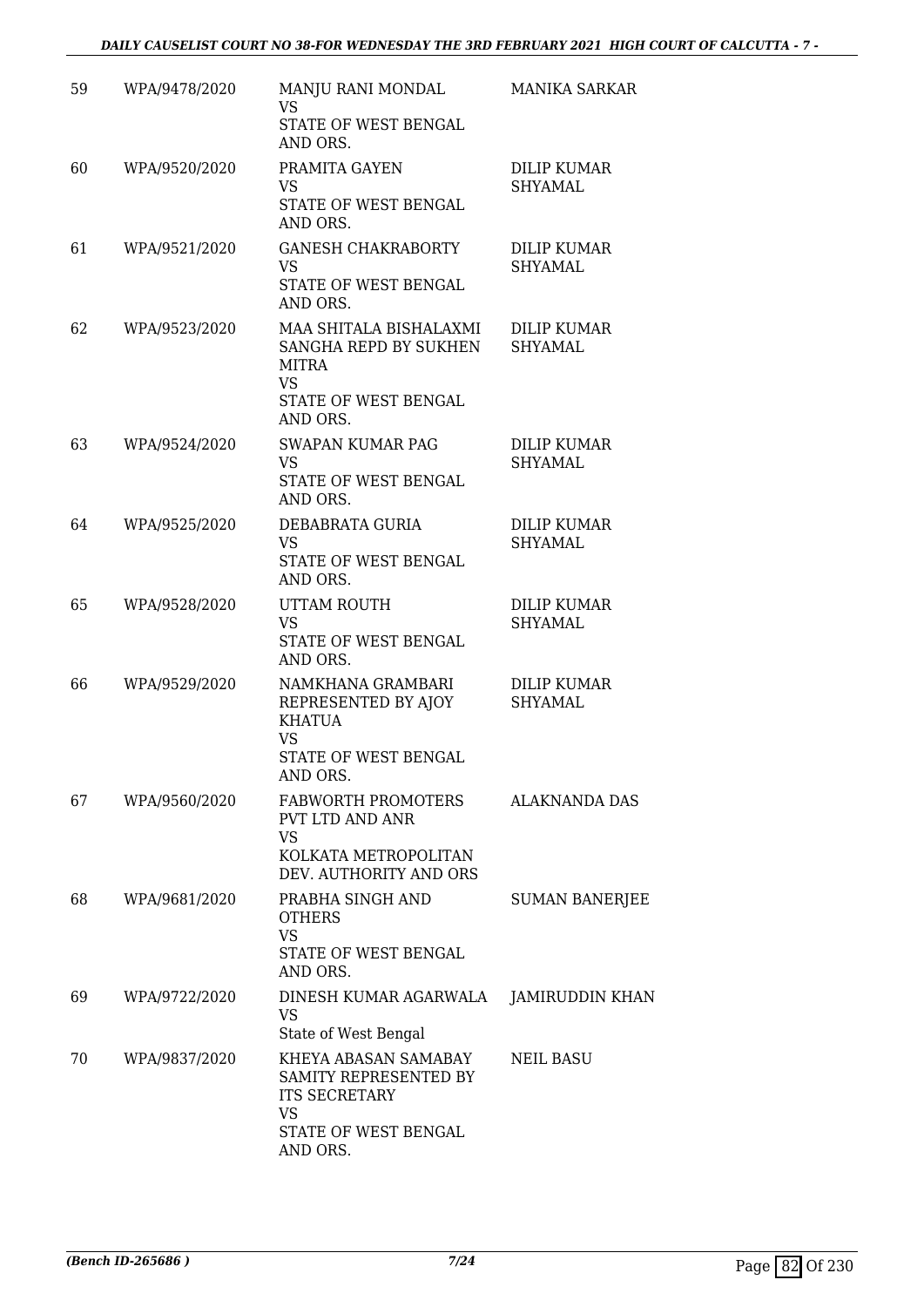| | | | |
|---|---|---|---|
| 59 | WPA/9478/2020 | MANJU RANI MONDAL<br>VS<br>STATE OF WEST BENGAL AND ORS. | MANIKA SARKAR |
| 60 | WPA/9520/2020 | PRAMITA GAYEN<br>VS<br>STATE OF WEST BENGAL AND ORS. | DILIP KUMAR SHYAMAL |
| 61 | WPA/9521/2020 | GANESH CHAKRABORTY<br>VS<br>STATE OF WEST BENGAL AND ORS. | DILIP KUMAR SHYAMAL |
| 62 | WPA/9523/2020 | MAA SHITALA BISHALAXMI SANGHA REPD BY SUKHEN MITRA<br>VS<br>STATE OF WEST BENGAL AND ORS. | DILIP KUMAR SHYAMAL |
| 63 | WPA/9524/2020 | SWAPAN KUMAR PAG<br>VS<br>STATE OF WEST BENGAL AND ORS. | DILIP KUMAR SHYAMAL |
| 64 | WPA/9525/2020 | DEBABRATA GURIA<br>VS<br>STATE OF WEST BENGAL AND ORS. | DILIP KUMAR SHYAMAL |
| 65 | WPA/9528/2020 | UTTAM ROUTH<br>VS<br>STATE OF WEST BENGAL AND ORS. | DILIP KUMAR SHYAMAL |
| 66 | WPA/9529/2020 | NAMKHANA GRAMBARI REPRESENTED BY AJOY KHATUA<br>VS<br>STATE OF WEST BENGAL AND ORS. | DILIP KUMAR SHYAMAL |
| 67 | WPA/9560/2020 | FABWORTH PROMOTERS PVT LTD AND ANR<br>VS<br>KOLKATA METROPOLITAN DEV. AUTHORITY AND ORS | ALAKNANDA DAS |
| 68 | WPA/9681/2020 | PRABHA SINGH AND OTHERS<br>VS<br>STATE OF WEST BENGAL AND ORS. | SUMAN BANERJEE |
| 69 | WPA/9722/2020 | DINESH KUMAR AGARWALA<br>VS<br>State of West Bengal | JAMIRUDDIN KHAN |
| 70 | WPA/9837/2020 | KHEYA ABASAN SAMABAY SAMITY REPRESENTED BY ITS SECRETARY<br>VS<br>STATE OF WEST BENGAL AND ORS. | NEIL BASU |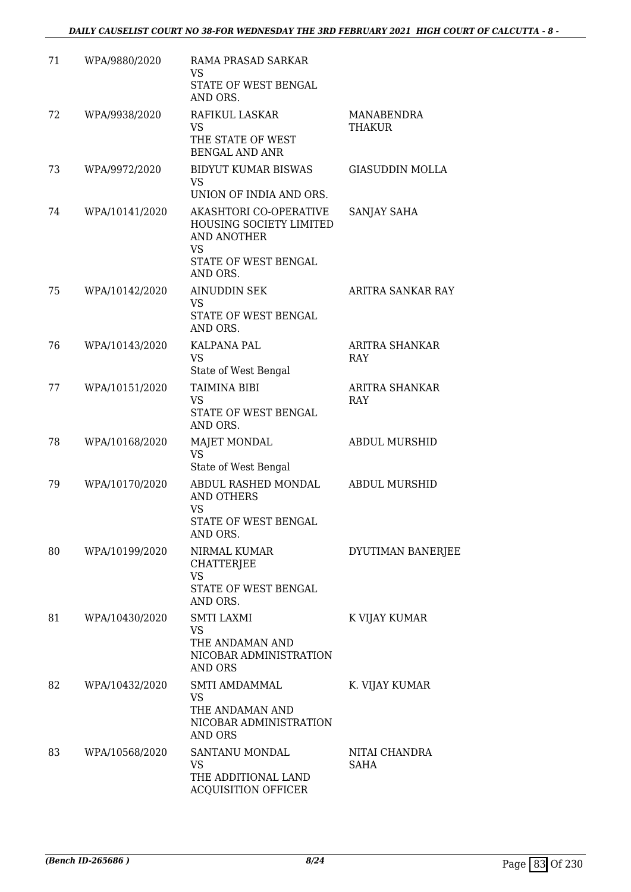| 71 | WPA/9880/2020 | RAMA PRASAD SARKAR<br>VS<br>STATE OF WEST BENGAL AND ORS. | |
|---|---|---|---|
| 72 | WPA/9938/2020 | RAFIKUL LASKAR<br>VS<br>THE STATE OF WEST BENGAL AND ANR | MANABENDRA THAKUR |
| 73 | WPA/9972/2020 | BIDYUT KUMAR BISWAS<br>VS<br>UNION OF INDIA AND ORS. | GIASUDDIN MOLLA |
| 74 | WPA/10141/2020 | AKASHTORI CO-OPERATIVE HOUSING SOCIETY LIMITED AND ANOTHER<br>VS<br>STATE OF WEST BENGAL AND ORS. | SANJAY SAHA |
| 75 | WPA/10142/2020 | AINUDDIN SEK<br>VS<br>STATE OF WEST BENGAL AND ORS. | ARITRA SANKAR RAY |
| 76 | WPA/10143/2020 | KALPANA PAL<br>VS<br>State of West Bengal | ARITRA SHANKAR RAY |
| 77 | WPA/10151/2020 | TAIMINA BIBI<br>VS<br>STATE OF WEST BENGAL AND ORS. | ARITRA SHANKAR RAY |
| 78 | WPA/10168/2020 | MAJET MONDAL<br>VS<br>State of West Bengal | ABDUL MURSHID |
| 79 | WPA/10170/2020 | ABDUL RASHED MONDAL AND OTHERS<br>VS<br>STATE OF WEST BENGAL AND ORS. | ABDUL MURSHID |
| 80 | WPA/10199/2020 | NIRMAL KUMAR CHATTERJEE<br>VS<br>STATE OF WEST BENGAL AND ORS. | DYUTIMAN BANERJEE |
| 81 | WPA/10430/2020 | SMTI LAXMI<br>VS<br>THE ANDAMAN AND NICOBAR ADMINISTRATION AND ORS | K VIJAY KUMAR |
| 82 | WPA/10432/2020 | SMTI AMDAMMAL<br>VS<br>THE ANDAMAN AND NICOBAR ADMINISTRATION AND ORS | K. VIJAY KUMAR |
| 83 | WPA/10568/2020 | SANTANU MONDAL<br>VS<br>THE ADDITIONAL LAND ACQUISITION OFFICER | NITAI CHANDRA SAHA |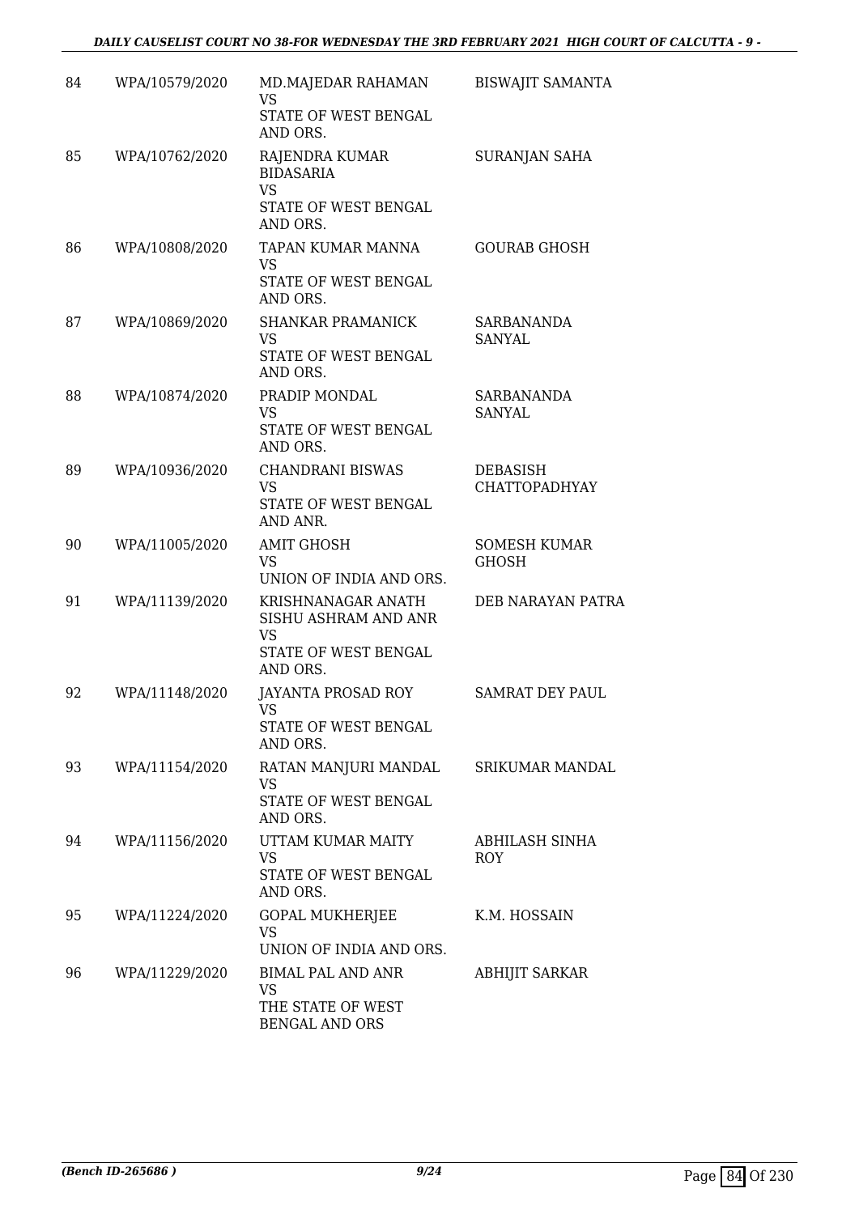| 84 | WPA/10579/2020 | MD.MAJEDAR RAHAMAN<br>VS<br>STATE OF WEST BENGAL AND ORS. | BISWAJIT SAMANTA |
|---|---|---|---|
| 85 | WPA/10762/2020 | RAJENDRA KUMAR BIDASARIA<br>VS<br>STATE OF WEST BENGAL AND ORS. | SURANJAN SAHA |
| 86 | WPA/10808/2020 | TAPAN KUMAR MANNA<br>VS<br>STATE OF WEST BENGAL AND ORS. | GOURAB GHOSH |
| 87 | WPA/10869/2020 | SHANKAR PRAMANICK<br>VS<br>STATE OF WEST BENGAL AND ORS. | SARBANANDA SANYAL |
| 88 | WPA/10874/2020 | PRADIP MONDAL<br>VS<br>STATE OF WEST BENGAL AND ORS. | SARBANANDA SANYAL |
| 89 | WPA/10936/2020 | CHANDRANI BISWAS<br>VS<br>STATE OF WEST BENGAL AND ANR. | DEBASISH CHATTOPADHYAY |
| 90 | WPA/11005/2020 | AMIT GHOSH<br>VS<br>UNION OF INDIA AND ORS. | SOMESH KUMAR GHOSH |
| 91 | WPA/11139/2020 | KRISHNANAGAR ANATH SISHU ASHRAM AND ANR<br>VS<br>STATE OF WEST BENGAL AND ORS. | DEB NARAYAN PATRA |
| 92 | WPA/11148/2020 | JAYANTA PROSAD ROY<br>VS<br>STATE OF WEST BENGAL AND ORS. | SAMRAT DEY PAUL |
| 93 | WPA/11154/2020 | RATAN MANJURI MANDAL<br>VS<br>STATE OF WEST BENGAL AND ORS. | SRIKUMAR MANDAL |
| 94 | WPA/11156/2020 | UTTAM KUMAR MAITY<br>VS<br>STATE OF WEST BENGAL AND ORS. | ABHILASH SINHA ROY |
| 95 | WPA/11224/2020 | GOPAL MUKHERJEE<br>VS<br>UNION OF INDIA AND ORS. | K.M. HOSSAIN |
| 96 | WPA/11229/2020 | BIMAL PAL AND ANR<br>VS<br>THE STATE OF WEST BENGAL AND ORS | ABHIJIT SARKAR |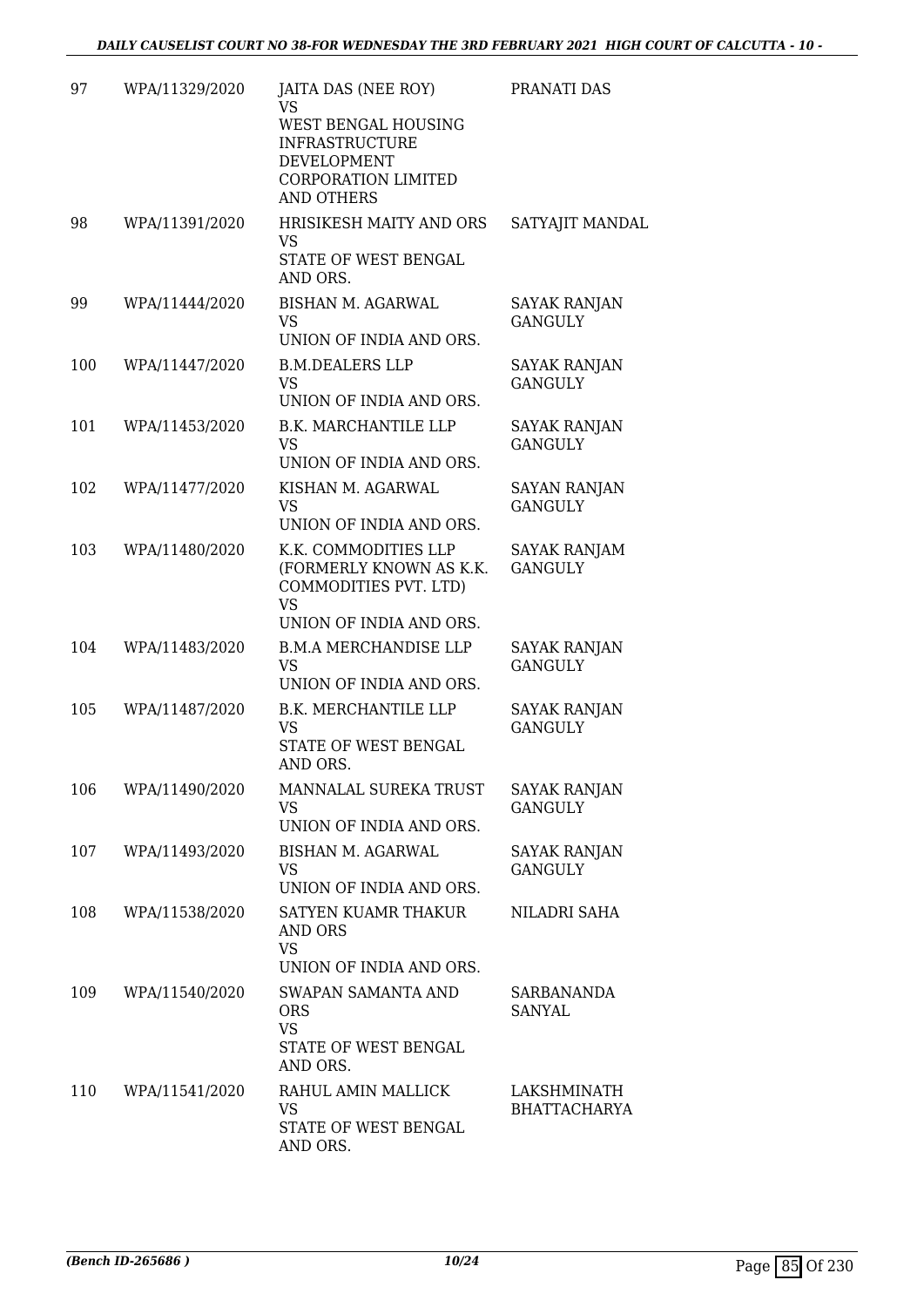| 97 | WPA/11329/2020 | JAITA DAS (NEE ROY)<br>VS<br>WEST BENGAL HOUSING INFRASTRUCTURE DEVELOPMENT CORPORATION LIMITED AND OTHERS | PRANATI DAS |
|---|---|---|---|
| 98 | WPA/11391/2020 | HRISIKESH MAITY AND ORS<br>VS<br>STATE OF WEST BENGAL AND ORS. | SATYAJIT MANDAL |
| 99 | WPA/11444/2020 | BISHAN M. AGARWAL<br>VS<br>UNION OF INDIA AND ORS. | SAYAK RANJAN GANGULY |
| 100 | WPA/11447/2020 | B.M.DEALERS LLP<br>VS<br>UNION OF INDIA AND ORS. | SAYAK RANJAN GANGULY |
| 101 | WPA/11453/2020 | B.K. MARCHANTILE LLP<br>VS<br>UNION OF INDIA AND ORS. | SAYAK RANJAN GANGULY |
| 102 | WPA/11477/2020 | KISHAN M. AGARWAL<br>VS<br>UNION OF INDIA AND ORS. | SAYAN RANJAN GANGULY |
| 103 | WPA/11480/2020 | K.K. COMMODITIES LLP (FORMERLY KNOWN AS K.K. COMMODITIES PVT. LTD)<br>VS<br>UNION OF INDIA AND ORS. | SAYAK RANJAM GANGULY |
| 104 | WPA/11483/2020 | B.M.A MERCHANDISE LLP<br>VS<br>UNION OF INDIA AND ORS. | SAYAK RANJAN GANGULY |
| 105 | WPA/11487/2020 | B.K. MERCHANTILE LLP<br>VS<br>STATE OF WEST BENGAL AND ORS. | SAYAK RANJAN GANGULY |
| 106 | WPA/11490/2020 | MANNALAL SUREKA TRUST<br>VS<br>UNION OF INDIA AND ORS. | SAYAK RANJAN GANGULY |
| 107 | WPA/11493/2020 | BISHAN M. AGARWAL<br>VS<br>UNION OF INDIA AND ORS. | SAYAK RANJAN GANGULY |
| 108 | WPA/11538/2020 | SATYEN KUAMR THAKUR AND ORS<br>VS<br>UNION OF INDIA AND ORS. | NILADRI SAHA |
| 109 | WPA/11540/2020 | SWAPAN SAMANTA AND ORS<br>VS<br>STATE OF WEST BENGAL AND ORS. | SARBANANDA SANYAL |
| 110 | WPA/11541/2020 | RAHUL AMIN MALLICK<br>VS<br>STATE OF WEST BENGAL AND ORS. | LAKSHMINATH BHATTACHARYA |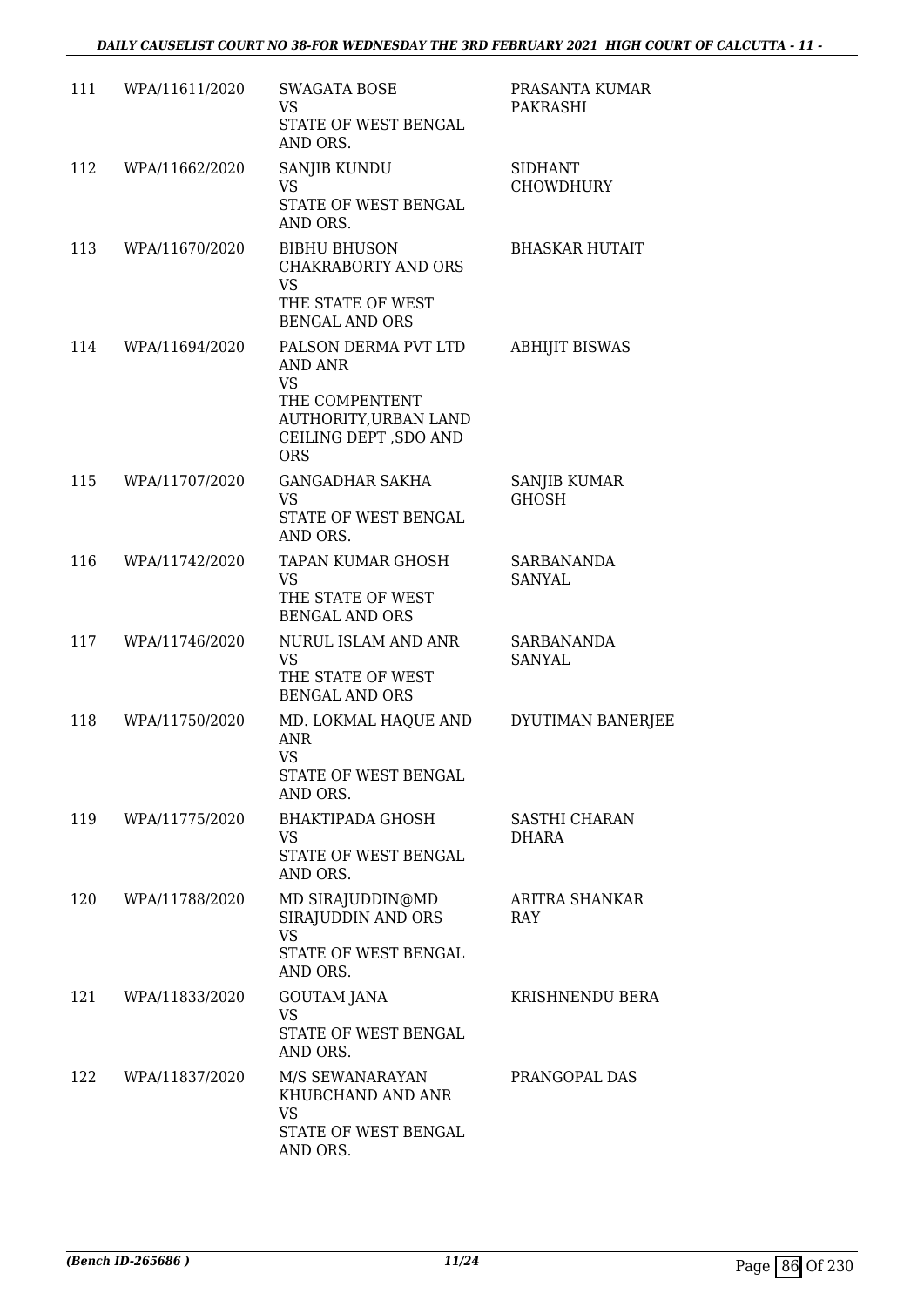| | | | |
|---|---|---|---|
| 111 | WPA/11611/2020 | SWAGATA BOSE<br>VS<br>STATE OF WEST BENGAL AND ORS. | PRASANTA KUMAR PAKRASHI |
| 112 | WPA/11662/2020 | SANJIB KUNDU<br>VS<br>STATE OF WEST BENGAL AND ORS. | SIDHANT CHOWDHURY |
| 113 | WPA/11670/2020 | BIBHU BHUSON CHAKRABORTY AND ORS<br>VS<br>THE STATE OF WEST BENGAL AND ORS | BHASKAR HUTAIT |
| 114 | WPA/11694/2020 | PALSON DERMA PVT LTD AND ANR<br>VS<br>THE COMPENTENT AUTHORITY,URBAN LAND CEILING DEPT ,SDO AND ORS | ABHIJIT BISWAS |
| 115 | WPA/11707/2020 | GANGADHAR SAKHA<br>VS<br>STATE OF WEST BENGAL AND ORS. | SANJIB KUMAR GHOSH |
| 116 | WPA/11742/2020 | TAPAN KUMAR GHOSH<br>VS<br>THE STATE OF WEST BENGAL AND ORS | SARBANANDA SANYAL |
| 117 | WPA/11746/2020 | NURUL ISLAM AND ANR<br>VS<br>THE STATE OF WEST BENGAL AND ORS | SARBANANDA SANYAL |
| 118 | WPA/11750/2020 | MD. LOKMAL HAQUE AND ANR<br>VS<br>STATE OF WEST BENGAL AND ORS. | DYUTIMAN BANERJEE |
| 119 | WPA/11775/2020 | BHAKTIPADA GHOSH<br>VS<br>STATE OF WEST BENGAL AND ORS. | SASTHI CHARAN DHARA |
| 120 | WPA/11788/2020 | MD SIRAJUDDIN@MD SIRAJUDDIN AND ORS<br>VS<br>STATE OF WEST BENGAL AND ORS. | ARITRA SHANKAR RAY |
| 121 | WPA/11833/2020 | GOUTAM JANA<br>VS<br>STATE OF WEST BENGAL AND ORS. | KRISHNENDU BERA |
| 122 | WPA/11837/2020 | M/S SEWANARAYAN KHUBCHAND AND ANR<br>VS<br>STATE OF WEST BENGAL AND ORS. | PRANGOPAL DAS |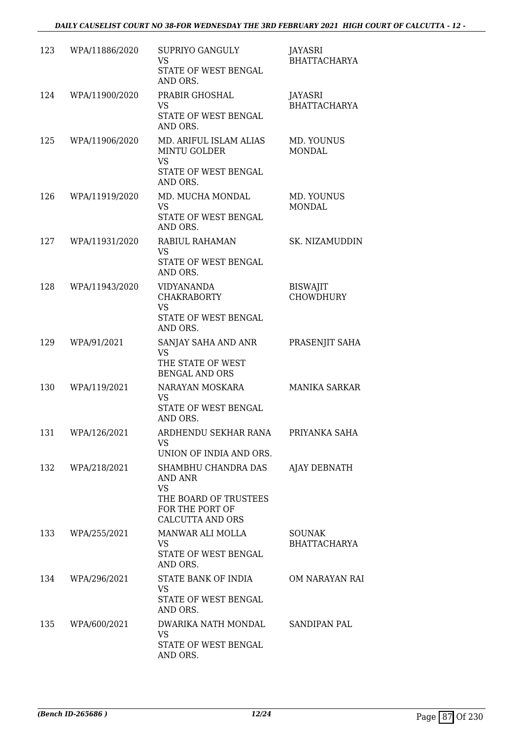| | | | |
|---|---|---|---|
| 123 | WPA/11886/2020 | SUPRIYO GANGULY<br>VS<br>STATE OF WEST BENGAL AND ORS. | JAYASRI BHATTACHARYA |
| 124 | WPA/11900/2020 | PRABIR GHOSHAL<br>VS<br>STATE OF WEST BENGAL AND ORS. | JAYASRI BHATTACHARYA |
| 125 | WPA/11906/2020 | MD. ARIFUL ISLAM ALIAS MINTU GOLDER<br>VS<br>STATE OF WEST BENGAL AND ORS. | MD. YOUNUS MONDAL |
| 126 | WPA/11919/2020 | MD. MUCHA MONDAL<br>VS<br>STATE OF WEST BENGAL AND ORS. | MD. YOUNUS MONDAL |
| 127 | WPA/11931/2020 | RABIUL RAHAMAN<br>VS<br>STATE OF WEST BENGAL AND ORS. | SK. NIZAMUDDIN |
| 128 | WPA/11943/2020 | VIDYANANDA CHAKRABORTY<br>VS<br>STATE OF WEST BENGAL AND ORS. | BISWAJIT CHOWDHURY |
| 129 | WPA/91/2021 | SANJAY SAHA AND ANR<br>VS<br>THE STATE OF WEST BENGAL AND ORS | PRASENJIT SAHA |
| 130 | WPA/119/2021 | NARAYAN MOSKARA<br>VS<br>STATE OF WEST BENGAL AND ORS. | MANIKA SARKAR |
| 131 | WPA/126/2021 | ARDHENDU SEKHAR RANA<br>VS<br>UNION OF INDIA AND ORS. | PRIYANKA SAHA |
| 132 | WPA/218/2021 | SHAMBHU CHANDRA DAS AND ANR<br>VS<br>THE BOARD OF TRUSTEES FOR THE PORT OF CALCUTTA AND ORS | AJAY DEBNATH |
| 133 | WPA/255/2021 | MANWAR ALI MOLLA<br>VS<br>STATE OF WEST BENGAL AND ORS. | SOUNAK BHATTACHARYA |
| 134 | WPA/296/2021 | STATE BANK OF INDIA<br>VS<br>STATE OF WEST BENGAL AND ORS. | OM NARAYAN RAI |
| 135 | WPA/600/2021 | DWARIKA NATH MONDAL<br>VS<br>STATE OF WEST BENGAL AND ORS. | SANDIPAN PAL |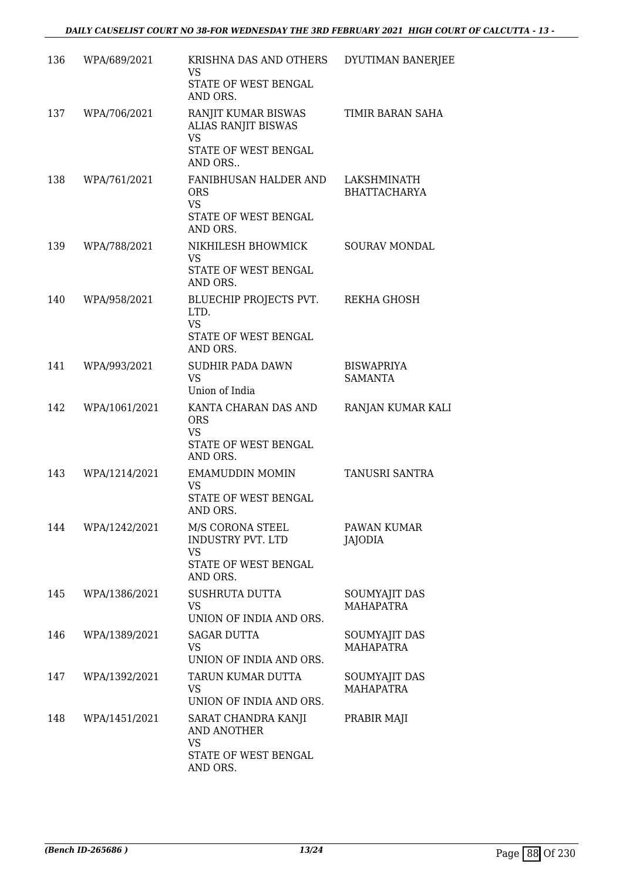| | | | |
|---|---|---|---|
| 136 | WPA/689/2021 | KRISHNA DAS AND OTHERS<br>VS<br>STATE OF WEST BENGAL AND ORS. | DYUTIMAN BANERJEE |
| 137 | WPA/706/2021 | RANJIT KUMAR BISWAS ALIAS RANJIT BISWAS<br>VS<br>STATE OF WEST BENGAL AND ORS.. | TIMIR BARAN SAHA |
| 138 | WPA/761/2021 | FANIBHUSAN HALDER AND ORS<br>VS<br>STATE OF WEST BENGAL AND ORS. | LAKSHMINATH BHATTACHARYA |
| 139 | WPA/788/2021 | NIKHILESH BHOWMICK<br>VS<br>STATE OF WEST BENGAL AND ORS. | SOURAV MONDAL |
| 140 | WPA/958/2021 | BLUECHIP PROJECTS PVT. LTD.<br>VS<br>STATE OF WEST BENGAL AND ORS. | REKHA GHOSH |
| 141 | WPA/993/2021 | SUDHIR PADA DAWN<br>VS<br>Union of India | BISWAPRIYA SAMANTA |
| 142 | WPA/1061/2021 | KANTA CHARAN DAS AND ORS<br>VS<br>STATE OF WEST BENGAL AND ORS. | RANJAN KUMAR KALI |
| 143 | WPA/1214/2021 | EMAMUDDIN MOMIN<br>VS<br>STATE OF WEST BENGAL AND ORS. | TANUSRI SANTRA |
| 144 | WPA/1242/2021 | M/S CORONA STEEL INDUSTRY PVT. LTD<br>VS<br>STATE OF WEST BENGAL AND ORS. | PAWAN KUMAR JAJODIA |
| 145 | WPA/1386/2021 | SUSHRUTA DUTTA<br>VS<br>UNION OF INDIA AND ORS. | SOUMYAJIT DAS MAHAPATRA |
| 146 | WPA/1389/2021 | SAGAR DUTTA<br>VS<br>UNION OF INDIA AND ORS. | SOUMYAJIT DAS MAHAPATRA |
| 147 | WPA/1392/2021 | TARUN KUMAR DUTTA<br>VS<br>UNION OF INDIA AND ORS. | SOUMYAJIT DAS MAHAPATRA |
| 148 | WPA/1451/2021 | SARAT CHANDRA KANJI AND ANOTHER<br>VS<br>STATE OF WEST BENGAL AND ORS. | PRABIR MAJI |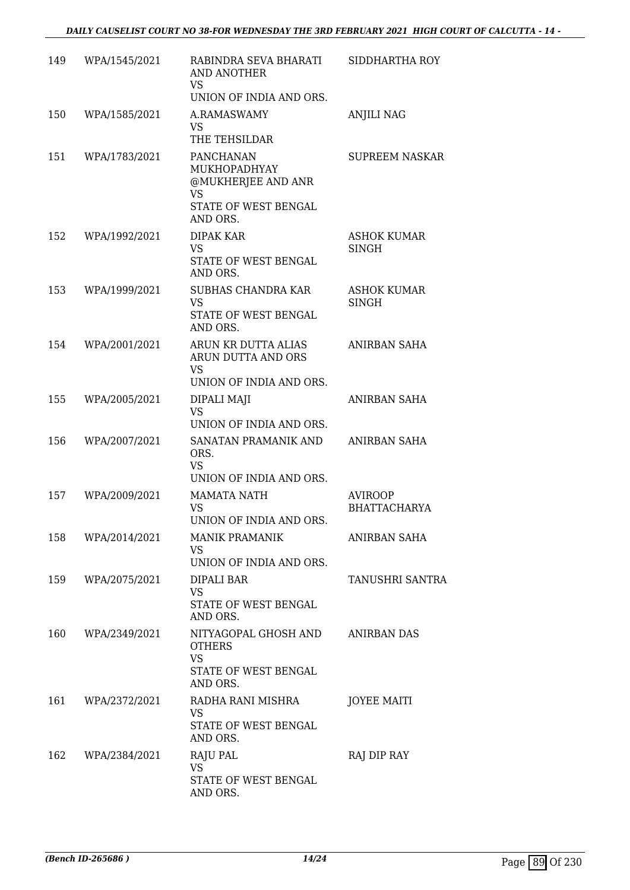| 149 | WPA/1545/2021 | RABINDRA SEVA BHARATI AND ANOTHER<br>VS<br>UNION OF INDIA AND ORS. | SIDDHARTHA ROY |
|---|---|---|---|
| 150 | WPA/1585/2021 | A.RAMASWAMY<br>VS<br>THE TEHSILDAR | ANJILI NAG |
| 151 | WPA/1783/2021 | PANCHANAN MUKHOPADHYAY @MUKHERJEE AND ANR<br>VS<br>STATE OF WEST BENGAL AND ORS. | SUPREEM NASKAR |
| 152 | WPA/1992/2021 | DIPAK KAR<br>VS<br>STATE OF WEST BENGAL AND ORS. | ASHOK KUMAR SINGH |
| 153 | WPA/1999/2021 | SUBHAS CHANDRA KAR<br>VS<br>STATE OF WEST BENGAL AND ORS. | ASHOK KUMAR SINGH |
| 154 | WPA/2001/2021 | ARUN KR DUTTA ALIAS ARUN DUTTA AND ORS<br>VS<br>UNION OF INDIA AND ORS. | ANIRBAN SAHA |
| 155 | WPA/2005/2021 | DIPALI MAJI<br>VS<br>UNION OF INDIA AND ORS. | ANIRBAN SAHA |
| 156 | WPA/2007/2021 | SANATAN PRAMANIK AND ORS.<br>VS<br>UNION OF INDIA AND ORS. | ANIRBAN SAHA |
| 157 | WPA/2009/2021 | MAMATA NATH<br>VS<br>UNION OF INDIA AND ORS. | AVIROOP BHATTACHARYA |
| 158 | WPA/2014/2021 | MANIK PRAMANIK<br>VS<br>UNION OF INDIA AND ORS. | ANIRBAN SAHA |
| 159 | WPA/2075/2021 | DIPALI BAR<br>VS<br>STATE OF WEST BENGAL AND ORS. | TANUSHRI SANTRA |
| 160 | WPA/2349/2021 | NITYAGOPAL GHOSH AND OTHERS<br>VS<br>STATE OF WEST BENGAL AND ORS. | ANIRBAN DAS |
| 161 | WPA/2372/2021 | RADHA RANI MISHRA<br>VS<br>STATE OF WEST BENGAL AND ORS. | JOYEE MAITI |
| 162 | WPA/2384/2021 | RAJU PAL<br>VS<br>STATE OF WEST BENGAL AND ORS. | RAJ DIP RAY |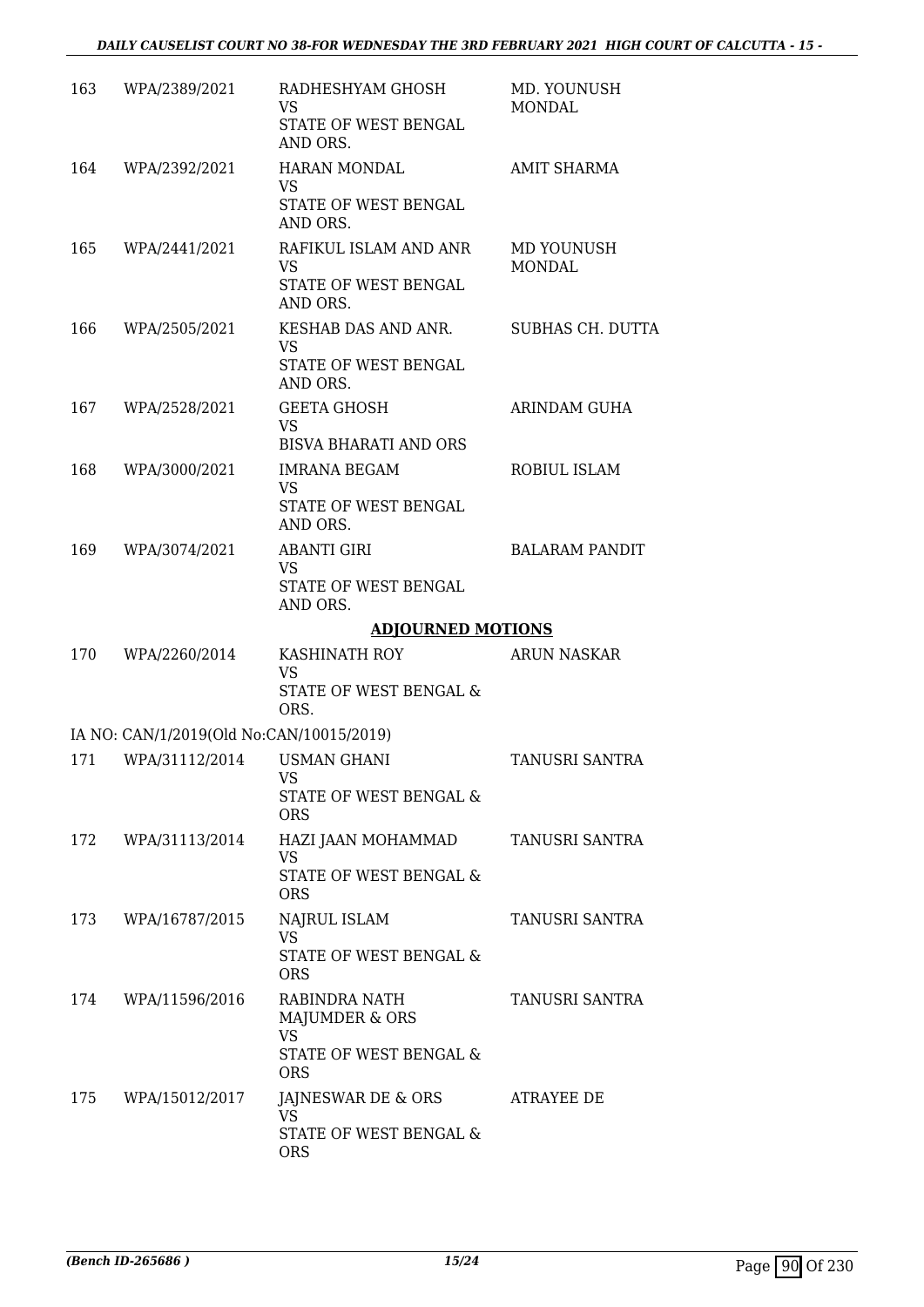| | | | |
|---|---|---|---|
| 163 | WPA/2389/2021 | RADHESHYAM GHOSH<br>VS<br>STATE OF WEST BENGAL AND ORS. | MD. YOUNUSH MONDAL |
| 164 | WPA/2392/2021 | HARAN MONDAL<br>VS<br>STATE OF WEST BENGAL AND ORS. | AMIT SHARMA |
| 165 | WPA/2441/2021 | RAFIKUL ISLAM AND ANR<br>VS<br>STATE OF WEST BENGAL AND ORS. | MD YOUNUSH MONDAL |
| 166 | WPA/2505/2021 | KESHAB DAS AND ANR.<br>VS<br>STATE OF WEST BENGAL AND ORS. | SUBHAS CH. DUTTA |
| 167 | WPA/2528/2021 | GEETA GHOSH<br>VS<br>BISVA BHARATI AND ORS | ARINDAM GUHA |
| 168 | WPA/3000/2021 | IMRANA BEGAM<br>VS<br>STATE OF WEST BENGAL AND ORS. | ROBIUL ISLAM |
| 169 | WPA/3074/2021 | ABANTI GIRI<br>VS<br>STATE OF WEST BENGAL AND ORS. | BALARAM PANDIT |

**ADJOURNED MOTIONS**

| | | | |
|---|---|---|---|
| 170 | WPA/2260/2014 | KASHINATH ROY<br>VS<br>STATE OF WEST BENGAL & ORS. | ARUN NASKAR |
| | IA NO: CAN/1/2019(Old No:CAN/10015/2019) | | |
| 171 | WPA/31112/2014 | USMAN GHANI<br>VS<br>STATE OF WEST BENGAL & ORS | TANUSRI SANTRA |
| 172 | WPA/31113/2014 | HAZI JAAN MOHAMMAD<br>VS<br>STATE OF WEST BENGAL & ORS | TANUSRI SANTRA |
| 173 | WPA/16787/2015 | NAJRUL ISLAM<br>VS<br>STATE OF WEST BENGAL & ORS | TANUSRI SANTRA |
| 174 | WPA/11596/2016 | RABINDRA NATH MAJUMDER & ORS<br>VS<br>STATE OF WEST BENGAL & ORS | TANUSRI SANTRA |
| 175 | WPA/15012/2017 | JAJNESWAR DE & ORS<br>VS<br>STATE OF WEST BENGAL & ORS | ATRAYEE DE |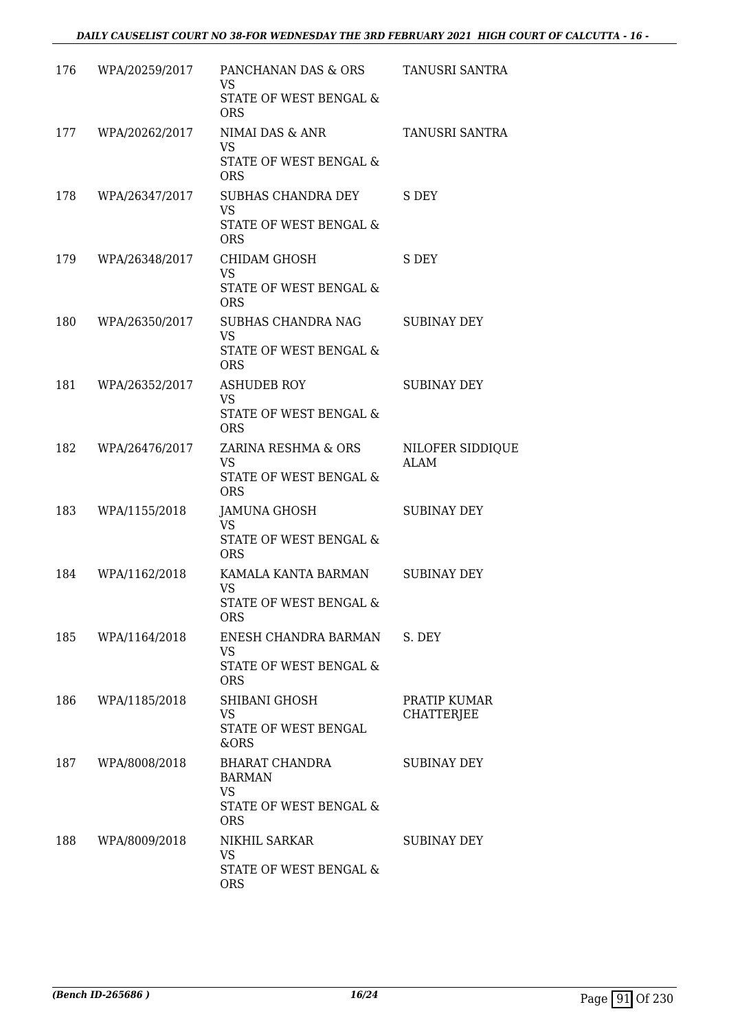| | | | |
|---|---|---|---|
| 176 | WPA/20259/2017 | PANCHANAN DAS & ORS<br>VS<br>STATE OF WEST BENGAL & ORS | TANUSRI SANTRA |
| 177 | WPA/20262/2017 | NIMAI DAS & ANR<br>VS<br>STATE OF WEST BENGAL & ORS | TANUSRI SANTRA |
| 178 | WPA/26347/2017 | SUBHAS CHANDRA DEY<br>VS<br>STATE OF WEST BENGAL & ORS | S DEY |
| 179 | WPA/26348/2017 | CHIDAM GHOSH<br>VS<br>STATE OF WEST BENGAL & ORS | S DEY |
| 180 | WPA/26350/2017 | SUBHAS CHANDRA NAG<br>VS<br>STATE OF WEST BENGAL & ORS | SUBINAY DEY |
| 181 | WPA/26352/2017 | ASHUDEB ROY<br>VS<br>STATE OF WEST BENGAL & ORS | SUBINAY DEY |
| 182 | WPA/26476/2017 | ZARINA RESHMA & ORS<br>VS<br>STATE OF WEST BENGAL & ORS | NILOFER SIDDIQUE ALAM |
| 183 | WPA/1155/2018 | JAMUNA GHOSH<br>VS<br>STATE OF WEST BENGAL & ORS | SUBINAY DEY |
| 184 | WPA/1162/2018 | KAMALA KANTA BARMAN<br>VS<br>STATE OF WEST BENGAL & ORS | SUBINAY DEY |
| 185 | WPA/1164/2018 | ENESH CHANDRA BARMAN<br>VS<br>STATE OF WEST BENGAL & ORS | S. DEY |
| 186 | WPA/1185/2018 | SHIBANI GHOSH<br>VS<br>STATE OF WEST BENGAL &ORS | PRATIP KUMAR CHATTERJEE |
| 187 | WPA/8008/2018 | BHARAT CHANDRA BARMAN<br>VS<br>STATE OF WEST BENGAL & ORS | SUBINAY DEY |
| 188 | WPA/8009/2018 | NIKHIL SARKAR<br>VS<br>STATE OF WEST BENGAL & ORS | SUBINAY DEY |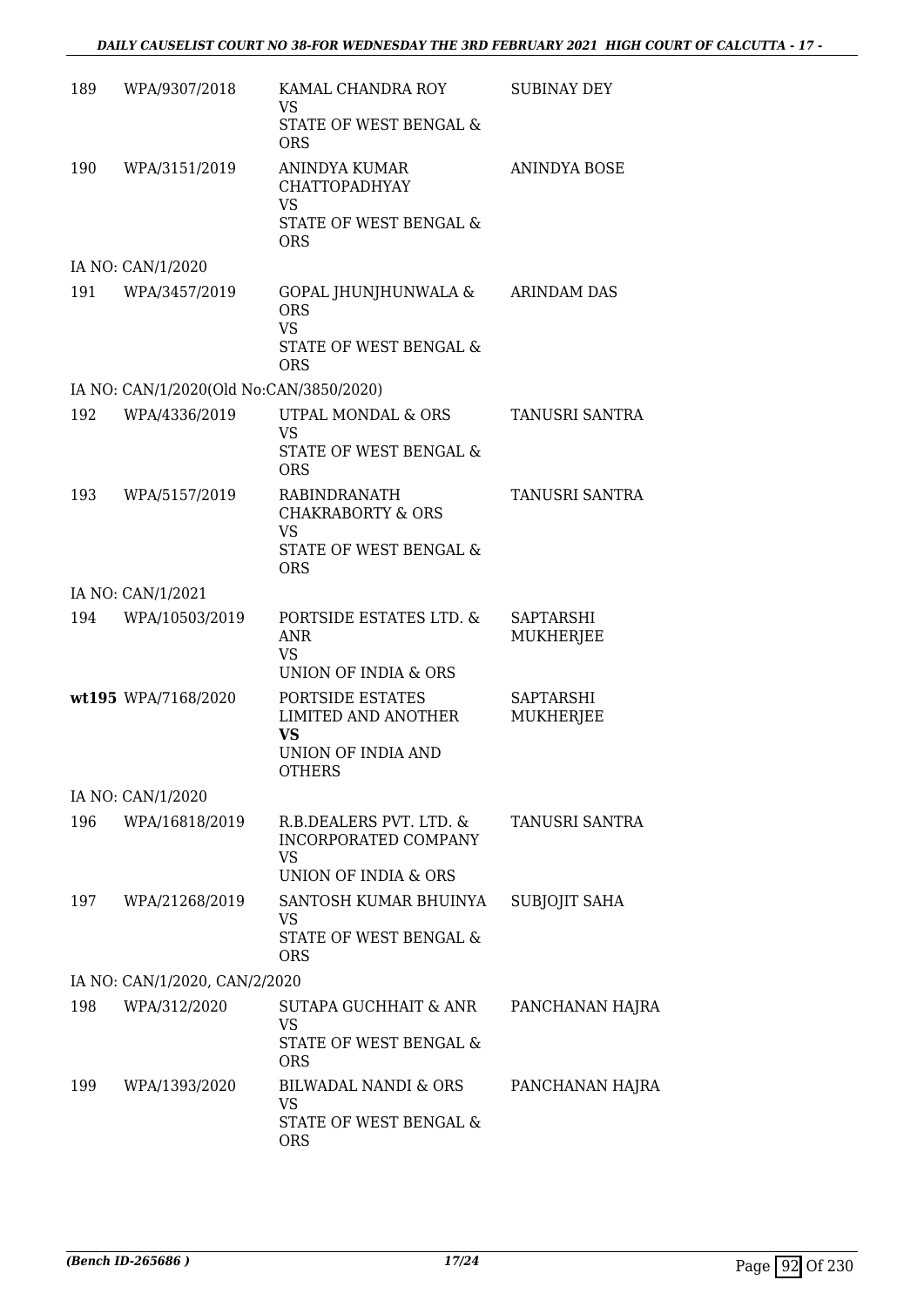| | | | |
|---|---|---|---|
| 189 | WPA/9307/2018 | KAMAL CHANDRA ROY<br>VS<br>STATE OF WEST BENGAL & ORS | SUBINAY DEY |
| 190 | WPA/3151/2019 | ANINDYA KUMAR CHATTOPADHYAY<br>VS<br>STATE OF WEST BENGAL & ORS | ANINDYA BOSE |
| | IA NO: CAN/1/2020 | | |
| 191 | WPA/3457/2019 | GOPAL JHUNJHUNWALA & ORS<br>VS<br>STATE OF WEST BENGAL & ORS | ARINDAM DAS |
| | IA NO: CAN/1/2020(Old No:CAN/3850/2020) | | |
| 192 | WPA/4336/2019 | UTPAL MONDAL & ORS<br>VS<br>STATE OF WEST BENGAL & ORS | TANUSRI SANTRA |
| 193 | WPA/5157/2019 | RABINDRANATH CHAKRABORTY & ORS<br>VS<br>STATE OF WEST BENGAL & ORS | TANUSRI SANTRA |
| | IA NO: CAN/1/2021 | | |
| 194 | WPA/10503/2019 | PORTSIDE ESTATES LTD. & ANR<br>VS<br>UNION OF INDIA & ORS | SAPTARSHI MUKHERJEE |
| **wt195** | WPA/7168/2020 | PORTSIDE ESTATES LIMITED AND ANOTHER<br>**VS**<br>UNION OF INDIA AND OTHERS | SAPTARSHI MUKHERJEE |
| | IA NO: CAN/1/2020 | | |
| 196 | WPA/16818/2019 | R.B.DEALERS PVT. LTD. & INCORPORATED COMPANY<br>VS<br>UNION OF INDIA & ORS | TANUSRI SANTRA |
| 197 | WPA/21268/2019 | SANTOSH KUMAR BHUINYA<br>VS<br>STATE OF WEST BENGAL & ORS | SUBJOJIT SAHA |
| | IA NO: CAN/1/2020, CAN/2/2020 | | |
| 198 | WPA/312/2020 | SUTAPA GUCHHAIT & ANR<br>VS<br>STATE OF WEST BENGAL & ORS | PANCHANAN HAJRA |
| 199 | WPA/1393/2020 | BILWADAL NANDI & ORS<br>VS<br>STATE OF WEST BENGAL & ORS | PANCHANAN HAJRA |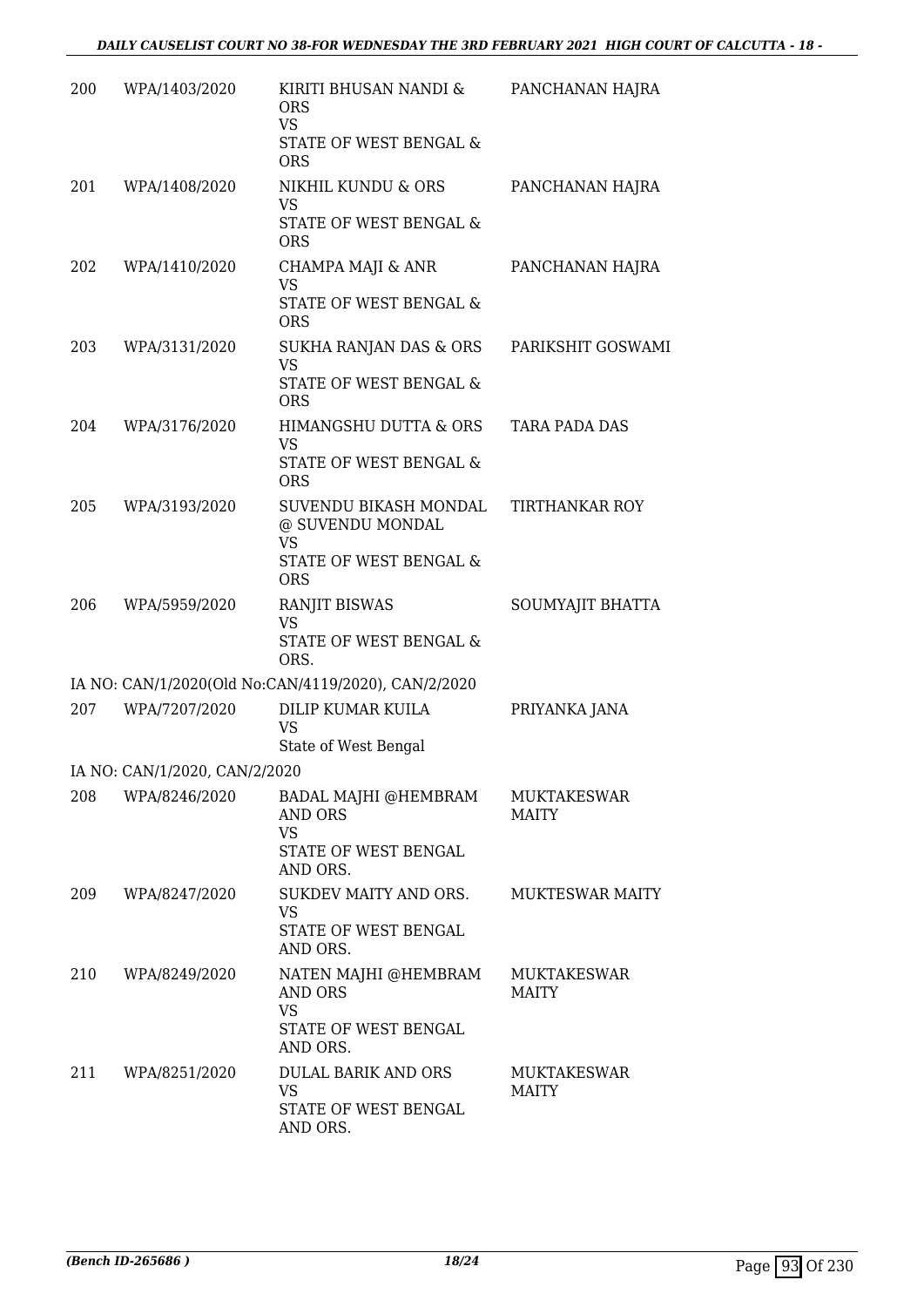| 200 | WPA/1403/2020 | KIRITI BHUSAN NANDI & ORS<br>VS<br>STATE OF WEST BENGAL & ORS | PANCHANAN HAJRA |
|---|---|---|---|
| 201 | WPA/1408/2020 | NIKHIL KUNDU & ORS<br>VS<br>STATE OF WEST BENGAL & ORS | PANCHANAN HAJRA |
| 202 | WPA/1410/2020 | CHAMPA MAJI & ANR<br>VS<br>STATE OF WEST BENGAL & ORS | PANCHANAN HAJRA |
| 203 | WPA/3131/2020 | SUKHA RANJAN DAS & ORS<br>VS<br>STATE OF WEST BENGAL & ORS | PARIKSHIT GOSWAMI |
| 204 | WPA/3176/2020 | HIMANGSHU DUTTA & ORS<br>VS<br>STATE OF WEST BENGAL & ORS | TARA PADA DAS |
| 205 | WPA/3193/2020 | SUVENDU BIKASH MONDAL @ SUVENDU MONDAL<br>VS<br>STATE OF WEST BENGAL & ORS | TIRTHANKAR ROY |
| 206 | WPA/5959/2020 | RANJIT BISWAS<br>VS<br>STATE OF WEST BENGAL & ORS. | SOUMYAJIT BHATTA |
| | IA NO: CAN/1/2020(Old No:CAN/4119/2020), CAN/2/2020 | | |
| 207 | WPA/7207/2020 | DILIP KUMAR KUILA<br>VS<br>State of West Bengal | PRIYANKA JANA |
| | IA NO: CAN/1/2020, CAN/2/2020 | | |
| 208 | WPA/8246/2020 | BADAL MAJHI @HEMBRAM AND ORS<br>VS<br>STATE OF WEST BENGAL AND ORS. | MUKTAKESWAR MAITY |
| 209 | WPA/8247/2020 | SUKDEV MAITY AND ORS.<br>VS<br>STATE OF WEST BENGAL AND ORS. | MUKTESWAR MAITY |
| 210 | WPA/8249/2020 | NATEN MAJHI @HEMBRAM AND ORS<br>VS<br>STATE OF WEST BENGAL AND ORS. | MUKTAKESWAR MAITY |
| 211 | WPA/8251/2020 | DULAL BARIK AND ORS<br>VS<br>STATE OF WEST BENGAL AND ORS. | MUKTAKESWAR MAITY |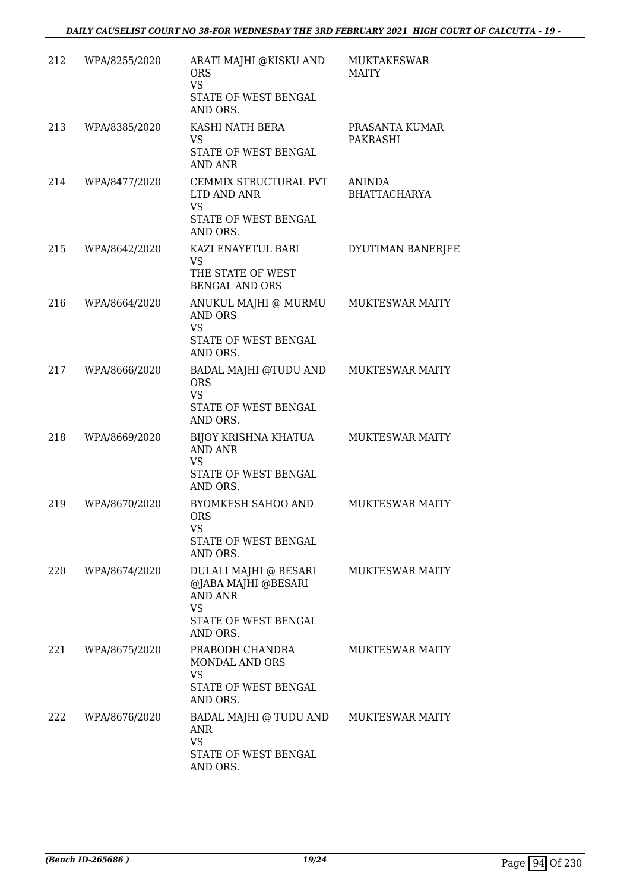| 212 | WPA/8255/2020 | ARATI MAJHI @KISKU AND ORS<br>VS<br>STATE OF WEST BENGAL AND ORS. | MUKTAKESWAR MAITY |
|---|---|---|---|
| 213 | WPA/8385/2020 | KASHI NATH BERA<br>VS<br>STATE OF WEST BENGAL AND ANR | PRASANTA KUMAR PAKRASHI |
| 214 | WPA/8477/2020 | CEMMIX STRUCTURAL PVT LTD AND ANR<br>VS<br>STATE OF WEST BENGAL AND ORS. | ANINDA BHATTACHARYA |
| 215 | WPA/8642/2020 | KAZI ENAYETUL BARI<br>VS<br>THE STATE OF WEST BENGAL AND ORS | DYUTIMAN BANERJEE |
| 216 | WPA/8664/2020 | ANUKUL MAJHI @ MURMU AND ORS<br>VS<br>STATE OF WEST BENGAL AND ORS. | MUKTESWAR MAITY |
| 217 | WPA/8666/2020 | BADAL MAJHI @TUDU AND ORS<br>VS<br>STATE OF WEST BENGAL AND ORS. | MUKTESWAR MAITY |
| 218 | WPA/8669/2020 | BIJOY KRISHNA KHATUA AND ANR<br>VS<br>STATE OF WEST BENGAL AND ORS. | MUKTESWAR MAITY |
| 219 | WPA/8670/2020 | BYOMKESH SAHOO AND ORS<br>VS<br>STATE OF WEST BENGAL AND ORS. | MUKTESWAR MAITY |
| 220 | WPA/8674/2020 | DULALI MAJHI @ BESARI @JABA MAJHI @BESARI AND ANR<br>VS<br>STATE OF WEST BENGAL AND ORS. | MUKTESWAR MAITY |
| 221 | WPA/8675/2020 | PRABODH CHANDRA MONDAL AND ORS<br>VS<br>STATE OF WEST BENGAL AND ORS. | MUKTESWAR MAITY |
| 222 | WPA/8676/2020 | BADAL MAJHI @ TUDU AND ANR<br>VS<br>STATE OF WEST BENGAL AND ORS. | MUKTESWAR MAITY |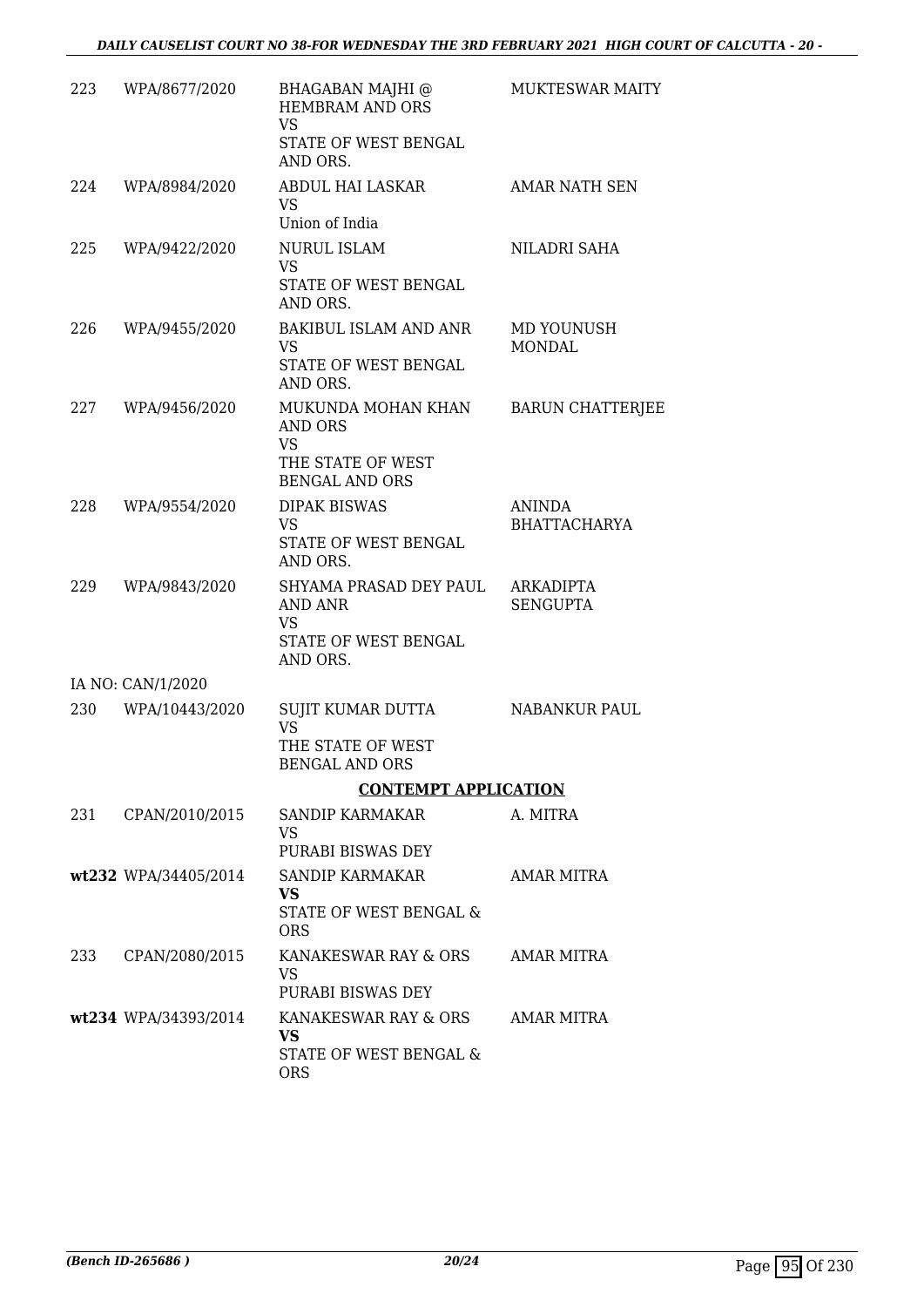| | | | |
|---|---|---|---|
| 223 | WPA/8677/2020 | BHAGABAN MAJHI @ HEMBRAM AND ORS<br>VS<br>STATE OF WEST BENGAL AND ORS. | MUKTESWAR MAITY |
| 224 | WPA/8984/2020 | ABDUL HAI LASKAR<br>VS<br>Union of India | AMAR NATH SEN |
| 225 | WPA/9422/2020 | NURUL ISLAM<br>VS<br>STATE OF WEST BENGAL AND ORS. | NILADRI SAHA |
| 226 | WPA/9455/2020 | BAKIBUL ISLAM AND ANR<br>VS<br>STATE OF WEST BENGAL AND ORS. | MD YOUNUSH MONDAL |
| 227 | WPA/9456/2020 | MUKUNDA MOHAN KHAN AND ORS<br>VS<br>THE STATE OF WEST BENGAL AND ORS | BARUN CHATTERJEE |
| 228 | WPA/9554/2020 | DIPAK BISWAS<br>VS<br>STATE OF WEST BENGAL AND ORS. | ANINDA BHATTACHARYA |
| 229 | WPA/9843/2020 | SHYAMA PRASAD DEY PAUL AND ANR<br>VS<br>STATE OF WEST BENGAL AND ORS. | ARKADIPTA SENGUPTA |
| | IA NO: CAN/1/2020 | | |
| 230 | WPA/10443/2020 | SUJIT KUMAR DUTTA<br>VS<br>THE STATE OF WEST BENGAL AND ORS | NABANKUR PAUL |

**CONTEMPT APPLICATION**

| | | | |
|---|---|---|---|
| 231 | CPAN/2010/2015 | SANDIP KARMAKAR<br>VS<br>PURABI BISWAS DEY | A. MITRA |
| wt232 | WPA/34405/2014 | SANDIP KARMAKAR<br>**VS**<br>STATE OF WEST BENGAL & ORS | AMAR MITRA |
| 233 | CPAN/2080/2015 | KANAKESWAR RAY & ORS<br>VS<br>PURABI BISWAS DEY | AMAR MITRA |
| wt234 | WPA/34393/2014 | KANAKESWAR RAY & ORS<br>**VS**<br>STATE OF WEST BENGAL & ORS | AMAR MITRA |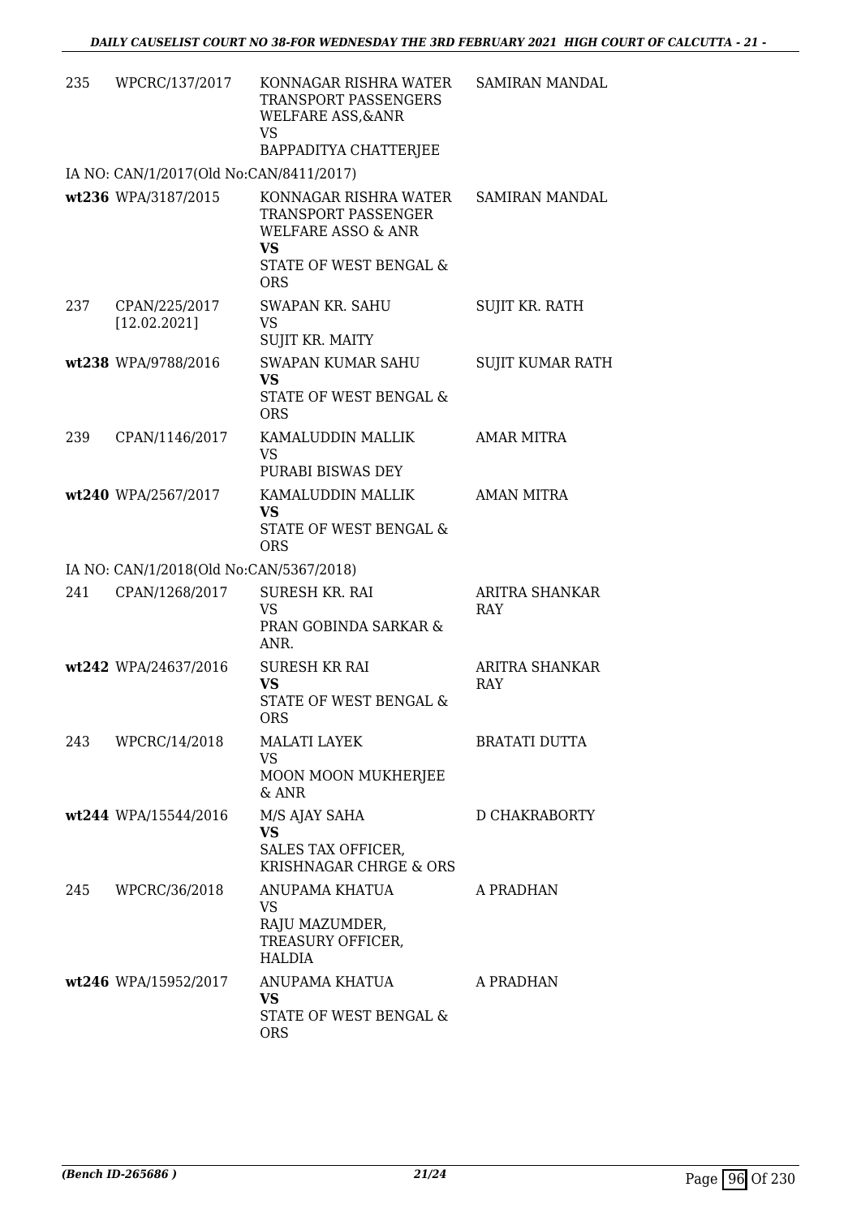| | | | |
|---|---|---|---|
| 235 | WPCRC/137/2017 | KONNAGAR RISHRA WATER TRANSPORT PASSENGERS WELFARE ASS,&ANR<br>VS<br>BAPPADITYA CHATTERJEE | SAMIRAN MANDAL |
| IA NO: CAN/1/2017(Old No:CAN/8411/2017) | | | |
| wt236 | WPA/3187/2015 | KONNAGAR RISHRA WATER TRANSPORT PASSENGER WELFARE ASSO & ANR<br>**VS**<br>STATE OF WEST BENGAL & ORS | SAMIRAN MANDAL |
| 237 | CPAN/225/2017<br>[12.02.2021] | SWAPAN KR. SAHU<br>VS<br>SUJIT KR. MAITY | SUJIT KR. RATH |
| wt238 | WPA/9788/2016 | SWAPAN KUMAR SAHU<br>**VS**<br>STATE OF WEST BENGAL & ORS | SUJIT KUMAR RATH |
| 239 | CPAN/1146/2017 | KAMALUDDIN MALLIK<br>VS<br>PURABI BISWAS DEY | AMAR MITRA |
| wt240 | WPA/2567/2017 | KAMALUDDIN MALLIK<br>**VS**<br>STATE OF WEST BENGAL & ORS | AMAN MITRA |
| IA NO: CAN/1/2018(Old No:CAN/5367/2018) | | | |
| 241 | CPAN/1268/2017 | SURESH KR. RAI<br>VS<br>PRAN GOBINDA SARKAR & ANR. | ARITRA SHANKAR RAY |
| wt242 | WPA/24637/2016 | SURESH KR RAI<br>**VS**<br>STATE OF WEST BENGAL & ORS | ARITRA SHANKAR RAY |
| 243 | WPCRC/14/2018 | MALATI LAYEK<br>VS<br>MOON MOON MUKHERJEE & ANR | BRATATI DUTTA |
| wt244 | WPA/15544/2016 | M/S AJAY SAHA<br>**VS**<br>SALES TAX OFFICER, KRISHNAGAR CHRGE & ORS | D CHAKRABORTY |
| 245 | WPCRC/36/2018 | ANUPAMA KHATUA<br>VS<br>RAJU MAZUMDER, TREASURY OFFICER, HALDIA | A PRADHAN |
| wt246 | WPA/15952/2017 | ANUPAMA KHATUA<br>**VS**<br>STATE OF WEST BENGAL & ORS | A PRADHAN |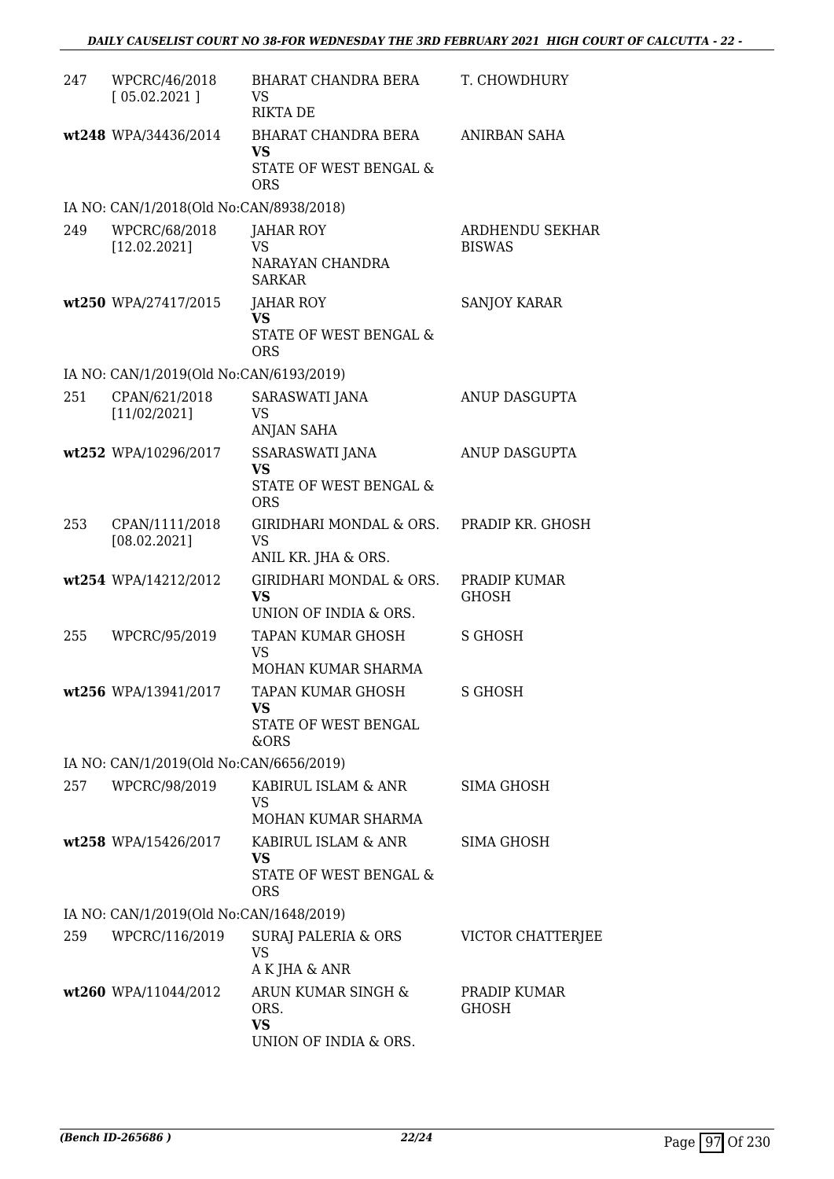| | | | |
|---|---|---|---|
| 247 | WPCRC/46/2018 [ 05.02.2021 ] | BHARAT CHANDRA BERA VS RIKTA DE | T. CHOWDHURY |
| wt248 | WPA/34436/2014 | BHARAT CHANDRA BERA **VS** STATE OF WEST BENGAL & ORS | ANIRBAN SAHA |
| | IA NO: CAN/1/2018(Old No:CAN/8938/2018) | | |
| 249 | WPCRC/68/2018 [12.02.2021] | JAHAR ROY VS NARAYAN CHANDRA SARKAR | ARDHENDU SEKHAR BISWAS |
| wt250 | WPA/27417/2015 | JAHAR ROY **VS** STATE OF WEST BENGAL & ORS | SANJOY KARAR |
| | IA NO: CAN/1/2019(Old No:CAN/6193/2019) | | |
| 251 | CPAN/621/2018 [11/02/2021] | SARASWATI JANA VS ANJAN SAHA | ANUP DASGUPTA |
| wt252 | WPA/10296/2017 | SSARASWATI JANA **VS** STATE OF WEST BENGAL & ORS | ANUP DASGUPTA |
| 253 | CPAN/1111/2018 [08.02.2021] | GIRIDHARI MONDAL & ORS. VS ANIL KR. JHA & ORS. | PRADIP KR. GHOSH |
| wt254 | WPA/14212/2012 | GIRIDHARI MONDAL & ORS. **VS** UNION OF INDIA & ORS. | PRADIP KUMAR GHOSH |
| 255 | WPCRC/95/2019 | TAPAN KUMAR GHOSH VS MOHAN KUMAR SHARMA | S GHOSH |
| wt256 | WPA/13941/2017 | TAPAN KUMAR GHOSH **VS** STATE OF WEST BENGAL &ORS | S GHOSH |
| | IA NO: CAN/1/2019(Old No:CAN/6656/2019) | | |
| 257 | WPCRC/98/2019 | KABIRUL ISLAM & ANR VS MOHAN KUMAR SHARMA | SIMA GHOSH |
| wt258 | WPA/15426/2017 | KABIRUL ISLAM & ANR **VS** STATE OF WEST BENGAL & ORS | SIMA GHOSH |
| | IA NO: CAN/1/2019(Old No:CAN/1648/2019) | | |
| 259 | WPCRC/116/2019 | SURAJ PALERIA & ORS VS A K JHA & ANR | VICTOR CHATTERJEE |
| wt260 | WPA/11044/2012 | ARUN KUMAR SINGH & ORS. **VS** UNION OF INDIA & ORS. | PRADIP KUMAR GHOSH |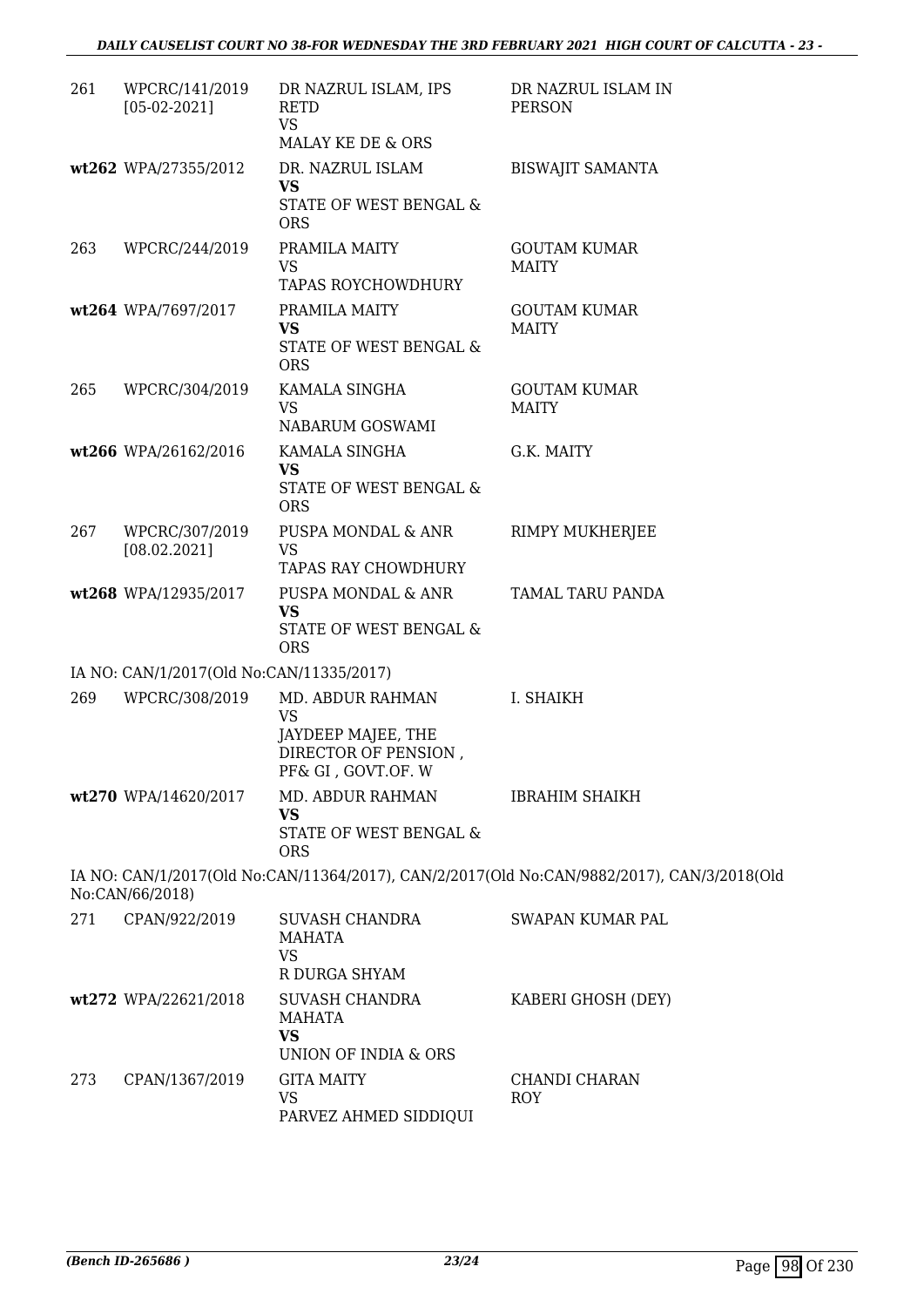| | | | |
|---|---|---|---|
| 261 | WPCRC/141/2019 [05-02-2021] | DR NAZRUL ISLAM, IPS RETD VS MALAY KE DE & ORS | DR NAZRUL ISLAM IN PERSON |
| wt262 | WPA/27355/2012 | DR. NAZRUL ISLAM **VS** STATE OF WEST BENGAL & ORS | BISWAJIT SAMANTA |
| 263 | WPCRC/244/2019 | PRAMILA MAITY VS TAPAS ROYCHOWDHURY | GOUTAM KUMAR MAITY |
| wt264 | WPA/7697/2017 | PRAMILA MAITY **VS** STATE OF WEST BENGAL & ORS | GOUTAM KUMAR MAITY |
| 265 | WPCRC/304/2019 | KAMALA SINGHA VS NABARUM GOSWAMI | GOUTAM KUMAR MAITY |
| wt266 | WPA/26162/2016 | KAMALA SINGHA **VS** STATE OF WEST BENGAL & ORS | G.K. MAITY |
| 267 | WPCRC/307/2019 [08.02.2021] | PUSPA MONDAL & ANR VS TAPAS RAY CHOWDHURY | RIMPY MUKHERJEE |
| wt268 | WPA/12935/2017 | PUSPA MONDAL & ANR **VS** STATE OF WEST BENGAL & ORS | TAMAL TARU PANDA |

IA NO: CAN/1/2017(Old No:CAN/11335/2017)

| | | | |
|---|---|---|---|
| 269 | WPCRC/308/2019 | MD. ABDUR RAHMAN VS JAYDEEP MAJEE, THE DIRECTOR OF PENSION , PF& GI , GOVT.OF. W | I. SHAIKH |
| wt270 | WPA/14620/2017 | MD. ABDUR RAHMAN **VS** STATE OF WEST BENGAL & ORS | IBRAHIM SHAIKH |

IA NO: CAN/1/2017(Old No:CAN/11364/2017), CAN/2/2017(Old No:CAN/9882/2017), CAN/3/2018(Old No:CAN/66/2018)

| | | | |
|---|---|---|---|
| 271 | CPAN/922/2019 | SUVASH CHANDRA MAHATA VS R DURGA SHYAM | SWAPAN KUMAR PAL |
| wt272 | WPA/22621/2018 | SUVASH CHANDRA MAHATA **VS** UNION OF INDIA & ORS | KABERI GHOSH (DEY) |
| 273 | CPAN/1367/2019 | GITA MAITY VS PARVEZ AHMED SIDDIQUI | CHANDI CHARAN ROY |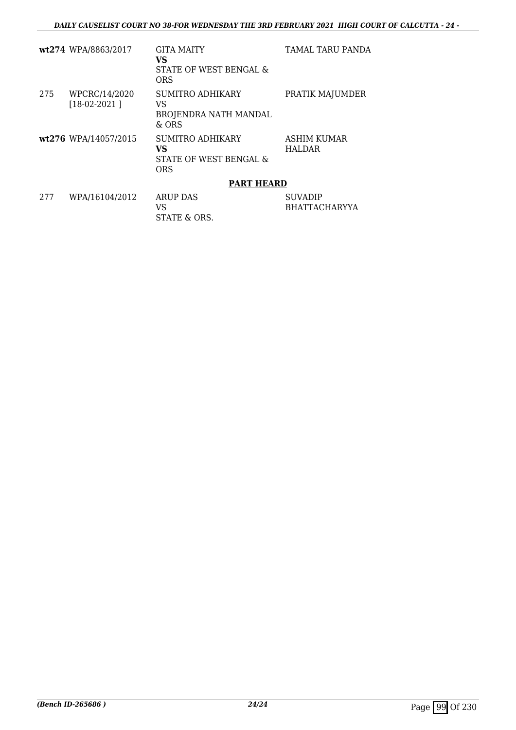| | | | |
|---|---|---|---|
| **wt274** | WPA/8863/2017 | GITA MAITY<br>**VS**<br>STATE OF WEST BENGAL & ORS | TAMAL TARU PANDA |
| 275 | WPCRC/14/2020<br>[18-02-2021 ] | SUMITRO ADHIKARY<br>VS<br>BROJENDRA NATH MANDAL & ORS | PRATIK MAJUMDER |
| **wt276** | WPA/14057/2015 | SUMITRO ADHIKARY<br>**VS**<br>STATE OF WEST BENGAL & ORS | ASHIM KUMAR HALDAR |

**PART HEARD**

| | | | |
|---|---|---|---|
| 277 | WPA/16104/2012 | ARUP DAS<br>VS<br>STATE & ORS. | SUVADIP BHATTACHARYYA |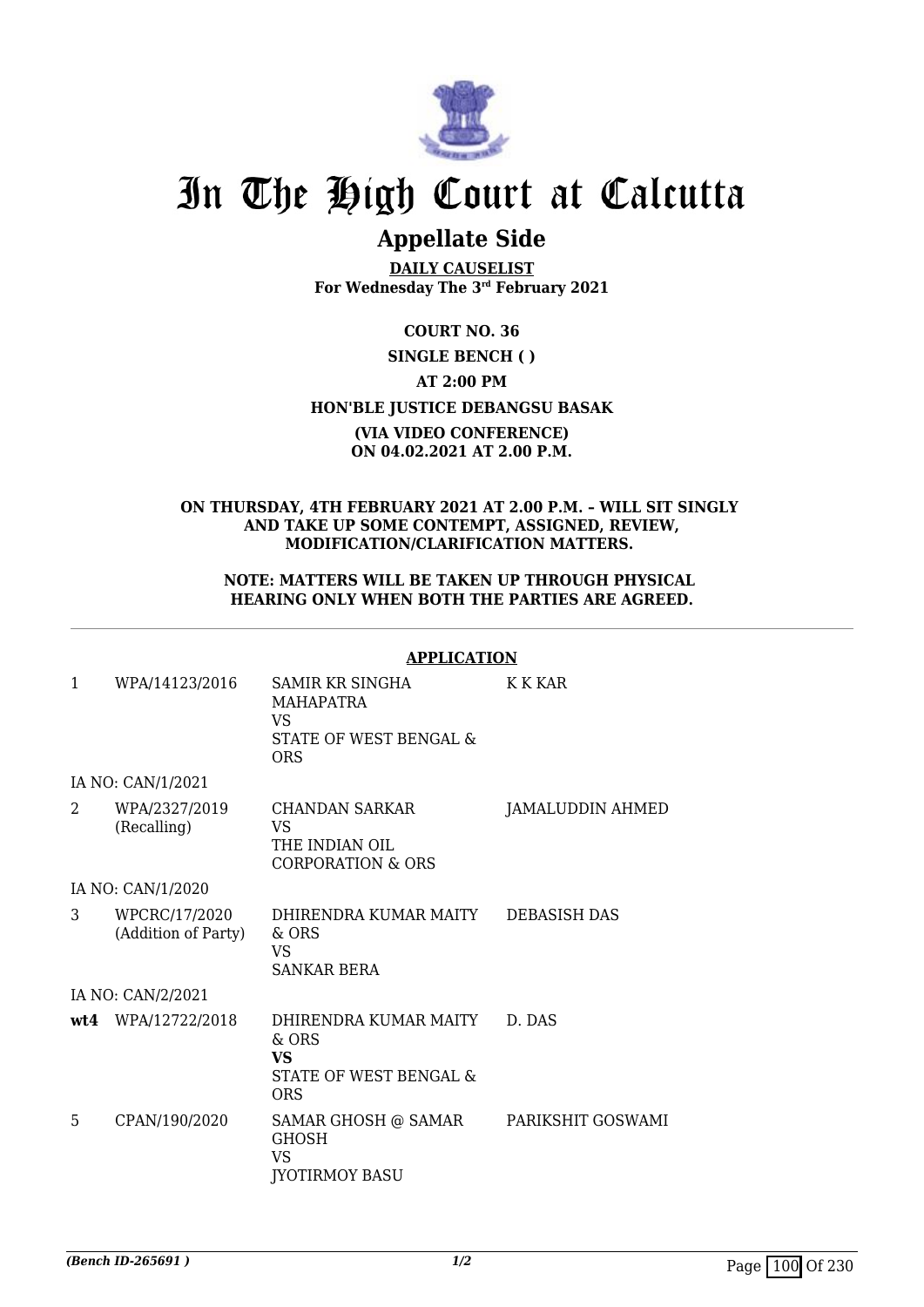# In The High Court at Calcutta

## Appellate Side

**DAILY CAUSELIST**
**For Wednesday The 3rd February 2021**

**COURT NO. 36**

**SINGLE BENCH ( )**

**AT 2:00 PM**

**HON'BLE JUSTICE DEBANGSU BASAK**

**(VIA VIDEO CONFERENCE)**
**ON 04.02.2021 AT 2.00 P.M.**

**ON THURSDAY, 4TH FEBRUARY 2021 AT 2.00 P.M. – WILL SIT SINGLY AND TAKE UP SOME CONTEMPT, ASSIGNED, REVIEW, MODIFICATION/CLARIFICATION MATTERS.**

**NOTE: MATTERS WILL BE TAKEN UP THROUGH PHYSICAL HEARING ONLY WHEN BOTH THE PARTIES ARE AGREED.**

**APPLICATION**

| | | | |
|---|---|---|---|
| 1 | WPA/14123/2016 | SAMIR KR SINGHA MAHAPATRA<br>VS<br>STATE OF WEST BENGAL & ORS | K K KAR |
| | IA NO: CAN/1/2021 | | |
| 2 | WPA/2327/2019<br>(Recalling) | CHANDAN SARKAR<br>VS<br>THE INDIAN OIL CORPORATION & ORS | JAMALUDDIN AHMED |
| | IA NO: CAN/1/2020 | | |
| 3 | WPCRC/17/2020<br>(Addition of Party) | DHIRENDRA KUMAR MAITY & ORS<br>VS<br>SANKAR BERA | DEBASISH DAS |
| | IA NO: CAN/2/2021 | | |
| **wt4** | WPA/12722/2018 | DHIRENDRA KUMAR MAITY & ORS<br>**VS**<br>STATE OF WEST BENGAL & ORS | D. DAS |
| 5 | CPAN/190/2020 | SAMAR GHOSH @ SAMAR GHOSH<br>VS<br>JYOTIRMOY BASU | PARIKSHIT GOSWAMI |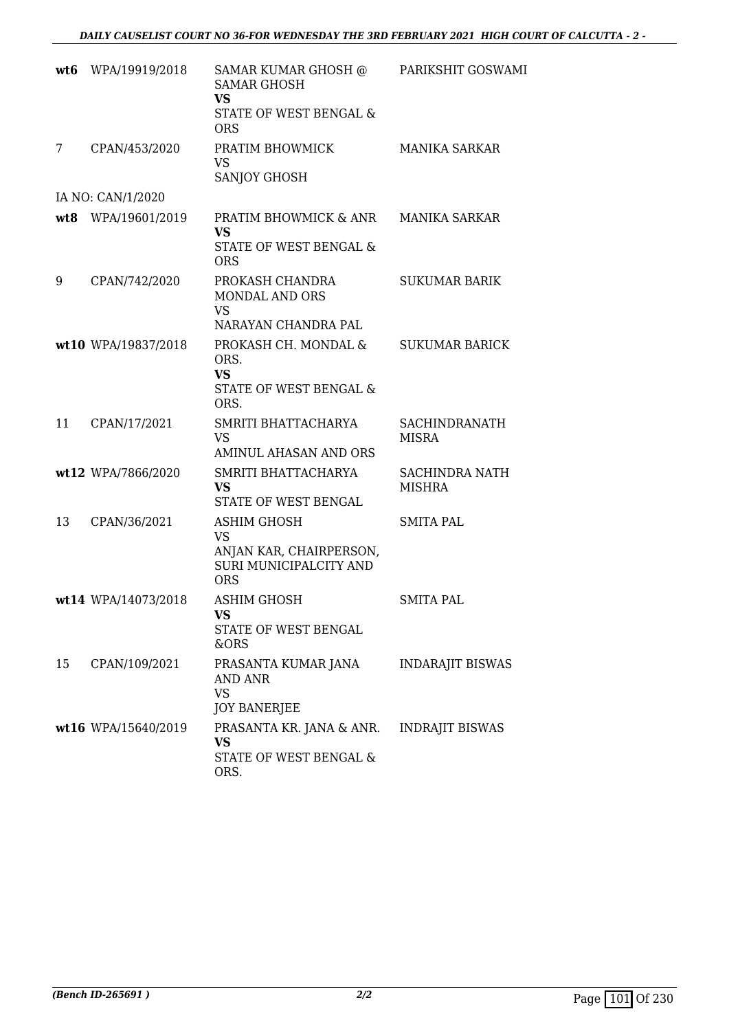| | | | |
|---|---|---|---|
| wt6 | WPA/19919/2018 | SAMAR KUMAR GHOSH @ SAMAR GHOSH<br>**VS**<br>STATE OF WEST BENGAL & ORS | PARIKSHIT GOSWAMI |
| 7 | CPAN/453/2020 | PRATIM BHOWMICK<br>VS<br>SANJOY GHOSH | MANIKA SARKAR |
| IA NO: CAN/1/2020 | | | |
| wt8 | WPA/19601/2019 | PRATIM BHOWMICK & ANR<br>**VS**<br>STATE OF WEST BENGAL & ORS | MANIKA SARKAR |
| 9 | CPAN/742/2020 | PROKASH CHANDRA MONDAL AND ORS<br>VS<br>NARAYAN CHANDRA PAL | SUKUMAR BARIK |
| wt10 | WPA/19837/2018 | PROKASH CH. MONDAL & ORS.<br>**VS**<br>STATE OF WEST BENGAL & ORS. | SUKUMAR BARICK |
| 11 | CPAN/17/2021 | SMRITI BHATTACHARYA<br>VS<br>AMINUL AHASAN AND ORS | SACHINDRANATH MISRA |
| wt12 | WPA/7866/2020 | SMRITI BHATTACHARYA<br>**VS**<br>STATE OF WEST BENGAL | SACHINDRA NATH MISHRA |
| 13 | CPAN/36/2021 | ASHIM GHOSH<br>VS<br>ANJAN KAR, CHAIRPERSON, SURI MUNICIPALCITY AND ORS | SMITA PAL |
| wt14 | WPA/14073/2018 | ASHIM GHOSH<br>**VS**<br>STATE OF WEST BENGAL &ORS | SMITA PAL |
| 15 | CPAN/109/2021 | PRASANTA KUMAR JANA AND ANR<br>VS<br>JOY BANERJEE | INDARAJIT BISWAS |
| wt16 | WPA/15640/2019 | PRASANTA KR. JANA & ANR.<br>**VS**<br>STATE OF WEST BENGAL & ORS. | INDRAJIT BISWAS |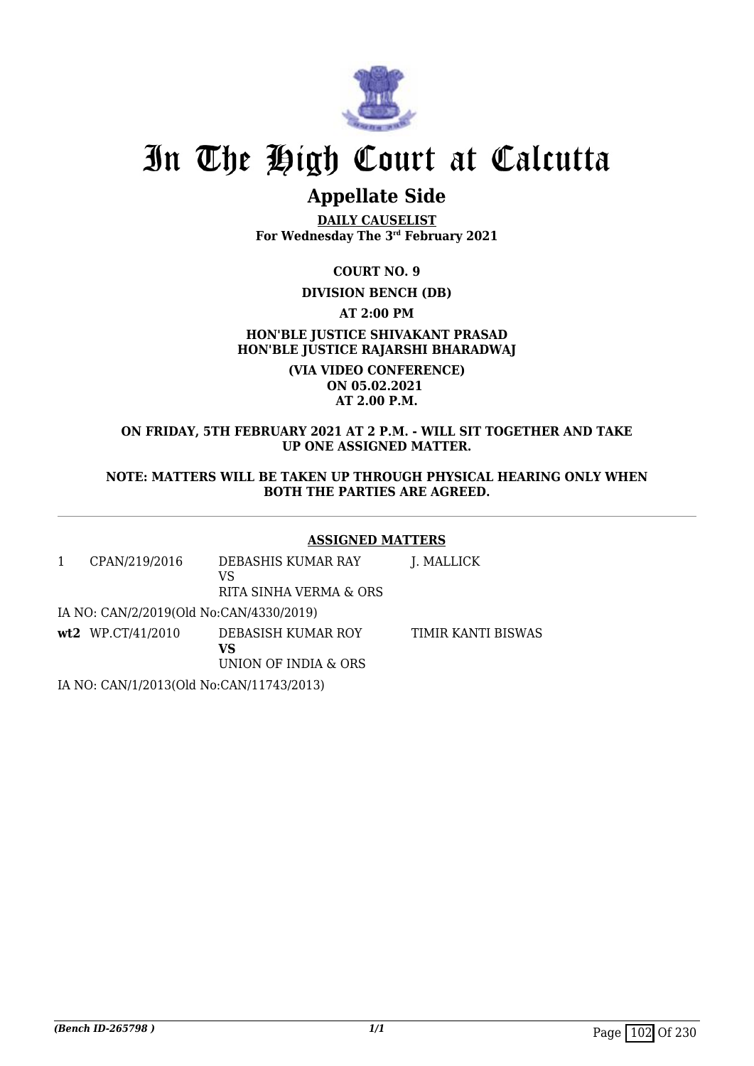# In The High Court at Calcutta

## Appellate Side

**DAILY CAUSELIST**
**For Wednesday The 3rd February 2021**

**COURT NO. 9**

**DIVISION BENCH (DB)**

**AT 2:00 PM**

**HON'BLE JUSTICE SHIVAKANT PRASAD**
**HON'BLE JUSTICE RAJARSHI BHARADWAJ**

**(VIA VIDEO CONFERENCE)**
**ON 05.02.2021**
**AT 2.00 P.M.**

**ON FRIDAY, 5TH FEBRUARY 2021 AT 2 P.M. - WILL SIT TOGETHER AND TAKE UP ONE ASSIGNED MATTER.**

**NOTE: MATTERS WILL BE TAKEN UP THROUGH PHYSICAL HEARING ONLY WHEN BOTH THE PARTIES ARE AGREED.**

**ASSIGNED MATTERS**

| | | | |
|---|---|---|---|
| 1 | CPAN/219/2016 | DEBASHIS KUMAR RAY<br>VS<br>RITA SINHA VERMA & ORS | J. MALLICK |
| IA NO: CAN/2/2019(Old No:CAN/4330/2019) | | | |
| **wt2** | WP.CT/41/2010 | DEBASISH KUMAR ROY<br>**VS**<br>UNION OF INDIA & ORS | TIMIR KANTI BISWAS |
| IA NO: CAN/1/2013(Old No:CAN/11743/2013) | | | |

*(Bench ID-265798 )*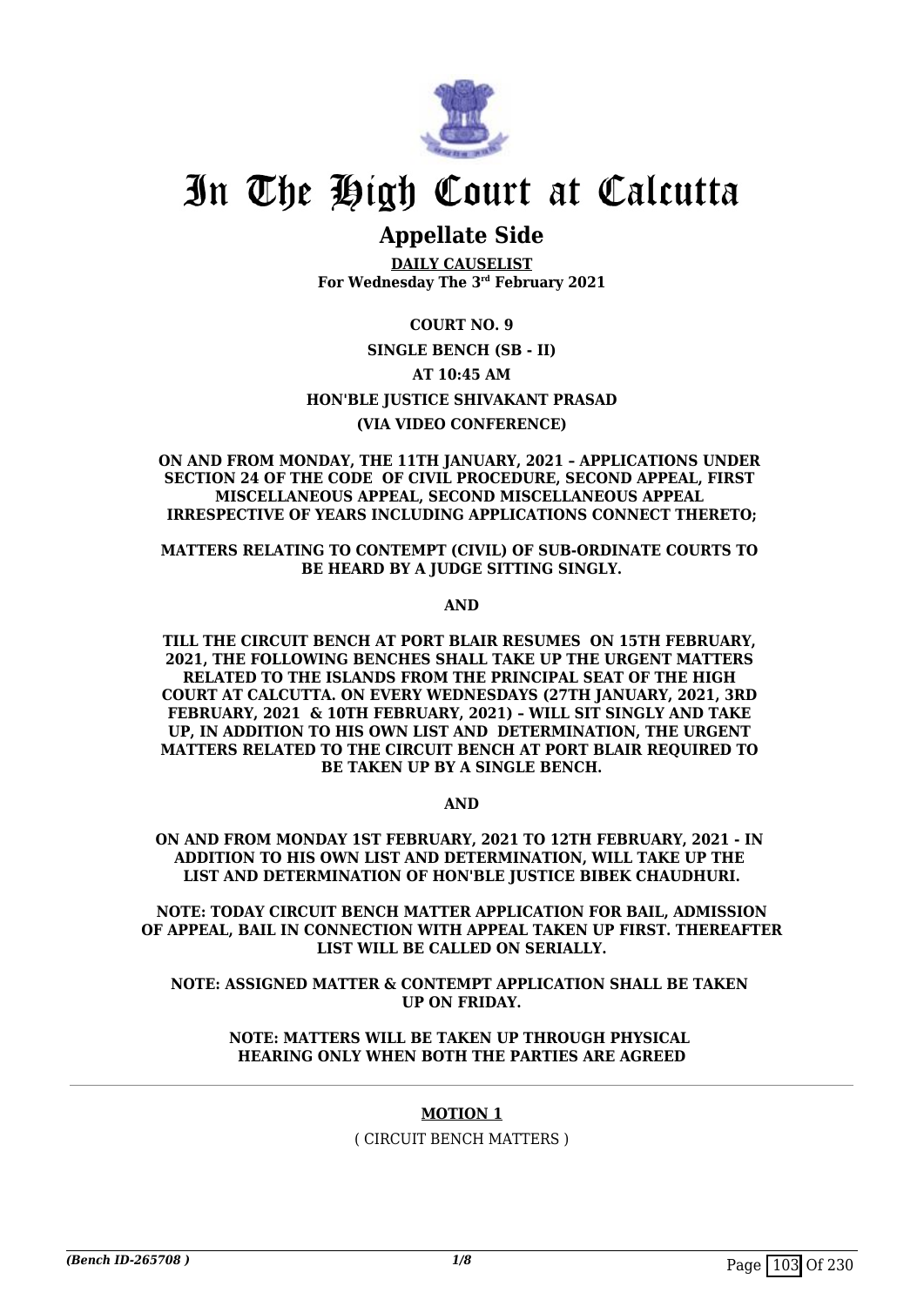# In The High Court at Calcutta

## Appellate Side

**DAILY CAUSELIST**
**For Wednesday The 3rd February 2021**

**COURT NO. 9**

**SINGLE BENCH (SB - II)**

**AT 10:45 AM**

**HON'BLE JUSTICE SHIVAKANT PRASAD**

**(VIA VIDEO CONFERENCE)**

**ON AND FROM MONDAY, THE 11TH JANUARY, 2021 – APPLICATIONS UNDER SECTION 24 OF THE CODE OF CIVIL PROCEDURE, SECOND APPEAL, FIRST MISCELLANEOUS APPEAL, SECOND MISCELLANEOUS APPEAL IRRESPECTIVE OF YEARS INCLUDING APPLICATIONS CONNECT THERETO;**

**MATTERS RELATING TO CONTEMPT (CIVIL) OF SUB-ORDINATE COURTS TO BE HEARD BY A JUDGE SITTING SINGLY.**

**AND**

**TILL THE CIRCUIT BENCH AT PORT BLAIR RESUMES ON 15TH FEBRUARY, 2021, THE FOLLOWING BENCHES SHALL TAKE UP THE URGENT MATTERS RELATED TO THE ISLANDS FROM THE PRINCIPAL SEAT OF THE HIGH COURT AT CALCUTTA. ON EVERY WEDNESDAYS (27TH JANUARY, 2021, 3RD FEBRUARY, 2021 & 10TH FEBRUARY, 2021) – WILL SIT SINGLY AND TAKE UP, IN ADDITION TO HIS OWN LIST AND DETERMINATION, THE URGENT MATTERS RELATED TO THE CIRCUIT BENCH AT PORT BLAIR REQUIRED TO BE TAKEN UP BY A SINGLE BENCH.**

**AND**

**ON AND FROM MONDAY 1ST FEBRUARY, 2021 TO 12TH FEBRUARY, 2021 - IN ADDITION TO HIS OWN LIST AND DETERMINATION, WILL TAKE UP THE LIST AND DETERMINATION OF HON'BLE JUSTICE BIBEK CHAUDHURI.**

**NOTE: TODAY CIRCUIT BENCH MATTER APPLICATION FOR BAIL, ADMISSION OF APPEAL, BAIL IN CONNECTION WITH APPEAL TAKEN UP FIRST. THEREAFTER LIST WILL BE CALLED ON SERIALLY.**

**NOTE: ASSIGNED MATTER & CONTEMPT APPLICATION SHALL BE TAKEN UP ON FRIDAY.**

**NOTE: MATTERS WILL BE TAKEN UP THROUGH PHYSICAL HEARING ONLY WHEN BOTH THE PARTIES ARE AGREED**

---

**MOTION 1**

( CIRCUIT BENCH MATTERS )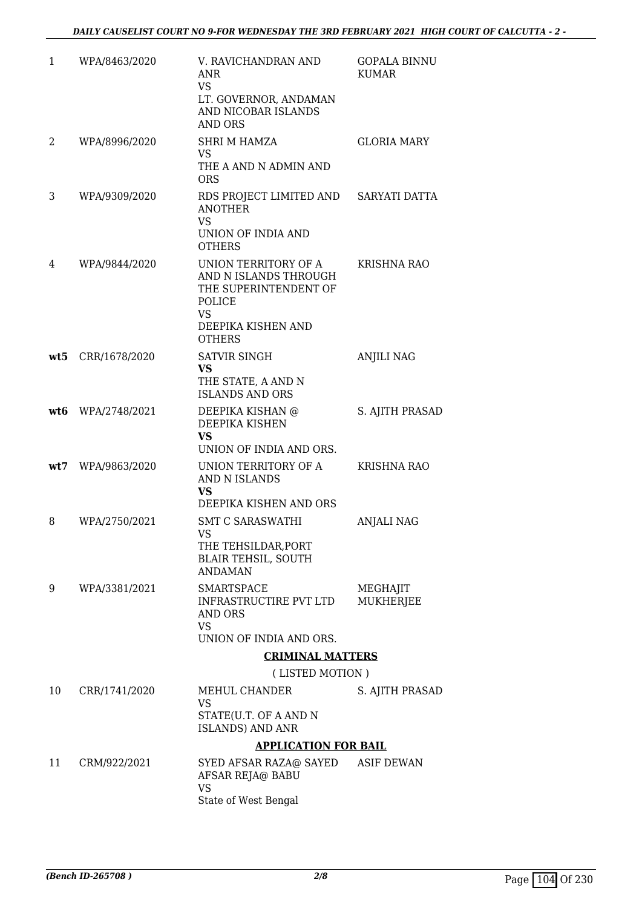| | | | |
|---|---|---|---|
| 1 | WPA/8463/2020 | V. RAVICHANDRAN AND ANR<br>VS<br>LT. GOVERNOR, ANDAMAN AND NICOBAR ISLANDS AND ORS | GOPALA BINNU KUMAR |
| 2 | WPA/8996/2020 | SHRI M HAMZA<br>VS<br>THE A AND N ADMIN AND ORS | GLORIA MARY |
| 3 | WPA/9309/2020 | RDS PROJECT LIMITED AND ANOTHER<br>VS<br>UNION OF INDIA AND OTHERS | SARYATI DATTA |
| 4 | WPA/9844/2020 | UNION TERRITORY OF A AND N ISLANDS THROUGH THE SUPERINTENDENT OF POLICE<br>VS<br>DEEPIKA KISHEN AND OTHERS | KRISHNA RAO |
| **wt5** | CRR/1678/2020 | SATVIR SINGH<br>**VS**<br>THE STATE, A AND N ISLANDS AND ORS | ANJILI NAG |
| **wt6** | WPA/2748/2021 | DEEPIKA KISHAN @ DEEPIKA KISHEN<br>**VS**<br>UNION OF INDIA AND ORS. | S. AJITH PRASAD |
| **wt7** | WPA/9863/2020 | UNION TERRITORY OF A AND N ISLANDS<br>**VS**<br>DEEPIKA KISHEN AND ORS | KRISHNA RAO |
| 8 | WPA/2750/2021 | SMT C SARASWATHI<br>VS<br>THE TEHSILDAR,PORT BLAIR TEHSIL, SOUTH ANDAMAN | ANJALI NAG |
| 9 | WPA/3381/2021 | SMARTSPACE INFRASTRUCTIRE PVT LTD AND ORS<br>VS<br>UNION OF INDIA AND ORS. | MEGHAJIT MUKHERJEE |

**CRIMINAL MATTERS**

( LISTED MOTION )

| | | | |
|---|---|---|---|
| 10 | CRR/1741/2020 | MEHUL CHANDER<br>VS<br>STATE(U.T. OF A AND N ISLANDS) AND ANR | S. AJITH PRASAD |

**APPLICATION FOR BAIL**

| | | | |
|---|---|---|---|
| 11 | CRM/922/2021 | SYED AFSAR RAZA@ SAYED AFSAR REJA@ BABU<br>VS<br>State of West Bengal | ASIF DEWAN |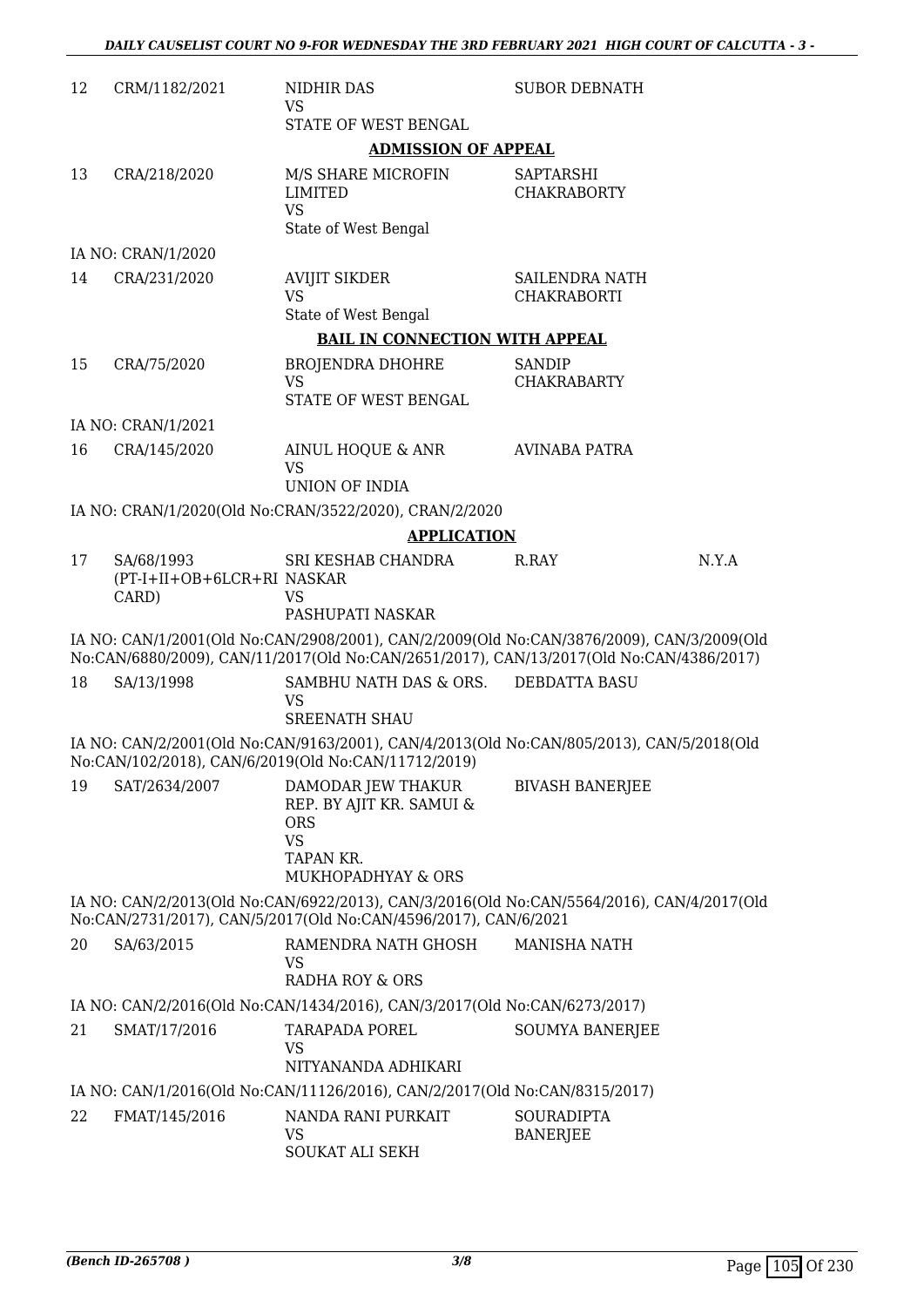| | | | | |
|---|---|---|---|---|
| 12 | CRM/1182/2021 | NIDHIR DAS<br>VS<br>STATE OF WEST BENGAL | SUBOR DEBNATH | |

**ADMISSION OF APPEAL**

| | | | | |
|---|---|---|---|---|
| 13 | CRA/218/2020 | M/S SHARE MICROFIN LIMITED<br>VS<br>State of West Bengal | SAPTARSHI CHAKRABORTY | |

IA NO: CRAN/1/2020

| | | | | |
|---|---|---|---|---|
| 14 | CRA/231/2020 | AVIJIT SIKDER<br>VS<br>State of West Bengal | SAILENDRA NATH CHAKRABORTI | |

**BAIL IN CONNECTION WITH APPEAL**

| | | | | |
|---|---|---|---|---|
| 15 | CRA/75/2020 | BROJENDRA DHOHRE<br>VS<br>STATE OF WEST BENGAL | SANDIP CHAKRABARTY | |

IA NO: CRAN/1/2021

| | | | | |
|---|---|---|---|---|
| 16 | CRA/145/2020 | AINUL HOQUE & ANR<br>VS<br>UNION OF INDIA | AVINABA PATRA | |

IA NO: CRAN/1/2020(Old No:CRAN/3522/2020), CRAN/2/2020

**APPLICATION**

| | | | | |
|---|---|---|---|---|
| 17 | SA/68/1993 (PT-I+II+OB+6LCR+RI CARD) | SRI KESHAB CHANDRA NASKAR<br>VS<br>PASHUPATI NASKAR | R.RAY | N.Y.A |

IA NO: CAN/1/2001(Old No:CAN/2908/2001), CAN/2/2009(Old No:CAN/3876/2009), CAN/3/2009(Old No:CAN/6880/2009), CAN/11/2017(Old No:CAN/2651/2017), CAN/13/2017(Old No:CAN/4386/2017)

| | | | | |
|---|---|---|---|---|
| 18 | SA/13/1998 | SAMBHU NATH DAS & ORS.<br>VS<br>SREENATH SHAU | DEBDATTA BASU | |

IA NO: CAN/2/2001(Old No:CAN/9163/2001), CAN/4/2013(Old No:CAN/805/2013), CAN/5/2018(Old No:CAN/102/2018), CAN/6/2019(Old No:CAN/11712/2019)

| | | | | |
|---|---|---|---|---|
| 19 | SAT/2634/2007 | DAMODAR JEW THAKUR REP. BY AJIT KR. SAMUI & ORS<br>VS<br>TAPAN KR. MUKHOPADHYAY & ORS | BIVASH BANERJEE | |

IA NO: CAN/2/2013(Old No:CAN/6922/2013), CAN/3/2016(Old No:CAN/5564/2016), CAN/4/2017(Old No:CAN/2731/2017), CAN/5/2017(Old No:CAN/4596/2017), CAN/6/2021

| | | | | |
|---|---|---|---|---|
| 20 | SA/63/2015 | RAMENDRA NATH GHOSH<br>VS<br>RADHA ROY & ORS | MANISHA NATH | |

IA NO: CAN/2/2016(Old No:CAN/1434/2016), CAN/3/2017(Old No:CAN/6273/2017)

| | | | | |
|---|---|---|---|---|
| 21 | SMAT/17/2016 | TARAPADA POREL<br>VS<br>NITYANANDA ADHIKARI | SOUMYA BANERJEE | |

IA NO: CAN/1/2016(Old No:CAN/11126/2016), CAN/2/2017(Old No:CAN/8315/2017)

| | | | | |
|---|---|---|---|---|
| 22 | FMAT/145/2016 | NANDA RANI PURKAIT<br>VS<br>SOUKAT ALI SEKH | SOURADIPTA BANERJEE | |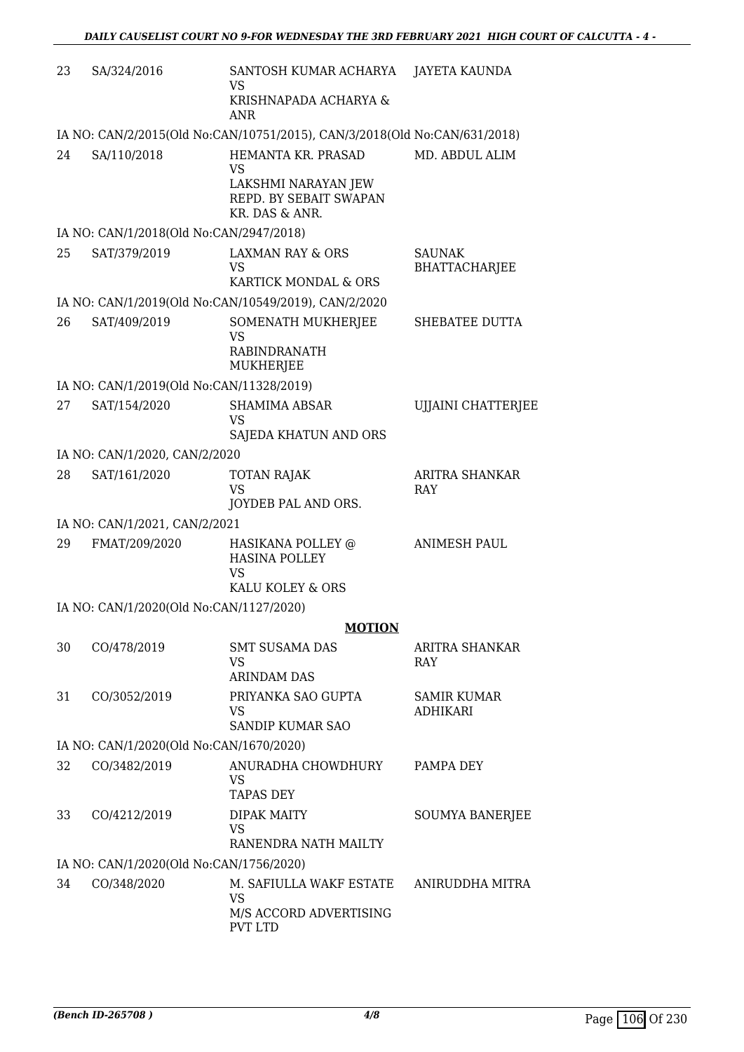| | | | |
|---|---|---|---|
| 23 | SA/324/2016 | SANTOSH KUMAR ACHARYA<br>VS<br>KRISHNAPADA ACHARYA & ANR | JAYETA KAUNDA |
| | IA NO: CAN/2/2015(Old No:CAN/10751/2015), CAN/3/2018(Old No:CAN/631/2018) | | |
| 24 | SA/110/2018 | HEMANTA KR. PRASAD<br>VS<br>LAKSHMI NARAYAN JEW REPD. BY SEBAIT SWAPAN KR. DAS & ANR. | MD. ABDUL ALIM |
| | IA NO: CAN/1/2018(Old No:CAN/2947/2018) | | |
| 25 | SAT/379/2019 | LAXMAN RAY & ORS<br>VS<br>KARTICK MONDAL & ORS | SAUNAK BHATTACHARJEE |
| | IA NO: CAN/1/2019(Old No:CAN/10549/2019), CAN/2/2020 | | |
| 26 | SAT/409/2019 | SOMENATH MUKHERJEE<br>VS<br>RABINDRANATH MUKHERJEE | SHEBATEE DUTTA |
| | IA NO: CAN/1/2019(Old No:CAN/11328/2019) | | |
| 27 | SAT/154/2020 | SHAMIMA ABSAR<br>VS<br>SAJEDA KHATUN AND ORS | UJJAINI CHATTERJEE |
| | IA NO: CAN/1/2020, CAN/2/2020 | | |
| 28 | SAT/161/2020 | TOTAN RAJAK<br>VS<br>JOYDEB PAL AND ORS. | ARITRA SHANKAR RAY |
| | IA NO: CAN/1/2021, CAN/2/2021 | | |
| 29 | FMAT/209/2020 | HASIKANA POLLEY @ HASINA POLLEY<br>VS<br>KALU KOLEY & ORS | ANIMESH PAUL |
| | IA NO: CAN/1/2020(Old No:CAN/1127/2020) | | |
| | | **MOTION** | |
| 30 | CO/478/2019 | SMT SUSAMA DAS<br>VS<br>ARINDAM DAS | ARITRA SHANKAR RAY |
| 31 | CO/3052/2019 | PRIYANKA SAO GUPTA<br>VS<br>SANDIP KUMAR SAO | SAMIR KUMAR ADHIKARI |
| | IA NO: CAN/1/2020(Old No:CAN/1670/2020) | | |
| 32 | CO/3482/2019 | ANURADHA CHOWDHURY<br>VS<br>TAPAS DEY | PAMPA DEY |
| 33 | CO/4212/2019 | DIPAK MAITY<br>VS<br>RANENDRA NATH MAILTY | SOUMYA BANERJEE |
| | IA NO: CAN/1/2020(Old No:CAN/1756/2020) | | |
| 34 | CO/348/2020 | M. SAFIULLA WAKF ESTATE<br>VS<br>M/S ACCORD ADVERTISING PVT LTD | ANIRUDDHA MITRA |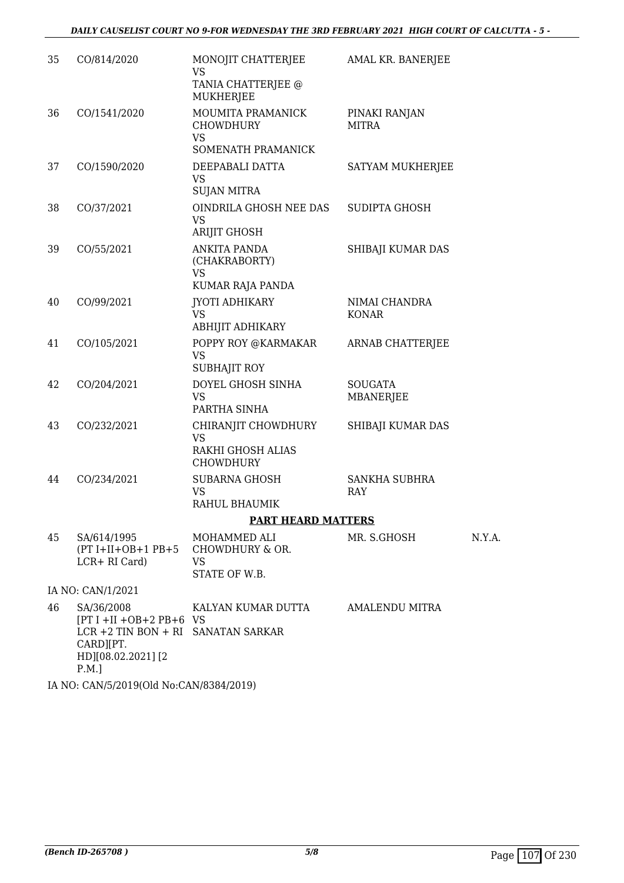| | | | | |
|---|---|---|---|---|
| 35 | CO/814/2020 | MONOJIT CHATTERJEE VS TANIA CHATTERJEE @ MUKHERJEE | AMAL KR. BANERJEE | |
| 36 | CO/1541/2020 | MOUMITA PRAMANICK CHOWDHURY VS SOMENATH PRAMANICK | PINAKI RANJAN MITRA | |
| 37 | CO/1590/2020 | DEEPABALI DATTA VS SUJAN MITRA | SATYAM MUKHERJEE | |
| 38 | CO/37/2021 | OINDRILA GHOSH NEE DAS VS ARIJIT GHOSH | SUDIPTA GHOSH | |
| 39 | CO/55/2021 | ANKITA PANDA (CHAKRABORTY) VS KUMAR RAJA PANDA | SHIBAJI KUMAR DAS | |
| 40 | CO/99/2021 | JYOTI ADHIKARY VS ABHIJIT ADHIKARY | NIMAI CHANDRA KONAR | |
| 41 | CO/105/2021 | POPPY ROY @KARMAKAR VS SUBHAJIT ROY | ARNAB CHATTERJEE | |
| 42 | CO/204/2021 | DOYEL GHOSH SINHA VS PARTHA SINHA | SOUGATA MBANERJEE | |
| 43 | CO/232/2021 | CHIRANJIT CHOWDHURY VS RAKHI GHOSH ALIAS CHOWDHURY | SHIBAJI KUMAR DAS | |
| 44 | CO/234/2021 | SUBARNA GHOSH VS RAHUL BHAUMIK | SANKHA SUBHRA RAY | |

**PART HEARD MATTERS**

| | | | | |
|---|---|---|---|---|
| 45 | SA/614/1995 (PT I+II+OB+1 PB+5 LCR+ RI Card) | MOHAMMED ALI CHOWDHURY & OR. VS STATE OF W.B. | MR. S.GHOSH | N.Y.A. |

IA NO: CAN/1/2021

| | | | | |
|---|---|---|---|---|
| 46 | SA/36/2008 [PT I +II +OB+2 PB+6 LCR +2 TIN BON + RI CARD][PT. HD][08.02.2021] [2 P.M.] | KALYAN KUMAR DUTTA VS SANATAN SARKAR | AMALENDU MITRA | |

IA NO: CAN/5/2019(Old No:CAN/8384/2019)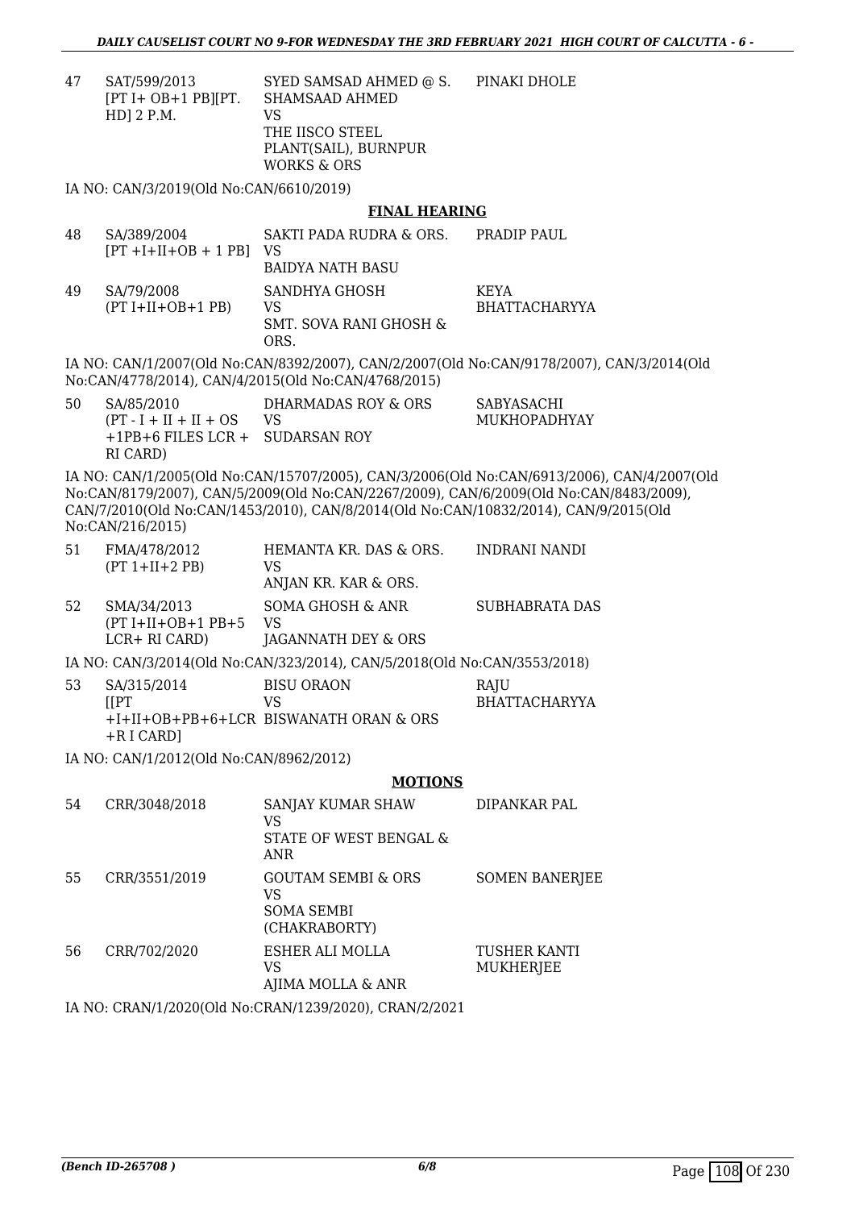| 47 | SAT/599/2013 [PT I+ OB+1 PB][PT. HD] 2 P.M. | SYED SAMSAD AHMED @ S. SHAMSAAD AHMED VS THE IISCO STEEL PLANT(SAIL), BURNPUR WORKS & ORS | PINAKI DHOLE |
|---|---|---|---|

IA NO: CAN/3/2019(Old No:CAN/6610/2019)

## FINAL HEARING

| 48 | SA/389/2004 [PT +I+II+OB + 1 PB] | SAKTI PADA RUDRA & ORS. VS BAIDYA NATH BASU | PRADIP PAUL |
|---|---|---|---|
| 49 | SA/79/2008 (PT I+II+OB+1 PB) | SANDHYA GHOSH VS SMT. SOVA RANI GHOSH & ORS. | KEYA BHATTACHARYYA |

IA NO: CAN/1/2007(Old No:CAN/8392/2007), CAN/2/2007(Old No:CAN/9178/2007), CAN/3/2014(Old No:CAN/4778/2014), CAN/4/2015(Old No:CAN/4768/2015)

| 50 | SA/85/2010 (PT - I + II + II + OS +1PB+6 FILES LCR + RI CARD) | DHARMADAS ROY & ORS VS SUDARSAN ROY | SABYASACHI MUKHOPADHYAY |
|---|---|---|---|

IA NO: CAN/1/2005(Old No:CAN/15707/2005), CAN/3/2006(Old No:CAN/6913/2006), CAN/4/2007(Old No:CAN/8179/2007), CAN/5/2009(Old No:CAN/2267/2009), CAN/6/2009(Old No:CAN/8483/2009), CAN/7/2010(Old No:CAN/1453/2010), CAN/8/2014(Old No:CAN/10832/2014), CAN/9/2015(Old No:CAN/216/2015)

| 51 | FMA/478/2012 (PT 1+II+2 PB) | HEMANTA KR. DAS & ORS. VS ANJAN KR. KAR & ORS. | INDRANI NANDI |
|---|---|---|---|
| 52 | SMA/34/2013 (PT I+II+OB+1 PB+5 LCR+ RI CARD) | SOMA GHOSH & ANR VS JAGANNATH DEY & ORS | SUBHABRATA DAS |

IA NO: CAN/3/2014(Old No:CAN/323/2014), CAN/5/2018(Old No:CAN/3553/2018)

| 53 | SA/315/2014 [[PT +I+II+OB+PB+6+LCR +R I CARD] | BISU ORAON VS BISWANATH ORAN & ORS | RAJU BHATTACHARYYA |
|---|---|---|---|

IA NO: CAN/1/2012(Old No:CAN/8962/2012)

## MOTIONS

| 54 | CRR/3048/2018 | SANJAY KUMAR SHAW VS STATE OF WEST BENGAL & ANR | DIPANKAR PAL |
|---|---|---|---|
| 55 | CRR/3551/2019 | GOUTAM SEMBI & ORS VS SOMA SEMBI (CHAKRABORTY) | SOMEN BANERJEE |
| 56 | CRR/702/2020 | ESHER ALI MOLLA VS AJIMA MOLLA & ANR | TUSHER KANTI MUKHERJEE |

IA NO: CRAN/1/2020(Old No:CRAN/1239/2020), CRAN/2/2021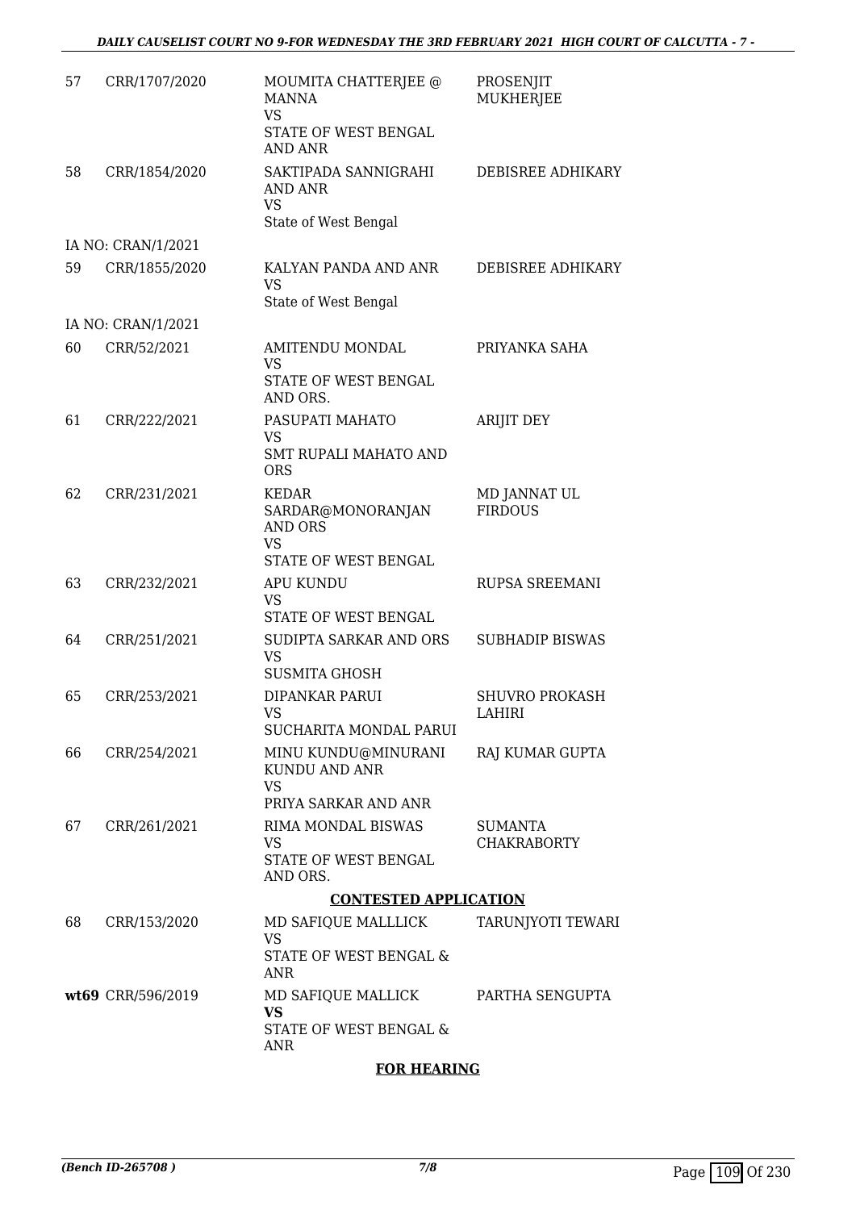| 57 | CRR/1707/2020 | MOUMITA CHATTERJEE @ MANNA<br>VS<br>STATE OF WEST BENGAL AND ANR | PROSENJIT MUKHERJEE |
|---|---|---|---|
| 58 | CRR/1854/2020 | SAKTIPADA SANNIGRAHI AND ANR<br>VS<br>State of West Bengal | DEBISREE ADHIKARY |
| | IA NO: CRAN/1/2021 | | |
| 59 | CRR/1855/2020 | KALYAN PANDA AND ANR<br>VS<br>State of West Bengal | DEBISREE ADHIKARY |
| | IA NO: CRAN/1/2021 | | |
| 60 | CRR/52/2021 | AMITENDU MONDAL<br>VS<br>STATE OF WEST BENGAL AND ORS. | PRIYANKA SAHA |
| 61 | CRR/222/2021 | PASUPATI MAHATO<br>VS<br>SMT RUPALI MAHATO AND ORS | ARIJIT DEY |
| 62 | CRR/231/2021 | KEDAR SARDAR@MONORANJAN AND ORS<br>VS<br>STATE OF WEST BENGAL | MD JANNAT UL FIRDOUS |
| 63 | CRR/232/2021 | APU KUNDU<br>VS<br>STATE OF WEST BENGAL | RUPSA SREEMANI |
| 64 | CRR/251/2021 | SUDIPTA SARKAR AND ORS<br>VS<br>SUSMITA GHOSH | SUBHADIP BISWAS |
| 65 | CRR/253/2021 | DIPANKAR PARUI<br>VS<br>SUCHARITA MONDAL PARUI | SHUVRO PROKASH LAHIRI |
| 66 | CRR/254/2021 | MINU KUNDU@MINURANI KUNDU AND ANR<br>VS<br>PRIYA SARKAR AND ANR | RAJ KUMAR GUPTA |
| 67 | CRR/261/2021 | RIMA MONDAL BISWAS<br>VS<br>STATE OF WEST BENGAL AND ORS. | SUMANTA CHAKRABORTY |

**CONTESTED APPLICATION**

| 68 | CRR/153/2020 | MD SAFIQUE MALLLICK<br>VS<br>STATE OF WEST BENGAL & ANR | TARUNJYOTI TEWARI |
|---|---|---|---|
| **wt69** | CRR/596/2019 | MD SAFIQUE MALLICK<br>**VS**<br>STATE OF WEST BENGAL & ANR | PARTHA SENGUPTA |

**FOR HEARING**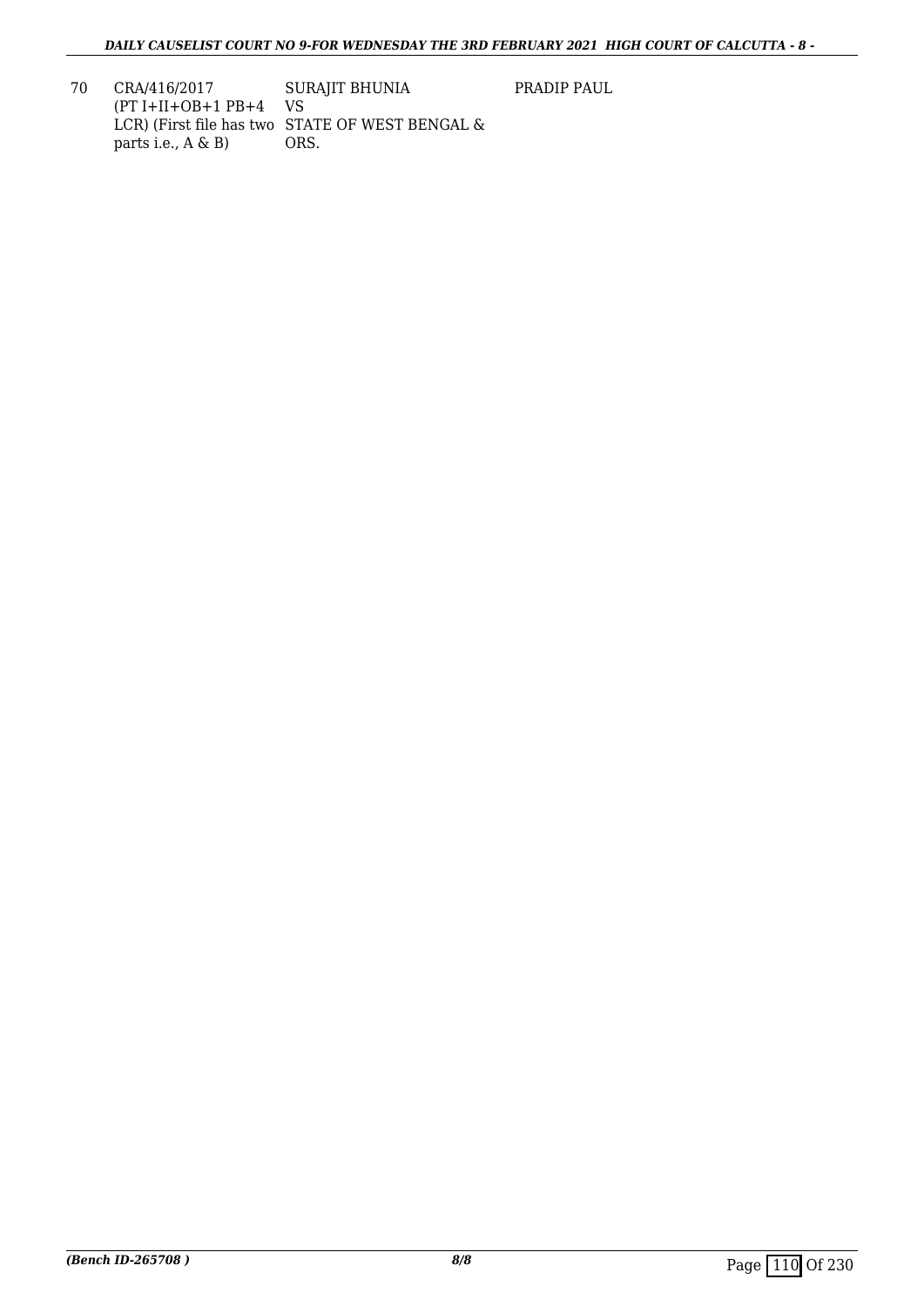| 70 | CRA/416/2017 (PT I+II+OB+1 PB+4 LCR) (First file has two parts i.e., A & B) | SURAJIT BHUNIA VS STATE OF WEST BENGAL & ORS. | PRADIP PAUL |
|---|---|---|---|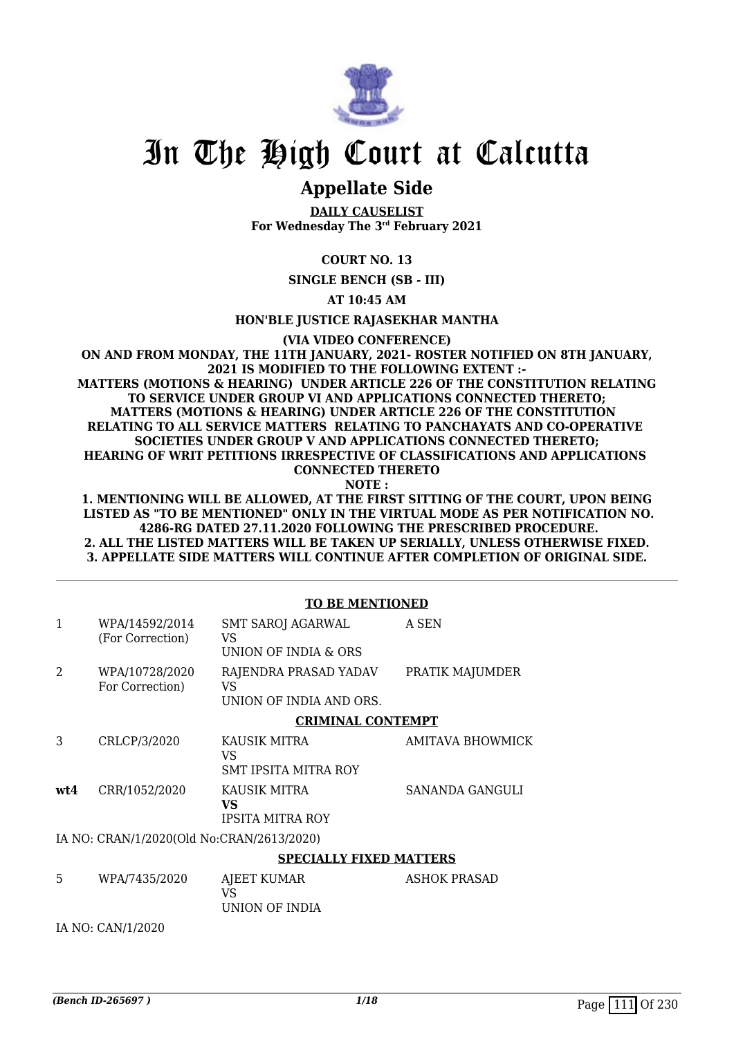# In The High Court at Calcutta

## Appellate Side

**DAILY CAUSELIST**
**For Wednesday The 3rd February 2021**

**COURT NO. 13**

**SINGLE BENCH (SB - III)**

**AT 10:45 AM**

**HON'BLE JUSTICE RAJASEKHAR MANTHA**

**(VIA VIDEO CONFERENCE)**

**ON AND FROM MONDAY, THE 11TH JANUARY, 2021- ROSTER NOTIFIED ON 8TH JANUARY, 2021 IS MODIFIED TO THE FOLLOWING EXTENT :-**
**MATTERS (MOTIONS & HEARING) UNDER ARTICLE 226 OF THE CONSTITUTION RELATING TO SERVICE UNDER GROUP VI AND APPLICATIONS CONNECTED THERETO;**
**MATTERS (MOTIONS & HEARING) UNDER ARTICLE 226 OF THE CONSTITUTION RELATING TO ALL SERVICE MATTERS RELATING TO PANCHAYATS AND CO-OPERATIVE SOCIETIES UNDER GROUP V AND APPLICATIONS CONNECTED THERETO;**
**HEARING OF WRIT PETITIONS IRRESPECTIVE OF CLASSIFICATIONS AND APPLICATIONS CONNECTED THERETO**

**NOTE :**

**1. MENTIONING WILL BE ALLOWED, AT THE FIRST SITTING OF THE COURT, UPON BEING LISTED AS "TO BE MENTIONED" ONLY IN THE VIRTUAL MODE AS PER NOTIFICATION NO. 4286-RG DATED 27.11.2020 FOLLOWING THE PRESCRIBED PROCEDURE.**
**2. ALL THE LISTED MATTERS WILL BE TAKEN UP SERIALLY, UNLESS OTHERWISE FIXED.**
**3. APPELLATE SIDE MATTERS WILL CONTINUE AFTER COMPLETION OF ORIGINAL SIDE.**

**TO BE MENTIONED**

| | | | |
|---|---|---|---|
| 1 | WPA/14592/2014 (For Correction) | SMT SAROJ AGARWAL<br>VS<br>UNION OF INDIA & ORS | A SEN |
| 2 | WPA/10728/2020 For Correction) | RAJENDRA PRASAD YADAV<br>VS<br>UNION OF INDIA AND ORS. | PRATIK MAJUMDER |

**CRIMINAL CONTEMPT**

| | | | |
|---|---|---|---|
| 3 | CRLCP/3/2020 | KAUSIK MITRA<br>VS<br>SMT IPSITA MITRA ROY | AMITAVA BHOWMICK |
| **wt4** | CRR/1052/2020 | KAUSIK MITRA<br>**VS**<br>IPSITA MITRA ROY | SANANDA GANGULI |

IA NO: CRAN/1/2020(Old No:CRAN/2613/2020)

**SPECIALLY FIXED MATTERS**

| | | | |
|---|---|---|---|
| 5 | WPA/7435/2020 | AJEET KUMAR<br>VS<br>UNION OF INDIA | ASHOK PRASAD |

IA NO: CAN/1/2020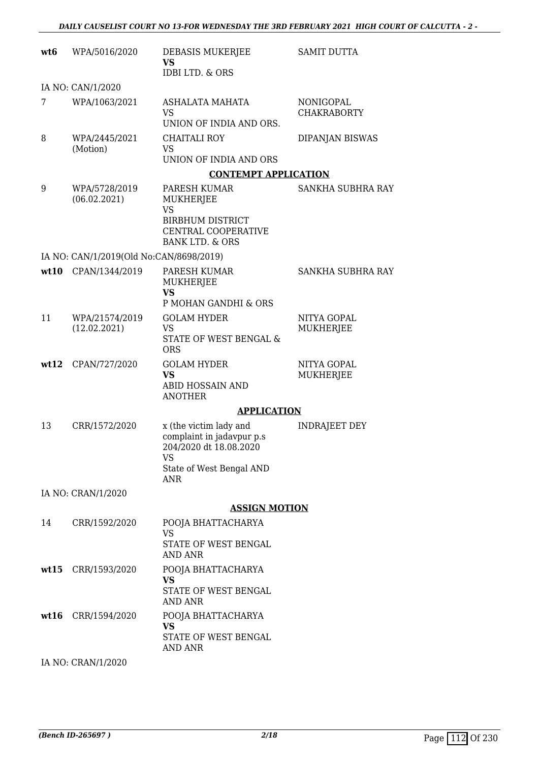| | | | |
|---|---|---|---|
| **wt6** | WPA/5016/2020 | DEBASIS MUKERJEE<br>**VS**<br>IDBI LTD. & ORS | SAMIT DUTTA |
| IA NO: CAN/1/2020 | | | |
| 7 | WPA/1063/2021 | ASHALATA MAHATA<br>VS<br>UNION OF INDIA AND ORS. | NONIGOPAL CHAKRABORTY |
| 8 | WPA/2445/2021 (Motion) | CHAITALI ROY<br>VS<br>UNION OF INDIA AND ORS | DIPANJAN BISWAS |

**CONTEMPT APPLICATION**

| | | | |
|---|---|---|---|
| 9 | WPA/5728/2019 (06.02.2021) | PARESH KUMAR MUKHERJEE<br>VS<br>BIRBHUM DISTRICT CENTRAL COOPERATIVE BANK LTD. & ORS | SANKHA SUBHRA RAY |
| IA NO: CAN/1/2019(Old No:CAN/8698/2019) | | | |
| **wt10** | CPAN/1344/2019 | PARESH KUMAR MUKHERJEE<br>**VS**<br>P MOHAN GANDHI & ORS | SANKHA SUBHRA RAY |
| 11 | WPA/21574/2019 (12.02.2021) | GOLAM HYDER<br>VS<br>STATE OF WEST BENGAL & ORS | NITYA GOPAL MUKHERJEE |
| **wt12** | CPAN/727/2020 | GOLAM HYDER<br>**VS**<br>ABID HOSSAIN AND ANOTHER | NITYA GOPAL MUKHERJEE |

**APPLICATION**

| | | | |
|---|---|---|---|
| 13 | CRR/1572/2020 | x (the victim lady and complaint in jadavpur p.s 204/2020 dt 18.08.2020<br>VS<br>State of West Bengal AND ANR | INDRAJEET DEY |
| IA NO: CRAN/1/2020 | | | |

**ASSIGN MOTION**

| | | | |
|---|---|---|---|
| 14 | CRR/1592/2020 | POOJA BHATTACHARYA<br>VS<br>STATE OF WEST BENGAL AND ANR | |
| **wt15** | CRR/1593/2020 | POOJA BHATTACHARYA<br>**VS**<br>STATE OF WEST BENGAL AND ANR | |
| **wt16** | CRR/1594/2020 | POOJA BHATTACHARYA<br>**VS**<br>STATE OF WEST BENGAL AND ANR | |
| IA NO: CRAN/1/2020 | | | |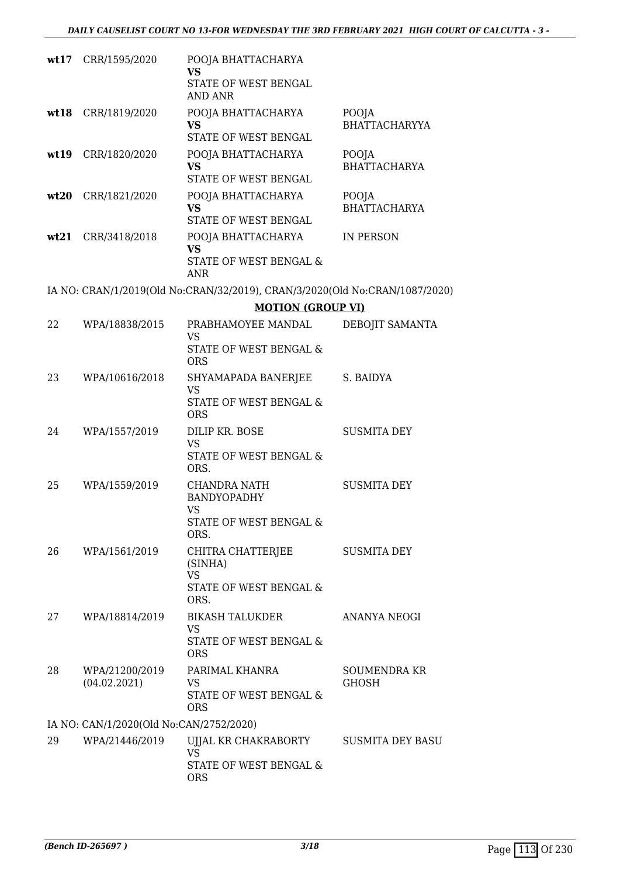| | | | |
|---|---|---|---|
| **wt17** | CRR/1595/2020 | POOJA BHATTACHARYA<br>**VS**<br>STATE OF WEST BENGAL AND ANR | |
| **wt18** | CRR/1819/2020 | POOJA BHATTACHARYA<br>**VS**<br>STATE OF WEST BENGAL | POOJA BHATTACHARYYA |
| **wt19** | CRR/1820/2020 | POOJA BHATTACHARYA<br>**VS**<br>STATE OF WEST BENGAL | POOJA BHATTACHARYA |
| **wt20** | CRR/1821/2020 | POOJA BHATTACHARYA<br>**VS**<br>STATE OF WEST BENGAL | POOJA BHATTACHARYA |
| **wt21** | CRR/3418/2018 | POOJA BHATTACHARYA<br>**VS**<br>STATE OF WEST BENGAL & ANR | IN PERSON |

IA NO: CRAN/1/2019(Old No:CRAN/32/2019), CRAN/3/2020(Old No:CRAN/1087/2020)

**MOTION (GROUP VI)**

| | | | |
|---|---|---|---|
| 22 | WPA/18838/2015 | PRABHAMOYEE MANDAL<br>VS<br>STATE OF WEST BENGAL & ORS | DEBOJIT SAMANTA |
| 23 | WPA/10616/2018 | SHYAMAPADA BANERJEE<br>VS<br>STATE OF WEST BENGAL & ORS | S. BAIDYA |
| 24 | WPA/1557/2019 | DILIP KR. BOSE<br>VS<br>STATE OF WEST BENGAL & ORS. | SUSMITA DEY |
| 25 | WPA/1559/2019 | CHANDRA NATH BANDYOPADHY<br>VS<br>STATE OF WEST BENGAL & ORS. | SUSMITA DEY |
| 26 | WPA/1561/2019 | CHITRA CHATTERJEE (SINHA)<br>VS<br>STATE OF WEST BENGAL & ORS. | SUSMITA DEY |
| 27 | WPA/18814/2019 | BIKASH TALUKDER<br>VS<br>STATE OF WEST BENGAL & ORS | ANANYA NEOGI |
| 28 | WPA/21200/2019<br>(04.02.2021) | PARIMAL KHANRA<br>VS<br>STATE OF WEST BENGAL & ORS | SOUMENDRA KR GHOSH |

IA NO: CAN/1/2020(Old No:CAN/2752/2020)

| | | | |
|---|---|---|---|
| 29 | WPA/21446/2019 | UJJAL KR CHAKRABORTY<br>VS<br>STATE OF WEST BENGAL & ORS | SUSMITA DEY BASU |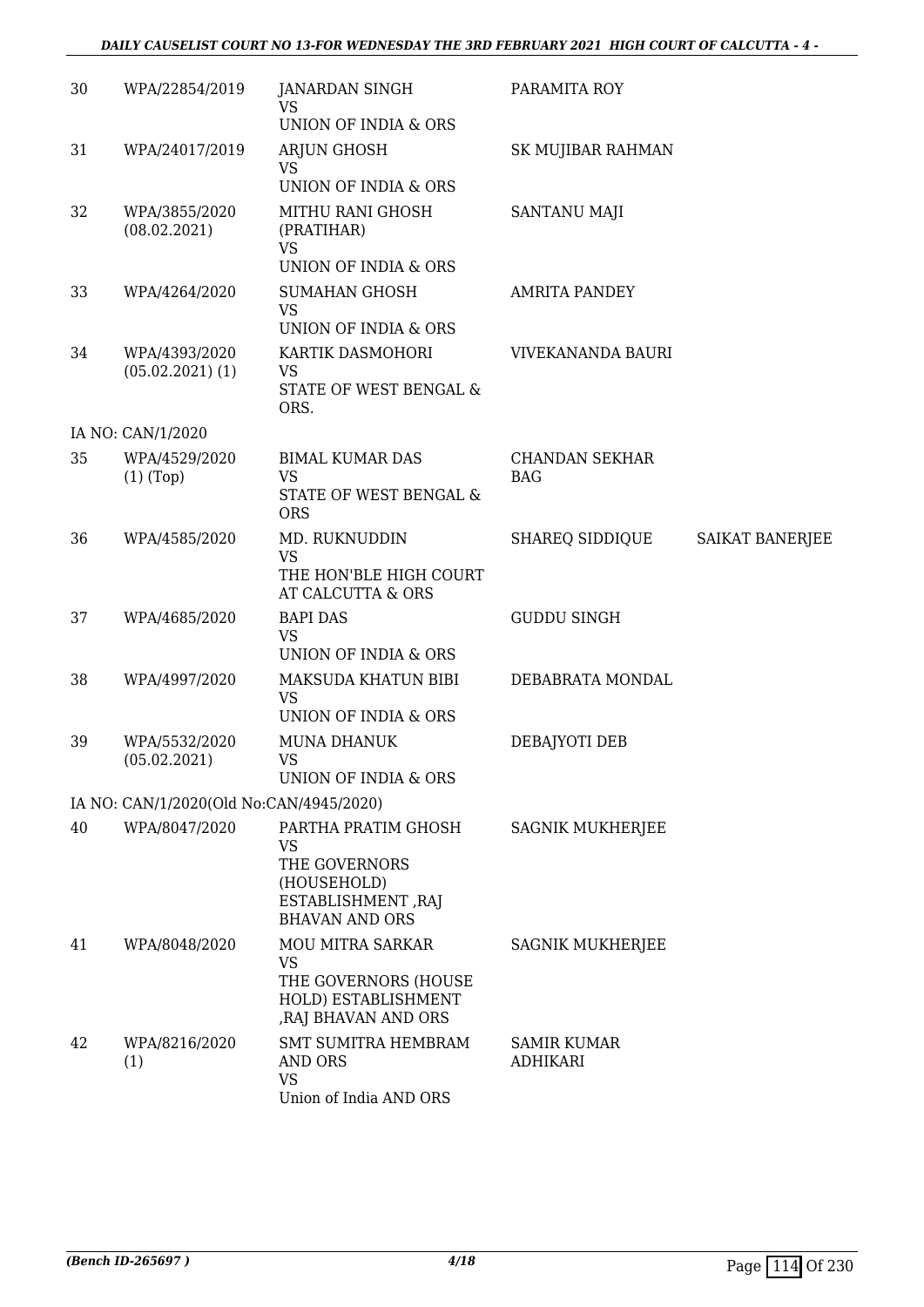| 30 | WPA/22854/2019 | JANARDAN SINGH<br>VS<br>UNION OF INDIA & ORS | PARAMITA ROY | |
|---|---|---|---|---|
| 31 | WPA/24017/2019 | ARJUN GHOSH<br>VS<br>UNION OF INDIA & ORS | SK MUJIBAR RAHMAN | |
| 32 | WPA/3855/2020<br>(08.02.2021) | MITHU RANI GHOSH (PRATIHAR)<br>VS<br>UNION OF INDIA & ORS | SANTANU MAJI | |
| 33 | WPA/4264/2020 | SUMAHAN GHOSH<br>VS<br>UNION OF INDIA & ORS | AMRITA PANDEY | |
| 34 | WPA/4393/2020<br>(05.02.2021) (1) | KARTIK DASMOHORI<br>VS<br>STATE OF WEST BENGAL & ORS. | VIVEKANANDA BAURI | |
| | IA NO: CAN/1/2020 | | | |
| 35 | WPA/4529/2020<br>(1) (Top) | BIMAL KUMAR DAS<br>VS<br>STATE OF WEST BENGAL & ORS | CHANDAN SEKHAR BAG | |
| 36 | WPA/4585/2020 | MD. RUKNUDDIN<br>VS<br>THE HON'BLE HIGH COURT AT CALCUTTA & ORS | SHAREQ SIDDIQUE | SAIKAT BANERJEE |
| 37 | WPA/4685/2020 | BAPI DAS<br>VS<br>UNION OF INDIA & ORS | GUDDU SINGH | |
| 38 | WPA/4997/2020 | MAKSUDA KHATUN BIBI<br>VS<br>UNION OF INDIA & ORS | DEBABRATA MONDAL | |
| 39 | WPA/5532/2020<br>(05.02.2021) | MUNA DHANUK<br>VS<br>UNION OF INDIA & ORS | DEBAJYOTI DEB | |
| | IA NO: CAN/1/2020(Old No:CAN/4945/2020) | | | |
| 40 | WPA/8047/2020 | PARTHA PRATIM GHOSH<br>VS<br>THE GOVERNORS (HOUSEHOLD) ESTABLISHMENT ,RAJ BHAVAN AND ORS | SAGNIK MUKHERJEE | |
| 41 | WPA/8048/2020 | MOU MITRA SARKAR<br>VS<br>THE GOVERNORS (HOUSE HOLD) ESTABLISHMENT ,RAJ BHAVAN AND ORS | SAGNIK MUKHERJEE | |
| 42 | WPA/8216/2020<br>(1) | SMT SUMITRA HEMBRAM AND ORS<br>VS<br>Union of India AND ORS | SAMIR KUMAR ADHIKARI | |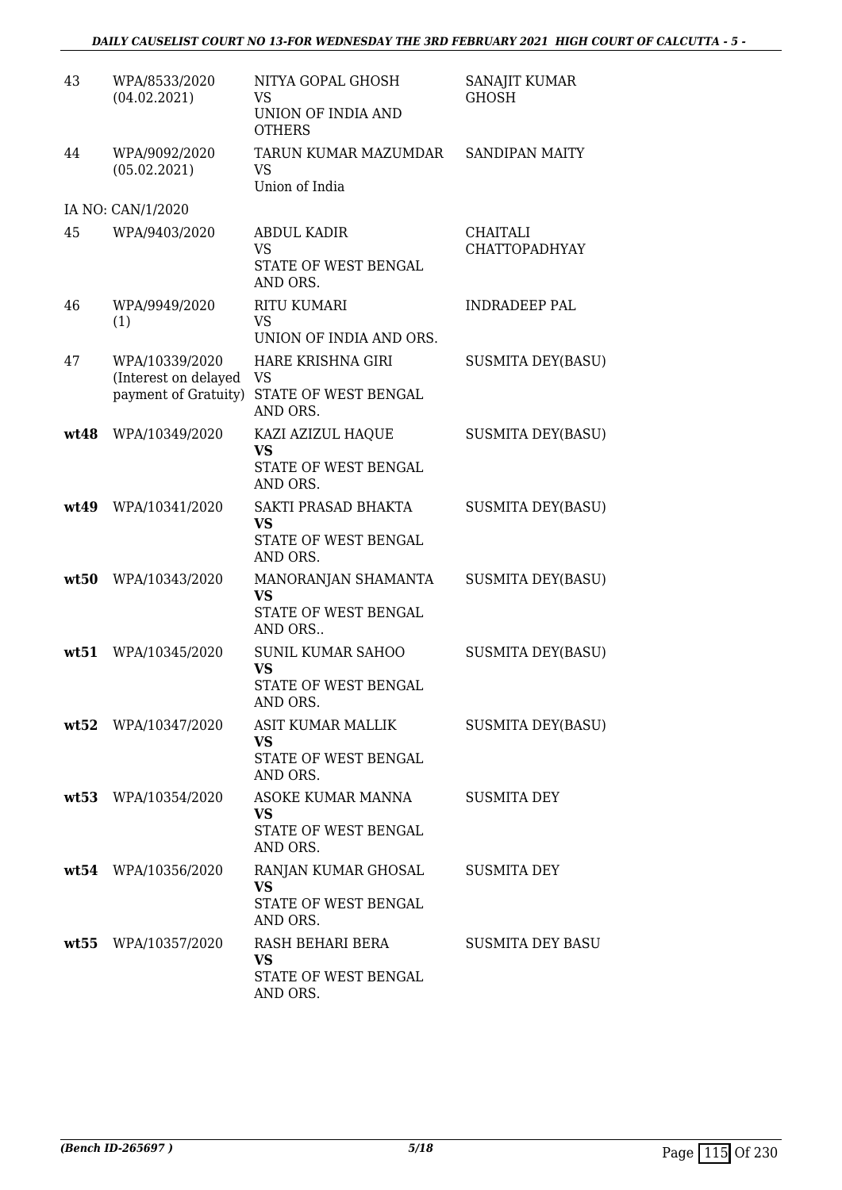| | | | |
|---|---|---|---|
| 43 | WPA/8533/2020 (04.02.2021) | NITYA GOPAL GHOSH VS UNION OF INDIA AND OTHERS | SANAJIT KUMAR GHOSH |
| 44 | WPA/9092/2020 (05.02.2021) | TARUN KUMAR MAZUMDAR VS Union of India | SANDIPAN MAITY |
| | IA NO: CAN/1/2020 | | |
| 45 | WPA/9403/2020 | ABDUL KADIR VS STATE OF WEST BENGAL AND ORS. | CHAITALI CHATTOPADHYAY |
| 46 | WPA/9949/2020 (1) | RITU KUMARI VS UNION OF INDIA AND ORS. | INDRADEEP PAL |
| 47 | WPA/10339/2020 (Interest on delayed payment of Gratuity) | HARE KRISHNA GIRI VS STATE OF WEST BENGAL AND ORS. | SUSMITA DEY(BASU) |
| **wt48** | WPA/10349/2020 | KAZI AZIZUL HAQUE **VS** STATE OF WEST BENGAL AND ORS. | SUSMITA DEY(BASU) |
| **wt49** | WPA/10341/2020 | SAKTI PRASAD BHAKTA **VS** STATE OF WEST BENGAL AND ORS. | SUSMITA DEY(BASU) |
| **wt50** | WPA/10343/2020 | MANORANJAN SHAMANTA **VS** STATE OF WEST BENGAL AND ORS.. | SUSMITA DEY(BASU) |
| **wt51** | WPA/10345/2020 | SUNIL KUMAR SAHOO **VS** STATE OF WEST BENGAL AND ORS. | SUSMITA DEY(BASU) |
| **wt52** | WPA/10347/2020 | ASIT KUMAR MALLIK **VS** STATE OF WEST BENGAL AND ORS. | SUSMITA DEY(BASU) |
| **wt53** | WPA/10354/2020 | ASOKE KUMAR MANNA **VS** STATE OF WEST BENGAL AND ORS. | SUSMITA DEY |
| **wt54** | WPA/10356/2020 | RANJAN KUMAR GHOSAL **VS** STATE OF WEST BENGAL AND ORS. | SUSMITA DEY |
| **wt55** | WPA/10357/2020 | RASH BEHARI BERA **VS** STATE OF WEST BENGAL AND ORS. | SUSMITA DEY BASU |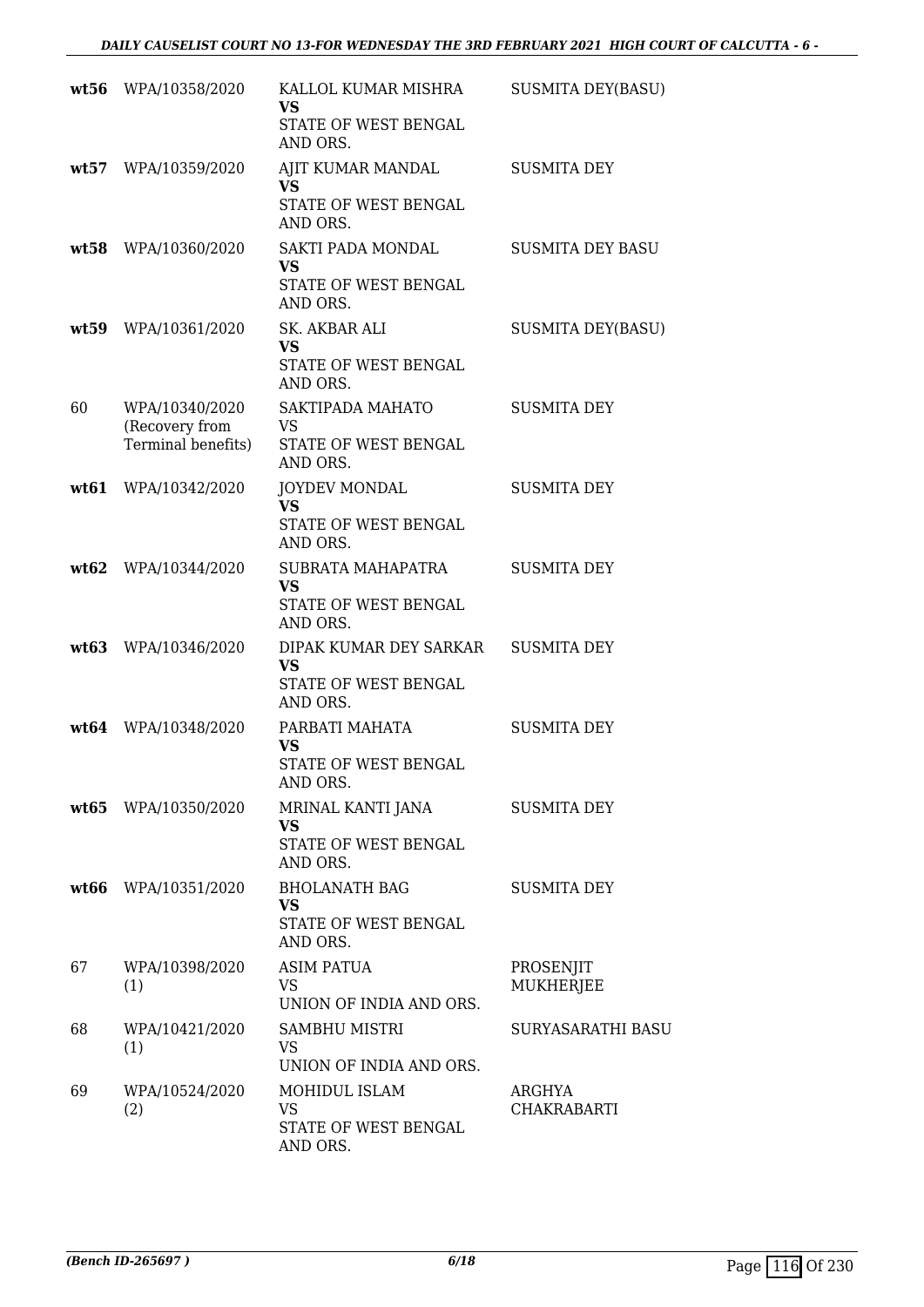| | | | |
|---|---|---|---|
| **wt56** | WPA/10358/2020 | KALLOL KUMAR MISHRA<br>**VS**<br>STATE OF WEST BENGAL AND ORS. | SUSMITA DEY(BASU) |
| **wt57** | WPA/10359/2020 | AJIT KUMAR MANDAL<br>**VS**<br>STATE OF WEST BENGAL AND ORS. | SUSMITA DEY |
| **wt58** | WPA/10360/2020 | SAKTI PADA MONDAL<br>**VS**<br>STATE OF WEST BENGAL AND ORS. | SUSMITA DEY BASU |
| **wt59** | WPA/10361/2020 | SK. AKBAR ALI<br>**VS**<br>STATE OF WEST BENGAL AND ORS. | SUSMITA DEY(BASU) |
| 60 | WPA/10340/2020<br>(Recovery from Terminal benefits) | SAKTIPADA MAHATO<br>VS<br>STATE OF WEST BENGAL AND ORS. | SUSMITA DEY |
| **wt61** | WPA/10342/2020 | JOYDEV MONDAL<br>**VS**<br>STATE OF WEST BENGAL AND ORS. | SUSMITA DEY |
| **wt62** | WPA/10344/2020 | SUBRATA MAHAPATRA<br>**VS**<br>STATE OF WEST BENGAL AND ORS. | SUSMITA DEY |
| **wt63** | WPA/10346/2020 | DIPAK KUMAR DEY SARKAR<br>**VS**<br>STATE OF WEST BENGAL AND ORS. | SUSMITA DEY |
| **wt64** | WPA/10348/2020 | PARBATI MAHATA<br>**VS**<br>STATE OF WEST BENGAL AND ORS. | SUSMITA DEY |
| **wt65** | WPA/10350/2020 | MRINAL KANTI JANA<br>**VS**<br>STATE OF WEST BENGAL AND ORS. | SUSMITA DEY |
| **wt66** | WPA/10351/2020 | BHOLANATH BAG<br>**VS**<br>STATE OF WEST BENGAL AND ORS. | SUSMITA DEY |
| 67 | WPA/10398/2020<br>(1) | ASIM PATUA<br>VS<br>UNION OF INDIA AND ORS. | PROSENJIT MUKHERJEE |
| 68 | WPA/10421/2020<br>(1) | SAMBHU MISTRI<br>VS<br>UNION OF INDIA AND ORS. | SURYASARATHI BASU |
| 69 | WPA/10524/2020<br>(2) | MOHIDUL ISLAM<br>VS<br>STATE OF WEST BENGAL AND ORS. | ARGHYA CHAKRABARTI |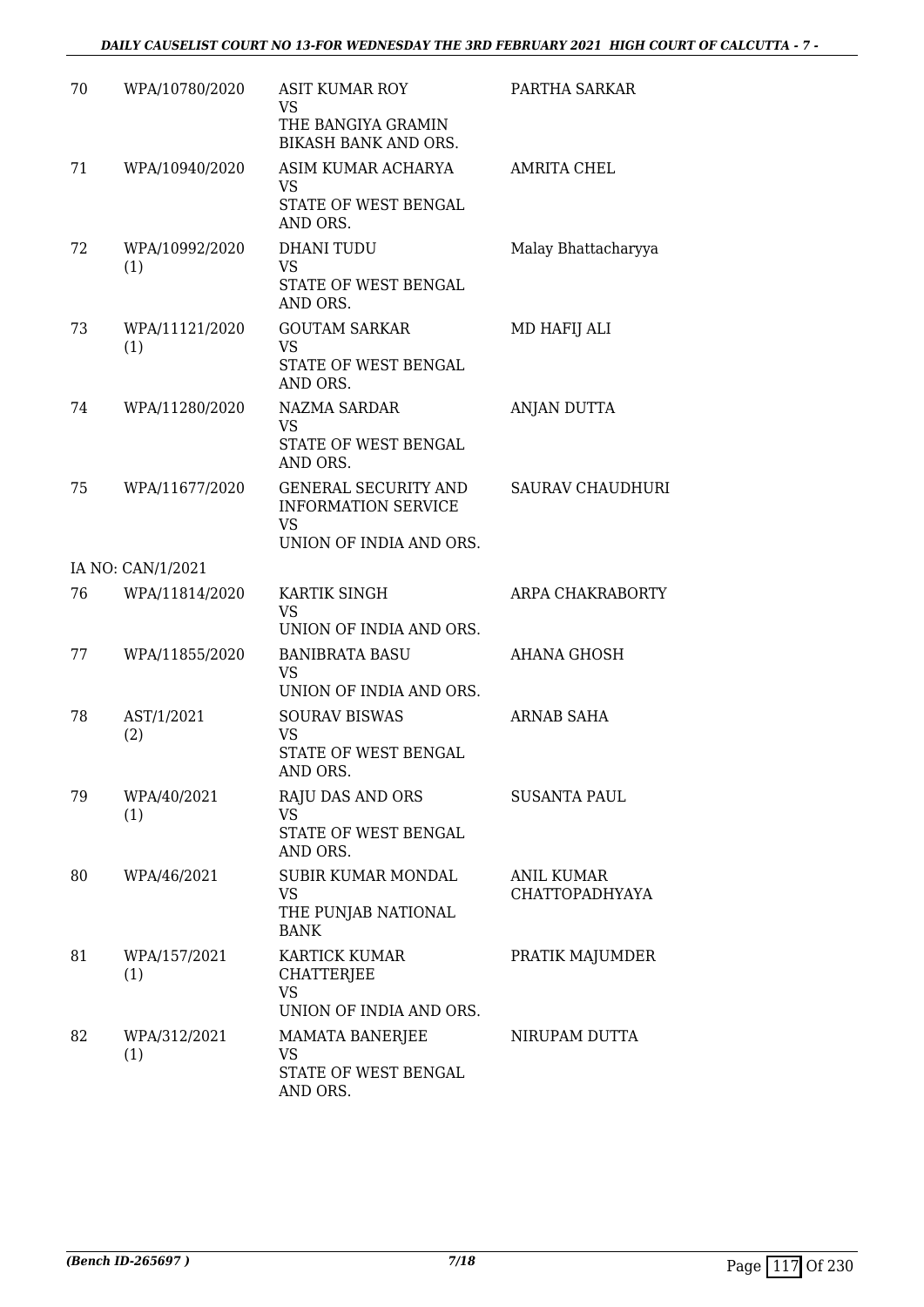| | | | |
|---|---|---|---|
| 70 | WPA/10780/2020 | ASIT KUMAR ROY<br>VS<br>THE BANGIYA GRAMIN BIKASH BANK AND ORS. | PARTHA SARKAR |
| 71 | WPA/10940/2020 | ASIM KUMAR ACHARYA<br>VS<br>STATE OF WEST BENGAL AND ORS. | AMRITA CHEL |
| 72 | WPA/10992/2020<br>(1) | DHANI TUDU<br>VS<br>STATE OF WEST BENGAL AND ORS. | Malay Bhattacharyya |
| 73 | WPA/11121/2020<br>(1) | GOUTAM SARKAR<br>VS<br>STATE OF WEST BENGAL AND ORS. | MD HAFIJ ALI |
| 74 | WPA/11280/2020 | NAZMA SARDAR<br>VS<br>STATE OF WEST BENGAL AND ORS. | ANJAN DUTTA |
| 75 | WPA/11677/2020 | GENERAL SECURITY AND INFORMATION SERVICE<br>VS<br>UNION OF INDIA AND ORS. | SAURAV CHAUDHURI |
| | IA NO: CAN/1/2021 | | |
| 76 | WPA/11814/2020 | KARTIK SINGH<br>VS<br>UNION OF INDIA AND ORS. | ARPA CHAKRABORTY |
| 77 | WPA/11855/2020 | BANIBRATA BASU<br>VS<br>UNION OF INDIA AND ORS. | AHANA GHOSH |
| 78 | AST/1/2021<br>(2) | SOURAV BISWAS<br>VS<br>STATE OF WEST BENGAL AND ORS. | ARNAB SAHA |
| 79 | WPA/40/2021<br>(1) | RAJU DAS AND ORS<br>VS<br>STATE OF WEST BENGAL AND ORS. | SUSANTA PAUL |
| 80 | WPA/46/2021 | SUBIR KUMAR MONDAL<br>VS<br>THE PUNJAB NATIONAL BANK | ANIL KUMAR CHATTOPADHYAYA |
| 81 | WPA/157/2021<br>(1) | KARTICK KUMAR CHATTERJEE<br>VS<br>UNION OF INDIA AND ORS. | PRATIK MAJUMDER |
| 82 | WPA/312/2021<br>(1) | MAMATA BANERJEE<br>VS<br>STATE OF WEST BENGAL AND ORS. | NIRUPAM DUTTA |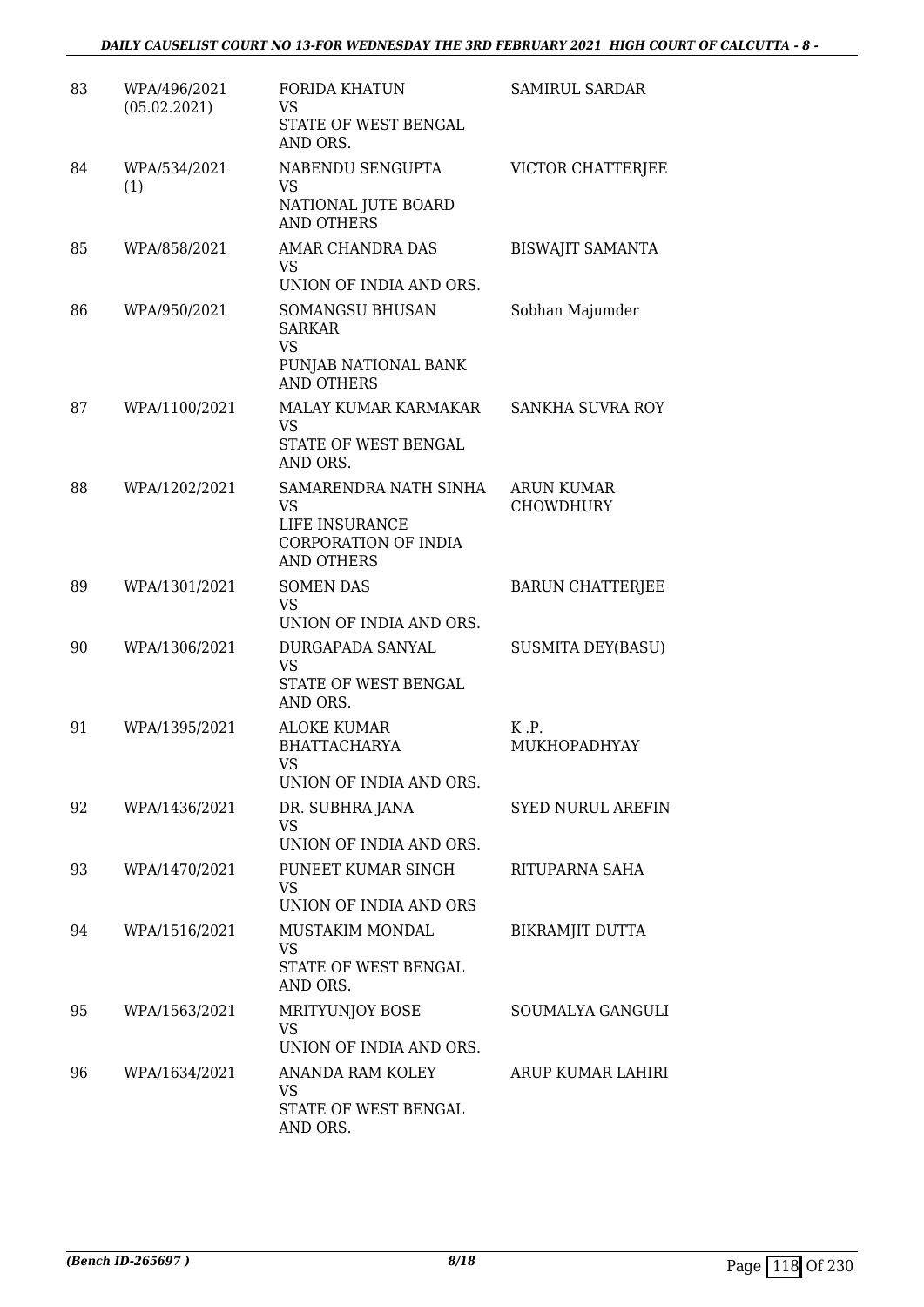| 83 | WPA/496/2021 (05.02.2021) | FORIDA KHATUN VS STATE OF WEST BENGAL AND ORS. | SAMIRUL SARDAR |
|---|---|---|---|
| 84 | WPA/534/2021 (1) | NABENDU SENGUPTA VS NATIONAL JUTE BOARD AND OTHERS | VICTOR CHATTERJEE |
| 85 | WPA/858/2021 | AMAR CHANDRA DAS VS UNION OF INDIA AND ORS. | BISWAJIT SAMANTA |
| 86 | WPA/950/2021 | SOMANGSU BHUSAN SARKAR VS PUNJAB NATIONAL BANK AND OTHERS | Sobhan Majumder |
| 87 | WPA/1100/2021 | MALAY KUMAR KARMAKAR VS STATE OF WEST BENGAL AND ORS. | SANKHA SUVRA ROY |
| 88 | WPA/1202/2021 | SAMARENDRA NATH SINHA VS LIFE INSURANCE CORPORATION OF INDIA AND OTHERS | ARUN KUMAR CHOWDHURY |
| 89 | WPA/1301/2021 | SOMEN DAS VS UNION OF INDIA AND ORS. | BARUN CHATTERJEE |
| 90 | WPA/1306/2021 | DURGAPADA SANYAL VS STATE OF WEST BENGAL AND ORS. | SUSMITA DEY(BASU) |
| 91 | WPA/1395/2021 | ALOKE KUMAR BHATTACHARYA VS UNION OF INDIA AND ORS. | K .P. MUKHOPADHYAY |
| 92 | WPA/1436/2021 | DR. SUBHRA JANA VS UNION OF INDIA AND ORS. | SYED NURUL AREFIN |
| 93 | WPA/1470/2021 | PUNEET KUMAR SINGH VS UNION OF INDIA AND ORS | RITUPARNA SAHA |
| 94 | WPA/1516/2021 | MUSTAKIM MONDAL VS STATE OF WEST BENGAL AND ORS. | BIKRAMJIT DUTTA |
| 95 | WPA/1563/2021 | MRITYUNJOY BOSE VS UNION OF INDIA AND ORS. | SOUMALYA GANGULI |
| 96 | WPA/1634/2021 | ANANDA RAM KOLEY VS STATE OF WEST BENGAL AND ORS. | ARUP KUMAR LAHIRI |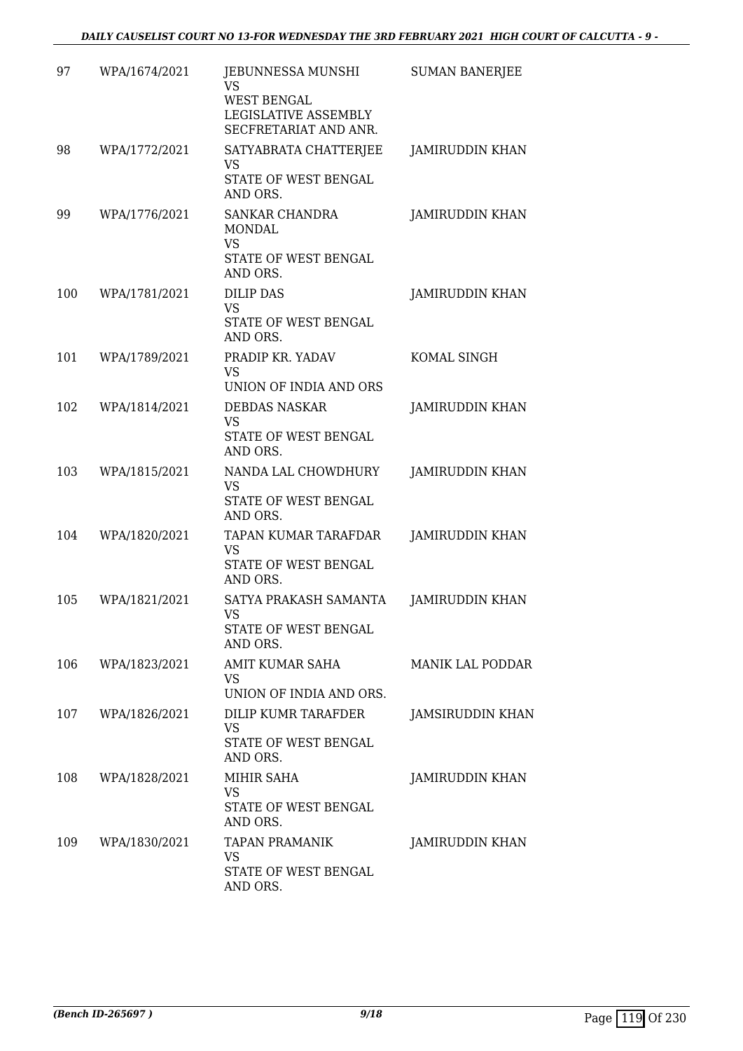| | | | |
|---|---|---|---|
| 97 | WPA/1674/2021 | JEBUNNESSA MUNSHI<br>VS<br>WEST BENGAL LEGISLATIVE ASSEMBLY SECFRETARIAT AND ANR. | SUMAN BANERJEE |
| 98 | WPA/1772/2021 | SATYABRATA CHATTERJEE<br>VS<br>STATE OF WEST BENGAL AND ORS. | JAMIRUDDIN KHAN |
| 99 | WPA/1776/2021 | SANKAR CHANDRA MONDAL<br>VS<br>STATE OF WEST BENGAL AND ORS. | JAMIRUDDIN KHAN |
| 100 | WPA/1781/2021 | DILIP DAS<br>VS<br>STATE OF WEST BENGAL AND ORS. | JAMIRUDDIN KHAN |
| 101 | WPA/1789/2021 | PRADIP KR. YADAV<br>VS<br>UNION OF INDIA AND ORS | KOMAL SINGH |
| 102 | WPA/1814/2021 | DEBDAS NASKAR<br>VS<br>STATE OF WEST BENGAL AND ORS. | JAMIRUDDIN KHAN |
| 103 | WPA/1815/2021 | NANDA LAL CHOWDHURY<br>VS<br>STATE OF WEST BENGAL AND ORS. | JAMIRUDDIN KHAN |
| 104 | WPA/1820/2021 | TAPAN KUMAR TARAFDAR<br>VS<br>STATE OF WEST BENGAL AND ORS. | JAMIRUDDIN KHAN |
| 105 | WPA/1821/2021 | SATYA PRAKASH SAMANTA<br>VS<br>STATE OF WEST BENGAL AND ORS. | JAMIRUDDIN KHAN |
| 106 | WPA/1823/2021 | AMIT KUMAR SAHA<br>VS<br>UNION OF INDIA AND ORS. | MANIK LAL PODDAR |
| 107 | WPA/1826/2021 | DILIP KUMR TARAFDER<br>VS<br>STATE OF WEST BENGAL AND ORS. | JAMSIRUDDIN KHAN |
| 108 | WPA/1828/2021 | MIHIR SAHA<br>VS<br>STATE OF WEST BENGAL AND ORS. | JAMIRUDDIN KHAN |
| 109 | WPA/1830/2021 | TAPAN PRAMANIK<br>VS<br>STATE OF WEST BENGAL AND ORS. | JAMIRUDDIN KHAN |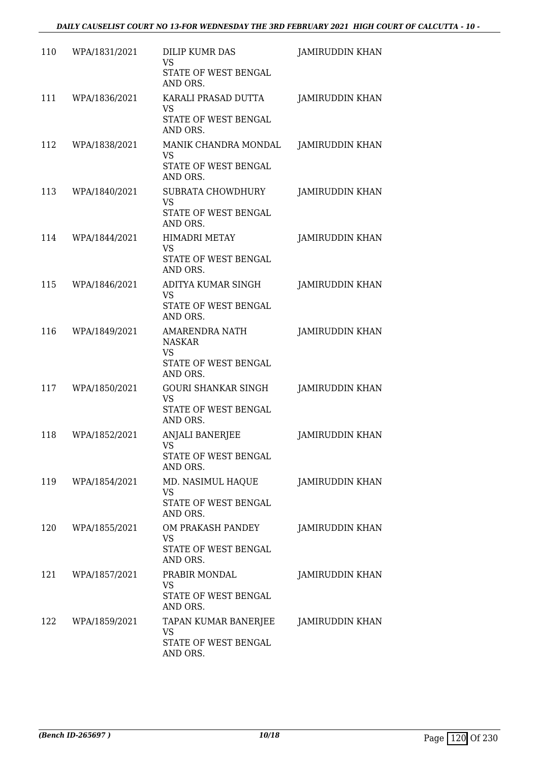| 110 | WPA/1831/2021 | DILIP KUMR DAS<br>VS<br>STATE OF WEST BENGAL AND ORS. | JAMIRUDDIN KHAN |
|---|---|---|---|
| 111 | WPA/1836/2021 | KARALI PRASAD DUTTA<br>VS<br>STATE OF WEST BENGAL AND ORS. | JAMIRUDDIN KHAN |
| 112 | WPA/1838/2021 | MANIK CHANDRA MONDAL<br>VS<br>STATE OF WEST BENGAL AND ORS. | JAMIRUDDIN KHAN |
| 113 | WPA/1840/2021 | SUBRATA CHOWDHURY<br>VS<br>STATE OF WEST BENGAL AND ORS. | JAMIRUDDIN KHAN |
| 114 | WPA/1844/2021 | HIMADRI METAY<br>VS<br>STATE OF WEST BENGAL AND ORS. | JAMIRUDDIN KHAN |
| 115 | WPA/1846/2021 | ADITYA KUMAR SINGH<br>VS<br>STATE OF WEST BENGAL AND ORS. | JAMIRUDDIN KHAN |
| 116 | WPA/1849/2021 | AMARENDRA NATH NASKAR<br>VS<br>STATE OF WEST BENGAL AND ORS. | JAMIRUDDIN KHAN |
| 117 | WPA/1850/2021 | GOURI SHANKAR SINGH<br>VS<br>STATE OF WEST BENGAL AND ORS. | JAMIRUDDIN KHAN |
| 118 | WPA/1852/2021 | ANJALI BANERJEE<br>VS<br>STATE OF WEST BENGAL AND ORS. | JAMIRUDDIN KHAN |
| 119 | WPA/1854/2021 | MD. NASIMUL HAQUE<br>VS<br>STATE OF WEST BENGAL AND ORS. | JAMIRUDDIN KHAN |
| 120 | WPA/1855/2021 | OM PRAKASH PANDEY<br>VS<br>STATE OF WEST BENGAL AND ORS. | JAMIRUDDIN KHAN |
| 121 | WPA/1857/2021 | PRABIR MONDAL<br>VS<br>STATE OF WEST BENGAL AND ORS. | JAMIRUDDIN KHAN |
| 122 | WPA/1859/2021 | TAPAN KUMAR BANERJEE<br>VS<br>STATE OF WEST BENGAL AND ORS. | JAMIRUDDIN KHAN |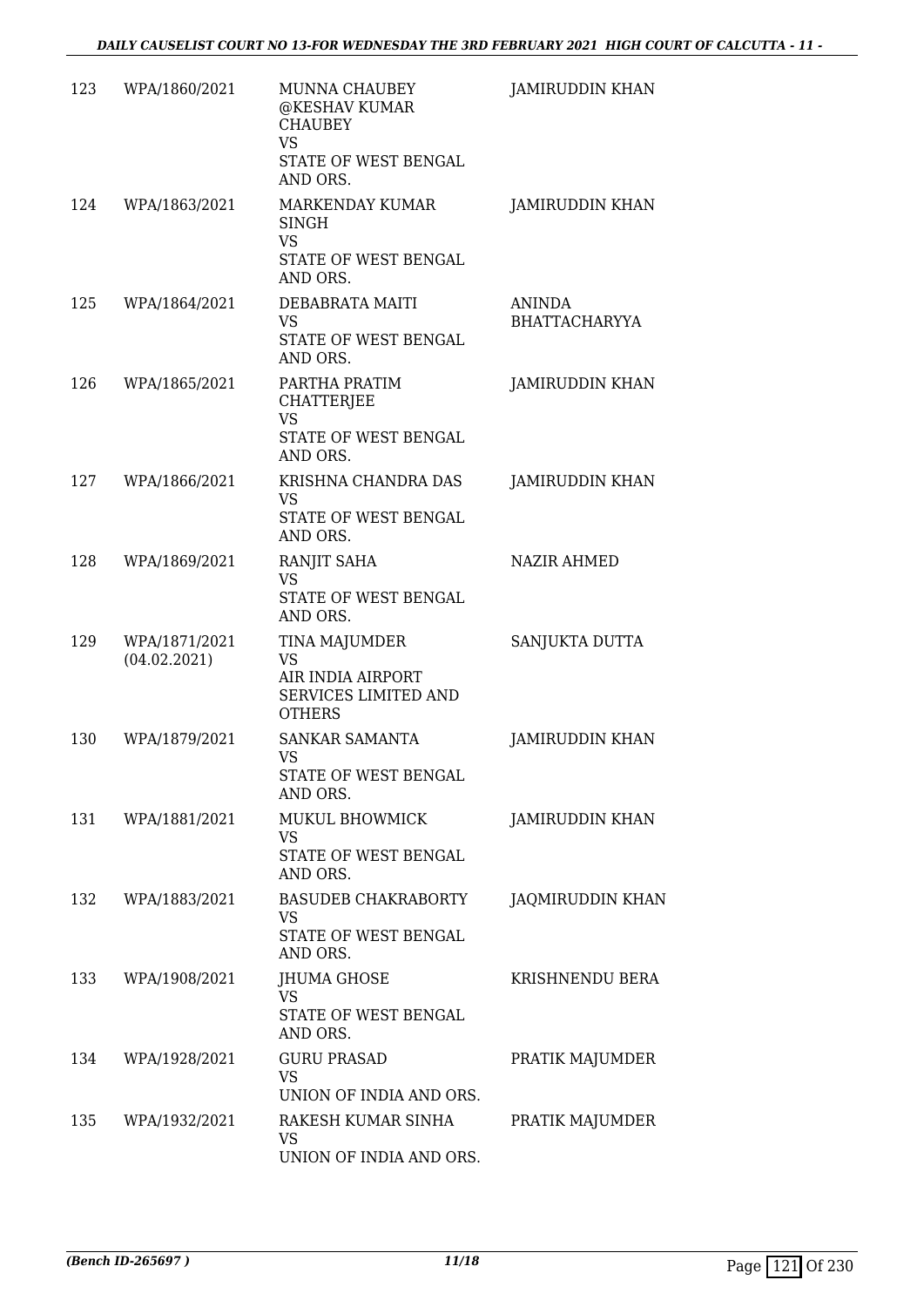| 123 | WPA/1860/2021 | MUNNA CHAUBEY @KESHAV KUMAR CHAUBEY<br>VS<br>STATE OF WEST BENGAL AND ORS. | JAMIRUDDIN KHAN |
|---|---|---|---|
| 124 | WPA/1863/2021 | MARKENDAY KUMAR SINGH<br>VS<br>STATE OF WEST BENGAL AND ORS. | JAMIRUDDIN KHAN |
| 125 | WPA/1864/2021 | DEBABRATA MAITI<br>VS<br>STATE OF WEST BENGAL AND ORS. | ANINDA BHATTACHARYYA |
| 126 | WPA/1865/2021 | PARTHA PRATIM CHATTERJEE<br>VS<br>STATE OF WEST BENGAL AND ORS. | JAMIRUDDIN KHAN |
| 127 | WPA/1866/2021 | KRISHNA CHANDRA DAS<br>VS<br>STATE OF WEST BENGAL AND ORS. | JAMIRUDDIN KHAN |
| 128 | WPA/1869/2021 | RANJIT SAHA<br>VS<br>STATE OF WEST BENGAL AND ORS. | NAZIR AHMED |
| 129 | WPA/1871/2021<br>(04.02.2021) | TINA MAJUMDER<br>VS<br>AIR INDIA AIRPORT SERVICES LIMITED AND OTHERS | SANJUKTA DUTTA |
| 130 | WPA/1879/2021 | SANKAR SAMANTA<br>VS<br>STATE OF WEST BENGAL AND ORS. | JAMIRUDDIN KHAN |
| 131 | WPA/1881/2021 | MUKUL BHOWMICK<br>VS<br>STATE OF WEST BENGAL AND ORS. | JAMIRUDDIN KHAN |
| 132 | WPA/1883/2021 | BASUDEB CHAKRABORTY<br>VS<br>STATE OF WEST BENGAL AND ORS. | JAQMIRUDDIN KHAN |
| 133 | WPA/1908/2021 | JHUMA GHOSE<br>VS<br>STATE OF WEST BENGAL AND ORS. | KRISHNENDU BERA |
| 134 | WPA/1928/2021 | GURU PRASAD<br>VS<br>UNION OF INDIA AND ORS. | PRATIK MAJUMDER |
| 135 | WPA/1932/2021 | RAKESH KUMAR SINHA<br>VS<br>UNION OF INDIA AND ORS. | PRATIK MAJUMDER |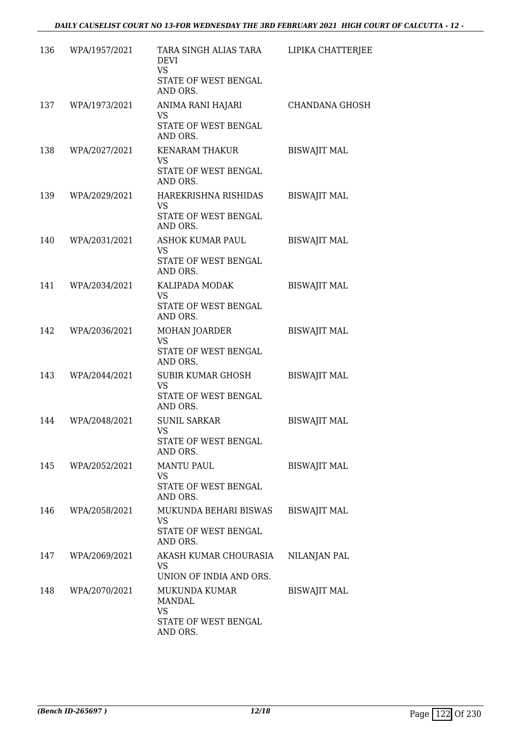| | | | |
|---|---|---|---|
| 136 | WPA/1957/2021 | TARA SINGH ALIAS TARA DEVI<br>VS<br>STATE OF WEST BENGAL AND ORS. | LIPIKA CHATTERJEE |
| 137 | WPA/1973/2021 | ANIMA RANI HAJARI<br>VS<br>STATE OF WEST BENGAL AND ORS. | CHANDANA GHOSH |
| 138 | WPA/2027/2021 | KENARAM THAKUR<br>VS<br>STATE OF WEST BENGAL AND ORS. | BISWAJIT MAL |
| 139 | WPA/2029/2021 | HAREKRISHNA RISHIDAS<br>VS<br>STATE OF WEST BENGAL AND ORS. | BISWAJIT MAL |
| 140 | WPA/2031/2021 | ASHOK KUMAR PAUL<br>VS<br>STATE OF WEST BENGAL AND ORS. | BISWAJIT MAL |
| 141 | WPA/2034/2021 | KALIPADA MODAK<br>VS<br>STATE OF WEST BENGAL AND ORS. | BISWAJIT MAL |
| 142 | WPA/2036/2021 | MOHAN JOARDER<br>VS<br>STATE OF WEST BENGAL AND ORS. | BISWAJIT MAL |
| 143 | WPA/2044/2021 | SUBIR KUMAR GHOSH<br>VS<br>STATE OF WEST BENGAL AND ORS. | BISWAJIT MAL |
| 144 | WPA/2048/2021 | SUNIL SARKAR<br>VS<br>STATE OF WEST BENGAL AND ORS. | BISWAJIT MAL |
| 145 | WPA/2052/2021 | MANTU PAUL<br>VS<br>STATE OF WEST BENGAL AND ORS. | BISWAJIT MAL |
| 146 | WPA/2058/2021 | MUKUNDA BEHARI BISWAS<br>VS<br>STATE OF WEST BENGAL AND ORS. | BISWAJIT MAL |
| 147 | WPA/2069/2021 | AKASH KUMAR CHOURASIA<br>VS<br>UNION OF INDIA AND ORS. | NILANJAN PAL |
| 148 | WPA/2070/2021 | MUKUNDA KUMAR MANDAL<br>VS<br>STATE OF WEST BENGAL AND ORS. | BISWAJIT MAL |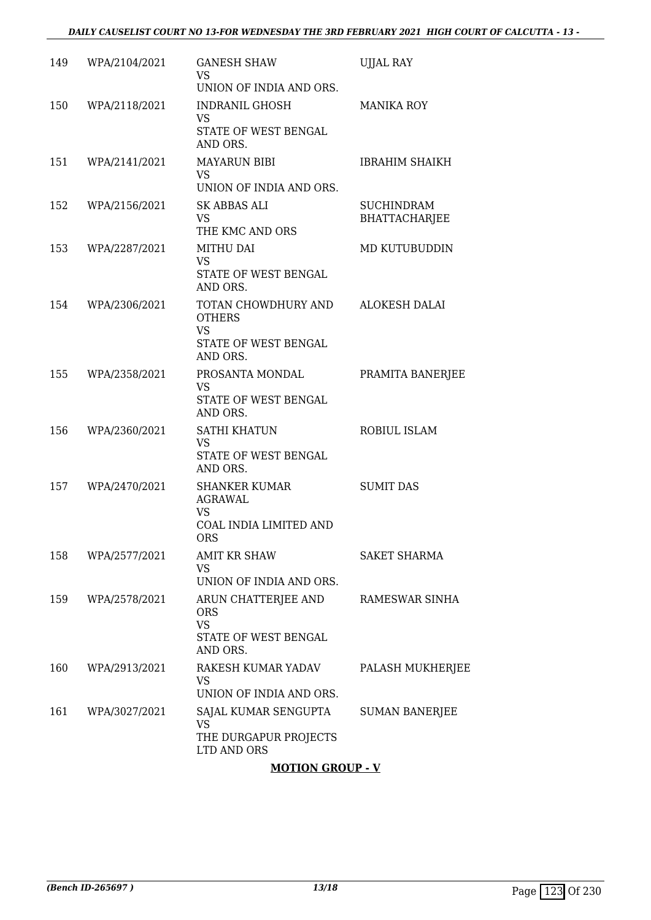| | | | |
|---|---|---|---|
| 149 | WPA/2104/2021 | GANESH SHAW<br>VS<br>UNION OF INDIA AND ORS. | UJJAL RAY |
| 150 | WPA/2118/2021 | INDRANIL GHOSH<br>VS<br>STATE OF WEST BENGAL AND ORS. | MANIKA ROY |
| 151 | WPA/2141/2021 | MAYARUN BIBI<br>VS<br>UNION OF INDIA AND ORS. | IBRAHIM SHAIKH |
| 152 | WPA/2156/2021 | SK ABBAS ALI<br>VS<br>THE KMC AND ORS | SUCHINDRAM BHATTACHARJEE |
| 153 | WPA/2287/2021 | MITHU DAI<br>VS<br>STATE OF WEST BENGAL AND ORS. | MD KUTUBUDDIN |
| 154 | WPA/2306/2021 | TOTAN CHOWDHURY AND OTHERS<br>VS<br>STATE OF WEST BENGAL AND ORS. | ALOKESH DALAI |
| 155 | WPA/2358/2021 | PROSANTA MONDAL<br>VS<br>STATE OF WEST BENGAL AND ORS. | PRAMITA BANERJEE |
| 156 | WPA/2360/2021 | SATHI KHATUN<br>VS<br>STATE OF WEST BENGAL AND ORS. | ROBIUL ISLAM |
| 157 | WPA/2470/2021 | SHANKER KUMAR AGRAWAL<br>VS<br>COAL INDIA LIMITED AND ORS | SUMIT DAS |
| 158 | WPA/2577/2021 | AMIT KR SHAW<br>VS<br>UNION OF INDIA AND ORS. | SAKET SHARMA |
| 159 | WPA/2578/2021 | ARUN CHATTERJEE AND ORS<br>VS<br>STATE OF WEST BENGAL AND ORS. | RAMESWAR SINHA |
| 160 | WPA/2913/2021 | RAKESH KUMAR YADAV<br>VS<br>UNION OF INDIA AND ORS. | PALASH MUKHERJEE |
| 161 | WPA/3027/2021 | SAJAL KUMAR SENGUPTA<br>VS<br>THE DURGAPUR PROJECTS LTD AND ORS | SUMAN BANERJEE |

**MOTION GROUP - V**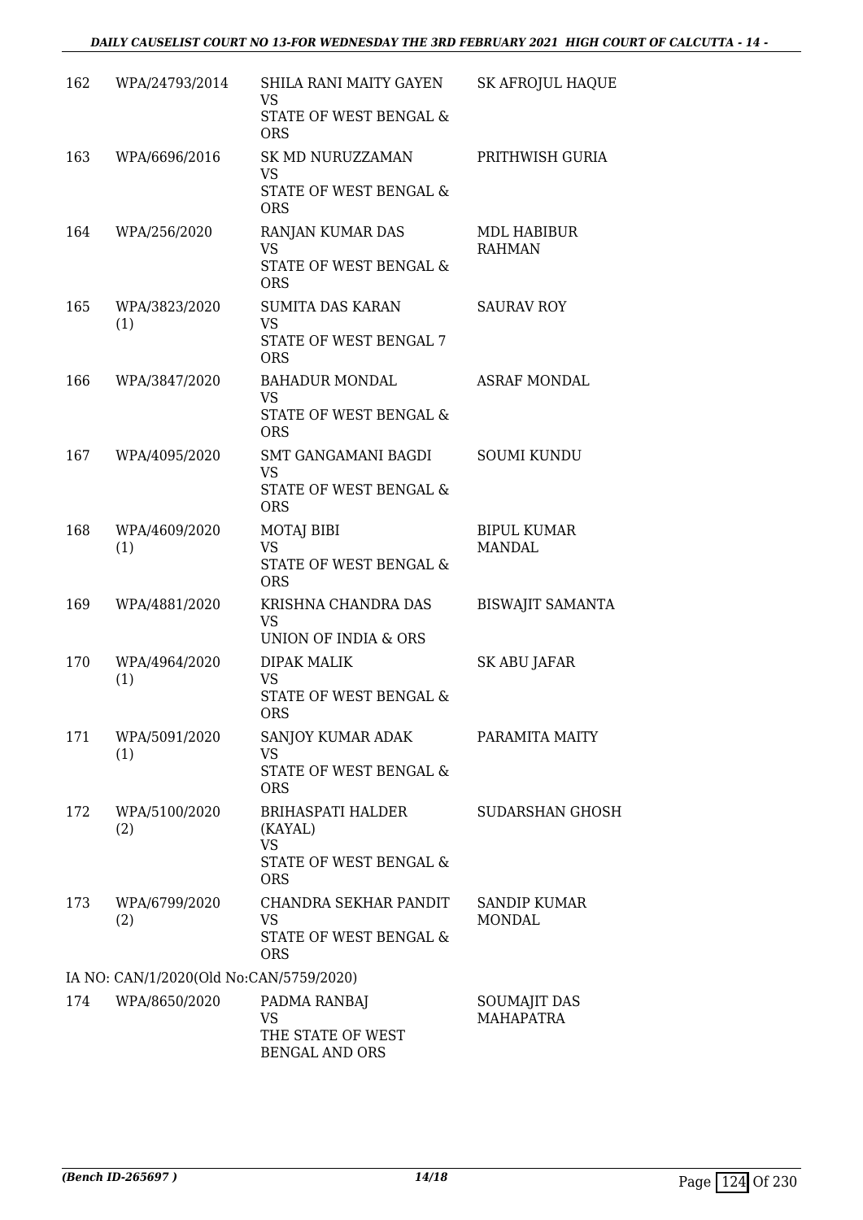| | | | |
|---|---|---|---|
| 162 | WPA/24793/2014 | SHILA RANI MAITY GAYEN<br>VS<br>STATE OF WEST BENGAL & ORS | SK AFROJUL HAQUE |
| 163 | WPA/6696/2016 | SK MD NURUZZAMAN<br>VS<br>STATE OF WEST BENGAL & ORS | PRITHWISH GURIA |
| 164 | WPA/256/2020 | RANJAN KUMAR DAS<br>VS<br>STATE OF WEST BENGAL & ORS | MDL HABIBUR RAHMAN |
| 165 | WPA/3823/2020 (1) | SUMITA DAS KARAN<br>VS<br>STATE OF WEST BENGAL 7 ORS | SAURAV ROY |
| 166 | WPA/3847/2020 | BAHADUR MONDAL<br>VS<br>STATE OF WEST BENGAL & ORS | ASRAF MONDAL |
| 167 | WPA/4095/2020 | SMT GANGAMANI BAGDI<br>VS<br>STATE OF WEST BENGAL & ORS | SOUMI KUNDU |
| 168 | WPA/4609/2020 (1) | MOTAJ BIBI<br>VS<br>STATE OF WEST BENGAL & ORS | BIPUL KUMAR MANDAL |
| 169 | WPA/4881/2020 | KRISHNA CHANDRA DAS<br>VS<br>UNION OF INDIA & ORS | BISWAJIT SAMANTA |
| 170 | WPA/4964/2020 (1) | DIPAK MALIK<br>VS<br>STATE OF WEST BENGAL & ORS | SK ABU JAFAR |
| 171 | WPA/5091/2020 (1) | SANJOY KUMAR ADAK<br>VS<br>STATE OF WEST BENGAL & ORS | PARAMITA MAITY |
| 172 | WPA/5100/2020 (2) | BRIHASPATI HALDER (KAYAL)<br>VS<br>STATE OF WEST BENGAL & ORS | SUDARSHAN GHOSH |
| 173 | WPA/6799/2020 (2) | CHANDRA SEKHAR PANDIT<br>VS<br>STATE OF WEST BENGAL & ORS | SANDIP KUMAR MONDAL |

IA NO: CAN/1/2020(Old No:CAN/5759/2020)

| | | | |
|---|---|---|---|
| 174 | WPA/8650/2020 | PADMA RANBAJ<br>VS<br>THE STATE OF WEST BENGAL AND ORS | SOUMAJIT DAS MAHAPATRA |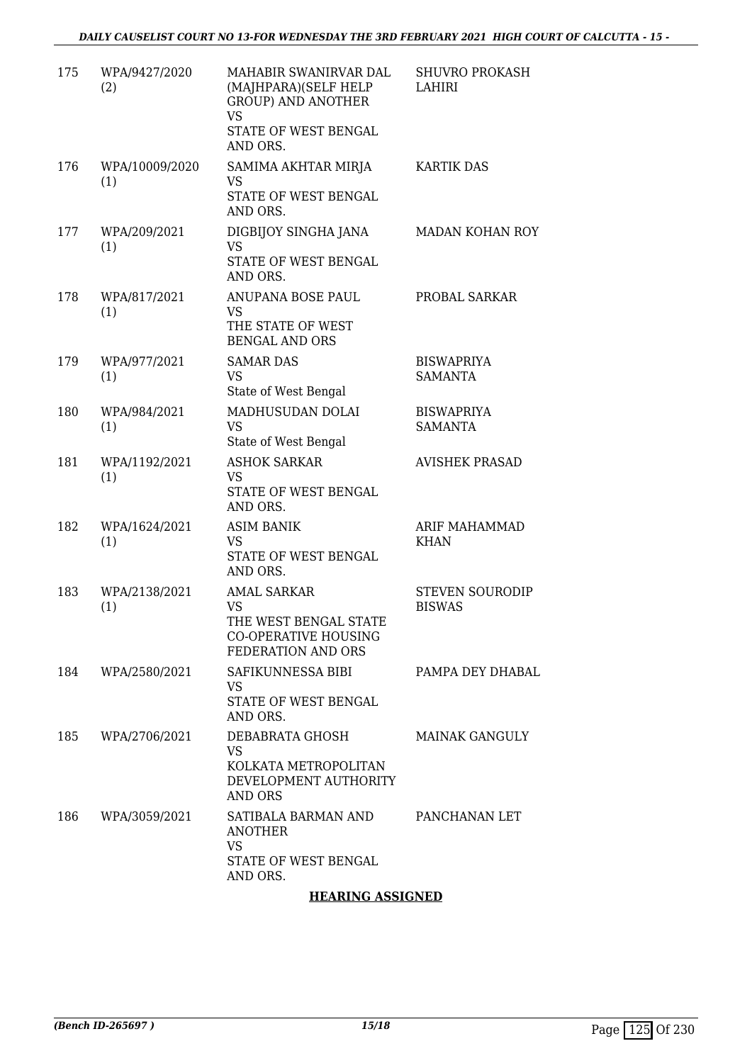| 175 | WPA/9427/2020 (2) | MAHABIR SWANIRVAR DAL (MAJHPARA)(SELF HELP GROUP) AND ANOTHER VS STATE OF WEST BENGAL AND ORS. | SHUVRO PROKASH LAHIRI |
|---|---|---|---|
| 176 | WPA/10009/2020 (1) | SAMIMA AKHTAR MIRJA VS STATE OF WEST BENGAL AND ORS. | KARTIK DAS |
| 177 | WPA/209/2021 (1) | DIGBIJOY SINGHA JANA VS STATE OF WEST BENGAL AND ORS. | MADAN KOHAN ROY |
| 178 | WPA/817/2021 (1) | ANUPANA BOSE PAUL VS THE STATE OF WEST BENGAL AND ORS | PROBAL SARKAR |
| 179 | WPA/977/2021 (1) | SAMAR DAS VS State of West Bengal | BISWAPRIYA SAMANTA |
| 180 | WPA/984/2021 (1) | MADHUSUDAN DOLAI VS State of West Bengal | BISWAPRIYA SAMANTA |
| 181 | WPA/1192/2021 (1) | ASHOK SARKAR VS STATE OF WEST BENGAL AND ORS. | AVISHEK PRASAD |
| 182 | WPA/1624/2021 (1) | ASIM BANIK VS STATE OF WEST BENGAL AND ORS. | ARIF MAHAMMAD KHAN |
| 183 | WPA/2138/2021 (1) | AMAL SARKAR VS THE WEST BENGAL STATE CO-OPERATIVE HOUSING FEDERATION AND ORS | STEVEN SOURODIP BISWAS |
| 184 | WPA/2580/2021 | SAFIKUNNESSA BIBI VS STATE OF WEST BENGAL AND ORS. | PAMPA DEY DHABAL |
| 185 | WPA/2706/2021 | DEBABRATA GHOSH VS KOLKATA METROPOLITAN DEVELOPMENT AUTHORITY AND ORS | MAINAK GANGULY |
| 186 | WPA/3059/2021 | SATIBALA BARMAN AND ANOTHER VS STATE OF WEST BENGAL AND ORS. | PANCHANAN LET |

**HEARING ASSIGNED**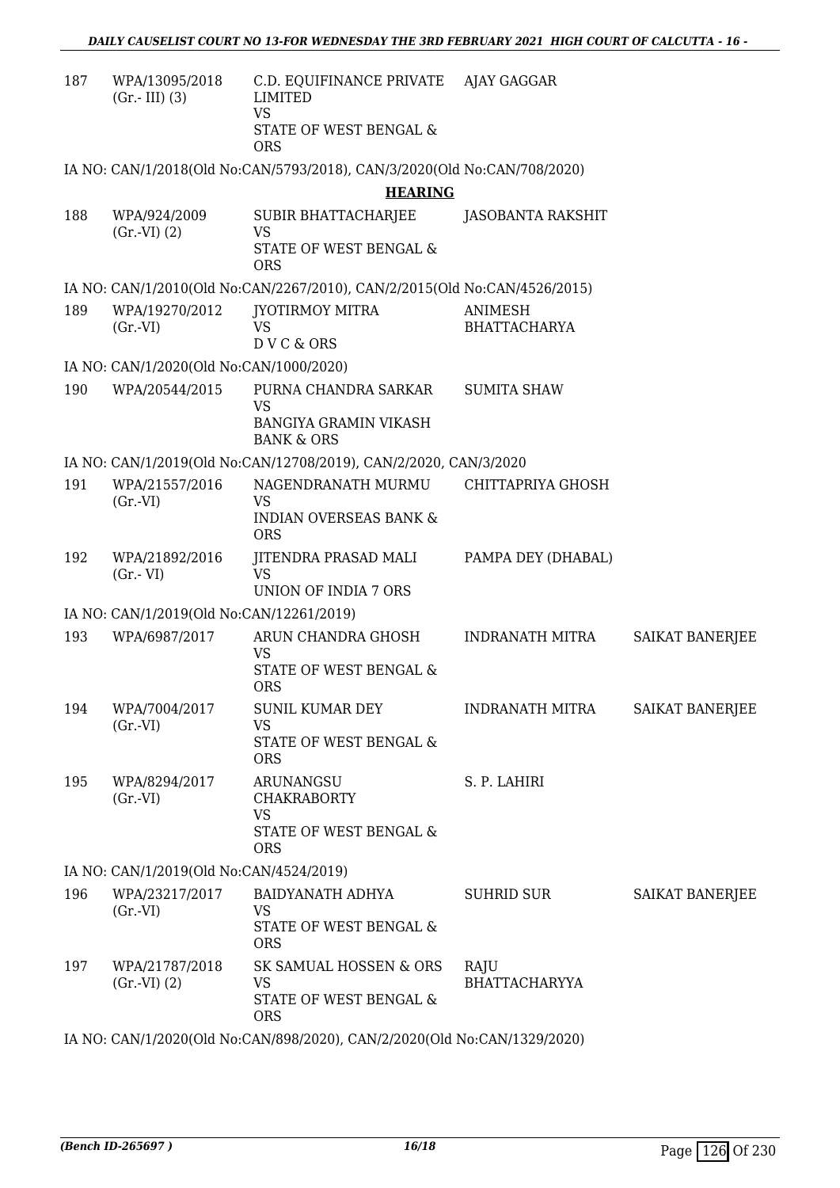| | | | | |
|---|---|---|---|---|
| 187 | WPA/13095/2018 (Gr.- III) (3) | C.D. EQUIFINANCE PRIVATE LIMITED VS STATE OF WEST BENGAL & ORS | AJAY GAGGAR | |

IA NO: CAN/1/2018(Old No:CAN/5793/2018), CAN/3/2020(Old No:CAN/708/2020)

**HEARING**

| | | | | |
|---|---|---|---|---|
| 188 | WPA/924/2009 (Gr.-VI) (2) | SUBIR BHATTACHARJEE VS STATE OF WEST BENGAL & ORS | JASOBANTA RAKSHIT | |

IA NO: CAN/1/2010(Old No:CAN/2267/2010), CAN/2/2015(Old No:CAN/4526/2015)

| | | | | |
|---|---|---|---|---|
| 189 | WPA/19270/2012 (Gr.-VI) | JYOTIRMOY MITRA VS D V C & ORS | ANIMESH BHATTACHARYA | |

IA NO: CAN/1/2020(Old No:CAN/1000/2020)

| | | | | |
|---|---|---|---|---|
| 190 | WPA/20544/2015 | PURNA CHANDRA SARKAR VS BANGIYA GRAMIN VIKASH BANK & ORS | SUMITA SHAW | |

IA NO: CAN/1/2019(Old No:CAN/12708/2019), CAN/2/2020, CAN/3/2020

| | | | | |
|---|---|---|---|---|
| 191 | WPA/21557/2016 (Gr.-VI) | NAGENDRANATH MURMU VS INDIAN OVERSEAS BANK & ORS | CHITTAPRIYA GHOSH | |
| 192 | WPA/21892/2016 (Gr.- VI) | JITENDRA PRASAD MALI VS UNION OF INDIA 7 ORS | PAMPA DEY (DHABAL) | |

IA NO: CAN/1/2019(Old No:CAN/12261/2019)

| | | | | |
|---|---|---|---|---|
| 193 | WPA/6987/2017 | ARUN CHANDRA GHOSH VS STATE OF WEST BENGAL & ORS | INDRANATH MITRA | SAIKAT BANERJEE |
| 194 | WPA/7004/2017 (Gr.-VI) | SUNIL KUMAR DEY VS STATE OF WEST BENGAL & ORS | INDRANATH MITRA | SAIKAT BANERJEE |
| 195 | WPA/8294/2017 (Gr.-VI) | ARUNANGSU CHAKRABORTY VS STATE OF WEST BENGAL & ORS | S. P. LAHIRI | |

IA NO: CAN/1/2019(Old No:CAN/4524/2019)

| | | | | |
|---|---|---|---|---|
| 196 | WPA/23217/2017 (Gr.-VI) | BAIDYANATH ADHYA VS STATE OF WEST BENGAL & ORS | SUHRID SUR | SAIKAT BANERJEE |
| 197 | WPA/21787/2018 (Gr.-VI) (2) | SK SAMUAL HOSSEN & ORS VS STATE OF WEST BENGAL & ORS | RAJU BHATTACHARYYA | |

IA NO: CAN/1/2020(Old No:CAN/898/2020), CAN/2/2020(Old No:CAN/1329/2020)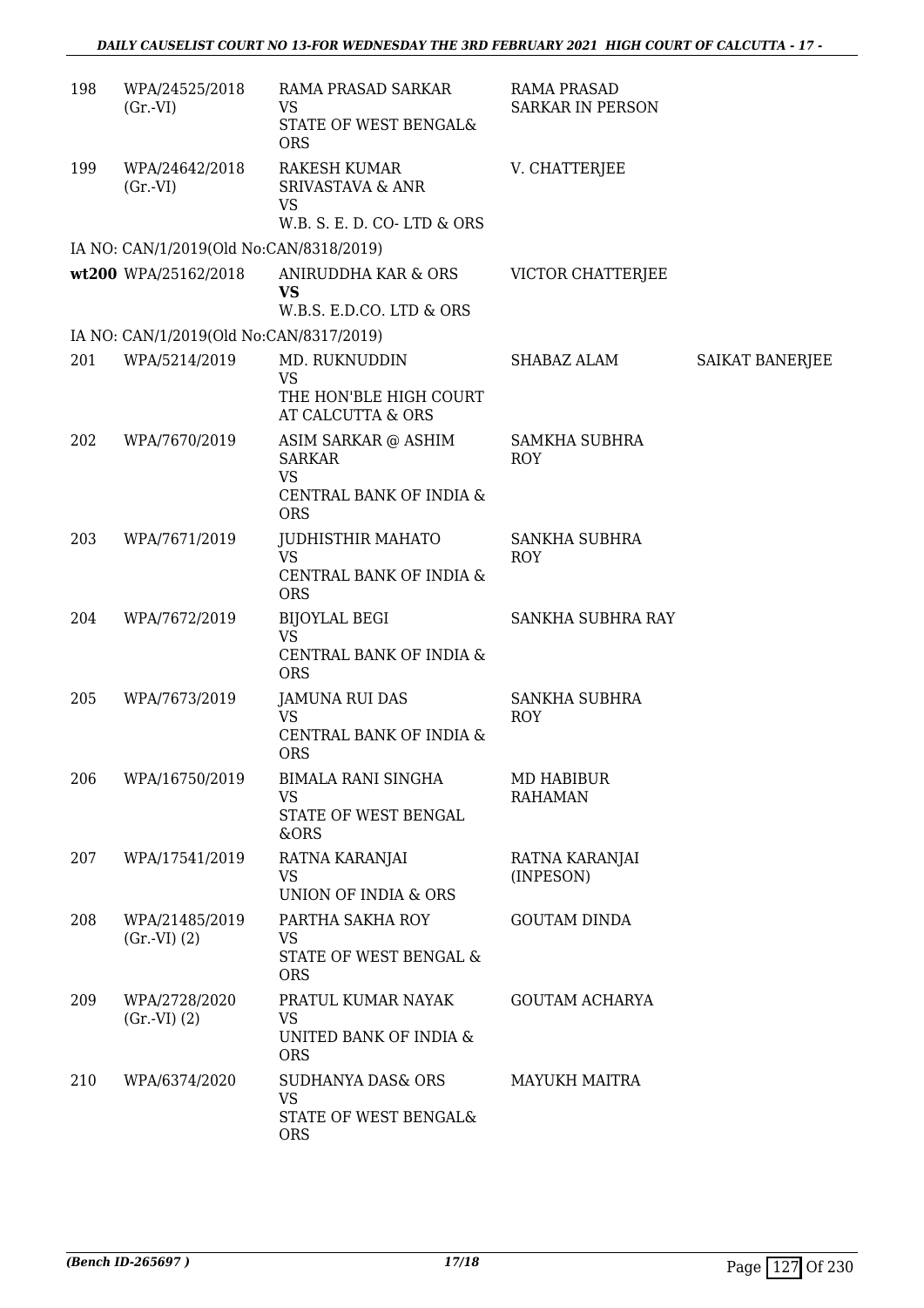| 198 | WPA/24525/2018 (Gr.-VI) | RAMA PRASAD SARKAR<br>VS<br>STATE OF WEST BENGAL& ORS | RAMA PRASAD SARKAR IN PERSON | |
|---|---|---|---|---|
| 199 | WPA/24642/2018 (Gr.-VI) | RAKESH KUMAR SRIVASTAVA & ANR<br>VS<br>W.B. S. E. D. CO- LTD & ORS | V. CHATTERJEE | |
| | IA NO: CAN/1/2019(Old No:CAN/8318/2019) | | | |
| wt200 | WPA/25162/2018 | ANIRUDDHA KAR & ORS<br>**VS**<br>W.B.S. E.D.CO. LTD & ORS | VICTOR CHATTERJEE | |
| | IA NO: CAN/1/2019(Old No:CAN/8317/2019) | | | |
| 201 | WPA/5214/2019 | MD. RUKNUDDIN<br>VS<br>THE HON'BLE HIGH COURT AT CALCUTTA & ORS | SHABAZ ALAM | SAIKAT BANERJEE |
| 202 | WPA/7670/2019 | ASIM SARKAR @ ASHIM SARKAR<br>VS<br>CENTRAL BANK OF INDIA & ORS | SAMKHA SUBHRA ROY | |
| 203 | WPA/7671/2019 | JUDHISTHIR MAHATO<br>VS<br>CENTRAL BANK OF INDIA & ORS | SANKHA SUBHRA ROY | |
| 204 | WPA/7672/2019 | BIJOYLAL BEGI<br>VS<br>CENTRAL BANK OF INDIA & ORS | SANKHA SUBHRA RAY | |
| 205 | WPA/7673/2019 | JAMUNA RUI DAS<br>VS<br>CENTRAL BANK OF INDIA & ORS | SANKHA SUBHRA ROY | |
| 206 | WPA/16750/2019 | BIMALA RANI SINGHA<br>VS<br>STATE OF WEST BENGAL &ORS | MD HABIBUR RAHAMAN | |
| 207 | WPA/17541/2019 | RATNA KARANJAI<br>VS<br>UNION OF INDIA & ORS | RATNA KARANJAI (INPESON) | |
| 208 | WPA/21485/2019 (Gr.-VI) (2) | PARTHA SAKHA ROY<br>VS<br>STATE OF WEST BENGAL & ORS | GOUTAM DINDA | |
| 209 | WPA/2728/2020 (Gr.-VI) (2) | PRATUL KUMAR NAYAK<br>VS<br>UNITED BANK OF INDIA & ORS | GOUTAM ACHARYA | |
| 210 | WPA/6374/2020 | SUDHANYA DAS& ORS<br>VS<br>STATE OF WEST BENGAL& ORS | MAYUKH MAITRA | |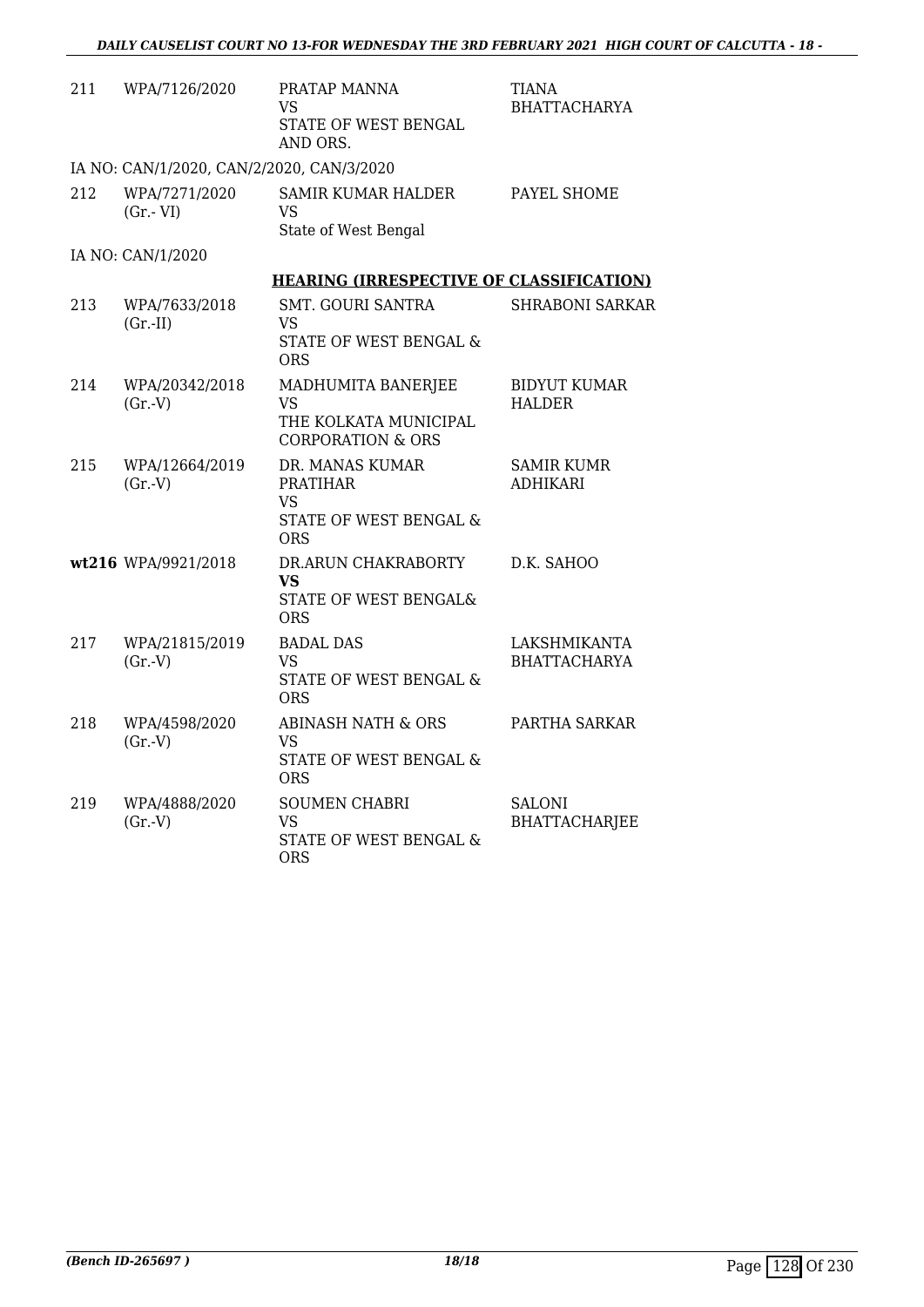| | | | |
|---|---|---|---|
| 211 | WPA/7126/2020 | PRATAP MANNA<br>VS<br>STATE OF WEST BENGAL AND ORS. | TIANA BHATTACHARYA |
| | IA NO: CAN/1/2020, CAN/2/2020, CAN/3/2020 | | |
| 212 | WPA/7271/2020<br>(Gr.- VI) | SAMIR KUMAR HALDER<br>VS<br>State of West Bengal | PAYEL SHOME |
| | IA NO: CAN/1/2020 | | |

**HEARING (IRRESPECTIVE OF CLASSIFICATION)**

| | | | |
|---|---|---|---|
| 213 | WPA/7633/2018<br>(Gr.-II) | SMT. GOURI SANTRA<br>VS<br>STATE OF WEST BENGAL & ORS | SHRABONI SARKAR |
| 214 | WPA/20342/2018<br>(Gr.-V) | MADHUMITA BANERJEE<br>VS<br>THE KOLKATA MUNICIPAL CORPORATION & ORS | BIDYUT KUMAR HALDER |
| 215 | WPA/12664/2019<br>(Gr.-V) | DR. MANAS KUMAR PRATIHAR<br>VS<br>STATE OF WEST BENGAL & ORS | SAMIR KUMR ADHIKARI |
| **wt216** | WPA/9921/2018 | DR.ARUN CHAKRABORTY<br>**VS**<br>STATE OF WEST BENGAL& ORS | D.K. SAHOO |
| 217 | WPA/21815/2019<br>(Gr.-V) | BADAL DAS<br>VS<br>STATE OF WEST BENGAL & ORS | LAKSHMIKANTA BHATTACHARYA |
| 218 | WPA/4598/2020<br>(Gr.-V) | ABINASH NATH & ORS<br>VS<br>STATE OF WEST BENGAL & ORS | PARTHA SARKAR |
| 219 | WPA/4888/2020<br>(Gr.-V) | SOUMEN CHABRI<br>VS<br>STATE OF WEST BENGAL & ORS | SALONI BHATTACHARJEE |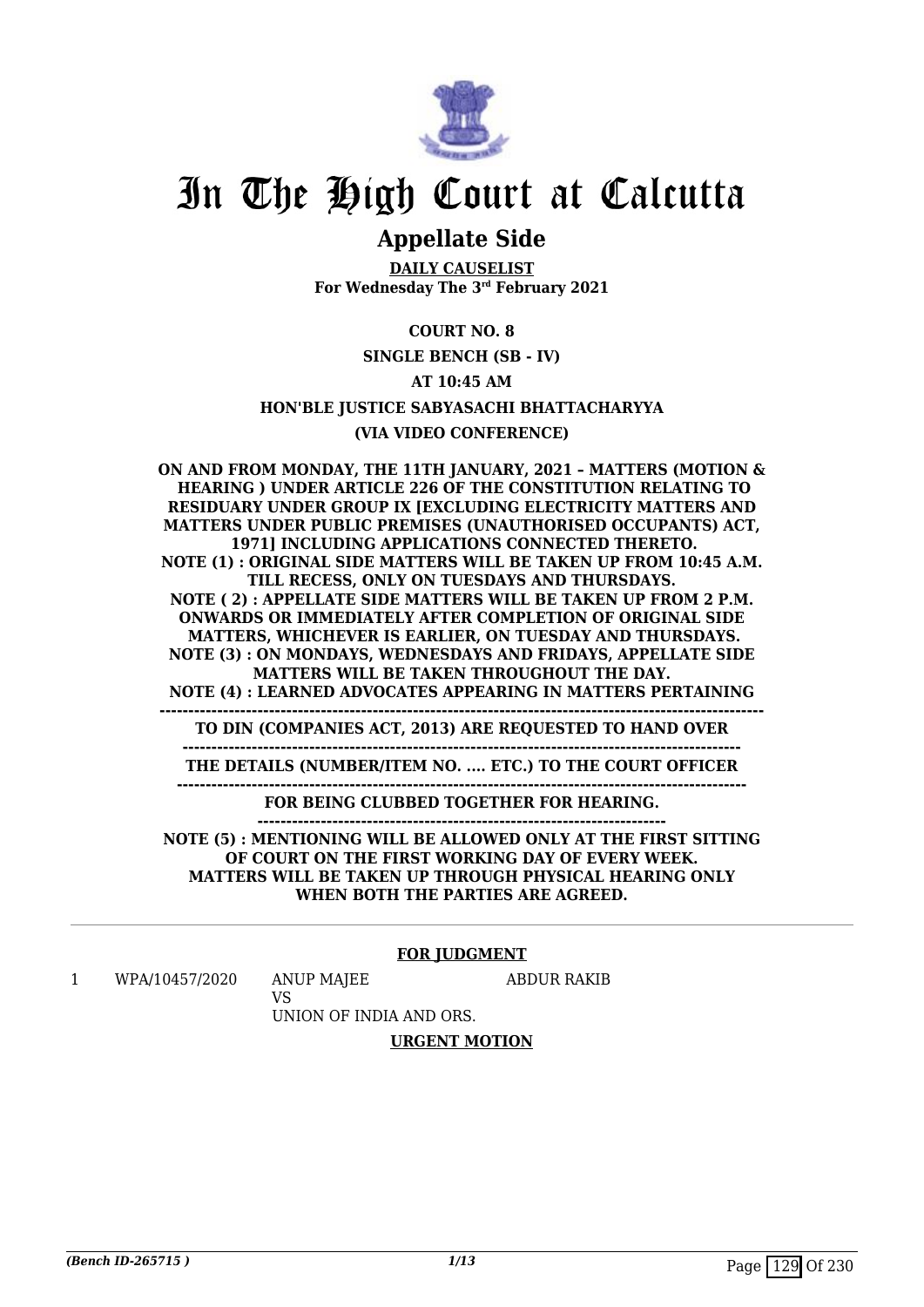# In The High Court at Calcutta

## Appellate Side

**DAILY CAUSELIST**
**For Wednesday The 3rd February 2021**

**COURT NO. 8**

**SINGLE BENCH (SB - IV)**

**AT 10:45 AM**

**HON'BLE JUSTICE SABYASACHI BHATTACHARYYA**

**(VIA VIDEO CONFERENCE)**

**ON AND FROM MONDAY, THE 11TH JANUARY, 2021 – MATTERS (MOTION & HEARING ) UNDER ARTICLE 226 OF THE CONSTITUTION RELATING TO RESIDUARY UNDER GROUP IX [EXCLUDING ELECTRICITY MATTERS AND MATTERS UNDER PUBLIC PREMISES (UNAUTHORISED OCCUPANTS) ACT, 1971] INCLUDING APPLICATIONS CONNECTED THERETO.**
**NOTE (1) : ORIGINAL SIDE MATTERS WILL BE TAKEN UP FROM 10:45 A.M. TILL RECESS, ONLY ON TUESDAYS AND THURSDAYS.**
**NOTE ( 2) : APPELLATE SIDE MATTERS WILL BE TAKEN UP FROM 2 P.M. ONWARDS OR IMMEDIATELY AFTER COMPLETION OF ORIGINAL SIDE MATTERS, WHICHEVER IS EARLIER, ON TUESDAY AND THURSDAYS.**
**NOTE (3) : ON MONDAYS, WEDNESDAYS AND FRIDAYS, APPELLATE SIDE MATTERS WILL BE TAKEN THROUGHOUT THE DAY.**
**NOTE (4) : LEARNED ADVOCATES APPEARING IN MATTERS PERTAINING TO DIN (COMPANIES ACT, 2013) ARE REQUESTED TO HAND OVER THE DETAILS (NUMBER/ITEM NO. .... ETC.) TO THE COURT OFFICER FOR BEING CLUBBED TOGETHER FOR HEARING.**
**NOTE (5) : MENTIONING WILL BE ALLOWED ONLY AT THE FIRST SITTING OF COURT ON THE FIRST WORKING DAY OF EVERY WEEK. MATTERS WILL BE TAKEN UP THROUGH PHYSICAL HEARING ONLY WHEN BOTH THE PARTIES ARE AGREED.**

**FOR JUDGMENT**

| | | | |
|---|---|---|---|
| 1 | WPA/10457/2020 | ANUP MAJEE<br>VS<br>UNION OF INDIA AND ORS. | ABDUR RAKIB |

**URGENT MOTION**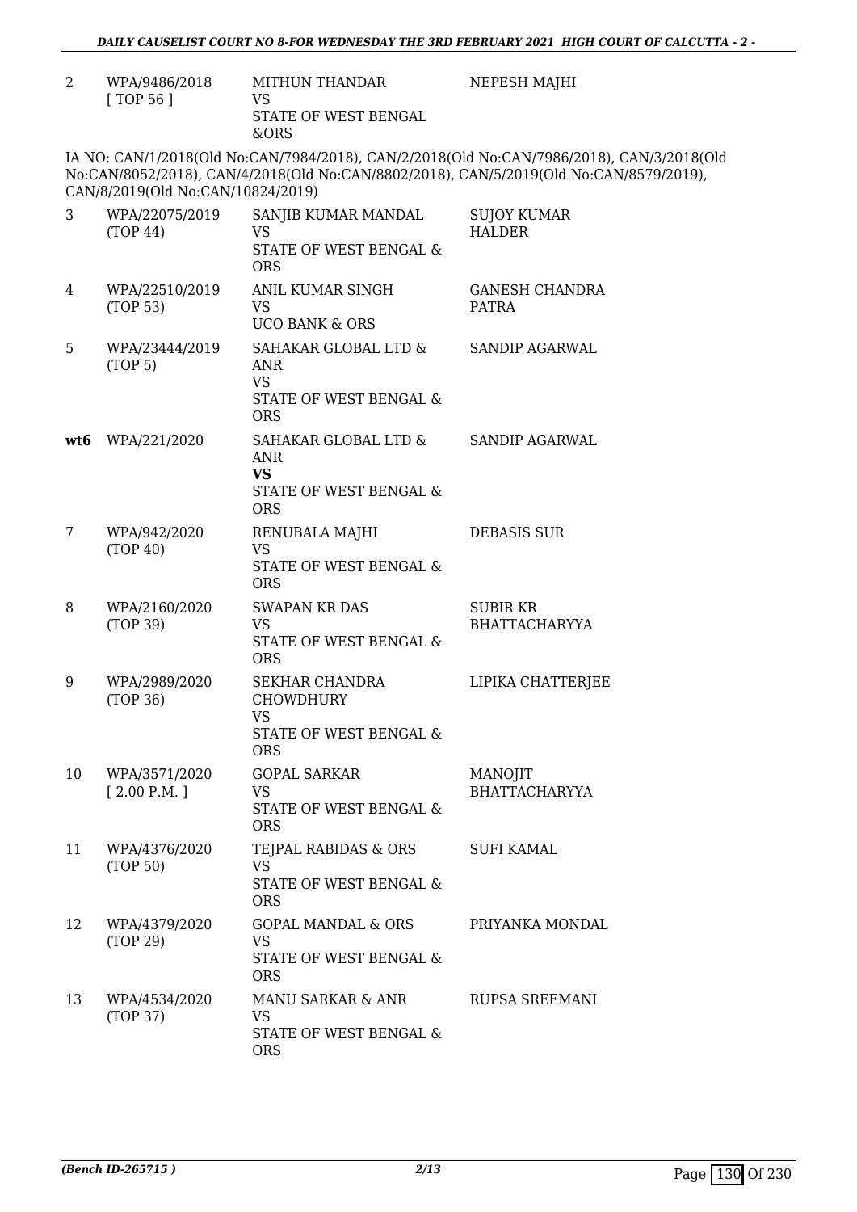| | | | |
|---|---|---|---|
| 2 | WPA/9486/2018 [ TOP 56 ] | MITHUN THANDAR VS STATE OF WEST BENGAL &ORS | NEPESH MAJHI |

IA NO: CAN/1/2018(Old No:CAN/7984/2018), CAN/2/2018(Old No:CAN/7986/2018), CAN/3/2018(Old No:CAN/8052/2018), CAN/4/2018(Old No:CAN/8802/2018), CAN/5/2019(Old No:CAN/8579/2019), CAN/8/2019(Old No:CAN/10824/2019)

| | | | |
|---|---|---|---|
| 3 | WPA/22075/2019 (TOP 44) | SANJIB KUMAR MANDAL VS STATE OF WEST BENGAL & ORS | SUJOY KUMAR HALDER |
| 4 | WPA/22510/2019 (TOP 53) | ANIL KUMAR SINGH VS UCO BANK & ORS | GANESH CHANDRA PATRA |
| 5 | WPA/23444/2019 (TOP 5) | SAHAKAR GLOBAL LTD & ANR VS STATE OF WEST BENGAL & ORS | SANDIP AGARWAL |
| **wt6** | WPA/221/2020 | SAHAKAR GLOBAL LTD & ANR **VS** STATE OF WEST BENGAL & ORS | SANDIP AGARWAL |
| 7 | WPA/942/2020 (TOP 40) | RENUBALA MAJHI VS STATE OF WEST BENGAL & ORS | DEBASIS SUR |
| 8 | WPA/2160/2020 (TOP 39) | SWAPAN KR DAS VS STATE OF WEST BENGAL & ORS | SUBIR KR BHATTACHARYYA |
| 9 | WPA/2989/2020 (TOP 36) | SEKHAR CHANDRA CHOWDHURY VS STATE OF WEST BENGAL & ORS | LIPIKA CHATTERJEE |
| 10 | WPA/3571/2020 [ 2.00 P.M. ] | GOPAL SARKAR VS STATE OF WEST BENGAL & ORS | MANOJIT BHATTACHARYYA |
| 11 | WPA/4376/2020 (TOP 50) | TEJPAL RABIDAS & ORS VS STATE OF WEST BENGAL & ORS | SUFI KAMAL |
| 12 | WPA/4379/2020 (TOP 29) | GOPAL MANDAL & ORS VS STATE OF WEST BENGAL & ORS | PRIYANKA MONDAL |
| 13 | WPA/4534/2020 (TOP 37) | MANU SARKAR & ANR VS STATE OF WEST BENGAL & ORS | RUPSA SREEMANI |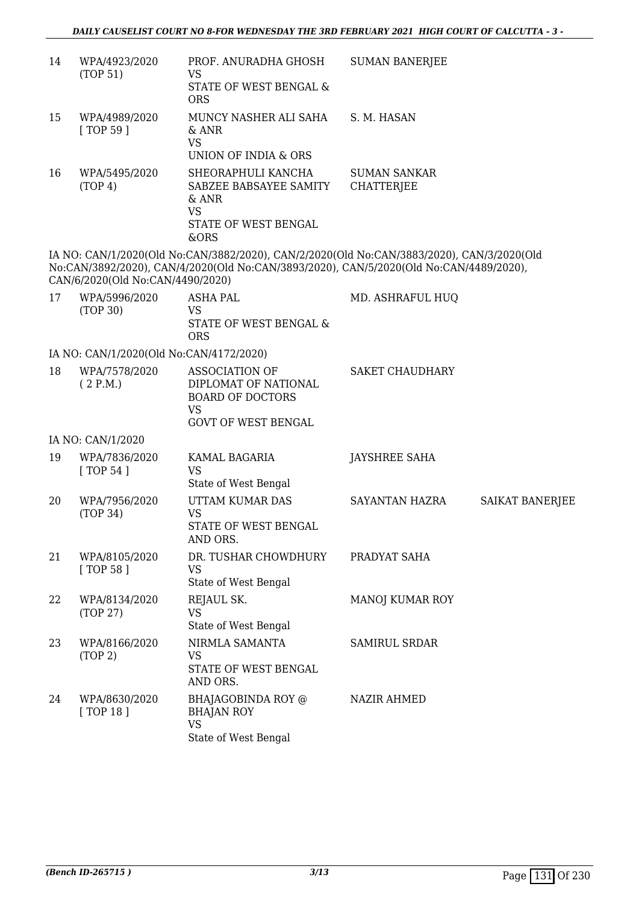| 14 | WPA/4923/2020 (TOP 51) | PROF. ANURADHA GHOSH VS STATE OF WEST BENGAL & ORS | SUMAN BANERJEE | |
|---|---|---|---|---|
| 15 | WPA/4989/2020 [ TOP 59 ] | MUNCY NASHER ALI SAHA & ANR VS UNION OF INDIA & ORS | S. M. HASAN | |
| 16 | WPA/5495/2020 (TOP 4) | SHEORAPHULI KANCHA SABZEE BABSAYEE SAMITY & ANR VS STATE OF WEST BENGAL &ORS | SUMAN SANKAR CHATTERJEE | |

IA NO: CAN/1/2020(Old No:CAN/3882/2020), CAN/2/2020(Old No:CAN/3883/2020), CAN/3/2020(Old No:CAN/3892/2020), CAN/4/2020(Old No:CAN/3893/2020), CAN/5/2020(Old No:CAN/4489/2020), CAN/6/2020(Old No:CAN/4490/2020)

| 17 | WPA/5996/2020 (TOP 30) | ASHA PAL VS STATE OF WEST BENGAL & ORS | MD. ASHRAFUL HUQ | |
|---|---|---|---|---|

IA NO: CAN/1/2020(Old No:CAN/4172/2020)

| 18 | WPA/7578/2020 ( 2 P.M.) | ASSOCIATION OF DIPLOMAT OF NATIONAL BOARD OF DOCTORS VS GOVT OF WEST BENGAL | SAKET CHAUDHARY | |
|---|---|---|---|---|

IA NO: CAN/1/2020

| 19 | WPA/7836/2020 [ TOP 54 ] | KAMAL BAGARIA VS State of West Bengal | JAYSHREE SAHA | |
|---|---|---|---|---|
| 20 | WPA/7956/2020 (TOP 34) | UTTAM KUMAR DAS VS STATE OF WEST BENGAL AND ORS. | SAYANTAN HAZRA | SAIKAT BANERJEE |
| 21 | WPA/8105/2020 [ TOP 58 ] | DR. TUSHAR CHOWDHURY VS State of West Bengal | PRADYAT SAHA | |
| 22 | WPA/8134/2020 (TOP 27) | REJAUL SK. VS State of West Bengal | MANOJ KUMAR ROY | |
| 23 | WPA/8166/2020 (TOP 2) | NIRMLA SAMANTA VS STATE OF WEST BENGAL AND ORS. | SAMIRUL SRDAR | |
| 24 | WPA/8630/2020 [ TOP 18 ] | BHAJAGOBINDA ROY @ BHAJAN ROY VS State of West Bengal | NAZIR AHMED | |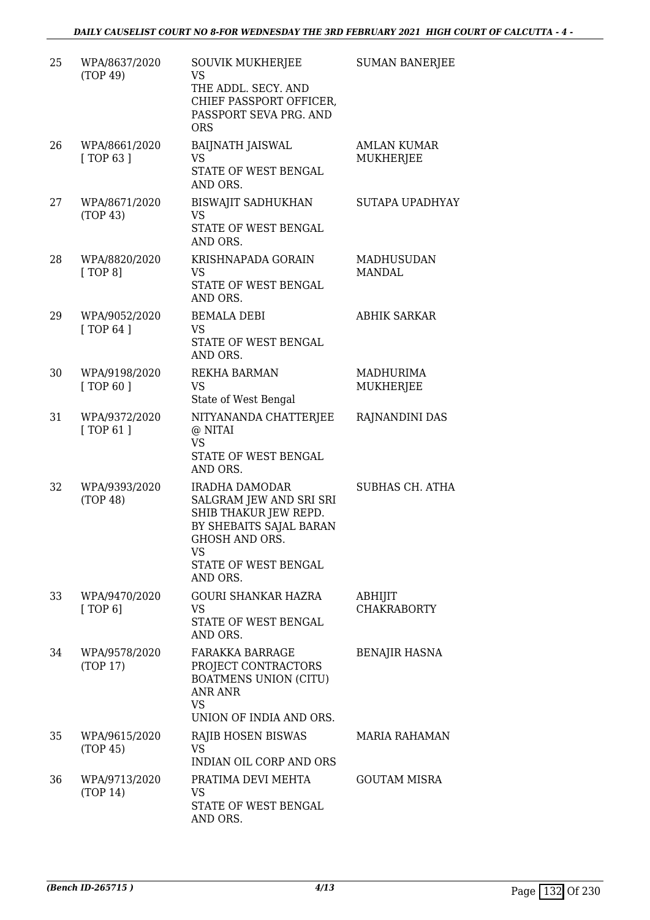| | | | |
|---|---|---|---|
| 25 | WPA/8637/2020 (TOP 49) | SOUVIK MUKHERJEE VS THE ADDL. SECY. AND CHIEF PASSPORT OFFICER, PASSPORT SEVA PRG. AND ORS | SUMAN BANERJEE |
| 26 | WPA/8661/2020 [ TOP 63 ] | BAIJNATH JAISWAL VS STATE OF WEST BENGAL AND ORS. | AMLAN KUMAR MUKHERJEE |
| 27 | WPA/8671/2020 (TOP 43) | BISWAJIT SADHUKHAN VS STATE OF WEST BENGAL AND ORS. | SUTAPA UPADHYAY |
| 28 | WPA/8820/2020 [ TOP 8] | KRISHNAPADA GORAIN VS STATE OF WEST BENGAL AND ORS. | MADHUSUDAN MANDAL |
| 29 | WPA/9052/2020 [ TOP 64 ] | BEMALA DEBI VS STATE OF WEST BENGAL AND ORS. | ABHIK SARKAR |
| 30 | WPA/9198/2020 [ TOP 60 ] | REKHA BARMAN VS State of West Bengal | MADHURIMA MUKHERJEE |
| 31 | WPA/9372/2020 [ TOP 61 ] | NITYANANDA CHATTERJEE @ NITAI VS STATE OF WEST BENGAL AND ORS. | RAJNANDINI DAS |
| 32 | WPA/9393/2020 (TOP 48) | IRADHA DAMODAR SALGRAM JEW AND SRI SRI SHIB THAKUR JEW REPD. BY SHEBAITS SAJAL BARAN GHOSH AND ORS. VS STATE OF WEST BENGAL AND ORS. | SUBHAS CH. ATHA |
| 33 | WPA/9470/2020 [ TOP 6] | GOURI SHANKAR HAZRA VS STATE OF WEST BENGAL AND ORS. | ABHIJIT CHAKRABORTY |
| 34 | WPA/9578/2020 (TOP 17) | FARAKKA BARRAGE PROJECT CONTRACTORS BOATMENS UNION (CITU) ANR ANR VS UNION OF INDIA AND ORS. | BENAJIR HASNA |
| 35 | WPA/9615/2020 (TOP 45) | RAJIB HOSEN BISWAS VS INDIAN OIL CORP AND ORS | MARIA RAHAMAN |
| 36 | WPA/9713/2020 (TOP 14) | PRATIMA DEVI MEHTA VS STATE OF WEST BENGAL AND ORS. | GOUTAM MISRA |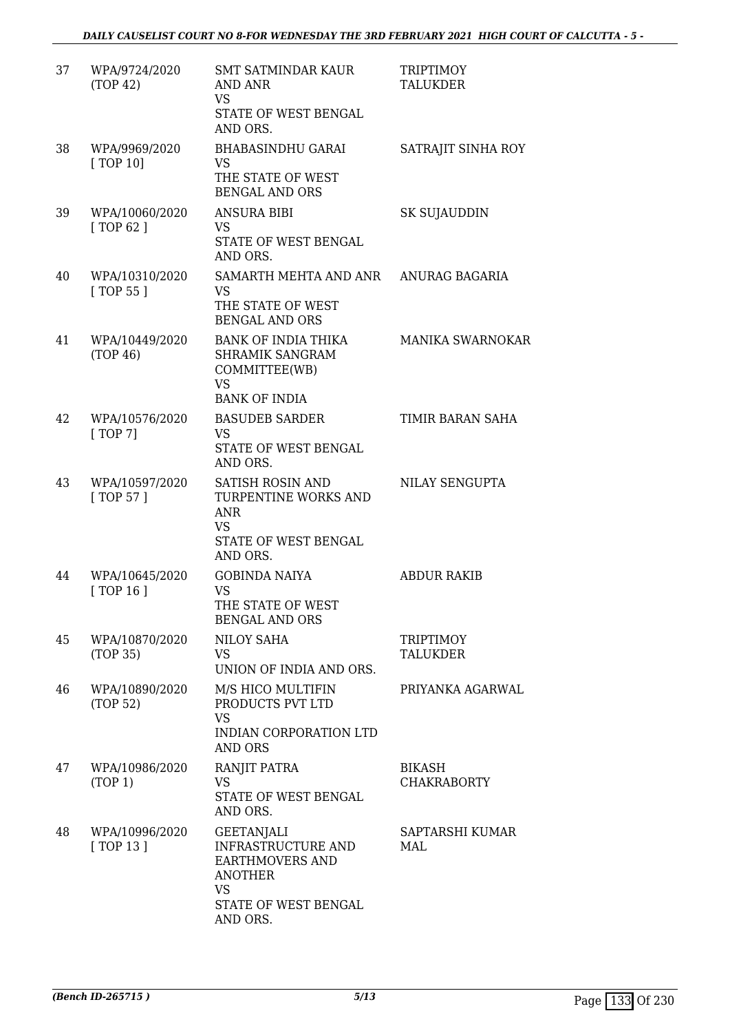| | | | |
|---|---|---|---|
| 37 | WPA/9724/2020 (TOP 42) | SMT SATMINDAR KAUR AND ANR VS STATE OF WEST BENGAL AND ORS. | TRIPTIMOY TALUKDER |
| 38 | WPA/9969/2020 [ TOP 10] | BHABASINDHU GARAI VS THE STATE OF WEST BENGAL AND ORS | SATRAJIT SINHA ROY |
| 39 | WPA/10060/2020 [ TOP 62 ] | ANSURA BIBI VS STATE OF WEST BENGAL AND ORS. | SK SUJAUDDIN |
| 40 | WPA/10310/2020 [ TOP 55 ] | SAMARTH MEHTA AND ANR VS THE STATE OF WEST BENGAL AND ORS | ANURAG BAGARIA |
| 41 | WPA/10449/2020 (TOP 46) | BANK OF INDIA THIKA SHRAMIK SANGRAM COMMITTEE(WB) VS BANK OF INDIA | MANIKA SWARNOKAR |
| 42 | WPA/10576/2020 [ TOP 7] | BASUDEB SARDER VS STATE OF WEST BENGAL AND ORS. | TIMIR BARAN SAHA |
| 43 | WPA/10597/2020 [ TOP 57 ] | SATISH ROSIN AND TURPENTINE WORKS AND ANR VS STATE OF WEST BENGAL AND ORS. | NILAY SENGUPTA |
| 44 | WPA/10645/2020 [ TOP 16 ] | GOBINDA NAIYA VS THE STATE OF WEST BENGAL AND ORS | ABDUR RAKIB |
| 45 | WPA/10870/2020 (TOP 35) | NILOY SAHA VS UNION OF INDIA AND ORS. | TRIPTIMOY TALUKDER |
| 46 | WPA/10890/2020 (TOP 52) | M/S HICO MULTIFIN PRODUCTS PVT LTD VS INDIAN CORPORATION LTD AND ORS | PRIYANKA AGARWAL |
| 47 | WPA/10986/2020 (TOP 1) | RANJIT PATRA VS STATE OF WEST BENGAL AND ORS. | BIKASH CHAKRABORTY |
| 48 | WPA/10996/2020 [ TOP 13 ] | GEETANJALI INFRASTRUCTURE AND EARTHMOVERS AND ANOTHER VS STATE OF WEST BENGAL AND ORS. | SAPTARSHI KUMAR MAL |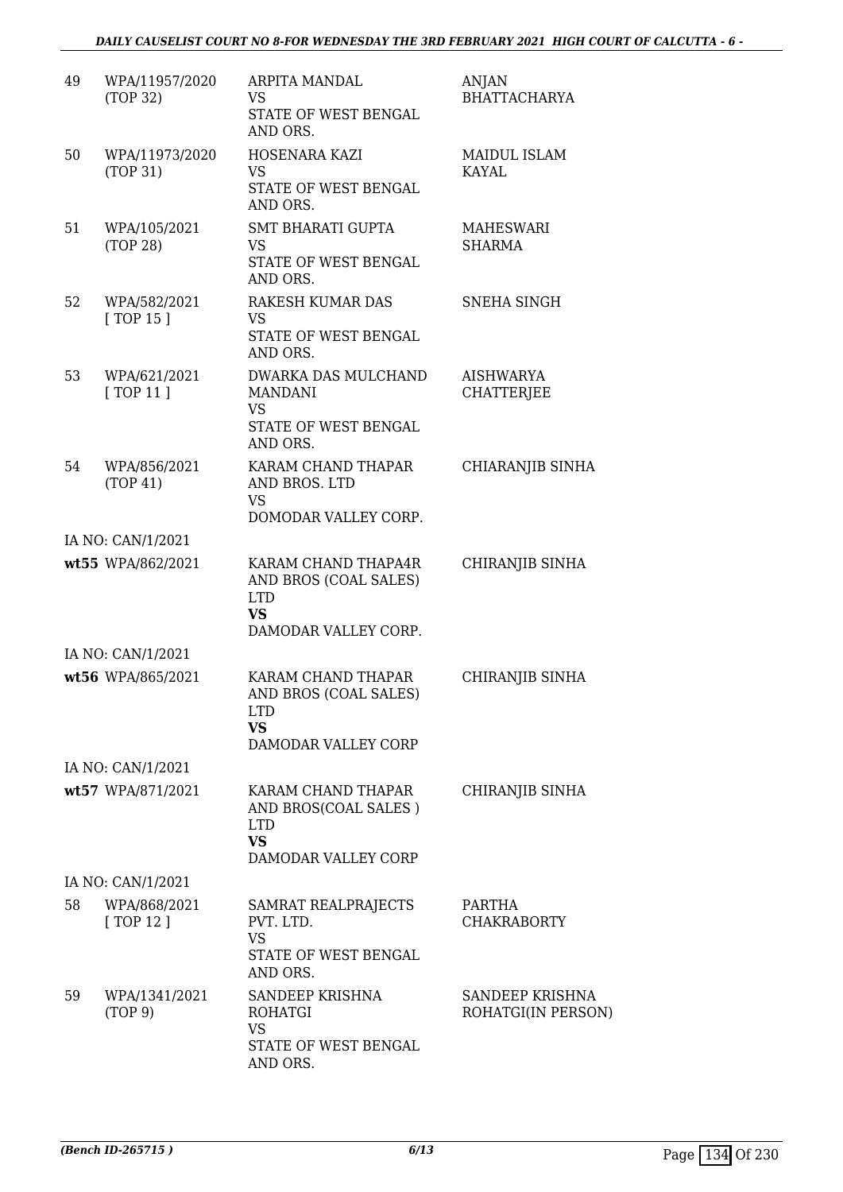| | | | |
|---|---|---|---|
| 49 | WPA/11957/2020 (TOP 32) | ARPITA MANDAL<br>VS<br>STATE OF WEST BENGAL AND ORS. | ANJAN BHATTACHARYA |
| 50 | WPA/11973/2020 (TOP 31) | HOSENARA KAZI<br>VS<br>STATE OF WEST BENGAL AND ORS. | MAIDUL ISLAM KAYAL |
| 51 | WPA/105/2021 (TOP 28) | SMT BHARATI GUPTA<br>VS<br>STATE OF WEST BENGAL AND ORS. | MAHESWARI SHARMA |
| 52 | WPA/582/2021 [ TOP 15 ] | RAKESH KUMAR DAS<br>VS<br>STATE OF WEST BENGAL AND ORS. | SNEHA SINGH |
| 53 | WPA/621/2021 [ TOP 11 ] | DWARKA DAS MULCHAND MANDANI<br>VS<br>STATE OF WEST BENGAL AND ORS. | AISHWARYA CHATTERJEE |
| 54 | WPA/856/2021 (TOP 41) | KARAM CHAND THAPAR AND BROS. LTD<br>VS<br>DOMODAR VALLEY CORP. | CHIARANJIB SINHA |
| | IA NO: CAN/1/2021 | | |
| wt55 | WPA/862/2021 | KARAM CHAND THAPA4R AND BROS (COAL SALES) LTD<br>**VS**<br>DAMODAR VALLEY CORP. | CHIRANJIB SINHA |
| | IA NO: CAN/1/2021 | | |
| wt56 | WPA/865/2021 | KARAM CHAND THAPAR AND BROS (COAL SALES) LTD<br>**VS**<br>DAMODAR VALLEY CORP | CHIRANJIB SINHA |
| | IA NO: CAN/1/2021 | | |
| wt57 | WPA/871/2021 | KARAM CHAND THAPAR AND BROS(COAL SALES ) LTD<br>**VS**<br>DAMODAR VALLEY CORP | CHIRANJIB SINHA |
| | IA NO: CAN/1/2021 | | |
| 58 | WPA/868/2021 [ TOP 12 ] | SAMRAT REALPRAJECTS PVT. LTD.<br>VS<br>STATE OF WEST BENGAL AND ORS. | PARTHA CHAKRABORTY |
| 59 | WPA/1341/2021 (TOP 9) | SANDEEP KRISHNA ROHATGI<br>VS<br>STATE OF WEST BENGAL AND ORS. | SANDEEP KRISHNA ROHATGI(IN PERSON) |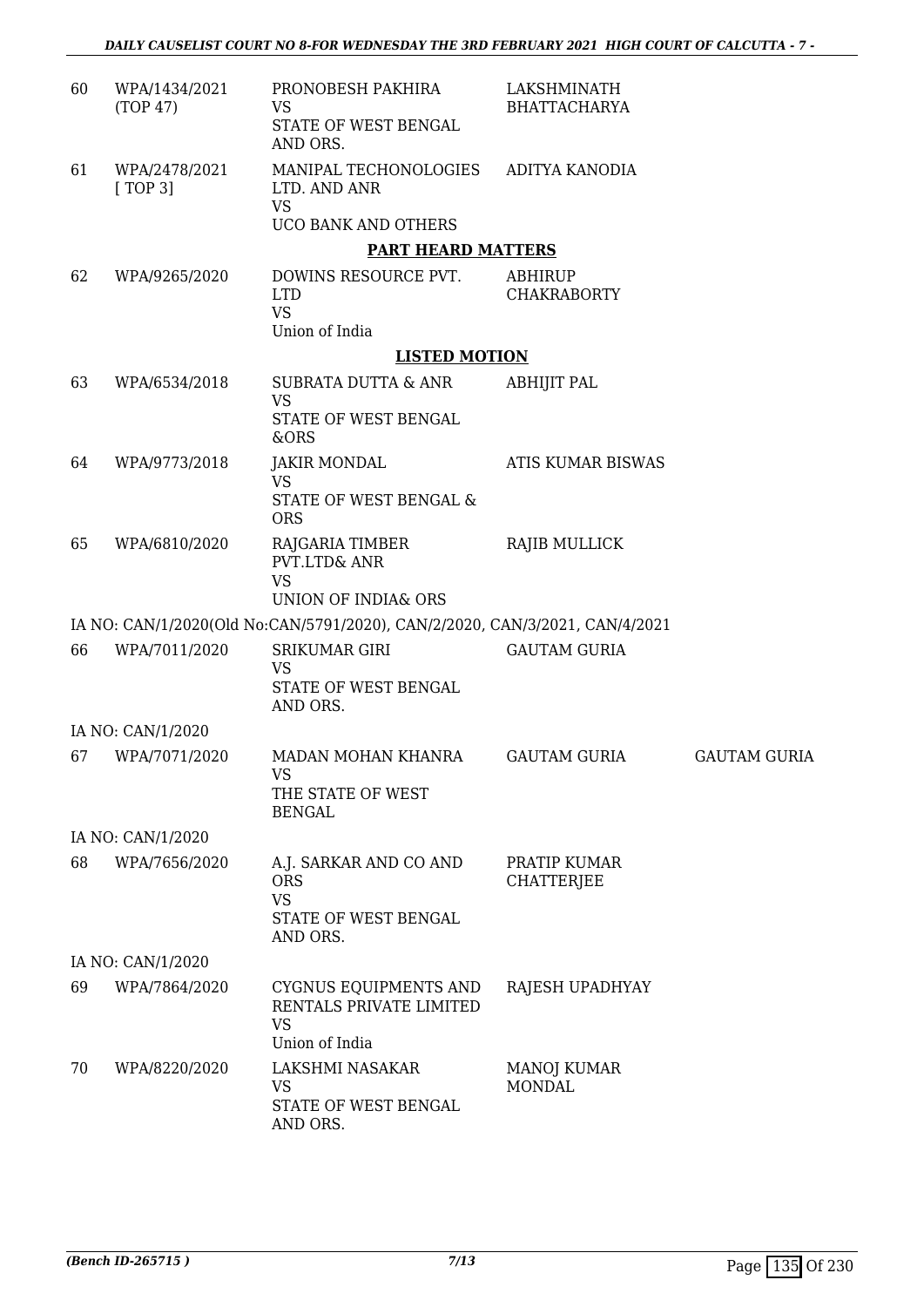| | | | | |
|---|---|---|---|---|
| 60 | WPA/1434/2021 (TOP 47) | PRONOBESH PAKHIRA<br>VS<br>STATE OF WEST BENGAL AND ORS. | LAKSHMINATH BHATTACHARYA | |
| 61 | WPA/2478/2021 [ TOP 3] | MANIPAL TECHONOLOGIES LTD. AND ANR<br>VS<br>UCO BANK AND OTHERS | ADITYA KANODIA | |

**PART HEARD MATTERS**

| | | | | |
|---|---|---|---|---|
| 62 | WPA/9265/2020 | DOWINS RESOURCE PVT. LTD<br>VS<br>Union of India | ABHIRUP CHAKRABORTY | |

**LISTED MOTION**

| | | | | |
|---|---|---|---|---|
| 63 | WPA/6534/2018 | SUBRATA DUTTA & ANR<br>VS<br>STATE OF WEST BENGAL &ORS | ABHIJIT PAL | |
| 64 | WPA/9773/2018 | JAKIR MONDAL<br>VS<br>STATE OF WEST BENGAL & ORS | ATIS KUMAR BISWAS | |
| 65 | WPA/6810/2020 | RAJGARIA TIMBER PVT.LTD& ANR<br>VS<br>UNION OF INDIA& ORS | RAJIB MULLICK | |
| | IA NO: CAN/1/2020(Old No:CAN/5791/2020), CAN/2/2020, CAN/3/2021, CAN/4/2021 | | | |
| 66 | WPA/7011/2020 | SRIKUMAR GIRI<br>VS<br>STATE OF WEST BENGAL AND ORS. | GAUTAM GURIA | |
| | IA NO: CAN/1/2020 | | | |
| 67 | WPA/7071/2020 | MADAN MOHAN KHANRA<br>VS<br>THE STATE OF WEST BENGAL | GAUTAM GURIA | GAUTAM GURIA |
| | IA NO: CAN/1/2020 | | | |
| 68 | WPA/7656/2020 | A.J. SARKAR AND CO AND ORS<br>VS<br>STATE OF WEST BENGAL AND ORS. | PRATIP KUMAR CHATTERJEE | |
| | IA NO: CAN/1/2020 | | | |
| 69 | WPA/7864/2020 | CYGNUS EQUIPMENTS AND RENTALS PRIVATE LIMITED<br>VS<br>Union of India | RAJESH UPADHYAY | |
| 70 | WPA/8220/2020 | LAKSHMI NASAKAR<br>VS<br>STATE OF WEST BENGAL AND ORS. | MANOJ KUMAR MONDAL | |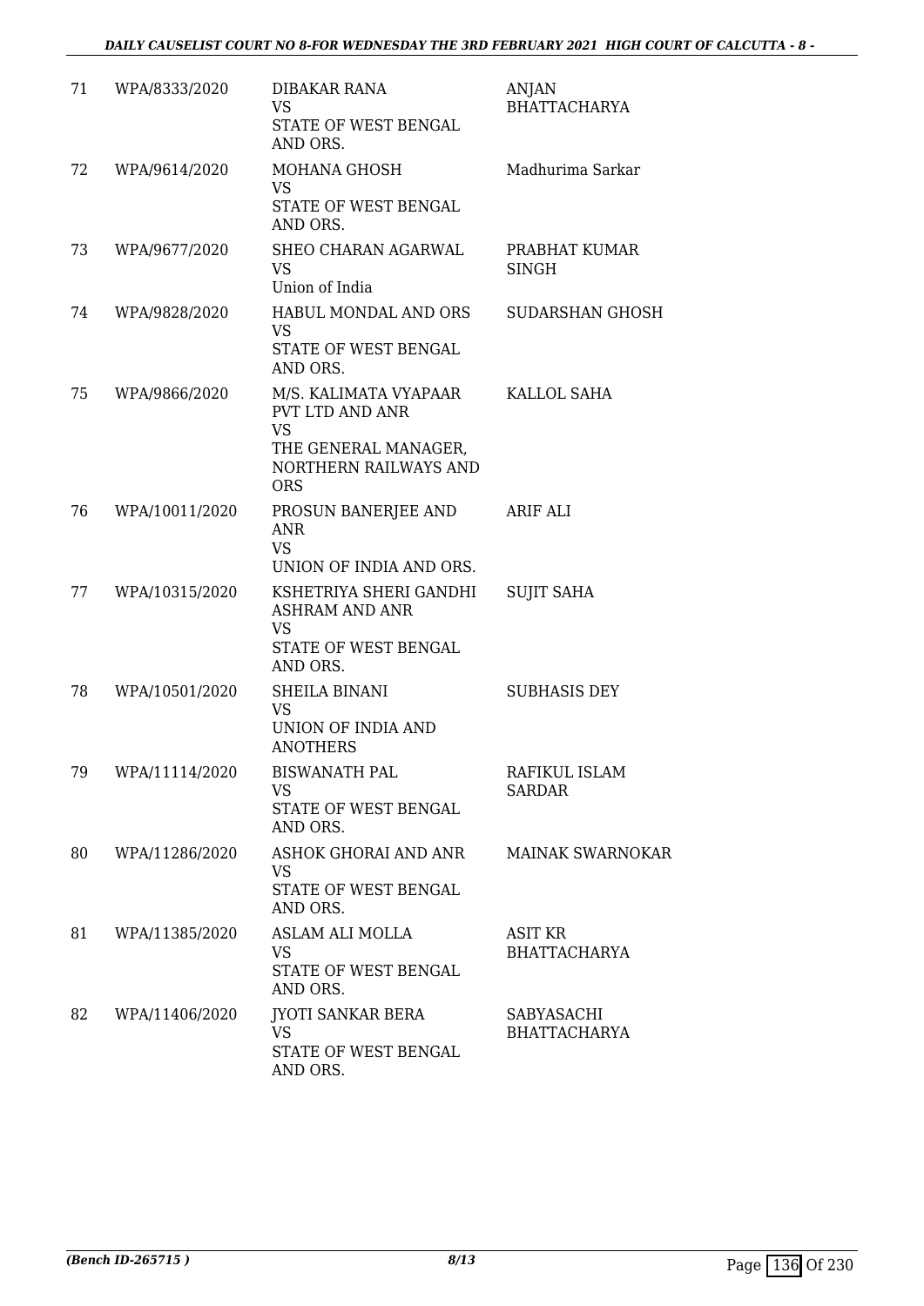| 71 | WPA/8333/2020 | DIBAKAR RANA<br>VS<br>STATE OF WEST BENGAL AND ORS. | ANJAN BHATTACHARYA |
|---|---|---|---|
| 72 | WPA/9614/2020 | MOHANA GHOSH<br>VS<br>STATE OF WEST BENGAL AND ORS. | Madhurima Sarkar |
| 73 | WPA/9677/2020 | SHEO CHARAN AGARWAL<br>VS<br>Union of India | PRABHAT KUMAR SINGH |
| 74 | WPA/9828/2020 | HABUL MONDAL AND ORS<br>VS<br>STATE OF WEST BENGAL AND ORS. | SUDARSHAN GHOSH |
| 75 | WPA/9866/2020 | M/S. KALIMATA VYAPAAR PVT LTD AND ANR<br>VS<br>THE GENERAL MANAGER, NORTHERN RAILWAYS AND ORS | KALLOL SAHA |
| 76 | WPA/10011/2020 | PROSUN BANERJEE AND ANR<br>VS<br>UNION OF INDIA AND ORS. | ARIF ALI |
| 77 | WPA/10315/2020 | KSHETRIYA SHERI GANDHI ASHRAM AND ANR<br>VS<br>STATE OF WEST BENGAL AND ORS. | SUJIT SAHA |
| 78 | WPA/10501/2020 | SHEILA BINANI<br>VS<br>UNION OF INDIA AND ANOTHERS | SUBHASIS DEY |
| 79 | WPA/11114/2020 | BISWANATH PAL<br>VS<br>STATE OF WEST BENGAL AND ORS. | RAFIKUL ISLAM SARDAR |
| 80 | WPA/11286/2020 | ASHOK GHORAI AND ANR<br>VS<br>STATE OF WEST BENGAL AND ORS. | MAINAK SWARNOKAR |
| 81 | WPA/11385/2020 | ASLAM ALI MOLLA<br>VS<br>STATE OF WEST BENGAL AND ORS. | ASIT KR BHATTACHARYA |
| 82 | WPA/11406/2020 | JYOTI SANKAR BERA<br>VS<br>STATE OF WEST BENGAL AND ORS. | SABYASACHI BHATTACHARYA |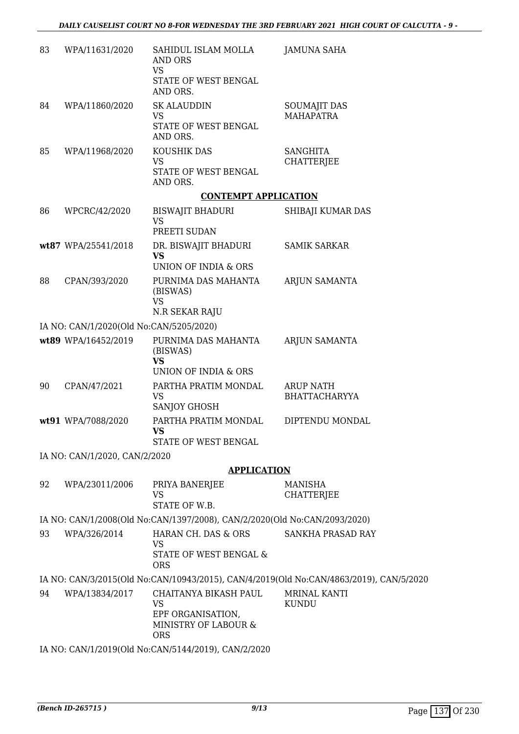| | | | |
|---|---|---|---|
| 83 | WPA/11631/2020 | SAHIDUL ISLAM MOLLA AND ORS<br>VS<br>STATE OF WEST BENGAL AND ORS. | JAMUNA SAHA |
| 84 | WPA/11860/2020 | SK ALAUDDIN<br>VS<br>STATE OF WEST BENGAL AND ORS. | SOUMAJIT DAS MAHAPATRA |
| 85 | WPA/11968/2020 | KOUSHIK DAS<br>VS<br>STATE OF WEST BENGAL AND ORS. | SANGHITA CHATTERJEE |

**CONTEMPT APPLICATION**

| | | | |
|---|---|---|---|
| 86 | WPCRC/42/2020 | BISWAJIT BHADURI<br>VS<br>PREETI SUDAN | SHIBAJI KUMAR DAS |
| **wt87** | WPA/25541/2018 | DR. BISWAJIT BHADURI<br>**VS**<br>UNION OF INDIA & ORS | SAMIK SARKAR |
| 88 | CPAN/393/2020 | PURNIMA DAS MAHANTA (BISWAS)<br>VS<br>N.R SEKAR RAJU | ARJUN SAMANTA |

IA NO: CAN/1/2020(Old No:CAN/5205/2020)

| | | | |
|---|---|---|---|
| **wt89** | WPA/16452/2019 | PURNIMA DAS MAHANTA (BISWAS)<br>**VS**<br>UNION OF INDIA & ORS | ARJUN SAMANTA |
| 90 | CPAN/47/2021 | PARTHA PRATIM MONDAL<br>VS<br>SANJOY GHOSH | ARUP NATH BHATTACHARYYA |
| **wt91** | WPA/7088/2020 | PARTHA PRATIM MONDAL<br>**VS**<br>STATE OF WEST BENGAL | DIPTENDU MONDAL |

IA NO: CAN/1/2020, CAN/2/2020

**APPLICATION**

| | | | |
|---|---|---|---|
| 92 | WPA/23011/2006 | PRIYA BANERJEE<br>VS<br>STATE OF W.B. | MANISHA CHATTERJEE |

IA NO: CAN/1/2008(Old No:CAN/1397/2008), CAN/2/2020(Old No:CAN/2093/2020)

| | | | |
|---|---|---|---|
| 93 | WPA/326/2014 | HARAN CH. DAS & ORS<br>VS<br>STATE OF WEST BENGAL & ORS | SANKHA PRASAD RAY |

IA NO: CAN/3/2015(Old No:CAN/10943/2015), CAN/4/2019(Old No:CAN/4863/2019), CAN/5/2020

| | | | |
|---|---|---|---|
| 94 | WPA/13834/2017 | CHAITANYA BIKASH PAUL<br>VS<br>EPF ORGANISATION, MINISTRY OF LABOUR & ORS | MRINAL KANTI KUNDU |

IA NO: CAN/1/2019(Old No:CAN/5144/2019), CAN/2/2020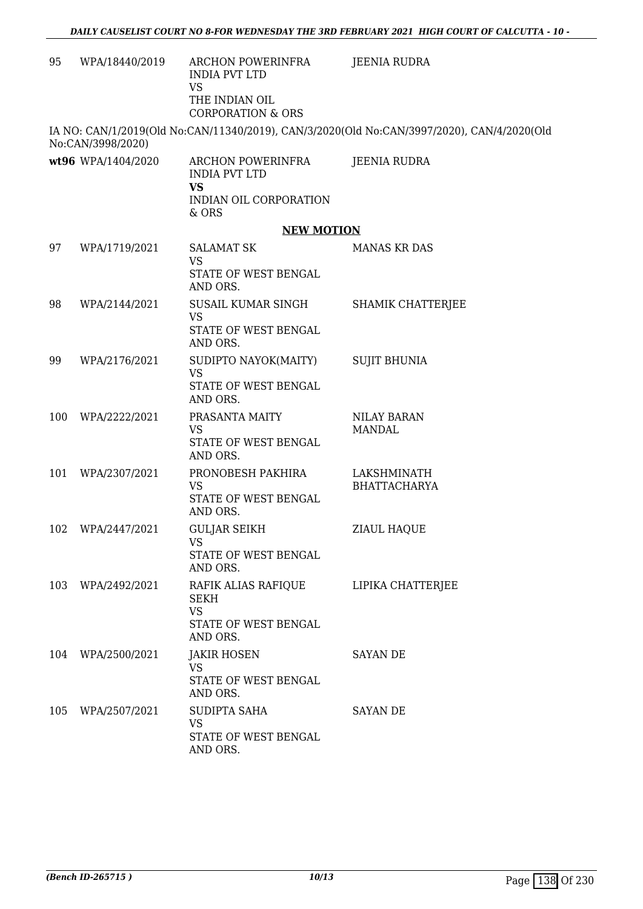| | | | |
|---|---|---|---|
| 95 | WPA/18440/2019 | ARCHON POWERINFRA INDIA PVT LTD<br>VS<br>THE INDIAN OIL CORPORATION & ORS | JEENIA RUDRA |

IA NO: CAN/1/2019(Old No:CAN/11340/2019), CAN/3/2020(Old No:CAN/3997/2020), CAN/4/2020(Old No:CAN/3998/2020)

| | | | |
|---|---|---|---|
| **wt96** | WPA/1404/2020 | ARCHON POWERINFRA INDIA PVT LTD<br>**VS**<br>INDIAN OIL CORPORATION & ORS | JEENIA RUDRA |

**NEW MOTION**

| | | | |
|---|---|---|---|
| 97 | WPA/1719/2021 | SALAMAT SK<br>VS<br>STATE OF WEST BENGAL AND ORS. | MANAS KR DAS |
| 98 | WPA/2144/2021 | SUSAIL KUMAR SINGH<br>VS<br>STATE OF WEST BENGAL AND ORS. | SHAMIK CHATTERJEE |
| 99 | WPA/2176/2021 | SUDIPTO NAYOK(MAITY)<br>VS<br>STATE OF WEST BENGAL AND ORS. | SUJIT BHUNIA |
| 100 | WPA/2222/2021 | PRASANTA MAITY<br>VS<br>STATE OF WEST BENGAL AND ORS. | NILAY BARAN MANDAL |
| 101 | WPA/2307/2021 | PRONOBESH PAKHIRA<br>VS<br>STATE OF WEST BENGAL AND ORS. | LAKSHMINATH BHATTACHARYA |
| 102 | WPA/2447/2021 | GULJAR SEIKH<br>VS<br>STATE OF WEST BENGAL AND ORS. | ZIAUL HAQUE |
| 103 | WPA/2492/2021 | RAFIK ALIAS RAFIQUE SEKH<br>VS<br>STATE OF WEST BENGAL AND ORS. | LIPIKA CHATTERJEE |
| 104 | WPA/2500/2021 | JAKIR HOSEN<br>VS<br>STATE OF WEST BENGAL AND ORS. | SAYAN DE |
| 105 | WPA/2507/2021 | SUDIPTA SAHA<br>VS<br>STATE OF WEST BENGAL AND ORS. | SAYAN DE |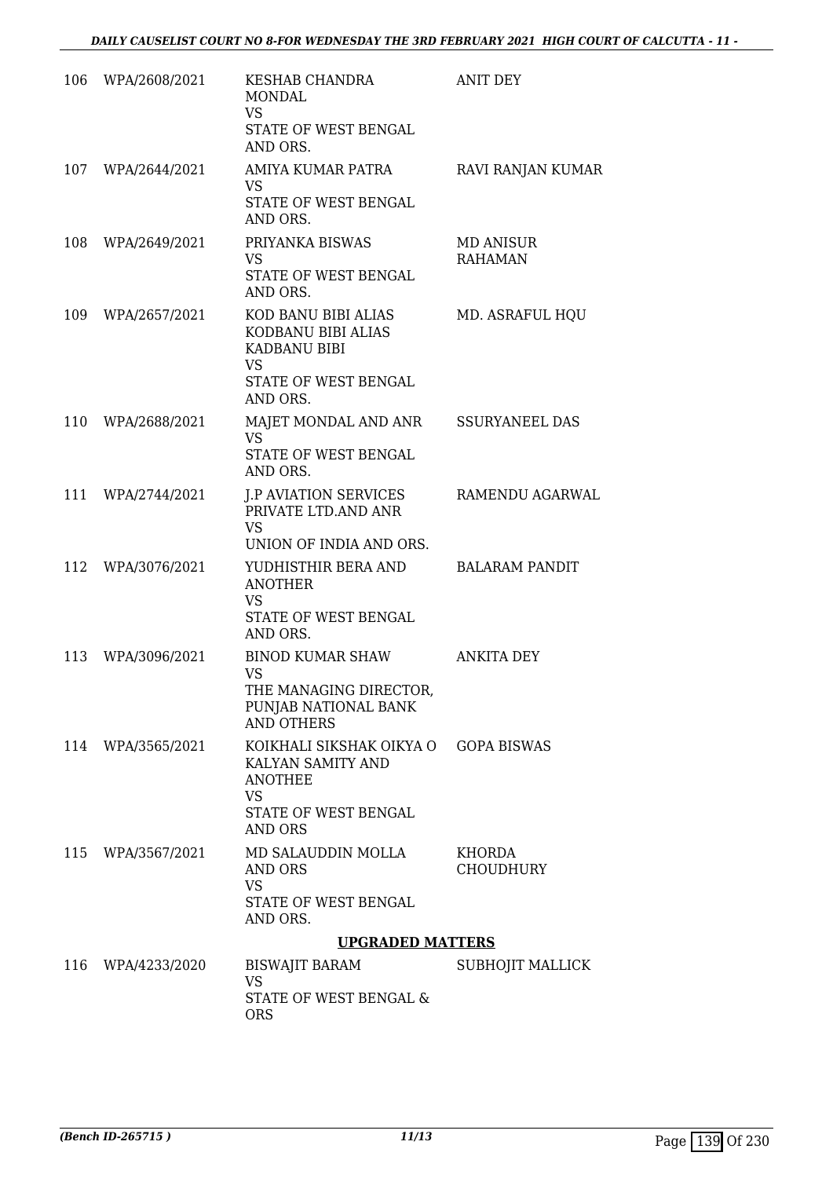| | | | |
|---|---|---|---|
| 106 | WPA/2608/2021 | KESHAB CHANDRA MONDAL<br>VS<br>STATE OF WEST BENGAL AND ORS. | ANIT DEY |
| 107 | WPA/2644/2021 | AMIYA KUMAR PATRA<br>VS<br>STATE OF WEST BENGAL AND ORS. | RAVI RANJAN KUMAR |
| 108 | WPA/2649/2021 | PRIYANKA BISWAS<br>VS<br>STATE OF WEST BENGAL AND ORS. | MD ANISUR RAHAMAN |
| 109 | WPA/2657/2021 | KOD BANU BIBI ALIAS KODBANU BIBI ALIAS KADBANU BIBI<br>VS<br>STATE OF WEST BENGAL AND ORS. | MD. ASRAFUL HQU |
| 110 | WPA/2688/2021 | MAJET MONDAL AND ANR<br>VS<br>STATE OF WEST BENGAL AND ORS. | SSURYANEEL DAS |
| 111 | WPA/2744/2021 | J.P AVIATION SERVICES PRIVATE LTD.AND ANR<br>VS<br>UNION OF INDIA AND ORS. | RAMENDU AGARWAL |
| 112 | WPA/3076/2021 | YUDHISTHIR BERA AND ANOTHER<br>VS<br>STATE OF WEST BENGAL AND ORS. | BALARAM PANDIT |
| 113 | WPA/3096/2021 | BINOD KUMAR SHAW<br>VS<br>THE MANAGING DIRECTOR, PUNJAB NATIONAL BANK AND OTHERS | ANKITA DEY |
| 114 | WPA/3565/2021 | KOIKHALI SIKSHAK OIKYA O KALYAN SAMITY AND ANOTHEE<br>VS<br>STATE OF WEST BENGAL AND ORS | GOPA BISWAS |
| 115 | WPA/3567/2021 | MD SALAUDDIN MOLLA AND ORS<br>VS<br>STATE OF WEST BENGAL AND ORS. | KHORDA CHOUDHURY |

**UPGRADED MATTERS**

| | | | |
|---|---|---|---|
| 116 | WPA/4233/2020 | BISWAJIT BARAM<br>VS<br>STATE OF WEST BENGAL & ORS | SUBHOJIT MALLICK |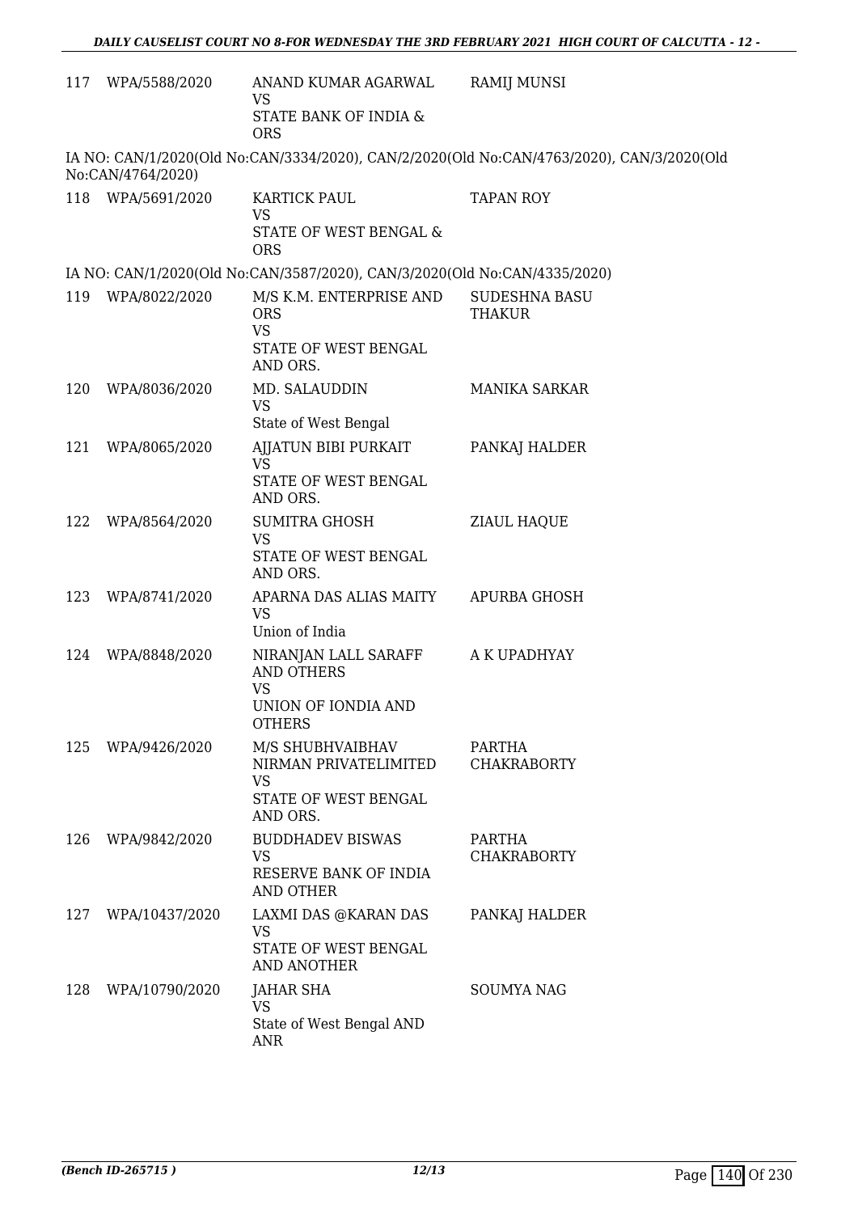| | | | |
|---|---|---|---|
| 117 | WPA/5588/2020 | ANAND KUMAR AGARWAL<br>VS<br>STATE BANK OF INDIA & ORS | RAMIJ MUNSI |

IA NO: CAN/1/2020(Old No:CAN/3334/2020), CAN/2/2020(Old No:CAN/4763/2020), CAN/3/2020(Old No:CAN/4764/2020)

| | | | |
|---|---|---|---|
| 118 | WPA/5691/2020 | KARTICK PAUL<br>VS<br>STATE OF WEST BENGAL & ORS | TAPAN ROY |

IA NO: CAN/1/2020(Old No:CAN/3587/2020), CAN/3/2020(Old No:CAN/4335/2020)

| | | | |
|---|---|---|---|
| 119 | WPA/8022/2020 | M/S K.M. ENTERPRISE AND ORS<br>VS<br>STATE OF WEST BENGAL AND ORS. | SUDESHNA BASU THAKUR |
| 120 | WPA/8036/2020 | MD. SALAUDDIN<br>VS<br>State of West Bengal | MANIKA SARKAR |
| 121 | WPA/8065/2020 | AJJATUN BIBI PURKAIT<br>VS<br>STATE OF WEST BENGAL AND ORS. | PANKAJ HALDER |
| 122 | WPA/8564/2020 | SUMITRA GHOSH<br>VS<br>STATE OF WEST BENGAL AND ORS. | ZIAUL HAQUE |
| 123 | WPA/8741/2020 | APARNA DAS ALIAS MAITY<br>VS<br>Union of India | APURBA GHOSH |
| 124 | WPA/8848/2020 | NIRANJAN LALL SARAFF AND OTHERS<br>VS<br>UNION OF IONDIA AND OTHERS | A K UPADHYAY |
| 125 | WPA/9426/2020 | M/S SHUBHVAIBHAV NIRMAN PRIVATELIMITED<br>VS<br>STATE OF WEST BENGAL AND ORS. | PARTHA CHAKRABORTY |
| 126 | WPA/9842/2020 | BUDDHADEV BISWAS<br>VS<br>RESERVE BANK OF INDIA AND OTHER | PARTHA CHAKRABORTY |
| 127 | WPA/10437/2020 | LAXMI DAS @KARAN DAS<br>VS<br>STATE OF WEST BENGAL AND ANOTHER | PANKAJ HALDER |
| 128 | WPA/10790/2020 | JAHAR SHA<br>VS<br>State of West Bengal AND ANR | SOUMYA NAG |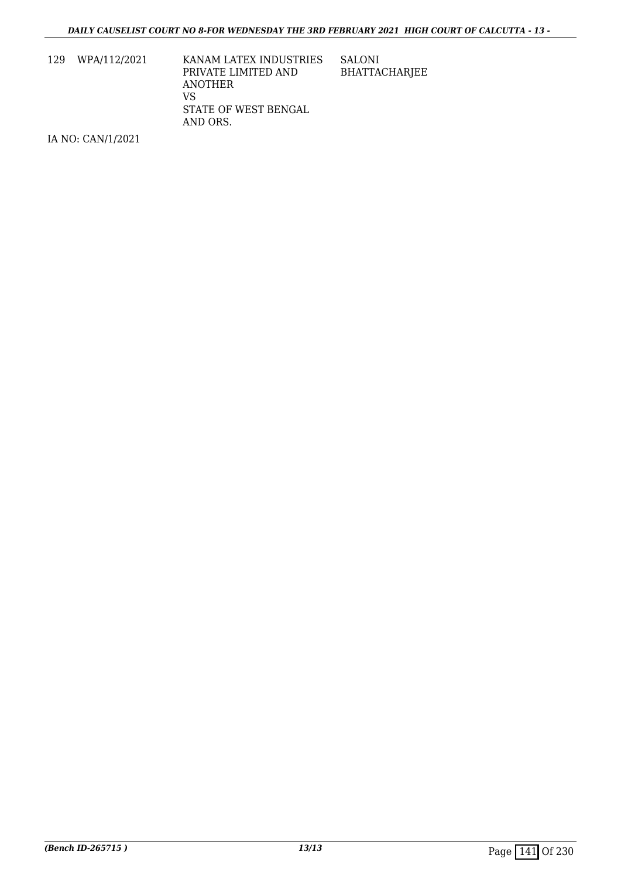| | | | |
|---|---|---|---|
| 129 | WPA/112/2021 | KANAM LATEX INDUSTRIES PRIVATE LIMITED AND ANOTHER<br>VS<br>STATE OF WEST BENGAL AND ORS. | SALONI BHATTACHARJEE |

IA NO: CAN/1/2021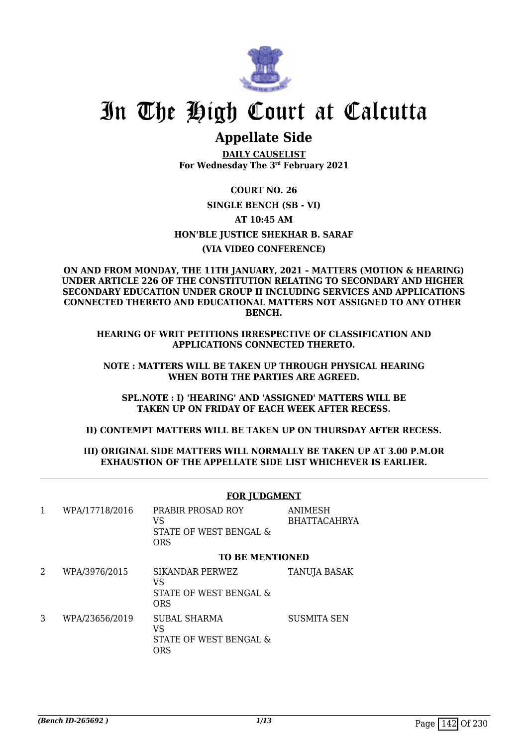# In The High Court at Calcutta

## Appellate Side

**DAILY CAUSELIST**
**For Wednesday The 3rd February 2021**

**COURT NO. 26**

**SINGLE BENCH (SB - VI)**

**AT 10:45 AM**

**HON'BLE JUSTICE SHEKHAR B. SARAF**

**(VIA VIDEO CONFERENCE)**

**ON AND FROM MONDAY, THE 11TH JANUARY, 2021 – MATTERS (MOTION & HEARING) UNDER ARTICLE 226 OF THE CONSTITUTION RELATING TO SECONDARY AND HIGHER SECONDARY EDUCATION UNDER GROUP II INCLUDING SERVICES AND APPLICATIONS CONNECTED THERETO AND EDUCATIONAL MATTERS NOT ASSIGNED TO ANY OTHER BENCH.**

**HEARING OF WRIT PETITIONS IRRESPECTIVE OF CLASSIFICATION AND APPLICATIONS CONNECTED THERETO.**

**NOTE : MATTERS WILL BE TAKEN UP THROUGH PHYSICAL HEARING WHEN BOTH THE PARTIES ARE AGREED.**

**SPL.NOTE : I) 'HEARING' AND 'ASSIGNED' MATTERS WILL BE TAKEN UP ON FRIDAY OF EACH WEEK AFTER RECESS.**

**II) CONTEMPT MATTERS WILL BE TAKEN UP ON THURSDAY AFTER RECESS.**

**III) ORIGINAL SIDE MATTERS WILL NORMALLY BE TAKEN UP AT 3.00 P.M.OR EXHAUSTION OF THE APPELLATE SIDE LIST WHICHEVER IS EARLIER.**

**FOR JUDGMENT**

| | | | |
|---|---|---|---|
| 1 | WPA/17718/2016 | PRABIR PROSAD ROY<br>VS<br>STATE OF WEST BENGAL & ORS | ANIMESH BHATTACAHRYA |

**TO BE MENTIONED**

| | | | |
|---|---|---|---|
| 2 | WPA/3976/2015 | SIKANDAR PERWEZ<br>VS<br>STATE OF WEST BENGAL & ORS | TANUJA BASAK |
| 3 | WPA/23656/2019 | SUBAL SHARMA<br>VS<br>STATE OF WEST BENGAL & ORS | SUSMITA SEN |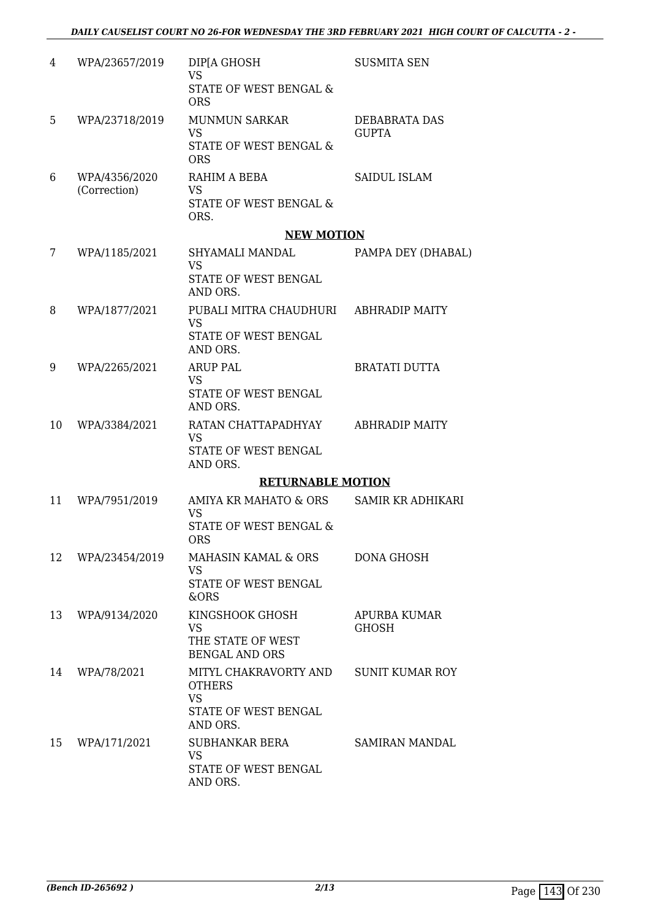| | | | |
|---|---|---|---|
| 4 | WPA/23657/2019 | DIP[A GHOSH<br>VS<br>STATE OF WEST BENGAL & ORS | SUSMITA SEN |
| 5 | WPA/23718/2019 | MUNMUN SARKAR<br>VS<br>STATE OF WEST BENGAL & ORS | DEBABRATA DAS GUPTA |
| 6 | WPA/4356/2020 (Correction) | RAHIM A BEBA<br>VS<br>STATE OF WEST BENGAL & ORS. | SAIDUL ISLAM |

## NEW MOTION

| | | | |
|---|---|---|---|
| 7 | WPA/1185/2021 | SHYAMALI MANDAL<br>VS<br>STATE OF WEST BENGAL AND ORS. | PAMPA DEY (DHABAL) |
| 8 | WPA/1877/2021 | PUBALI MITRA CHAUDHURI<br>VS<br>STATE OF WEST BENGAL AND ORS. | ABHRADIP MAITY |
| 9 | WPA/2265/2021 | ARUP PAL<br>VS<br>STATE OF WEST BENGAL AND ORS. | BRATATI DUTTA |
| 10 | WPA/3384/2021 | RATAN CHATTAPADHYAY<br>VS<br>STATE OF WEST BENGAL AND ORS. | ABHRADIP MAITY |

## RETURNABLE MOTION

| | | | |
|---|---|---|---|
| 11 | WPA/7951/2019 | AMIYA KR MAHATO & ORS<br>VS<br>STATE OF WEST BENGAL & ORS | SAMIR KR ADHIKARI |
| 12 | WPA/23454/2019 | MAHASIN KAMAL & ORS<br>VS<br>STATE OF WEST BENGAL &ORS | DONA GHOSH |
| 13 | WPA/9134/2020 | KINGSHOOK GHOSH<br>VS<br>THE STATE OF WEST BENGAL AND ORS | APURBA KUMAR GHOSH |
| 14 | WPA/78/2021 | MITYL CHAKRAVORTY AND OTHERS<br>VS<br>STATE OF WEST BENGAL AND ORS. | SUNIT KUMAR ROY |
| 15 | WPA/171/2021 | SUBHANKAR BERA<br>VS<br>STATE OF WEST BENGAL AND ORS. | SAMIRAN MANDAL |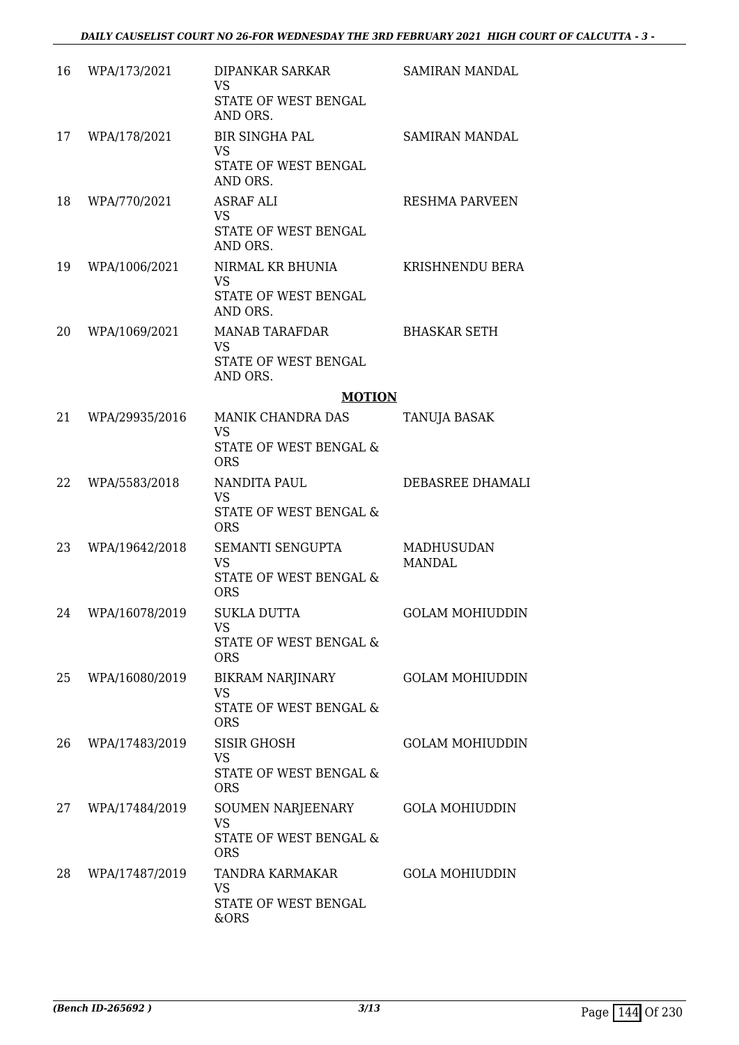| 16 | WPA/173/2021 | DIPANKAR SARKAR<br>VS<br>STATE OF WEST BENGAL AND ORS. | SAMIRAN MANDAL |
|---|---|---|---|
| 17 | WPA/178/2021 | BIR SINGHA PAL<br>VS<br>STATE OF WEST BENGAL AND ORS. | SAMIRAN MANDAL |
| 18 | WPA/770/2021 | ASRAF ALI<br>VS<br>STATE OF WEST BENGAL AND ORS. | RESHMA PARVEEN |
| 19 | WPA/1006/2021 | NIRMAL KR BHUNIA<br>VS<br>STATE OF WEST BENGAL AND ORS. | KRISHNENDU BERA |
| 20 | WPA/1069/2021 | MANAB TARAFDAR<br>VS<br>STATE OF WEST BENGAL AND ORS. | BHASKAR SETH |

**MOTION**

| 21 | WPA/29935/2016 | MANIK CHANDRA DAS<br>VS<br>STATE OF WEST BENGAL & ORS | TANUJA BASAK |
|---|---|---|---|
| 22 | WPA/5583/2018 | NANDITA PAUL<br>VS<br>STATE OF WEST BENGAL & ORS | DEBASREE DHAMALI |
| 23 | WPA/19642/2018 | SEMANTI SENGUPTA<br>VS<br>STATE OF WEST BENGAL & ORS | MADHUSUDAN MANDAL |
| 24 | WPA/16078/2019 | SUKLA DUTTA<br>VS<br>STATE OF WEST BENGAL & ORS | GOLAM MOHIUDDIN |
| 25 | WPA/16080/2019 | BIKRAM NARJINARY<br>VS<br>STATE OF WEST BENGAL & ORS | GOLAM MOHIUDDIN |
| 26 | WPA/17483/2019 | SISIR GHOSH<br>VS<br>STATE OF WEST BENGAL & ORS | GOLAM MOHIUDDIN |
| 27 | WPA/17484/2019 | SOUMEN NARJEENARY<br>VS<br>STATE OF WEST BENGAL & ORS | GOLA MOHIUDDIN |
| 28 | WPA/17487/2019 | TANDRA KARMAKAR<br>VS<br>STATE OF WEST BENGAL &ORS | GOLA MOHIUDDIN |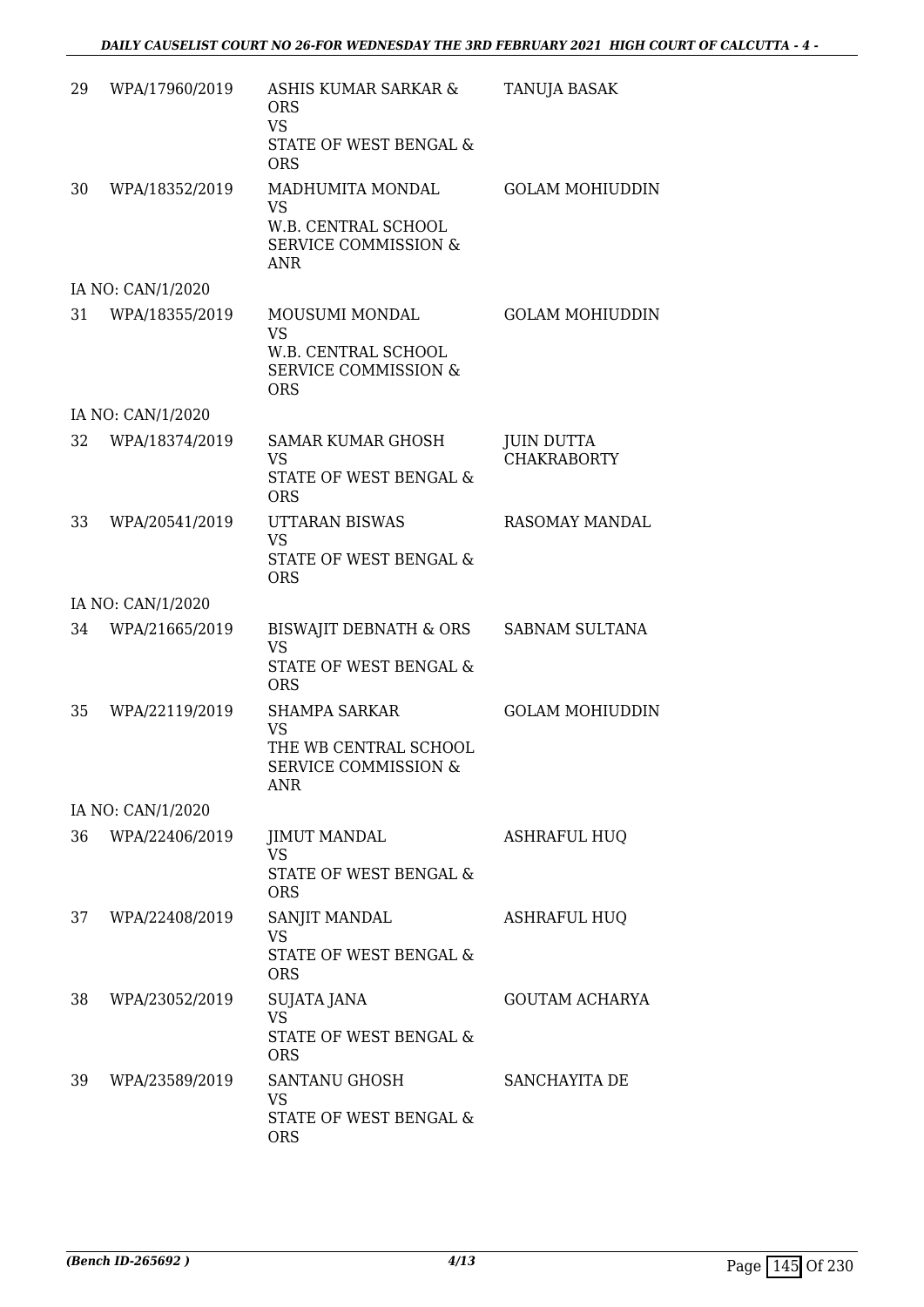| | | | |
|---|---|---|---|
| 29 | WPA/17960/2019 | ASHIS KUMAR SARKAR & ORS<br>VS<br>STATE OF WEST BENGAL & ORS | TANUJA BASAK |
| 30 | WPA/18352/2019 | MADHUMITA MONDAL<br>VS<br>W.B. CENTRAL SCHOOL SERVICE COMMISSION & ANR | GOLAM MOHIUDDIN |
| | IA NO: CAN/1/2020 | | |
| 31 | WPA/18355/2019 | MOUSUMI MONDAL<br>VS<br>W.B. CENTRAL SCHOOL SERVICE COMMISSION & ORS | GOLAM MOHIUDDIN |
| | IA NO: CAN/1/2020 | | |
| 32 | WPA/18374/2019 | SAMAR KUMAR GHOSH<br>VS<br>STATE OF WEST BENGAL & ORS | JUIN DUTTA CHAKRABORTY |
| 33 | WPA/20541/2019 | UTTARAN BISWAS<br>VS<br>STATE OF WEST BENGAL & ORS | RASOMAY MANDAL |
| | IA NO: CAN/1/2020 | | |
| 34 | WPA/21665/2019 | BISWAJIT DEBNATH & ORS<br>VS<br>STATE OF WEST BENGAL & ORS | SABNAM SULTANA |
| 35 | WPA/22119/2019 | SHAMPA SARKAR<br>VS<br>THE WB CENTRAL SCHOOL SERVICE COMMISSION & ANR | GOLAM MOHIUDDIN |
| | IA NO: CAN/1/2020 | | |
| 36 | WPA/22406/2019 | JIMUT MANDAL<br>VS<br>STATE OF WEST BENGAL & ORS | ASHRAFUL HUQ |
| 37 | WPA/22408/2019 | SANJIT MANDAL<br>VS<br>STATE OF WEST BENGAL & ORS | ASHRAFUL HUQ |
| 38 | WPA/23052/2019 | SUJATA JANA<br>VS<br>STATE OF WEST BENGAL & ORS | GOUTAM ACHARYA |
| 39 | WPA/23589/2019 | SANTANU GHOSH<br>VS<br>STATE OF WEST BENGAL & ORS | SANCHAYITA DE |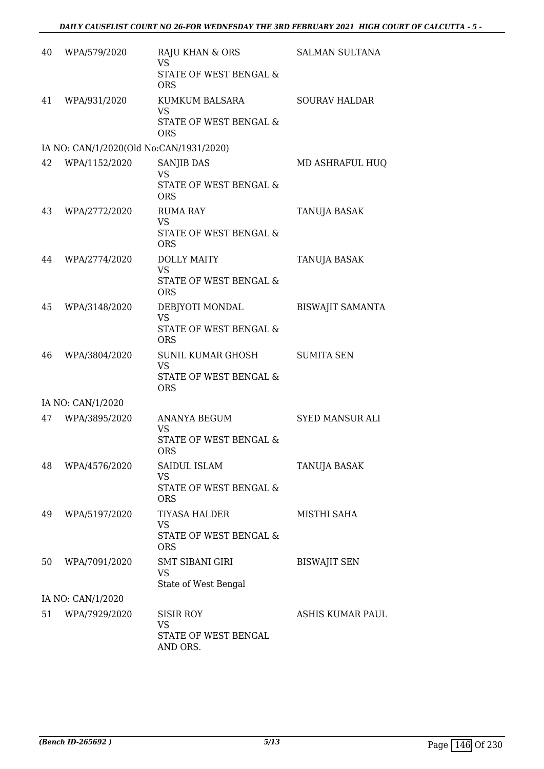| | | | |
|---|---|---|---|
| 40 | WPA/579/2020 | RAJU KHAN & ORS<br>VS<br>STATE OF WEST BENGAL & ORS | SALMAN SULTANA |
| 41 | WPA/931/2020 | KUMKUM BALSARA<br>VS<br>STATE OF WEST BENGAL & ORS | SOURAV HALDAR |
| | IA NO: CAN/1/2020(Old No:CAN/1931/2020) | | |
| 42 | WPA/1152/2020 | SANJIB DAS<br>VS<br>STATE OF WEST BENGAL & ORS | MD ASHRAFUL HUQ |
| 43 | WPA/2772/2020 | RUMA RAY<br>VS<br>STATE OF WEST BENGAL & ORS | TANUJA BASAK |
| 44 | WPA/2774/2020 | DOLLY MAITY<br>VS<br>STATE OF WEST BENGAL & ORS | TANUJA BASAK |
| 45 | WPA/3148/2020 | DEBJYOTI MONDAL<br>VS<br>STATE OF WEST BENGAL & ORS | BISWAJIT SAMANTA |
| 46 | WPA/3804/2020 | SUNIL KUMAR GHOSH<br>VS<br>STATE OF WEST BENGAL & ORS | SUMITA SEN |
| | IA NO: CAN/1/2020 | | |
| 47 | WPA/3895/2020 | ANANYA BEGUM<br>VS<br>STATE OF WEST BENGAL & ORS | SYED MANSUR ALI |
| 48 | WPA/4576/2020 | SAIDUL ISLAM<br>VS<br>STATE OF WEST BENGAL & ORS | TANUJA BASAK |
| 49 | WPA/5197/2020 | TIYASA HALDER<br>VS<br>STATE OF WEST BENGAL & ORS | MISTHI SAHA |
| 50 | WPA/7091/2020 | SMT SIBANI GIRI<br>VS<br>State of West Bengal | BISWAJIT SEN |
| | IA NO: CAN/1/2020 | | |
| 51 | WPA/7929/2020 | SISIR ROY<br>VS<br>STATE OF WEST BENGAL AND ORS. | ASHIS KUMAR PAUL |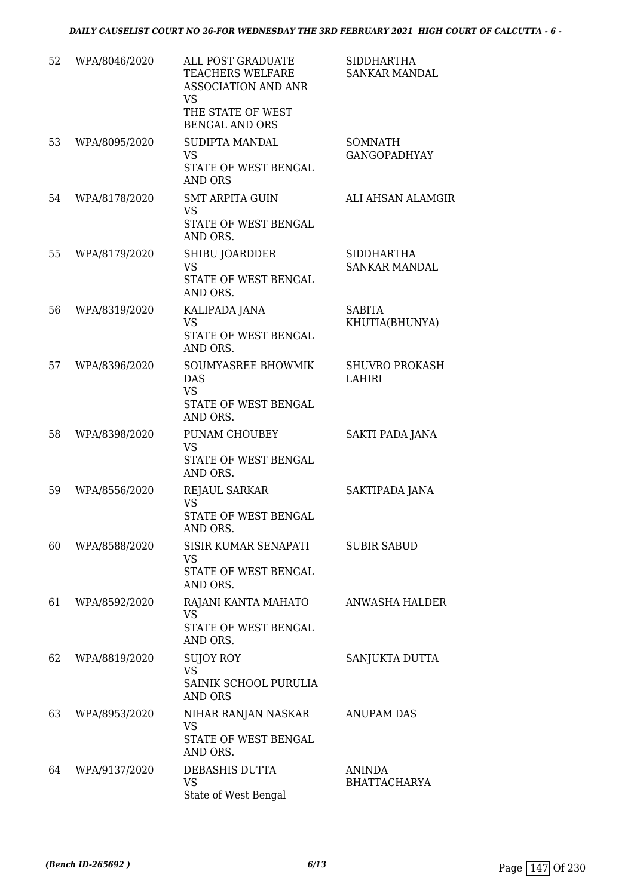| 52 | WPA/8046/2020 | ALL POST GRADUATE TEACHERS WELFARE ASSOCIATION AND ANR VS THE STATE OF WEST BENGAL AND ORS | SIDDHARTHA SANKAR MANDAL |
|---|---|---|---|
| 53 | WPA/8095/2020 | SUDIPTA MANDAL VS STATE OF WEST BENGAL AND ORS | SOMNATH GANGOPADHYAY |
| 54 | WPA/8178/2020 | SMT ARPITA GUIN VS STATE OF WEST BENGAL AND ORS. | ALI AHSAN ALAMGIR |
| 55 | WPA/8179/2020 | SHIBU JOARDDER VS STATE OF WEST BENGAL AND ORS. | SIDDHARTHA SANKAR MANDAL |
| 56 | WPA/8319/2020 | KALIPADA JANA VS STATE OF WEST BENGAL AND ORS. | SABITA KHUTIA(BHUNYA) |
| 57 | WPA/8396/2020 | SOUMYASREE BHOWMIK DAS VS STATE OF WEST BENGAL AND ORS. | SHUVRO PROKASH LAHIRI |
| 58 | WPA/8398/2020 | PUNAM CHOUBEY VS STATE OF WEST BENGAL AND ORS. | SAKTI PADA JANA |
| 59 | WPA/8556/2020 | REJAUL SARKAR VS STATE OF WEST BENGAL AND ORS. | SAKTIPADA JANA |
| 60 | WPA/8588/2020 | SISIR KUMAR SENAPATI VS STATE OF WEST BENGAL AND ORS. | SUBIR SABUD |
| 61 | WPA/8592/2020 | RAJANI KANTA MAHATO VS STATE OF WEST BENGAL AND ORS. | ANWASHA HALDER |
| 62 | WPA/8819/2020 | SUJOY ROY VS SAINIK SCHOOL PURULIA AND ORS | SANJUKTA DUTTA |
| 63 | WPA/8953/2020 | NIHAR RANJAN NASKAR VS STATE OF WEST BENGAL AND ORS. | ANUPAM DAS |
| 64 | WPA/9137/2020 | DEBASHIS DUTTA VS State of West Bengal | ANINDA BHATTACHARYA |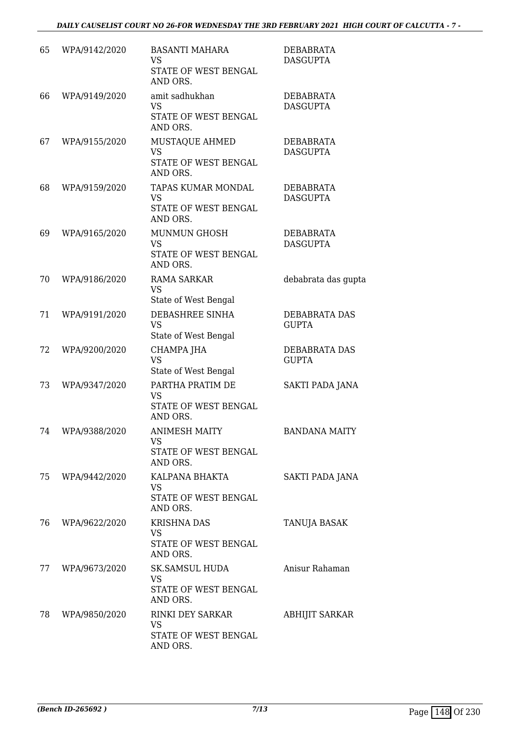| 65 | WPA/9142/2020 | BASANTI MAHARA<br>VS<br>STATE OF WEST BENGAL AND ORS. | DEBABRATA DASGUPTA |
|---|---|---|---|
| 66 | WPA/9149/2020 | amit sadhukhan<br>VS<br>STATE OF WEST BENGAL AND ORS. | DEBABRATA DASGUPTA |
| 67 | WPA/9155/2020 | MUSTAQUE AHMED<br>VS<br>STATE OF WEST BENGAL AND ORS. | DEBABRATA DASGUPTA |
| 68 | WPA/9159/2020 | TAPAS KUMAR MONDAL<br>VS<br>STATE OF WEST BENGAL AND ORS. | DEBABRATA DASGUPTA |
| 69 | WPA/9165/2020 | MUNMUN GHOSH<br>VS<br>STATE OF WEST BENGAL AND ORS. | DEBABRATA DASGUPTA |
| 70 | WPA/9186/2020 | RAMA SARKAR<br>VS<br>State of West Bengal | debabrata das gupta |
| 71 | WPA/9191/2020 | DEBASHREE SINHA<br>VS<br>State of West Bengal | DEBABRATA DAS GUPTA |
| 72 | WPA/9200/2020 | CHAMPA JHA<br>VS<br>State of West Bengal | DEBABRATA DAS GUPTA |
| 73 | WPA/9347/2020 | PARTHA PRATIM DE<br>VS<br>STATE OF WEST BENGAL AND ORS. | SAKTI PADA JANA |
| 74 | WPA/9388/2020 | ANIMESH MAITY<br>VS<br>STATE OF WEST BENGAL AND ORS. | BANDANA MAITY |
| 75 | WPA/9442/2020 | KALPANA BHAKTA<br>VS<br>STATE OF WEST BENGAL AND ORS. | SAKTI PADA JANA |
| 76 | WPA/9622/2020 | KRISHNA DAS<br>VS<br>STATE OF WEST BENGAL AND ORS. | TANUJA BASAK |
| 77 | WPA/9673/2020 | SK.SAMSUL HUDA<br>VS<br>STATE OF WEST BENGAL AND ORS. | Anisur Rahaman |
| 78 | WPA/9850/2020 | RINKI DEY SARKAR<br>VS<br>STATE OF WEST BENGAL AND ORS. | ABHIJIT SARKAR |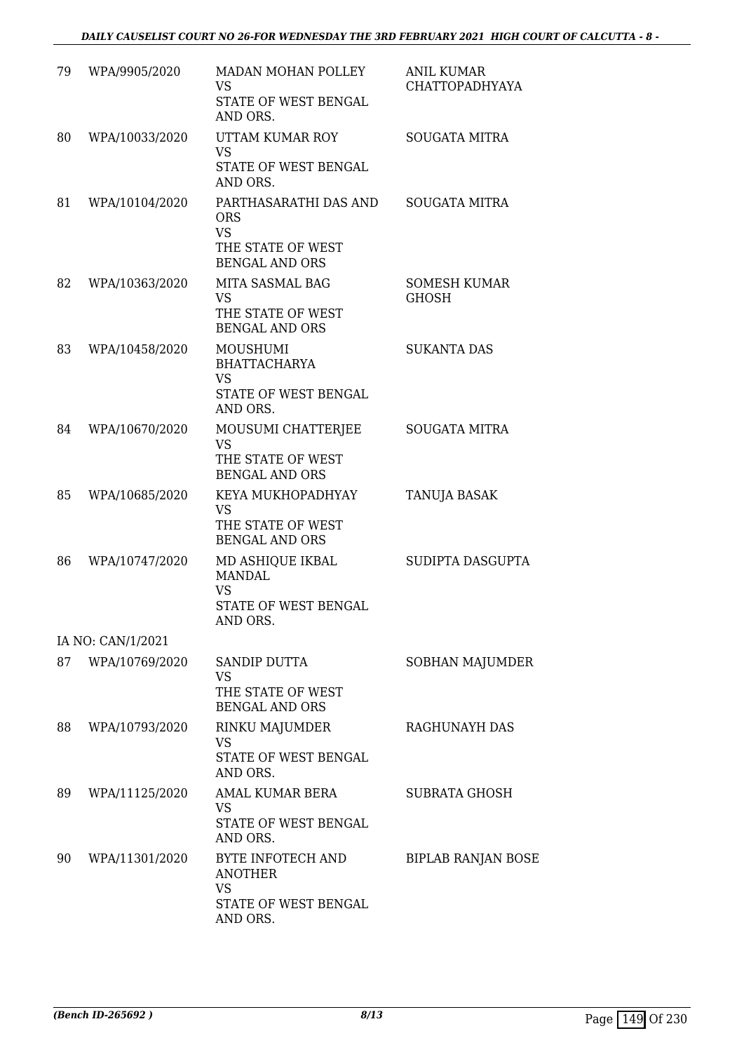| | | | |
|---|---|---|---|
| 79 | WPA/9905/2020 | MADAN MOHAN POLLEY<br>VS<br>STATE OF WEST BENGAL AND ORS. | ANIL KUMAR CHATTOPADHYAYA |
| 80 | WPA/10033/2020 | UTTAM KUMAR ROY<br>VS<br>STATE OF WEST BENGAL AND ORS. | SOUGATA MITRA |
| 81 | WPA/10104/2020 | PARTHASARATHI DAS AND ORS<br>VS<br>THE STATE OF WEST BENGAL AND ORS | SOUGATA MITRA |
| 82 | WPA/10363/2020 | MITA SASMAL BAG<br>VS<br>THE STATE OF WEST BENGAL AND ORS | SOMESH KUMAR GHOSH |
| 83 | WPA/10458/2020 | MOUSHUMI BHATTACHARYA<br>VS<br>STATE OF WEST BENGAL AND ORS. | SUKANTA DAS |
| 84 | WPA/10670/2020 | MOUSUMI CHATTERJEE<br>VS<br>THE STATE OF WEST BENGAL AND ORS | SOUGATA MITRA |
| 85 | WPA/10685/2020 | KEYA MUKHOPADHYAY<br>VS<br>THE STATE OF WEST BENGAL AND ORS | TANUJA BASAK |
| 86 | WPA/10747/2020 | MD ASHIQUE IKBAL MANDAL<br>VS<br>STATE OF WEST BENGAL AND ORS. | SUDIPTA DASGUPTA |
| | IA NO: CAN/1/2021 | | |
| 87 | WPA/10769/2020 | SANDIP DUTTA<br>VS<br>THE STATE OF WEST BENGAL AND ORS | SOBHAN MAJUMDER |
| 88 | WPA/10793/2020 | RINKU MAJUMDER<br>VS<br>STATE OF WEST BENGAL AND ORS. | RAGHUNAYH DAS |
| 89 | WPA/11125/2020 | AMAL KUMAR BERA<br>VS<br>STATE OF WEST BENGAL AND ORS. | SUBRATA GHOSH |
| 90 | WPA/11301/2020 | BYTE INFOTECH AND ANOTHER<br>VS<br>STATE OF WEST BENGAL AND ORS. | BIPLAB RANJAN BOSE |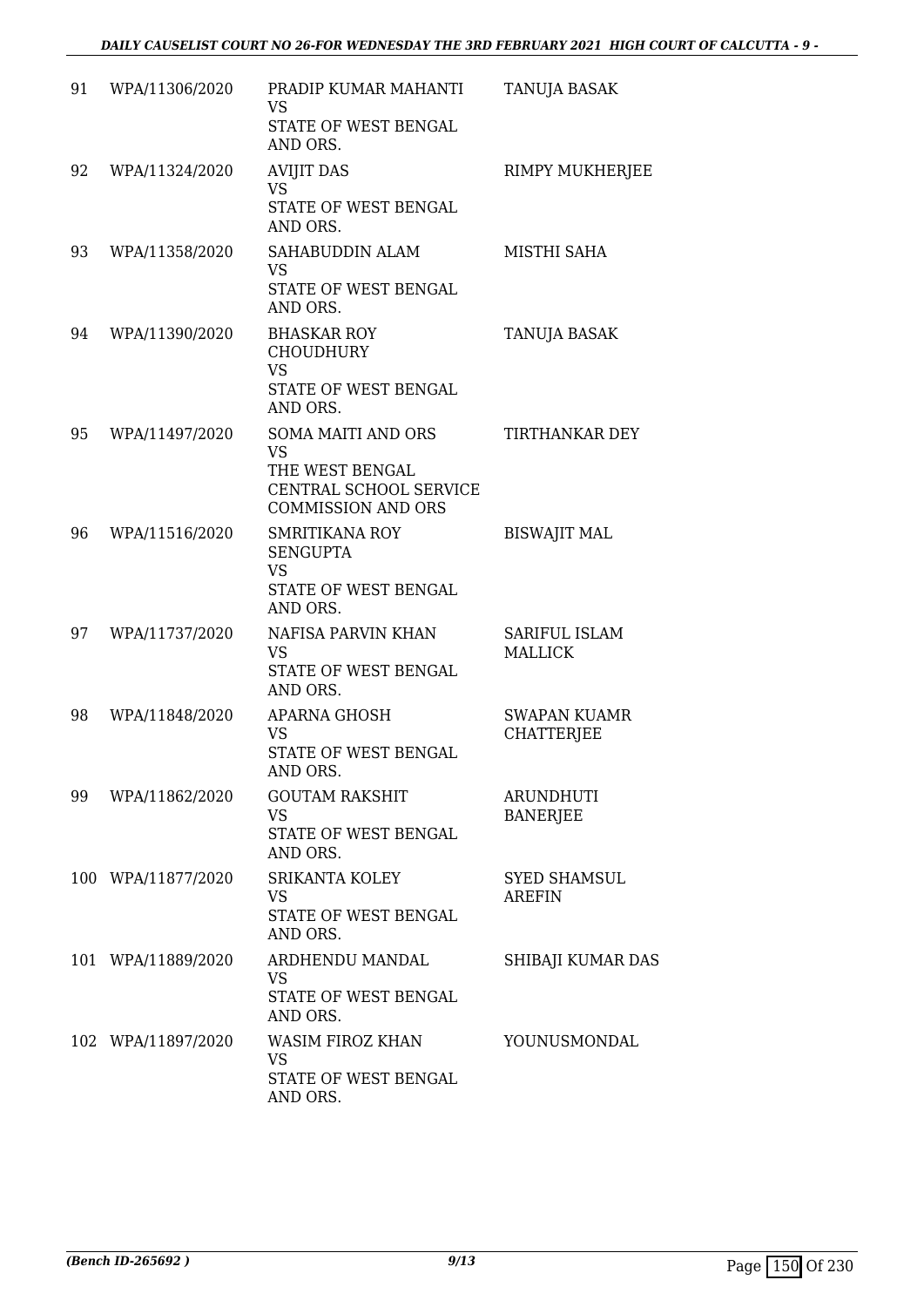| | | | |
|---|---|---|---|
| 91 | WPA/11306/2020 | PRADIP KUMAR MAHANTI<br>VS<br>STATE OF WEST BENGAL AND ORS. | TANUJA BASAK |
| 92 | WPA/11324/2020 | AVIJIT DAS<br>VS<br>STATE OF WEST BENGAL AND ORS. | RIMPY MUKHERJEE |
| 93 | WPA/11358/2020 | SAHABUDDIN ALAM<br>VS<br>STATE OF WEST BENGAL AND ORS. | MISTHI SAHA |
| 94 | WPA/11390/2020 | BHASKAR ROY CHOUDHURY<br>VS<br>STATE OF WEST BENGAL AND ORS. | TANUJA BASAK |
| 95 | WPA/11497/2020 | SOMA MAITI AND ORS<br>VS<br>THE WEST BENGAL CENTRAL SCHOOL SERVICE COMMISSION AND ORS | TIRTHANKAR DEY |
| 96 | WPA/11516/2020 | SMRITIKANA ROY SENGUPTA<br>VS<br>STATE OF WEST BENGAL AND ORS. | BISWAJIT MAL |
| 97 | WPA/11737/2020 | NAFISA PARVIN KHAN<br>VS<br>STATE OF WEST BENGAL AND ORS. | SARIFUL ISLAM MALLICK |
| 98 | WPA/11848/2020 | APARNA GHOSH<br>VS<br>STATE OF WEST BENGAL AND ORS. | SWAPAN KUAMR CHATTERJEE |
| 99 | WPA/11862/2020 | GOUTAM RAKSHIT<br>VS<br>STATE OF WEST BENGAL AND ORS. | ARUNDHUTI BANERJEE |
| 100 | WPA/11877/2020 | SRIKANTA KOLEY<br>VS<br>STATE OF WEST BENGAL AND ORS. | SYED SHAMSUL AREFIN |
| 101 | WPA/11889/2020 | ARDHENDU MANDAL<br>VS<br>STATE OF WEST BENGAL AND ORS. | SHIBAJI KUMAR DAS |
| 102 | WPA/11897/2020 | WASIM FIROZ KHAN<br>VS<br>STATE OF WEST BENGAL AND ORS. | YOUNUSMONDAL |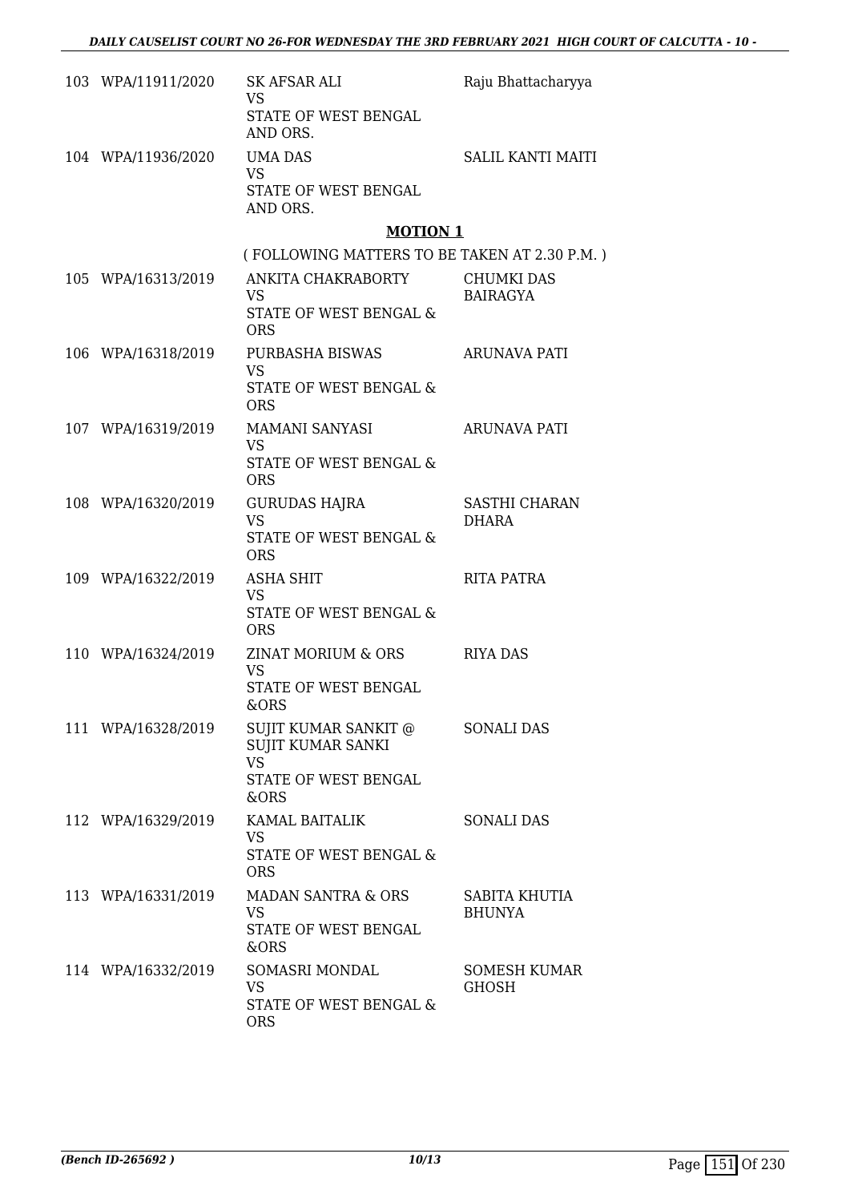| | | | |
|---|---|---|---|
| 103 | WPA/11911/2020 | SK AFSAR ALI<br>VS<br>STATE OF WEST BENGAL AND ORS. | Raju Bhattacharyya |
| 104 | WPA/11936/2020 | UMA DAS<br>VS<br>STATE OF WEST BENGAL AND ORS. | SALIL KANTI MAITI |

**MOTION 1**

( FOLLOWING MATTERS TO BE TAKEN AT 2.30 P.M. )

| | | | |
|---|---|---|---|
| 105 | WPA/16313/2019 | ANKITA CHAKRABORTY<br>VS<br>STATE OF WEST BENGAL & ORS | CHUMKI DAS BAIRAGYA |
| 106 | WPA/16318/2019 | PURBASHA BISWAS<br>VS<br>STATE OF WEST BENGAL & ORS | ARUNAVA PATI |
| 107 | WPA/16319/2019 | MAMANI SANYASI<br>VS<br>STATE OF WEST BENGAL & ORS | ARUNAVA PATI |
| 108 | WPA/16320/2019 | GURUDAS HAJRA<br>VS<br>STATE OF WEST BENGAL & ORS | SASTHI CHARAN DHARA |
| 109 | WPA/16322/2019 | ASHA SHIT<br>VS<br>STATE OF WEST BENGAL & ORS | RITA PATRA |
| 110 | WPA/16324/2019 | ZINAT MORIUM & ORS<br>VS<br>STATE OF WEST BENGAL &ORS | RIYA DAS |
| 111 | WPA/16328/2019 | SUJIT KUMAR SANKIT @ SUJIT KUMAR SANKI<br>VS<br>STATE OF WEST BENGAL &ORS | SONALI DAS |
| 112 | WPA/16329/2019 | KAMAL BAITALIK<br>VS<br>STATE OF WEST BENGAL & ORS | SONALI DAS |
| 113 | WPA/16331/2019 | MADAN SANTRA & ORS<br>VS<br>STATE OF WEST BENGAL &ORS | SABITA KHUTIA BHUNYA |
| 114 | WPA/16332/2019 | SOMASRI MONDAL<br>VS<br>STATE OF WEST BENGAL & ORS | SOMESH KUMAR GHOSH |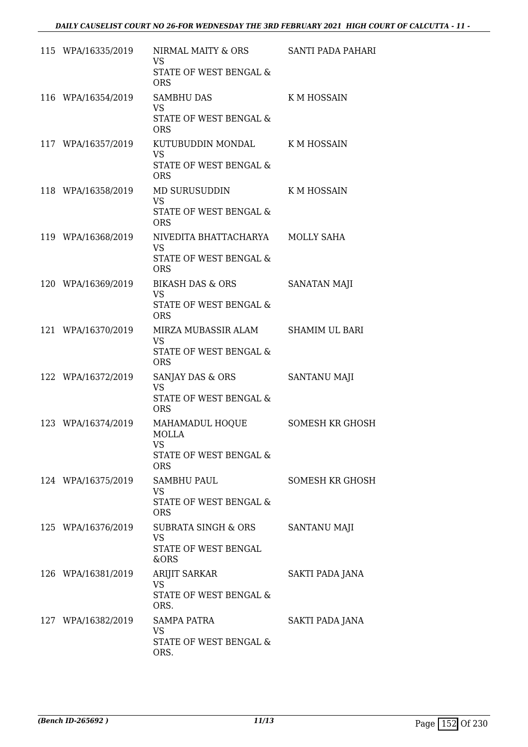| | | | |
|---|---|---|---|
| 115 | WPA/16335/2019 | NIRMAL MAITY & ORS<br>VS<br>STATE OF WEST BENGAL & ORS | SANTI PADA PAHARI |
| 116 | WPA/16354/2019 | SAMBHU DAS<br>VS<br>STATE OF WEST BENGAL & ORS | K M HOSSAIN |
| 117 | WPA/16357/2019 | KUTUBUDDIN MONDAL<br>VS<br>STATE OF WEST BENGAL & ORS | K M HOSSAIN |
| 118 | WPA/16358/2019 | MD SURUSUDDIN<br>VS<br>STATE OF WEST BENGAL & ORS | K M HOSSAIN |
| 119 | WPA/16368/2019 | NIVEDITA BHATTACHARYA<br>VS<br>STATE OF WEST BENGAL & ORS | MOLLY SAHA |
| 120 | WPA/16369/2019 | BIKASH DAS & ORS<br>VS<br>STATE OF WEST BENGAL & ORS | SANATAN MAJI |
| 121 | WPA/16370/2019 | MIRZA MUBASSIR ALAM<br>VS<br>STATE OF WEST BENGAL & ORS | SHAMIM UL BARI |
| 122 | WPA/16372/2019 | SANJAY DAS & ORS<br>VS<br>STATE OF WEST BENGAL & ORS | SANTANU MAJI |
| 123 | WPA/16374/2019 | MAHAMADUL HOQUE MOLLA<br>VS<br>STATE OF WEST BENGAL & ORS | SOMESH KR GHOSH |
| 124 | WPA/16375/2019 | SAMBHU PAUL<br>VS<br>STATE OF WEST BENGAL & ORS | SOMESH KR GHOSH |
| 125 | WPA/16376/2019 | SUBRATA SINGH & ORS<br>VS<br>STATE OF WEST BENGAL &ORS | SANTANU MAJI |
| 126 | WPA/16381/2019 | ARIJIT SARKAR<br>VS<br>STATE OF WEST BENGAL & ORS. | SAKTI PADA JANA |
| 127 | WPA/16382/2019 | SAMPA PATRA<br>VS<br>STATE OF WEST BENGAL & ORS. | SAKTI PADA JANA |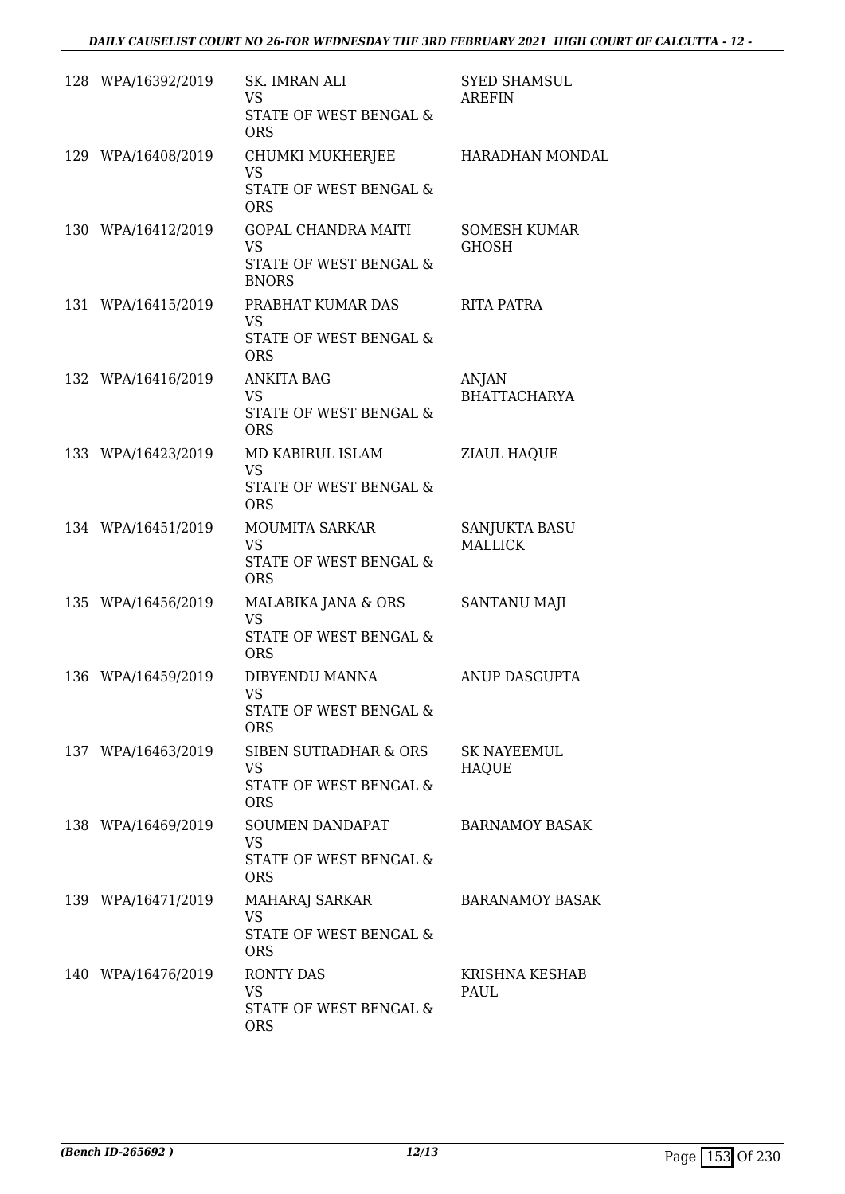| | | | |
|---|---|---|---|
| 128 | WPA/16392/2019 | SK. IMRAN ALI<br>VS<br>STATE OF WEST BENGAL & ORS | SYED SHAMSUL AREFIN |
| 129 | WPA/16408/2019 | CHUMKI MUKHERJEE<br>VS<br>STATE OF WEST BENGAL & ORS | HARADHAN MONDAL |
| 130 | WPA/16412/2019 | GOPAL CHANDRA MAITI<br>VS<br>STATE OF WEST BENGAL & BNORS | SOMESH KUMAR GHOSH |
| 131 | WPA/16415/2019 | PRABHAT KUMAR DAS<br>VS<br>STATE OF WEST BENGAL & ORS | RITA PATRA |
| 132 | WPA/16416/2019 | ANKITA BAG<br>VS<br>STATE OF WEST BENGAL & ORS | ANJAN BHATTACHARYA |
| 133 | WPA/16423/2019 | MD KABIRUL ISLAM<br>VS<br>STATE OF WEST BENGAL & ORS | ZIAUL HAQUE |
| 134 | WPA/16451/2019 | MOUMITA SARKAR<br>VS<br>STATE OF WEST BENGAL & ORS | SANJUKTA BASU MALLICK |
| 135 | WPA/16456/2019 | MALABIKA JANA & ORS<br>VS<br>STATE OF WEST BENGAL & ORS | SANTANU MAJI |
| 136 | WPA/16459/2019 | DIBYENDU MANNA<br>VS<br>STATE OF WEST BENGAL & ORS | ANUP DASGUPTA |
| 137 | WPA/16463/2019 | SIBEN SUTRADHAR & ORS<br>VS<br>STATE OF WEST BENGAL & ORS | SK NAYEEMUL HAQUE |
| 138 | WPA/16469/2019 | SOUMEN DANDAPAT<br>VS<br>STATE OF WEST BENGAL & ORS | BARNAMOY BASAK |
| 139 | WPA/16471/2019 | MAHARAJ SARKAR<br>VS<br>STATE OF WEST BENGAL & ORS | BARANAMOY BASAK |
| 140 | WPA/16476/2019 | RONTY DAS<br>VS<br>STATE OF WEST BENGAL & ORS | KRISHNA KESHAB PAUL |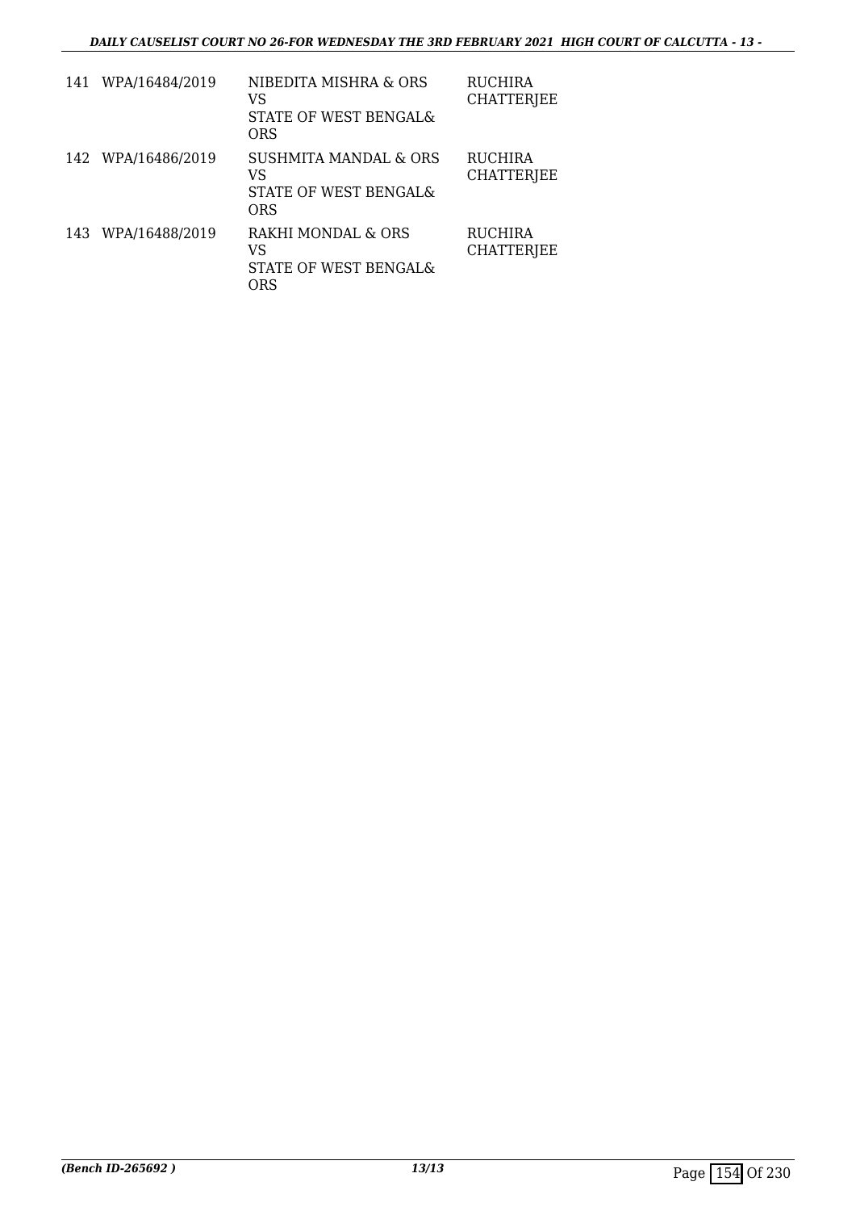| | | | |
|---|---|---|---|
| 141 | WPA/16484/2019 | NIBEDITA MISHRA & ORS<br>VS<br>STATE OF WEST BENGAL&<br>ORS | RUCHIRA<br>CHATTERJEE |
| 142 | WPA/16486/2019 | SUSHMITA MANDAL & ORS<br>VS<br>STATE OF WEST BENGAL&<br>ORS | RUCHIRA<br>CHATTERJEE |
| 143 | WPA/16488/2019 | RAKHI MONDAL & ORS<br>VS<br>STATE OF WEST BENGAL&<br>ORS | RUCHIRA<br>CHATTERJEE |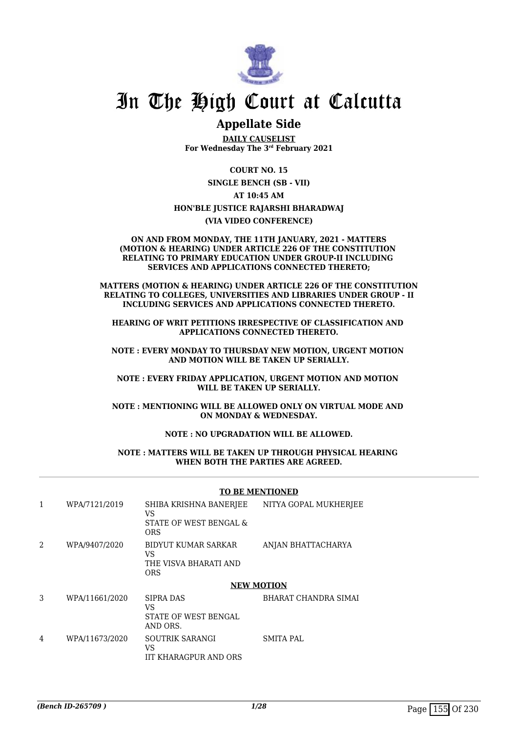# In The High Court at Calcutta

## Appellate Side

**DAILY CAUSELIST**
**For Wednesday The 3rd February 2021**

**COURT NO. 15**

**SINGLE BENCH (SB - VII)**

**AT 10:45 AM**

**HON'BLE JUSTICE RAJARSHI BHARADWAJ**

**(VIA VIDEO CONFERENCE)**

**ON AND FROM MONDAY, THE 11TH JANUARY, 2021 - MATTERS (MOTION & HEARING) UNDER ARTICLE 226 OF THE CONSTITUTION RELATING TO PRIMARY EDUCATION UNDER GROUP-II INCLUDING SERVICES AND APPLICATIONS CONNECTED THERETO;**

**MATTERS (MOTION & HEARING) UNDER ARTICLE 226 OF THE CONSTITUTION RELATING TO COLLEGES, UNIVERSITIES AND LIBRARIES UNDER GROUP - II INCLUDING SERVICES AND APPLICATIONS CONNECTED THERETO.**

**HEARING OF WRIT PETITIONS IRRESPECTIVE OF CLASSIFICATION AND APPLICATIONS CONNECTED THERETO.**

**NOTE : EVERY MONDAY TO THURSDAY NEW MOTION, URGENT MOTION AND MOTION WILL BE TAKEN UP SERIALLY.**

**NOTE : EVERY FRIDAY APPLICATION, URGENT MOTION AND MOTION WILL BE TAKEN UP SERIALLY.**

**NOTE : MENTIONING WILL BE ALLOWED ONLY ON VIRTUAL MODE AND ON MONDAY & WEDNESDAY.**

**NOTE : NO UPGRADATION WILL BE ALLOWED.**

**NOTE : MATTERS WILL BE TAKEN UP THROUGH PHYSICAL HEARING WHEN BOTH THE PARTIES ARE AGREED.**

**TO BE MENTIONED**

| | | | |
|---|---|---|---|
| 1 | WPA/7121/2019 | SHIBA KRISHNA BANERJEE VS STATE OF WEST BENGAL & ORS | NITYA GOPAL MUKHERJEE |
| 2 | WPA/9407/2020 | BIDYUT KUMAR SARKAR VS THE VISVA BHARATI AND ORS | ANJAN BHATTACHARYA |

**NEW MOTION**

| | | | |
|---|---|---|---|
| 3 | WPA/11661/2020 | SIPRA DAS VS STATE OF WEST BENGAL AND ORS. | BHARAT CHANDRA SIMAI |
| 4 | WPA/11673/2020 | SOUTRIK SARANGI VS IIT KHARAGPUR AND ORS | SMITA PAL |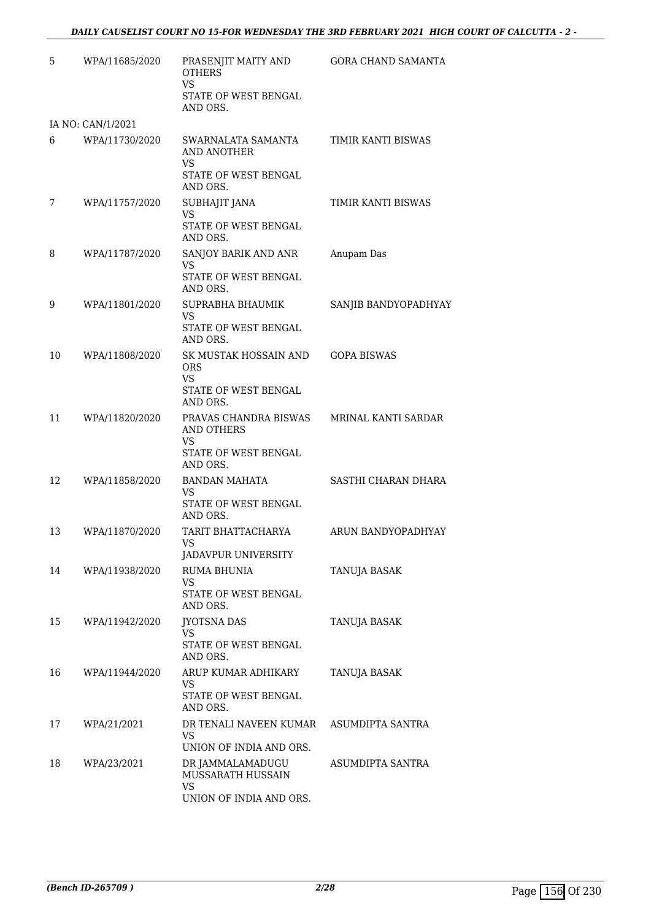| | | | |
|---|---|---|---|
| 5 | WPA/11685/2020 | PRASENJIT MAITY AND OTHERS<br>VS<br>STATE OF WEST BENGAL AND ORS. | GORA CHAND SAMANTA |
| | IA NO: CAN/1/2021 | | |
| 6 | WPA/11730/2020 | SWARNALATA SAMANTA AND ANOTHER<br>VS<br>STATE OF WEST BENGAL AND ORS. | TIMIR KANTI BISWAS |
| 7 | WPA/11757/2020 | SUBHAJIT JANA<br>VS<br>STATE OF WEST BENGAL AND ORS. | TIMIR KANTI BISWAS |
| 8 | WPA/11787/2020 | SANJOY BARIK AND ANR<br>VS<br>STATE OF WEST BENGAL AND ORS. | Anupam Das |
| 9 | WPA/11801/2020 | SUPRABHA BHAUMIK<br>VS<br>STATE OF WEST BENGAL AND ORS. | SANJIB BANDYOPADHYAY |
| 10 | WPA/11808/2020 | SK MUSTAK HOSSAIN AND ORS<br>VS<br>STATE OF WEST BENGAL AND ORS. | GOPA BISWAS |
| 11 | WPA/11820/2020 | PRAVAS CHANDRA BISWAS AND OTHERS<br>VS<br>STATE OF WEST BENGAL AND ORS. | MRINAL KANTI SARDAR |
| 12 | WPA/11858/2020 | BANDAN MAHATA<br>VS<br>STATE OF WEST BENGAL AND ORS. | SASTHI CHARAN DHARA |
| 13 | WPA/11870/2020 | TARIT BHATTACHARYA<br>VS<br>JADAVPUR UNIVERSITY | ARUN BANDYOPADHYAY |
| 14 | WPA/11938/2020 | RUMA BHUNIA<br>VS<br>STATE OF WEST BENGAL AND ORS. | TANUJA BASAK |
| 15 | WPA/11942/2020 | JYOTSNA DAS<br>VS<br>STATE OF WEST BENGAL AND ORS. | TANUJA BASAK |
| 16 | WPA/11944/2020 | ARUP KUMAR ADHIKARY<br>VS<br>STATE OF WEST BENGAL AND ORS. | TANUJA BASAK |
| 17 | WPA/21/2021 | DR TENALI NAVEEN KUMAR<br>VS<br>UNION OF INDIA AND ORS. | ASUMDIPTA SANTRA |
| 18 | WPA/23/2021 | DR JAMMALAMADUGU MUSSARATH HUSSAIN<br>VS<br>UNION OF INDIA AND ORS. | ASUMDIPTA SANTRA |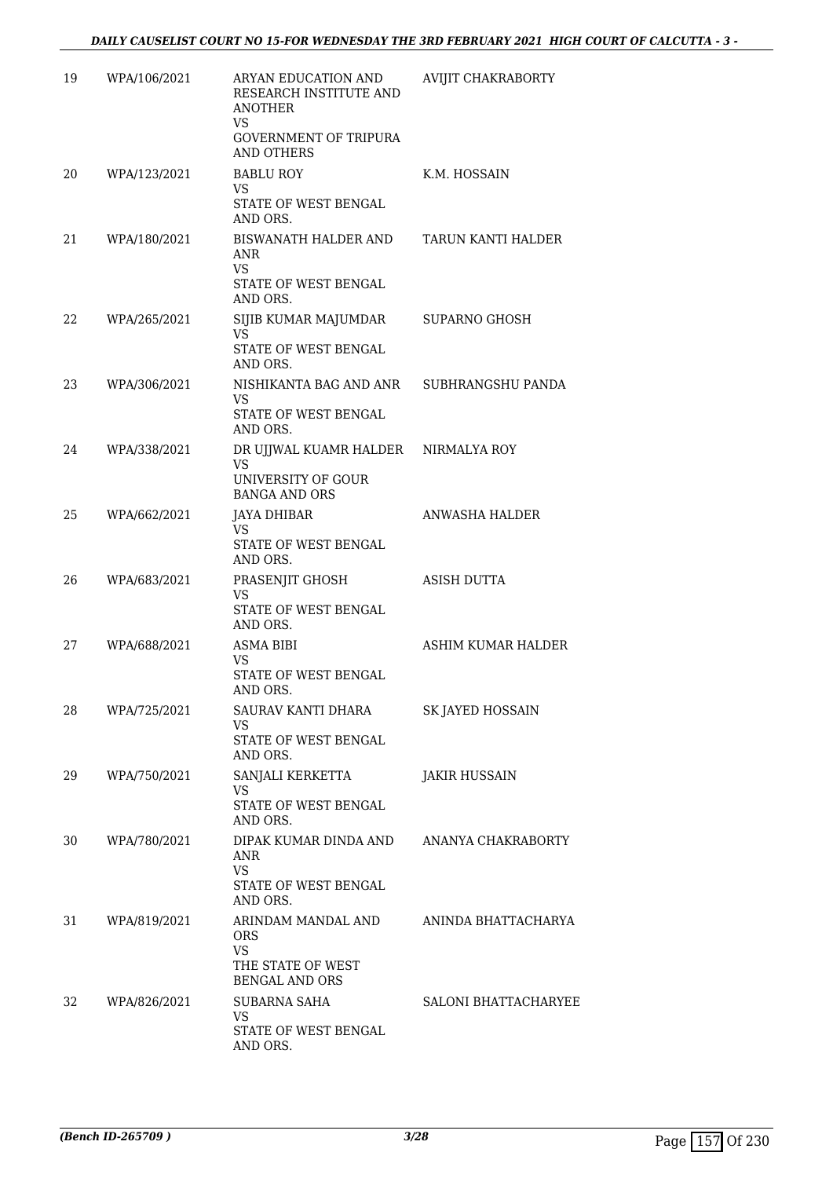| 19 | WPA/106/2021 | ARYAN EDUCATION AND RESEARCH INSTITUTE AND ANOTHER<br>VS<br>GOVERNMENT OF TRIPURA AND OTHERS | AVIJIT CHAKRABORTY |
|---|---|---|---|
| 20 | WPA/123/2021 | BABLU ROY<br>VS<br>STATE OF WEST BENGAL AND ORS. | K.M. HOSSAIN |
| 21 | WPA/180/2021 | BISWANATH HALDER AND ANR<br>VS<br>STATE OF WEST BENGAL AND ORS. | TARUN KANTI HALDER |
| 22 | WPA/265/2021 | SIJIB KUMAR MAJUMDAR<br>VS<br>STATE OF WEST BENGAL AND ORS. | SUPARNO GHOSH |
| 23 | WPA/306/2021 | NISHIKANTA BAG AND ANR<br>VS<br>STATE OF WEST BENGAL AND ORS. | SUBHRANGSHU PANDA |
| 24 | WPA/338/2021 | DR UJJWAL KUAMR HALDER<br>VS<br>UNIVERSITY OF GOUR BANGA AND ORS | NIRMALYA ROY |
| 25 | WPA/662/2021 | JAYA DHIBAR<br>VS<br>STATE OF WEST BENGAL AND ORS. | ANWASHA HALDER |
| 26 | WPA/683/2021 | PRASENJIT GHOSH<br>VS<br>STATE OF WEST BENGAL AND ORS. | ASISH DUTTA |
| 27 | WPA/688/2021 | ASMA BIBI<br>VS<br>STATE OF WEST BENGAL AND ORS. | ASHIM KUMAR HALDER |
| 28 | WPA/725/2021 | SAURAV KANTI DHARA<br>VS<br>STATE OF WEST BENGAL AND ORS. | SK JAYED HOSSAIN |
| 29 | WPA/750/2021 | SANJALI KERKETTA<br>VS<br>STATE OF WEST BENGAL AND ORS. | JAKIR HUSSAIN |
| 30 | WPA/780/2021 | DIPAK KUMAR DINDA AND ANR<br>VS<br>STATE OF WEST BENGAL AND ORS. | ANANYA CHAKRABORTY |
| 31 | WPA/819/2021 | ARINDAM MANDAL AND ORS<br>VS<br>THE STATE OF WEST BENGAL AND ORS | ANINDA BHATTACHARYA |
| 32 | WPA/826/2021 | SUBARNA SAHA<br>VS<br>STATE OF WEST BENGAL AND ORS. | SALONI BHATTACHARYEE |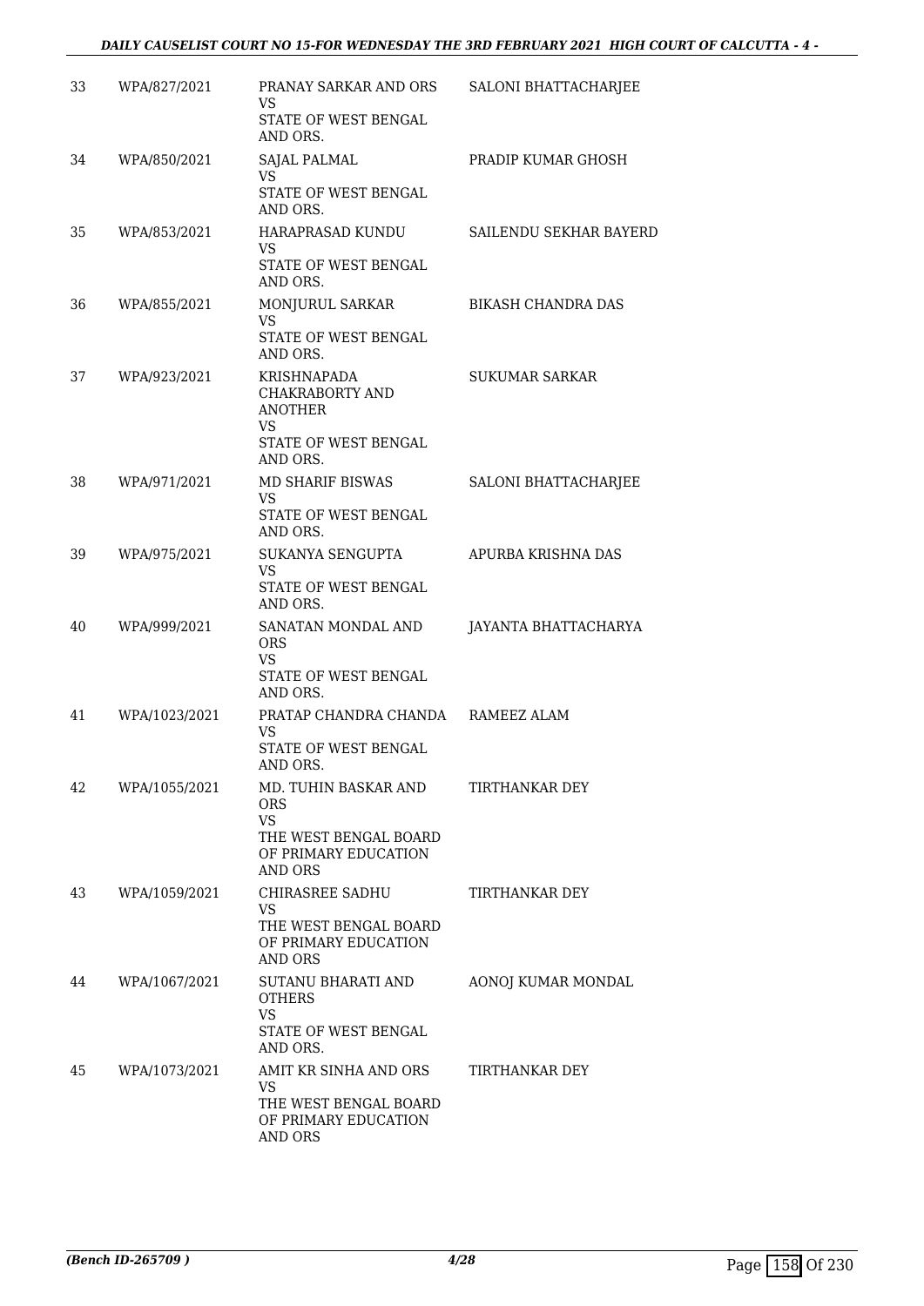| 33 | WPA/827/2021 | PRANAY SARKAR AND ORS<br>VS<br>STATE OF WEST BENGAL AND ORS. | SALONI BHATTACHARJEE |
|---|---|---|---|
| 34 | WPA/850/2021 | SAJAL PALMAL<br>VS<br>STATE OF WEST BENGAL AND ORS. | PRADIP KUMAR GHOSH |
| 35 | WPA/853/2021 | HARAPRASAD KUNDU<br>VS<br>STATE OF WEST BENGAL AND ORS. | SAILENDU SEKHAR BAYERD |
| 36 | WPA/855/2021 | MONJURUL SARKAR<br>VS<br>STATE OF WEST BENGAL AND ORS. | BIKASH CHANDRA DAS |
| 37 | WPA/923/2021 | KRISHNAPADA CHAKRABORTY AND ANOTHER<br>VS<br>STATE OF WEST BENGAL AND ORS. | SUKUMAR SARKAR |
| 38 | WPA/971/2021 | MD SHARIF BISWAS<br>VS<br>STATE OF WEST BENGAL AND ORS. | SALONI BHATTACHARJEE |
| 39 | WPA/975/2021 | SUKANYA SENGUPTA<br>VS<br>STATE OF WEST BENGAL AND ORS. | APURBA KRISHNA DAS |
| 40 | WPA/999/2021 | SANATAN MONDAL AND ORS<br>VS<br>STATE OF WEST BENGAL AND ORS. | JAYANTA BHATTACHARYA |
| 41 | WPA/1023/2021 | PRATAP CHANDRA CHANDA<br>VS<br>STATE OF WEST BENGAL AND ORS. | RAMEEZ ALAM |
| 42 | WPA/1055/2021 | MD. TUHIN BASKAR AND ORS<br>VS<br>THE WEST BENGAL BOARD OF PRIMARY EDUCATION AND ORS | TIRTHANKAR DEY |
| 43 | WPA/1059/2021 | CHIRASREE SADHU<br>VS<br>THE WEST BENGAL BOARD OF PRIMARY EDUCATION AND ORS | TIRTHANKAR DEY |
| 44 | WPA/1067/2021 | SUTANU BHARATI AND OTHERS<br>VS<br>STATE OF WEST BENGAL AND ORS. | AONOJ KUMAR MONDAL |
| 45 | WPA/1073/2021 | AMIT KR SINHA AND ORS<br>VS<br>THE WEST BENGAL BOARD OF PRIMARY EDUCATION AND ORS | TIRTHANKAR DEY |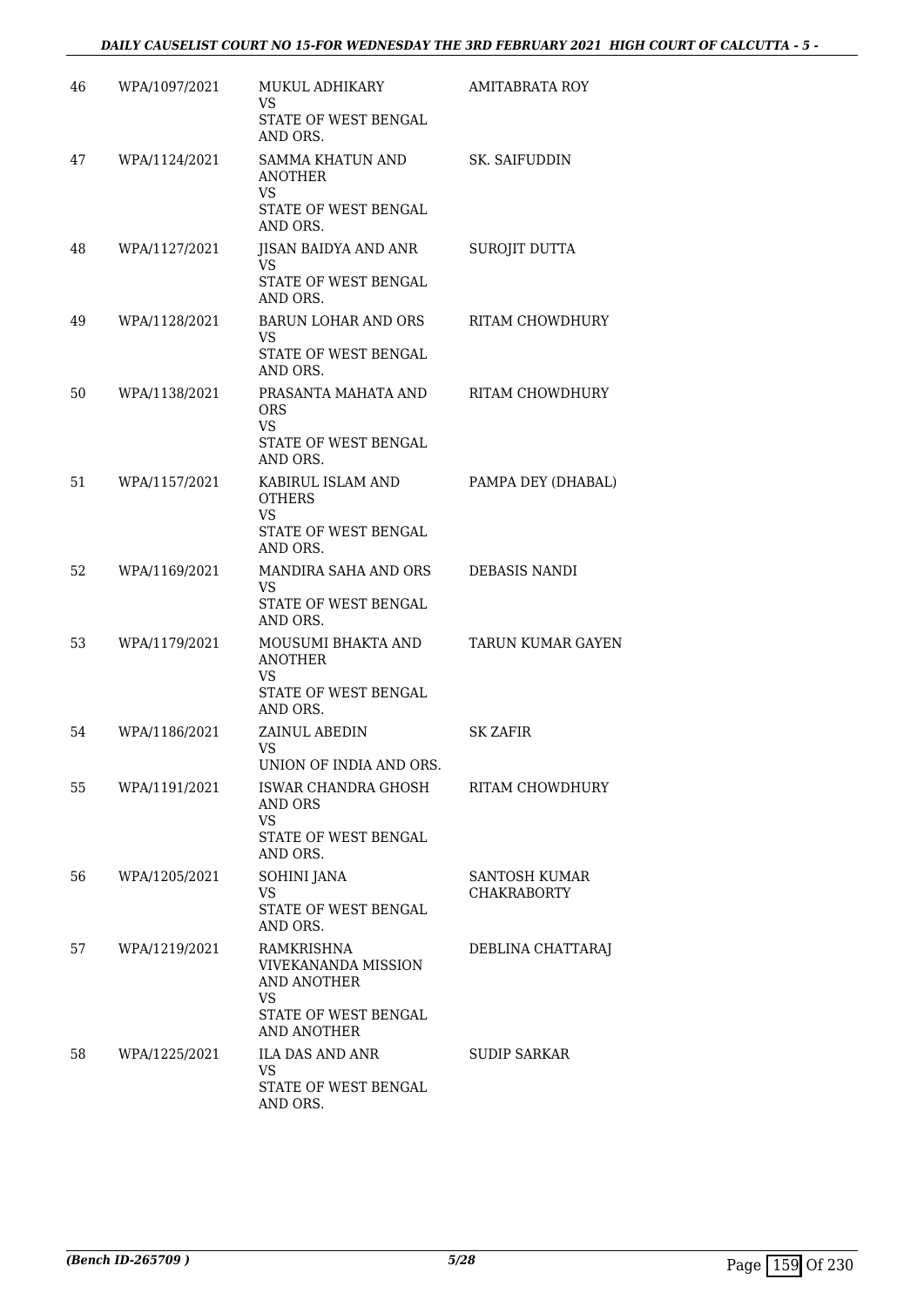| 46 | WPA/1097/2021 | MUKUL ADHIKARY<br>VS<br>STATE OF WEST BENGAL AND ORS. | AMITABRATA ROY |
|---|---|---|---|
| 47 | WPA/1124/2021 | SAMMA KHATUN AND ANOTHER<br>VS<br>STATE OF WEST BENGAL AND ORS. | SK. SAIFUDDIN |
| 48 | WPA/1127/2021 | JISAN BAIDYA AND ANR<br>VS<br>STATE OF WEST BENGAL AND ORS. | SUROJIT DUTTA |
| 49 | WPA/1128/2021 | BARUN LOHAR AND ORS<br>VS<br>STATE OF WEST BENGAL AND ORS. | RITAM CHOWDHURY |
| 50 | WPA/1138/2021 | PRASANTA MAHATA AND ORS<br>VS<br>STATE OF WEST BENGAL AND ORS. | RITAM CHOWDHURY |
| 51 | WPA/1157/2021 | KABIRUL ISLAM AND OTHERS<br>VS<br>STATE OF WEST BENGAL AND ORS. | PAMPA DEY (DHABAL) |
| 52 | WPA/1169/2021 | MANDIRA SAHA AND ORS<br>VS<br>STATE OF WEST BENGAL AND ORS. | DEBASIS NANDI |
| 53 | WPA/1179/2021 | MOUSUMI BHAKTA AND ANOTHER<br>VS<br>STATE OF WEST BENGAL AND ORS. | TARUN KUMAR GAYEN |
| 54 | WPA/1186/2021 | ZAINUL ABEDIN<br>VS<br>UNION OF INDIA AND ORS. | SK ZAFIR |
| 55 | WPA/1191/2021 | ISWAR CHANDRA GHOSH AND ORS<br>VS<br>STATE OF WEST BENGAL AND ORS. | RITAM CHOWDHURY |
| 56 | WPA/1205/2021 | SOHINI JANA<br>VS<br>STATE OF WEST BENGAL AND ORS. | SANTOSH KUMAR CHAKRABORTY |
| 57 | WPA/1219/2021 | RAMKRISHNA VIVEKANANDA MISSION AND ANOTHER<br>VS<br>STATE OF WEST BENGAL AND ANOTHER | DEBLINA CHATTARAJ |
| 58 | WPA/1225/2021 | ILA DAS AND ANR<br>VS<br>STATE OF WEST BENGAL AND ORS. | SUDIP SARKAR |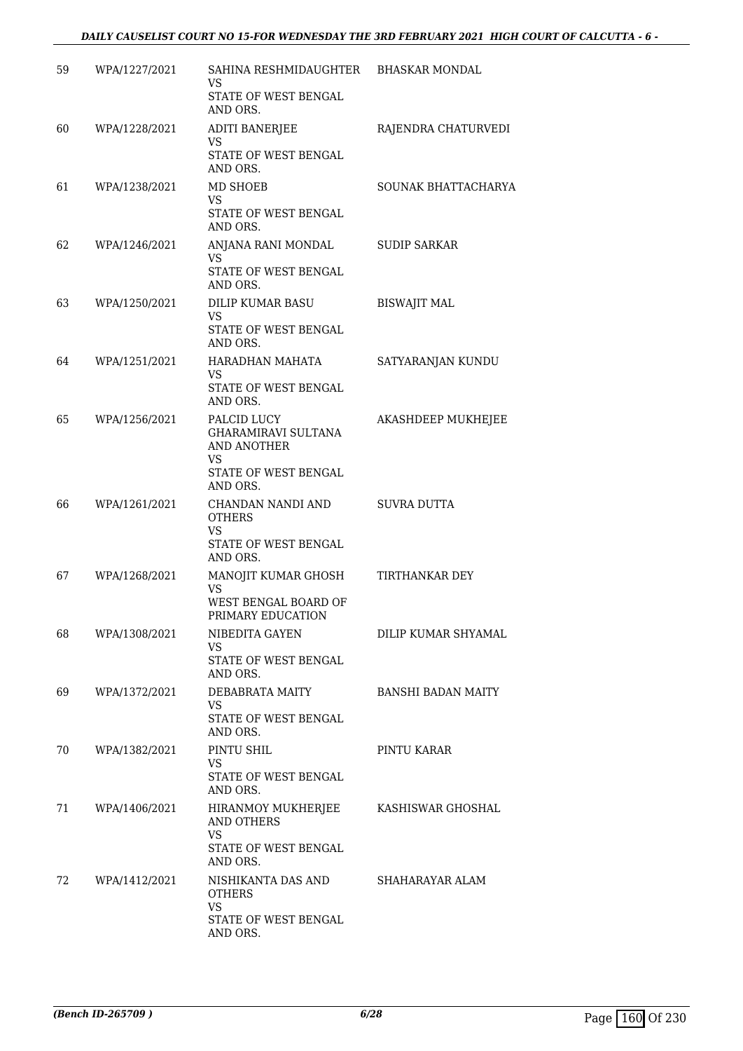| 59 | WPA/1227/2021 | SAHINA RESHMIDAUGHTER<br>VS<br>STATE OF WEST BENGAL AND ORS. | BHASKAR MONDAL |
|---|---|---|---|
| 60 | WPA/1228/2021 | ADITI BANERJEE<br>VS<br>STATE OF WEST BENGAL AND ORS. | RAJENDRA CHATURVEDI |
| 61 | WPA/1238/2021 | MD SHOEB<br>VS<br>STATE OF WEST BENGAL AND ORS. | SOUNAK BHATTACHARYA |
| 62 | WPA/1246/2021 | ANJANA RANI MONDAL<br>VS<br>STATE OF WEST BENGAL AND ORS. | SUDIP SARKAR |
| 63 | WPA/1250/2021 | DILIP KUMAR BASU<br>VS<br>STATE OF WEST BENGAL AND ORS. | BISWAJIT MAL |
| 64 | WPA/1251/2021 | HARADHAN MAHATA<br>VS<br>STATE OF WEST BENGAL AND ORS. | SATYARANJAN KUNDU |
| 65 | WPA/1256/2021 | PALCID LUCY GHARAMIRAVI SULTANA AND ANOTHER<br>VS<br>STATE OF WEST BENGAL AND ORS. | AKASHDEEP MUKHEJEE |
| 66 | WPA/1261/2021 | CHANDAN NANDI AND OTHERS<br>VS<br>STATE OF WEST BENGAL AND ORS. | SUVRA DUTTA |
| 67 | WPA/1268/2021 | MANOJIT KUMAR GHOSH<br>VS<br>WEST BENGAL BOARD OF PRIMARY EDUCATION | TIRTHANKAR DEY |
| 68 | WPA/1308/2021 | NIBEDITA GAYEN<br>VS<br>STATE OF WEST BENGAL AND ORS. | DILIP KUMAR SHYAMAL |
| 69 | WPA/1372/2021 | DEBABRATA MAITY<br>VS<br>STATE OF WEST BENGAL AND ORS. | BANSHI BADAN MAITY |
| 70 | WPA/1382/2021 | PINTU SHIL<br>VS<br>STATE OF WEST BENGAL AND ORS. | PINTU KARAR |
| 71 | WPA/1406/2021 | HIRANMOY MUKHERJEE AND OTHERS<br>VS<br>STATE OF WEST BENGAL AND ORS. | KASHISWAR GHOSHAL |
| 72 | WPA/1412/2021 | NISHIKANTA DAS AND OTHERS<br>VS<br>STATE OF WEST BENGAL AND ORS. | SHAHARAYAR ALAM |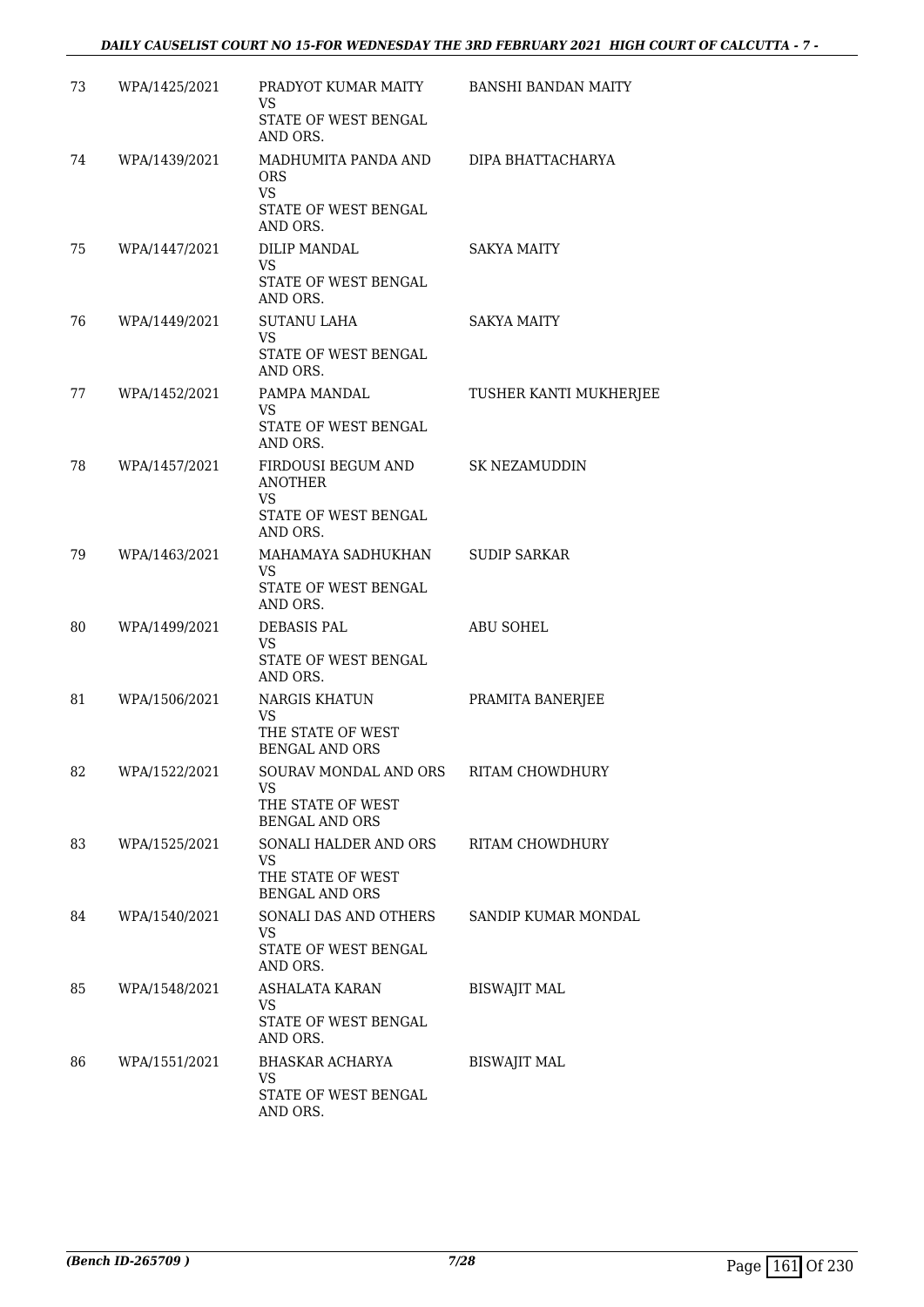| | | | |
|---|---|---|---|
| 73 | WPA/1425/2021 | PRADYOT KUMAR MAITY<br>VS<br>STATE OF WEST BENGAL AND ORS. | BANSHI BANDAN MAITY |
| 74 | WPA/1439/2021 | MADHUMITA PANDA AND ORS<br>VS<br>STATE OF WEST BENGAL AND ORS. | DIPA BHATTACHARYA |
| 75 | WPA/1447/2021 | DILIP MANDAL<br>VS<br>STATE OF WEST BENGAL AND ORS. | SAKYA MAITY |
| 76 | WPA/1449/2021 | SUTANU LAHA<br>VS<br>STATE OF WEST BENGAL AND ORS. | SAKYA MAITY |
| 77 | WPA/1452/2021 | PAMPA MANDAL<br>VS<br>STATE OF WEST BENGAL AND ORS. | TUSHER KANTI MUKHERJEE |
| 78 | WPA/1457/2021 | FIRDOUSI BEGUM AND ANOTHER<br>VS<br>STATE OF WEST BENGAL AND ORS. | SK NEZAMUDDIN |
| 79 | WPA/1463/2021 | MAHAMAYA SADHUKHAN<br>VS<br>STATE OF WEST BENGAL AND ORS. | SUDIP SARKAR |
| 80 | WPA/1499/2021 | DEBASIS PAL<br>VS<br>STATE OF WEST BENGAL AND ORS. | ABU SOHEL |
| 81 | WPA/1506/2021 | NARGIS KHATUN<br>VS<br>THE STATE OF WEST BENGAL AND ORS | PRAMITA BANERJEE |
| 82 | WPA/1522/2021 | SOURAV MONDAL AND ORS<br>VS<br>THE STATE OF WEST BENGAL AND ORS | RITAM CHOWDHURY |
| 83 | WPA/1525/2021 | SONALI HALDER AND ORS<br>VS<br>THE STATE OF WEST BENGAL AND ORS | RITAM CHOWDHURY |
| 84 | WPA/1540/2021 | SONALI DAS AND OTHERS<br>VS<br>STATE OF WEST BENGAL AND ORS. | SANDIP KUMAR MONDAL |
| 85 | WPA/1548/2021 | ASHALATA KARAN<br>VS<br>STATE OF WEST BENGAL AND ORS. | BISWAJIT MAL |
| 86 | WPA/1551/2021 | BHASKAR ACHARYA<br>VS<br>STATE OF WEST BENGAL AND ORS. | BISWAJIT MAL |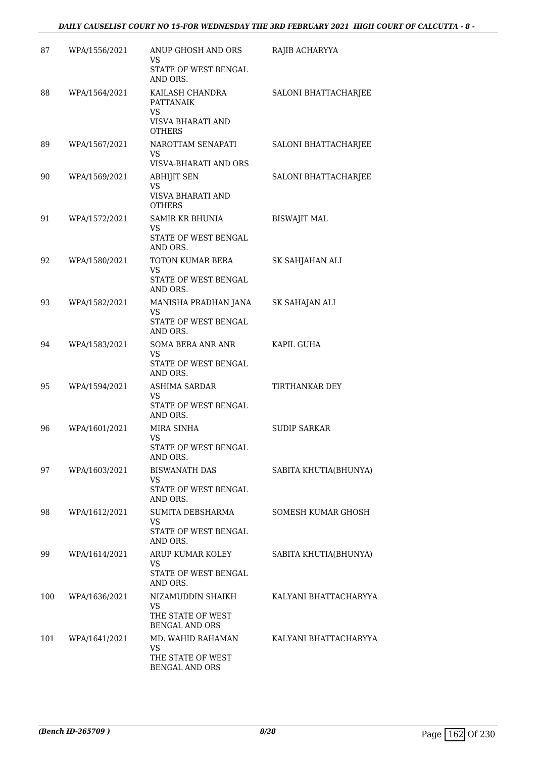| | | | |
|---|---|---|---|
| 87 | WPA/1556/2021 | ANUP GHOSH AND ORS<br>VS<br>STATE OF WEST BENGAL AND ORS. | RAJIB ACHARYYA |
| 88 | WPA/1564/2021 | KAILASH CHANDRA PATTANAIK<br>VS<br>VISVA BHARATI AND OTHERS | SALONI BHATTACHARJEE |
| 89 | WPA/1567/2021 | NAROTTAM SENAPATI<br>VS<br>VISVA-BHARATI AND ORS | SALONI BHATTACHARJEE |
| 90 | WPA/1569/2021 | ABHIJIT SEN<br>VS<br>VISVA BHARATI AND OTHERS | SALONI BHATTACHARJEE |
| 91 | WPA/1572/2021 | SAMIR KR BHUNIA<br>VS<br>STATE OF WEST BENGAL AND ORS. | BISWAJIT MAL |
| 92 | WPA/1580/2021 | TOTON KUMAR BERA<br>VS<br>STATE OF WEST BENGAL AND ORS. | SK SAHJAHAN ALI |
| 93 | WPA/1582/2021 | MANISHA PRADHAN JANA<br>VS<br>STATE OF WEST BENGAL AND ORS. | SK SAHAJAN ALI |
| 94 | WPA/1583/2021 | SOMA BERA ANR ANR<br>VS<br>STATE OF WEST BENGAL AND ORS. | KAPIL GUHA |
| 95 | WPA/1594/2021 | ASHIMA SARDAR<br>VS<br>STATE OF WEST BENGAL AND ORS. | TIRTHANKAR DEY |
| 96 | WPA/1601/2021 | MIRA SINHA<br>VS<br>STATE OF WEST BENGAL AND ORS. | SUDIP SARKAR |
| 97 | WPA/1603/2021 | BISWANATH DAS<br>VS<br>STATE OF WEST BENGAL AND ORS. | SABITA KHUTIA(BHUNYA) |
| 98 | WPA/1612/2021 | SUMITA DEBSHARMA<br>VS<br>STATE OF WEST BENGAL AND ORS. | SOMESH KUMAR GHOSH |
| 99 | WPA/1614/2021 | ARUP KUMAR KOLEY<br>VS<br>STATE OF WEST BENGAL AND ORS. | SABITA KHUTIA(BHUNYA) |
| 100 | WPA/1636/2021 | NIZAMUDDIN SHAIKH<br>VS<br>THE STATE OF WEST BENGAL AND ORS | KALYANI BHATTACHARYYA |
| 101 | WPA/1641/2021 | MD. WAHID RAHAMAN<br>VS<br>THE STATE OF WEST BENGAL AND ORS | KALYANI BHATTACHARYYA |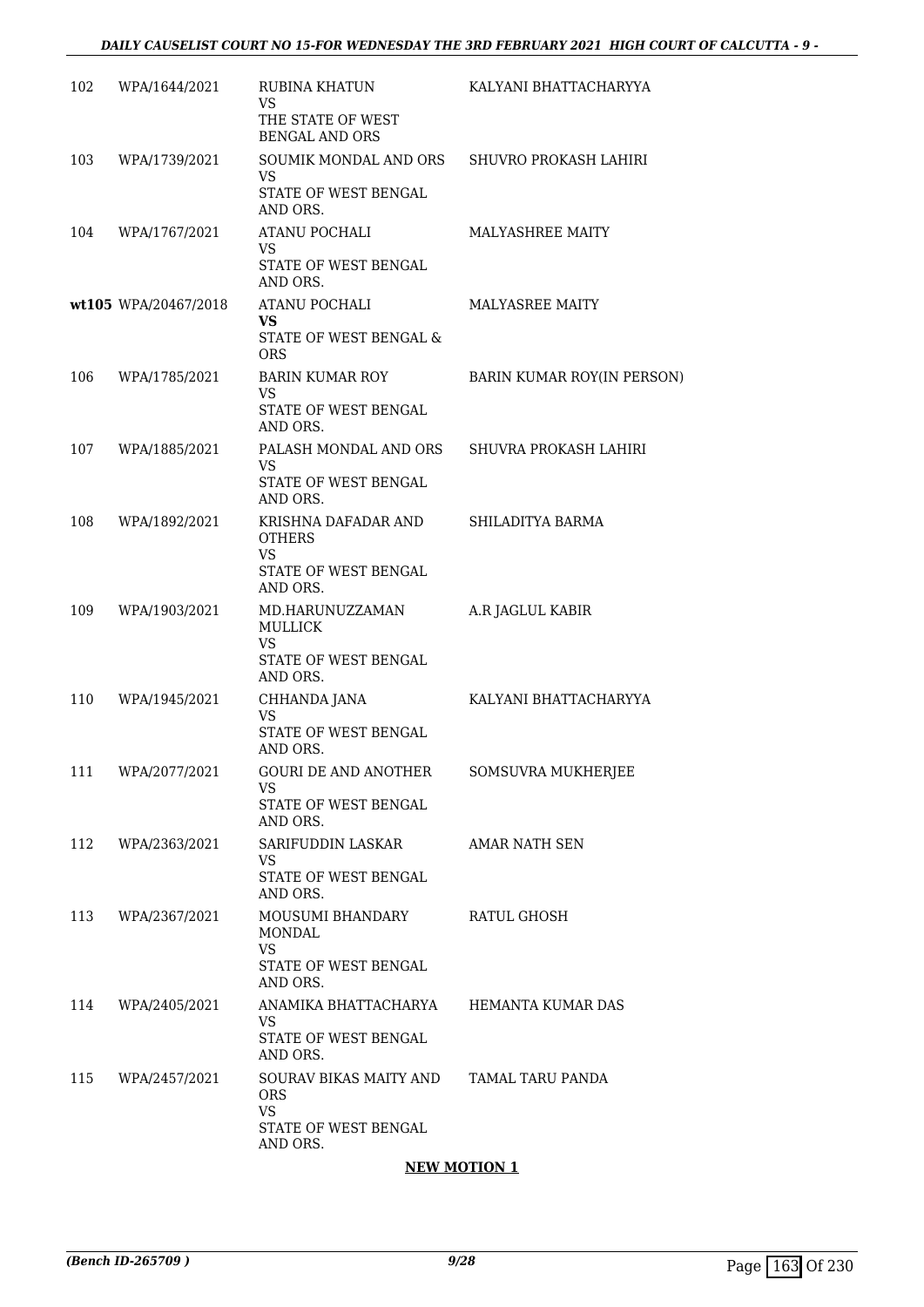| | | | |
|---|---|---|---|
| 102 | WPA/1644/2021 | RUBINA KHATUN<br>VS<br>THE STATE OF WEST BENGAL AND ORS | KALYANI BHATTACHARYYA |
| 103 | WPA/1739/2021 | SOUMIK MONDAL AND ORS<br>VS<br>STATE OF WEST BENGAL AND ORS. | SHUVRO PROKASH LAHIRI |
| 104 | WPA/1767/2021 | ATANU POCHALI<br>VS<br>STATE OF WEST BENGAL AND ORS. | MALYASHREE MAITY |
| **wt105** | WPA/20467/2018 | ATANU POCHALI<br>**VS**<br>STATE OF WEST BENGAL & ORS | MALYASREE MAITY |
| 106 | WPA/1785/2021 | BARIN KUMAR ROY<br>VS<br>STATE OF WEST BENGAL AND ORS. | BARIN KUMAR ROY(IN PERSON) |
| 107 | WPA/1885/2021 | PALASH MONDAL AND ORS<br>VS<br>STATE OF WEST BENGAL AND ORS. | SHUVRA PROKASH LAHIRI |
| 108 | WPA/1892/2021 | KRISHNA DAFADAR AND OTHERS<br>VS<br>STATE OF WEST BENGAL AND ORS. | SHILADITYA BARMA |
| 109 | WPA/1903/2021 | MD.HARUNUZZAMAN MULLICK<br>VS<br>STATE OF WEST BENGAL AND ORS. | A.R JAGLUL KABIR |
| 110 | WPA/1945/2021 | CHHANDA JANA<br>VS<br>STATE OF WEST BENGAL AND ORS. | KALYANI BHATTACHARYYA |
| 111 | WPA/2077/2021 | GOURI DE AND ANOTHER<br>VS<br>STATE OF WEST BENGAL AND ORS. | SOMSUVRA MUKHERJEE |
| 112 | WPA/2363/2021 | SARIFUDDIN LASKAR<br>VS<br>STATE OF WEST BENGAL AND ORS. | AMAR NATH SEN |
| 113 | WPA/2367/2021 | MOUSUMI BHANDARY MONDAL<br>VS<br>STATE OF WEST BENGAL AND ORS. | RATUL GHOSH |
| 114 | WPA/2405/2021 | ANAMIKA BHATTACHARYA<br>VS<br>STATE OF WEST BENGAL AND ORS. | HEMANTA KUMAR DAS |
| 115 | WPA/2457/2021 | SOURAV BIKAS MAITY AND ORS<br>VS<br>STATE OF WEST BENGAL AND ORS. | TAMAL TARU PANDA |

**NEW MOTION 1**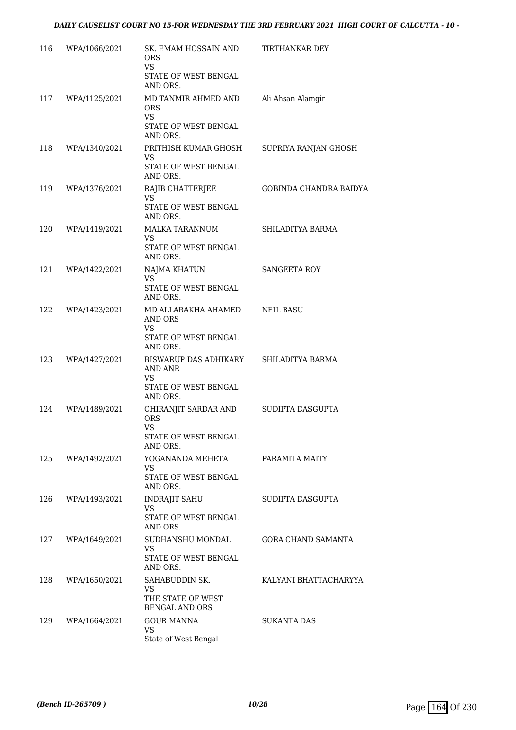| | | | |
|---|---|---|---|
| 116 | WPA/1066/2021 | SK. EMAM HOSSAIN AND ORS<br>VS<br>STATE OF WEST BENGAL AND ORS. | TIRTHANKAR DEY |
| 117 | WPA/1125/2021 | MD TANMIR AHMED AND ORS<br>VS<br>STATE OF WEST BENGAL AND ORS. | Ali Ahsan Alamgir |
| 118 | WPA/1340/2021 | PRITHISH KUMAR GHOSH<br>VS<br>STATE OF WEST BENGAL AND ORS. | SUPRIYA RANJAN GHOSH |
| 119 | WPA/1376/2021 | RAJIB CHATTERJEE<br>VS<br>STATE OF WEST BENGAL AND ORS. | GOBINDA CHANDRA BAIDYA |
| 120 | WPA/1419/2021 | MALKA TARANNUM<br>VS<br>STATE OF WEST BENGAL AND ORS. | SHILADITYA BARMA |
| 121 | WPA/1422/2021 | NAJMA KHATUN<br>VS<br>STATE OF WEST BENGAL AND ORS. | SANGEETA ROY |
| 122 | WPA/1423/2021 | MD ALLARAKHA AHAMED AND ORS<br>VS<br>STATE OF WEST BENGAL AND ORS. | NEIL BASU |
| 123 | WPA/1427/2021 | BISWARUP DAS ADHIKARY AND ANR<br>VS<br>STATE OF WEST BENGAL AND ORS. | SHILADITYA BARMA |
| 124 | WPA/1489/2021 | CHIRANJIT SARDAR AND ORS<br>VS<br>STATE OF WEST BENGAL AND ORS. | SUDIPTA DASGUPTA |
| 125 | WPA/1492/2021 | YOGANANDA MEHETA<br>VS<br>STATE OF WEST BENGAL AND ORS. | PARAMITA MAITY |
| 126 | WPA/1493/2021 | INDRAJIT SAHU<br>VS<br>STATE OF WEST BENGAL AND ORS. | SUDIPTA DASGUPTA |
| 127 | WPA/1649/2021 | SUDHANSHU MONDAL<br>VS<br>STATE OF WEST BENGAL AND ORS. | GORA CHAND SAMANTA |
| 128 | WPA/1650/2021 | SAHABUDDIN SK.<br>VS<br>THE STATE OF WEST BENGAL AND ORS | KALYANI BHATTACHARYYA |
| 129 | WPA/1664/2021 | GOUR MANNA<br>VS<br>State of West Bengal | SUKANTA DAS |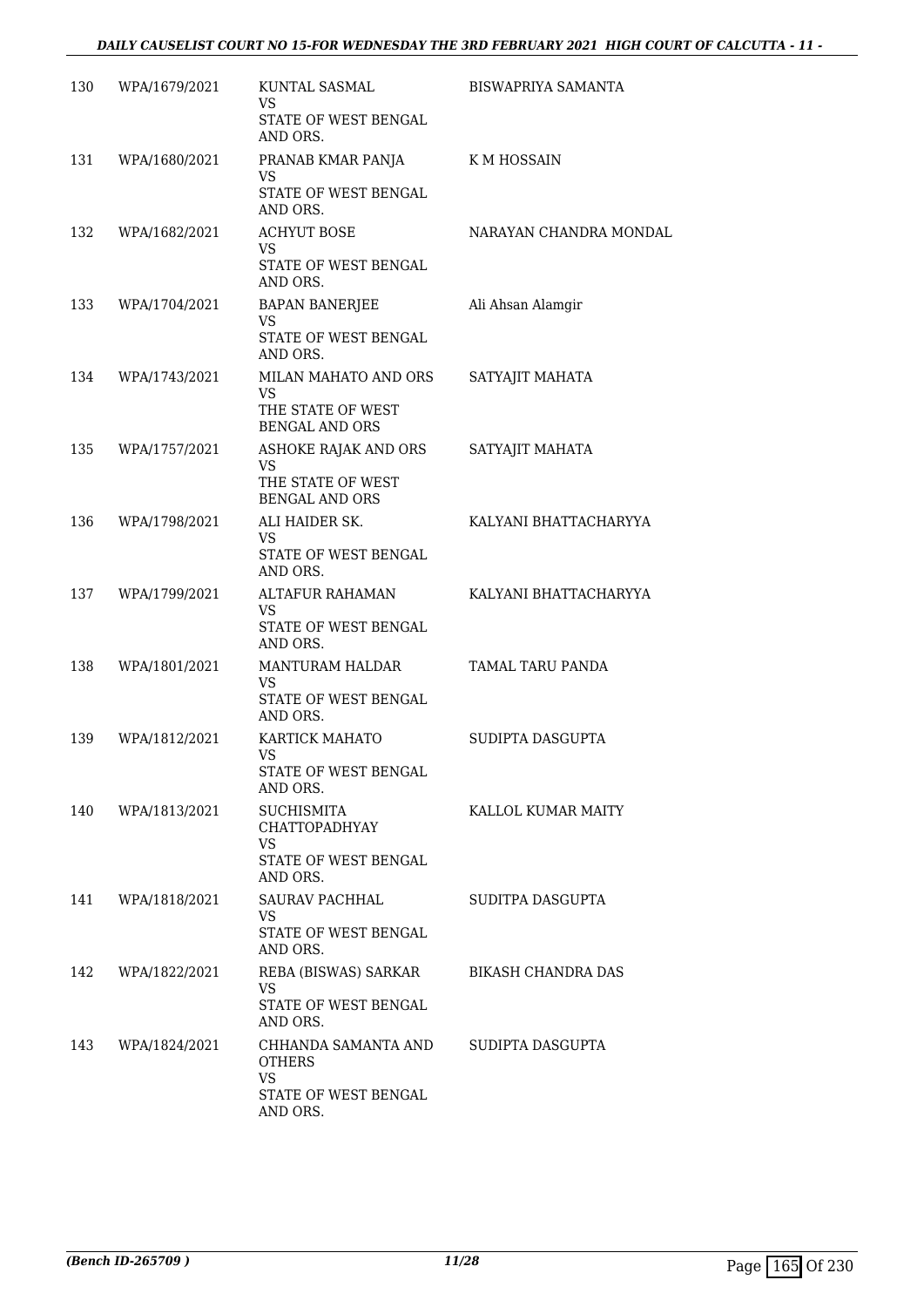| | | | |
|---|---|---|---|
| 130 | WPA/1679/2021 | KUNTAL SASMAL<br>VS<br>STATE OF WEST BENGAL AND ORS. | BISWAPRIYA SAMANTA |
| 131 | WPA/1680/2021 | PRANAB KMAR PANJA<br>VS<br>STATE OF WEST BENGAL AND ORS. | K M HOSSAIN |
| 132 | WPA/1682/2021 | ACHYUT BOSE<br>VS<br>STATE OF WEST BENGAL AND ORS. | NARAYAN CHANDRA MONDAL |
| 133 | WPA/1704/2021 | BAPAN BANERJEE<br>VS<br>STATE OF WEST BENGAL AND ORS. | Ali Ahsan Alamgir |
| 134 | WPA/1743/2021 | MILAN MAHATO AND ORS<br>VS<br>THE STATE OF WEST BENGAL AND ORS | SATYAJIT MAHATA |
| 135 | WPA/1757/2021 | ASHOKE RAJAK AND ORS<br>VS<br>THE STATE OF WEST BENGAL AND ORS | SATYAJIT MAHATA |
| 136 | WPA/1798/2021 | ALI HAIDER SK.<br>VS<br>STATE OF WEST BENGAL AND ORS. | KALYANI BHATTACHARYYA |
| 137 | WPA/1799/2021 | ALTAFUR RAHAMAN<br>VS<br>STATE OF WEST BENGAL AND ORS. | KALYANI BHATTACHARYYA |
| 138 | WPA/1801/2021 | MANTURAM HALDAR<br>VS<br>STATE OF WEST BENGAL AND ORS. | TAMAL TARU PANDA |
| 139 | WPA/1812/2021 | KARTICK MAHATO<br>VS<br>STATE OF WEST BENGAL AND ORS. | SUDIPTA DASGUPTA |
| 140 | WPA/1813/2021 | SUCHISMITA CHATTOPADHYAY<br>VS<br>STATE OF WEST BENGAL AND ORS. | KALLOL KUMAR MAITY |
| 141 | WPA/1818/2021 | SAURAV PACHHAL<br>VS<br>STATE OF WEST BENGAL AND ORS. | SUDITPA DASGUPTA |
| 142 | WPA/1822/2021 | REBA (BISWAS) SARKAR<br>VS<br>STATE OF WEST BENGAL AND ORS. | BIKASH CHANDRA DAS |
| 143 | WPA/1824/2021 | CHHANDA SAMANTA AND OTHERS<br>VS<br>STATE OF WEST BENGAL AND ORS. | SUDIPTA DASGUPTA |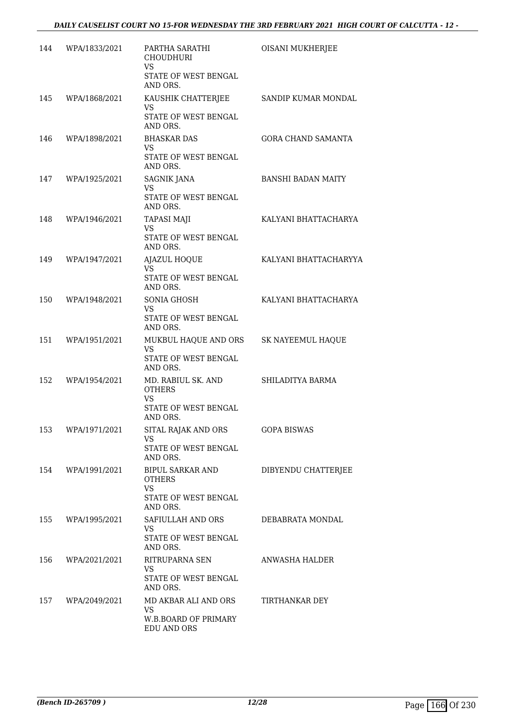| | | | |
|---|---|---|---|
| 144 | WPA/1833/2021 | PARTHA SARATHI CHOUDHURI<br>VS<br>STATE OF WEST BENGAL AND ORS. | OISANI MUKHERJEE |
| 145 | WPA/1868/2021 | KAUSHIK CHATTERJEE<br>VS<br>STATE OF WEST BENGAL AND ORS. | SANDIP KUMAR MONDAL |
| 146 | WPA/1898/2021 | BHASKAR DAS<br>VS<br>STATE OF WEST BENGAL AND ORS. | GORA CHAND SAMANTA |
| 147 | WPA/1925/2021 | SAGNIK JANA<br>VS<br>STATE OF WEST BENGAL AND ORS. | BANSHI BADAN MAITY |
| 148 | WPA/1946/2021 | TAPASI MAJI<br>VS<br>STATE OF WEST BENGAL AND ORS. | KALYANI BHATTACHARYA |
| 149 | WPA/1947/2021 | AJAZUL HOQUE<br>VS<br>STATE OF WEST BENGAL AND ORS. | KALYANI BHATTACHARYYA |
| 150 | WPA/1948/2021 | SONIA GHOSH<br>VS<br>STATE OF WEST BENGAL AND ORS. | KALYANI BHATTACHARYA |
| 151 | WPA/1951/2021 | MUKBUL HAQUE AND ORS<br>VS<br>STATE OF WEST BENGAL AND ORS. | SK NAYEEMUL HAQUE |
| 152 | WPA/1954/2021 | MD. RABIUL SK. AND OTHERS<br>VS<br>STATE OF WEST BENGAL AND ORS. | SHILADITYA BARMA |
| 153 | WPA/1971/2021 | SITAL RAJAK AND ORS<br>VS<br>STATE OF WEST BENGAL AND ORS. | GOPA BISWAS |
| 154 | WPA/1991/2021 | BIPUL SARKAR AND OTHERS<br>VS<br>STATE OF WEST BENGAL AND ORS. | DIBYENDU CHATTERJEE |
| 155 | WPA/1995/2021 | SAFIULLAH AND ORS<br>VS<br>STATE OF WEST BENGAL AND ORS. | DEBABRATA MONDAL |
| 156 | WPA/2021/2021 | RITRUPARNA SEN<br>VS<br>STATE OF WEST BENGAL AND ORS. | ANWASHA HALDER |
| 157 | WPA/2049/2021 | MD AKBAR ALI AND ORS<br>VS<br>W.B.BOARD OF PRIMARY EDU AND ORS | TIRTHANKAR DEY |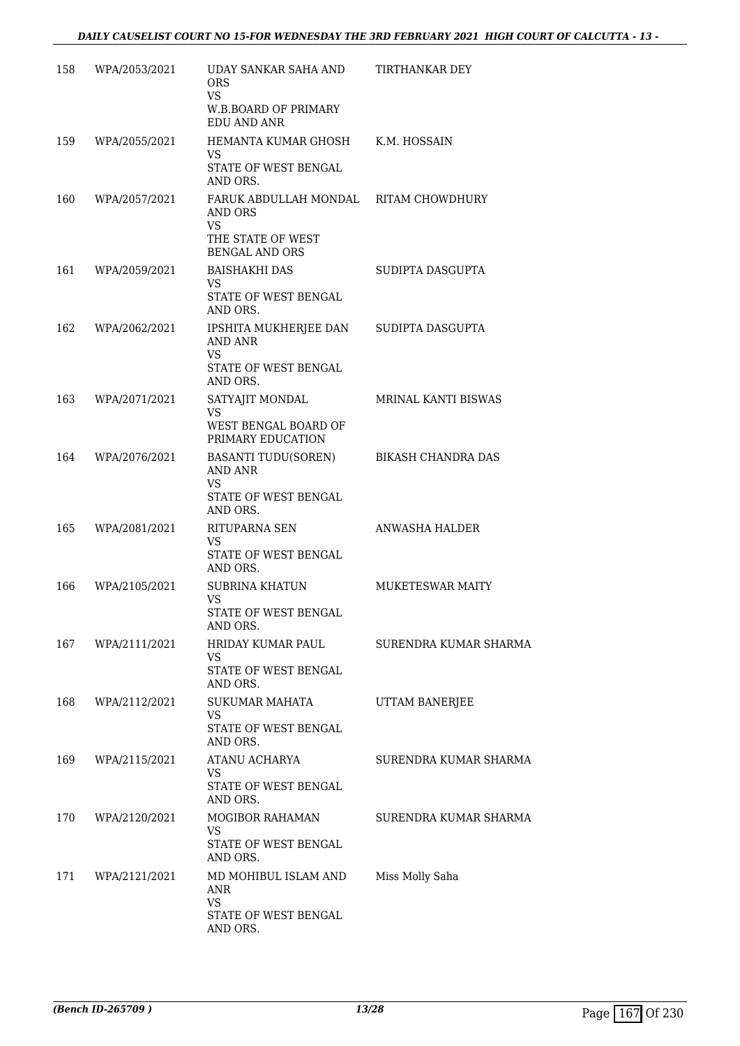| 158 | WPA/2053/2021 | UDAY SANKAR SAHA AND ORS<br>VS<br>W.B.BOARD OF PRIMARY EDU AND ANR | TIRTHANKAR DEY |
|---|---|---|---|
| 159 | WPA/2055/2021 | HEMANTA KUMAR GHOSH<br>VS<br>STATE OF WEST BENGAL AND ORS. | K.M. HOSSAIN |
| 160 | WPA/2057/2021 | FARUK ABDULLAH MONDAL AND ORS<br>VS<br>THE STATE OF WEST BENGAL AND ORS | RITAM CHOWDHURY |
| 161 | WPA/2059/2021 | BAISHAKHI DAS<br>VS<br>STATE OF WEST BENGAL AND ORS. | SUDIPTA DASGUPTA |
| 162 | WPA/2062/2021 | IPSHITA MUKHERJEE DAN AND ANR<br>VS<br>STATE OF WEST BENGAL AND ORS. | SUDIPTA DASGUPTA |
| 163 | WPA/2071/2021 | SATYAJIT MONDAL<br>VS<br>WEST BENGAL BOARD OF PRIMARY EDUCATION | MRINAL KANTI BISWAS |
| 164 | WPA/2076/2021 | BASANTI TUDU(SOREN) AND ANR<br>VS<br>STATE OF WEST BENGAL AND ORS. | BIKASH CHANDRA DAS |
| 165 | WPA/2081/2021 | RITUPARNA SEN<br>VS<br>STATE OF WEST BENGAL AND ORS. | ANWASHA HALDER |
| 166 | WPA/2105/2021 | SUBRINA KHATUN<br>VS<br>STATE OF WEST BENGAL AND ORS. | MUKETESWAR MAITY |
| 167 | WPA/2111/2021 | HRIDAY KUMAR PAUL<br>VS<br>STATE OF WEST BENGAL AND ORS. | SURENDRA KUMAR SHARMA |
| 168 | WPA/2112/2021 | SUKUMAR MAHATA<br>VS<br>STATE OF WEST BENGAL AND ORS. | UTTAM BANERJEE |
| 169 | WPA/2115/2021 | ATANU ACHARYA<br>VS<br>STATE OF WEST BENGAL AND ORS. | SURENDRA KUMAR SHARMA |
| 170 | WPA/2120/2021 | MOGIBOR RAHAMAN<br>VS<br>STATE OF WEST BENGAL AND ORS. | SURENDRA KUMAR SHARMA |
| 171 | WPA/2121/2021 | MD MOHIBUL ISLAM AND ANR<br>VS<br>STATE OF WEST BENGAL AND ORS. | Miss Molly Saha |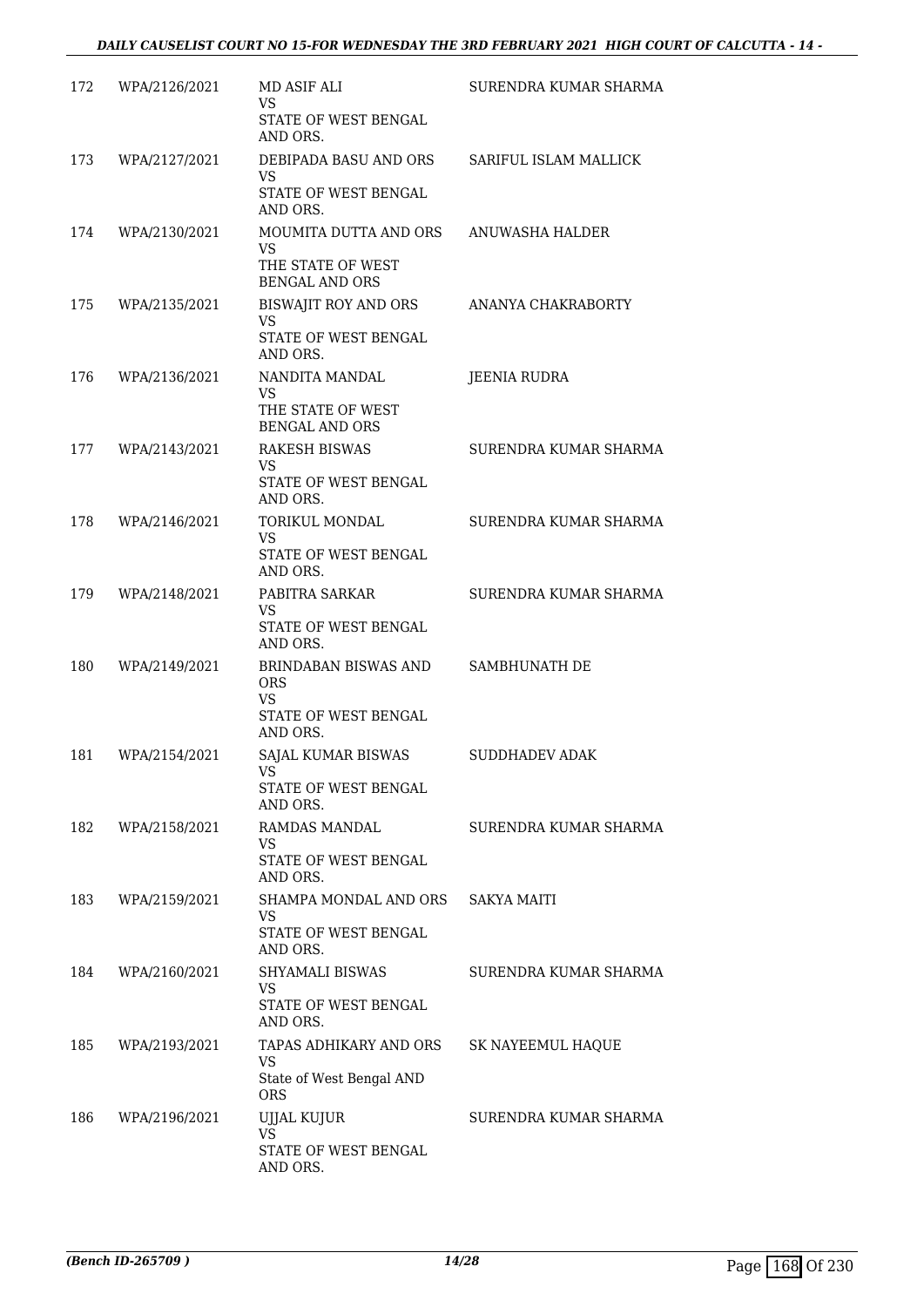| 172 | WPA/2126/2021 | MD ASIF ALI<br>VS<br>STATE OF WEST BENGAL AND ORS. | SURENDRA KUMAR SHARMA |
|---|---|---|---|
| 173 | WPA/2127/2021 | DEBIPADA BASU AND ORS<br>VS<br>STATE OF WEST BENGAL AND ORS. | SARIFUL ISLAM MALLICK |
| 174 | WPA/2130/2021 | MOUMITA DUTTA AND ORS<br>VS<br>THE STATE OF WEST BENGAL AND ORS | ANUWASHA HALDER |
| 175 | WPA/2135/2021 | BISWAJIT ROY AND ORS<br>VS<br>STATE OF WEST BENGAL AND ORS. | ANANYA CHAKRABORTY |
| 176 | WPA/2136/2021 | NANDITA MANDAL<br>VS<br>THE STATE OF WEST BENGAL AND ORS | JEENIA RUDRA |
| 177 | WPA/2143/2021 | RAKESH BISWAS<br>VS<br>STATE OF WEST BENGAL AND ORS. | SURENDRA KUMAR SHARMA |
| 178 | WPA/2146/2021 | TORIKUL MONDAL<br>VS<br>STATE OF WEST BENGAL AND ORS. | SURENDRA KUMAR SHARMA |
| 179 | WPA/2148/2021 | PABITRA SARKAR<br>VS<br>STATE OF WEST BENGAL AND ORS. | SURENDRA KUMAR SHARMA |
| 180 | WPA/2149/2021 | BRINDABAN BISWAS AND ORS<br>VS<br>STATE OF WEST BENGAL AND ORS. | SAMBHUNATH DE |
| 181 | WPA/2154/2021 | SAJAL KUMAR BISWAS<br>VS<br>STATE OF WEST BENGAL AND ORS. | SUDDHADEV ADAK |
| 182 | WPA/2158/2021 | RAMDAS MANDAL<br>VS<br>STATE OF WEST BENGAL AND ORS. | SURENDRA KUMAR SHARMA |
| 183 | WPA/2159/2021 | SHAMPA MONDAL AND ORS<br>VS<br>STATE OF WEST BENGAL AND ORS. | SAKYA MAITI |
| 184 | WPA/2160/2021 | SHYAMALI BISWAS<br>VS<br>STATE OF WEST BENGAL AND ORS. | SURENDRA KUMAR SHARMA |
| 185 | WPA/2193/2021 | TAPAS ADHIKARY AND ORS<br>VS<br>State of West Bengal AND ORS | SK NAYEEMUL HAQUE |
| 186 | WPA/2196/2021 | UJJAL KUJUR<br>VS<br>STATE OF WEST BENGAL AND ORS. | SURENDRA KUMAR SHARMA |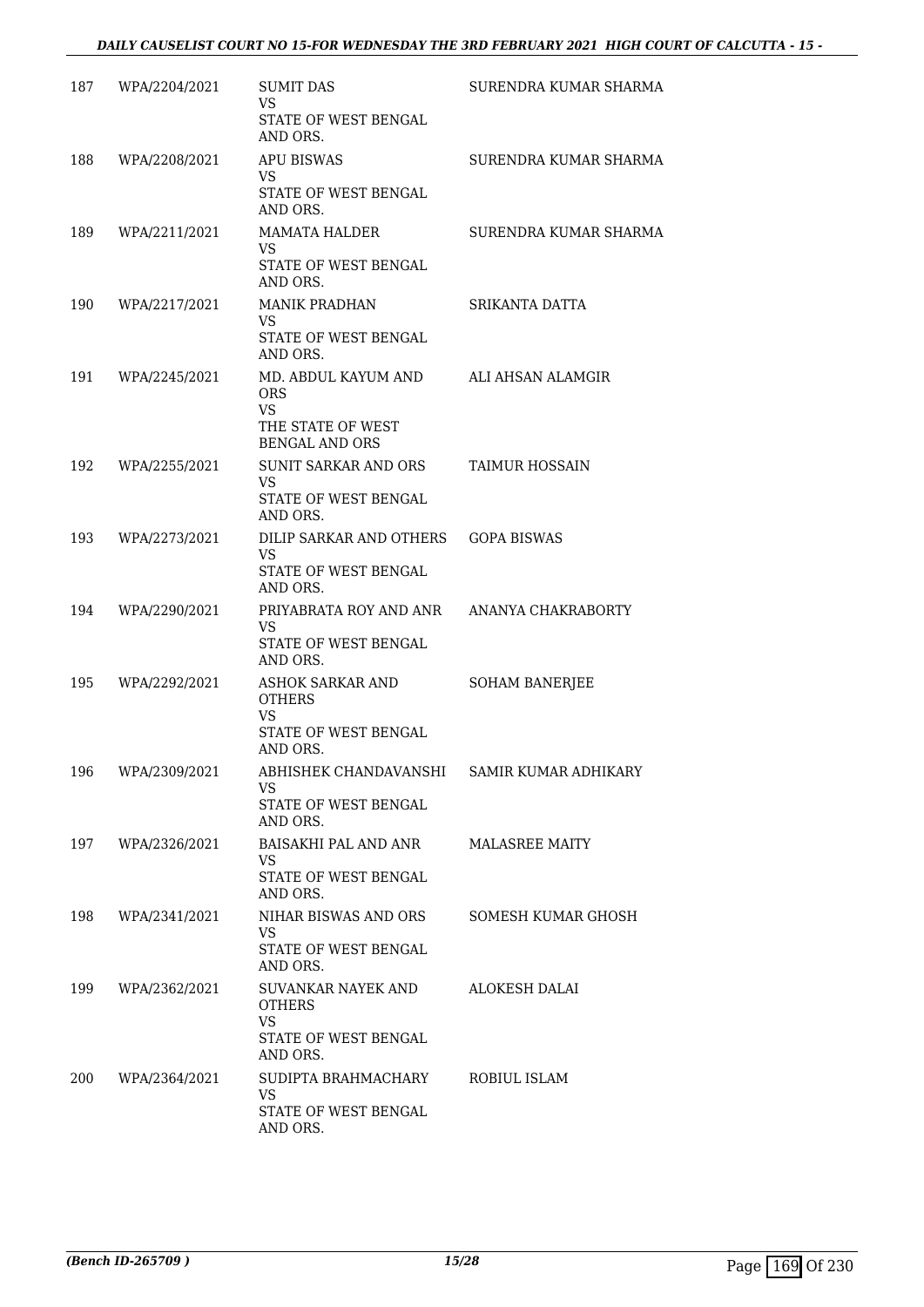| | | | |
|---|---|---|---|
| 187 | WPA/2204/2021 | SUMIT DAS<br>VS<br>STATE OF WEST BENGAL AND ORS. | SURENDRA KUMAR SHARMA |
| 188 | WPA/2208/2021 | APU BISWAS<br>VS<br>STATE OF WEST BENGAL AND ORS. | SURENDRA KUMAR SHARMA |
| 189 | WPA/2211/2021 | MAMATA HALDER<br>VS<br>STATE OF WEST BENGAL AND ORS. | SURENDRA KUMAR SHARMA |
| 190 | WPA/2217/2021 | MANIK PRADHAN<br>VS<br>STATE OF WEST BENGAL AND ORS. | SRIKANTA DATTA |
| 191 | WPA/2245/2021 | MD. ABDUL KAYUM AND ORS<br>VS<br>THE STATE OF WEST BENGAL AND ORS | ALI AHSAN ALAMGIR |
| 192 | WPA/2255/2021 | SUNIT SARKAR AND ORS<br>VS<br>STATE OF WEST BENGAL AND ORS. | TAIMUR HOSSAIN |
| 193 | WPA/2273/2021 | DILIP SARKAR AND OTHERS<br>VS<br>STATE OF WEST BENGAL AND ORS. | GOPA BISWAS |
| 194 | WPA/2290/2021 | PRIYABRATA ROY AND ANR<br>VS<br>STATE OF WEST BENGAL AND ORS. | ANANYA CHAKRABORTY |
| 195 | WPA/2292/2021 | ASHOK SARKAR AND OTHERS<br>VS<br>STATE OF WEST BENGAL AND ORS. | SOHAM BANERJEE |
| 196 | WPA/2309/2021 | ABHISHEK CHANDAVANSHI<br>VS<br>STATE OF WEST BENGAL AND ORS. | SAMIR KUMAR ADHIKARY |
| 197 | WPA/2326/2021 | BAISAKHI PAL AND ANR<br>VS<br>STATE OF WEST BENGAL AND ORS. | MALASREE MAITY |
| 198 | WPA/2341/2021 | NIHAR BISWAS AND ORS<br>VS<br>STATE OF WEST BENGAL AND ORS. | SOMESH KUMAR GHOSH |
| 199 | WPA/2362/2021 | SUVANKAR NAYEK AND OTHERS<br>VS<br>STATE OF WEST BENGAL AND ORS. | ALOKESH DALAI |
| 200 | WPA/2364/2021 | SUDIPTA BRAHMACHARY<br>VS<br>STATE OF WEST BENGAL AND ORS. | ROBIUL ISLAM |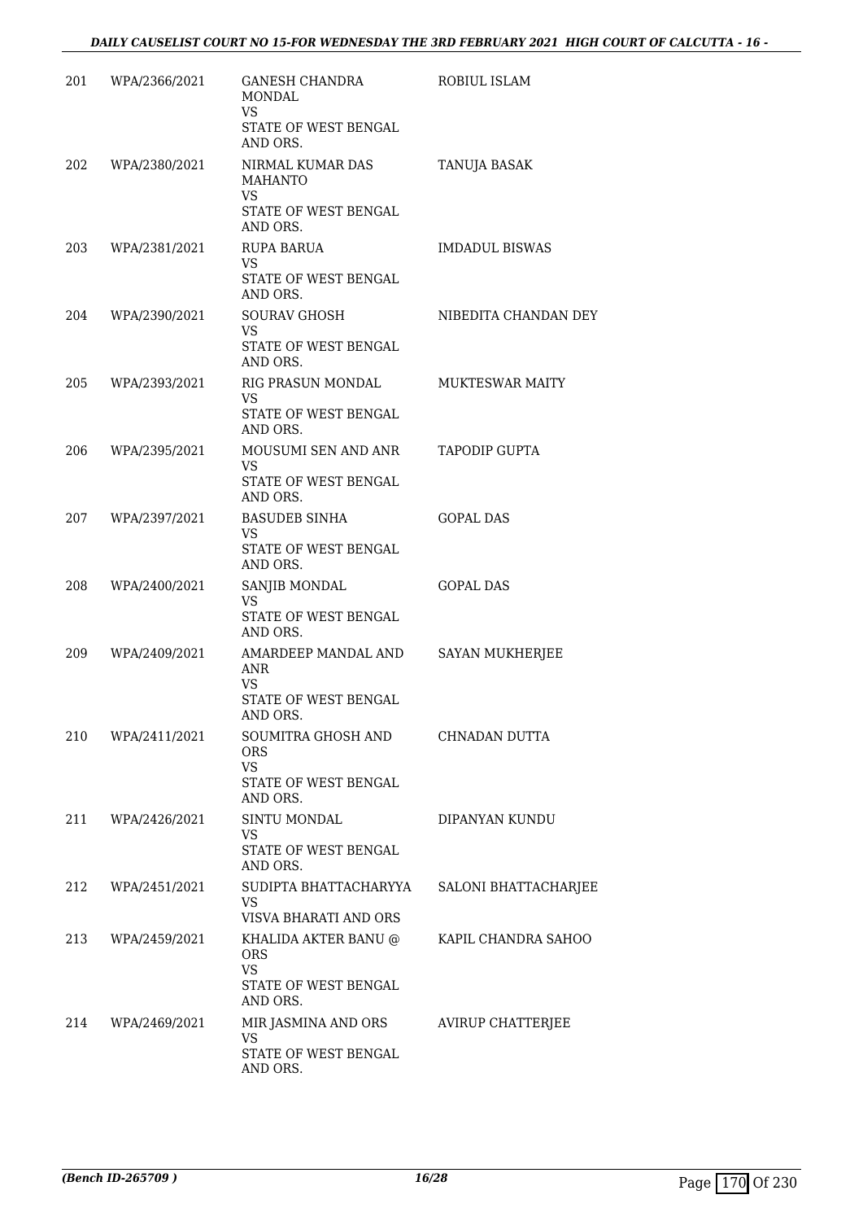| | | | |
|---|---|---|---|
| 201 | WPA/2366/2021 | GANESH CHANDRA MONDAL<br>VS<br>STATE OF WEST BENGAL AND ORS. | ROBIUL ISLAM |
| 202 | WPA/2380/2021 | NIRMAL KUMAR DAS MAHANTO<br>VS<br>STATE OF WEST BENGAL AND ORS. | TANUJA BASAK |
| 203 | WPA/2381/2021 | RUPA BARUA<br>VS<br>STATE OF WEST BENGAL AND ORS. | IMDADUL BISWAS |
| 204 | WPA/2390/2021 | SOURAV GHOSH<br>VS<br>STATE OF WEST BENGAL AND ORS. | NIBEDITA CHANDAN DEY |
| 205 | WPA/2393/2021 | RIG PRASUN MONDAL<br>VS<br>STATE OF WEST BENGAL AND ORS. | MUKTESWAR MAITY |
| 206 | WPA/2395/2021 | MOUSUMI SEN AND ANR<br>VS<br>STATE OF WEST BENGAL AND ORS. | TAPODIP GUPTA |
| 207 | WPA/2397/2021 | BASUDEB SINHA<br>VS<br>STATE OF WEST BENGAL AND ORS. | GOPAL DAS |
| 208 | WPA/2400/2021 | SANJIB MONDAL<br>VS<br>STATE OF WEST BENGAL AND ORS. | GOPAL DAS |
| 209 | WPA/2409/2021 | AMARDEEP MANDAL AND ANR<br>VS<br>STATE OF WEST BENGAL AND ORS. | SAYAN MUKHERJEE |
| 210 | WPA/2411/2021 | SOUMITRA GHOSH AND ORS<br>VS<br>STATE OF WEST BENGAL AND ORS. | CHNADAN DUTTA |
| 211 | WPA/2426/2021 | SINTU MONDAL<br>VS<br>STATE OF WEST BENGAL AND ORS. | DIPANYAN KUNDU |
| 212 | WPA/2451/2021 | SUDIPTA BHATTACHARYYA<br>VS<br>VISVA BHARATI AND ORS | SALONI BHATTACHARJEE |
| 213 | WPA/2459/2021 | KHALIDA AKTER BANU @ ORS<br>VS<br>STATE OF WEST BENGAL AND ORS. | KAPIL CHANDRA SAHOO |
| 214 | WPA/2469/2021 | MIR JASMINA AND ORS<br>VS<br>STATE OF WEST BENGAL AND ORS. | AVIRUP CHATTERJEE |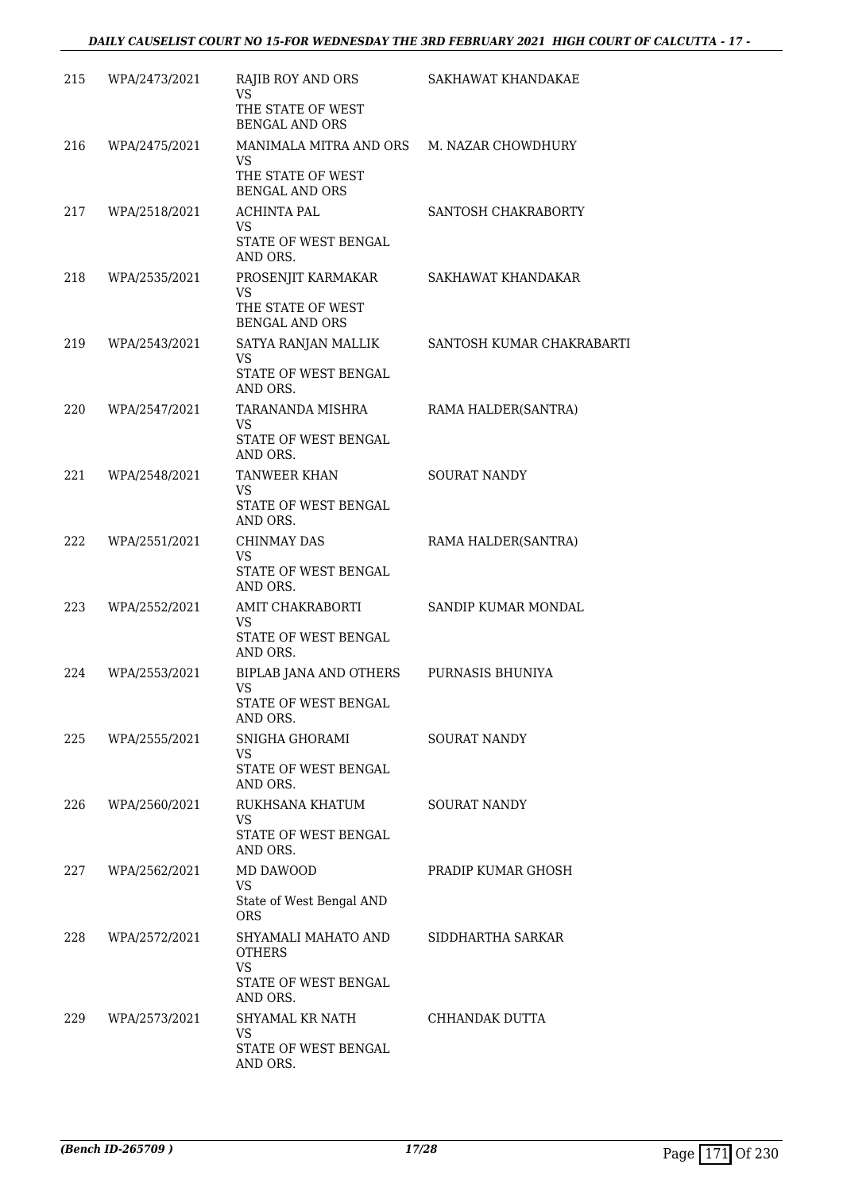| | | | |
|---|---|---|---|
| 215 | WPA/2473/2021 | RAJIB ROY AND ORS<br>VS<br>THE STATE OF WEST BENGAL AND ORS | SAKHAWAT KHANDAKAE |
| 216 | WPA/2475/2021 | MANIMALA MITRA AND ORS<br>VS<br>THE STATE OF WEST BENGAL AND ORS | M. NAZAR CHOWDHURY |
| 217 | WPA/2518/2021 | ACHINTA PAL<br>VS<br>STATE OF WEST BENGAL AND ORS. | SANTOSH CHAKRABORTY |
| 218 | WPA/2535/2021 | PROSENJIT KARMAKAR<br>VS<br>THE STATE OF WEST BENGAL AND ORS | SAKHAWAT KHANDAKAR |
| 219 | WPA/2543/2021 | SATYA RANJAN MALLIK<br>VS<br>STATE OF WEST BENGAL AND ORS. | SANTOSH KUMAR CHAKRABARTI |
| 220 | WPA/2547/2021 | TARANANDA MISHRA<br>VS<br>STATE OF WEST BENGAL AND ORS. | RAMA HALDER(SANTRA) |
| 221 | WPA/2548/2021 | TANWEER KHAN<br>VS<br>STATE OF WEST BENGAL AND ORS. | SOURAT NANDY |
| 222 | WPA/2551/2021 | CHINMAY DAS<br>VS<br>STATE OF WEST BENGAL AND ORS. | RAMA HALDER(SANTRA) |
| 223 | WPA/2552/2021 | AMIT CHAKRABORTI<br>VS<br>STATE OF WEST BENGAL AND ORS. | SANDIP KUMAR MONDAL |
| 224 | WPA/2553/2021 | BIPLAB JANA AND OTHERS<br>VS<br>STATE OF WEST BENGAL AND ORS. | PURNASIS BHUNIYA |
| 225 | WPA/2555/2021 | SNIGHA GHORAMI<br>VS<br>STATE OF WEST BENGAL AND ORS. | SOURAT NANDY |
| 226 | WPA/2560/2021 | RUKHSANA KHATUM<br>VS<br>STATE OF WEST BENGAL AND ORS. | SOURAT NANDY |
| 227 | WPA/2562/2021 | MD DAWOOD<br>VS<br>State of West Bengal AND ORS | PRADIP KUMAR GHOSH |
| 228 | WPA/2572/2021 | SHYAMALI MAHATO AND OTHERS<br>VS<br>STATE OF WEST BENGAL AND ORS. | SIDDHARTHA SARKAR |
| 229 | WPA/2573/2021 | SHYAMAL KR NATH<br>VS<br>STATE OF WEST BENGAL AND ORS. | CHHANDAK DUTTA |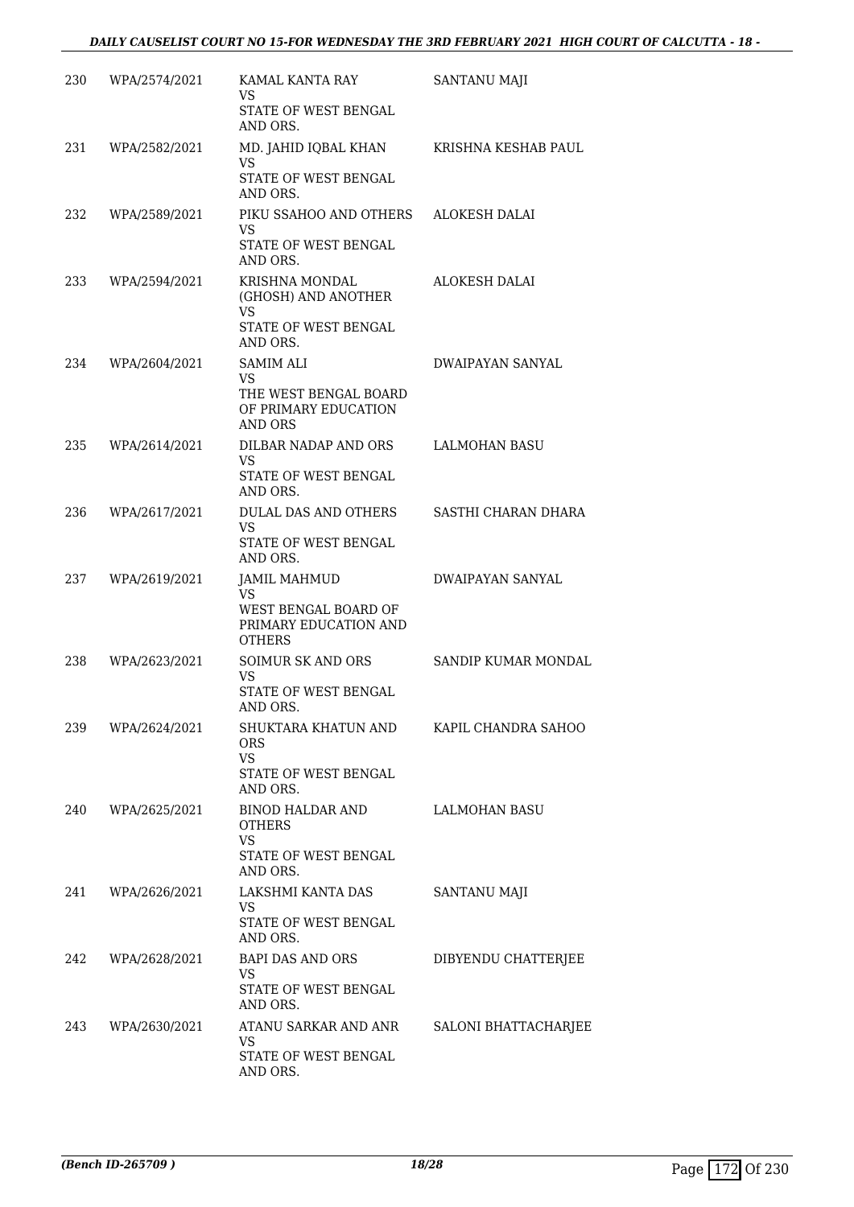| | | | |
|---|---|---|---|
| 230 | WPA/2574/2021 | KAMAL KANTA RAY<br>VS<br>STATE OF WEST BENGAL AND ORS. | SANTANU MAJI |
| 231 | WPA/2582/2021 | MD. JAHID IQBAL KHAN<br>VS<br>STATE OF WEST BENGAL AND ORS. | KRISHNA KESHAB PAUL |
| 232 | WPA/2589/2021 | PIKU SSAHOO AND OTHERS<br>VS<br>STATE OF WEST BENGAL AND ORS. | ALOKESH DALAI |
| 233 | WPA/2594/2021 | KRISHNA MONDAL (GHOSH) AND ANOTHER<br>VS<br>STATE OF WEST BENGAL AND ORS. | ALOKESH DALAI |
| 234 | WPA/2604/2021 | SAMIM ALI<br>VS<br>THE WEST BENGAL BOARD OF PRIMARY EDUCATION AND ORS | DWAIPAYAN SANYAL |
| 235 | WPA/2614/2021 | DILBAR NADAP AND ORS<br>VS<br>STATE OF WEST BENGAL AND ORS. | LALMOHAN BASU |
| 236 | WPA/2617/2021 | DULAL DAS AND OTHERS<br>VS<br>STATE OF WEST BENGAL AND ORS. | SASTHI CHARAN DHARA |
| 237 | WPA/2619/2021 | JAMIL MAHMUD<br>VS<br>WEST BENGAL BOARD OF PRIMARY EDUCATION AND OTHERS | DWAIPAYAN SANYAL |
| 238 | WPA/2623/2021 | SOIMUR SK AND ORS<br>VS<br>STATE OF WEST BENGAL AND ORS. | SANDIP KUMAR MONDAL |
| 239 | WPA/2624/2021 | SHUKTARA KHATUN AND ORS<br>VS<br>STATE OF WEST BENGAL AND ORS. | KAPIL CHANDRA SAHOO |
| 240 | WPA/2625/2021 | BINOD HALDAR AND OTHERS<br>VS<br>STATE OF WEST BENGAL AND ORS. | LALMOHAN BASU |
| 241 | WPA/2626/2021 | LAKSHMI KANTA DAS<br>VS<br>STATE OF WEST BENGAL AND ORS. | SANTANU MAJI |
| 242 | WPA/2628/2021 | BAPI DAS AND ORS<br>VS<br>STATE OF WEST BENGAL AND ORS. | DIBYENDU CHATTERJEE |
| 243 | WPA/2630/2021 | ATANU SARKAR AND ANR<br>VS<br>STATE OF WEST BENGAL AND ORS. | SALONI BHATTACHARJEE |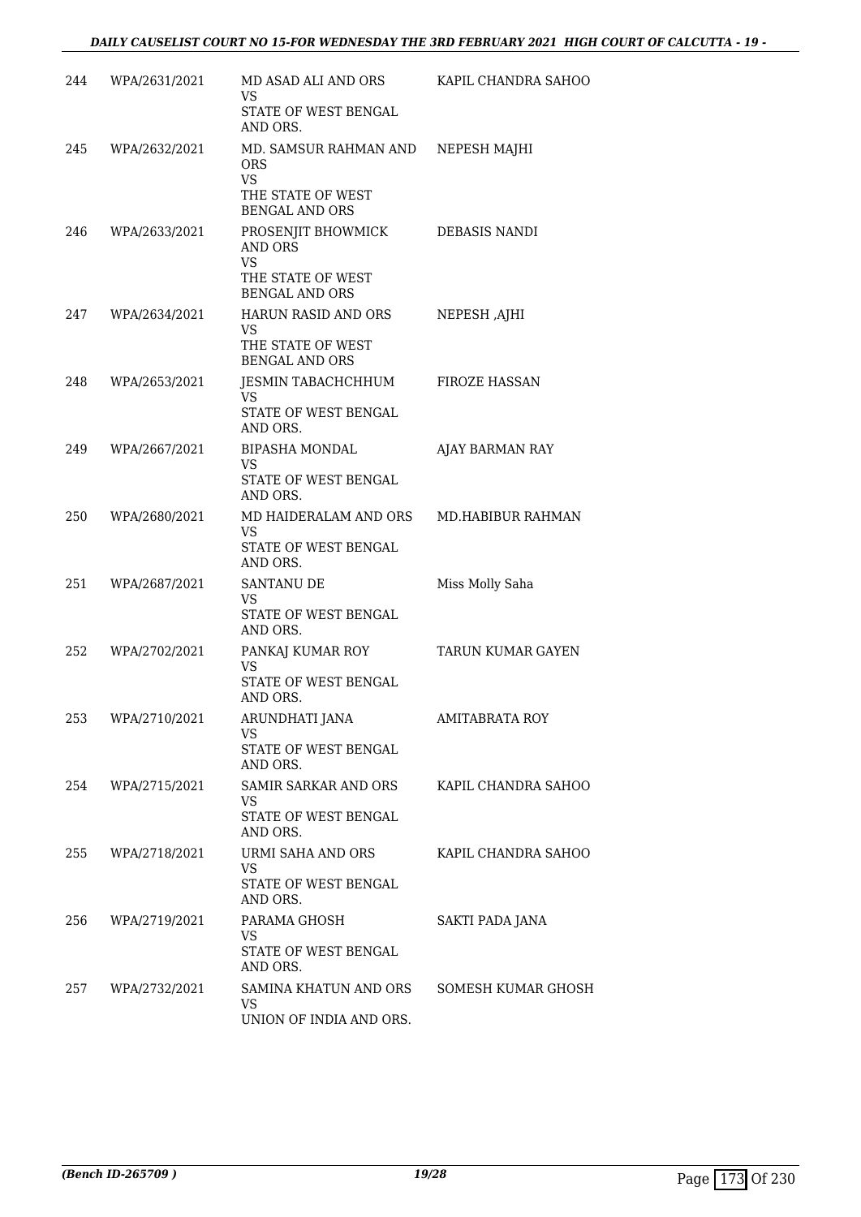| | | | |
|---|---|---|---|
| 244 | WPA/2631/2021 | MD ASAD ALI AND ORS<br>VS<br>STATE OF WEST BENGAL AND ORS. | KAPIL CHANDRA SAHOO |
| 245 | WPA/2632/2021 | MD. SAMSUR RAHMAN AND ORS<br>VS<br>THE STATE OF WEST BENGAL AND ORS | NEPESH MAJHI |
| 246 | WPA/2633/2021 | PROSENJIT BHOWMICK AND ORS<br>VS<br>THE STATE OF WEST BENGAL AND ORS | DEBASIS NANDI |
| 247 | WPA/2634/2021 | HARUN RASID AND ORS<br>VS<br>THE STATE OF WEST BENGAL AND ORS | NEPESH ,AJHI |
| 248 | WPA/2653/2021 | JESMIN TABACHCHHUM<br>VS<br>STATE OF WEST BENGAL AND ORS. | FIROZE HASSAN |
| 249 | WPA/2667/2021 | BIPASHA MONDAL<br>VS<br>STATE OF WEST BENGAL AND ORS. | AJAY BARMAN RAY |
| 250 | WPA/2680/2021 | MD HAIDERALAM AND ORS<br>VS<br>STATE OF WEST BENGAL AND ORS. | MD.HABIBUR RAHMAN |
| 251 | WPA/2687/2021 | SANTANU DE<br>VS<br>STATE OF WEST BENGAL AND ORS. | Miss Molly Saha |
| 252 | WPA/2702/2021 | PANKAJ KUMAR ROY<br>VS<br>STATE OF WEST BENGAL AND ORS. | TARUN KUMAR GAYEN |
| 253 | WPA/2710/2021 | ARUNDHATI JANA<br>VS<br>STATE OF WEST BENGAL AND ORS. | AMITABRATA ROY |
| 254 | WPA/2715/2021 | SAMIR SARKAR AND ORS<br>VS<br>STATE OF WEST BENGAL AND ORS. | KAPIL CHANDRA SAHOO |
| 255 | WPA/2718/2021 | URMI SAHA AND ORS<br>VS<br>STATE OF WEST BENGAL AND ORS. | KAPIL CHANDRA SAHOO |
| 256 | WPA/2719/2021 | PARAMA GHOSH<br>VS<br>STATE OF WEST BENGAL AND ORS. | SAKTI PADA JANA |
| 257 | WPA/2732/2021 | SAMINA KHATUN AND ORS<br>VS<br>UNION OF INDIA AND ORS. | SOMESH KUMAR GHOSH |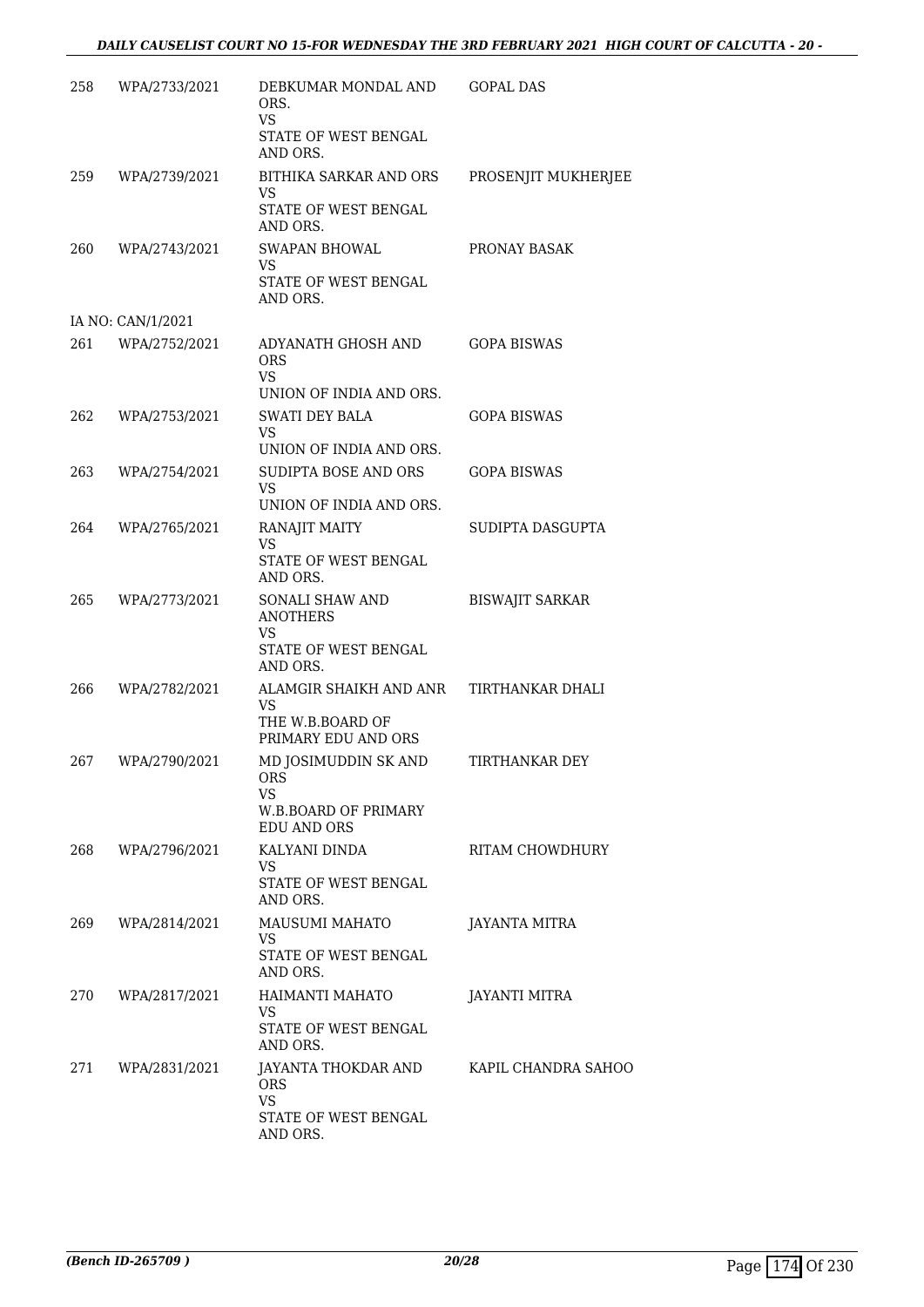| | | | |
|---|---|---|---|
| 258 | WPA/2733/2021 | DEBKUMAR MONDAL AND ORS.<br>VS<br>STATE OF WEST BENGAL AND ORS. | GOPAL DAS |
| 259 | WPA/2739/2021 | BITHIKA SARKAR AND ORS<br>VS<br>STATE OF WEST BENGAL AND ORS. | PROSENJIT MUKHERJEE |
| 260 | WPA/2743/2021 | SWAPAN BHOWAL<br>VS<br>STATE OF WEST BENGAL AND ORS. | PRONAY BASAK |
| | IA NO: CAN/1/2021 | | |
| 261 | WPA/2752/2021 | ADYANATH GHOSH AND ORS<br>VS<br>UNION OF INDIA AND ORS. | GOPA BISWAS |
| 262 | WPA/2753/2021 | SWATI DEY BALA<br>VS<br>UNION OF INDIA AND ORS. | GOPA BISWAS |
| 263 | WPA/2754/2021 | SUDIPTA BOSE AND ORS<br>VS<br>UNION OF INDIA AND ORS. | GOPA BISWAS |
| 264 | WPA/2765/2021 | RANAJIT MAITY<br>VS<br>STATE OF WEST BENGAL AND ORS. | SUDIPTA DASGUPTA |
| 265 | WPA/2773/2021 | SONALI SHAW AND ANOTHERS<br>VS<br>STATE OF WEST BENGAL AND ORS. | BISWAJIT SARKAR |
| 266 | WPA/2782/2021 | ALAMGIR SHAIKH AND ANR<br>VS<br>THE W.B.BOARD OF PRIMARY EDU AND ORS | TIRTHANKAR DHALI |
| 267 | WPA/2790/2021 | MD JOSIMUDDIN SK AND ORS<br>VS<br>W.B.BOARD OF PRIMARY EDU AND ORS | TIRTHANKAR DEY |
| 268 | WPA/2796/2021 | KALYANI DINDA<br>VS<br>STATE OF WEST BENGAL AND ORS. | RITAM CHOWDHURY |
| 269 | WPA/2814/2021 | MAUSUMI MAHATO<br>VS<br>STATE OF WEST BENGAL AND ORS. | JAYANTA MITRA |
| 270 | WPA/2817/2021 | HAIMANTI MAHATO<br>VS<br>STATE OF WEST BENGAL AND ORS. | JAYANTI MITRA |
| 271 | WPA/2831/2021 | JAYANTA THOKDAR AND ORS<br>VS<br>STATE OF WEST BENGAL AND ORS. | KAPIL CHANDRA SAHOO |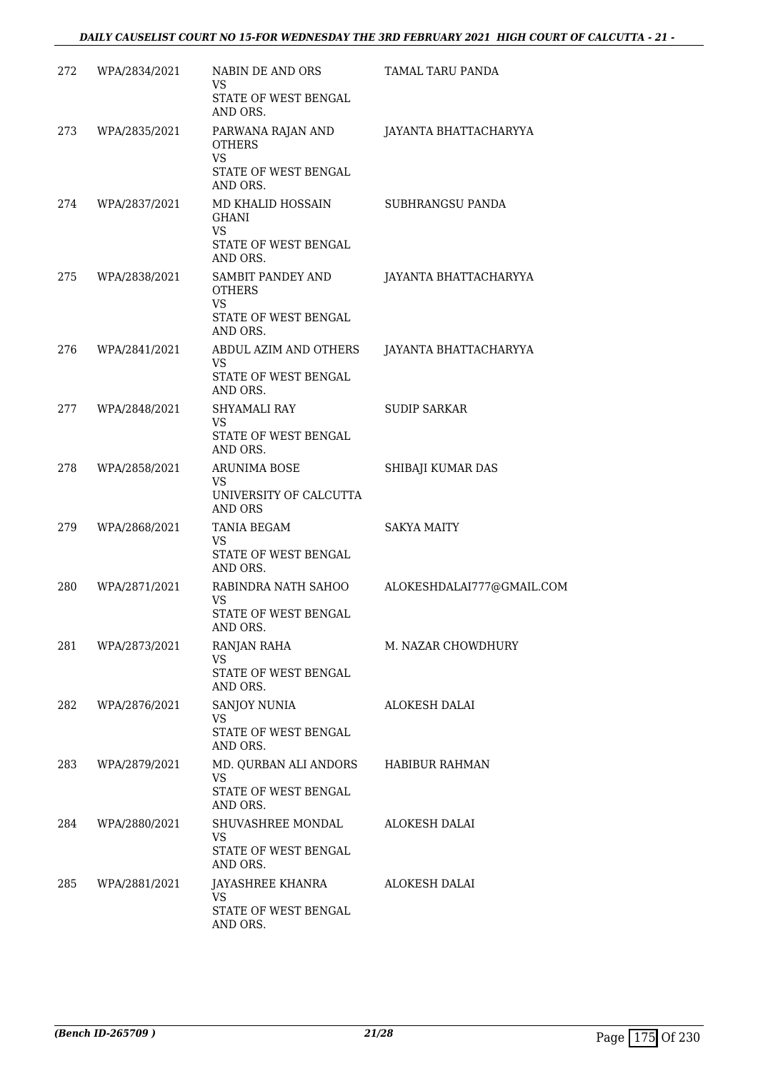| 272 | WPA/2834/2021 | NABIN DE AND ORS<br>VS<br>STATE OF WEST BENGAL AND ORS. | TAMAL TARU PANDA |
|---|---|---|---|
| 273 | WPA/2835/2021 | PARWANA RAJAN AND OTHERS<br>VS<br>STATE OF WEST BENGAL AND ORS. | JAYANTA BHATTACHARYYA |
| 274 | WPA/2837/2021 | MD KHALID HOSSAIN GHANI<br>VS<br>STATE OF WEST BENGAL AND ORS. | SUBHRANGSU PANDA |
| 275 | WPA/2838/2021 | SAMBIT PANDEY AND OTHERS<br>VS<br>STATE OF WEST BENGAL AND ORS. | JAYANTA BHATTACHARYYA |
| 276 | WPA/2841/2021 | ABDUL AZIM AND OTHERS<br>VS<br>STATE OF WEST BENGAL AND ORS. | JAYANTA BHATTACHARYYA |
| 277 | WPA/2848/2021 | SHYAMALI RAY<br>VS<br>STATE OF WEST BENGAL AND ORS. | SUDIP SARKAR |
| 278 | WPA/2858/2021 | ARUNIMA BOSE<br>VS<br>UNIVERSITY OF CALCUTTA AND ORS | SHIBAJI KUMAR DAS |
| 279 | WPA/2868/2021 | TANIA BEGAM<br>VS<br>STATE OF WEST BENGAL AND ORS. | SAKYA MAITY |
| 280 | WPA/2871/2021 | RABINDRA NATH SAHOO<br>VS<br>STATE OF WEST BENGAL AND ORS. | ALOKESHDALAI777@GMAIL.COM |
| 281 | WPA/2873/2021 | RANJAN RAHA<br>VS<br>STATE OF WEST BENGAL AND ORS. | M. NAZAR CHOWDHURY |
| 282 | WPA/2876/2021 | SANJOY NUNIA<br>VS<br>STATE OF WEST BENGAL AND ORS. | ALOKESH DALAI |
| 283 | WPA/2879/2021 | MD. QURBAN ALI ANDORS<br>VS<br>STATE OF WEST BENGAL AND ORS. | HABIBUR RAHMAN |
| 284 | WPA/2880/2021 | SHUVASHREE MONDAL<br>VS<br>STATE OF WEST BENGAL AND ORS. | ALOKESH DALAI |
| 285 | WPA/2881/2021 | JAYASHREE KHANRA<br>VS<br>STATE OF WEST BENGAL AND ORS. | ALOKESH DALAI |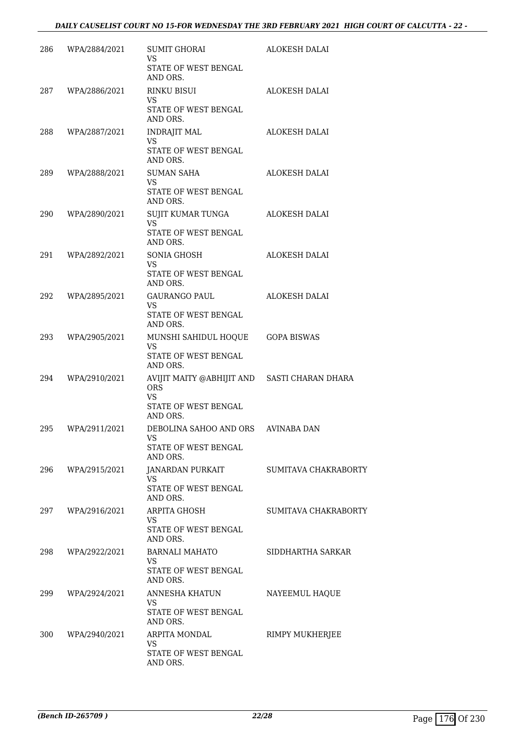| | | | |
|---|---|---|---|
| 286 | WPA/2884/2021 | SUMIT GHORAI<br>VS<br>STATE OF WEST BENGAL AND ORS. | ALOKESH DALAI |
| 287 | WPA/2886/2021 | RINKU BISUI<br>VS<br>STATE OF WEST BENGAL AND ORS. | ALOKESH DALAI |
| 288 | WPA/2887/2021 | INDRAJIT MAL<br>VS<br>STATE OF WEST BENGAL AND ORS. | ALOKESH DALAI |
| 289 | WPA/2888/2021 | SUMAN SAHA<br>VS<br>STATE OF WEST BENGAL AND ORS. | ALOKESH DALAI |
| 290 | WPA/2890/2021 | SUJIT KUMAR TUNGA<br>VS<br>STATE OF WEST BENGAL AND ORS. | ALOKESH DALAI |
| 291 | WPA/2892/2021 | SONIA GHOSH<br>VS<br>STATE OF WEST BENGAL AND ORS. | ALOKESH DALAI |
| 292 | WPA/2895/2021 | GAURANGO PAUL<br>VS<br>STATE OF WEST BENGAL AND ORS. | ALOKESH DALAI |
| 293 | WPA/2905/2021 | MUNSHI SAHIDUL HOQUE<br>VS<br>STATE OF WEST BENGAL AND ORS. | GOPA BISWAS |
| 294 | WPA/2910/2021 | AVIJIT MAITY @ABHIJIT AND ORS<br>VS<br>STATE OF WEST BENGAL AND ORS. | SASTI CHARAN DHARA |
| 295 | WPA/2911/2021 | DEBOLINA SAHOO AND ORS<br>VS<br>STATE OF WEST BENGAL AND ORS. | AVINABA DAN |
| 296 | WPA/2915/2021 | JANARDAN PURKAIT<br>VS<br>STATE OF WEST BENGAL AND ORS. | SUMITAVA CHAKRABORTY |
| 297 | WPA/2916/2021 | ARPITA GHOSH<br>VS<br>STATE OF WEST BENGAL AND ORS. | SUMITAVA CHAKRABORTY |
| 298 | WPA/2922/2021 | BARNALI MAHATO<br>VS<br>STATE OF WEST BENGAL AND ORS. | SIDDHARTHA SARKAR |
| 299 | WPA/2924/2021 | ANNESHA KHATUN<br>VS<br>STATE OF WEST BENGAL AND ORS. | NAYEEMUL HAQUE |
| 300 | WPA/2940/2021 | ARPITA MONDAL<br>VS<br>STATE OF WEST BENGAL AND ORS. | RIMPY MUKHERJEE |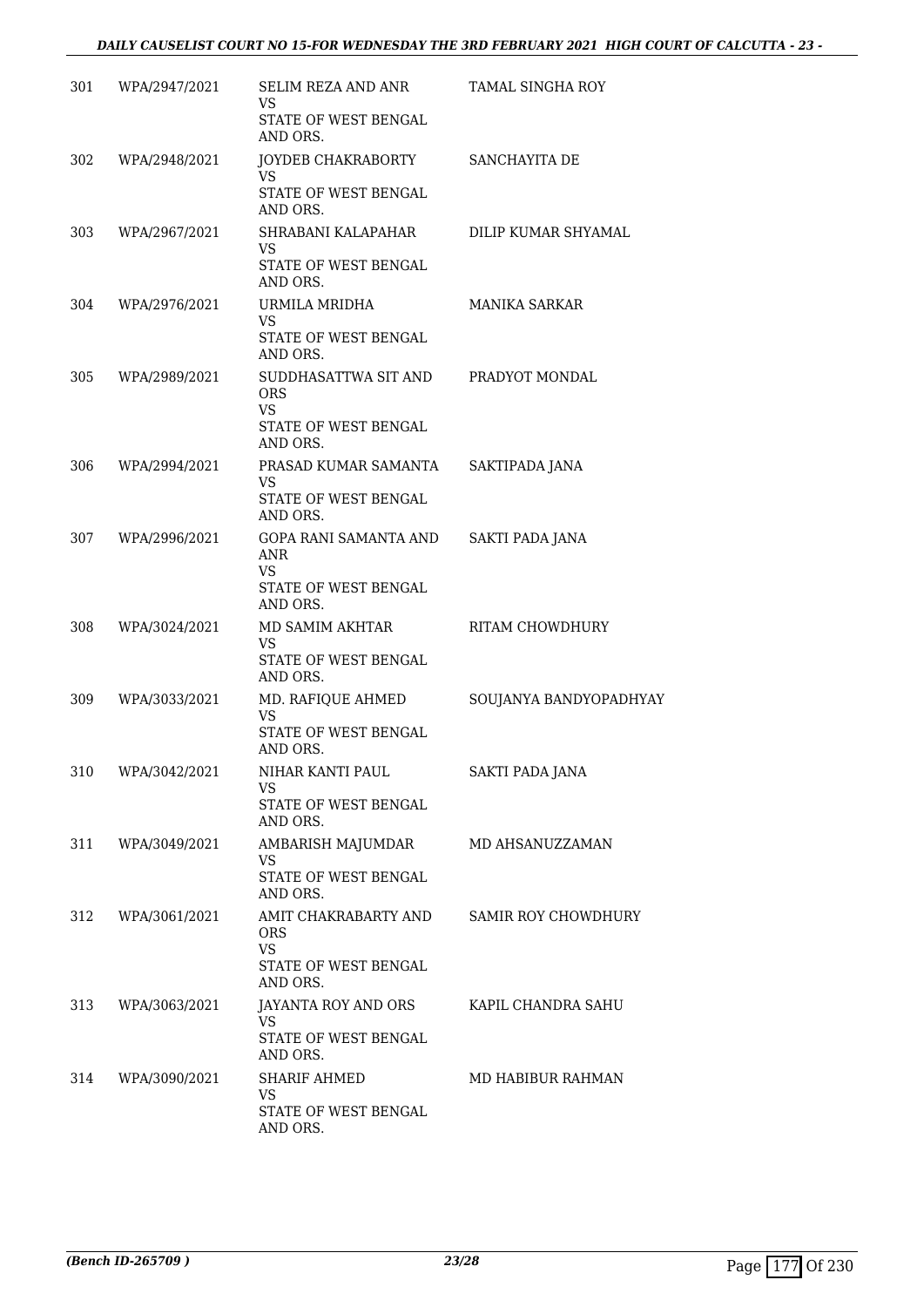| | | | |
|---|---|---|---|
| 301 | WPA/2947/2021 | SELIM REZA AND ANR<br>VS<br>STATE OF WEST BENGAL AND ORS. | TAMAL SINGHA ROY |
| 302 | WPA/2948/2021 | JOYDEB CHAKRABORTY<br>VS<br>STATE OF WEST BENGAL AND ORS. | SANCHAYITA DE |
| 303 | WPA/2967/2021 | SHRABANI KALAPAHAR<br>VS<br>STATE OF WEST BENGAL AND ORS. | DILIP KUMAR SHYAMAL |
| 304 | WPA/2976/2021 | URMILA MRIDHA<br>VS<br>STATE OF WEST BENGAL AND ORS. | MANIKA SARKAR |
| 305 | WPA/2989/2021 | SUDDHASATTWA SIT AND ORS<br>VS<br>STATE OF WEST BENGAL AND ORS. | PRADYOT MONDAL |
| 306 | WPA/2994/2021 | PRASAD KUMAR SAMANTA<br>VS<br>STATE OF WEST BENGAL AND ORS. | SAKTIPADA JANA |
| 307 | WPA/2996/2021 | GOPA RANI SAMANTA AND ANR<br>VS<br>STATE OF WEST BENGAL AND ORS. | SAKTI PADA JANA |
| 308 | WPA/3024/2021 | MD SAMIM AKHTAR<br>VS<br>STATE OF WEST BENGAL AND ORS. | RITAM CHOWDHURY |
| 309 | WPA/3033/2021 | MD. RAFIQUE AHMED<br>VS<br>STATE OF WEST BENGAL AND ORS. | SOUJANYA BANDYOPADHYAY |
| 310 | WPA/3042/2021 | NIHAR KANTI PAUL<br>VS<br>STATE OF WEST BENGAL AND ORS. | SAKTI PADA JANA |
| 311 | WPA/3049/2021 | AMBARISH MAJUMDAR<br>VS<br>STATE OF WEST BENGAL AND ORS. | MD AHSANUZZAMAN |
| 312 | WPA/3061/2021 | AMIT CHAKRABARTY AND ORS<br>VS<br>STATE OF WEST BENGAL AND ORS. | SAMIR ROY CHOWDHURY |
| 313 | WPA/3063/2021 | JAYANTA ROY AND ORS<br>VS<br>STATE OF WEST BENGAL AND ORS. | KAPIL CHANDRA SAHU |
| 314 | WPA/3090/2021 | SHARIF AHMED<br>VS<br>STATE OF WEST BENGAL AND ORS. | MD HABIBUR RAHMAN |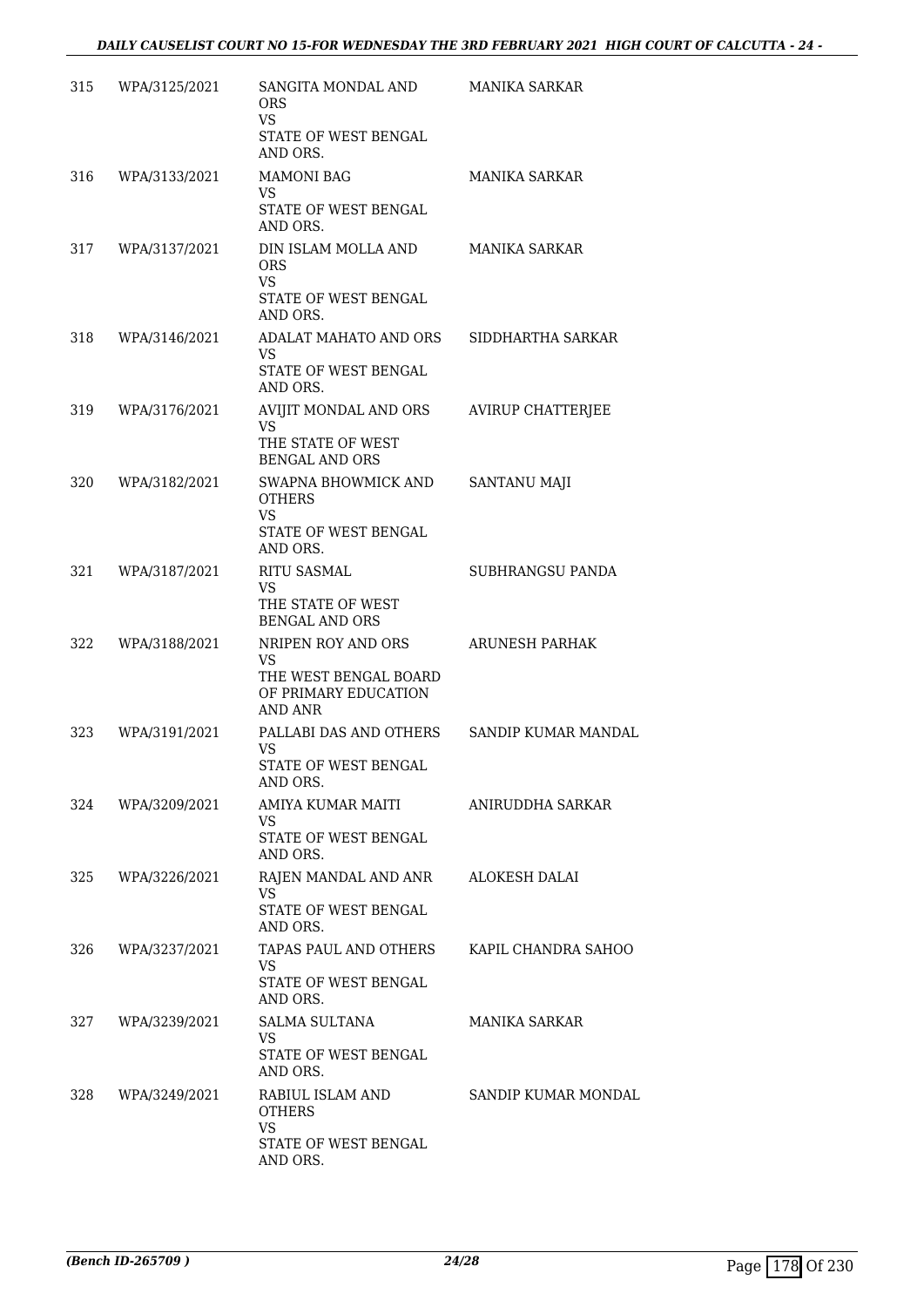| | | | |
|---|---|---|---|
| 315 | WPA/3125/2021 | SANGITA MONDAL AND ORS<br>VS<br>STATE OF WEST BENGAL AND ORS. | MANIKA SARKAR |
| 316 | WPA/3133/2021 | MAMONI BAG<br>VS<br>STATE OF WEST BENGAL AND ORS. | MANIKA SARKAR |
| 317 | WPA/3137/2021 | DIN ISLAM MOLLA AND ORS<br>VS<br>STATE OF WEST BENGAL AND ORS. | MANIKA SARKAR |
| 318 | WPA/3146/2021 | ADALAT MAHATO AND ORS<br>VS<br>STATE OF WEST BENGAL AND ORS. | SIDDHARTHA SARKAR |
| 319 | WPA/3176/2021 | AVIJIT MONDAL AND ORS<br>VS<br>THE STATE OF WEST BENGAL AND ORS | AVIRUP CHATTERJEE |
| 320 | WPA/3182/2021 | SWAPNA BHOWMICK AND OTHERS<br>VS<br>STATE OF WEST BENGAL AND ORS. | SANTANU MAJI |
| 321 | WPA/3187/2021 | RITU SASMAL<br>VS<br>THE STATE OF WEST BENGAL AND ORS | SUBHRANGSU PANDA |
| 322 | WPA/3188/2021 | NRIPEN ROY AND ORS<br>VS<br>THE WEST BENGAL BOARD OF PRIMARY EDUCATION AND ANR | ARUNESH PARHAK |
| 323 | WPA/3191/2021 | PALLABI DAS AND OTHERS<br>VS<br>STATE OF WEST BENGAL AND ORS. | SANDIP KUMAR MANDAL |
| 324 | WPA/3209/2021 | AMIYA KUMAR MAITI<br>VS<br>STATE OF WEST BENGAL AND ORS. | ANIRUDDHA SARKAR |
| 325 | WPA/3226/2021 | RAJEN MANDAL AND ANR<br>VS<br>STATE OF WEST BENGAL AND ORS. | ALOKESH DALAI |
| 326 | WPA/3237/2021 | TAPAS PAUL AND OTHERS<br>VS<br>STATE OF WEST BENGAL AND ORS. | KAPIL CHANDRA SAHOO |
| 327 | WPA/3239/2021 | SALMA SULTANA<br>VS<br>STATE OF WEST BENGAL AND ORS. | MANIKA SARKAR |
| 328 | WPA/3249/2021 | RABIUL ISLAM AND OTHERS<br>VS<br>STATE OF WEST BENGAL AND ORS. | SANDIP KUMAR MONDAL |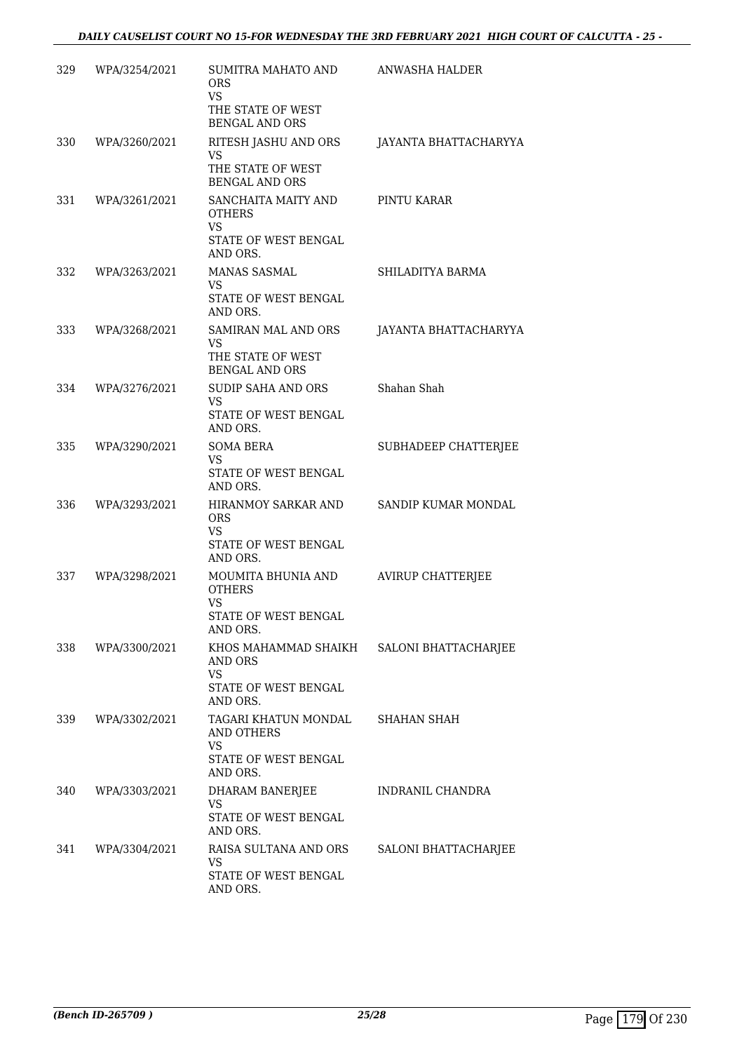| 329 | WPA/3254/2021 | SUMITRA MAHATO AND ORS<br>VS<br>THE STATE OF WEST BENGAL AND ORS | ANWASHA HALDER |
|---|---|---|---|
| 330 | WPA/3260/2021 | RITESH JASHU AND ORS<br>VS<br>THE STATE OF WEST BENGAL AND ORS | JAYANTA BHATTACHARYYA |
| 331 | WPA/3261/2021 | SANCHAITA MAITY AND OTHERS<br>VS<br>STATE OF WEST BENGAL AND ORS. | PINTU KARAR |
| 332 | WPA/3263/2021 | MANAS SASMAL<br>VS<br>STATE OF WEST BENGAL AND ORS. | SHILADITYA BARMA |
| 333 | WPA/3268/2021 | SAMIRAN MAL AND ORS<br>VS<br>THE STATE OF WEST BENGAL AND ORS | JAYANTA BHATTACHARYYA |
| 334 | WPA/3276/2021 | SUDIP SAHA AND ORS<br>VS<br>STATE OF WEST BENGAL AND ORS. | Shahan Shah |
| 335 | WPA/3290/2021 | SOMA BERA<br>VS<br>STATE OF WEST BENGAL AND ORS. | SUBHADEEP CHATTERJEE |
| 336 | WPA/3293/2021 | HIRANMOY SARKAR AND ORS<br>VS<br>STATE OF WEST BENGAL AND ORS. | SANDIP KUMAR MONDAL |
| 337 | WPA/3298/2021 | MOUMITA BHUNIA AND OTHERS<br>VS<br>STATE OF WEST BENGAL AND ORS. | AVIRUP CHATTERJEE |
| 338 | WPA/3300/2021 | KHOS MAHAMMAD SHAIKH AND ORS<br>VS<br>STATE OF WEST BENGAL AND ORS. | SALONI BHATTACHARJEE |
| 339 | WPA/3302/2021 | TAGARI KHATUN MONDAL AND OTHERS<br>VS<br>STATE OF WEST BENGAL AND ORS. | SHAHAN SHAH |
| 340 | WPA/3303/2021 | DHARAM BANERJEE<br>VS<br>STATE OF WEST BENGAL AND ORS. | INDRANIL CHANDRA |
| 341 | WPA/3304/2021 | RAISA SULTANA AND ORS<br>VS<br>STATE OF WEST BENGAL AND ORS. | SALONI BHATTACHARJEE |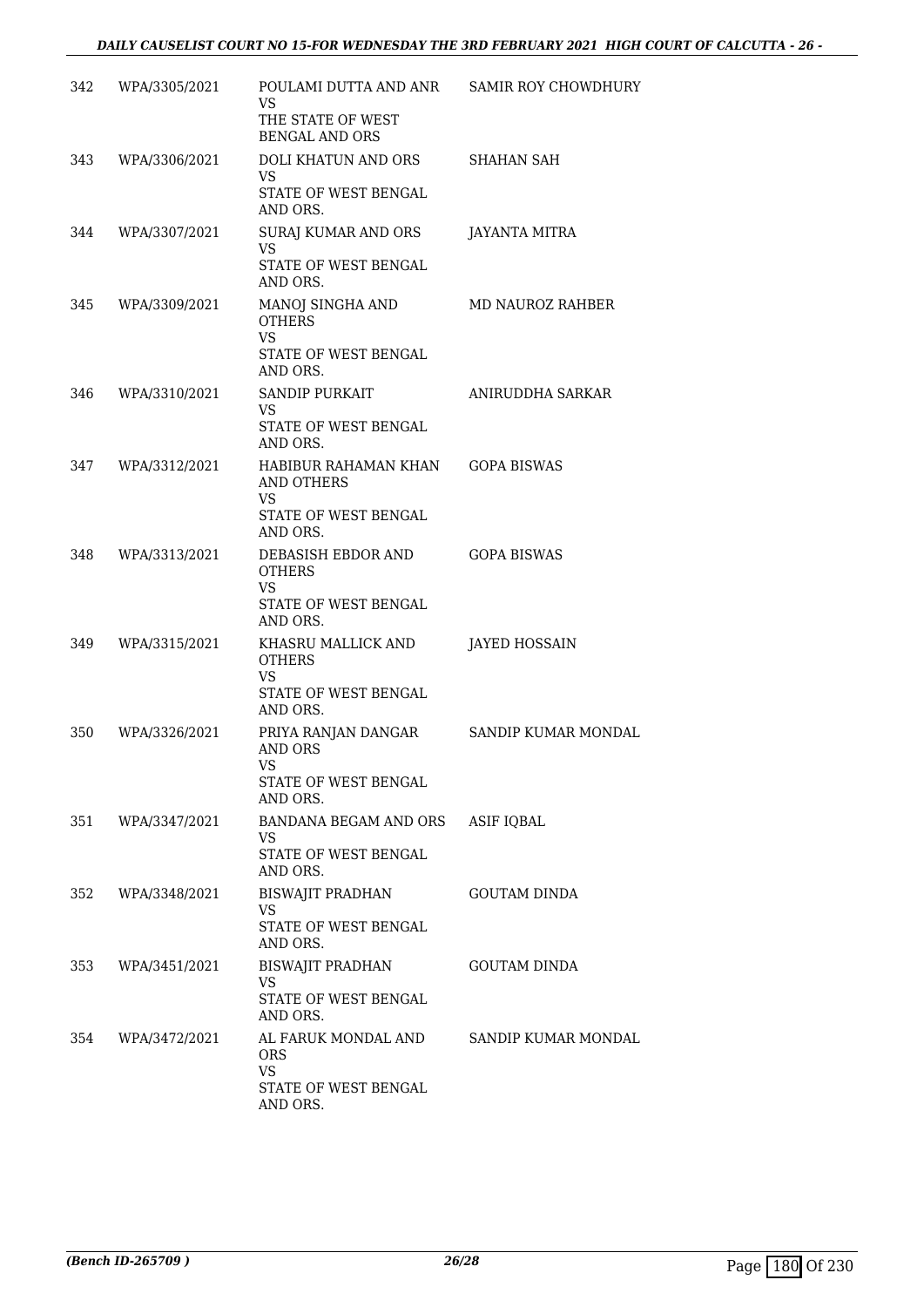| | | | |
|---|---|---|---|
| 342 | WPA/3305/2021 | POULAMI DUTTA AND ANR<br>VS<br>THE STATE OF WEST BENGAL AND ORS | SAMIR ROY CHOWDHURY |
| 343 | WPA/3306/2021 | DOLI KHATUN AND ORS<br>VS<br>STATE OF WEST BENGAL AND ORS. | SHAHAN SAH |
| 344 | WPA/3307/2021 | SURAJ KUMAR AND ORS<br>VS<br>STATE OF WEST BENGAL AND ORS. | JAYANTA MITRA |
| 345 | WPA/3309/2021 | MANOJ SINGHA AND OTHERS<br>VS<br>STATE OF WEST BENGAL AND ORS. | MD NAUROZ RAHBER |
| 346 | WPA/3310/2021 | SANDIP PURKAIT<br>VS<br>STATE OF WEST BENGAL AND ORS. | ANIRUDDHA SARKAR |
| 347 | WPA/3312/2021 | HABIBUR RAHAMAN KHAN AND OTHERS<br>VS<br>STATE OF WEST BENGAL AND ORS. | GOPA BISWAS |
| 348 | WPA/3313/2021 | DEBASISH EBDOR AND OTHERS<br>VS<br>STATE OF WEST BENGAL AND ORS. | GOPA BISWAS |
| 349 | WPA/3315/2021 | KHASRU MALLICK AND OTHERS<br>VS<br>STATE OF WEST BENGAL AND ORS. | JAYED HOSSAIN |
| 350 | WPA/3326/2021 | PRIYA RANJAN DANGAR AND ORS<br>VS<br>STATE OF WEST BENGAL AND ORS. | SANDIP KUMAR MONDAL |
| 351 | WPA/3347/2021 | BANDANA BEGAM AND ORS<br>VS<br>STATE OF WEST BENGAL AND ORS. | ASIF IQBAL |
| 352 | WPA/3348/2021 | BISWAJIT PRADHAN<br>VS<br>STATE OF WEST BENGAL AND ORS. | GOUTAM DINDA |
| 353 | WPA/3451/2021 | BISWAJIT PRADHAN<br>VS<br>STATE OF WEST BENGAL AND ORS. | GOUTAM DINDA |
| 354 | WPA/3472/2021 | AL FARUK MONDAL AND ORS<br>VS<br>STATE OF WEST BENGAL AND ORS. | SANDIP KUMAR MONDAL |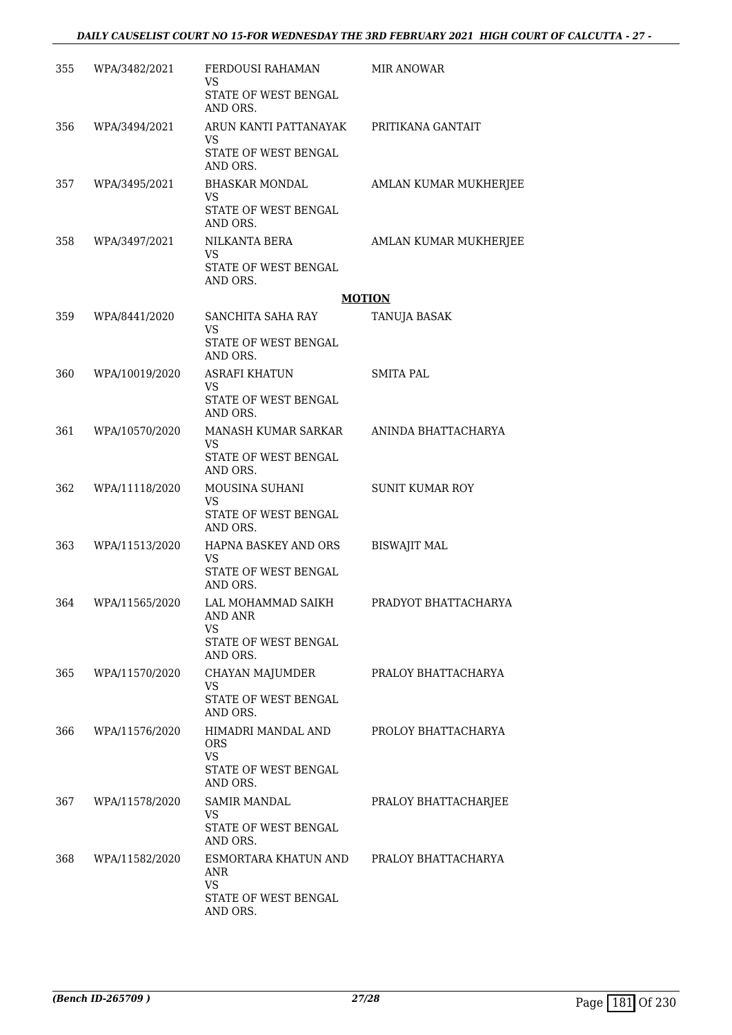| 355 | WPA/3482/2021 | FERDOUSI RAHAMAN<br>VS<br>STATE OF WEST BENGAL AND ORS. | MIR ANOWAR |
|---|---|---|---|
| 356 | WPA/3494/2021 | ARUN KANTI PATTANAYAK<br>VS<br>STATE OF WEST BENGAL AND ORS. | PRITIKANA GANTAIT |
| 357 | WPA/3495/2021 | BHASKAR MONDAL<br>VS<br>STATE OF WEST BENGAL AND ORS. | AMLAN KUMAR MUKHERJEE |
| 358 | WPA/3497/2021 | NILKANTA BERA<br>VS<br>STATE OF WEST BENGAL AND ORS. | AMLAN KUMAR MUKHERJEE |

**MOTION**

| 359 | WPA/8441/2020 | SANCHITA SAHA RAY<br>VS<br>STATE OF WEST BENGAL AND ORS. | TANUJA BASAK |
|---|---|---|---|
| 360 | WPA/10019/2020 | ASRAFI KHATUN<br>VS<br>STATE OF WEST BENGAL AND ORS. | SMITA PAL |
| 361 | WPA/10570/2020 | MANASH KUMAR SARKAR<br>VS<br>STATE OF WEST BENGAL AND ORS. | ANINDA BHATTACHARYA |
| 362 | WPA/11118/2020 | MOUSINA SUHANI<br>VS<br>STATE OF WEST BENGAL AND ORS. | SUNIT KUMAR ROY |
| 363 | WPA/11513/2020 | HAPNA BASKEY AND ORS<br>VS<br>STATE OF WEST BENGAL AND ORS. | BISWAJIT MAL |
| 364 | WPA/11565/2020 | LAL MOHAMMAD SAIKH AND ANR<br>VS<br>STATE OF WEST BENGAL AND ORS. | PRADYOT BHATTACHARYA |
| 365 | WPA/11570/2020 | CHAYAN MAJUMDER<br>VS<br>STATE OF WEST BENGAL AND ORS. | PRALOY BHATTACHARYA |
| 366 | WPA/11576/2020 | HIMADRI MANDAL AND ORS<br>VS<br>STATE OF WEST BENGAL AND ORS. | PROLOY BHATTACHARYA |
| 367 | WPA/11578/2020 | SAMIR MANDAL<br>VS<br>STATE OF WEST BENGAL AND ORS. | PRALOY BHATTACHARJEE |
| 368 | WPA/11582/2020 | ESMORTARA KHATUN AND ANR<br>VS<br>STATE OF WEST BENGAL AND ORS. | PRALOY BHATTACHARYA |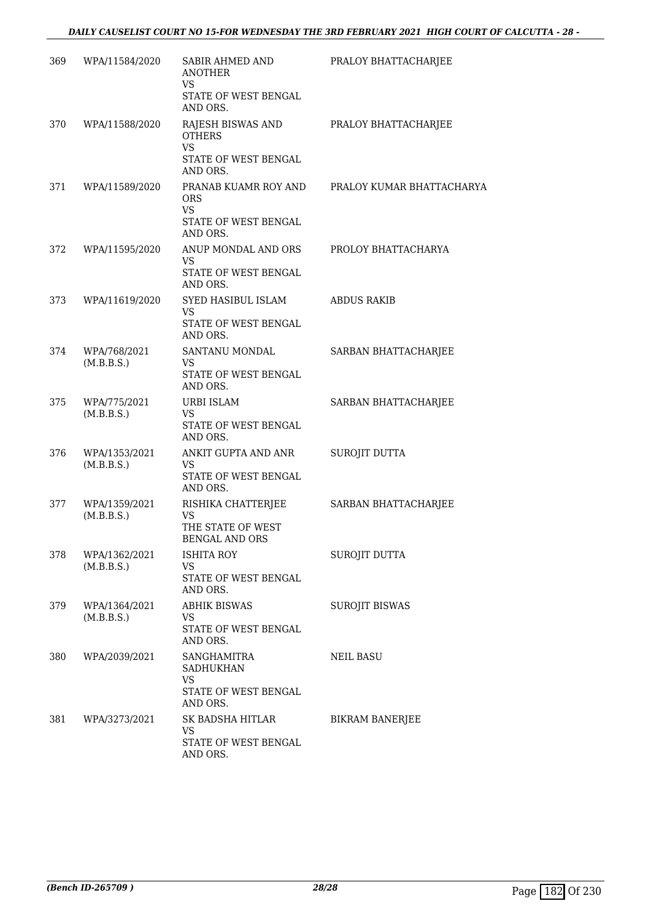| | | | |
|---|---|---|---|
| 369 | WPA/11584/2020 | SABIR AHMED AND ANOTHER<br>VS<br>STATE OF WEST BENGAL AND ORS. | PRALOY BHATTACHARJEE |
| 370 | WPA/11588/2020 | RAJESH BISWAS AND OTHERS<br>VS<br>STATE OF WEST BENGAL AND ORS. | PRALOY BHATTACHARJEE |
| 371 | WPA/11589/2020 | PRANAB KUAMR ROY AND ORS<br>VS<br>STATE OF WEST BENGAL AND ORS. | PRALOY KUMAR BHATTACHARYA |
| 372 | WPA/11595/2020 | ANUP MONDAL AND ORS<br>VS<br>STATE OF WEST BENGAL AND ORS. | PROLOY BHATTACHARYA |
| 373 | WPA/11619/2020 | SYED HASIBUL ISLAM<br>VS<br>STATE OF WEST BENGAL AND ORS. | ABDUS RAKIB |
| 374 | WPA/768/2021 (M.B.B.S.) | SANTANU MONDAL<br>VS<br>STATE OF WEST BENGAL AND ORS. | SARBAN BHATTACHARJEE |
| 375 | WPA/775/2021 (M.B.B.S.) | URBI ISLAM<br>VS<br>STATE OF WEST BENGAL AND ORS. | SARBAN BHATTACHARJEE |
| 376 | WPA/1353/2021 (M.B.B.S.) | ANKIT GUPTA AND ANR<br>VS<br>STATE OF WEST BENGAL AND ORS. | SUROJIT DUTTA |
| 377 | WPA/1359/2021 (M.B.B.S.) | RISHIKA CHATTERJEE<br>VS<br>THE STATE OF WEST BENGAL AND ORS | SARBAN BHATTACHARJEE |
| 378 | WPA/1362/2021 (M.B.B.S.) | ISHITA ROY<br>VS<br>STATE OF WEST BENGAL AND ORS. | SUROJIT DUTTA |
| 379 | WPA/1364/2021 (M.B.B.S.) | ABHIK BISWAS<br>VS<br>STATE OF WEST BENGAL AND ORS. | SUROJIT BISWAS |
| 380 | WPA/2039/2021 | SANGHAMITRA SADHUKHAN<br>VS<br>STATE OF WEST BENGAL AND ORS. | NEIL BASU |
| 381 | WPA/3273/2021 | SK BADSHA HITLAR<br>VS<br>STATE OF WEST BENGAL AND ORS. | BIKRAM BANERJEE |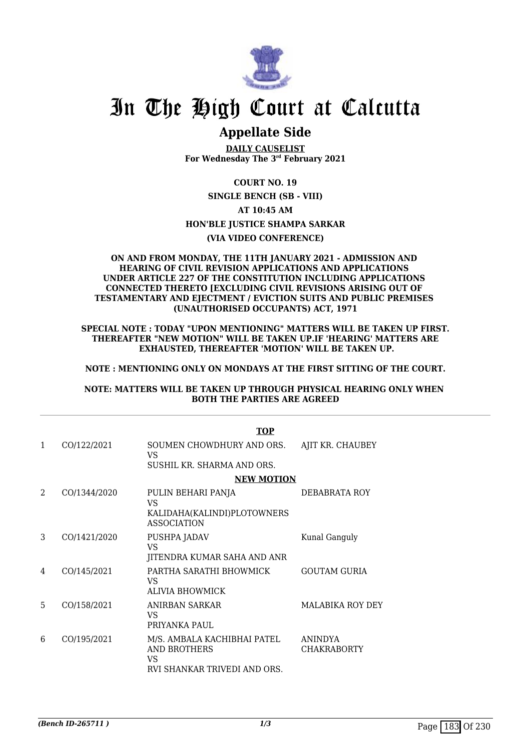# In The High Court at Calcutta

## Appellate Side

**DAILY CAUSELIST**
**For Wednesday The 3rd February 2021**

**COURT NO. 19**

**SINGLE BENCH (SB - VIII)**

**AT 10:45 AM**

**HON'BLE JUSTICE SHAMPA SARKAR**

**(VIA VIDEO CONFERENCE)**

**ON AND FROM MONDAY, THE 11TH JANUARY 2021 - ADMISSION AND HEARING OF CIVIL REVISION APPLICATIONS AND APPLICATIONS UNDER ARTICLE 227 OF THE CONSTITUTION INCLUDING APPLICATIONS CONNECTED THERETO [EXCLUDING CIVIL REVISIONS ARISING OUT OF TESTAMENTARY AND EJECTMENT / EVICTION SUITS AND PUBLIC PREMISES (UNAUTHORISED OCCUPANTS) ACT, 1971**

**SPECIAL NOTE : TODAY "UPON MENTIONING" MATTERS WILL BE TAKEN UP FIRST. THEREAFTER "NEW MOTION" WILL BE TAKEN UP.IF 'HEARING' MATTERS ARE EXHAUSTED, THEREAFTER 'MOTION' WILL BE TAKEN UP.**

**NOTE : MENTIONING ONLY ON MONDAYS AT THE FIRST SITTING OF THE COURT.**

**NOTE: MATTERS WILL BE TAKEN UP THROUGH PHYSICAL HEARING ONLY WHEN BOTH THE PARTIES ARE AGREED**

**TOP**

| | | | |
|---|---|---|---|
| 1 | CO/122/2021 | SOUMEN CHOWDHURY AND ORS.<br>VS<br>SUSHIL KR. SHARMA AND ORS. | AJIT KR. CHAUBEY |

**NEW MOTION**

| | | | |
|---|---|---|---|
| 2 | CO/1344/2020 | PULIN BEHARI PANJA<br>VS<br>KALIDAHA(KALINDI)PLOTOWNERS ASSOCIATION | DEBABRATA ROY |
| 3 | CO/1421/2020 | PUSHPA JADAV<br>VS<br>JITENDRA KUMAR SAHA AND ANR | Kunal Ganguly |
| 4 | CO/145/2021 | PARTHA SARATHI BHOWMICK<br>VS<br>ALIVIA BHOWMICK | GOUTAM GURIA |
| 5 | CO/158/2021 | ANIRBAN SARKAR<br>VS<br>PRIYANKA PAUL | MALABIKA ROY DEY |
| 6 | CO/195/2021 | M/S. AMBALA KACHIBHAI PATEL AND BROTHERS<br>VS<br>RVI SHANKAR TRIVEDI AND ORS. | ANINDYA CHAKRABORTY |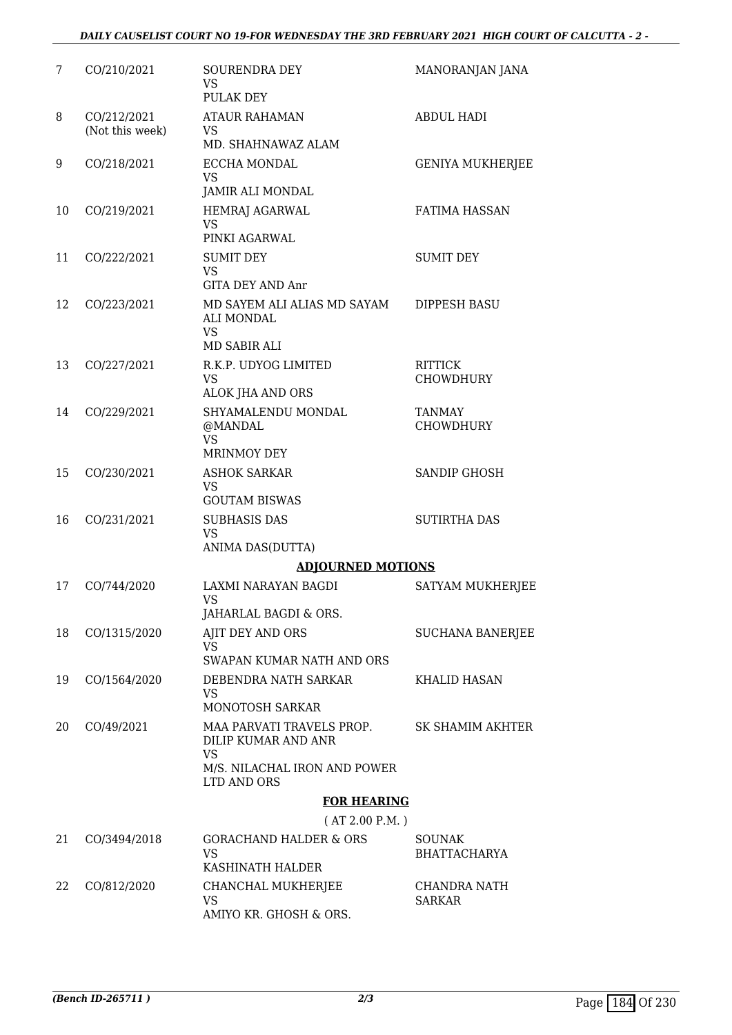| | | | |
|---|---|---|---|
| 7 | CO/210/2021 | SOURENDRA DEY<br>VS<br>PULAK DEY | MANORANJAN JANA |
| 8 | CO/212/2021<br>(Not this week) | ATAUR RAHAMAN<br>VS<br>MD. SHAHNAWAZ ALAM | ABDUL HADI |
| 9 | CO/218/2021 | ECCHA MONDAL<br>VS<br>JAMIR ALI MONDAL | GENIYA MUKHERJEE |
| 10 | CO/219/2021 | HEMRAJ AGARWAL<br>VS<br>PINKI AGARWAL | FATIMA HASSAN |
| 11 | CO/222/2021 | SUMIT DEY<br>VS<br>GITA DEY AND Anr | SUMIT DEY |
| 12 | CO/223/2021 | MD SAYEM ALI ALIAS MD SAYAM ALI MONDAL<br>VS<br>MD SABIR ALI | DIPPESH BASU |
| 13 | CO/227/2021 | R.K.P. UDYOG LIMITED<br>VS<br>ALOK JHA AND ORS | RITTICK CHOWDHURY |
| 14 | CO/229/2021 | SHYAMALENDU MONDAL @MANDAL<br>VS<br>MRINMOY DEY | TANMAY CHOWDHURY |
| 15 | CO/230/2021 | ASHOK SARKAR<br>VS<br>GOUTAM BISWAS | SANDIP GHOSH |
| 16 | CO/231/2021 | SUBHASIS DAS<br>VS<br>ANIMA DAS(DUTTA) | SUTIRTHA DAS |

## ADJOURNED MOTIONS

| | | | |
|---|---|---|---|
| 17 | CO/744/2020 | LAXMI NARAYAN BAGDI<br>VS<br>JAHARLAL BAGDI & ORS. | SATYAM MUKHERJEE |
| 18 | CO/1315/2020 | AJIT DEY AND ORS<br>VS<br>SWAPAN KUMAR NATH AND ORS | SUCHANA BANERJEE |
| 19 | CO/1564/2020 | DEBENDRA NATH SARKAR<br>VS<br>MONOTOSH SARKAR | KHALID HASAN |
| 20 | CO/49/2021 | MAA PARVATI TRAVELS PROP. DILIP KUMAR AND ANR<br>VS<br>M/S. NILACHAL IRON AND POWER LTD AND ORS | SK SHAMIM AKHTER |

## FOR HEARING

( AT 2.00 P.M. )

| | | | |
|---|---|---|---|
| 21 | CO/3494/2018 | GORACHAND HALDER & ORS<br>VS<br>KASHINATH HALDER | SOUNAK BHATTACHARYA |
| 22 | CO/812/2020 | CHANCHAL MUKHERJEE<br>VS<br>AMIYO KR. GHOSH & ORS. | CHANDRA NATH SARKAR |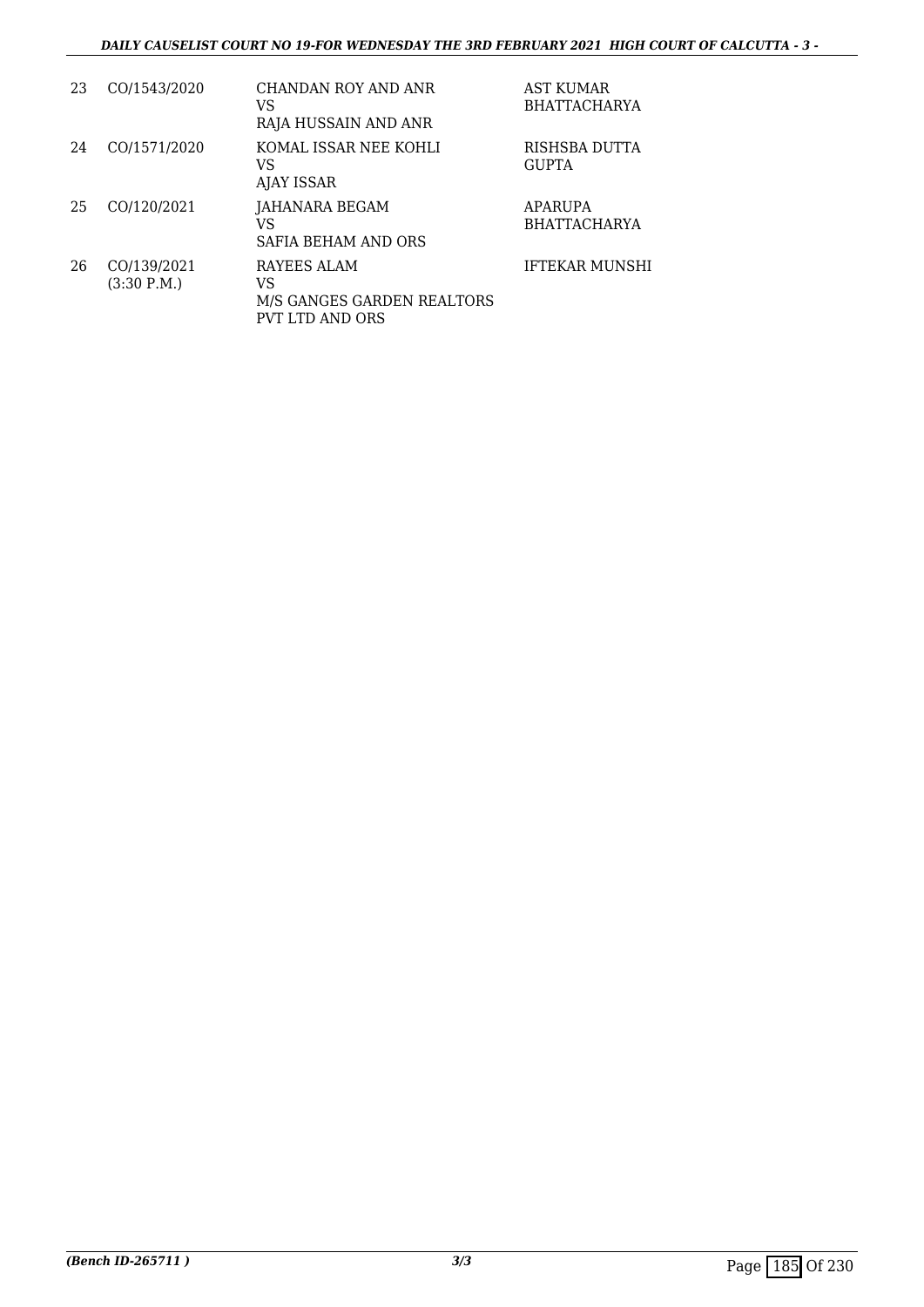| 23 | CO/1543/2020 | CHANDAN ROY AND ANR<br>VS<br>RAJA HUSSAIN AND ANR | AST KUMAR BHATTACHARYA |
|---|---|---|---|
| 24 | CO/1571/2020 | KOMAL ISSAR NEE KOHLI<br>VS<br>AJAY ISSAR | RISHSBA DUTTA GUPTA |
| 25 | CO/120/2021 | JAHANARA BEGAM<br>VS<br>SAFIA BEHAM AND ORS | APARUPA BHATTACHARYA |
| 26 | CO/139/2021<br>(3:30 P.M.) | RAYEES ALAM<br>VS<br>M/S GANGES GARDEN REALTORS PVT LTD AND ORS | IFTEKAR MUNSHI |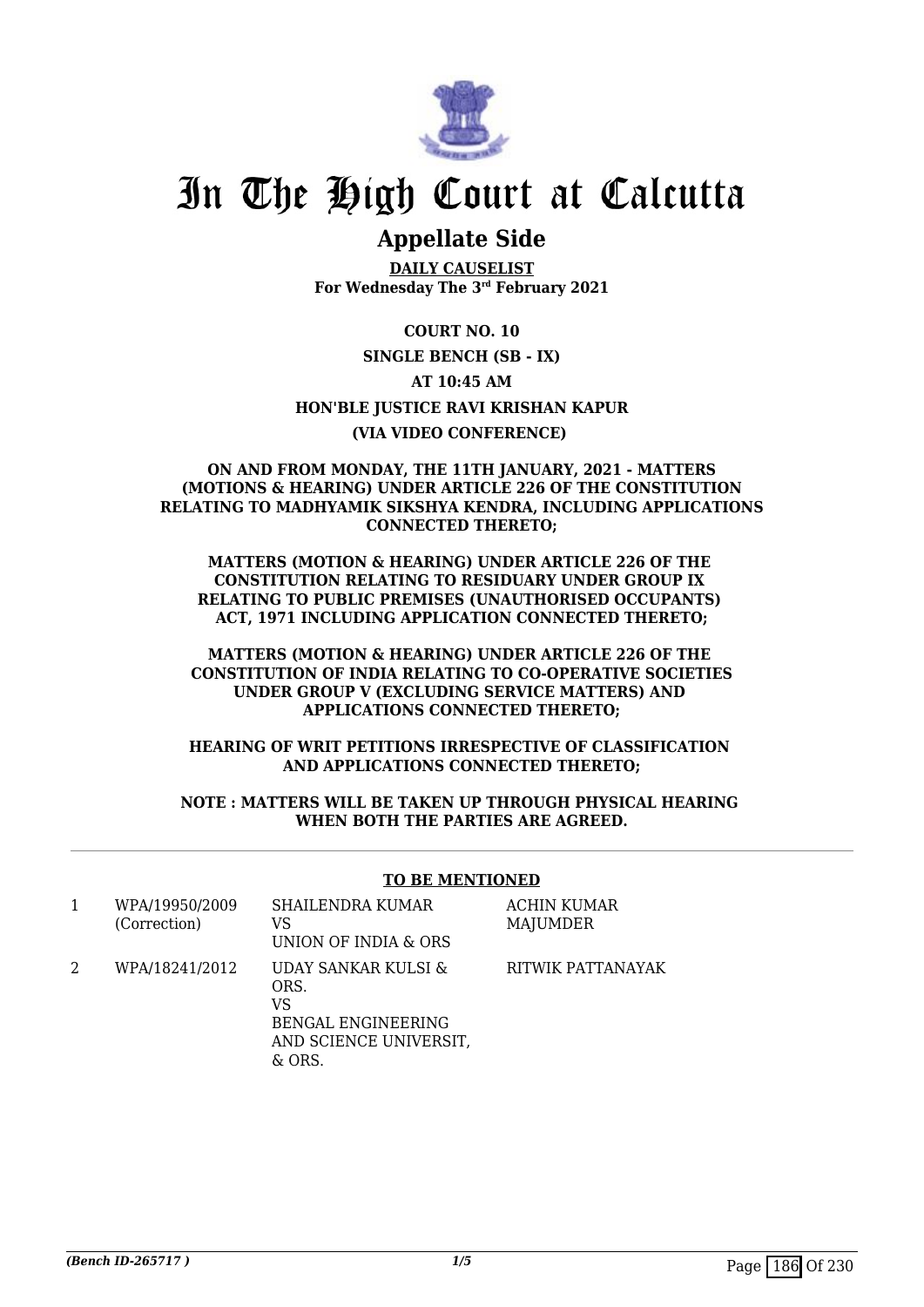# In The High Court at Calcutta

## Appellate Side

**DAILY CAUSELIST**
**For Wednesday The 3rd February 2021**

**COURT NO. 10**

**SINGLE BENCH (SB - IX)**

**AT 10:45 AM**

**HON'BLE JUSTICE RAVI KRISHAN KAPUR**

**(VIA VIDEO CONFERENCE)**

**ON AND FROM MONDAY, THE 11TH JANUARY, 2021 - MATTERS (MOTIONS & HEARING) UNDER ARTICLE 226 OF THE CONSTITUTION RELATING TO MADHYAMIK SIKSHYA KENDRA, INCLUDING APPLICATIONS CONNECTED THERETO;**

**MATTERS (MOTION & HEARING) UNDER ARTICLE 226 OF THE CONSTITUTION RELATING TO RESIDUARY UNDER GROUP IX RELATING TO PUBLIC PREMISES (UNAUTHORISED OCCUPANTS) ACT, 1971 INCLUDING APPLICATION CONNECTED THERETO;**

**MATTERS (MOTION & HEARING) UNDER ARTICLE 226 OF THE CONSTITUTION OF INDIA RELATING TO CO-OPERATIVE SOCIETIES UNDER GROUP V (EXCLUDING SERVICE MATTERS) AND APPLICATIONS CONNECTED THERETO;**

**HEARING OF WRIT PETITIONS IRRESPECTIVE OF CLASSIFICATION AND APPLICATIONS CONNECTED THERETO;**

**NOTE : MATTERS WILL BE TAKEN UP THROUGH PHYSICAL HEARING WHEN BOTH THE PARTIES ARE AGREED.**

**TO BE MENTIONED**

| | | | |
|---|---|---|---|
| 1 | WPA/19950/2009 (Correction) | SHAILENDRA KUMAR VS UNION OF INDIA & ORS | ACHIN KUMAR MAJUMDER |
| 2 | WPA/18241/2012 | UDAY SANKAR KULSI & ORS. VS BENGAL ENGINEERING AND SCIENCE UNIVERSIT, & ORS. | RITWIK PATTANAYAK |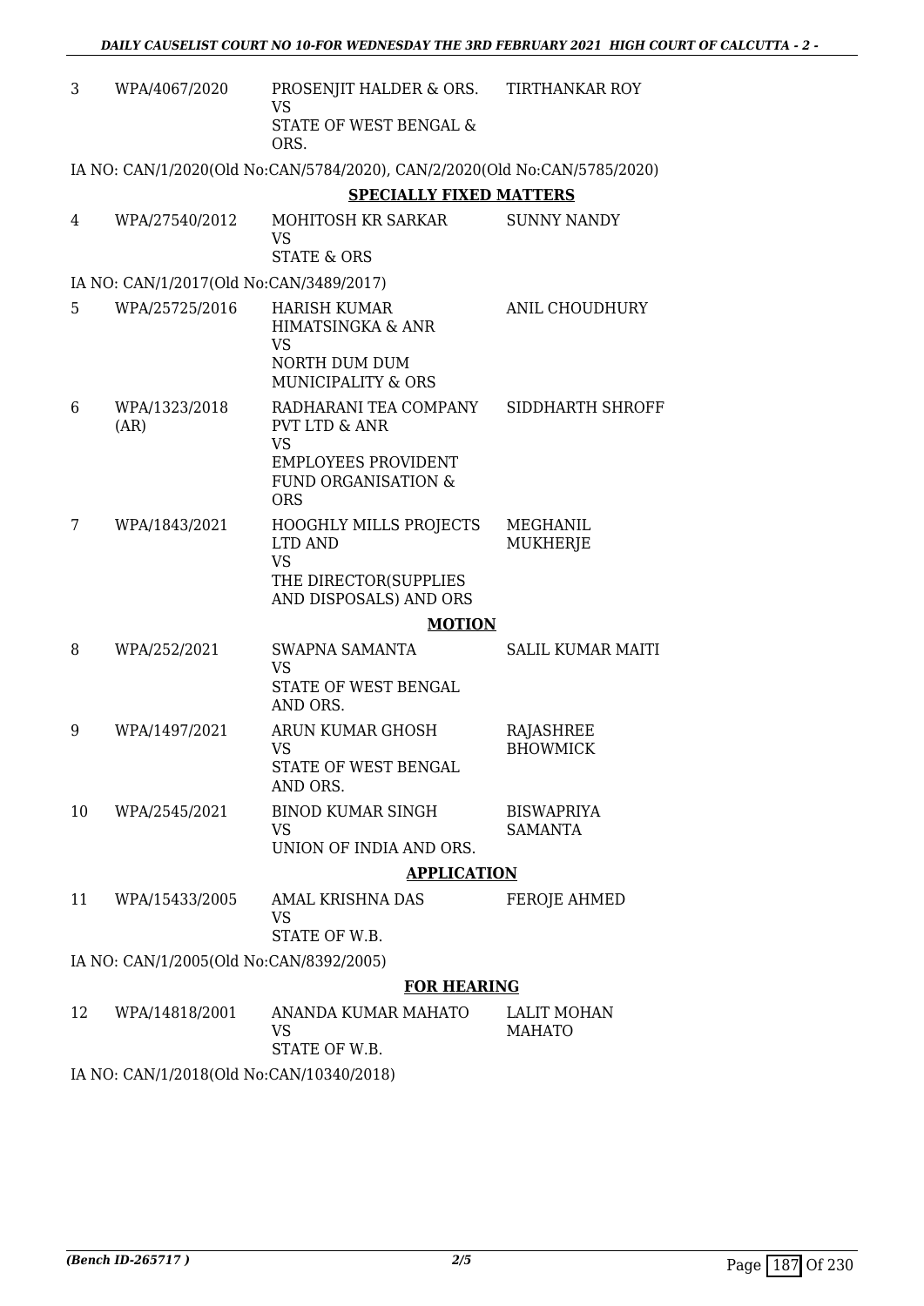| | | | |
|---|---|---|---|
| 3 | WPA/4067/2020 | PROSENJIT HALDER & ORS.<br>VS<br>STATE OF WEST BENGAL & ORS. | TIRTHANKAR ROY |

IA NO: CAN/1/2020(Old No:CAN/5784/2020), CAN/2/2020(Old No:CAN/5785/2020)

**SPECIALLY FIXED MATTERS**

| | | | |
|---|---|---|---|
| 4 | WPA/27540/2012 | MOHITOSH KR SARKAR<br>VS<br>STATE & ORS | SUNNY NANDY |

IA NO: CAN/1/2017(Old No:CAN/3489/2017)

| | | | |
|---|---|---|---|
| 5 | WPA/25725/2016 | HARISH KUMAR HIMATSINGKA & ANR<br>VS<br>NORTH DUM DUM MUNICIPALITY & ORS | ANIL CHOUDHURY |
| 6 | WPA/1323/2018 (AR) | RADHARANI TEA COMPANY PVT LTD & ANR<br>VS<br>EMPLOYEES PROVIDENT FUND ORGANISATION & ORS | SIDDHARTH SHROFF |
| 7 | WPA/1843/2021 | HOOGHLY MILLS PROJECTS LTD AND<br>VS<br>THE DIRECTOR(SUPPLIES AND DISPOSALS) AND ORS | MEGHANIL MUKHERJE |

**MOTION**

| | | | |
|---|---|---|---|
| 8 | WPA/252/2021 | SWAPNA SAMANTA<br>VS<br>STATE OF WEST BENGAL AND ORS. | SALIL KUMAR MAITI |
| 9 | WPA/1497/2021 | ARUN KUMAR GHOSH<br>VS<br>STATE OF WEST BENGAL AND ORS. | RAJASHREE BHOWMICK |
| 10 | WPA/2545/2021 | BINOD KUMAR SINGH<br>VS<br>UNION OF INDIA AND ORS. | BISWAPRIYA SAMANTA |

**APPLICATION**

| | | | |
|---|---|---|---|
| 11 | WPA/15433/2005 | AMAL KRISHNA DAS<br>VS<br>STATE OF W.B. | FEROJE AHMED |

IA NO: CAN/1/2005(Old No:CAN/8392/2005)

**FOR HEARING**

| | | | |
|---|---|---|---|
| 12 | WPA/14818/2001 | ANANDA KUMAR MAHATO<br>VS<br>STATE OF W.B. | LALIT MOHAN MAHATO |

IA NO: CAN/1/2018(Old No:CAN/10340/2018)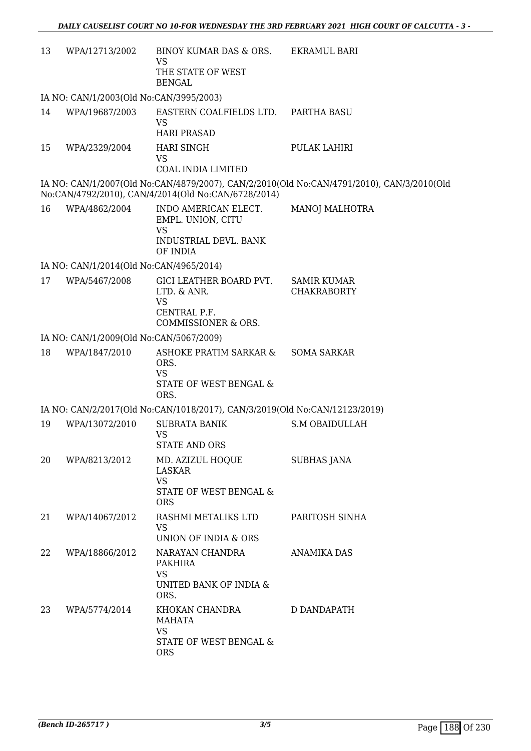| | | | |
|---|---|---|---|
| 13 | WPA/12713/2002 | BINOY KUMAR DAS & ORS.<br>VS<br>THE STATE OF WEST BENGAL | EKRAMUL BARI |

IA NO: CAN/1/2003(Old No:CAN/3995/2003)

| | | | |
|---|---|---|---|
| 14 | WPA/19687/2003 | EASTERN COALFIELDS LTD.<br>VS<br>HARI PRASAD | PARTHA BASU |
| 15 | WPA/2329/2004 | HARI SINGH<br>VS<br>COAL INDIA LIMITED | PULAK LAHIRI |

IA NO: CAN/1/2007(Old No:CAN/4879/2007), CAN/2/2010(Old No:CAN/4791/2010), CAN/3/2010(Old No:CAN/4792/2010), CAN/4/2014(Old No:CAN/6728/2014)

| | | | |
|---|---|---|---|
| 16 | WPA/4862/2004 | INDO AMERICAN ELECT. EMPL. UNION, CITU<br>VS<br>INDUSTRIAL DEVL. BANK OF INDIA | MANOJ MALHOTRA |

IA NO: CAN/1/2014(Old No:CAN/4965/2014)

| | | | |
|---|---|---|---|
| 17 | WPA/5467/2008 | GICI LEATHER BOARD PVT. LTD. & ANR.<br>VS<br>CENTRAL P.F. COMMISSIONER & ORS. | SAMIR KUMAR CHAKRABORTY |

IA NO: CAN/1/2009(Old No:CAN/5067/2009)

| | | | |
|---|---|---|---|
| 18 | WPA/1847/2010 | ASHOKE PRATIM SARKAR & ORS.<br>VS<br>STATE OF WEST BENGAL & ORS. | SOMA SARKAR |

IA NO: CAN/2/2017(Old No:CAN/1018/2017), CAN/3/2019(Old No:CAN/12123/2019)

| | | | |
|---|---|---|---|
| 19 | WPA/13072/2010 | SUBRATA BANIK<br>VS<br>STATE AND ORS | S.M OBAIDULLAH |
| 20 | WPA/8213/2012 | MD. AZIZUL HOQUE LASKAR<br>VS<br>STATE OF WEST BENGAL & ORS | SUBHAS JANA |
| 21 | WPA/14067/2012 | RASHMI METALIKS LTD<br>VS<br>UNION OF INDIA & ORS | PARITOSH SINHA |
| 22 | WPA/18866/2012 | NARAYAN CHANDRA PAKHIRA<br>VS<br>UNITED BANK OF INDIA & ORS. | ANAMIKA DAS |
| 23 | WPA/5774/2014 | KHOKAN CHANDRA MAHATA<br>VS<br>STATE OF WEST BENGAL & ORS | D DANDAPATH |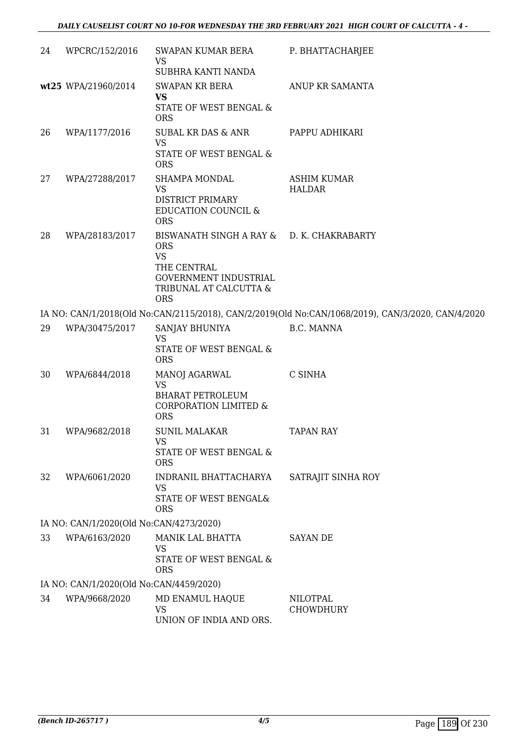| | | | |
|---|---|---|---|
| 24 | WPCRC/152/2016 | SWAPAN KUMAR BERA<br>VS<br>SUBHRA KANTI NANDA | P. BHATTACHARJEE |
| **wt25** | WPA/21960/2014 | SWAPAN KR BERA<br>**VS**<br>STATE OF WEST BENGAL & ORS | ANUP KR SAMANTA |
| 26 | WPA/1177/2016 | SUBAL KR DAS & ANR<br>VS<br>STATE OF WEST BENGAL & ORS | PAPPU ADHIKARI |
| 27 | WPA/27288/2017 | SHAMPA MONDAL<br>VS<br>DISTRICT PRIMARY EDUCATION COUNCIL & ORS | ASHIM KUMAR HALDAR |
| 28 | WPA/28183/2017 | BISWANATH SINGH A RAY & ORS<br>VS<br>THE CENTRAL GOVERNMENT INDUSTRIAL TRIBUNAL AT CALCUTTA & ORS | D. K. CHAKRABARTY |

IA NO: CAN/1/2018(Old No:CAN/2115/2018), CAN/2/2019(Old No:CAN/1068/2019), CAN/3/2020, CAN/4/2020

| | | | |
|---|---|---|---|
| 29 | WPA/30475/2017 | SANJAY BHUNIYA<br>VS<br>STATE OF WEST BENGAL & ORS | B.C. MANNA |
| 30 | WPA/6844/2018 | MANOJ AGARWAL<br>VS<br>BHARAT PETROLEUM CORPORATION LIMITED & ORS | C SINHA |
| 31 | WPA/9682/2018 | SUNIL MALAKAR<br>VS<br>STATE OF WEST BENGAL & ORS | TAPAN RAY |
| 32 | WPA/6061/2020 | INDRANIL BHATTACHARYA<br>VS<br>STATE OF WEST BENGAL& ORS | SATRAJIT SINHA ROY |

IA NO: CAN/1/2020(Old No:CAN/4273/2020)

| | | | |
|---|---|---|---|
| 33 | WPA/6163/2020 | MANIK LAL BHATTA<br>VS<br>STATE OF WEST BENGAL & ORS | SAYAN DE |

IA NO: CAN/1/2020(Old No:CAN/4459/2020)

| | | | |
|---|---|---|---|
| 34 | WPA/9668/2020 | MD ENAMUL HAQUE<br>VS<br>UNION OF INDIA AND ORS. | NILOTPAL CHOWDHURY |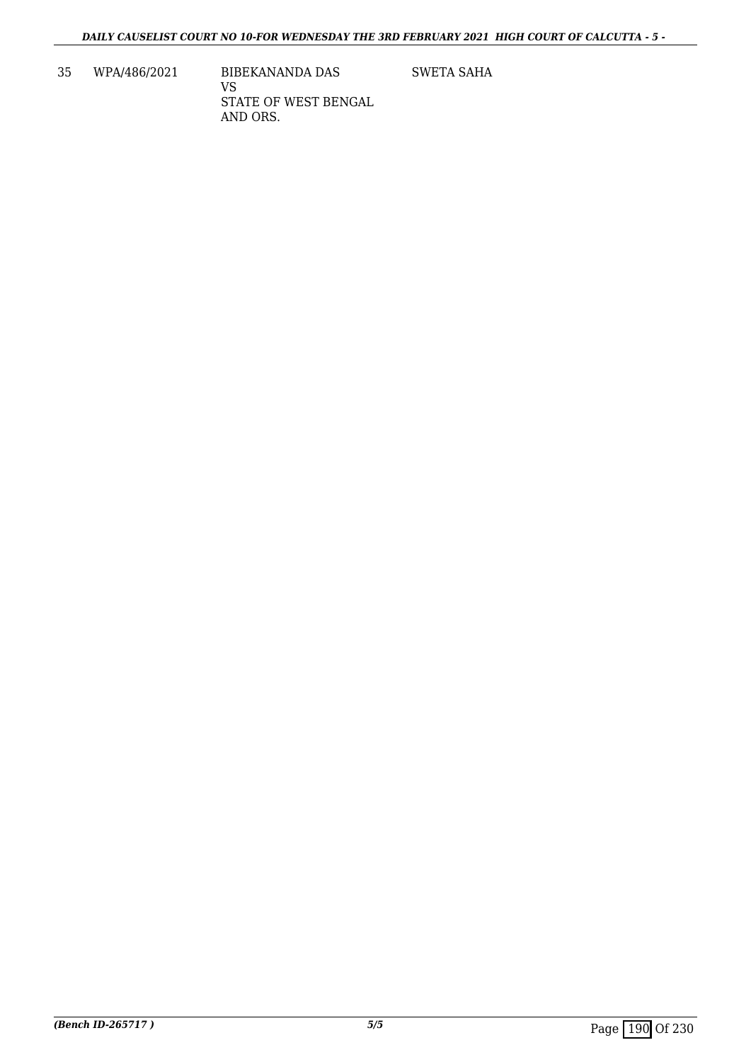| | | | |
|---|---|---|---|
| 35 | WPA/486/2021 | BIBEKANANDA DAS<br>VS<br>STATE OF WEST BENGAL<br>AND ORS. | SWETA SAHA |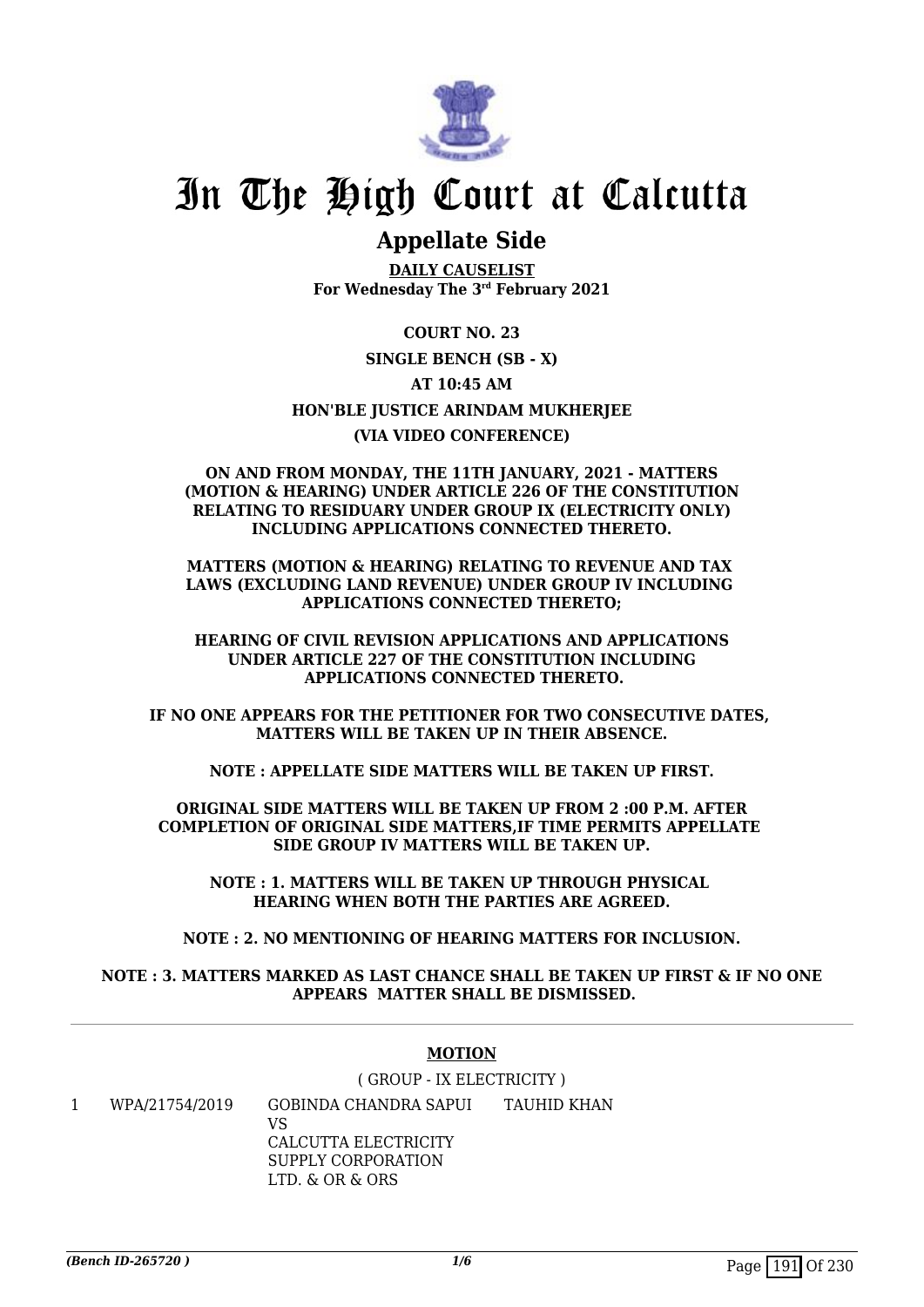# In The High Court at Calcutta

## Appellate Side

**DAILY CAUSELIST**
**For Wednesday The 3rd February 2021**

**COURT NO. 23**

**SINGLE BENCH (SB - X)**

**AT 10:45 AM**

**HON'BLE JUSTICE ARINDAM MUKHERJEE**

**(VIA VIDEO CONFERENCE)**

**ON AND FROM MONDAY, THE 11TH JANUARY, 2021 - MATTERS (MOTION & HEARING) UNDER ARTICLE 226 OF THE CONSTITUTION RELATING TO RESIDUARY UNDER GROUP IX (ELECTRICITY ONLY) INCLUDING APPLICATIONS CONNECTED THERETO.**

**MATTERS (MOTION & HEARING) RELATING TO REVENUE AND TAX LAWS (EXCLUDING LAND REVENUE) UNDER GROUP IV INCLUDING APPLICATIONS CONNECTED THERETO;**

**HEARING OF CIVIL REVISION APPLICATIONS AND APPLICATIONS UNDER ARTICLE 227 OF THE CONSTITUTION INCLUDING APPLICATIONS CONNECTED THERETO.**

**IF NO ONE APPEARS FOR THE PETITIONER FOR TWO CONSECUTIVE DATES, MATTERS WILL BE TAKEN UP IN THEIR ABSENCE.**

**NOTE : APPELLATE SIDE MATTERS WILL BE TAKEN UP FIRST.**

**ORIGINAL SIDE MATTERS WILL BE TAKEN UP FROM 2 :00 P.M. AFTER COMPLETION OF ORIGINAL SIDE MATTERS,IF TIME PERMITS APPELLATE SIDE GROUP IV MATTERS WILL BE TAKEN UP.**

**NOTE : 1. MATTERS WILL BE TAKEN UP THROUGH PHYSICAL HEARING WHEN BOTH THE PARTIES ARE AGREED.**

**NOTE : 2. NO MENTIONING OF HEARING MATTERS FOR INCLUSION.**

**NOTE : 3. MATTERS MARKED AS LAST CHANCE SHALL BE TAKEN UP FIRST & IF NO ONE APPEARS MATTER SHALL BE DISMISSED.**

---

**MOTION**

( GROUP - IX ELECTRICITY )

| | | | |
|---|---|---|---|
| 1 | WPA/21754/2019 | GOBINDA CHANDRA SAPUI<br>VS<br>CALCUTTA ELECTRICITY SUPPLY CORPORATION LTD. & OR & ORS | TAUHID KHAN |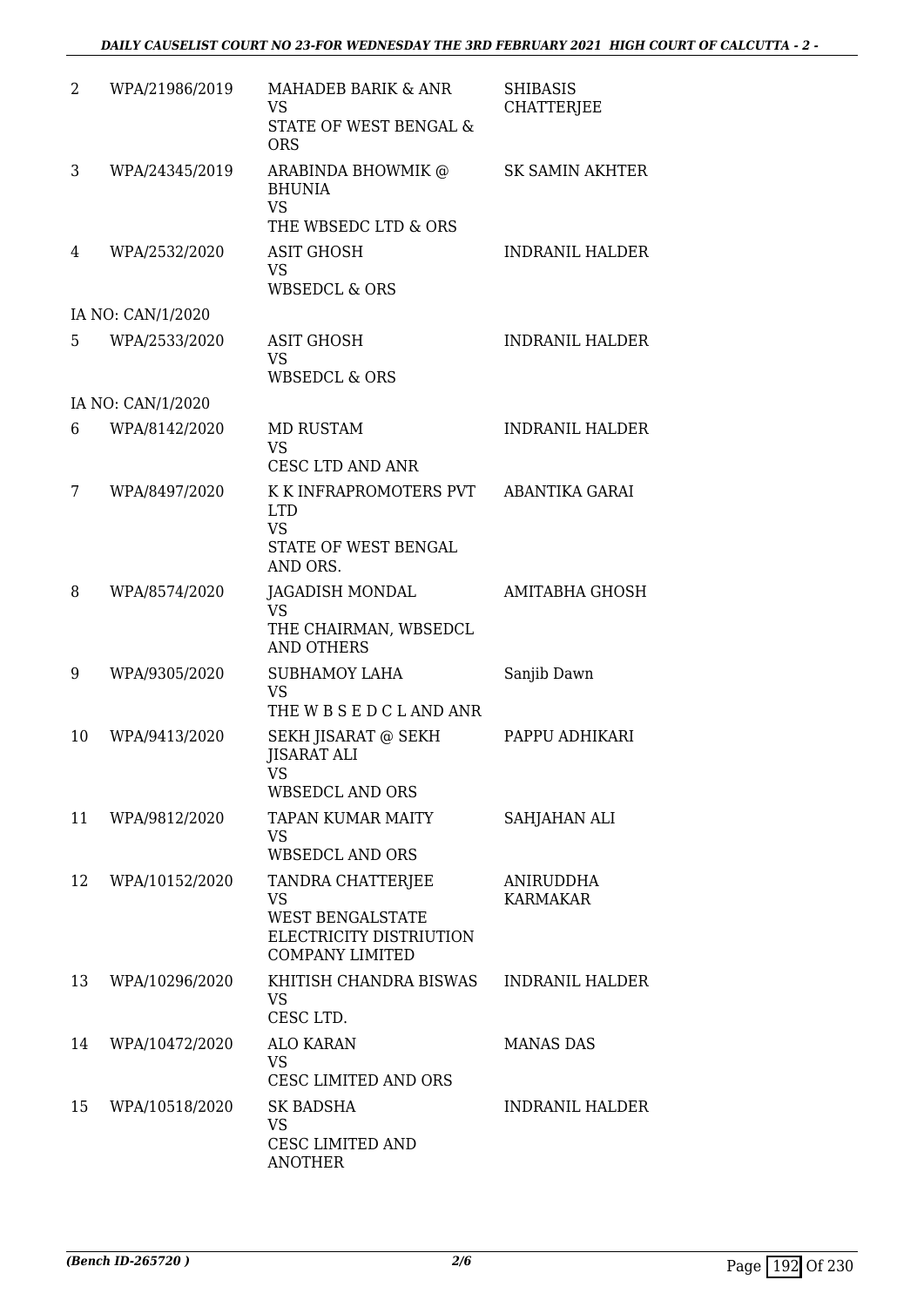| | | | |
|---|---|---|---|
| 2 | WPA/21986/2019 | MAHADEB BARIK & ANR<br>VS<br>STATE OF WEST BENGAL & ORS | SHIBASIS CHATTERJEE |
| 3 | WPA/24345/2019 | ARABINDA BHOWMIK @ BHUNIA<br>VS<br>THE WBSEDC LTD & ORS | SK SAMIN AKHTER |
| 4 | WPA/2532/2020 | ASIT GHOSH<br>VS<br>WBSEDCL & ORS | INDRANIL HALDER |
| | IA NO: CAN/1/2020 | | |
| 5 | WPA/2533/2020 | ASIT GHOSH<br>VS<br>WBSEDCL & ORS | INDRANIL HALDER |
| | IA NO: CAN/1/2020 | | |
| 6 | WPA/8142/2020 | MD RUSTAM<br>VS<br>CESC LTD AND ANR | INDRANIL HALDER |
| 7 | WPA/8497/2020 | K K INFRAPROMOTERS PVT LTD<br>VS<br>STATE OF WEST BENGAL AND ORS. | ABANTIKA GARAI |
| 8 | WPA/8574/2020 | JAGADISH MONDAL<br>VS<br>THE CHAIRMAN, WBSEDCL AND OTHERS | AMITABHA GHOSH |
| 9 | WPA/9305/2020 | SUBHAMOY LAHA<br>VS<br>THE W B S E D C L AND ANR | Sanjib Dawn |
| 10 | WPA/9413/2020 | SEKH JISARAT @ SEKH JISARAT ALI<br>VS<br>WBSEDCL AND ORS | PAPPU ADHIKARI |
| 11 | WPA/9812/2020 | TAPAN KUMAR MAITY<br>VS<br>WBSEDCL AND ORS | SAHJAHAN ALI |
| 12 | WPA/10152/2020 | TANDRA CHATTERJEE<br>VS<br>WEST BENGALSTATE ELECTRICITY DISTRIUTION COMPANY LIMITED | ANIRUDDHA KARMAKAR |
| 13 | WPA/10296/2020 | KHITISH CHANDRA BISWAS<br>VS<br>CESC LTD. | INDRANIL HALDER |
| 14 | WPA/10472/2020 | ALO KARAN<br>VS<br>CESC LIMITED AND ORS | MANAS DAS |
| 15 | WPA/10518/2020 | SK BADSHA<br>VS<br>CESC LIMITED AND ANOTHER | INDRANIL HALDER |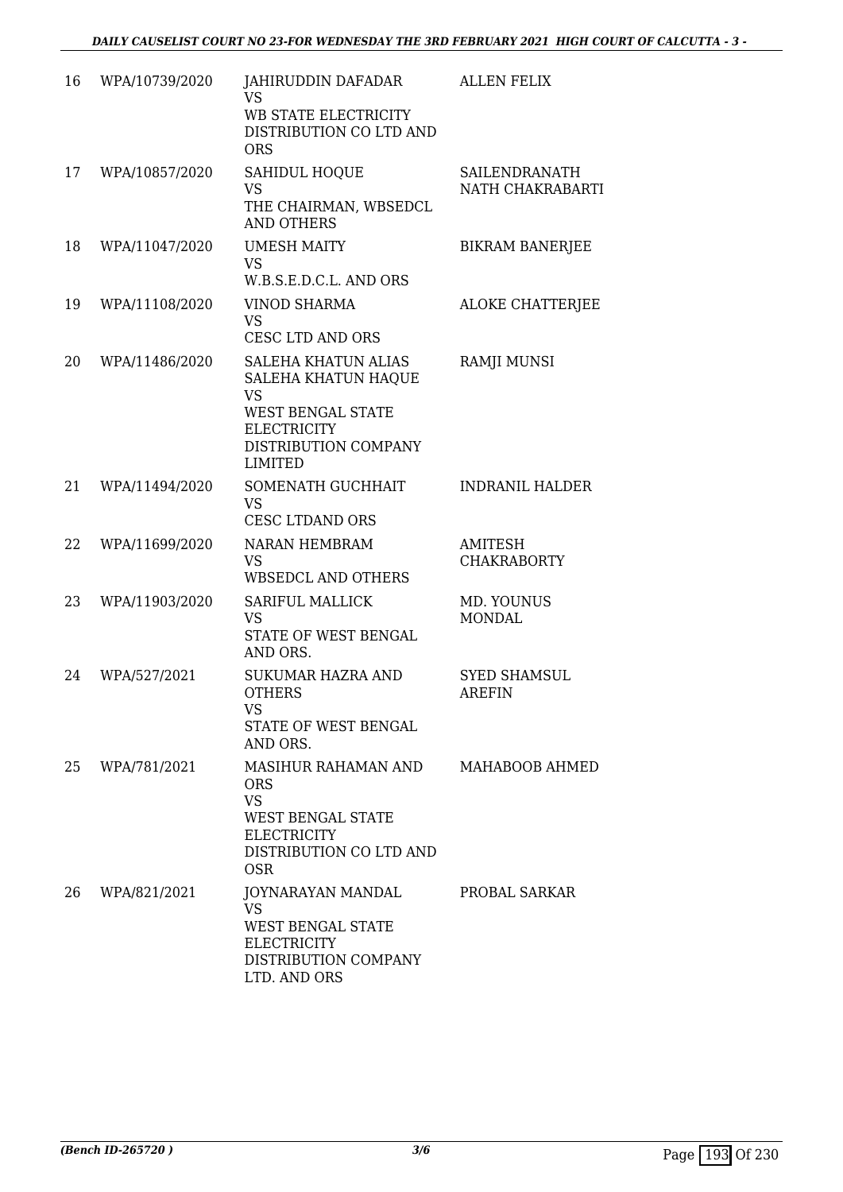| 16 | WPA/10739/2020 | JAHIRUDDIN DAFADAR<br>VS<br>WB STATE ELECTRICITY DISTRIBUTION CO LTD AND ORS | ALLEN FELIX |
|---|---|---|---|
| 17 | WPA/10857/2020 | SAHIDUL HOQUE<br>VS<br>THE CHAIRMAN, WBSEDCL AND OTHERS | SAILENDRANATH NATH CHAKRABARTI |
| 18 | WPA/11047/2020 | UMESH MAITY<br>VS<br>W.B.S.E.D.C.L. AND ORS | BIKRAM BANERJEE |
| 19 | WPA/11108/2020 | VINOD SHARMA<br>VS<br>CESC LTD AND ORS | ALOKE CHATTERJEE |
| 20 | WPA/11486/2020 | SALEHA KHATUN ALIAS SALEHA KHATUN HAQUE<br>VS<br>WEST BENGAL STATE ELECTRICITY DISTRIBUTION COMPANY LIMITED | RAMJI MUNSI |
| 21 | WPA/11494/2020 | SOMENATH GUCHHAIT<br>VS<br>CESC LTDAND ORS | INDRANIL HALDER |
| 22 | WPA/11699/2020 | NARAN HEMBRAM<br>VS<br>WBSEDCL AND OTHERS | AMITESH CHAKRABORTY |
| 23 | WPA/11903/2020 | SARIFUL MALLICK<br>VS<br>STATE OF WEST BENGAL AND ORS. | MD. YOUNUS MONDAL |
| 24 | WPA/527/2021 | SUKUMAR HAZRA AND OTHERS<br>VS<br>STATE OF WEST BENGAL AND ORS. | SYED SHAMSUL AREFIN |
| 25 | WPA/781/2021 | MASIHUR RAHAMAN AND ORS<br>VS<br>WEST BENGAL STATE ELECTRICITY DISTRIBUTION CO LTD AND OSR | MAHABOOB AHMED |
| 26 | WPA/821/2021 | JOYNARAYAN MANDAL<br>VS<br>WEST BENGAL STATE ELECTRICITY DISTRIBUTION COMPANY LTD. AND ORS | PROBAL SARKAR |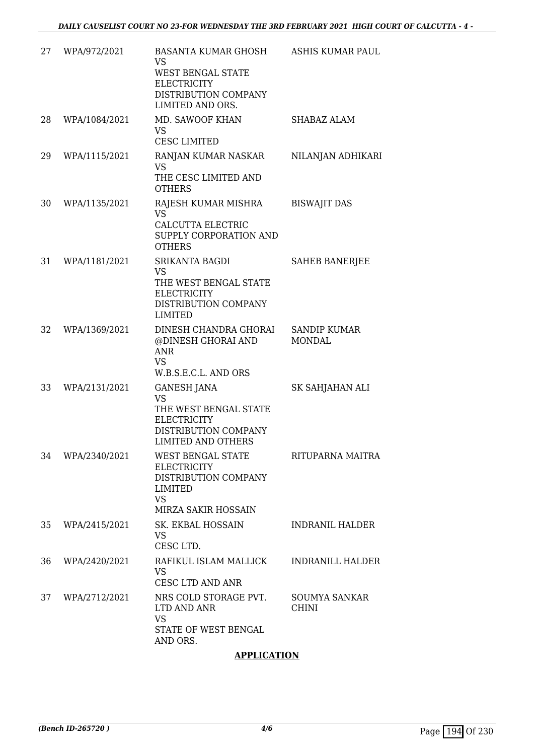| 27 | WPA/972/2021 | BASANTA KUMAR GHOSH<br>VS<br>WEST BENGAL STATE ELECTRICITY DISTRIBUTION COMPANY LIMITED AND ORS. | ASHIS KUMAR PAUL |
|---|---|---|---|
| 28 | WPA/1084/2021 | MD. SAWOOF KHAN<br>VS<br>CESC LIMITED | SHABAZ ALAM |
| 29 | WPA/1115/2021 | RANJAN KUMAR NASKAR<br>VS<br>THE CESC LIMITED AND OTHERS | NILANJAN ADHIKARI |
| 30 | WPA/1135/2021 | RAJESH KUMAR MISHRA<br>VS<br>CALCUTTA ELECTRIC SUPPLY CORPORATION AND OTHERS | BISWAJIT DAS |
| 31 | WPA/1181/2021 | SRIKANTA BAGDI<br>VS<br>THE WEST BENGAL STATE ELECTRICITY DISTRIBUTION COMPANY LIMITED | SAHEB BANERJEE |
| 32 | WPA/1369/2021 | DINESH CHANDRA GHORAI @DINESH GHORAI AND ANR<br>VS<br>W.B.S.E.C.L. AND ORS | SANDIP KUMAR MONDAL |
| 33 | WPA/2131/2021 | GANESH JANA<br>VS<br>THE WEST BENGAL STATE ELECTRICITY DISTRIBUTION COMPANY LIMITED AND OTHERS | SK SAHJAHAN ALI |
| 34 | WPA/2340/2021 | WEST BENGAL STATE ELECTRICITY DISTRIBUTION COMPANY LIMITED<br>VS<br>MIRZA SAKIR HOSSAIN | RITUPARNA MAITRA |
| 35 | WPA/2415/2021 | SK. EKBAL HOSSAIN<br>VS<br>CESC LTD. | INDRANIL HALDER |
| 36 | WPA/2420/2021 | RAFIKUL ISLAM MALLICK<br>VS<br>CESC LTD AND ANR | INDRANILL HALDER |
| 37 | WPA/2712/2021 | NRS COLD STORAGE PVT. LTD AND ANR<br>VS<br>STATE OF WEST BENGAL AND ORS. | SOUMYA SANKAR CHINI |

**APPLICATION**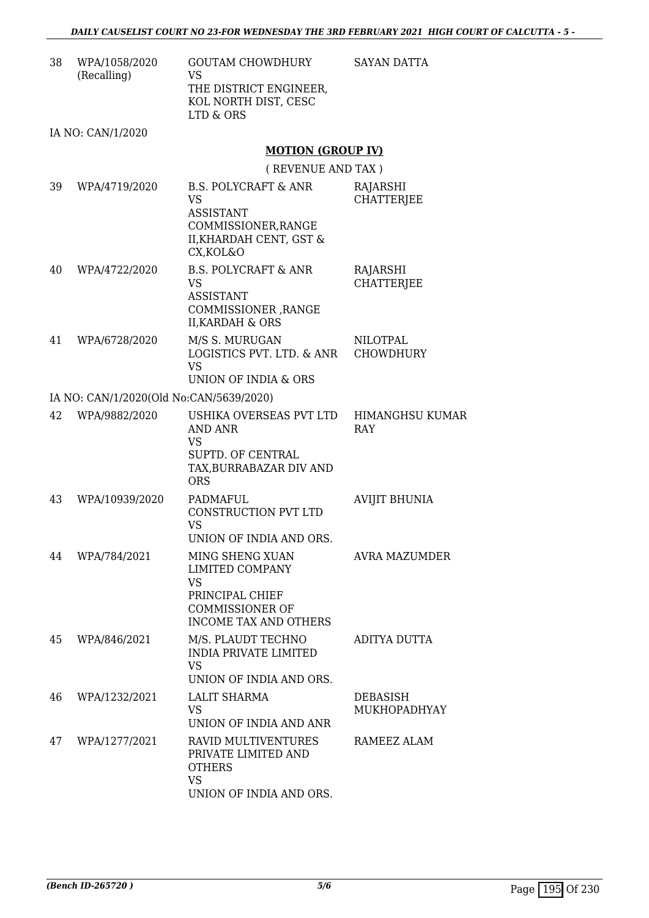| 38 | WPA/1058/2020 (Recalling) | GOUTAM CHOWDHURY VS THE DISTRICT ENGINEER, KOL NORTH DIST, CESC LTD & ORS | SAYAN DATTA |
|---|---|---|---|

IA NO: CAN/1/2020

**MOTION (GROUP IV)**

( REVENUE AND TAX )

| 39 | WPA/4719/2020 | B.S. POLYCRAFT & ANR VS ASSISTANT COMMISSIONER,RANGE II,KHARDAH CENT, GST & CX,KOL&O | RAJARSHI CHATTERJEE |
|---|---|---|---|
| 40 | WPA/4722/2020 | B.S. POLYCRAFT & ANR VS ASSISTANT COMMISSIONER ,RANGE II,KARDAH & ORS | RAJARSHI CHATTERJEE |
| 41 | WPA/6728/2020 | M/S S. MURUGAN LOGISTICS PVT. LTD. & ANR VS UNION OF INDIA & ORS | NILOTPAL CHOWDHURY |

IA NO: CAN/1/2020(Old No:CAN/5639/2020)

| 42 | WPA/9882/2020 | USHIKA OVERSEAS PVT LTD AND ANR VS SUPTD. OF CENTRAL TAX,BURRABAZAR DIV AND ORS | HIMANGHSU KUMAR RAY |
|---|---|---|---|
| 43 | WPA/10939/2020 | PADMAFUL CONSTRUCTION PVT LTD VS UNION OF INDIA AND ORS. | AVIJIT BHUNIA |
| 44 | WPA/784/2021 | MING SHENG XUAN LIMITED COMPANY VS PRINCIPAL CHIEF COMMISSIONER OF INCOME TAX AND OTHERS | AVRA MAZUMDER |
| 45 | WPA/846/2021 | M/S. PLAUDT TECHNO INDIA PRIVATE LIMITED VS UNION OF INDIA AND ORS. | ADITYA DUTTA |
| 46 | WPA/1232/2021 | LALIT SHARMA VS UNION OF INDIA AND ANR | DEBASISH MUKHOPADHYAY |
| 47 | WPA/1277/2021 | RAVID MULTIVENTURES PRIVATE LIMITED AND OTHERS VS UNION OF INDIA AND ORS. | RAMEEZ ALAM |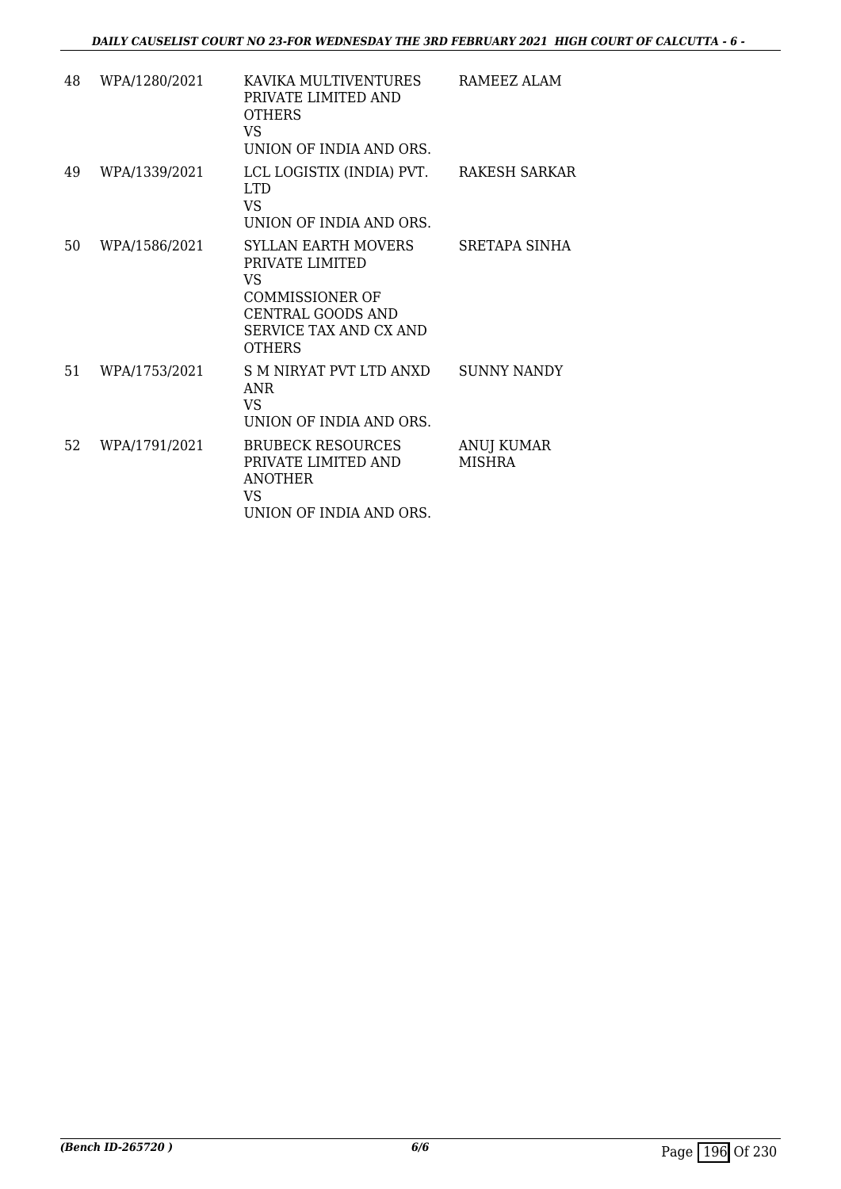| 48 | WPA/1280/2021 | KAVIKA MULTIVENTURES PRIVATE LIMITED AND OTHERS<br>VS<br>UNION OF INDIA AND ORS. | RAMEEZ ALAM |
|---|---|---|---|
| 49 | WPA/1339/2021 | LCL LOGISTIX (INDIA) PVT. LTD<br>VS<br>UNION OF INDIA AND ORS. | RAKESH SARKAR |
| 50 | WPA/1586/2021 | SYLLAN EARTH MOVERS PRIVATE LIMITED<br>VS<br>COMMISSIONER OF CENTRAL GOODS AND SERVICE TAX AND CX AND OTHERS | SRETAPA SINHA |
| 51 | WPA/1753/2021 | S M NIRYAT PVT LTD ANXD ANR<br>VS<br>UNION OF INDIA AND ORS. | SUNNY NANDY |
| 52 | WPA/1791/2021 | BRUBECK RESOURCES PRIVATE LIMITED AND ANOTHER<br>VS<br>UNION OF INDIA AND ORS. | ANUJ KUMAR MISHRA |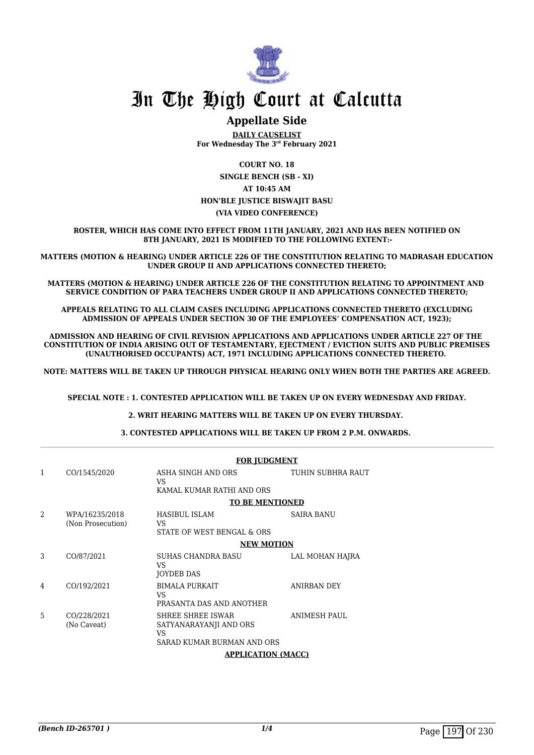# In The High Court at Calcutta

## Appellate Side

**DAILY CAUSELIST**
**For Wednesday The 3rd February 2021**

**COURT NO. 18**
**SINGLE BENCH (SB - XI)**
**AT 10:45 AM**
**HON'BLE JUSTICE BISWAJIT BASU**
**(VIA VIDEO CONFERENCE)**

**ROSTER, WHICH HAS COME INTO EFFECT FROM 11TH JANUARY, 2021 AND HAS BEEN NOTIFIED ON 8TH JANUARY, 2021 IS MODIFIED TO THE FOLLOWING EXTENT:-**

**MATTERS (MOTION & HEARING) UNDER ARTICLE 226 OF THE CONSTITUTION RELATING TO MADRASAH EDUCATION UNDER GROUP II AND APPLICATIONS CONNECTED THERETO;**

**MATTERS (MOTION & HEARING) UNDER ARTICLE 226 OF THE CONSTITUTION RELATING TO APPOINTMENT AND SERVICE CONDITION OF PARA TEACHERS UNDER GROUP II AND APPLICATIONS CONNECTED THERETO;**

**APPEALS RELATING TO ALL CLAIM CASES INCLUDING APPLICATIONS CONNECTED THERETO (EXCLUDING ADMISSION OF APPEALS UNDER SECTION 30 OF THE EMPLOYEES' COMPENSATION ACT, 1923);**

**ADMISSION AND HEARING OF CIVIL REVISION APPLICATIONS AND APPLICATIONS UNDER ARTICLE 227 OF THE CONSTITUTION OF INDIA ARISING OUT OF TESTAMENTARY, EJECTMENT / EVICTION SUITS AND PUBLIC PREMISES (UNAUTHORISED OCCUPANTS) ACT, 1971 INCLUDING APPLICATIONS CONNECTED THERETO.**

**NOTE: MATTERS WILL BE TAKEN UP THROUGH PHYSICAL HEARING ONLY WHEN BOTH THE PARTIES ARE AGREED.**

**SPECIAL NOTE : 1. CONTESTED APPLICATION WILL BE TAKEN UP ON EVERY WEDNESDAY AND FRIDAY.**

**2. WRIT HEARING MATTERS WILL BE TAKEN UP ON EVERY THURSDAY.**

**3. CONTESTED APPLICATIONS WILL BE TAKEN UP FROM 2 P.M. ONWARDS.**

**FOR JUDGMENT**

| | | | |
|---|---|---|---|
| 1 | CO/1545/2020 | ASHA SINGH AND ORS<br>VS<br>KAMAL KUMAR RATHI AND ORS | TUHIN SUBHRA RAUT |

**TO BE MENTIONED**

| | | | |
|---|---|---|---|
| 2 | WPA/16235/2018<br>(Non Prosecution) | HASIBUL ISLAM<br>VS<br>STATE OF WEST BENGAL & ORS | SAIRA BANU |

**NEW MOTION**

| | | | |
|---|---|---|---|
| 3 | CO/87/2021 | SUHAS CHANDRA BASU<br>VS<br>JOYDEB DAS | LAL MOHAN HAJRA |
| 4 | CO/192/2021 | BIMALA PURKAIT<br>VS<br>PRASANTA DAS AND ANOTHER | ANIRBAN DEY |
| 5 | CO/228/2021<br>(No Caveat) | SHREE SHREE ISWAR SATYANARAYANJI AND ORS<br>VS<br>SARAD KUMAR BURMAN AND ORS | ANIMESH PAUL |

**APPLICATION (MACC)**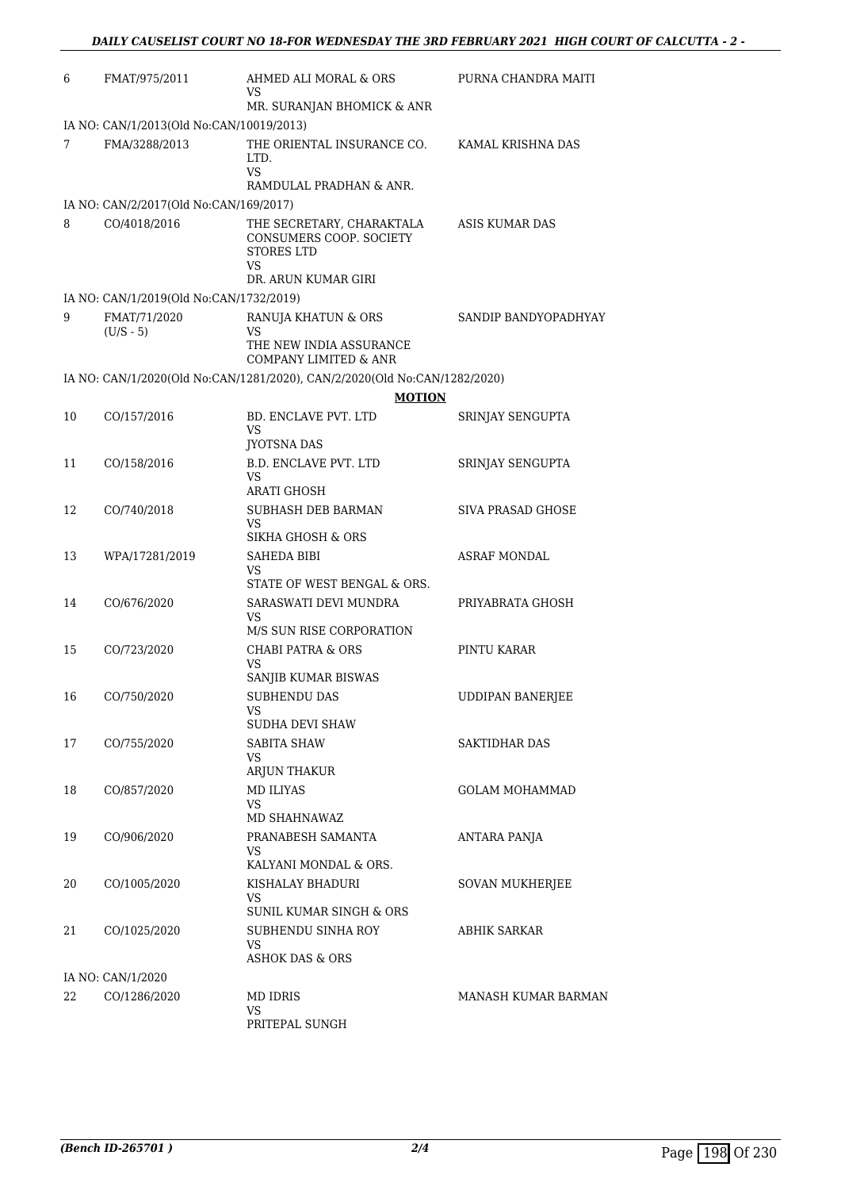| | | | |
|---|---|---|---|
| 6 | FMAT/975/2011 | AHMED ALI MORAL & ORS<br>VS<br>MR. SURANJAN BHOMICK & ANR | PURNA CHANDRA MAITI |
| | IA NO: CAN/1/2013(Old No:CAN/10019/2013) | | |
| 7 | FMA/3288/2013 | THE ORIENTAL INSURANCE CO. LTD.<br>VS<br>RAMDULAL PRADHAN & ANR. | KAMAL KRISHNA DAS |
| | IA NO: CAN/2/2017(Old No:CAN/169/2017) | | |
| 8 | CO/4018/2016 | THE SECRETARY, CHARAKTALA CONSUMERS COOP. SOCIETY STORES LTD<br>VS<br>DR. ARUN KUMAR GIRI | ASIS KUMAR DAS |
| | IA NO: CAN/1/2019(Old No:CAN/1732/2019) | | |
| 9 | FMAT/71/2020<br>(U/S - 5) | RANUJA KHATUN & ORS<br>VS<br>THE NEW INDIA ASSURANCE COMPANY LIMITED & ANR | SANDIP BANDYOPADHYAY |
| | IA NO: CAN/1/2020(Old No:CAN/1281/2020), CAN/2/2020(Old No:CAN/1282/2020) | | |

**MOTION**

| | | | |
|---|---|---|---|
| 10 | CO/157/2016 | BD. ENCLAVE PVT. LTD<br>VS<br>JYOTSNA DAS | SRINJAY SENGUPTA |
| 11 | CO/158/2016 | B.D. ENCLAVE PVT. LTD<br>VS<br>ARATI GHOSH | SRINJAY SENGUPTA |
| 12 | CO/740/2018 | SUBHASH DEB BARMAN<br>VS<br>SIKHA GHOSH & ORS | SIVA PRASAD GHOSE |
| 13 | WPA/17281/2019 | SAHEDA BIBI<br>VS<br>STATE OF WEST BENGAL & ORS. | ASRAF MONDAL |
| 14 | CO/676/2020 | SARASWATI DEVI MUNDRA<br>VS<br>M/S SUN RISE CORPORATION | PRIYABRATA GHOSH |
| 15 | CO/723/2020 | CHABI PATRA & ORS<br>VS<br>SANJIB KUMAR BISWAS | PINTU KARAR |
| 16 | CO/750/2020 | SUBHENDU DAS<br>VS<br>SUDHA DEVI SHAW | UDDIPAN BANERJEE |
| 17 | CO/755/2020 | SABITA SHAW<br>VS<br>ARJUN THAKUR | SAKTIDHAR DAS |
| 18 | CO/857/2020 | MD ILIYAS<br>VS<br>MD SHAHNAWAZ | GOLAM MOHAMMAD |
| 19 | CO/906/2020 | PRANABESH SAMANTA<br>VS<br>KALYANI MONDAL & ORS. | ANTARA PANJA |
| 20 | CO/1005/2020 | KISHALAY BHADURI<br>VS<br>SUNIL KUMAR SINGH & ORS | SOVAN MUKHERJEE |
| 21 | CO/1025/2020 | SUBHENDU SINHA ROY<br>VS<br>ASHOK DAS & ORS | ABHIK SARKAR |
| | IA NO: CAN/1/2020 | | |
| 22 | CO/1286/2020 | MD IDRIS<br>VS<br>PRITEPAL SUNGH | MANASH KUMAR BARMAN |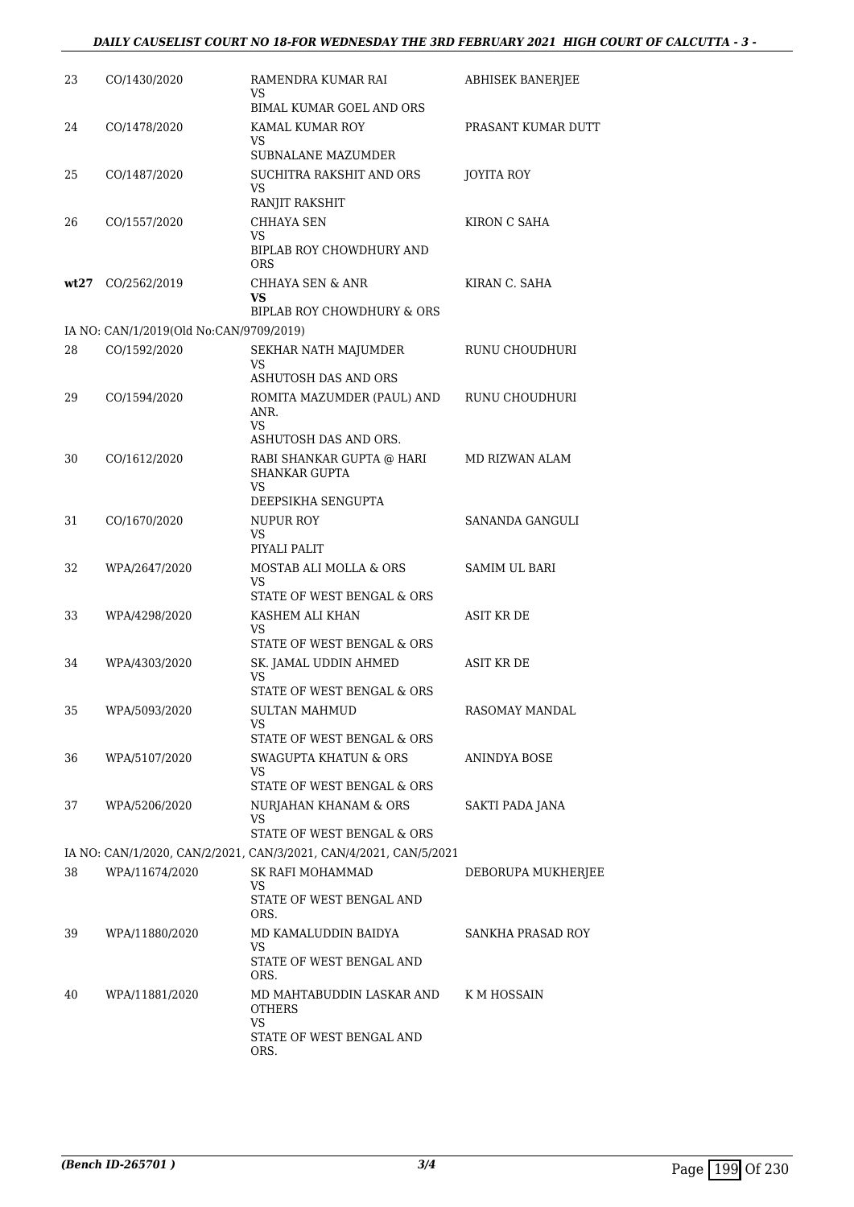| | | | |
|---|---|---|---|
| 23 | CO/1430/2020 | RAMENDRA KUMAR RAI<br>VS<br>BIMAL KUMAR GOEL AND ORS | ABHISEK BANERJEE |
| 24 | CO/1478/2020 | KAMAL KUMAR ROY<br>VS<br>SUBNALANE MAZUMDER | PRASANT KUMAR DUTT |
| 25 | CO/1487/2020 | SUCHITRA RAKSHIT AND ORS<br>VS<br>RANJIT RAKSHIT | JOYITA ROY |
| 26 | CO/1557/2020 | CHHAYA SEN<br>VS<br>BIPLAB ROY CHOWDHURY AND ORS | KIRON C SAHA |
| **wt27** | CO/2562/2019 | CHHAYA SEN & ANR<br>**VS**<br>BIPLAB ROY CHOWDHURY & ORS | KIRAN C. SAHA |
| | IA NO: CAN/1/2019(Old No:CAN/9709/2019) | | |
| 28 | CO/1592/2020 | SEKHAR NATH MAJUMDER<br>VS<br>ASHUTOSH DAS AND ORS | RUNU CHOUDHURI |
| 29 | CO/1594/2020 | ROMITA MAZUMDER (PAUL) AND ANR.<br>VS<br>ASHUTOSH DAS AND ORS. | RUNU CHOUDHURI |
| 30 | CO/1612/2020 | RABI SHANKAR GUPTA @ HARI SHANKAR GUPTA<br>VS<br>DEEPSIKHA SENGUPTA | MD RIZWAN ALAM |
| 31 | CO/1670/2020 | NUPUR ROY<br>VS<br>PIYALI PALIT | SANANDA GANGULI |
| 32 | WPA/2647/2020 | MOSTAB ALI MOLLA & ORS<br>VS<br>STATE OF WEST BENGAL & ORS | SAMIM UL BARI |
| 33 | WPA/4298/2020 | KASHEM ALI KHAN<br>VS<br>STATE OF WEST BENGAL & ORS | ASIT KR DE |
| 34 | WPA/4303/2020 | SK. JAMAL UDDIN AHMED<br>VS<br>STATE OF WEST BENGAL & ORS | ASIT KR DE |
| 35 | WPA/5093/2020 | SULTAN MAHMUD<br>VS<br>STATE OF WEST BENGAL & ORS | RASOMAY MANDAL |
| 36 | WPA/5107/2020 | SWAGUPTA KHATUN & ORS<br>VS<br>STATE OF WEST BENGAL & ORS | ANINDYA BOSE |
| 37 | WPA/5206/2020 | NURJAHAN KHANAM & ORS<br>VS<br>STATE OF WEST BENGAL & ORS | SAKTI PADA JANA |
| | IA NO: CAN/1/2020, CAN/2/2021, CAN/3/2021, CAN/4/2021, CAN/5/2021 | | |
| 38 | WPA/11674/2020 | SK RAFI MOHAMMAD<br>VS<br>STATE OF WEST BENGAL AND ORS. | DEBORUPA MUKHERJEE |
| 39 | WPA/11880/2020 | MD KAMALUDDIN BAIDYA<br>VS<br>STATE OF WEST BENGAL AND ORS. | SANKHA PRASAD ROY |
| 40 | WPA/11881/2020 | MD MAHTABUDDIN LASKAR AND OTHERS<br>VS<br>STATE OF WEST BENGAL AND ORS. | K M HOSSAIN |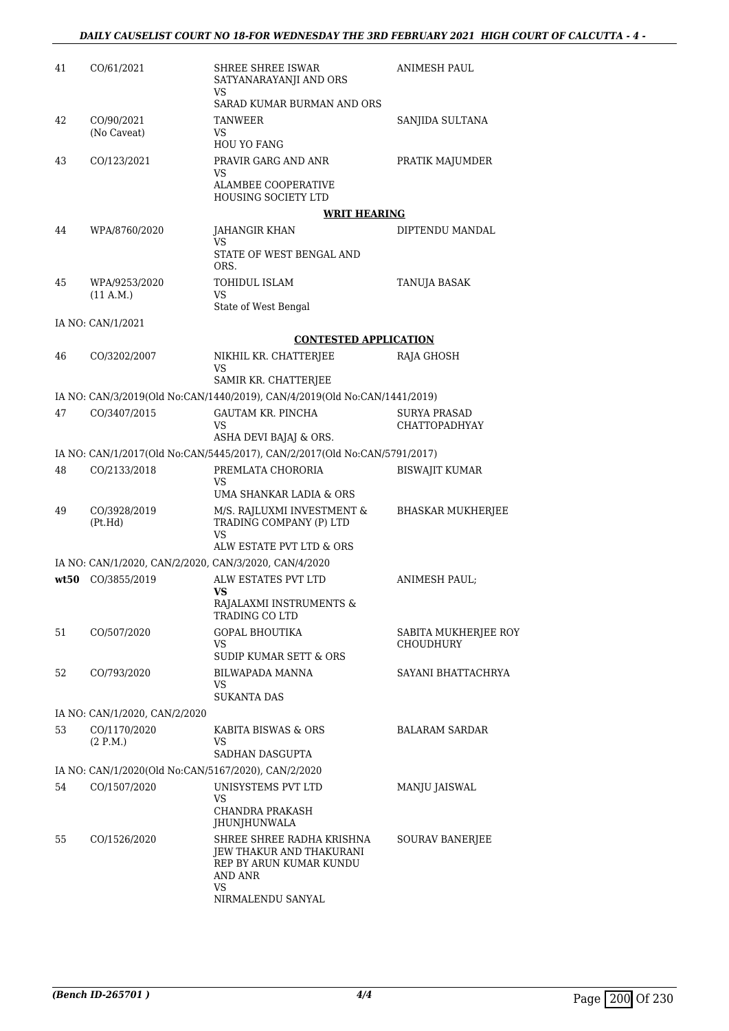| | | | |
|---|---|---|---|
| 41 | CO/61/2021 | SHREE SHREE ISWAR SATYANARAYANJI AND ORS<br>VS<br>SARAD KUMAR BURMAN AND ORS | ANIMESH PAUL |
| 42 | CO/90/2021<br>(No Caveat) | TANWEER<br>VS<br>HOU YO FANG | SANJIDA SULTANA |
| 43 | CO/123/2021 | PRAVIR GARG AND ANR<br>VS<br>ALAMBEE COOPERATIVE HOUSING SOCIETY LTD | PRATIK MAJUMDER |

**WRIT HEARING**

| | | | |
|---|---|---|---|
| 44 | WPA/8760/2020 | JAHANGIR KHAN<br>VS<br>STATE OF WEST BENGAL AND ORS. | DIPTENDU MANDAL |
| 45 | WPA/9253/2020<br>(11 A.M.) | TOHIDUL ISLAM<br>VS<br>State of West Bengal | TANUJA BASAK |

IA NO: CAN/1/2021

**CONTESTED APPLICATION**

| | | | |
|---|---|---|---|
| 46 | CO/3202/2007 | NIKHIL KR. CHATTERJEE<br>VS<br>SAMIR KR. CHATTERJEE | RAJA GHOSH |

IA NO: CAN/3/2019(Old No:CAN/1440/2019), CAN/4/2019(Old No:CAN/1441/2019)

| | | | |
|---|---|---|---|
| 47 | CO/3407/2015 | GAUTAM KR. PINCHA<br>VS<br>ASHA DEVI BAJAJ & ORS. | SURYA PRASAD CHATTOPADHYAY |

IA NO: CAN/1/2017(Old No:CAN/5445/2017), CAN/2/2017(Old No:CAN/5791/2017)

| | | | |
|---|---|---|---|
| 48 | CO/2133/2018 | PREMLATA CHORORIA<br>VS<br>UMA SHANKAR LADIA & ORS | BISWAJIT KUMAR |
| 49 | CO/3928/2019<br>(Pt.Hd) | M/S. RAJLUXMI INVESTMENT & TRADING COMPANY (P) LTD<br>VS<br>ALW ESTATE PVT LTD & ORS | BHASKAR MUKHERJEE |

IA NO: CAN/1/2020, CAN/2/2020, CAN/3/2020, CAN/4/2020

| | | | |
|---|---|---|---|
| **wt50** | CO/3855/2019 | ALW ESTATES PVT LTD<br>**VS**<br>RAJALAXMI INSTRUMENTS & TRADING CO LTD | ANIMESH PAUL; |
| 51 | CO/507/2020 | GOPAL BHOUTIKA<br>VS<br>SUDIP KUMAR SETT & ORS | SABITA MUKHERJEE ROY CHOUDHURY |
| 52 | CO/793/2020 | BILWAPADA MANNA<br>VS<br>SUKANTA DAS | SAYANI BHATTACHRYA |

IA NO: CAN/1/2020, CAN/2/2020

| | | | |
|---|---|---|---|
| 53 | CO/1170/2020<br>(2 P.M.) | KABITA BISWAS & ORS<br>VS<br>SADHAN DASGUPTA | BALARAM SARDAR |

IA NO: CAN/1/2020(Old No:CAN/5167/2020), CAN/2/2020

| | | | |
|---|---|---|---|
| 54 | CO/1507/2020 | UNISYSTEMS PVT LTD<br>VS<br>CHANDRA PRAKASH JHUNJHUNWALA | MANJU JAISWAL |
| 55 | CO/1526/2020 | SHREE SHREE RADHA KRISHNA JEW THAKUR AND THAKURANI REP BY ARUN KUMAR KUNDU AND ANR<br>VS<br>NIRMALENDU SANYAL | SOURAV BANERJEE |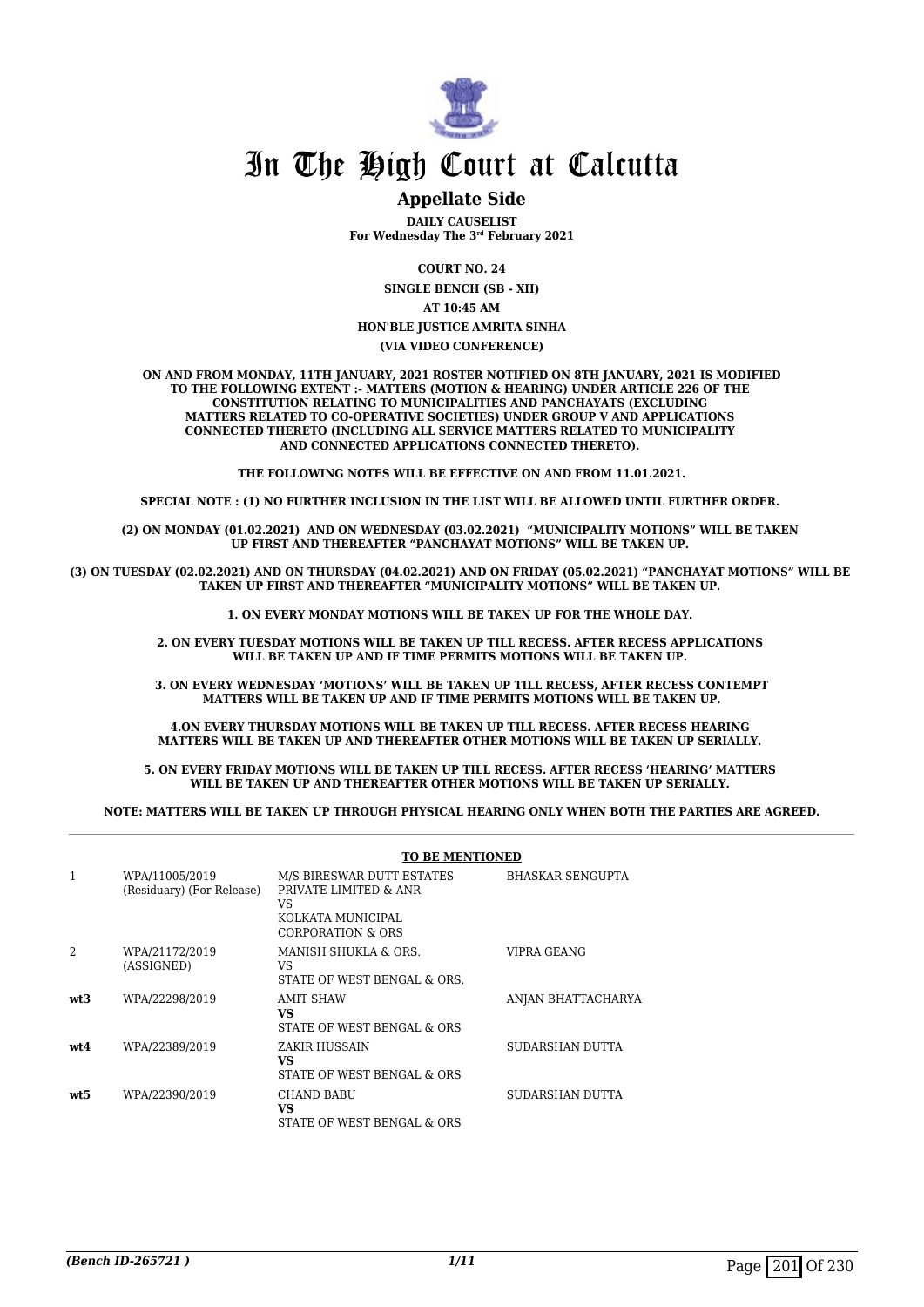# In The High Court at Calcutta

## Appellate Side

**DAILY CAUSELIST**
**For Wednesday The 3rd February 2021**

**COURT NO. 24**

**SINGLE BENCH (SB - XII)**

**AT 10:45 AM**

**HON'BLE JUSTICE AMRITA SINHA**

**(VIA VIDEO CONFERENCE)**

**ON AND FROM MONDAY, 11TH JANUARY, 2021 ROSTER NOTIFIED ON 8TH JANUARY, 2021 IS MODIFIED TO THE FOLLOWING EXTENT :- MATTERS (MOTION & HEARING) UNDER ARTICLE 226 OF THE CONSTITUTION RELATING TO MUNICIPALITIES AND PANCHAYATS (EXCLUDING MATTERS RELATED TO CO-OPERATIVE SOCIETIES) UNDER GROUP V AND APPLICATIONS CONNECTED THERETO (INCLUDING ALL SERVICE MATTERS RELATED TO MUNICIPALITY AND CONNECTED APPLICATIONS CONNECTED THERETO).**

**THE FOLLOWING NOTES WILL BE EFFECTIVE ON AND FROM 11.01.2021.**

**SPECIAL NOTE : (1) NO FURTHER INCLUSION IN THE LIST WILL BE ALLOWED UNTIL FURTHER ORDER.**

**(2) ON MONDAY (01.02.2021) AND ON WEDNESDAY (03.02.2021) "MUNICIPALITY MOTIONS" WILL BE TAKEN UP FIRST AND THEREAFTER "PANCHAYAT MOTIONS" WILL BE TAKEN UP.**

**(3) ON TUESDAY (02.02.2021) AND ON THURSDAY (04.02.2021) AND ON FRIDAY (05.02.2021) "PANCHAYAT MOTIONS" WILL BE TAKEN UP FIRST AND THEREAFTER "MUNICIPALITY MOTIONS" WILL BE TAKEN UP.**

**1. ON EVERY MONDAY MOTIONS WILL BE TAKEN UP FOR THE WHOLE DAY.**

**2. ON EVERY TUESDAY MOTIONS WILL BE TAKEN UP TILL RECESS. AFTER RECESS APPLICATIONS WILL BE TAKEN UP AND IF TIME PERMITS MOTIONS WILL BE TAKEN UP.**

**3. ON EVERY WEDNESDAY 'MOTIONS' WILL BE TAKEN UP TILL RECESS, AFTER RECESS CONTEMPT MATTERS WILL BE TAKEN UP AND IF TIME PERMITS MOTIONS WILL BE TAKEN UP.**

**4.ON EVERY THURSDAY MOTIONS WILL BE TAKEN UP TILL RECESS. AFTER RECESS HEARING MATTERS WILL BE TAKEN UP AND THEREAFTER OTHER MOTIONS WILL BE TAKEN UP SERIALLY.**

**5. ON EVERY FRIDAY MOTIONS WILL BE TAKEN UP TILL RECESS. AFTER RECESS 'HEARING' MATTERS WILL BE TAKEN UP AND THEREAFTER OTHER MOTIONS WILL BE TAKEN UP SERIALLY.**

**NOTE: MATTERS WILL BE TAKEN UP THROUGH PHYSICAL HEARING ONLY WHEN BOTH THE PARTIES ARE AGREED.**

**TO BE MENTIONED**

| | | | |
|---|---|---|---|
| 1 | WPA/11005/2019 (Residuary) (For Release) | M/S BIRESWAR DUTT ESTATES PRIVATE LIMITED & ANR VS KOLKATA MUNICIPAL CORPORATION & ORS | BHASKAR SENGUPTA |
| 2 | WPA/21172/2019 (ASSIGNED) | MANISH SHUKLA & ORS. VS STATE OF WEST BENGAL & ORS. | VIPRA GEANG |
| **wt3** | WPA/22298/2019 | AMIT SHAW **VS** STATE OF WEST BENGAL & ORS | ANJAN BHATTACHARYA |
| **wt4** | WPA/22389/2019 | ZAKIR HUSSAIN **VS** STATE OF WEST BENGAL & ORS | SUDARSHAN DUTTA |
| **wt5** | WPA/22390/2019 | CHAND BABU **VS** STATE OF WEST BENGAL & ORS | SUDARSHAN DUTTA |

*(Bench ID-265721 )*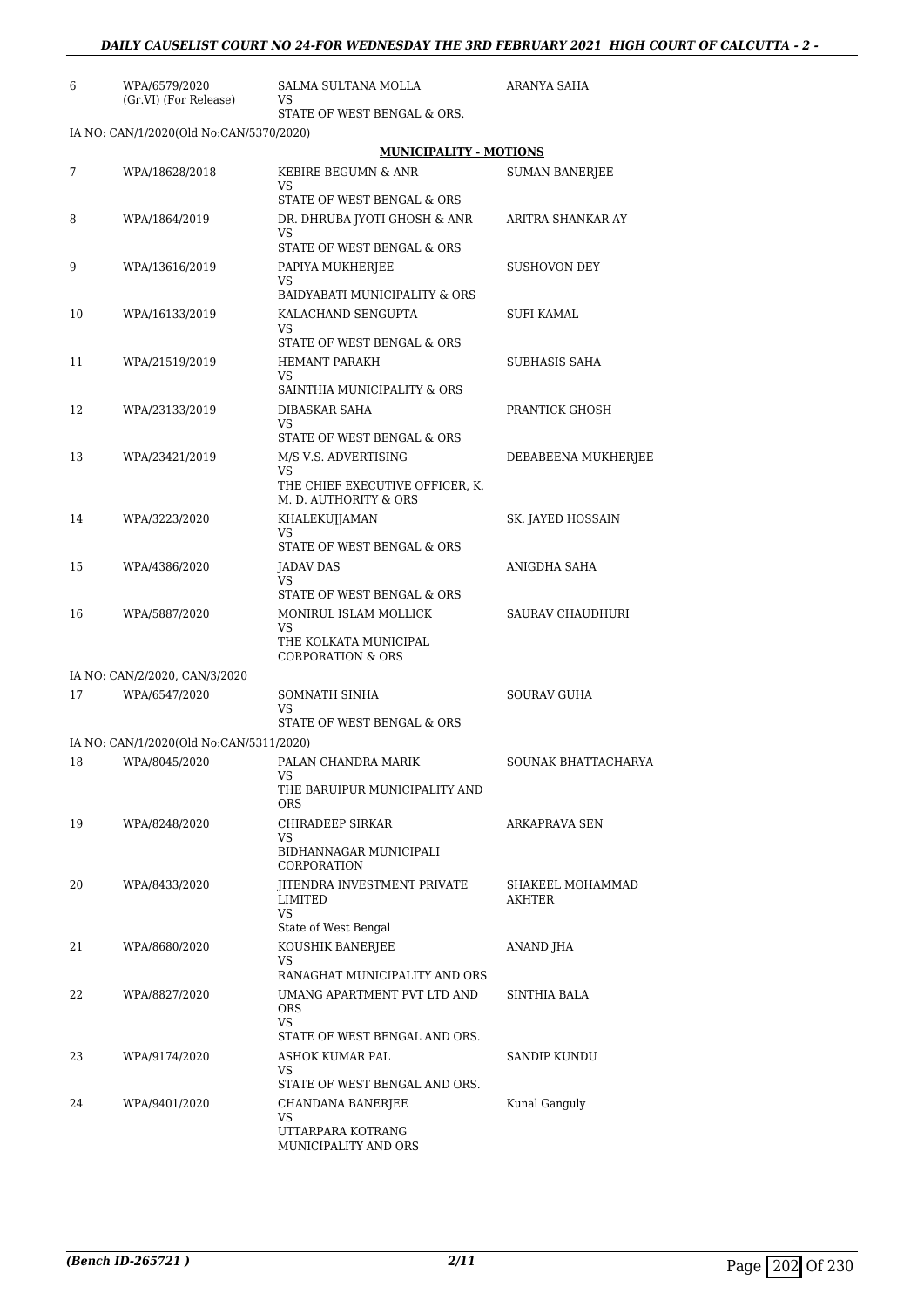| | | | |
|---|---|---|---|
| 6 | WPA/6579/2020 (Gr.VI) (For Release) | SALMA SULTANA MOLLA VS STATE OF WEST BENGAL & ORS. | ARANYA SAHA |

IA NO: CAN/1/2020(Old No:CAN/5370/2020)

**MUNICIPALITY - MOTIONS**

| | | | |
|---|---|---|---|
| 7 | WPA/18628/2018 | KEBIRE BEGUMN & ANR VS STATE OF WEST BENGAL & ORS | SUMAN BANERJEE |
| 8 | WPA/1864/2019 | DR. DHRUBA JYOTI GHOSH & ANR VS STATE OF WEST BENGAL & ORS | ARITRA SHANKAR AY |
| 9 | WPA/13616/2019 | PAPIYA MUKHERJEE VS BAIDYABATI MUNICIPALITY & ORS | SUSHOVON DEY |
| 10 | WPA/16133/2019 | KALACHAND SENGUPTA VS STATE OF WEST BENGAL & ORS | SUFI KAMAL |
| 11 | WPA/21519/2019 | HEMANT PARAKH VS SAINTHIA MUNICIPALITY & ORS | SUBHASIS SAHA |
| 12 | WPA/23133/2019 | DIBASKAR SAHA VS STATE OF WEST BENGAL & ORS | PRANTICK GHOSH |
| 13 | WPA/23421/2019 | M/S V.S. ADVERTISING VS THE CHIEF EXECUTIVE OFFICER, K. M. D. AUTHORITY & ORS | DEBABEENA MUKHERJEE |
| 14 | WPA/3223/2020 | KHALEKUJJAMAN VS STATE OF WEST BENGAL & ORS | SK. JAYED HOSSAIN |
| 15 | WPA/4386/2020 | JADAV DAS VS STATE OF WEST BENGAL & ORS | ANIGDHA SAHA |
| 16 | WPA/5887/2020 | MONIRUL ISLAM MOLLICK VS THE KOLKATA MUNICIPAL CORPORATION & ORS | SAURAV CHAUDHURI |

IA NO: CAN/2/2020, CAN/3/2020

| | | | |
|---|---|---|---|
| 17 | WPA/6547/2020 | SOMNATH SINHA VS STATE OF WEST BENGAL & ORS | SOURAV GUHA |

IA NO: CAN/1/2020(Old No:CAN/5311/2020)

| | | | |
|---|---|---|---|
| 18 | WPA/8045/2020 | PALAN CHANDRA MARIK VS THE BARUIPUR MUNICIPALITY AND ORS | SOUNAK BHATTACHARYA |
| 19 | WPA/8248/2020 | CHIRADEEP SIRKAR VS BIDHANNAGAR MUNICIPALI CORPORATION | ARKAPRAVA SEN |
| 20 | WPA/8433/2020 | JITENDRA INVESTMENT PRIVATE LIMITED VS State of West Bengal | SHAKEEL MOHAMMAD AKHTER |
| 21 | WPA/8680/2020 | KOUSHIK BANERJEE VS RANAGHAT MUNICIPALITY AND ORS | ANAND JHA |
| 22 | WPA/8827/2020 | UMANG APARTMENT PVT LTD AND ORS VS STATE OF WEST BENGAL AND ORS. | SINTHIA BALA |
| 23 | WPA/9174/2020 | ASHOK KUMAR PAL VS STATE OF WEST BENGAL AND ORS. | SANDIP KUNDU |
| 24 | WPA/9401/2020 | CHANDANA BANERJEE VS UTTARPARA KOTRANG MUNICIPALITY AND ORS | Kunal Ganguly |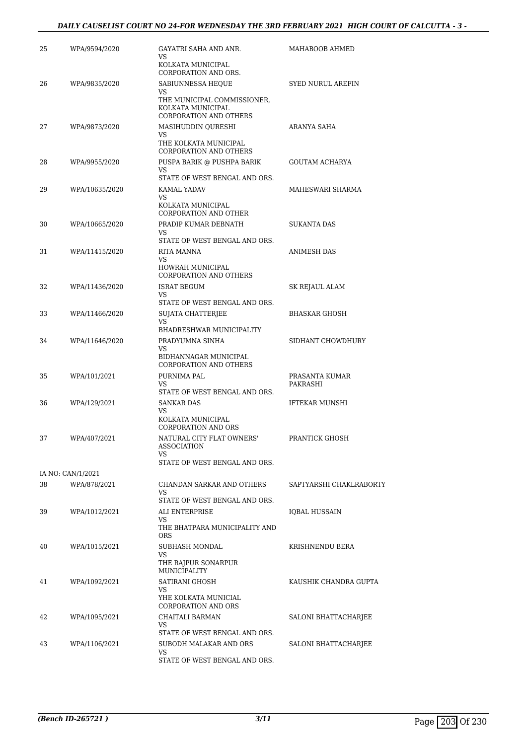| | | | |
|---|---|---|---|
| 25 | WPA/9594/2020 | GAYATRI SAHA AND ANR.<br>VS<br>KOLKATA MUNICIPAL CORPORATION AND ORS. | MAHABOOB AHMED |
| 26 | WPA/9835/2020 | SABIUNNESSA HEQUE<br>VS<br>THE MUNICIPAL COMMISSIONER, KOLKATA MUNICIPAL CORPORATION AND OTHERS | SYED NURUL AREFIN |
| 27 | WPA/9873/2020 | MASIHUDDIN QURESHI<br>VS<br>THE KOLKATA MUNICIPAL CORPORATION AND OTHERS | ARANYA SAHA |
| 28 | WPA/9955/2020 | PUSPA BARIK @ PUSHPA BARIK<br>VS<br>STATE OF WEST BENGAL AND ORS. | GOUTAM ACHARYA |
| 29 | WPA/10635/2020 | KAMAL YADAV<br>VS<br>KOLKATA MUNICIPAL CORPORATION AND OTHER | MAHESWARI SHARMA |
| 30 | WPA/10665/2020 | PRADIP KUMAR DEBNATH<br>VS<br>STATE OF WEST BENGAL AND ORS. | SUKANTA DAS |
| 31 | WPA/11415/2020 | RITA MANNA<br>VS<br>HOWRAH MUNICIPAL CORPORATION AND OTHERS | ANIMESH DAS |
| 32 | WPA/11436/2020 | ISRAT BEGUM<br>VS<br>STATE OF WEST BENGAL AND ORS. | SK REJAUL ALAM |
| 33 | WPA/11466/2020 | SUJATA CHATTERJEE<br>VS<br>BHADRESHWAR MUNICIPALITY | BHASKAR GHOSH |
| 34 | WPA/11646/2020 | PRADYUMNA SINHA<br>VS<br>BIDHANNAGAR MUNICIPAL CORPORATION AND OTHERS | SIDHANT CHOWDHURY |
| 35 | WPA/101/2021 | PURNIMA PAL<br>VS<br>STATE OF WEST BENGAL AND ORS. | PRASANTA KUMAR PAKRASHI |
| 36 | WPA/129/2021 | SANKAR DAS<br>VS<br>KOLKATA MUNICIPAL CORPORATION AND ORS | IFTEKAR MUNSHI |
| 37 | WPA/407/2021 | NATURAL CITY FLAT OWNERS' ASSOCIATION<br>VS<br>STATE OF WEST BENGAL AND ORS. | PRANTICK GHOSH |
| IA NO: CAN/1/2021 | | | |
| 38 | WPA/878/2021 | CHANDAN SARKAR AND OTHERS<br>VS<br>STATE OF WEST BENGAL AND ORS. | SAPTYARSHI CHAKLRABORTY |
| 39 | WPA/1012/2021 | ALI ENTERPRISE<br>VS<br>THE BHATPARA MUNICIPALITY AND ORS | IQBAL HUSSAIN |
| 40 | WPA/1015/2021 | SUBHASH MONDAL<br>VS<br>THE RAJPUR SONARPUR MUNICIPALITY | KRISHNENDU BERA |
| 41 | WPA/1092/2021 | SATIRANI GHOSH<br>VS<br>YHE KOLKATA MUNICIAL CORPORATION AND ORS | KAUSHIK CHANDRA GUPTA |
| 42 | WPA/1095/2021 | CHAITALI BARMAN<br>VS<br>STATE OF WEST BENGAL AND ORS. | SALONI BHATTACHARJEE |
| 43 | WPA/1106/2021 | SUBODH MALAKAR AND ORS<br>VS<br>STATE OF WEST BENGAL AND ORS. | SALONI BHATTACHARJEE |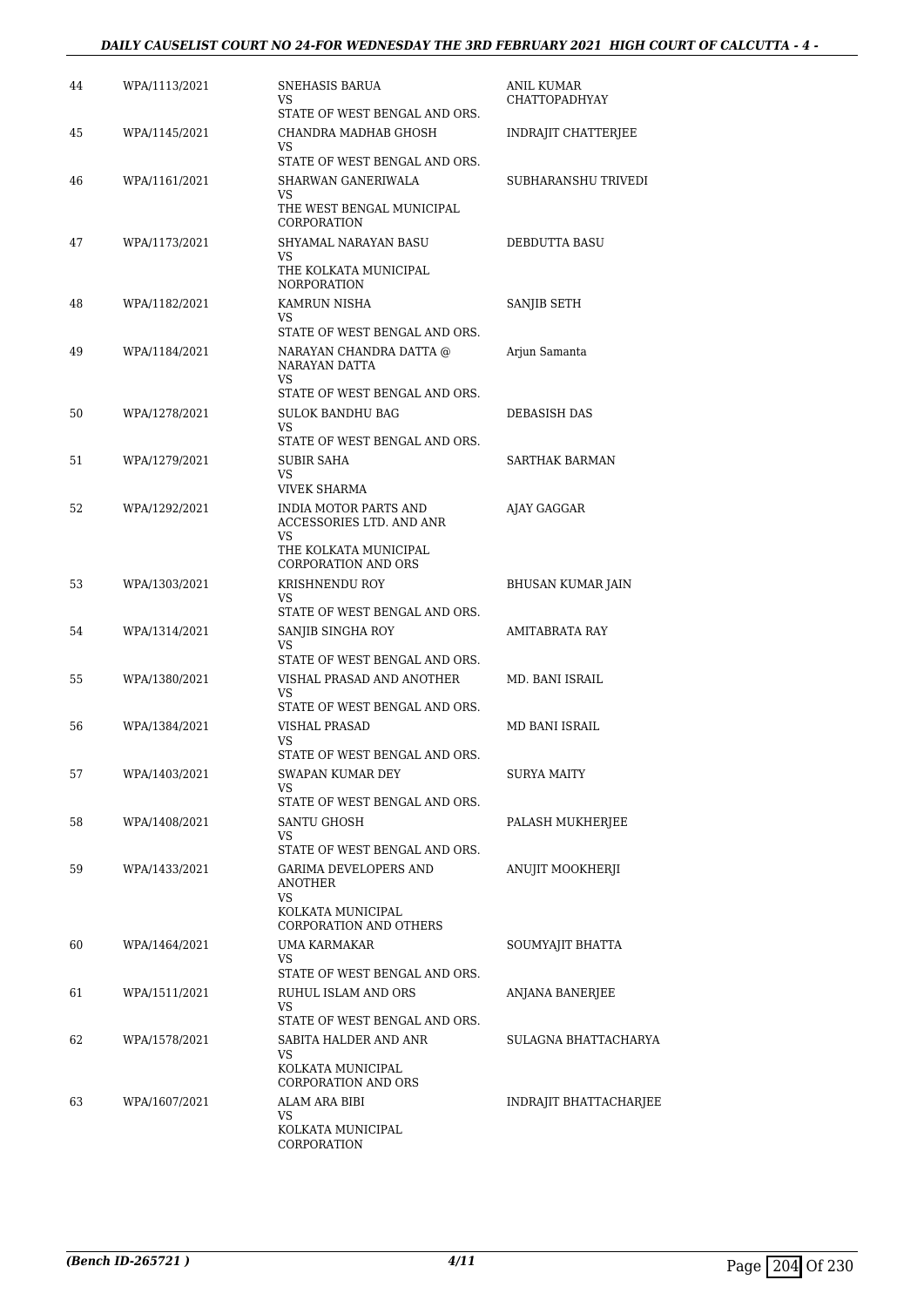| | | | |
|---|---|---|---|
| 44 | WPA/1113/2021 | SNEHASIS BARUA<br>VS<br>STATE OF WEST BENGAL AND ORS. | ANIL KUMAR CHATTOPADHYAY |
| 45 | WPA/1145/2021 | CHANDRA MADHAB GHOSH<br>VS<br>STATE OF WEST BENGAL AND ORS. | INDRAJIT CHATTERJEE |
| 46 | WPA/1161/2021 | SHARWAN GANERIWALA<br>VS<br>THE WEST BENGAL MUNICIPAL CORPORATION | SUBHARANSHU TRIVEDI |
| 47 | WPA/1173/2021 | SHYAMAL NARAYAN BASU<br>VS<br>THE KOLKATA MUNICIPAL NORPORATION | DEBDUTTA BASU |
| 48 | WPA/1182/2021 | KAMRUN NISHA<br>VS<br>STATE OF WEST BENGAL AND ORS. | SANJIB SETH |
| 49 | WPA/1184/2021 | NARAYAN CHANDRA DATTA @ NARAYAN DATTA<br>VS<br>STATE OF WEST BENGAL AND ORS. | Arjun Samanta |
| 50 | WPA/1278/2021 | SULOK BANDHU BAG<br>VS<br>STATE OF WEST BENGAL AND ORS. | DEBASISH DAS |
| 51 | WPA/1279/2021 | SUBIR SAHA<br>VS<br>VIVEK SHARMA | SARTHAK BARMAN |
| 52 | WPA/1292/2021 | INDIA MOTOR PARTS AND ACCESSORIES LTD. AND ANR<br>VS<br>THE KOLKATA MUNICIPAL CORPORATION AND ORS | AJAY GAGGAR |
| 53 | WPA/1303/2021 | KRISHNENDU ROY<br>VS<br>STATE OF WEST BENGAL AND ORS. | BHUSAN KUMAR JAIN |
| 54 | WPA/1314/2021 | SANJIB SINGHA ROY<br>VS<br>STATE OF WEST BENGAL AND ORS. | AMITABRATA RAY |
| 55 | WPA/1380/2021 | VISHAL PRASAD AND ANOTHER<br>VS<br>STATE OF WEST BENGAL AND ORS. | MD. BANI ISRAIL |
| 56 | WPA/1384/2021 | VISHAL PRASAD<br>VS<br>STATE OF WEST BENGAL AND ORS. | MD BANI ISRAIL |
| 57 | WPA/1403/2021 | SWAPAN KUMAR DEY<br>VS<br>STATE OF WEST BENGAL AND ORS. | SURYA MAITY |
| 58 | WPA/1408/2021 | SANTU GHOSH<br>VS<br>STATE OF WEST BENGAL AND ORS. | PALASH MUKHERJEE |
| 59 | WPA/1433/2021 | GARIMA DEVELOPERS AND ANOTHER<br>VS<br>KOLKATA MUNICIPAL CORPORATION AND OTHERS | ANUJIT MOOKHERJI |
| 60 | WPA/1464/2021 | UMA KARMAKAR<br>VS<br>STATE OF WEST BENGAL AND ORS. | SOUMYAJIT BHATTA |
| 61 | WPA/1511/2021 | RUHUL ISLAM AND ORS<br>VS<br>STATE OF WEST BENGAL AND ORS. | ANJANA BANERJEE |
| 62 | WPA/1578/2021 | SABITA HALDER AND ANR<br>VS<br>KOLKATA MUNICIPAL CORPORATION AND ORS | SULAGNA BHATTACHARYA |
| 63 | WPA/1607/2021 | ALAM ARA BIBI<br>VS<br>KOLKATA MUNICIPAL CORPORATION | INDRAJIT BHATTACHARJEE |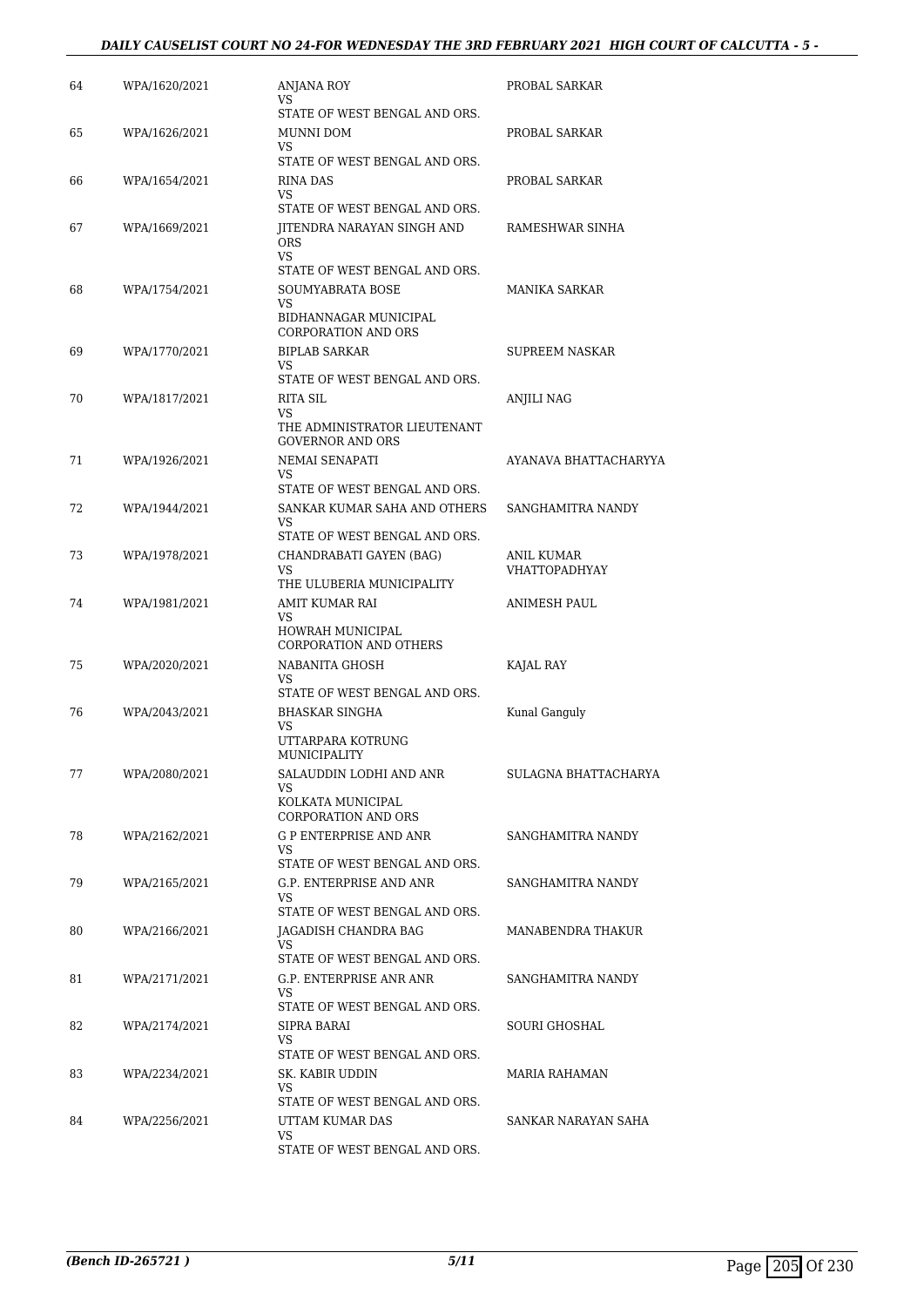| | | | |
|---|---|---|---|
| 64 | WPA/1620/2021 | ANJANA ROY<br>VS<br>STATE OF WEST BENGAL AND ORS. | PROBAL SARKAR |
| 65 | WPA/1626/2021 | MUNNI DOM<br>VS<br>STATE OF WEST BENGAL AND ORS. | PROBAL SARKAR |
| 66 | WPA/1654/2021 | RINA DAS<br>VS<br>STATE OF WEST BENGAL AND ORS. | PROBAL SARKAR |
| 67 | WPA/1669/2021 | JITENDRA NARAYAN SINGH AND ORS<br>VS<br>STATE OF WEST BENGAL AND ORS. | RAMESHWAR SINHA |
| 68 | WPA/1754/2021 | SOUMYABRATA BOSE<br>VS<br>BIDHANNAGAR MUNICIPAL CORPORATION AND ORS | MANIKA SARKAR |
| 69 | WPA/1770/2021 | BIPLAB SARKAR<br>VS<br>STATE OF WEST BENGAL AND ORS. | SUPREEM NASKAR |
| 70 | WPA/1817/2021 | RITA SIL<br>VS<br>THE ADMINISTRATOR LIEUTENANT GOVERNOR AND ORS | ANJILI NAG |
| 71 | WPA/1926/2021 | NEMAI SENAPATI<br>VS<br>STATE OF WEST BENGAL AND ORS. | AYANAVA BHATTACHARYYA |
| 72 | WPA/1944/2021 | SANKAR KUMAR SAHA AND OTHERS<br>VS<br>STATE OF WEST BENGAL AND ORS. | SANGHAMITRA NANDY |
| 73 | WPA/1978/2021 | CHANDRABATI GAYEN (BAG)<br>VS<br>THE ULUBERIA MUNICIPALITY | ANIL KUMAR VHATTOPADHYAY |
| 74 | WPA/1981/2021 | AMIT KUMAR RAI<br>VS<br>HOWRAH MUNICIPAL CORPORATION AND OTHERS | ANIMESH PAUL |
| 75 | WPA/2020/2021 | NABANITA GHOSH<br>VS<br>STATE OF WEST BENGAL AND ORS. | KAJAL RAY |
| 76 | WPA/2043/2021 | BHASKAR SINGHA<br>VS<br>UTTARPARA KOTRUNG MUNICIPALITY | Kunal Ganguly |
| 77 | WPA/2080/2021 | SALAUDDIN LODHI AND ANR<br>VS<br>KOLKATA MUNICIPAL CORPORATION AND ORS | SULAGNA BHATTACHARYA |
| 78 | WPA/2162/2021 | G P ENTERPRISE AND ANR<br>VS<br>STATE OF WEST BENGAL AND ORS. | SANGHAMITRA NANDY |
| 79 | WPA/2165/2021 | G.P. ENTERPRISE AND ANR<br>VS<br>STATE OF WEST BENGAL AND ORS. | SANGHAMITRA NANDY |
| 80 | WPA/2166/2021 | JAGADISH CHANDRA BAG<br>VS<br>STATE OF WEST BENGAL AND ORS. | MANABENDRA THAKUR |
| 81 | WPA/2171/2021 | G.P. ENTERPRISE ANR ANR<br>VS<br>STATE OF WEST BENGAL AND ORS. | SANGHAMITRA NANDY |
| 82 | WPA/2174/2021 | SIPRA BARAI<br>VS<br>STATE OF WEST BENGAL AND ORS. | SOURI GHOSHAL |
| 83 | WPA/2234/2021 | SK. KABIR UDDIN<br>VS<br>STATE OF WEST BENGAL AND ORS. | MARIA RAHAMAN |
| 84 | WPA/2256/2021 | UTTAM KUMAR DAS<br>VS<br>STATE OF WEST BENGAL AND ORS. | SANKAR NARAYAN SAHA |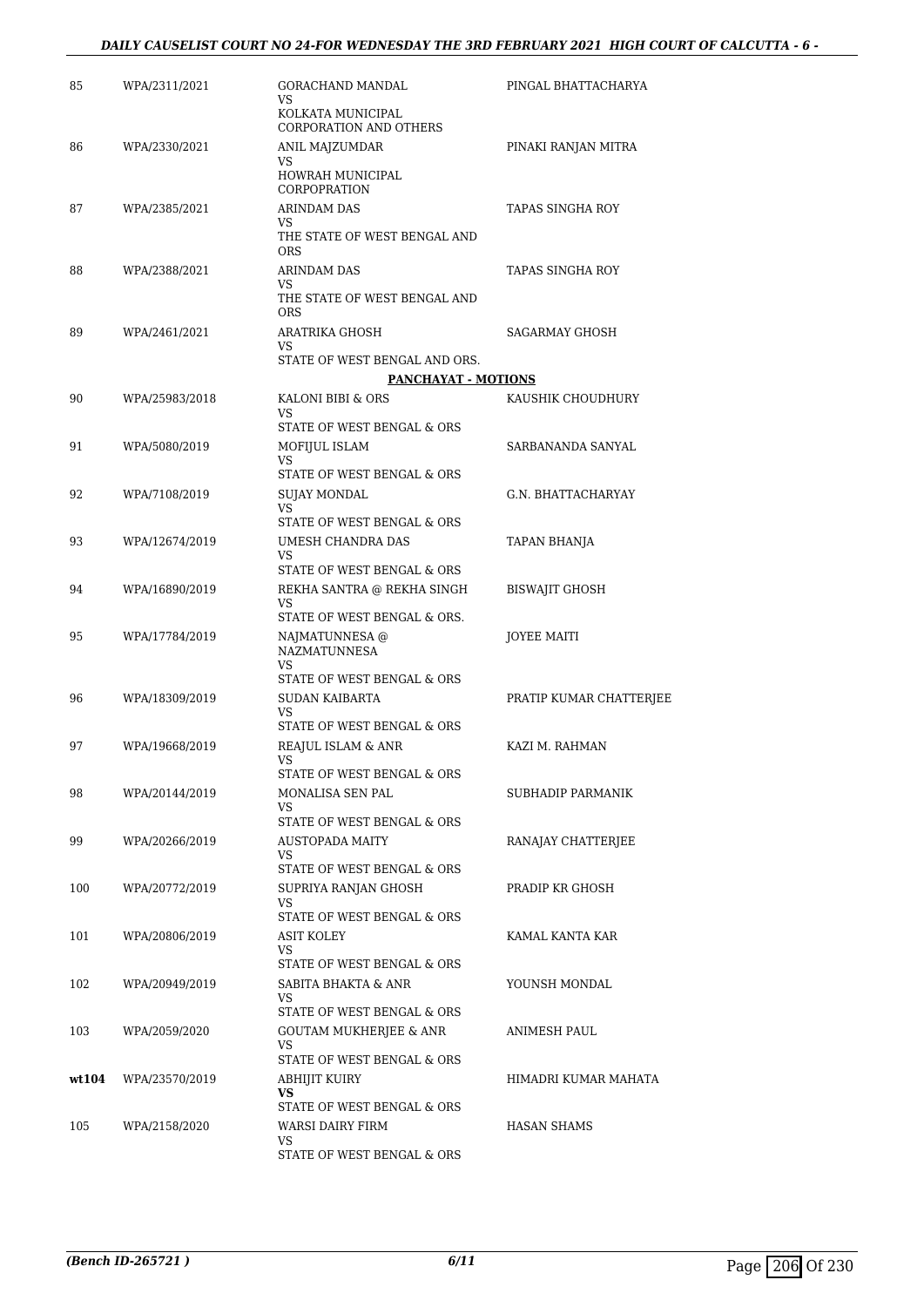| | | | |
|---|---|---|---|
| 85 | WPA/2311/2021 | GORACHAND MANDAL<br>VS<br>KOLKATA MUNICIPAL CORPORATION AND OTHERS | PINGAL BHATTACHARYA |
| 86 | WPA/2330/2021 | ANIL MAJZUMDAR<br>VS<br>HOWRAH MUNICIPAL CORPOPRATION | PINAKI RANJAN MITRA |
| 87 | WPA/2385/2021 | ARINDAM DAS<br>VS<br>THE STATE OF WEST BENGAL AND ORS | TAPAS SINGHA ROY |
| 88 | WPA/2388/2021 | ARINDAM DAS<br>VS<br>THE STATE OF WEST BENGAL AND ORS | TAPAS SINGHA ROY |
| 89 | WPA/2461/2021 | ARATRIKA GHOSH<br>VS<br>STATE OF WEST BENGAL AND ORS. | SAGARMAY GHOSH |

**PANCHAYAT - MOTIONS**

| | | | |
|---|---|---|---|
| 90 | WPA/25983/2018 | KALONI BIBI & ORS<br>VS<br>STATE OF WEST BENGAL & ORS | KAUSHIK CHOUDHURY |
| 91 | WPA/5080/2019 | MOFIJUL ISLAM<br>VS<br>STATE OF WEST BENGAL & ORS | SARBANANDA SANYAL |
| 92 | WPA/7108/2019 | SUJAY MONDAL<br>VS<br>STATE OF WEST BENGAL & ORS | G.N. BHATTACHARYAY |
| 93 | WPA/12674/2019 | UMESH CHANDRA DAS<br>VS<br>STATE OF WEST BENGAL & ORS | TAPAN BHANJA |
| 94 | WPA/16890/2019 | REKHA SANTRA @ REKHA SINGH<br>VS<br>STATE OF WEST BENGAL & ORS. | BISWAJIT GHOSH |
| 95 | WPA/17784/2019 | NAJMATUNNESA @ NAZMATUNNESA<br>VS<br>STATE OF WEST BENGAL & ORS | JOYEE MAITI |
| 96 | WPA/18309/2019 | SUDAN KAIBARTA<br>VS<br>STATE OF WEST BENGAL & ORS | PRATIP KUMAR CHATTERJEE |
| 97 | WPA/19668/2019 | REAJUL ISLAM & ANR<br>VS<br>STATE OF WEST BENGAL & ORS | KAZI M. RAHMAN |
| 98 | WPA/20144/2019 | MONALISA SEN PAL<br>VS<br>STATE OF WEST BENGAL & ORS | SUBHADIP PARMANIK |
| 99 | WPA/20266/2019 | AUSTOPADA MAITY<br>VS<br>STATE OF WEST BENGAL & ORS | RANAJAY CHATTERJEE |
| 100 | WPA/20772/2019 | SUPRIYA RANJAN GHOSH<br>VS<br>STATE OF WEST BENGAL & ORS | PRADIP KR GHOSH |
| 101 | WPA/20806/2019 | ASIT KOLEY<br>VS<br>STATE OF WEST BENGAL & ORS | KAMAL KANTA KAR |
| 102 | WPA/20949/2019 | SABITA BHAKTA & ANR<br>VS<br>STATE OF WEST BENGAL & ORS | YOUNSH MONDAL |
| 103 | WPA/2059/2020 | GOUTAM MUKHERJEE & ANR<br>VS<br>STATE OF WEST BENGAL & ORS | ANIMESH PAUL |
| **wt104** | WPA/23570/2019 | ABHIJIT KUIRY<br>**VS**<br>STATE OF WEST BENGAL & ORS | HIMADRI KUMAR MAHATA |
| 105 | WPA/2158/2020 | WARSI DAIRY FIRM<br>VS<br>STATE OF WEST BENGAL & ORS | HASAN SHAMS |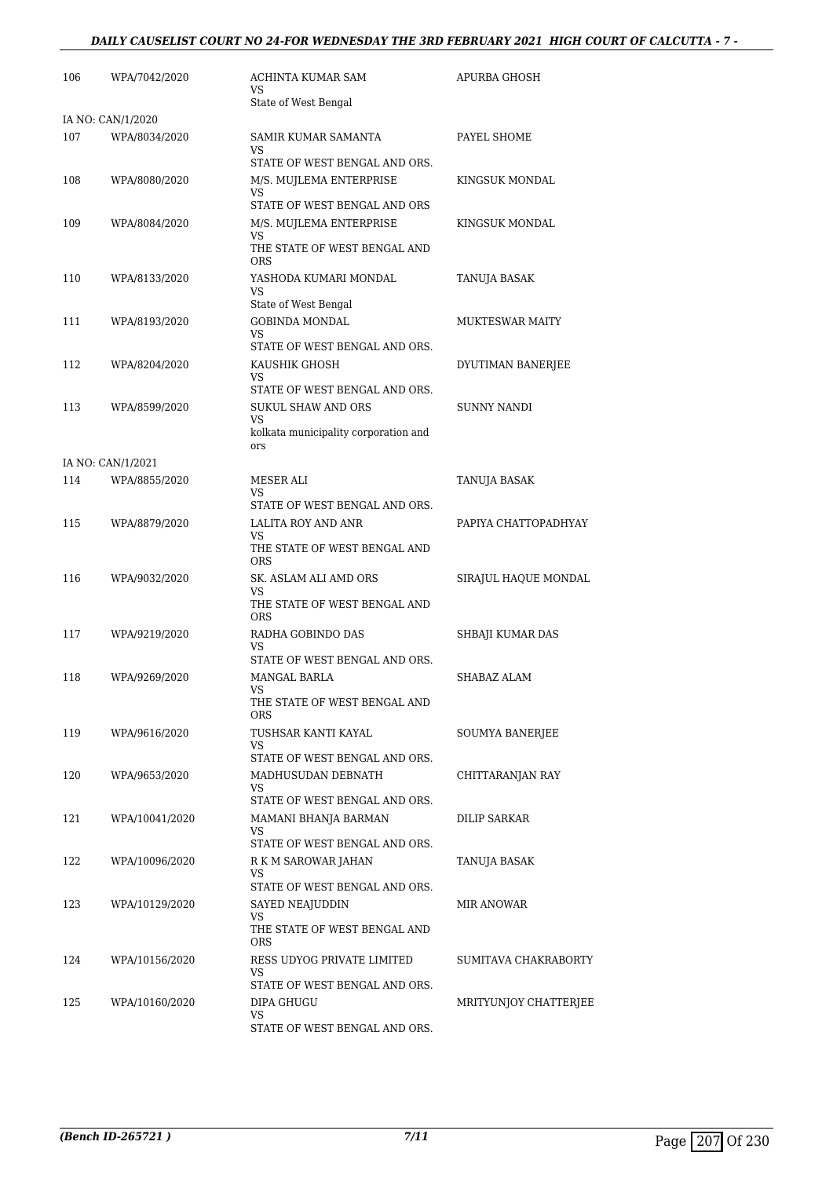| | | | |
|---|---|---|---|
| 106 | WPA/7042/2020 | ACHINTA KUMAR SAM<br>VS<br>State of West Bengal | APURBA GHOSH |
| IA NO: CAN/1/2020 | | | |
| 107 | WPA/8034/2020 | SAMIR KUMAR SAMANTA<br>VS<br>STATE OF WEST BENGAL AND ORS. | PAYEL SHOME |
| 108 | WPA/8080/2020 | M/S. MUJLEMA ENTERPRISE<br>VS<br>STATE OF WEST BENGAL AND ORS | KINGSUK MONDAL |
| 109 | WPA/8084/2020 | M/S. MUJLEMA ENTERPRISE<br>VS<br>THE STATE OF WEST BENGAL AND ORS | KINGSUK MONDAL |
| 110 | WPA/8133/2020 | YASHODA KUMARI MONDAL<br>VS<br>State of West Bengal | TANUJA BASAK |
| 111 | WPA/8193/2020 | GOBINDA MONDAL<br>VS<br>STATE OF WEST BENGAL AND ORS. | MUKTESWAR MAITY |
| 112 | WPA/8204/2020 | KAUSHIK GHOSH<br>VS<br>STATE OF WEST BENGAL AND ORS. | DYUTIMAN BANERJEE |
| 113 | WPA/8599/2020 | SUKUL SHAW AND ORS<br>VS<br>kolkata municipality corporation and ors | SUNNY NANDI |
| IA NO: CAN/1/2021 | | | |
| 114 | WPA/8855/2020 | MESER ALI<br>VS<br>STATE OF WEST BENGAL AND ORS. | TANUJA BASAK |
| 115 | WPA/8879/2020 | LALITA ROY AND ANR<br>VS<br>THE STATE OF WEST BENGAL AND ORS | PAPIYA CHATTOPADHYAY |
| 116 | WPA/9032/2020 | SK. ASLAM ALI AMD ORS<br>VS<br>THE STATE OF WEST BENGAL AND ORS | SIRAJUL HAQUE MONDAL |
| 117 | WPA/9219/2020 | RADHA GOBINDO DAS<br>VS<br>STATE OF WEST BENGAL AND ORS. | SHBAJI KUMAR DAS |
| 118 | WPA/9269/2020 | MANGAL BARLA<br>VS<br>THE STATE OF WEST BENGAL AND ORS | SHABAZ ALAM |
| 119 | WPA/9616/2020 | TUSHSAR KANTI KAYAL<br>VS<br>STATE OF WEST BENGAL AND ORS. | SOUMYA BANERJEE |
| 120 | WPA/9653/2020 | MADHUSUDAN DEBNATH<br>VS<br>STATE OF WEST BENGAL AND ORS. | CHITTARANJAN RAY |
| 121 | WPA/10041/2020 | MAMANI BHANJA BARMAN<br>VS<br>STATE OF WEST BENGAL AND ORS. | DILIP SARKAR |
| 122 | WPA/10096/2020 | R K M SAROWAR JAHAN<br>VS<br>STATE OF WEST BENGAL AND ORS. | TANUJA BASAK |
| 123 | WPA/10129/2020 | SAYED NEAJUDDIN<br>VS<br>THE STATE OF WEST BENGAL AND ORS | MIR ANOWAR |
| 124 | WPA/10156/2020 | RESS UDYOG PRIVATE LIMITED<br>VS<br>STATE OF WEST BENGAL AND ORS. | SUMITAVA CHAKRABORTY |
| 125 | WPA/10160/2020 | DIPA GHUGU<br>VS<br>STATE OF WEST BENGAL AND ORS. | MRITYUNJOY CHATTERJEE |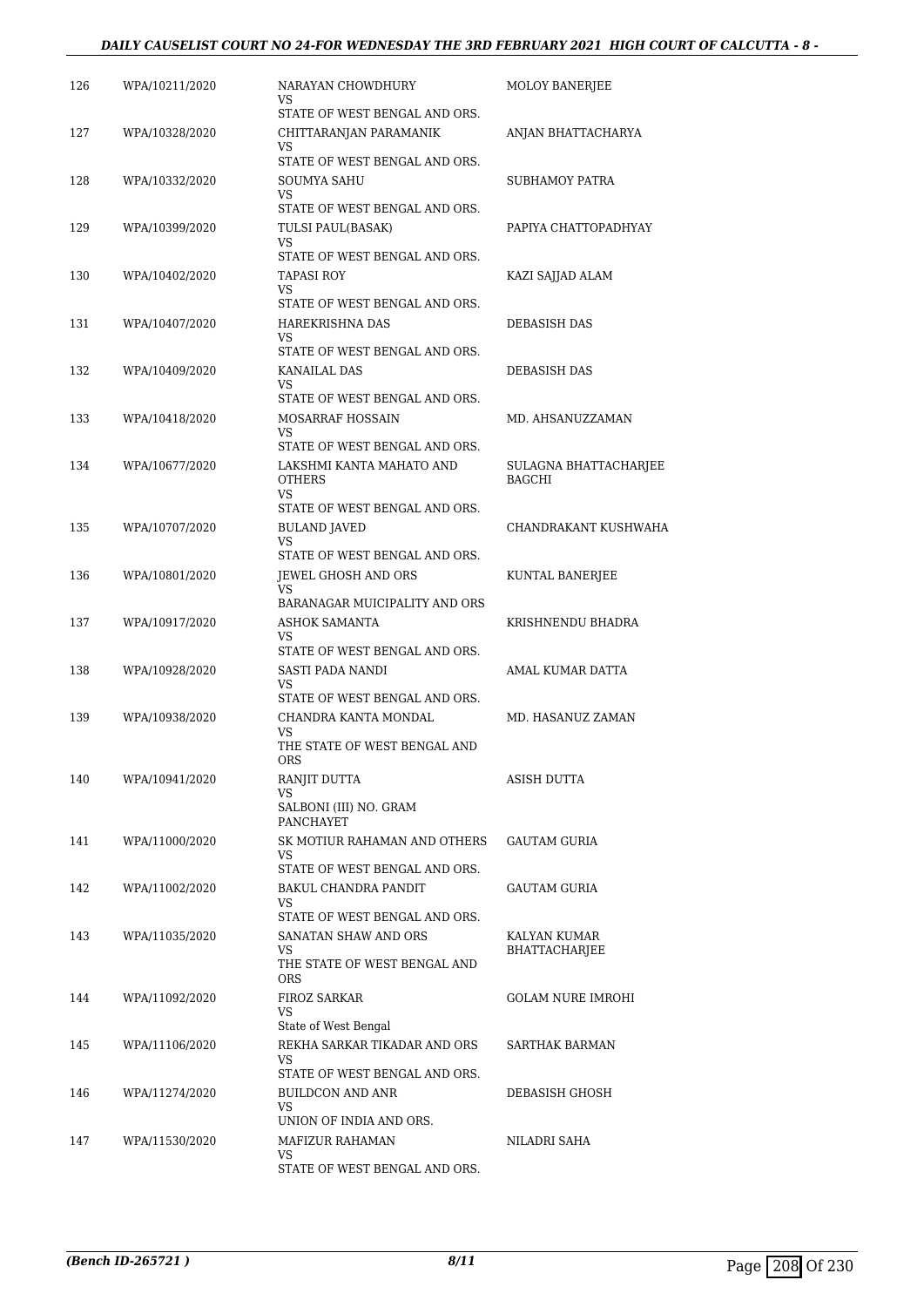| | | | |
|---|---|---|---|
| 126 | WPA/10211/2020 | NARAYAN CHOWDHURY<br>VS<br>STATE OF WEST BENGAL AND ORS. | MOLOY BANERJEE |
| 127 | WPA/10328/2020 | CHITTARANJAN PARAMANIK<br>VS<br>STATE OF WEST BENGAL AND ORS. | ANJAN BHATTACHARYA |
| 128 | WPA/10332/2020 | SOUMYA SAHU<br>VS<br>STATE OF WEST BENGAL AND ORS. | SUBHAMOY PATRA |
| 129 | WPA/10399/2020 | TULSI PAUL(BASAK)<br>VS<br>STATE OF WEST BENGAL AND ORS. | PAPIYA CHATTOPADHYAY |
| 130 | WPA/10402/2020 | TAPASI ROY<br>VS<br>STATE OF WEST BENGAL AND ORS. | KAZI SAJJAD ALAM |
| 131 | WPA/10407/2020 | HAREKRISHNA DAS<br>VS<br>STATE OF WEST BENGAL AND ORS. | DEBASISH DAS |
| 132 | WPA/10409/2020 | KANAILAL DAS<br>VS<br>STATE OF WEST BENGAL AND ORS. | DEBASISH DAS |
| 133 | WPA/10418/2020 | MOSARRAF HOSSAIN<br>VS<br>STATE OF WEST BENGAL AND ORS. | MD. AHSANUZZAMAN |
| 134 | WPA/10677/2020 | LAKSHMI KANTA MAHATO AND OTHERS<br>VS<br>STATE OF WEST BENGAL AND ORS. | SULAGNA BHATTACHARJEE BAGCHI |
| 135 | WPA/10707/2020 | BULAND JAVED<br>VS<br>STATE OF WEST BENGAL AND ORS. | CHANDRAKANT KUSHWAHA |
| 136 | WPA/10801/2020 | JEWEL GHOSH AND ORS<br>VS<br>BARANAGAR MUICIPALITY AND ORS | KUNTAL BANERJEE |
| 137 | WPA/10917/2020 | ASHOK SAMANTA<br>VS<br>STATE OF WEST BENGAL AND ORS. | KRISHNENDU BHADRA |
| 138 | WPA/10928/2020 | SASTI PADA NANDI<br>VS<br>STATE OF WEST BENGAL AND ORS. | AMAL KUMAR DATTA |
| 139 | WPA/10938/2020 | CHANDRA KANTA MONDAL<br>VS<br>THE STATE OF WEST BENGAL AND ORS | MD. HASANUZ ZAMAN |
| 140 | WPA/10941/2020 | RANJIT DUTTA<br>VS<br>SALBONI (III) NO. GRAM PANCHAYET | ASISH DUTTA |
| 141 | WPA/11000/2020 | SK MOTIUR RAHAMAN AND OTHERS<br>VS<br>STATE OF WEST BENGAL AND ORS. | GAUTAM GURIA |
| 142 | WPA/11002/2020 | BAKUL CHANDRA PANDIT<br>VS<br>STATE OF WEST BENGAL AND ORS. | GAUTAM GURIA |
| 143 | WPA/11035/2020 | SANATAN SHAW AND ORS<br>VS<br>THE STATE OF WEST BENGAL AND ORS | KALYAN KUMAR BHATTACHARJEE |
| 144 | WPA/11092/2020 | FIROZ SARKAR<br>VS<br>State of West Bengal | GOLAM NURE IMROHI |
| 145 | WPA/11106/2020 | REKHA SARKAR TIKADAR AND ORS<br>VS<br>STATE OF WEST BENGAL AND ORS. | SARTHAK BARMAN |
| 146 | WPA/11274/2020 | BUILDCON AND ANR<br>VS<br>UNION OF INDIA AND ORS. | DEBASISH GHOSH |
| 147 | WPA/11530/2020 | MAFIZUR RAHAMAN<br>VS<br>STATE OF WEST BENGAL AND ORS. | NILADRI SAHA |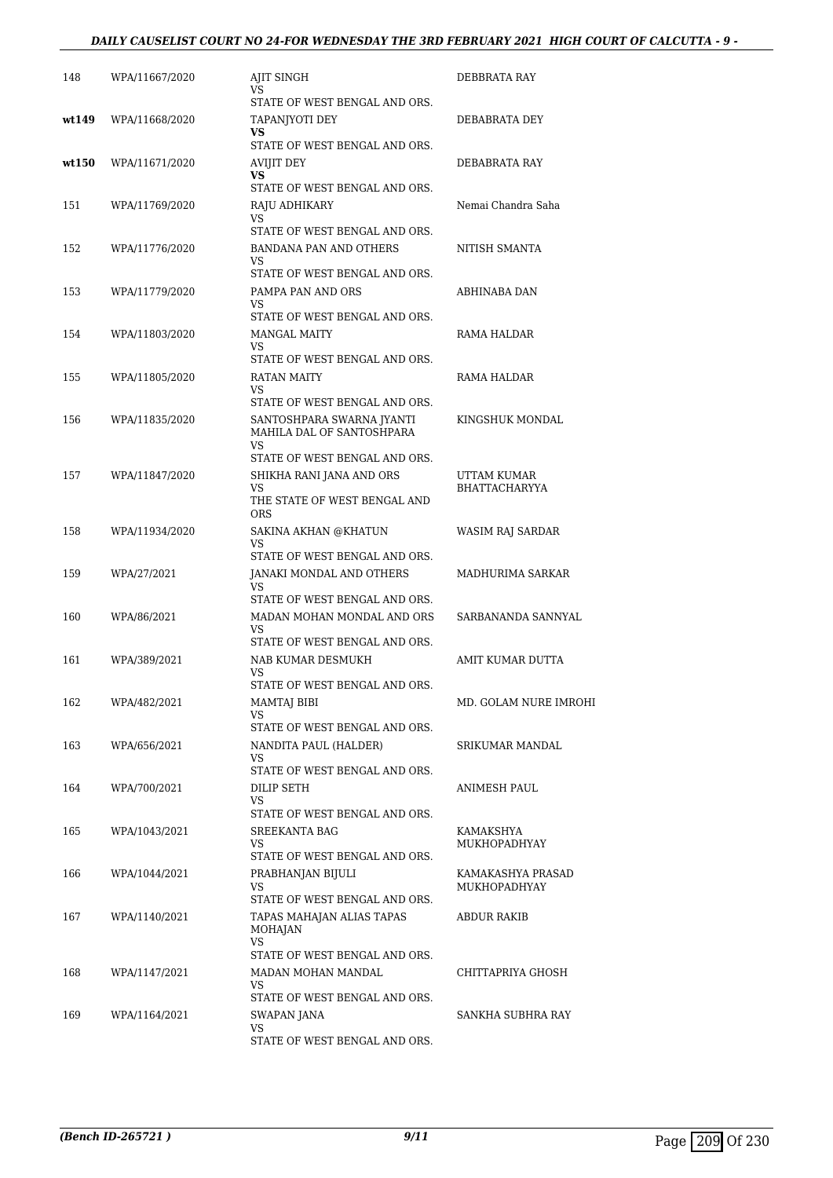| | | | |
|---|---|---|---|
| 148 | WPA/11667/2020 | AJIT SINGH<br>VS<br>STATE OF WEST BENGAL AND ORS. | DEBBRATA RAY |
| **wt149** | WPA/11668/2020 | TAPANJYOTI DEY<br>**VS**<br>STATE OF WEST BENGAL AND ORS. | DEBABRATA DEY |
| **wt150** | WPA/11671/2020 | AVIJIT DEY<br>**VS**<br>STATE OF WEST BENGAL AND ORS. | DEBABRATA RAY |
| 151 | WPA/11769/2020 | RAJU ADHIKARY<br>VS<br>STATE OF WEST BENGAL AND ORS. | Nemai Chandra Saha |
| 152 | WPA/11776/2020 | BANDANA PAN AND OTHERS<br>VS<br>STATE OF WEST BENGAL AND ORS. | NITISH SMANTA |
| 153 | WPA/11779/2020 | PAMPA PAN AND ORS<br>VS<br>STATE OF WEST BENGAL AND ORS. | ABHINABA DAN |
| 154 | WPA/11803/2020 | MANGAL MAITY<br>VS<br>STATE OF WEST BENGAL AND ORS. | RAMA HALDAR |
| 155 | WPA/11805/2020 | RATAN MAITY<br>VS<br>STATE OF WEST BENGAL AND ORS. | RAMA HALDAR |
| 156 | WPA/11835/2020 | SANTOSHPARA SWARNA JYANTI MAHILA DAL OF SANTOSHPARA<br>VS<br>STATE OF WEST BENGAL AND ORS. | KINGSHUK MONDAL |
| 157 | WPA/11847/2020 | SHIKHA RANI JANA AND ORS<br>VS<br>THE STATE OF WEST BENGAL AND ORS | UTTAM KUMAR BHATTACHARYYA |
| 158 | WPA/11934/2020 | SAKINA AKHAN @KHATUN<br>VS<br>STATE OF WEST BENGAL AND ORS. | WASIM RAJ SARDAR |
| 159 | WPA/27/2021 | JANAKI MONDAL AND OTHERS<br>VS<br>STATE OF WEST BENGAL AND ORS. | MADHURIMA SARKAR |
| 160 | WPA/86/2021 | MADAN MOHAN MONDAL AND ORS<br>VS<br>STATE OF WEST BENGAL AND ORS. | SARBANANDA SANNYAL |
| 161 | WPA/389/2021 | NAB KUMAR DESMUKH<br>VS<br>STATE OF WEST BENGAL AND ORS. | AMIT KUMAR DUTTA |
| 162 | WPA/482/2021 | MAMTAJ BIBI<br>VS<br>STATE OF WEST BENGAL AND ORS. | MD. GOLAM NURE IMROHI |
| 163 | WPA/656/2021 | NANDITA PAUL (HALDER)<br>VS<br>STATE OF WEST BENGAL AND ORS. | SRIKUMAR MANDAL |
| 164 | WPA/700/2021 | DILIP SETH<br>VS<br>STATE OF WEST BENGAL AND ORS. | ANIMESH PAUL |
| 165 | WPA/1043/2021 | SREEKANTA BAG<br>VS<br>STATE OF WEST BENGAL AND ORS. | KAMAKSHYA MUKHOPADHYAY |
| 166 | WPA/1044/2021 | PRABHANJAN BIJULI<br>VS<br>STATE OF WEST BENGAL AND ORS. | KAMAKASHYA PRASAD MUKHOPADHYAY |
| 167 | WPA/1140/2021 | TAPAS MAHAJAN ALIAS TAPAS MOHAJAN<br>VS<br>STATE OF WEST BENGAL AND ORS. | ABDUR RAKIB |
| 168 | WPA/1147/2021 | MADAN MOHAN MANDAL<br>VS<br>STATE OF WEST BENGAL AND ORS. | CHITTAPRIYA GHOSH |
| 169 | WPA/1164/2021 | SWAPAN JANA<br>VS<br>STATE OF WEST BENGAL AND ORS. | SANKHA SUBHRA RAY |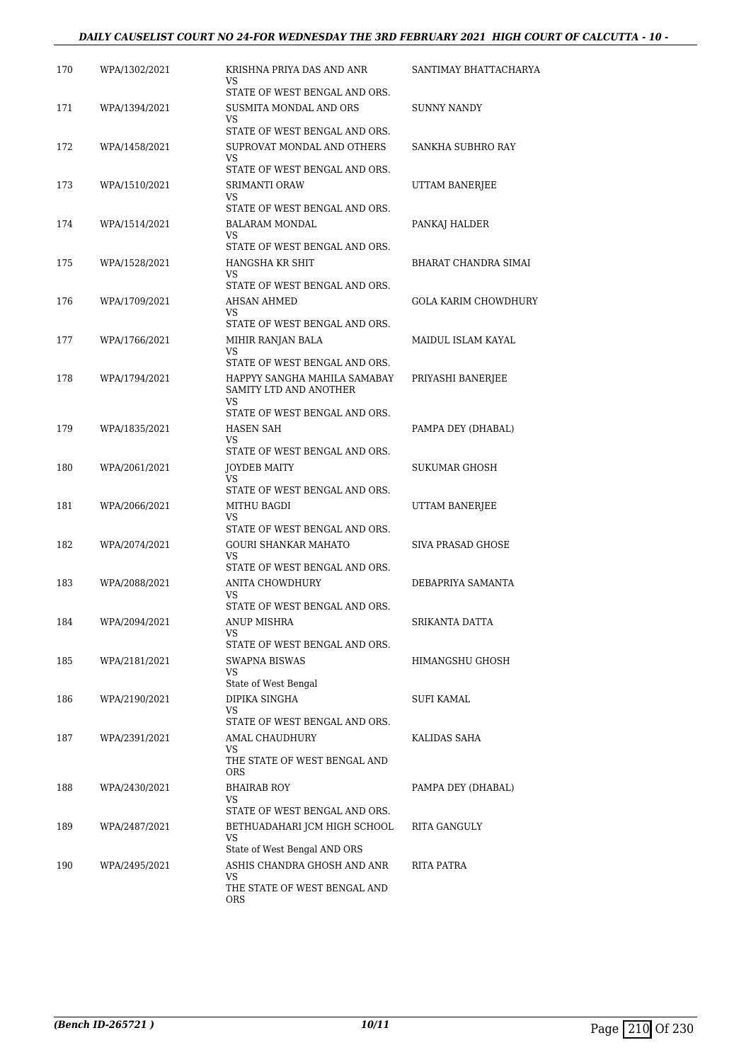| | | | |
|---|---|---|---|
| 170 | WPA/1302/2021 | KRISHNA PRIYA DAS AND ANR<br>VS<br>STATE OF WEST BENGAL AND ORS. | SANTIMAY BHATTACHARYA |
| 171 | WPA/1394/2021 | SUSMITA MONDAL AND ORS<br>VS<br>STATE OF WEST BENGAL AND ORS. | SUNNY NANDY |
| 172 | WPA/1458/2021 | SUPROVAT MONDAL AND OTHERS<br>VS<br>STATE OF WEST BENGAL AND ORS. | SANKHA SUBHRO RAY |
| 173 | WPA/1510/2021 | SRIMANTI ORAW<br>VS<br>STATE OF WEST BENGAL AND ORS. | UTTAM BANERJEE |
| 174 | WPA/1514/2021 | BALARAM MONDAL<br>VS<br>STATE OF WEST BENGAL AND ORS. | PANKAJ HALDER |
| 175 | WPA/1528/2021 | HANGSHA KR SHIT<br>VS<br>STATE OF WEST BENGAL AND ORS. | BHARAT CHANDRA SIMAI |
| 176 | WPA/1709/2021 | AHSAN AHMED<br>VS<br>STATE OF WEST BENGAL AND ORS. | GOLA KARIM CHOWDHURY |
| 177 | WPA/1766/2021 | MIHIR RANJAN BALA<br>VS<br>STATE OF WEST BENGAL AND ORS. | MAIDUL ISLAM KAYAL |
| 178 | WPA/1794/2021 | HAPPYY SANGHA MAHILA SAMABAY SAMITY LTD AND ANOTHER<br>VS<br>STATE OF WEST BENGAL AND ORS. | PRIYASHI BANERJEE |
| 179 | WPA/1835/2021 | HASEN SAH<br>VS<br>STATE OF WEST BENGAL AND ORS. | PAMPA DEY (DHABAL) |
| 180 | WPA/2061/2021 | JOYDEB MAITY<br>VS<br>STATE OF WEST BENGAL AND ORS. | SUKUMAR GHOSH |
| 181 | WPA/2066/2021 | MITHU BAGDI<br>VS<br>STATE OF WEST BENGAL AND ORS. | UTTAM BANERJEE |
| 182 | WPA/2074/2021 | GOURI SHANKAR MAHATO<br>VS<br>STATE OF WEST BENGAL AND ORS. | SIVA PRASAD GHOSE |
| 183 | WPA/2088/2021 | ANITA CHOWDHURY<br>VS<br>STATE OF WEST BENGAL AND ORS. | DEBAPRIYA SAMANTA |
| 184 | WPA/2094/2021 | ANUP MISHRA<br>VS<br>STATE OF WEST BENGAL AND ORS. | SRIKANTA DATTA |
| 185 | WPA/2181/2021 | SWAPNA BISWAS<br>VS<br>State of West Bengal | HIMANGSHU GHOSH |
| 186 | WPA/2190/2021 | DIPIKA SINGHA<br>VS<br>STATE OF WEST BENGAL AND ORS. | SUFI KAMAL |
| 187 | WPA/2391/2021 | AMAL CHAUDHURY<br>VS<br>THE STATE OF WEST BENGAL AND ORS | KALIDAS SAHA |
| 188 | WPA/2430/2021 | BHAIRAB ROY<br>VS<br>STATE OF WEST BENGAL AND ORS. | PAMPA DEY (DHABAL) |
| 189 | WPA/2487/2021 | BETHUADAHARI JCM HIGH SCHOOL<br>VS<br>State of West Bengal AND ORS | RITA GANGULY |
| 190 | WPA/2495/2021 | ASHIS CHANDRA GHOSH AND ANR<br>VS<br>THE STATE OF WEST BENGAL AND ORS | RITA PATRA |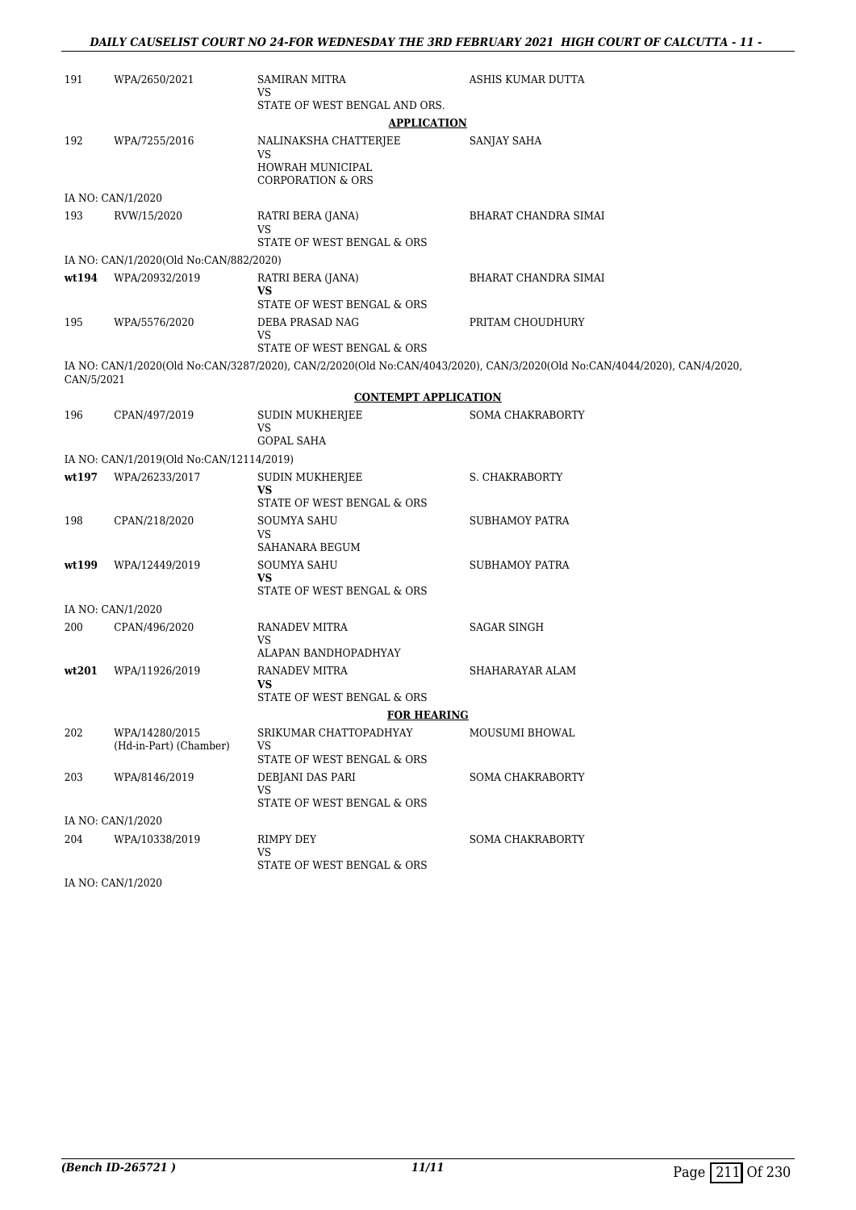| | | | |
|---|---|---|---|
| 191 | WPA/2650/2021 | SAMIRAN MITRA<br>VS<br>STATE OF WEST BENGAL AND ORS. | ASHIS KUMAR DUTTA |

**APPLICATION**

| | | | |
|---|---|---|---|
| 192 | WPA/7255/2016 | NALINAKSHA CHATTERJEE<br>VS<br>HOWRAH MUNICIPAL CORPORATION & ORS | SANJAY SAHA |

IA NO: CAN/1/2020

| | | | |
|---|---|---|---|
| 193 | RVW/15/2020 | RATRI BERA (JANA)<br>VS<br>STATE OF WEST BENGAL & ORS | BHARAT CHANDRA SIMAI |

IA NO: CAN/1/2020(Old No:CAN/882/2020)

| | | | |
|---|---|---|---|
| **wt194** | WPA/20932/2019 | RATRI BERA (JANA)<br>**VS**<br>STATE OF WEST BENGAL & ORS | BHARAT CHANDRA SIMAI |
| 195 | WPA/5576/2020 | DEBA PRASAD NAG<br>VS<br>STATE OF WEST BENGAL & ORS | PRITAM CHOUDHURY |

IA NO: CAN/1/2020(Old No:CAN/3287/2020), CAN/2/2020(Old No:CAN/4043/2020), CAN/3/2020(Old No:CAN/4044/2020), CAN/4/2020, CAN/5/2021

**CONTEMPT APPLICATION**

| | | | |
|---|---|---|---|
| 196 | CPAN/497/2019 | SUDIN MUKHERJEE<br>VS<br>GOPAL SAHA | SOMA CHAKRABORTY |

IA NO: CAN/1/2019(Old No:CAN/12114/2019)

| | | | |
|---|---|---|---|
| **wt197** | WPA/26233/2017 | SUDIN MUKHERJEE<br>**VS**<br>STATE OF WEST BENGAL & ORS | S. CHAKRABORTY |
| 198 | CPAN/218/2020 | SOUMYA SAHU<br>VS<br>SAHANARA BEGUM | SUBHAMOY PATRA |
| **wt199** | WPA/12449/2019 | SOUMYA SAHU<br>**VS**<br>STATE OF WEST BENGAL & ORS | SUBHAMOY PATRA |

IA NO: CAN/1/2020

| | | | |
|---|---|---|---|
| 200 | CPAN/496/2020 | RANADEV MITRA<br>VS<br>ALAPAN BANDHOPADHYAY | SAGAR SINGH |
| **wt201** | WPA/11926/2019 | RANADEV MITRA<br>**VS**<br>STATE OF WEST BENGAL & ORS | SHAHARAYAR ALAM |

**FOR HEARING**

| | | | |
|---|---|---|---|
| 202 | WPA/14280/2015 (Hd-in-Part) (Chamber) | SRIKUMAR CHATTOPADHYAY<br>VS<br>STATE OF WEST BENGAL & ORS | MOUSUMI BHOWAL |
| 203 | WPA/8146/2019 | DEBJANI DAS PARI<br>VS<br>STATE OF WEST BENGAL & ORS | SOMA CHAKRABORTY |

IA NO: CAN/1/2020

| | | | |
|---|---|---|---|
| 204 | WPA/10338/2019 | RIMPY DEY<br>VS<br>STATE OF WEST BENGAL & ORS | SOMA CHAKRABORTY |

IA NO: CAN/1/2020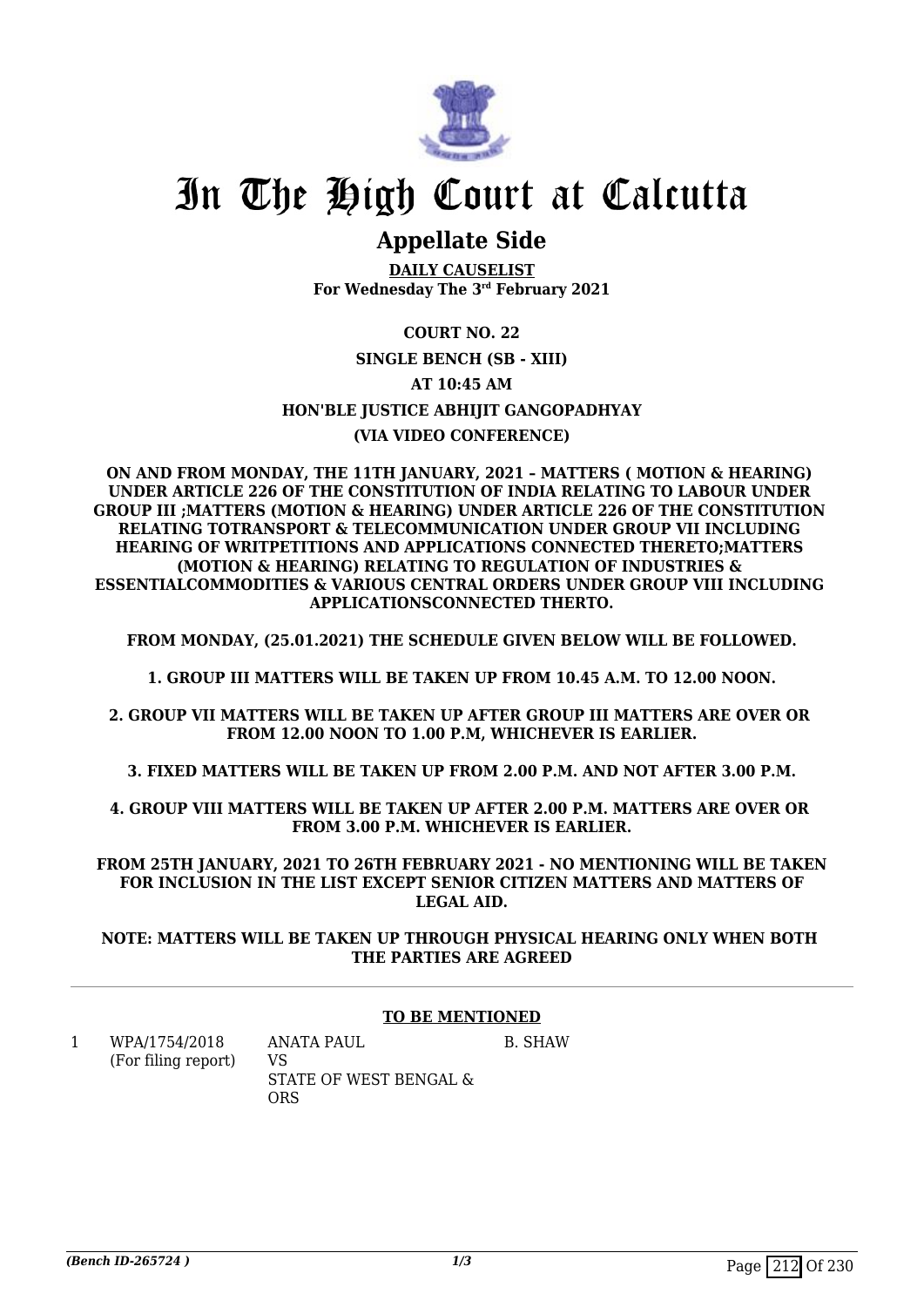# In The High Court at Calcutta

## Appellate Side

**DAILY CAUSELIST**
**For Wednesday The 3rd February 2021**

**COURT NO. 22**

**SINGLE BENCH (SB - XIII)**

**AT 10:45 AM**

**HON'BLE JUSTICE ABHIJIT GANGOPADHYAY**

**(VIA VIDEO CONFERENCE)**

**ON AND FROM MONDAY, THE 11TH JANUARY, 2021 – MATTERS ( MOTION & HEARING) UNDER ARTICLE 226 OF THE CONSTITUTION OF INDIA RELATING TO LABOUR UNDER GROUP III ;MATTERS (MOTION & HEARING) UNDER ARTICLE 226 OF THE CONSTITUTION RELATING TOTRANSPORT & TELECOMMUNICATION UNDER GROUP VII INCLUDING HEARING OF WRITPETITIONS AND APPLICATIONS CONNECTED THERETO;MATTERS (MOTION & HEARING) RELATING TO REGULATION OF INDUSTRIES & ESSENTIALCOMMODITIES & VARIOUS CENTRAL ORDERS UNDER GROUP VIII INCLUDING APPLICATIONSCONNECTED THERTO.**

**FROM MONDAY, (25.01.2021) THE SCHEDULE GIVEN BELOW WILL BE FOLLOWED.**

**1. GROUP III MATTERS WILL BE TAKEN UP FROM 10.45 A.M. TO 12.00 NOON.**

**2. GROUP VII MATTERS WILL BE TAKEN UP AFTER GROUP III MATTERS ARE OVER OR FROM 12.00 NOON TO 1.00 P.M, WHICHEVER IS EARLIER.**

**3. FIXED MATTERS WILL BE TAKEN UP FROM 2.00 P.M. AND NOT AFTER 3.00 P.M.**

**4. GROUP VIII MATTERS WILL BE TAKEN UP AFTER 2.00 P.M. MATTERS ARE OVER OR FROM 3.00 P.M. WHICHEVER IS EARLIER.**

**FROM 25TH JANUARY, 2021 TO 26TH FEBRUARY 2021 - NO MENTIONING WILL BE TAKEN FOR INCLUSION IN THE LIST EXCEPT SENIOR CITIZEN MATTERS AND MATTERS OF LEGAL AID.**

**NOTE: MATTERS WILL BE TAKEN UP THROUGH PHYSICAL HEARING ONLY WHEN BOTH THE PARTIES ARE AGREED**

**TO BE MENTIONED**

| | | | |
|---|---|---|---|
| 1 | WPA/1754/2018 (For filing report) | ANATA PAUL VS STATE OF WEST BENGAL & ORS | B. SHAW |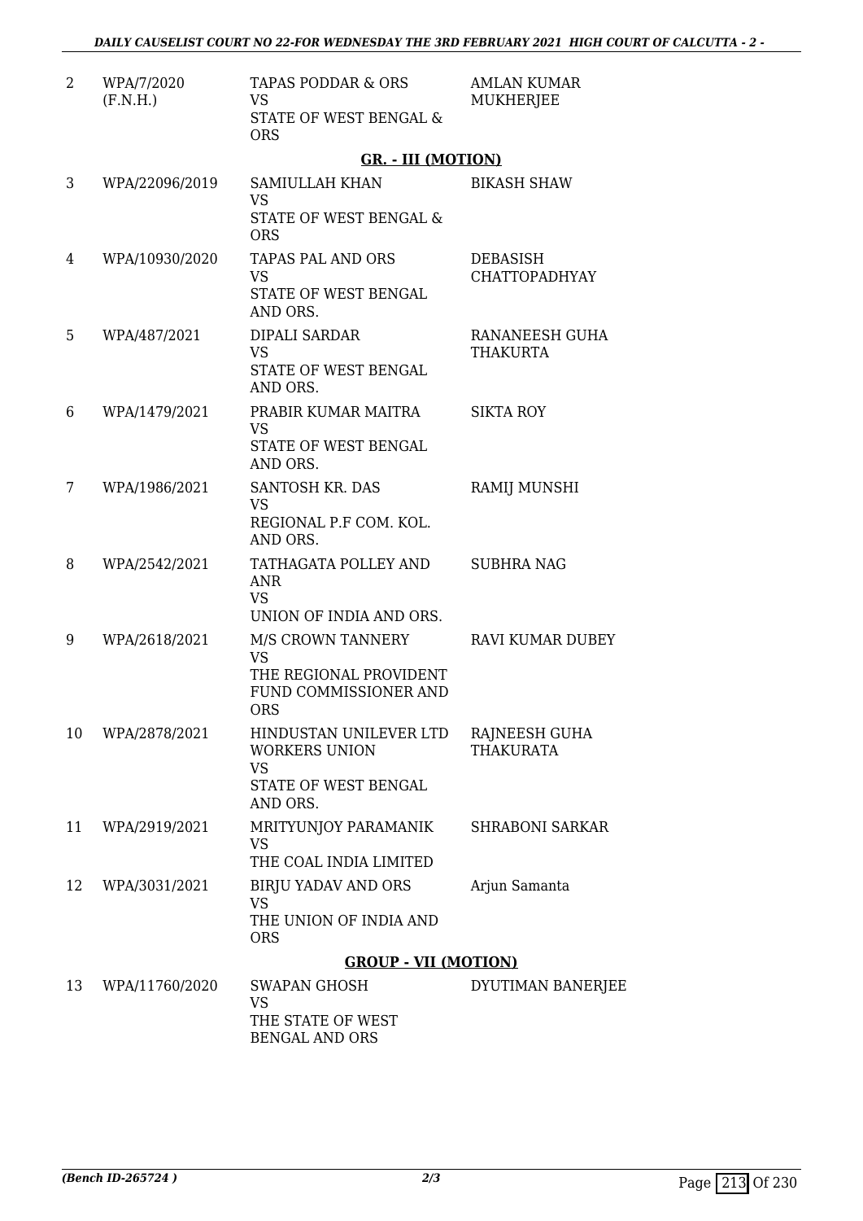| | | | |
|---|---|---|---|
| 2 | WPA/7/2020 (F.N.H.) | TAPAS PODDAR & ORS<br>VS<br>STATE OF WEST BENGAL & ORS | AMLAN KUMAR MUKHERJEE |

**GR. - III (MOTION)**

| | | | |
|---|---|---|---|
| 3 | WPA/22096/2019 | SAMIULLAH KHAN<br>VS<br>STATE OF WEST BENGAL & ORS | BIKASH SHAW |
| 4 | WPA/10930/2020 | TAPAS PAL AND ORS<br>VS<br>STATE OF WEST BENGAL AND ORS. | DEBASISH CHATTOPADHYAY |
| 5 | WPA/487/2021 | DIPALI SARDAR<br>VS<br>STATE OF WEST BENGAL AND ORS. | RANANEESH GUHA THAKURTA |
| 6 | WPA/1479/2021 | PRABIR KUMAR MAITRA<br>VS<br>STATE OF WEST BENGAL AND ORS. | SIKTA ROY |
| 7 | WPA/1986/2021 | SANTOSH KR. DAS<br>VS<br>REGIONAL P.F COM. KOL. AND ORS. | RAMIJ MUNSHI |
| 8 | WPA/2542/2021 | TATHAGATA POLLEY AND ANR<br>VS<br>UNION OF INDIA AND ORS. | SUBHRA NAG |
| 9 | WPA/2618/2021 | M/S CROWN TANNERY<br>VS<br>THE REGIONAL PROVIDENT FUND COMMISSIONER AND ORS | RAVI KUMAR DUBEY |
| 10 | WPA/2878/2021 | HINDUSTAN UNILEVER LTD WORKERS UNION<br>VS<br>STATE OF WEST BENGAL AND ORS. | RAJNEESH GUHA THAKURATA |
| 11 | WPA/2919/2021 | MRITYUNJOY PARAMANIK<br>VS<br>THE COAL INDIA LIMITED | SHRABONI SARKAR |
| 12 | WPA/3031/2021 | BIRJU YADAV AND ORS<br>VS<br>THE UNION OF INDIA AND ORS | Arjun Samanta |

**GROUP - VII (MOTION)**

| | | | |
|---|---|---|---|
| 13 | WPA/11760/2020 | SWAPAN GHOSH<br>VS<br>THE STATE OF WEST BENGAL AND ORS | DYUTIMAN BANERJEE |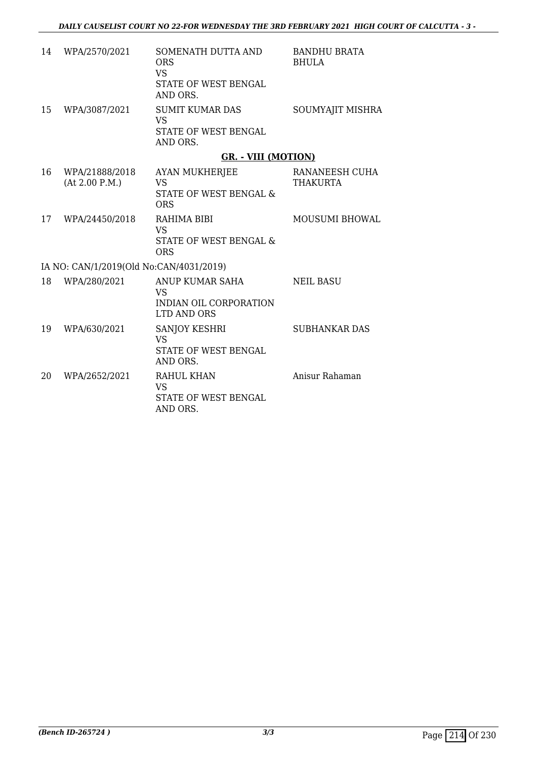| | | | |
|---|---|---|---|
| 14 | WPA/2570/2021 | SOMENATH DUTTA AND ORS<br>VS<br>STATE OF WEST BENGAL AND ORS. | BANDHU BRATA BHULA |
| 15 | WPA/3087/2021 | SUMIT KUMAR DAS<br>VS<br>STATE OF WEST BENGAL AND ORS. | SOUMYAJIT MISHRA |

**GR. - VIII (MOTION)**

| | | | |
|---|---|---|---|
| 16 | WPA/21888/2018<br>(At 2.00 P.M.) | AYAN MUKHERJEE<br>VS<br>STATE OF WEST BENGAL & ORS | RANANEESH CUHA THAKURTA |
| 17 | WPA/24450/2018 | RAHIMA BIBI<br>VS<br>STATE OF WEST BENGAL & ORS | MOUSUMI BHOWAL |

IA NO: CAN/1/2019(Old No:CAN/4031/2019)

| | | | |
|---|---|---|---|
| 18 | WPA/280/2021 | ANUP KUMAR SAHA<br>VS<br>INDIAN OIL CORPORATION LTD AND ORS | NEIL BASU |
| 19 | WPA/630/2021 | SANJOY KESHRI<br>VS<br>STATE OF WEST BENGAL AND ORS. | SUBHANKAR DAS |
| 20 | WPA/2652/2021 | RAHUL KHAN<br>VS<br>STATE OF WEST BENGAL AND ORS. | Anisur Rahaman |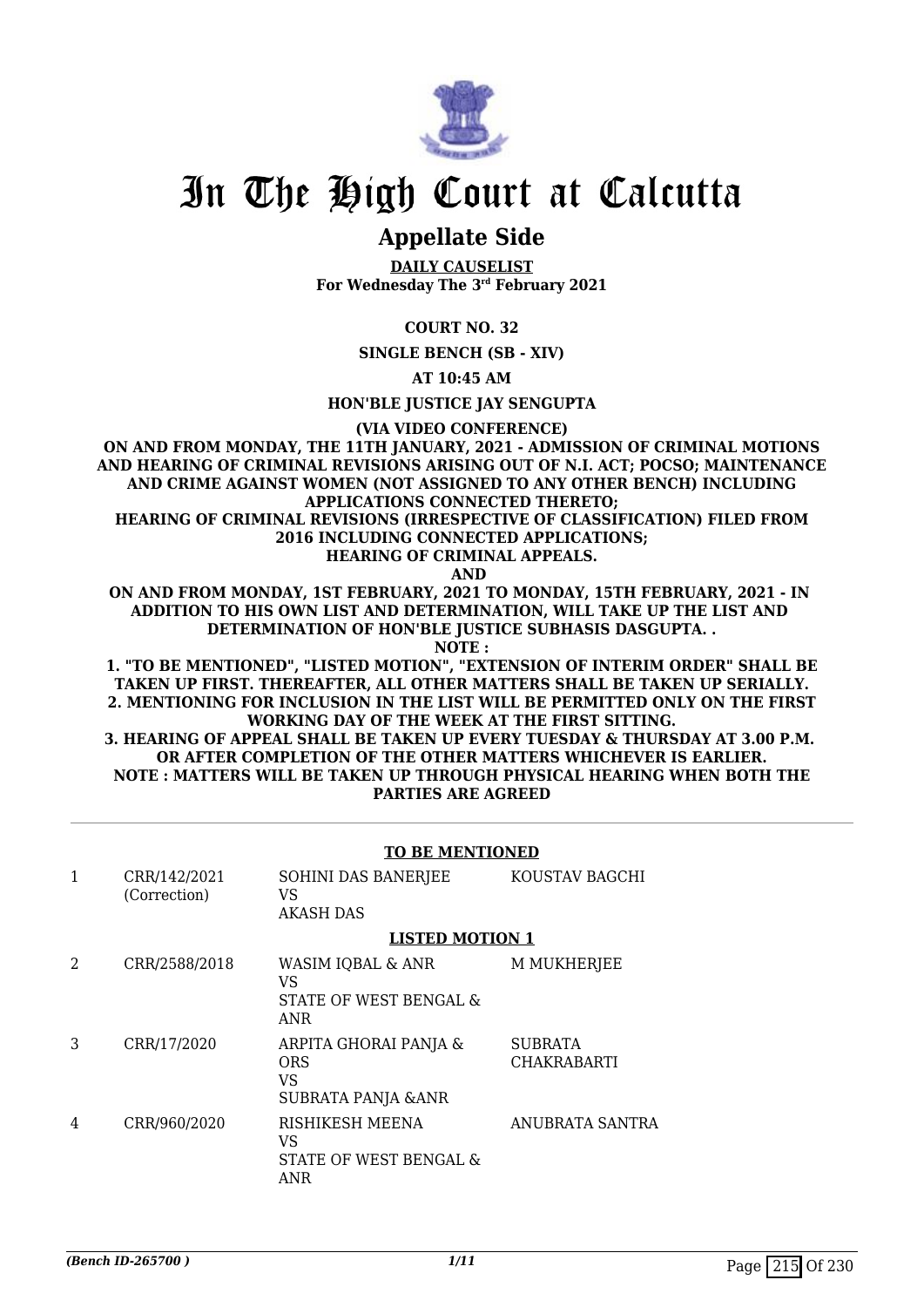# In The High Court at Calcutta

## Appellate Side

**DAILY CAUSELIST**
**For Wednesday The 3rd February 2021**

**COURT NO. 32**

**SINGLE BENCH (SB - XIV)**

**AT 10:45 AM**

**HON'BLE JUSTICE JAY SENGUPTA**

**(VIA VIDEO CONFERENCE)**

**ON AND FROM MONDAY, THE 11TH JANUARY, 2021 - ADMISSION OF CRIMINAL MOTIONS AND HEARING OF CRIMINAL REVISIONS ARISING OUT OF N.I. ACT; POCSO; MAINTENANCE AND CRIME AGAINST WOMEN (NOT ASSIGNED TO ANY OTHER BENCH) INCLUDING APPLICATIONS CONNECTED THERETO;**
**HEARING OF CRIMINAL REVISIONS (IRRESPECTIVE OF CLASSIFICATION) FILED FROM 2016 INCLUDING CONNECTED APPLICATIONS;**
**HEARING OF CRIMINAL APPEALS.**
**AND**
**ON AND FROM MONDAY, 1ST FEBRUARY, 2021 TO MONDAY, 15TH FEBRUARY, 2021 - IN ADDITION TO HIS OWN LIST AND DETERMINATION, WILL TAKE UP THE LIST AND DETERMINATION OF HON'BLE JUSTICE SUBHASIS DASGUPTA. .**
**NOTE :**
**1. "TO BE MENTIONED", "LISTED MOTION", "EXTENSION OF INTERIM ORDER" SHALL BE TAKEN UP FIRST. THEREAFTER, ALL OTHER MATTERS SHALL BE TAKEN UP SERIALLY.**
**2. MENTIONING FOR INCLUSION IN THE LIST WILL BE PERMITTED ONLY ON THE FIRST WORKING DAY OF THE WEEK AT THE FIRST SITTING.**
**3. HEARING OF APPEAL SHALL BE TAKEN UP EVERY TUESDAY & THURSDAY AT 3.00 P.M. OR AFTER COMPLETION OF THE OTHER MATTERS WHICHEVER IS EARLIER.**
**NOTE : MATTERS WILL BE TAKEN UP THROUGH PHYSICAL HEARING WHEN BOTH THE PARTIES ARE AGREED**

---

**TO BE MENTIONED**

| | | | |
|---|---|---|---|
| 1 | CRR/142/2021 (Correction) | SOHINI DAS BANERJEE VS AKASH DAS | KOUSTAV BAGCHI |

**LISTED MOTION 1**

| | | | |
|---|---|---|---|
| 2 | CRR/2588/2018 | WASIM IQBAL & ANR VS STATE OF WEST BENGAL & ANR | M MUKHERJEE |
| 3 | CRR/17/2020 | ARPITA GHORAI PANJA & ORS VS SUBRATA PANJA &ANR | SUBRATA CHAKRABARTI |
| 4 | CRR/960/2020 | RISHIKESH MEENA VS STATE OF WEST BENGAL & ANR | ANUBRATA SANTRA |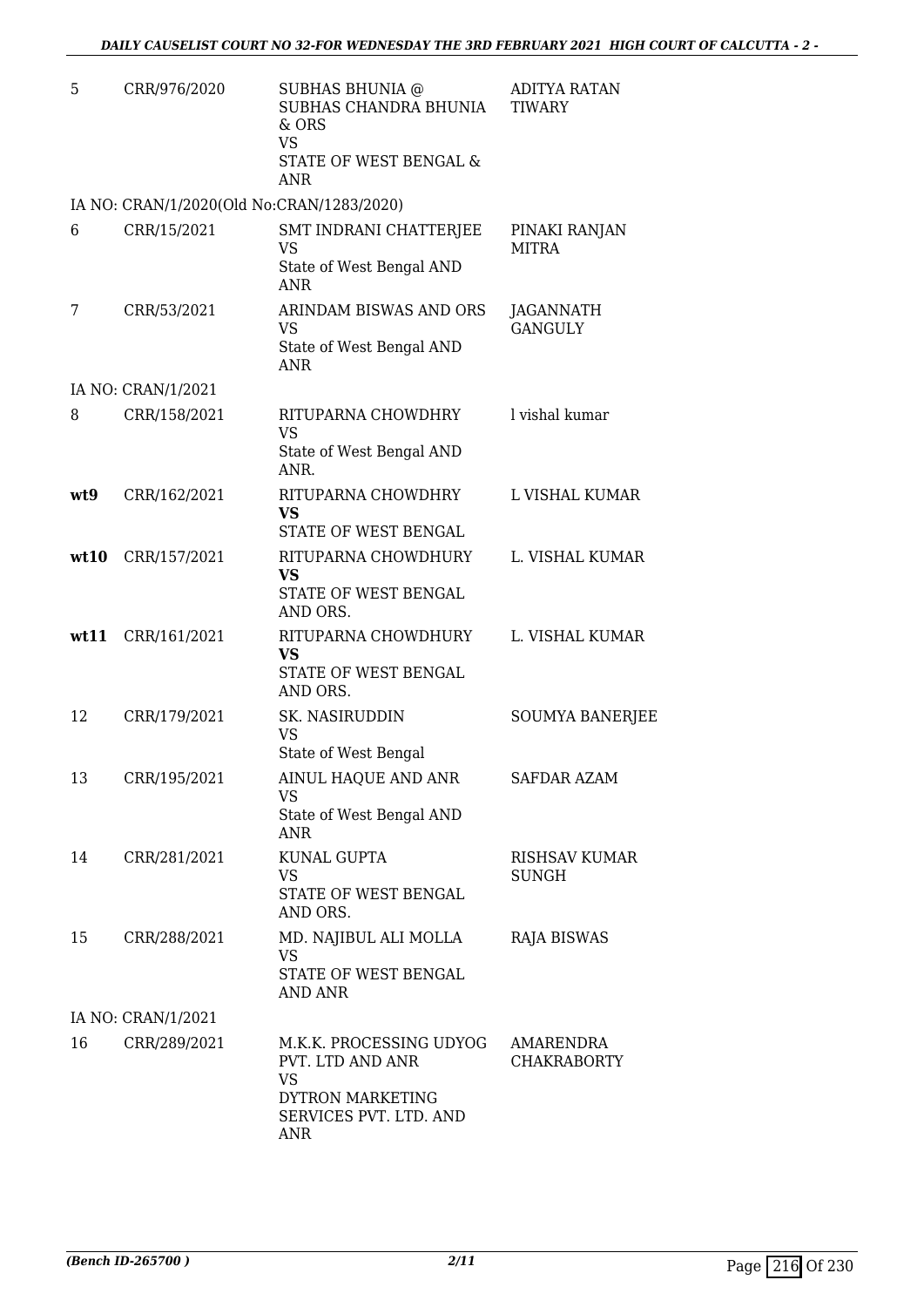| | | | |
|---|---|---|---|
| 5 | CRR/976/2020 | SUBHAS BHUNIA @ SUBHAS CHANDRA BHUNIA & ORS<br>VS<br>STATE OF WEST BENGAL & ANR | ADITYA RATAN TIWARY |
| IA NO: CRAN/1/2020(Old No:CRAN/1283/2020) | | | |
| 6 | CRR/15/2021 | SMT INDRANI CHATTERJEE<br>VS<br>State of West Bengal AND ANR | PINAKI RANJAN MITRA |
| 7 | CRR/53/2021 | ARINDAM BISWAS AND ORS<br>VS<br>State of West Bengal AND ANR | JAGANNATH GANGULY |
| IA NO: CRAN/1/2021 | | | |
| 8 | CRR/158/2021 | RITUPARNA CHOWDHRY<br>VS<br>State of West Bengal AND ANR. | l vishal kumar |
| **wt9** | CRR/162/2021 | RITUPARNA CHOWDHRY<br>**VS**<br>STATE OF WEST BENGAL | L VISHAL KUMAR |
| **wt10** | CRR/157/2021 | RITUPARNA CHOWDHURY<br>**VS**<br>STATE OF WEST BENGAL AND ORS. | L. VISHAL KUMAR |
| **wt11** | CRR/161/2021 | RITUPARNA CHOWDHURY<br>**VS**<br>STATE OF WEST BENGAL AND ORS. | L. VISHAL KUMAR |
| 12 | CRR/179/2021 | SK. NASIRUDDIN<br>VS<br>State of West Bengal | SOUMYA BANERJEE |
| 13 | CRR/195/2021 | AINUL HAQUE AND ANR<br>VS<br>State of West Bengal AND ANR | SAFDAR AZAM |
| 14 | CRR/281/2021 | KUNAL GUPTA<br>VS<br>STATE OF WEST BENGAL AND ORS. | RISHSAV KUMAR SUNGH |
| 15 | CRR/288/2021 | MD. NAJIBUL ALI MOLLA<br>VS<br>STATE OF WEST BENGAL AND ANR | RAJA BISWAS |
| IA NO: CRAN/1/2021 | | | |
| 16 | CRR/289/2021 | M.K.K. PROCESSING UDYOG PVT. LTD AND ANR<br>VS<br>DYTRON MARKETING SERVICES PVT. LTD. AND ANR | AMARENDRA CHAKRABORTY |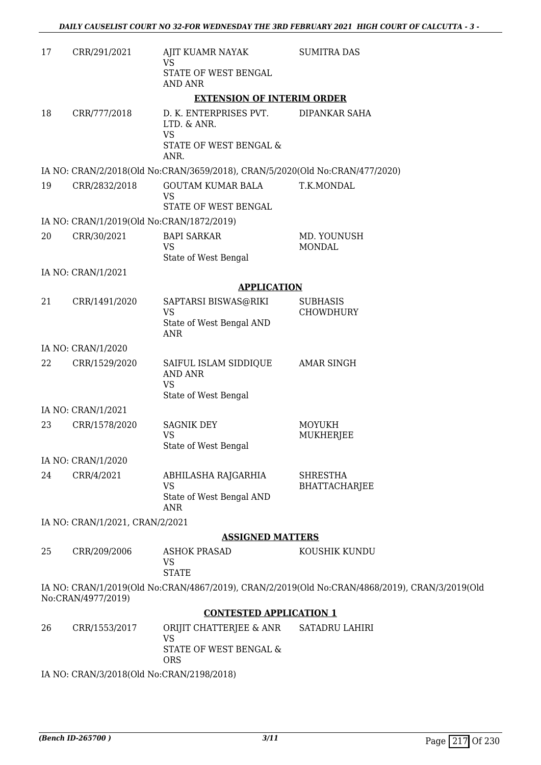| 17 | CRR/291/2021 | AJIT KUAMR NAYAK<br>VS<br>STATE OF WEST BENGAL AND ANR | SUMITRA DAS |
|---|---|---|---|

**EXTENSION OF INTERIM ORDER**

| 18 | CRR/777/2018 | D. K. ENTERPRISES PVT. LTD. & ANR.<br>VS<br>STATE OF WEST BENGAL & ANR. | DIPANKAR SAHA |
|---|---|---|---|

IA NO: CRAN/2/2018(Old No:CRAN/3659/2018), CRAN/5/2020(Old No:CRAN/477/2020)

| 19 | CRR/2832/2018 | GOUTAM KUMAR BALA<br>VS<br>STATE OF WEST BENGAL | T.K.MONDAL |
|---|---|---|---|

IA NO: CRAN/1/2019(Old No:CRAN/1872/2019)

| 20 | CRR/30/2021 | BAPI SARKAR<br>VS<br>State of West Bengal | MD. YOUNUSH MONDAL |
|---|---|---|---|

IA NO: CRAN/1/2021

**APPLICATION**

| 21 | CRR/1491/2020 | SAPTARSI BISWAS@RIKI<br>VS<br>State of West Bengal AND ANR | SUBHASIS CHOWDHURY |
|---|---|---|---|

IA NO: CRAN/1/2020

| 22 | CRR/1529/2020 | SAIFUL ISLAM SIDDIQUE AND ANR<br>VS<br>State of West Bengal | AMAR SINGH |
|---|---|---|---|

IA NO: CRAN/1/2021

| 23 | CRR/1578/2020 | SAGNIK DEY<br>VS<br>State of West Bengal | MOYUKH MUKHERJEE |
|---|---|---|---|

IA NO: CRAN/1/2020

| 24 | CRR/4/2021 | ABHILASHA RAJGARHIA<br>VS<br>State of West Bengal AND ANR | SHRESTHA BHATTACHARJEE |
|---|---|---|---|

IA NO: CRAN/1/2021, CRAN/2/2021

**ASSIGNED MATTERS**

| 25 | CRR/209/2006 | ASHOK PRASAD<br>VS<br>STATE | KOUSHIK KUNDU |
|---|---|---|---|

IA NO: CRAN/1/2019(Old No:CRAN/4867/2019), CRAN/2/2019(Old No:CRAN/4868/2019), CRAN/3/2019(Old No:CRAN/4977/2019)

**CONTESTED APPLICATION 1**

| 26 | CRR/1553/2017 | ORIJIT CHATTERJEE & ANR<br>VS<br>STATE OF WEST BENGAL & ORS | SATADRU LAHIRI |
|---|---|---|---|

IA NO: CRAN/3/2018(Old No:CRAN/2198/2018)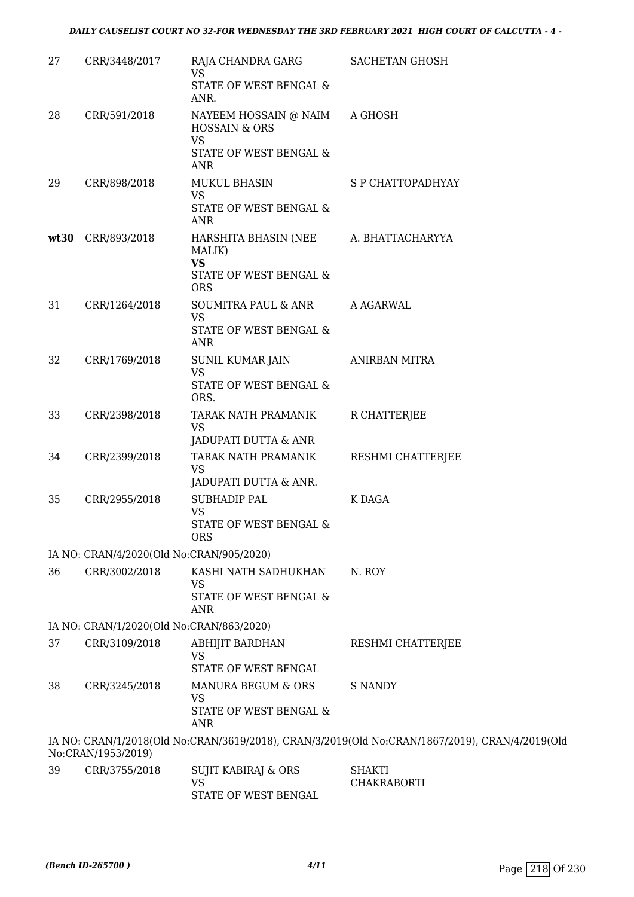| | | | |
|---|---|---|---|
| 27 | CRR/3448/2017 | RAJA CHANDRA GARG<br>VS<br>STATE OF WEST BENGAL & ANR. | SACHETAN GHOSH |
| 28 | CRR/591/2018 | NAYEEM HOSSAIN @ NAIM HOSSAIN & ORS<br>VS<br>STATE OF WEST BENGAL & ANR | A GHOSH |
| 29 | CRR/898/2018 | MUKUL BHASIN<br>VS<br>STATE OF WEST BENGAL & ANR | S P CHATTOPADHYAY |
| **wt30** | CRR/893/2018 | HARSHITA BHASIN (NEE MALIK)<br>**VS**<br>STATE OF WEST BENGAL & ORS | A. BHATTACHARYYA |
| 31 | CRR/1264/2018 | SOUMITRA PAUL & ANR<br>VS<br>STATE OF WEST BENGAL & ANR | A AGARWAL |
| 32 | CRR/1769/2018 | SUNIL KUMAR JAIN<br>VS<br>STATE OF WEST BENGAL & ORS. | ANIRBAN MITRA |
| 33 | CRR/2398/2018 | TARAK NATH PRAMANIK<br>VS<br>JADUPATI DUTTA & ANR | R CHATTERJEE |
| 34 | CRR/2399/2018 | TARAK NATH PRAMANIK<br>VS<br>JADUPATI DUTTA & ANR. | RESHMI CHATTERJEE |
| 35 | CRR/2955/2018 | SUBHADIP PAL<br>VS<br>STATE OF WEST BENGAL & ORS | K DAGA |

IA NO: CRAN/4/2020(Old No:CRAN/905/2020)

| | | | |
|---|---|---|---|
| 36 | CRR/3002/2018 | KASHI NATH SADHUKHAN<br>VS<br>STATE OF WEST BENGAL & ANR | N. ROY |

IA NO: CRAN/1/2020(Old No:CRAN/863/2020)

| | | | |
|---|---|---|---|
| 37 | CRR/3109/2018 | ABHIJIT BARDHAN<br>VS<br>STATE OF WEST BENGAL | RESHMI CHATTERJEE |
| 38 | CRR/3245/2018 | MANURA BEGUM & ORS<br>VS<br>STATE OF WEST BENGAL & ANR | S NANDY |

IA NO: CRAN/1/2018(Old No:CRAN/3619/2018), CRAN/3/2019(Old No:CRAN/1867/2019), CRAN/4/2019(Old No:CRAN/1953/2019)

| | | | |
|---|---|---|---|
| 39 | CRR/3755/2018 | SUJIT KABIRAJ & ORS<br>VS<br>STATE OF WEST BENGAL | SHAKTI CHAKRABORTI |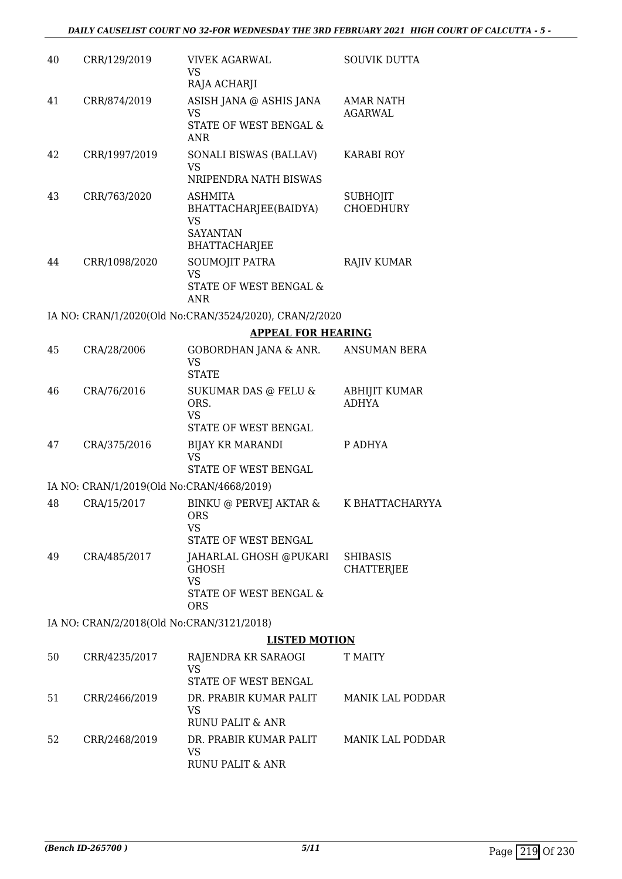| | | | |
|---|---|---|---|
| 40 | CRR/129/2019 | VIVEK AGARWAL<br>VS<br>RAJA ACHARJI | SOUVIK DUTTA |
| 41 | CRR/874/2019 | ASISH JANA @ ASHIS JANA<br>VS<br>STATE OF WEST BENGAL & ANR | AMAR NATH AGARWAL |
| 42 | CRR/1997/2019 | SONALI BISWAS (BALLAV)<br>VS<br>NRIPENDRA NATH BISWAS | KARABI ROY |
| 43 | CRR/763/2020 | ASHMITA BHATTACHARJEE(BAIDYA)<br>VS<br>SAYANTAN BHATTACHARJEE | SUBHOJIT CHOEDHURY |
| 44 | CRR/1098/2020 | SOUMOJIT PATRA<br>VS<br>STATE OF WEST BENGAL & ANR | RAJIV KUMAR |

IA NO: CRAN/1/2020(Old No:CRAN/3524/2020), CRAN/2/2020

**APPEAL FOR HEARING**

| | | | |
|---|---|---|---|
| 45 | CRA/28/2006 | GOBORDHAN JANA & ANR.<br>VS<br>STATE | ANSUMAN BERA |
| 46 | CRA/76/2016 | SUKUMAR DAS @ FELU & ORS.<br>VS<br>STATE OF WEST BENGAL | ABHIJIT KUMAR ADHYA |
| 47 | CRA/375/2016 | BIJAY KR MARANDI<br>VS<br>STATE OF WEST BENGAL | P ADHYA |

IA NO: CRAN/1/2019(Old No:CRAN/4668/2019)

| | | | |
|---|---|---|---|
| 48 | CRA/15/2017 | BINKU @ PERVEJ AKTAR & ORS<br>VS<br>STATE OF WEST BENGAL | K BHATTACHARYYA |
| 49 | CRA/485/2017 | JAHARLAL GHOSH @PUKARI GHOSH<br>VS<br>STATE OF WEST BENGAL & ORS | SHIBASIS CHATTERJEE |

IA NO: CRAN/2/2018(Old No:CRAN/3121/2018)

**LISTED MOTION**

| | | | |
|---|---|---|---|
| 50 | CRR/4235/2017 | RAJENDRA KR SARAOGI<br>VS<br>STATE OF WEST BENGAL | T MAITY |
| 51 | CRR/2466/2019 | DR. PRABIR KUMAR PALIT<br>VS<br>RUNU PALIT & ANR | MANIK LAL PODDAR |
| 52 | CRR/2468/2019 | DR. PRABIR KUMAR PALIT<br>VS<br>RUNU PALIT & ANR | MANIK LAL PODDAR |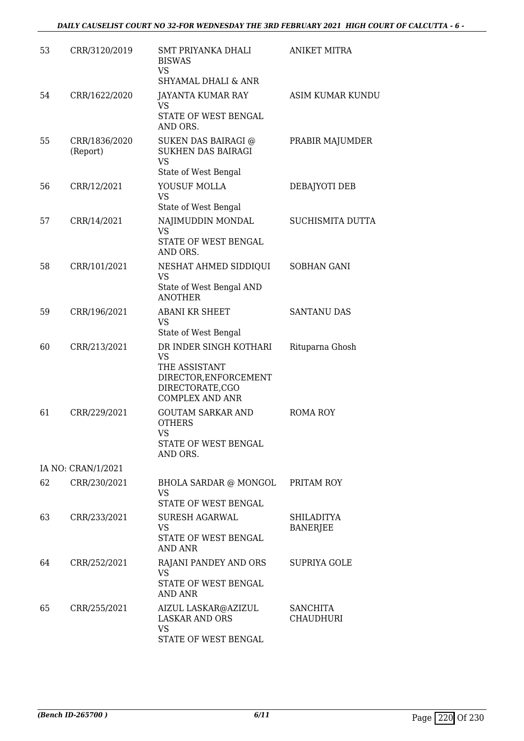| | | | |
|---|---|---|---|
| 53 | CRR/3120/2019 | SMT PRIYANKA DHALI BISWAS<br>VS<br>SHYAMAL DHALI & ANR | ANIKET MITRA |
| 54 | CRR/1622/2020 | JAYANTA KUMAR RAY<br>VS<br>STATE OF WEST BENGAL AND ORS. | ASIM KUMAR KUNDU |
| 55 | CRR/1836/2020<br>(Report) | SUKEN DAS BAIRAGI @ SUKHEN DAS BAIRAGI<br>VS<br>State of West Bengal | PRABIR MAJUMDER |
| 56 | CRR/12/2021 | YOUSUF MOLLA<br>VS<br>State of West Bengal | DEBAJYOTI DEB |
| 57 | CRR/14/2021 | NAJIMUDDIN MONDAL<br>VS<br>STATE OF WEST BENGAL AND ORS. | SUCHISMITA DUTTA |
| 58 | CRR/101/2021 | NESHAT AHMED SIDDIQUI<br>VS<br>State of West Bengal AND ANOTHER | SOBHAN GANI |
| 59 | CRR/196/2021 | ABANI KR SHEET<br>VS<br>State of West Bengal | SANTANU DAS |
| 60 | CRR/213/2021 | DR INDER SINGH KOTHARI<br>VS<br>THE ASSISTANT DIRECTOR,ENFORCEMENT DIRECTORATE,CGO COMPLEX AND ANR | Rituparna Ghosh |
| 61 | CRR/229/2021 | GOUTAM SARKAR AND OTHERS<br>VS<br>STATE OF WEST BENGAL AND ORS. | ROMA ROY |
| | IA NO: CRAN/1/2021 | | |
| 62 | CRR/230/2021 | BHOLA SARDAR @ MONGOL<br>VS<br>STATE OF WEST BENGAL | PRITAM ROY |
| 63 | CRR/233/2021 | SURESH AGARWAL<br>VS<br>STATE OF WEST BENGAL AND ANR | SHILADITYA BANERJEE |
| 64 | CRR/252/2021 | RAJANI PANDEY AND ORS<br>VS<br>STATE OF WEST BENGAL AND ANR | SUPRIYA GOLE |
| 65 | CRR/255/2021 | AIZUL LASKAR@AZIZUL LASKAR AND ORS<br>VS<br>STATE OF WEST BENGAL | SANCHITA CHAUDHURI |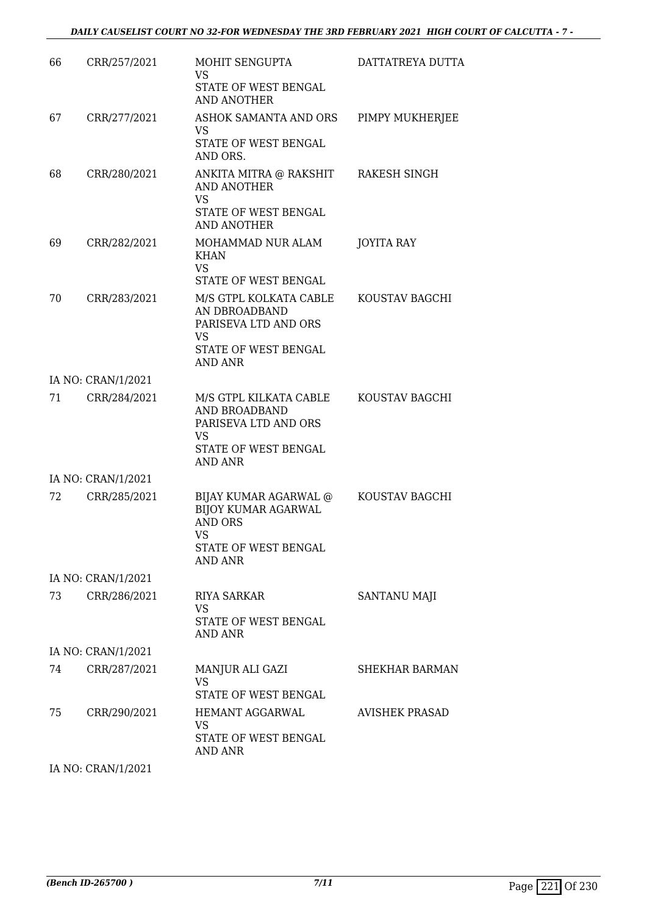| | | | |
|---|---|---|---|
| 66 | CRR/257/2021 | MOHIT SENGUPTA<br>VS<br>STATE OF WEST BENGAL AND ANOTHER | DATTATREYA DUTTA |
| 67 | CRR/277/2021 | ASHOK SAMANTA AND ORS<br>VS<br>STATE OF WEST BENGAL AND ORS. | PIMPY MUKHERJEE |
| 68 | CRR/280/2021 | ANKITA MITRA @ RAKSHIT AND ANOTHER<br>VS<br>STATE OF WEST BENGAL AND ANOTHER | RAKESH SINGH |
| 69 | CRR/282/2021 | MOHAMMAD NUR ALAM KHAN<br>VS<br>STATE OF WEST BENGAL | JOYITA RAY |
| 70 | CRR/283/2021 | M/S GTPL KOLKATA CABLE AN DBROADBAND PARISEVA LTD AND ORS<br>VS<br>STATE OF WEST BENGAL AND ANR | KOUSTAV BAGCHI |
| | IA NO: CRAN/1/2021 | | |
| 71 | CRR/284/2021 | M/S GTPL KILKATA CABLE AND BROADBAND PARISEVA LTD AND ORS<br>VS<br>STATE OF WEST BENGAL AND ANR | KOUSTAV BAGCHI |
| | IA NO: CRAN/1/2021 | | |
| 72 | CRR/285/2021 | BIJAY KUMAR AGARWAL @ BIJOY KUMAR AGARWAL AND ORS<br>VS<br>STATE OF WEST BENGAL AND ANR | KOUSTAV BAGCHI |
| | IA NO: CRAN/1/2021 | | |
| 73 | CRR/286/2021 | RIYA SARKAR<br>VS<br>STATE OF WEST BENGAL AND ANR | SANTANU MAJI |
| | IA NO: CRAN/1/2021 | | |
| 74 | CRR/287/2021 | MANJUR ALI GAZI<br>VS<br>STATE OF WEST BENGAL | SHEKHAR BARMAN |
| 75 | CRR/290/2021 | HEMANT AGGARWAL<br>VS<br>STATE OF WEST BENGAL AND ANR | AVISHEK PRASAD |
| | IA NO: CRAN/1/2021 | | |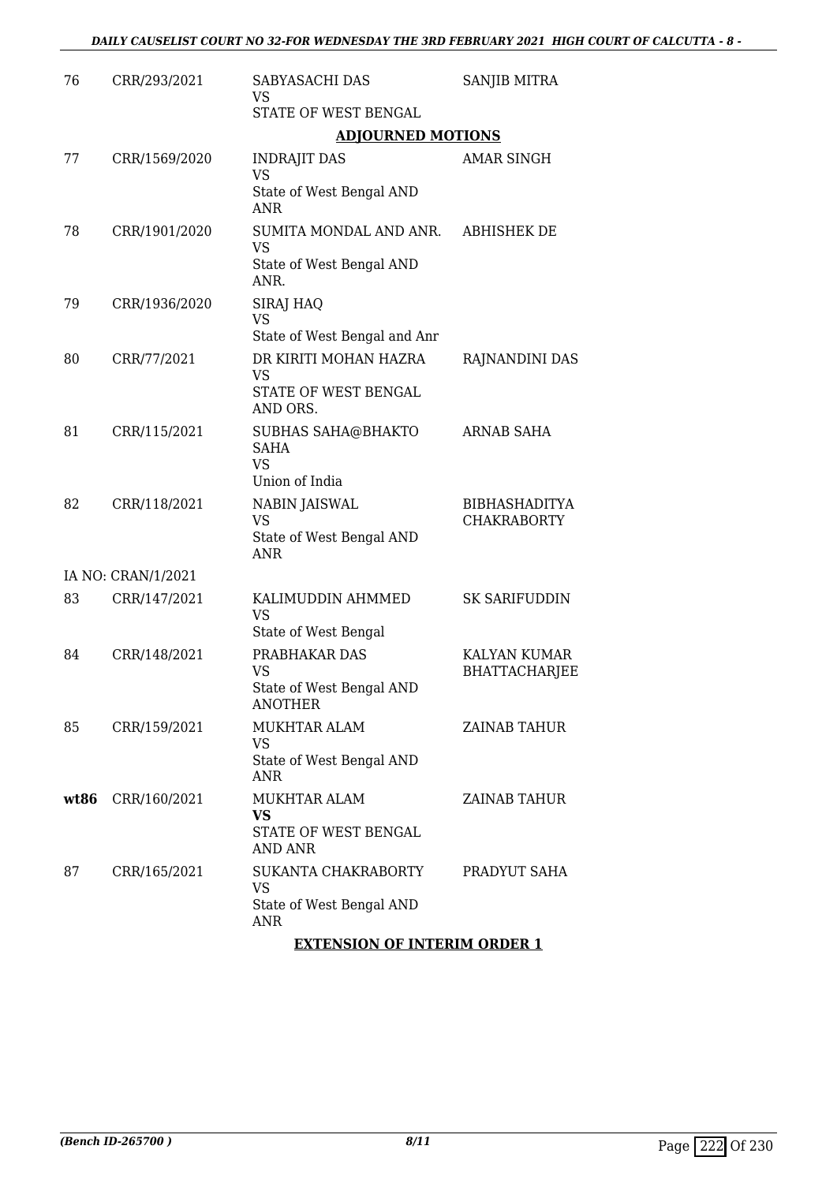| | | | |
|---|---|---|---|
| 76 | CRR/293/2021 | SABYASACHI DAS<br>VS<br>STATE OF WEST BENGAL | SANJIB MITRA |

## ADJOURNED MOTIONS

| | | | |
|---|---|---|---|
| 77 | CRR/1569/2020 | INDRAJIT DAS<br>VS<br>State of West Bengal AND ANR | AMAR SINGH |
| 78 | CRR/1901/2020 | SUMITA MONDAL AND ANR.<br>VS<br>State of West Bengal AND ANR. | ABHISHEK DE |
| 79 | CRR/1936/2020 | SIRAJ HAQ<br>VS<br>State of West Bengal and Anr | |
| 80 | CRR/77/2021 | DR KIRITI MOHAN HAZRA<br>VS<br>STATE OF WEST BENGAL AND ORS. | RAJNANDINI DAS |
| 81 | CRR/115/2021 | SUBHAS SAHA@BHAKTO SAHA<br>VS<br>Union of India | ARNAB SAHA |
| 82 | CRR/118/2021 | NABIN JAISWAL<br>VS<br>State of West Bengal AND ANR | BIBHASHADITYA CHAKRABORTY |
| | IA NO: CRAN/1/2021 | | |
| 83 | CRR/147/2021 | KALIMUDDIN AHMMED<br>VS<br>State of West Bengal | SK SARIFUDDIN |
| 84 | CRR/148/2021 | PRABHAKAR DAS<br>VS<br>State of West Bengal AND ANOTHER | KALYAN KUMAR BHATTACHARJEE |
| 85 | CRR/159/2021 | MUKHTAR ALAM<br>VS<br>State of West Bengal AND ANR | ZAINAB TAHUR |
| **wt86** | CRR/160/2021 | MUKHTAR ALAM<br>**VS**<br>STATE OF WEST BENGAL AND ANR | ZAINAB TAHUR |
| 87 | CRR/165/2021 | SUKANTA CHAKRABORTY<br>VS<br>State of West Bengal AND ANR | PRADYUT SAHA |

## EXTENSION OF INTERIM ORDER 1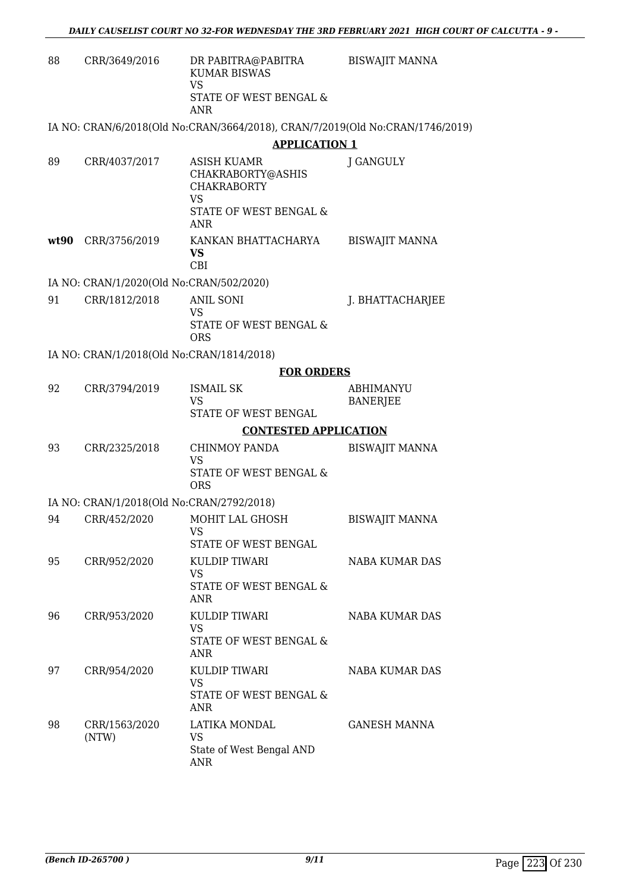| 88 | CRR/3649/2016 | DR PABITRA@PABITRA KUMAR BISWAS VS STATE OF WEST BENGAL & ANR | BISWAJIT MANNA |
|---|---|---|---|

IA NO: CRAN/6/2018(Old No:CRAN/3664/2018), CRAN/7/2019(Old No:CRAN/1746/2019)

**APPLICATION 1**

| 89 | CRR/4037/2017 | ASISH KUAMR CHAKRABORTY@ASHIS CHAKRABORTY VS STATE OF WEST BENGAL & ANR | J GANGULY |
|---|---|---|---|
| **wt90** | CRR/3756/2019 | KANKAN BHATTACHARYA **VS** CBI | BISWAJIT MANNA |

IA NO: CRAN/1/2020(Old No:CRAN/502/2020)

| 91 | CRR/1812/2018 | ANIL SONI VS STATE OF WEST BENGAL & ORS | J. BHATTACHARJEE |
|---|---|---|---|

IA NO: CRAN/1/2018(Old No:CRAN/1814/2018)

**FOR ORDERS**

| 92 | CRR/3794/2019 | ISMAIL SK VS STATE OF WEST BENGAL | ABHIMANYU BANERJEE |
|---|---|---|---|

**CONTESTED APPLICATION**

| 93 | CRR/2325/2018 | CHINMOY PANDA VS STATE OF WEST BENGAL & ORS | BISWAJIT MANNA |
|---|---|---|---|

IA NO: CRAN/1/2018(Old No:CRAN/2792/2018)

| 94 | CRR/452/2020 | MOHIT LAL GHOSH VS STATE OF WEST BENGAL | BISWAJIT MANNA |
|---|---|---|---|
| 95 | CRR/952/2020 | KULDIP TIWARI VS STATE OF WEST BENGAL & ANR | NABA KUMAR DAS |
| 96 | CRR/953/2020 | KULDIP TIWARI VS STATE OF WEST BENGAL & ANR | NABA KUMAR DAS |
| 97 | CRR/954/2020 | KULDIP TIWARI VS STATE OF WEST BENGAL & ANR | NABA KUMAR DAS |
| 98 | CRR/1563/2020 (NTW) | LATIKA MONDAL VS State of West Bengal AND ANR | GANESH MANNA |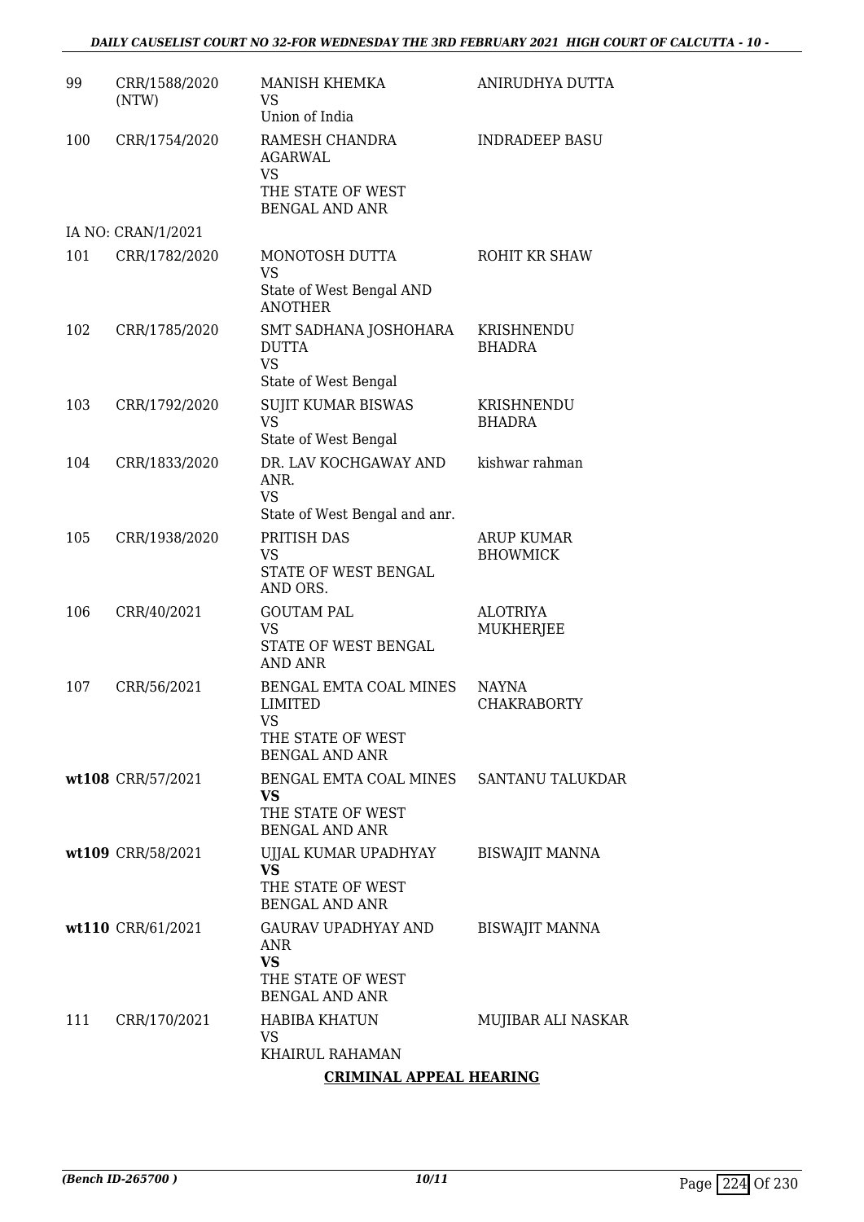| | | | |
|---|---|---|---|
| 99 | CRR/1588/2020 (NTW) | MANISH KHEMKA<br>VS<br>Union of India | ANIRUDHYA DUTTA |
| 100 | CRR/1754/2020 | RAMESH CHANDRA AGARWAL<br>VS<br>THE STATE OF WEST BENGAL AND ANR | INDRADEEP BASU |
| | IA NO: CRAN/1/2021 | | |
| 101 | CRR/1782/2020 | MONOTOSH DUTTA<br>VS<br>State of West Bengal AND ANOTHER | ROHIT KR SHAW |
| 102 | CRR/1785/2020 | SMT SADHANA JOSHOHARA DUTTA<br>VS<br>State of West Bengal | KRISHNENDU BHADRA |
| 103 | CRR/1792/2020 | SUJIT KUMAR BISWAS<br>VS<br>State of West Bengal | KRISHNENDU BHADRA |
| 104 | CRR/1833/2020 | DR. LAV KOCHGAWAY AND ANR.<br>VS<br>State of West Bengal and anr. | kishwar rahman |
| 105 | CRR/1938/2020 | PRITISH DAS<br>VS<br>STATE OF WEST BENGAL AND ORS. | ARUP KUMAR BHOWMICK |
| 106 | CRR/40/2021 | GOUTAM PAL<br>VS<br>STATE OF WEST BENGAL AND ANR | ALOTRIYA MUKHERJEE |
| 107 | CRR/56/2021 | BENGAL EMTA COAL MINES LIMITED<br>VS<br>THE STATE OF WEST BENGAL AND ANR | NAYNA CHAKRABORTY |
| **wt108** | CRR/57/2021 | BENGAL EMTA COAL MINES<br>**VS**<br>THE STATE OF WEST BENGAL AND ANR | SANTANU TALUKDAR |
| **wt109** | CRR/58/2021 | UJJAL KUMAR UPADHYAY<br>**VS**<br>THE STATE OF WEST BENGAL AND ANR | BISWAJIT MANNA |
| **wt110** | CRR/61/2021 | GAURAV UPADHYAY AND ANR<br>**VS**<br>THE STATE OF WEST BENGAL AND ANR | BISWAJIT MANNA |
| 111 | CRR/170/2021 | HABIBA KHATUN<br>VS<br>KHAIRUL RAHAMAN | MUJIBAR ALI NASKAR |

**CRIMINAL APPEAL HEARING**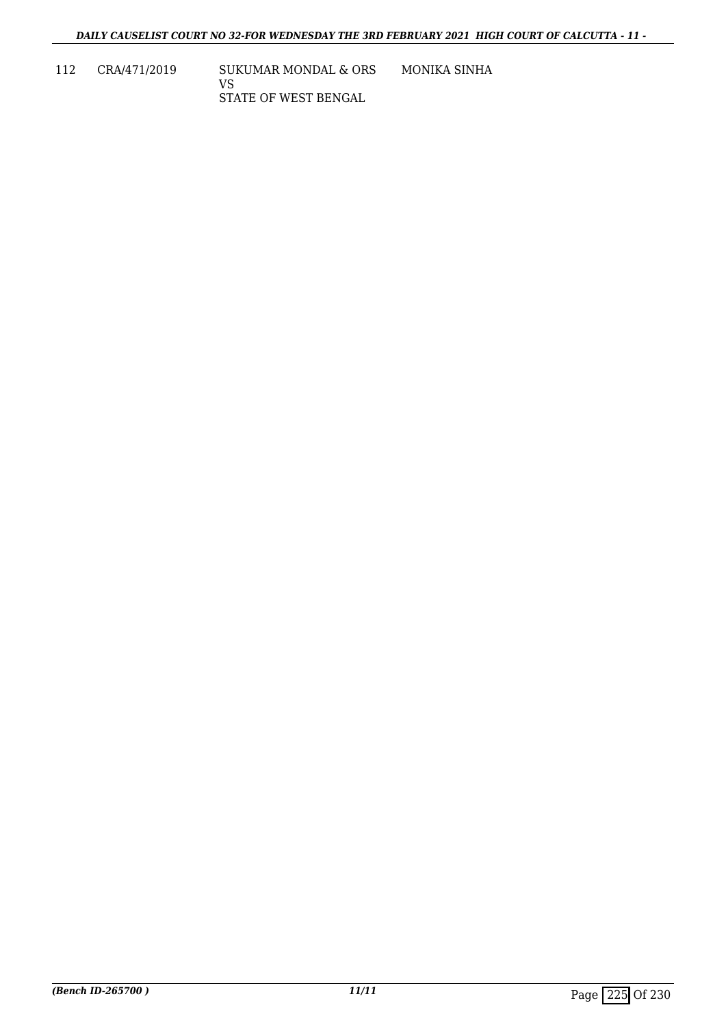| 112 | CRA/471/2019 | SUKUMAR MONDAL & ORS<br>VS<br>STATE OF WEST BENGAL | MONIKA SINHA |
|---|---|---|---|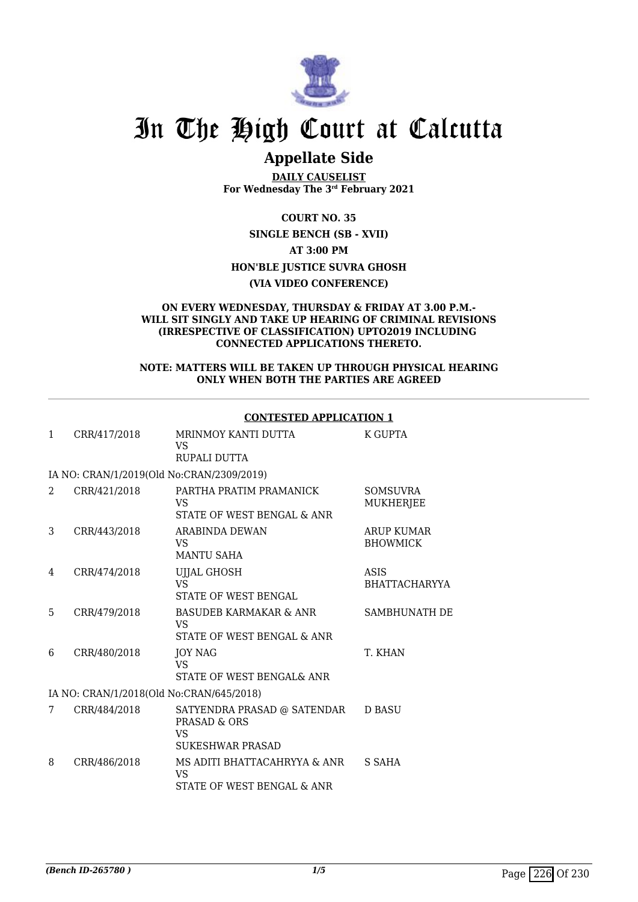# In The High Court at Calcutta

## Appellate Side

**DAILY CAUSELIST**
**For Wednesday The 3rd February 2021**

**COURT NO. 35**

**SINGLE BENCH (SB - XVII)**

**AT 3:00 PM**

**HON'BLE JUSTICE SUVRA GHOSH**

**(VIA VIDEO CONFERENCE)**

**ON EVERY WEDNESDAY, THURSDAY & FRIDAY AT 3.00 P.M.- WILL SIT SINGLY AND TAKE UP HEARING OF CRIMINAL REVISIONS (IRRESPECTIVE OF CLASSIFICATION) UPTO2019 INCLUDING CONNECTED APPLICATIONS THERETO.**

**NOTE: MATTERS WILL BE TAKEN UP THROUGH PHYSICAL HEARING ONLY WHEN BOTH THE PARTIES ARE AGREED**

**CONTESTED APPLICATION 1**

| | | | |
|---|---|---|---|
| 1 | CRR/417/2018 | MRINMOY KANTI DUTTA<br>VS<br>RUPALI DUTTA | K GUPTA |
| | IA NO: CRAN/1/2019(Old No:CRAN/2309/2019) | | |
| 2 | CRR/421/2018 | PARTHA PRATIM PRAMANICK<br>VS<br>STATE OF WEST BENGAL & ANR | SOMSUVRA MUKHERJEE |
| 3 | CRR/443/2018 | ARABINDA DEWAN<br>VS<br>MANTU SAHA | ARUP KUMAR BHOWMICK |
| 4 | CRR/474/2018 | UJJAL GHOSH<br>VS<br>STATE OF WEST BENGAL | ASIS BHATTACHARYYA |
| 5 | CRR/479/2018 | BASUDEB KARMAKAR & ANR<br>VS<br>STATE OF WEST BENGAL & ANR | SAMBHUNATH DE |
| 6 | CRR/480/2018 | JOY NAG<br>VS<br>STATE OF WEST BENGAL& ANR | T. KHAN |
| | IA NO: CRAN/1/2018(Old No:CRAN/645/2018) | | |
| 7 | CRR/484/2018 | SATYENDRA PRASAD @ SATENDAR PRASAD & ORS<br>VS<br>SUKESHWAR PRASAD | D BASU |
| 8 | CRR/486/2018 | MS ADITI BHATTACAHRYYA & ANR<br>VS<br>STATE OF WEST BENGAL & ANR | S SAHA |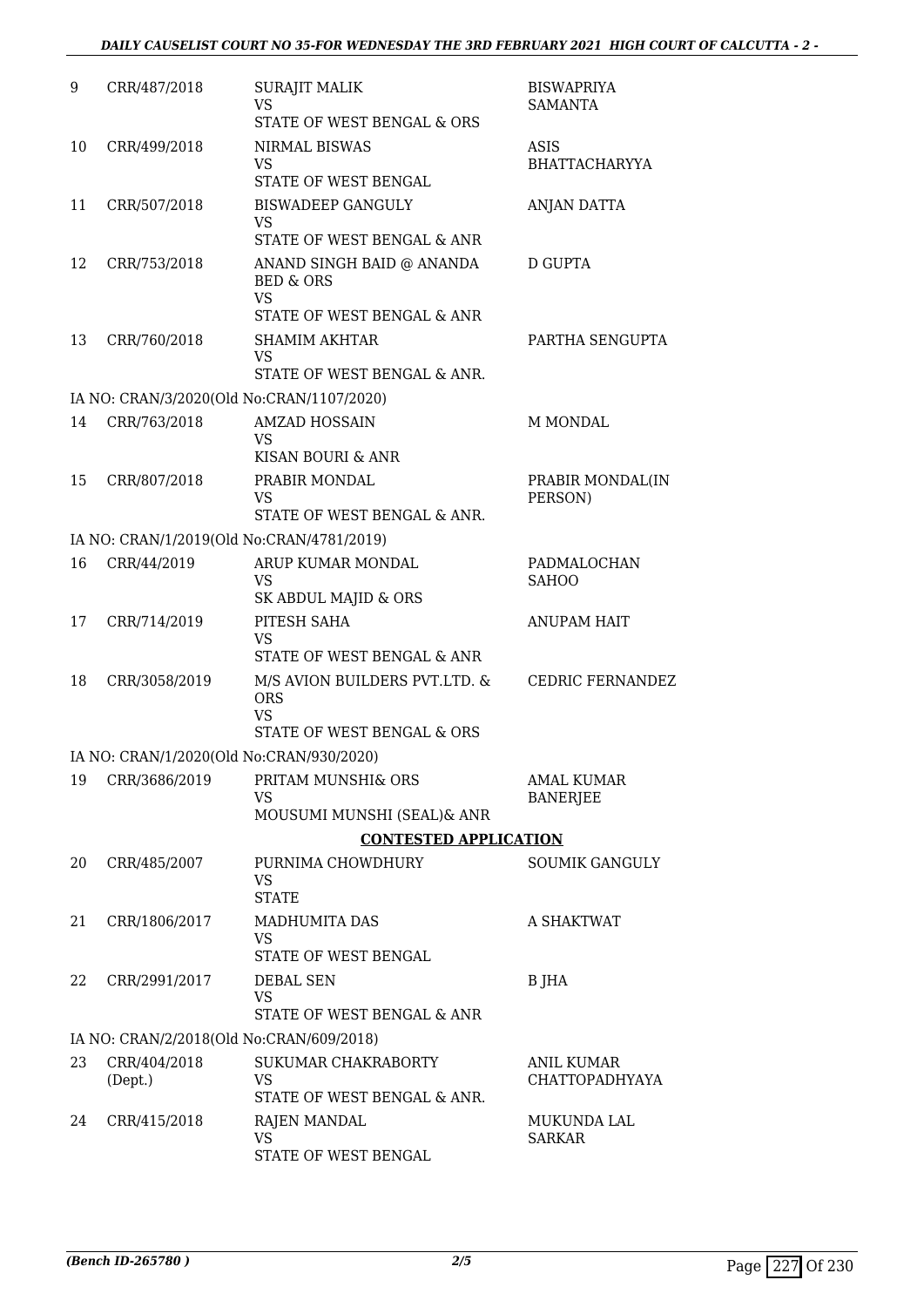| | | | |
|---|---|---|---|
| 9 | CRR/487/2018 | SURAJIT MALIK<br>VS<br>STATE OF WEST BENGAL & ORS | BISWAPRIYA SAMANTA |
| 10 | CRR/499/2018 | NIRMAL BISWAS<br>VS<br>STATE OF WEST BENGAL | ASIS BHATTACHARYYA |
| 11 | CRR/507/2018 | BISWADEEP GANGULY<br>VS<br>STATE OF WEST BENGAL & ANR | ANJAN DATTA |
| 12 | CRR/753/2018 | ANAND SINGH BAID @ ANANDA BED & ORS<br>VS<br>STATE OF WEST BENGAL & ANR | D GUPTA |
| 13 | CRR/760/2018 | SHAMIM AKHTAR<br>VS<br>STATE OF WEST BENGAL & ANR. | PARTHA SENGUPTA |
| | IA NO: CRAN/3/2020(Old No:CRAN/1107/2020) | | |
| 14 | CRR/763/2018 | AMZAD HOSSAIN<br>VS<br>KISAN BOURI & ANR | M MONDAL |
| 15 | CRR/807/2018 | PRABIR MONDAL<br>VS<br>STATE OF WEST BENGAL & ANR. | PRABIR MONDAL(IN PERSON) |
| | IA NO: CRAN/1/2019(Old No:CRAN/4781/2019) | | |
| 16 | CRR/44/2019 | ARUP KUMAR MONDAL<br>VS<br>SK ABDUL MAJID & ORS | PADMALOCHAN SAHOO |
| 17 | CRR/714/2019 | PITESH SAHA<br>VS<br>STATE OF WEST BENGAL & ANR | ANUPAM HAIT |
| 18 | CRR/3058/2019 | M/S AVION BUILDERS PVT.LTD. & ORS<br>VS<br>STATE OF WEST BENGAL & ORS | CEDRIC FERNANDEZ |
| | IA NO: CRAN/1/2020(Old No:CRAN/930/2020) | | |
| 19 | CRR/3686/2019 | PRITAM MUNSHI& ORS<br>VS<br>MOUSUMI MUNSHI (SEAL)& ANR | AMAL KUMAR BANERJEE |
| | | **CONTESTED APPLICATION** | |
| 20 | CRR/485/2007 | PURNIMA CHOWDHURY<br>VS<br>STATE | SOUMIK GANGULY |
| 21 | CRR/1806/2017 | MADHUMITA DAS<br>VS<br>STATE OF WEST BENGAL | A SHAKTWAT |
| 22 | CRR/2991/2017 | DEBAL SEN<br>VS<br>STATE OF WEST BENGAL & ANR | B JHA |
| | IA NO: CRAN/2/2018(Old No:CRAN/609/2018) | | |
| 23 | CRR/404/2018 (Dept.) | SUKUMAR CHAKRABORTY<br>VS<br>STATE OF WEST BENGAL & ANR. | ANIL KUMAR CHATTOPADHYAYA |
| 24 | CRR/415/2018 | RAJEN MANDAL<br>VS<br>STATE OF WEST BENGAL | MUKUNDA LAL SARKAR |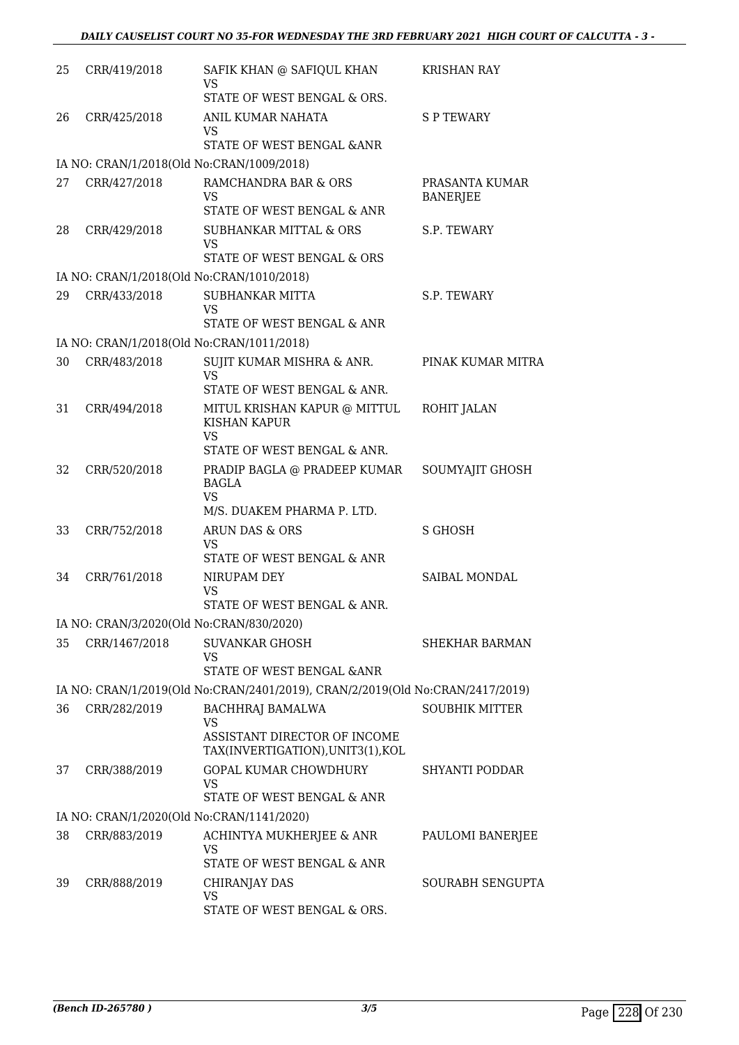| No. | Case No. | Parties | Advocate |
|---|---|---|---|
| 25 | CRR/419/2018 | SAFIK KHAN @ SAFIQUL KHAN<br>VS<br>STATE OF WEST BENGAL & ORS. | KRISHAN RAY |
| 26 | CRR/425/2018 | ANIL KUMAR NAHATA<br>VS<br>STATE OF WEST BENGAL &ANR | S P TEWARY |
| | IA NO: CRAN/1/2018(Old No:CRAN/1009/2018) | | |
| 27 | CRR/427/2018 | RAMCHANDRA BAR & ORS<br>VS<br>STATE OF WEST BENGAL & ANR | PRASANTA KUMAR BANERJEE |
| 28 | CRR/429/2018 | SUBHANKAR MITTAL & ORS<br>VS<br>STATE OF WEST BENGAL & ORS | S.P. TEWARY |
| | IA NO: CRAN/1/2018(Old No:CRAN/1010/2018) | | |
| 29 | CRR/433/2018 | SUBHANKAR MITTA<br>VS<br>STATE OF WEST BENGAL & ANR | S.P. TEWARY |
| | IA NO: CRAN/1/2018(Old No:CRAN/1011/2018) | | |
| 30 | CRR/483/2018 | SUJIT KUMAR MISHRA & ANR.<br>VS<br>STATE OF WEST BENGAL & ANR. | PINAK KUMAR MITRA |
| 31 | CRR/494/2018 | MITUL KRISHAN KAPUR @ MITTUL KISHAN KAPUR<br>VS<br>STATE OF WEST BENGAL & ANR. | ROHIT JALAN |
| 32 | CRR/520/2018 | PRADIP BAGLA @ PRADEEP KUMAR BAGLA<br>VS<br>M/S. DUAKEM PHARMA P. LTD. | SOUMYAJIT GHOSH |
| 33 | CRR/752/2018 | ARUN DAS & ORS<br>VS<br>STATE OF WEST BENGAL & ANR | S GHOSH |
| 34 | CRR/761/2018 | NIRUPAM DEY<br>VS<br>STATE OF WEST BENGAL & ANR. | SAIBAL MONDAL |
| | IA NO: CRAN/3/2020(Old No:CRAN/830/2020) | | |
| 35 | CRR/1467/2018 | SUVANKAR GHOSH<br>VS<br>STATE OF WEST BENGAL &ANR | SHEKHAR BARMAN |
| | IA NO: CRAN/1/2019(Old No:CRAN/2401/2019), CRAN/2/2019(Old No:CRAN/2417/2019) | | |
| 36 | CRR/282/2019 | BACHHRAJ BAMALWA<br>VS<br>ASSISTANT DIRECTOR OF INCOME TAX(INVERTIGATION),UNIT3(1),KOL | SOUBHIK MITTER |
| 37 | CRR/388/2019 | GOPAL KUMAR CHOWDHURY<br>VS<br>STATE OF WEST BENGAL & ANR | SHYANTI PODDAR |
| | IA NO: CRAN/1/2020(Old No:CRAN/1141/2020) | | |
| 38 | CRR/883/2019 | ACHINTYA MUKHERJEE & ANR<br>VS<br>STATE OF WEST BENGAL & ANR | PAULOMI BANERJEE |
| 39 | CRR/888/2019 | CHIRANJAY DAS<br>VS<br>STATE OF WEST BENGAL & ORS. | SOURABH SENGUPTA |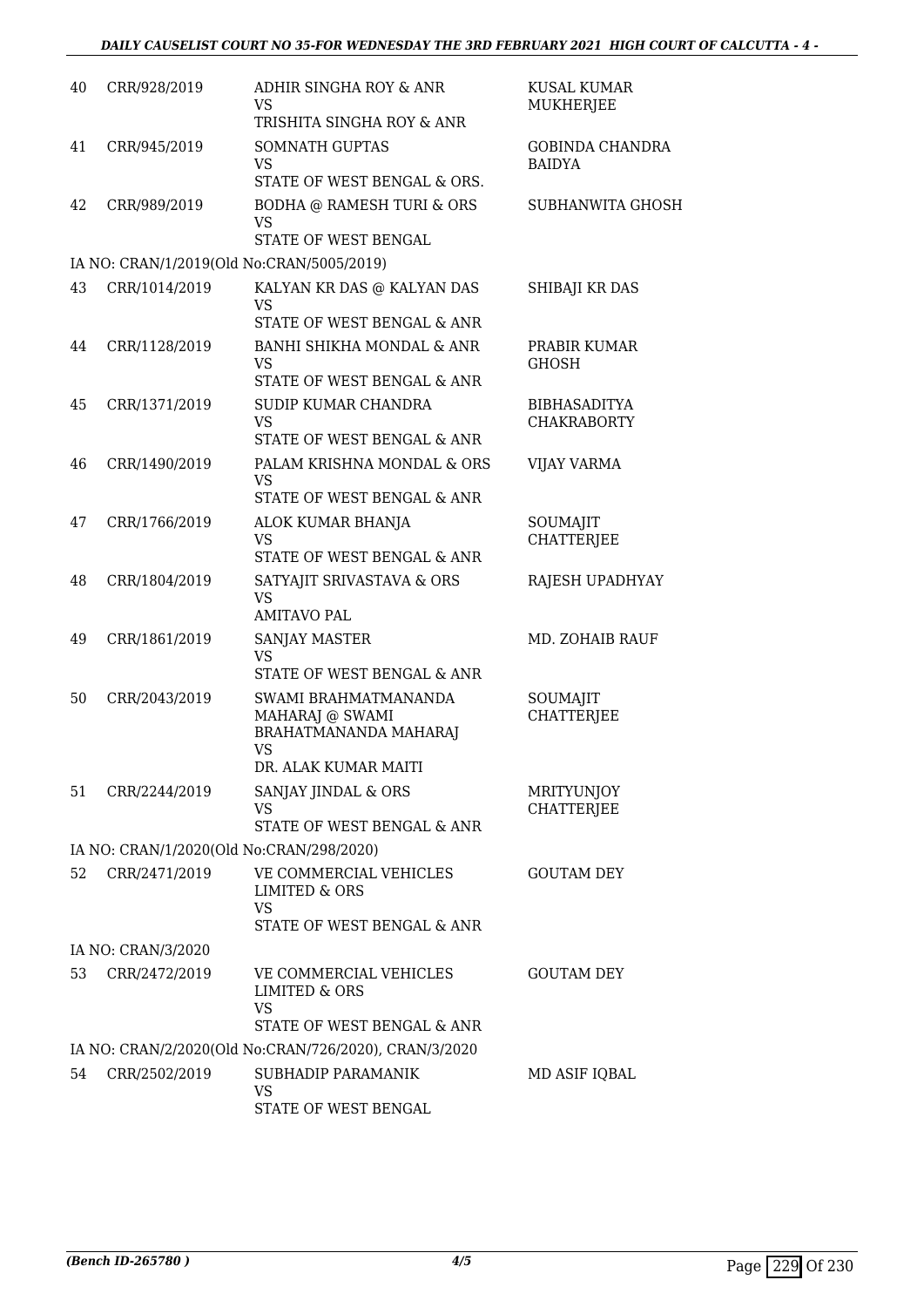| | | | |
|---|---|---|---|
| 40 | CRR/928/2019 | ADHIR SINGHA ROY & ANR<br>VS<br>TRISHITA SINGHA ROY & ANR | KUSAL KUMAR MUKHERJEE |
| 41 | CRR/945/2019 | SOMNATH GUPTAS<br>VS<br>STATE OF WEST BENGAL & ORS. | GOBINDA CHANDRA BAIDYA |
| 42 | CRR/989/2019 | BODHA @ RAMESH TURI & ORS<br>VS<br>STATE OF WEST BENGAL | SUBHANWITA GHOSH |
| | IA NO: CRAN/1/2019(Old No:CRAN/5005/2019) | | |
| 43 | CRR/1014/2019 | KALYAN KR DAS @ KALYAN DAS<br>VS<br>STATE OF WEST BENGAL & ANR | SHIBAJI KR DAS |
| 44 | CRR/1128/2019 | BANHI SHIKHA MONDAL & ANR<br>VS<br>STATE OF WEST BENGAL & ANR | PRABIR KUMAR GHOSH |
| 45 | CRR/1371/2019 | SUDIP KUMAR CHANDRA<br>VS<br>STATE OF WEST BENGAL & ANR | BIBHASADITYA CHAKRABORTY |
| 46 | CRR/1490/2019 | PALAM KRISHNA MONDAL & ORS<br>VS<br>STATE OF WEST BENGAL & ANR | VIJAY VARMA |
| 47 | CRR/1766/2019 | ALOK KUMAR BHANJA<br>VS<br>STATE OF WEST BENGAL & ANR | SOUMAJIT CHATTERJEE |
| 48 | CRR/1804/2019 | SATYAJIT SRIVASTAVA & ORS<br>VS<br>AMITAVO PAL | RAJESH UPADHYAY |
| 49 | CRR/1861/2019 | SANJAY MASTER<br>VS<br>STATE OF WEST BENGAL & ANR | MD. ZOHAIB RAUF |
| 50 | CRR/2043/2019 | SWAMI BRAHMATMANANDA MAHARAJ @ SWAMI BRAHATMANANDA MAHARAJ<br>VS<br>DR. ALAK KUMAR MAITI | SOUMAJIT CHATTERJEE |
| 51 | CRR/2244/2019 | SANJAY JINDAL & ORS<br>VS<br>STATE OF WEST BENGAL & ANR | MRITYUNJOY CHATTERJEE |
| | IA NO: CRAN/1/2020(Old No:CRAN/298/2020) | | |
| 52 | CRR/2471/2019 | VE COMMERCIAL VEHICLES LIMITED & ORS<br>VS<br>STATE OF WEST BENGAL & ANR | GOUTAM DEY |
| | IA NO: CRAN/3/2020 | | |
| 53 | CRR/2472/2019 | VE COMMERCIAL VEHICLES LIMITED & ORS<br>VS<br>STATE OF WEST BENGAL & ANR | GOUTAM DEY |
| | IA NO: CRAN/2/2020(Old No:CRAN/726/2020), CRAN/3/2020 | | |
| 54 | CRR/2502/2019 | SUBHADIP PARAMANIK<br>VS<br>STATE OF WEST BENGAL | MD ASIF IQBAL |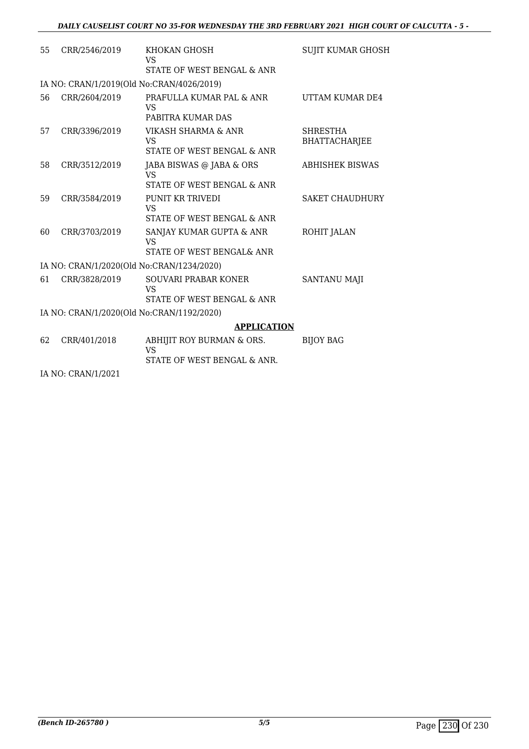| | | | |
|---|---|---|---|
| 55 | CRR/2546/2019 | KHOKAN GHOSH<br>VS<br>STATE OF WEST BENGAL & ANR | SUJIT KUMAR GHOSH |
| IA NO: CRAN/1/2019(Old No:CRAN/4026/2019) | | | |
| 56 | CRR/2604/2019 | PRAFULLA KUMAR PAL & ANR<br>VS<br>PABITRA KUMAR DAS | UTTAM KUMAR DE4 |
| 57 | CRR/3396/2019 | VIKASH SHARMA & ANR<br>VS<br>STATE OF WEST BENGAL & ANR | SHRESTHA BHATTACHARJEE |
| 58 | CRR/3512/2019 | JABA BISWAS @ JABA & ORS<br>VS<br>STATE OF WEST BENGAL & ANR | ABHISHEK BISWAS |
| 59 | CRR/3584/2019 | PUNIT KR TRIVEDI<br>VS<br>STATE OF WEST BENGAL & ANR | SAKET CHAUDHURY |
| 60 | CRR/3703/2019 | SANJAY KUMAR GUPTA & ANR<br>VS<br>STATE OF WEST BENGAL& ANR | ROHIT JALAN |
| IA NO: CRAN/1/2020(Old No:CRAN/1234/2020) | | | |
| 61 | CRR/3828/2019 | SOUVARI PRABAR KONER<br>VS<br>STATE OF WEST BENGAL & ANR | SANTANU MAJI |
| IA NO: CRAN/1/2020(Old No:CRAN/1192/2020) | | | |

**APPLICATION**

| | | | |
|---|---|---|---|
| 62 | CRR/401/2018 | ABHIJIT ROY BURMAN & ORS.<br>VS<br>STATE OF WEST BENGAL & ANR. | BIJOY BAG |
| IA NO: CRAN/1/2021 | | | |